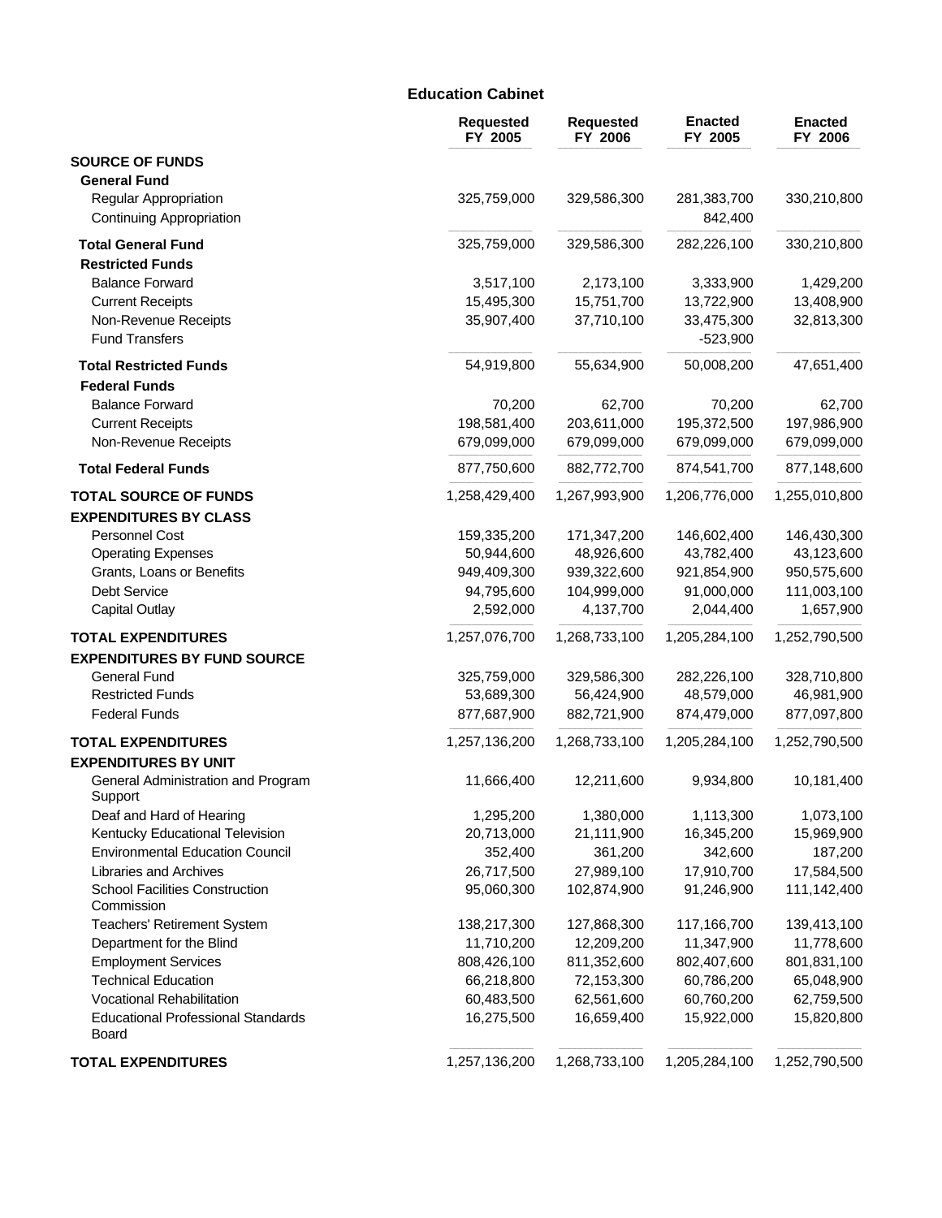## Education Cabinet

| | Requested FY 2005 | Requested FY 2006 | Enacted FY 2005 | Enacted FY 2006 |
|---|---|---|---|---|
| **SOURCE OF FUNDS** | | | | |
| **General Fund** | | | | |
| Regular Appropriation | 325,759,000 | 329,586,300 | 281,383,700 | 330,210,800 |
| Continuing Appropriation | | | 842,400 | |
| **Total General Fund** | 325,759,000 | 329,586,300 | 282,226,100 | 330,210,800 |
| **Restricted Funds** | | | | |
| Balance Forward | 3,517,100 | 2,173,100 | 3,333,900 | 1,429,200 |
| Current Receipts | 15,495,300 | 15,751,700 | 13,722,900 | 13,408,900 |
| Non-Revenue Receipts | 35,907,400 | 37,710,100 | 33,475,300 | 32,813,300 |
| Fund Transfers | | | -523,900 | |
| **Total Restricted Funds** | 54,919,800 | 55,634,900 | 50,008,200 | 47,651,400 |
| **Federal Funds** | | | | |
| Balance Forward | 70,200 | 62,700 | 70,200 | 62,700 |
| Current Receipts | 198,581,400 | 203,611,000 | 195,372,500 | 197,986,900 |
| Non-Revenue Receipts | 679,099,000 | 679,099,000 | 679,099,000 | 679,099,000 |
| **Total Federal Funds** | 877,750,600 | 882,772,700 | 874,541,700 | 877,148,600 |
| **TOTAL SOURCE OF FUNDS** | 1,258,429,400 | 1,267,993,900 | 1,206,776,000 | 1,255,010,800 |
| **EXPENDITURES BY CLASS** | | | | |
| Personnel Cost | 159,335,200 | 171,347,200 | 146,602,400 | 146,430,300 |
| Operating Expenses | 50,944,600 | 48,926,600 | 43,782,400 | 43,123,600 |
| Grants, Loans or Benefits | 949,409,300 | 939,322,600 | 921,854,900 | 950,575,600 |
| Debt Service | 94,795,600 | 104,999,000 | 91,000,000 | 111,003,100 |
| Capital Outlay | 2,592,000 | 4,137,700 | 2,044,400 | 1,657,900 |
| **TOTAL EXPENDITURES** | 1,257,076,700 | 1,268,733,100 | 1,205,284,100 | 1,252,790,500 |
| **EXPENDITURES BY FUND SOURCE** | | | | |
| General Fund | 325,759,000 | 329,586,300 | 282,226,100 | 328,710,800 |
| Restricted Funds | 53,689,300 | 56,424,900 | 48,579,000 | 46,981,900 |
| Federal Funds | 877,687,900 | 882,721,900 | 874,479,000 | 877,097,800 |
| **TOTAL EXPENDITURES** | 1,257,136,200 | 1,268,733,100 | 1,205,284,100 | 1,252,790,500 |
| **EXPENDITURES BY UNIT** | | | | |
| General Administration and Program Support | 11,666,400 | 12,211,600 | 9,934,800 | 10,181,400 |
| Deaf and Hard of Hearing | 1,295,200 | 1,380,000 | 1,113,300 | 1,073,100 |
| Kentucky Educational Television | 20,713,000 | 21,111,900 | 16,345,200 | 15,969,900 |
| Environmental Education Council | 352,400 | 361,200 | 342,600 | 187,200 |
| Libraries and Archives | 26,717,500 | 27,989,100 | 17,910,700 | 17,584,500 |
| School Facilities Construction Commission | 95,060,300 | 102,874,900 | 91,246,900 | 111,142,400 |
| Teachers' Retirement System | 138,217,300 | 127,868,300 | 117,166,700 | 139,413,100 |
| Department for the Blind | 11,710,200 | 12,209,200 | 11,347,900 | 11,778,600 |
| Employment Services | 808,426,100 | 811,352,600 | 802,407,600 | 801,831,100 |
| Technical Education | 66,218,800 | 72,153,300 | 60,786,200 | 65,048,900 |
| Vocational Rehabilitation | 60,483,500 | 62,561,600 | 60,760,200 | 62,759,500 |
| Educational Professional Standards Board | 16,275,500 | 16,659,400 | 15,922,000 | 15,820,800 |
| **TOTAL EXPENDITURES** | 1,257,136,200 | 1,268,733,100 | 1,205,284,100 | 1,252,790,500 |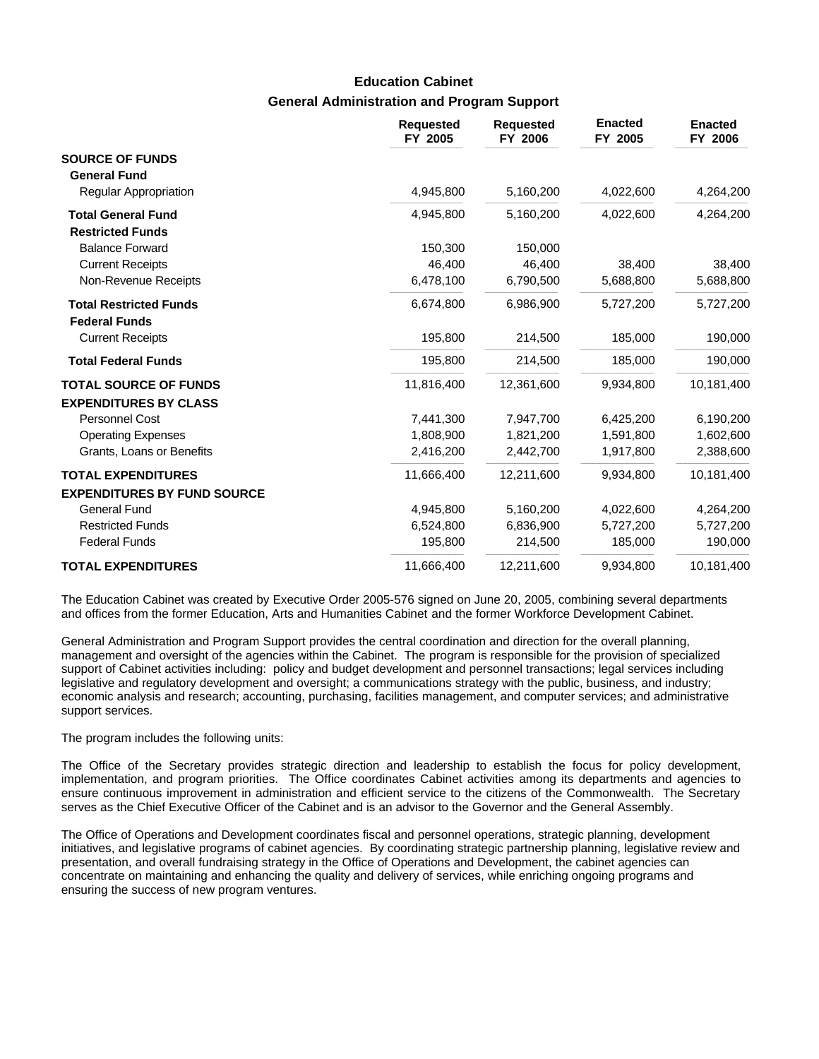# Education Cabinet

## General Administration and Program Support

| | Requested FY 2005 | Requested FY 2006 | Enacted FY 2005 | Enacted FY 2006 |
|---|---|---|---|---|
| **SOURCE OF FUNDS** | | | | |
| **General Fund** | | | | |
| Regular Appropriation | 4,945,800 | 5,160,200 | 4,022,600 | 4,264,200 |
| **Total General Fund** | 4,945,800 | 5,160,200 | 4,022,600 | 4,264,200 |
| **Restricted Funds** | | | | |
| Balance Forward | 150,300 | 150,000 | | |
| Current Receipts | 46,400 | 46,400 | 38,400 | 38,400 |
| Non-Revenue Receipts | 6,478,100 | 6,790,500 | 5,688,800 | 5,688,800 |
| **Total Restricted Funds** | 6,674,800 | 6,986,900 | 5,727,200 | 5,727,200 |
| **Federal Funds** | | | | |
| Current Receipts | 195,800 | 214,500 | 185,000 | 190,000 |
| **Total Federal Funds** | 195,800 | 214,500 | 185,000 | 190,000 |
| **TOTAL SOURCE OF FUNDS** | 11,816,400 | 12,361,600 | 9,934,800 | 10,181,400 |
| **EXPENDITURES BY CLASS** | | | | |
| Personnel Cost | 7,441,300 | 7,947,700 | 6,425,200 | 6,190,200 |
| Operating Expenses | 1,808,900 | 1,821,200 | 1,591,800 | 1,602,600 |
| Grants, Loans or Benefits | 2,416,200 | 2,442,700 | 1,917,800 | 2,388,600 |
| **TOTAL EXPENDITURES** | 11,666,400 | 12,211,600 | 9,934,800 | 10,181,400 |
| **EXPENDITURES BY FUND SOURCE** | | | | |
| General Fund | 4,945,800 | 5,160,200 | 4,022,600 | 4,264,200 |
| Restricted Funds | 6,524,800 | 6,836,900 | 5,727,200 | 5,727,200 |
| Federal Funds | 195,800 | 214,500 | 185,000 | 190,000 |
| **TOTAL EXPENDITURES** | 11,666,400 | 12,211,600 | 9,934,800 | 10,181,400 |

The Education Cabinet was created by Executive Order 2005-576 signed on June 20, 2005, combining several departments and offices from the former Education, Arts and Humanities Cabinet and the former Workforce Development Cabinet.

General Administration and Program Support provides the central coordination and direction for the overall planning, management and oversight of the agencies within the Cabinet. The program is responsible for the provision of specialized support of Cabinet activities including: policy and budget development and personnel transactions; legal services including legislative and regulatory development and oversight; a communications strategy with the public, business, and industry; economic analysis and research; accounting, purchasing, facilities management, and computer services; and administrative support services.

The program includes the following units:

The Office of the Secretary provides strategic direction and leadership to establish the focus for policy development, implementation, and program priorities. The Office coordinates Cabinet activities among its departments and agencies to ensure continuous improvement in administration and efficient service to the citizens of the Commonwealth. The Secretary serves as the Chief Executive Officer of the Cabinet and is an advisor to the Governor and the General Assembly.

The Office of Operations and Development coordinates fiscal and personnel operations, strategic planning, development initiatives, and legislative programs of cabinet agencies. By coordinating strategic partnership planning, legislative review and presentation, and overall fundraising strategy in the Office of Operations and Development, the cabinet agencies can concentrate on maintaining and enhancing the quality and delivery of services, while enriching ongoing programs and ensuring the success of new program ventures.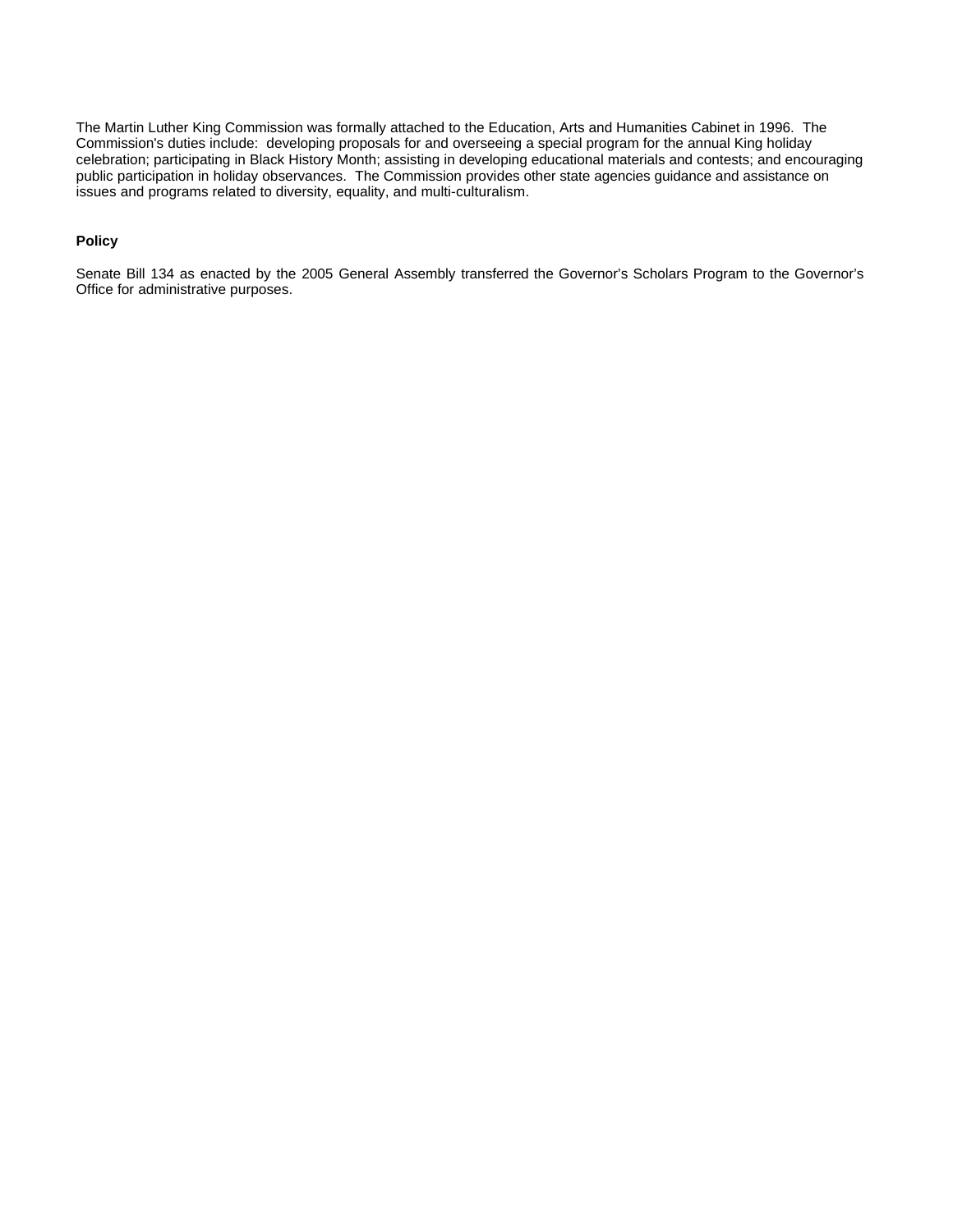The Martin Luther King Commission was formally attached to the Education, Arts and Humanities Cabinet in 1996. The Commission's duties include: developing proposals for and overseeing a special program for the annual King holiday celebration; participating in Black History Month; assisting in developing educational materials and contests; and encouraging public participation in holiday observances. The Commission provides other state agencies guidance and assistance on issues and programs related to diversity, equality, and multi-culturalism.

**Policy**

Senate Bill 134 as enacted by the 2005 General Assembly transferred the Governor's Scholars Program to the Governor's Office for administrative purposes.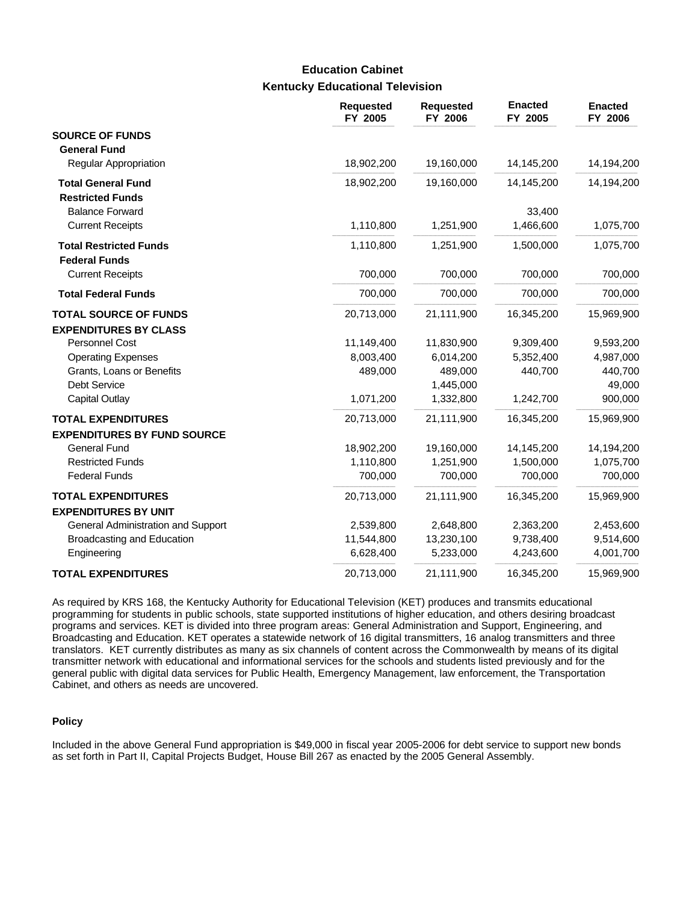## Education Cabinet

### Kentucky Educational Television

| | Requested FY 2005 | Requested FY 2006 | Enacted FY 2005 | Enacted FY 2006 |
|---|---|---|---|---|
| **SOURCE OF FUNDS** | | | | |
| **General Fund** | | | | |
| Regular Appropriation | 18,902,200 | 19,160,000 | 14,145,200 | 14,194,200 |
| **Total General Fund** | 18,902,200 | 19,160,000 | 14,145,200 | 14,194,200 |
| **Restricted Funds** | | | | |
| Balance Forward | | | 33,400 | |
| Current Receipts | 1,110,800 | 1,251,900 | 1,466,600 | 1,075,700 |
| **Total Restricted Funds** | 1,110,800 | 1,251,900 | 1,500,000 | 1,075,700 |
| **Federal Funds** | | | | |
| Current Receipts | 700,000 | 700,000 | 700,000 | 700,000 |
| **Total Federal Funds** | 700,000 | 700,000 | 700,000 | 700,000 |
| **TOTAL SOURCE OF FUNDS** | 20,713,000 | 21,111,900 | 16,345,200 | 15,969,900 |
| **EXPENDITURES BY CLASS** | | | | |
| Personnel Cost | 11,149,400 | 11,830,900 | 9,309,400 | 9,593,200 |
| Operating Expenses | 8,003,400 | 6,014,200 | 5,352,400 | 4,987,000 |
| Grants, Loans or Benefits | 489,000 | 489,000 | 440,700 | 440,700 |
| Debt Service | | 1,445,000 | | 49,000 |
| Capital Outlay | 1,071,200 | 1,332,800 | 1,242,700 | 900,000 |
| **TOTAL EXPENDITURES** | 20,713,000 | 21,111,900 | 16,345,200 | 15,969,900 |
| **EXPENDITURES BY FUND SOURCE** | | | | |
| General Fund | 18,902,200 | 19,160,000 | 14,145,200 | 14,194,200 |
| Restricted Funds | 1,110,800 | 1,251,900 | 1,500,000 | 1,075,700 |
| Federal Funds | 700,000 | 700,000 | 700,000 | 700,000 |
| **TOTAL EXPENDITURES** | 20,713,000 | 21,111,900 | 16,345,200 | 15,969,900 |
| **EXPENDITURES BY UNIT** | | | | |
| General Administration and Support | 2,539,800 | 2,648,800 | 2,363,200 | 2,453,600 |
| Broadcasting and Education | 11,544,800 | 13,230,100 | 9,738,400 | 9,514,600 |
| Engineering | 6,628,400 | 5,233,000 | 4,243,600 | 4,001,700 |
| **TOTAL EXPENDITURES** | 20,713,000 | 21,111,900 | 16,345,200 | 15,969,900 |

As required by KRS 168, the Kentucky Authority for Educational Television (KET) produces and transmits educational programming for students in public schools, state supported institutions of higher education, and others desiring broadcast programs and services. KET is divided into three program areas: General Administration and Support, Engineering, and Broadcasting and Education. KET operates a statewide network of 16 digital transmitters, 16 analog transmitters and three translators. KET currently distributes as many as six channels of content across the Commonwealth by means of its digital transmitter network with educational and informational services for the schools and students listed previously and for the general public with digital data services for Public Health, Emergency Management, law enforcement, the Transportation Cabinet, and others as needs are uncovered.

#### Policy

Included in the above General Fund appropriation is $49,000 in fiscal year 2005-2006 for debt service to support new bonds as set forth in Part II, Capital Projects Budget, House Bill 267 as enacted by the 2005 General Assembly.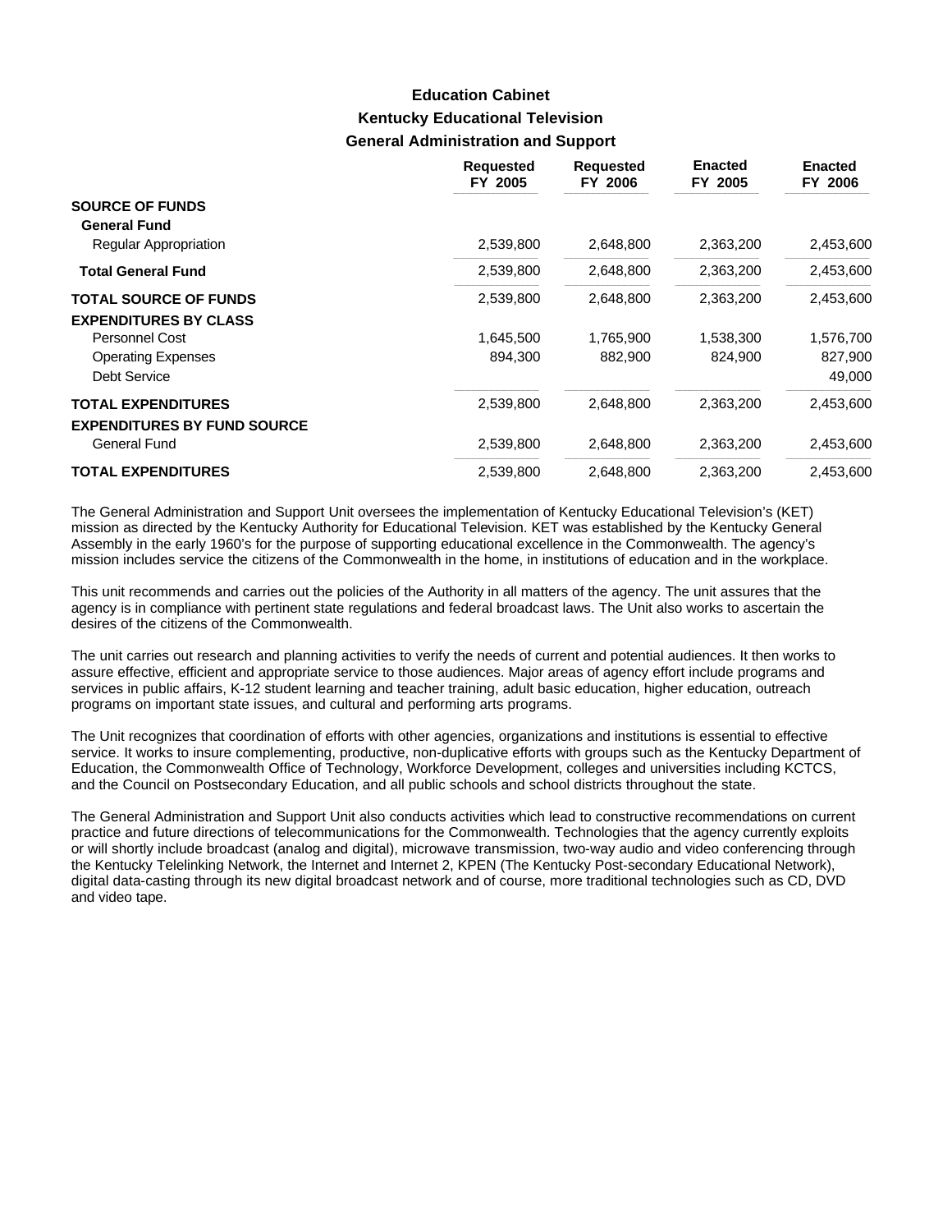# Education Cabinet
## Kentucky Educational Television
### General Administration and Support

| | Requested FY 2005 | Requested FY 2006 | Enacted FY 2005 | Enacted FY 2006 |
|---|---|---|---|---|
| **SOURCE OF FUNDS** | | | | |
| **General Fund** | | | | |
| Regular Appropriation | 2,539,800 | 2,648,800 | 2,363,200 | 2,453,600 |
| **Total General Fund** | 2,539,800 | 2,648,800 | 2,363,200 | 2,453,600 |
| **TOTAL SOURCE OF FUNDS** | 2,539,800 | 2,648,800 | 2,363,200 | 2,453,600 |
| **EXPENDITURES BY CLASS** | | | | |
| Personnel Cost | 1,645,500 | 1,765,900 | 1,538,300 | 1,576,700 |
| Operating Expenses | 894,300 | 882,900 | 824,900 | 827,900 |
| Debt Service | | | | 49,000 |
| **TOTAL EXPENDITURES** | 2,539,800 | 2,648,800 | 2,363,200 | 2,453,600 |
| **EXPENDITURES BY FUND SOURCE** | | | | |
| General Fund | 2,539,800 | 2,648,800 | 2,363,200 | 2,453,600 |
| **TOTAL EXPENDITURES** | 2,539,800 | 2,648,800 | 2,363,200 | 2,453,600 |

The General Administration and Support Unit oversees the implementation of Kentucky Educational Television's (KET) mission as directed by the Kentucky Authority for Educational Television. KET was established by the Kentucky General Assembly in the early 1960's for the purpose of supporting educational excellence in the Commonwealth. The agency's mission includes service the citizens of the Commonwealth in the home, in institutions of education and in the workplace.

This unit recommends and carries out the policies of the Authority in all matters of the agency. The unit assures that the agency is in compliance with pertinent state regulations and federal broadcast laws. The Unit also works to ascertain the desires of the citizens of the Commonwealth.

The unit carries out research and planning activities to verify the needs of current and potential audiences. It then works to assure effective, efficient and appropriate service to those audiences. Major areas of agency effort include programs and services in public affairs, K-12 student learning and teacher training, adult basic education, higher education, outreach programs on important state issues, and cultural and performing arts programs.

The Unit recognizes that coordination of efforts with other agencies, organizations and institutions is essential to effective service. It works to insure complementing, productive, non-duplicative efforts with groups such as the Kentucky Department of Education, the Commonwealth Office of Technology, Workforce Development, colleges and universities including KCTCS, and the Council on Postsecondary Education, and all public schools and school districts throughout the state.

The General Administration and Support Unit also conducts activities which lead to constructive recommendations on current practice and future directions of telecommunications for the Commonwealth. Technologies that the agency currently exploits or will shortly include broadcast (analog and digital), microwave transmission, two-way audio and video conferencing through the Kentucky Telelinking Network, the Internet and Internet 2, KPEN (The Kentucky Post-secondary Educational Network), digital data-casting through its new digital broadcast network and of course, more traditional technologies such as CD, DVD and video tape.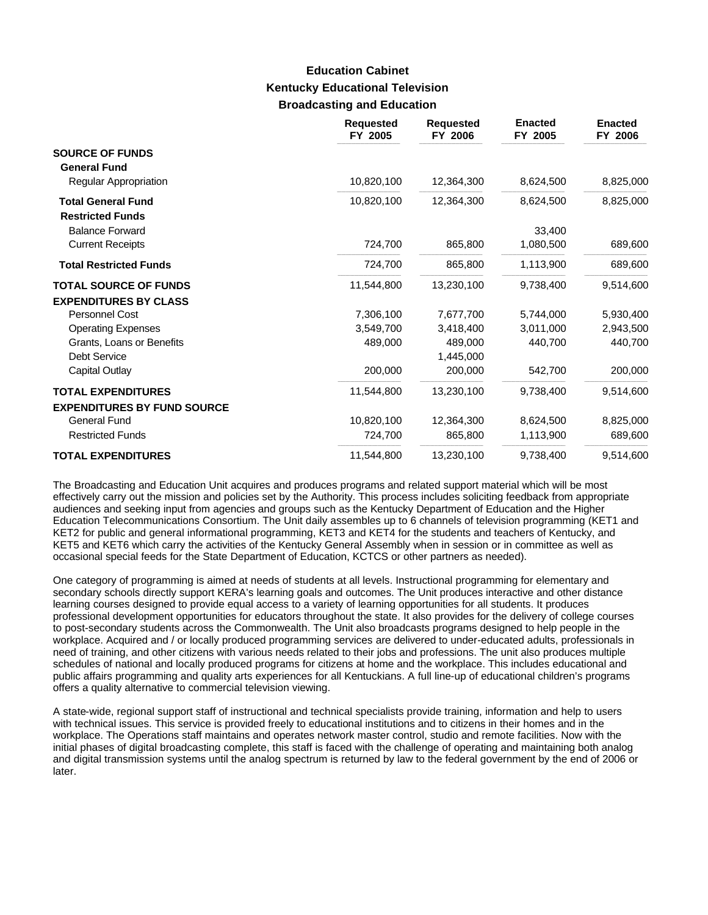### Education Cabinet
### Kentucky Educational Television
### Broadcasting and Education

| | Requested FY 2005 | Requested FY 2006 | Enacted FY 2005 | Enacted FY 2006 |
|---|---|---|---|---|
| **SOURCE OF FUNDS** | | | | |
| **General Fund** | | | | |
| Regular Appropriation | 10,820,100 | 12,364,300 | 8,624,500 | 8,825,000 |
| **Total General Fund** | 10,820,100 | 12,364,300 | 8,624,500 | 8,825,000 |
| **Restricted Funds** | | | | |
| Balance Forward | | | 33,400 | |
| Current Receipts | 724,700 | 865,800 | 1,080,500 | 689,600 |
| **Total Restricted Funds** | 724,700 | 865,800 | 1,113,900 | 689,600 |
| **TOTAL SOURCE OF FUNDS** | 11,544,800 | 13,230,100 | 9,738,400 | 9,514,600 |
| **EXPENDITURES BY CLASS** | | | | |
| Personnel Cost | 7,306,100 | 7,677,700 | 5,744,000 | 5,930,400 |
| Operating Expenses | 3,549,700 | 3,418,400 | 3,011,000 | 2,943,500 |
| Grants, Loans or Benefits | 489,000 | 489,000 | 440,700 | 440,700 |
| Debt Service | | 1,445,000 | | |
| Capital Outlay | 200,000 | 200,000 | 542,700 | 200,000 |
| **TOTAL EXPENDITURES** | 11,544,800 | 13,230,100 | 9,738,400 | 9,514,600 |
| **EXPENDITURES BY FUND SOURCE** | | | | |
| General Fund | 10,820,100 | 12,364,300 | 8,624,500 | 8,825,000 |
| Restricted Funds | 724,700 | 865,800 | 1,113,900 | 689,600 |
| **TOTAL EXPENDITURES** | 11,544,800 | 13,230,100 | 9,738,400 | 9,514,600 |

The Broadcasting and Education Unit acquires and produces programs and related support material which will be most effectively carry out the mission and policies set by the Authority. This process includes soliciting feedback from appropriate audiences and seeking input from agencies and groups such as the Kentucky Department of Education and the Higher Education Telecommunications Consortium. The Unit daily assembles up to 6 channels of television programming (KET1 and KET2 for public and general informational programming, KET3 and KET4 for the students and teachers of Kentucky, and KET5 and KET6 which carry the activities of the Kentucky General Assembly when in session or in committee as well as occasional special feeds for the State Department of Education, KCTCS or other partners as needed).

One category of programming is aimed at needs of students at all levels. Instructional programming for elementary and secondary schools directly support KERA's learning goals and outcomes. The Unit produces interactive and other distance learning courses designed to provide equal access to a variety of learning opportunities for all students. It produces professional development opportunities for educators throughout the state. It also provides for the delivery of college courses to post-secondary students across the Commonwealth. The Unit also broadcasts programs designed to help people in the workplace. Acquired and / or locally produced programming services are delivered to under-educated adults, professionals in need of training, and other citizens with various needs related to their jobs and professions. The unit also produces multiple schedules of national and locally produced programs for citizens at home and the workplace. This includes educational and public affairs programming and quality arts experiences for all Kentuckians. A full line-up of educational children's programs offers a quality alternative to commercial television viewing.

A state-wide, regional support staff of instructional and technical specialists provide training, information and help to users with technical issues. This service is provided freely to educational institutions and to citizens in their homes and in the workplace. The Operations staff maintains and operates network master control, studio and remote facilities. Now with the initial phases of digital broadcasting complete, this staff is faced with the challenge of operating and maintaining both analog and digital transmission systems until the analog spectrum is returned by law to the federal government by the end of 2006 or later.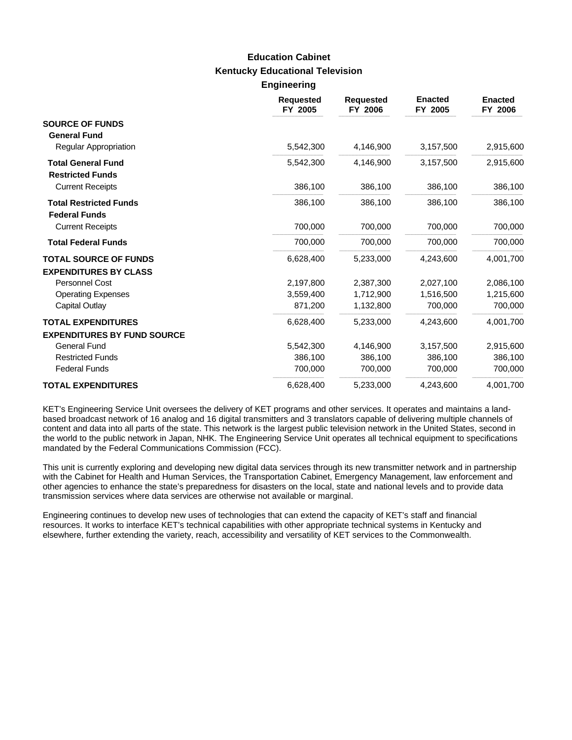# Education Cabinet

## Kentucky Educational Television

### Engineering

| | Requested FY 2005 | Requested FY 2006 | Enacted FY 2005 | Enacted FY 2006 |
|---|---|---|---|---|
| **SOURCE OF FUNDS** | | | | |
| **General Fund** | | | | |
| Regular Appropriation | 5,542,300 | 4,146,900 | 3,157,500 | 2,915,600 |
| **Total General Fund** | 5,542,300 | 4,146,900 | 3,157,500 | 2,915,600 |
| **Restricted Funds** | | | | |
| Current Receipts | 386,100 | 386,100 | 386,100 | 386,100 |
| **Total Restricted Funds** | 386,100 | 386,100 | 386,100 | 386,100 |
| **Federal Funds** | | | | |
| Current Receipts | 700,000 | 700,000 | 700,000 | 700,000 |
| **Total Federal Funds** | 700,000 | 700,000 | 700,000 | 700,000 |
| **TOTAL SOURCE OF FUNDS** | 6,628,400 | 5,233,000 | 4,243,600 | 4,001,700 |
| **EXPENDITURES BY CLASS** | | | | |
| Personnel Cost | 2,197,800 | 2,387,300 | 2,027,100 | 2,086,100 |
| Operating Expenses | 3,559,400 | 1,712,900 | 1,516,500 | 1,215,600 |
| Capital Outlay | 871,200 | 1,132,800 | 700,000 | 700,000 |
| **TOTAL EXPENDITURES** | 6,628,400 | 5,233,000 | 4,243,600 | 4,001,700 |
| **EXPENDITURES BY FUND SOURCE** | | | | |
| General Fund | 5,542,300 | 4,146,900 | 3,157,500 | 2,915,600 |
| Restricted Funds | 386,100 | 386,100 | 386,100 | 386,100 |
| Federal Funds | 700,000 | 700,000 | 700,000 | 700,000 |
| **TOTAL EXPENDITURES** | 6,628,400 | 5,233,000 | 4,243,600 | 4,001,700 |

KET's Engineering Service Unit oversees the delivery of KET programs and other services. It operates and maintains a land-based broadcast network of 16 analog and 16 digital transmitters and 3 translators capable of delivering multiple channels of content and data into all parts of the state. This network is the largest public television network in the United States, second in the world to the public network in Japan, NHK. The Engineering Service Unit operates all technical equipment to specifications mandated by the Federal Communications Commission (FCC).

This unit is currently exploring and developing new digital data services through its new transmitter network and in partnership with the Cabinet for Health and Human Services, the Transportation Cabinet, Emergency Management, law enforcement and other agencies to enhance the state's preparedness for disasters on the local, state and national levels and to provide data transmission services where data services are otherwise not available or marginal.

Engineering continues to develop new uses of technologies that can extend the capacity of KET's staff and financial resources. It works to interface KET's technical capabilities with other appropriate technical systems in Kentucky and elsewhere, further extending the variety, reach, accessibility and versatility of KET services to the Commonwealth.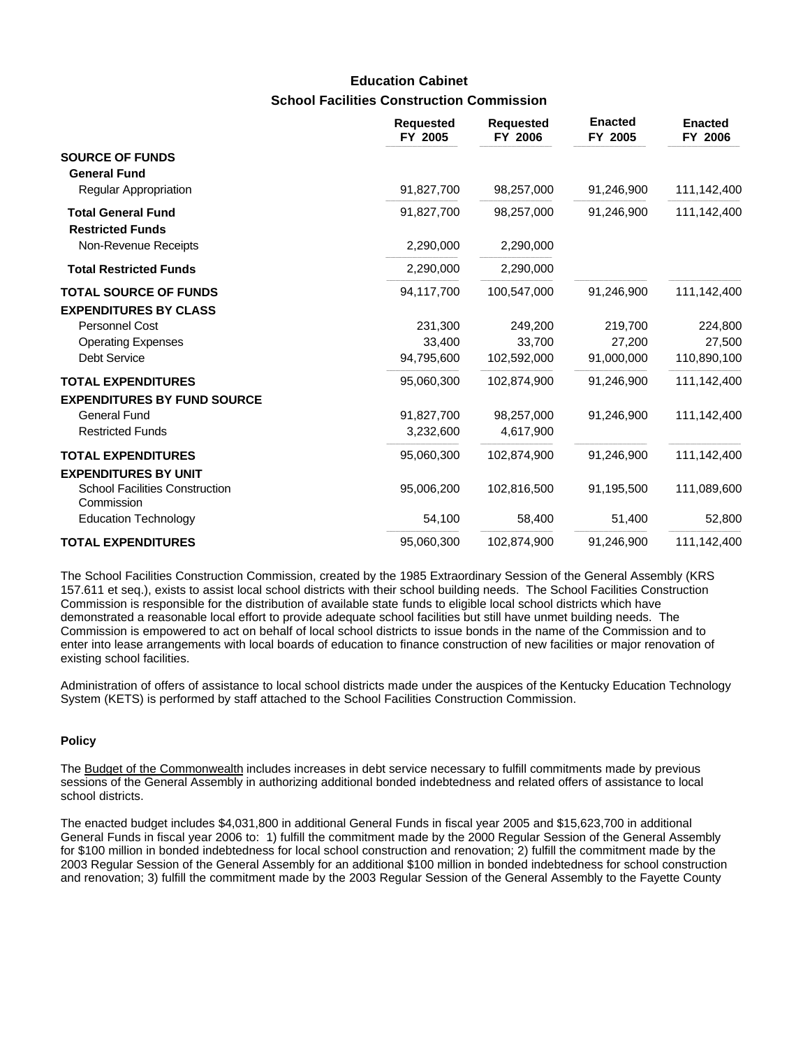## Education Cabinet
### School Facilities Construction Commission

| | Requested FY 2005 | Requested FY 2006 | Enacted FY 2005 | Enacted FY 2006 |
|---|---|---|---|---|
| **SOURCE OF FUNDS** | | | | |
| **General Fund** | | | | |
| Regular Appropriation | 91,827,700 | 98,257,000 | 91,246,900 | 111,142,400 |
| **Total General Fund** | 91,827,700 | 98,257,000 | 91,246,900 | 111,142,400 |
| **Restricted Funds** | | | | |
| Non-Revenue Receipts | 2,290,000 | 2,290,000 | | |
| **Total Restricted Funds** | 2,290,000 | 2,290,000 | | |
| **TOTAL SOURCE OF FUNDS** | 94,117,700 | 100,547,000 | 91,246,900 | 111,142,400 |
| **EXPENDITURES BY CLASS** | | | | |
| Personnel Cost | 231,300 | 249,200 | 219,700 | 224,800 |
| Operating Expenses | 33,400 | 33,700 | 27,200 | 27,500 |
| Debt Service | 94,795,600 | 102,592,000 | 91,000,000 | 110,890,100 |
| **TOTAL EXPENDITURES** | 95,060,300 | 102,874,900 | 91,246,900 | 111,142,400 |
| **EXPENDITURES BY FUND SOURCE** | | | | |
| General Fund | 91,827,700 | 98,257,000 | 91,246,900 | 111,142,400 |
| Restricted Funds | 3,232,600 | 4,617,900 | | |
| **TOTAL EXPENDITURES** | 95,060,300 | 102,874,900 | 91,246,900 | 111,142,400 |
| **EXPENDITURES BY UNIT** | | | | |
| School Facilities Construction Commission | 95,006,200 | 102,816,500 | 91,195,500 | 111,089,600 |
| Education Technology | 54,100 | 58,400 | 51,400 | 52,800 |
| **TOTAL EXPENDITURES** | 95,060,300 | 102,874,900 | 91,246,900 | 111,142,400 |

The School Facilities Construction Commission, created by the 1985 Extraordinary Session of the General Assembly (KRS 157.611 et seq.), exists to assist local school districts with their school building needs. The School Facilities Construction Commission is responsible for the distribution of available state funds to eligible local school districts which have demonstrated a reasonable local effort to provide adequate school facilities but still have unmet building needs. The Commission is empowered to act on behalf of local school districts to issue bonds in the name of the Commission and to enter into lease arrangements with local boards of education to finance construction of new facilities or major renovation of existing school facilities.

Administration of offers of assistance to local school districts made under the auspices of the Kentucky Education Technology System (KETS) is performed by staff attached to the School Facilities Construction Commission.

#### Policy

The Budget of the Commonwealth includes increases in debt service necessary to fulfill commitments made by previous sessions of the General Assembly in authorizing additional bonded indebtedness and related offers of assistance to local school districts.

The enacted budget includes $4,031,800 in additional General Funds in fiscal year 2005 and $15,623,700 in additional General Funds in fiscal year 2006 to: 1) fulfill the commitment made by the 2000 Regular Session of the General Assembly for $100 million in bonded indebtedness for local school construction and renovation; 2) fulfill the commitment made by the 2003 Regular Session of the General Assembly for an additional $100 million in bonded indebtedness for school construction and renovation; 3) fulfill the commitment made by the 2003 Regular Session of the General Assembly to the Fayette County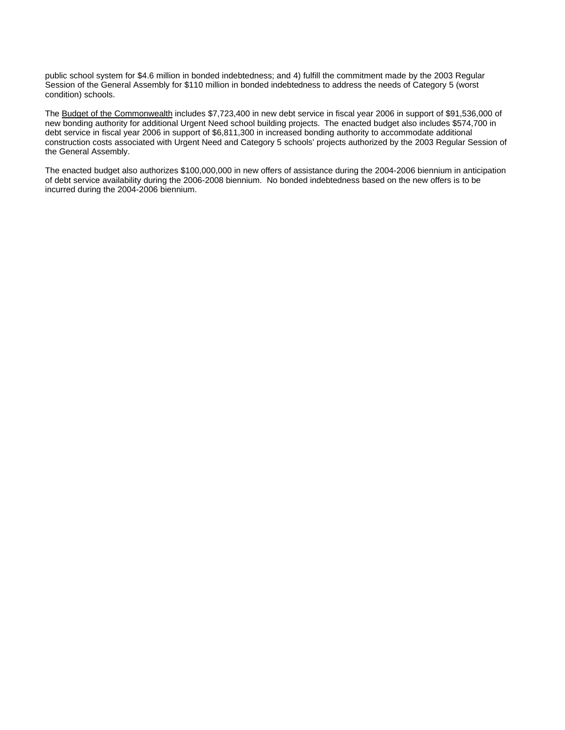public school system for $4.6 million in bonded indebtedness; and 4) fulfill the commitment made by the 2003 Regular Session of the General Assembly for $110 million in bonded indebtedness to address the needs of Category 5 (worst condition) schools.

The Budget of the Commonwealth includes $7,723,400 in new debt service in fiscal year 2006 in support of $91,536,000 of new bonding authority for additional Urgent Need school building projects. The enacted budget also includes $574,700 in debt service in fiscal year 2006 in support of $6,811,300 in increased bonding authority to accommodate additional construction costs associated with Urgent Need and Category 5 schools' projects authorized by the 2003 Regular Session of the General Assembly.

The enacted budget also authorizes $100,000,000 in new offers of assistance during the 2004-2006 biennium in anticipation of debt service availability during the 2006-2008 biennium. No bonded indebtedness based on the new offers is to be incurred during the 2004-2006 biennium.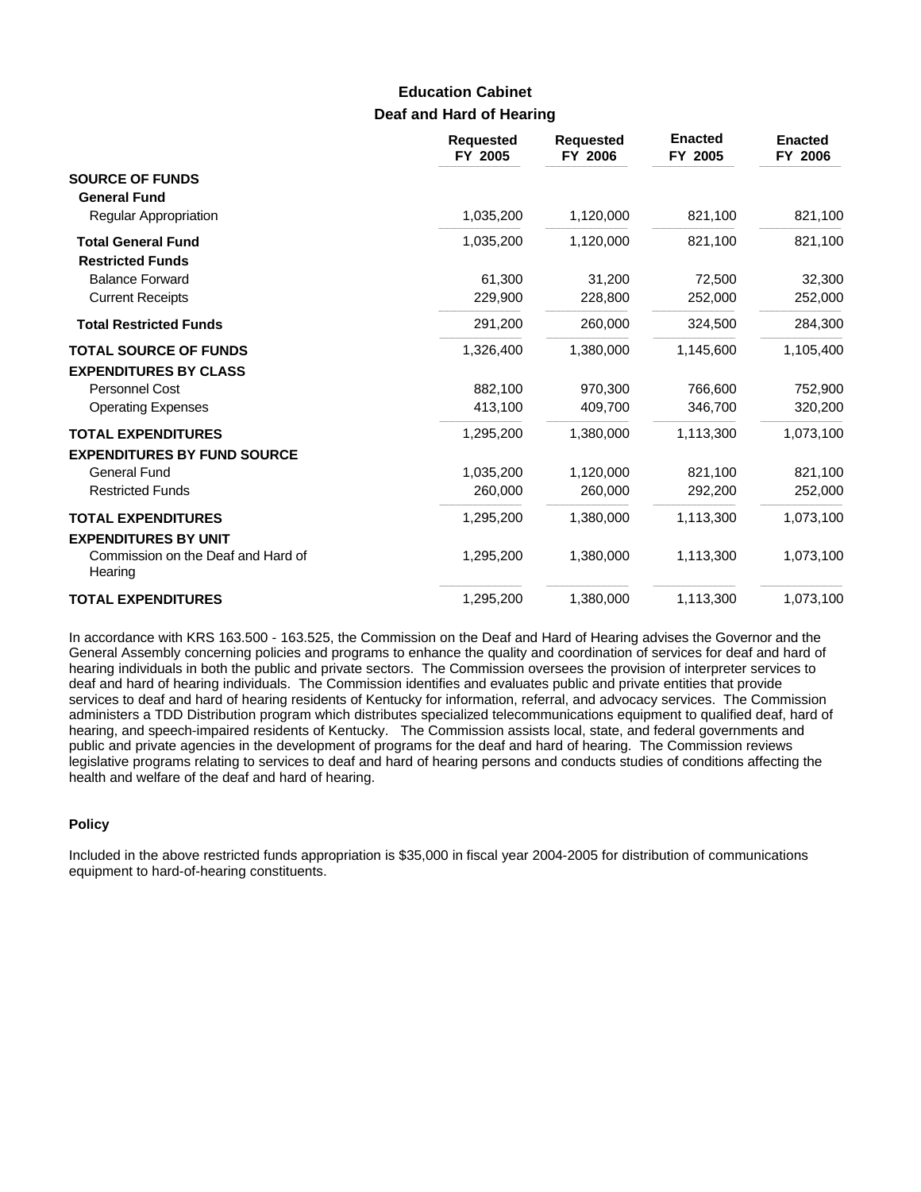## Education Cabinet
### Deaf and Hard of Hearing

| | Requested FY 2005 | Requested FY 2006 | Enacted FY 2005 | Enacted FY 2006 |
|---|---|---|---|---|
| **SOURCE OF FUNDS** | | | | |
| **General Fund** | | | | |
| Regular Appropriation | 1,035,200 | 1,120,000 | 821,100 | 821,100 |
| **Total General Fund** | 1,035,200 | 1,120,000 | 821,100 | 821,100 |
| **Restricted Funds** | | | | |
| Balance Forward | 61,300 | 31,200 | 72,500 | 32,300 |
| Current Receipts | 229,900 | 228,800 | 252,000 | 252,000 |
| **Total Restricted Funds** | 291,200 | 260,000 | 324,500 | 284,300 |
| **TOTAL SOURCE OF FUNDS** | 1,326,400 | 1,380,000 | 1,145,600 | 1,105,400 |
| **EXPENDITURES BY CLASS** | | | | |
| Personnel Cost | 882,100 | 970,300 | 766,600 | 752,900 |
| Operating Expenses | 413,100 | 409,700 | 346,700 | 320,200 |
| **TOTAL EXPENDITURES** | 1,295,200 | 1,380,000 | 1,113,300 | 1,073,100 |
| **EXPENDITURES BY FUND SOURCE** | | | | |
| General Fund | 1,035,200 | 1,120,000 | 821,100 | 821,100 |
| Restricted Funds | 260,000 | 260,000 | 292,200 | 252,000 |
| **TOTAL EXPENDITURES** | 1,295,200 | 1,380,000 | 1,113,300 | 1,073,100 |
| **EXPENDITURES BY UNIT** | | | | |
| Commission on the Deaf and Hard of Hearing | 1,295,200 | 1,380,000 | 1,113,300 | 1,073,100 |
| **TOTAL EXPENDITURES** | 1,295,200 | 1,380,000 | 1,113,300 | 1,073,100 |

In accordance with KRS 163.500 - 163.525, the Commission on the Deaf and Hard of Hearing advises the Governor and the General Assembly concerning policies and programs to enhance the quality and coordination of services for deaf and hard of hearing individuals in both the public and private sectors. The Commission oversees the provision of interpreter services to deaf and hard of hearing individuals. The Commission identifies and evaluates public and private entities that provide services to deaf and hard of hearing residents of Kentucky for information, referral, and advocacy services. The Commission administers a TDD Distribution program which distributes specialized telecommunications equipment to qualified deaf, hard of hearing, and speech-impaired residents of Kentucky. The Commission assists local, state, and federal governments and public and private agencies in the development of programs for the deaf and hard of hearing. The Commission reviews legislative programs relating to services to deaf and hard of hearing persons and conducts studies of conditions affecting the health and welfare of the deaf and hard of hearing.

**Policy**

Included in the above restricted funds appropriation is $35,000 in fiscal year 2004-2005 for distribution of communications equipment to hard-of-hearing constituents.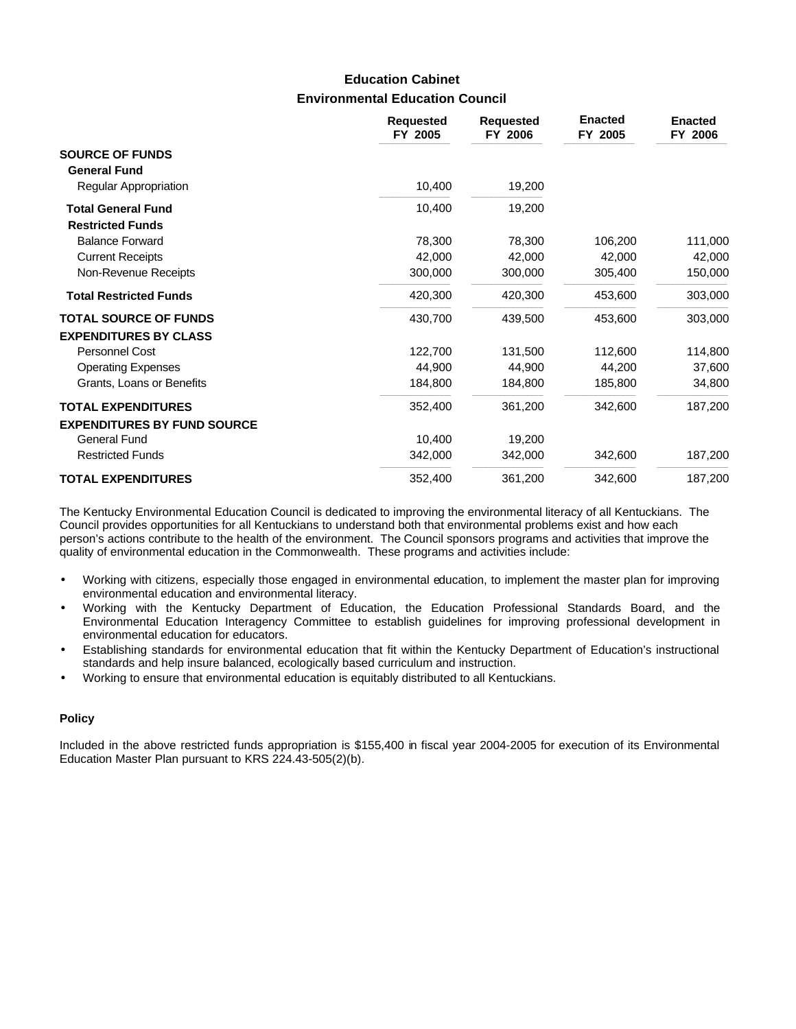# Education Cabinet

## Environmental Education Council

| | Requested FY 2005 | Requested FY 2006 | Enacted FY 2005 | Enacted FY 2006 |
|---|---|---|---|---|
| **SOURCE OF FUNDS** | | | | |
| **General Fund** | | | | |
| Regular Appropriation | 10,400 | 19,200 | | |
| **Total General Fund** | 10,400 | 19,200 | | |
| **Restricted Funds** | | | | |
| Balance Forward | 78,300 | 78,300 | 106,200 | 111,000 |
| Current Receipts | 42,000 | 42,000 | 42,000 | 42,000 |
| Non-Revenue Receipts | 300,000 | 300,000 | 305,400 | 150,000 |
| **Total Restricted Funds** | 420,300 | 420,300 | 453,600 | 303,000 |
| **TOTAL SOURCE OF FUNDS** | 430,700 | 439,500 | 453,600 | 303,000 |
| **EXPENDITURES BY CLASS** | | | | |
| Personnel Cost | 122,700 | 131,500 | 112,600 | 114,800 |
| Operating Expenses | 44,900 | 44,900 | 44,200 | 37,600 |
| Grants, Loans or Benefits | 184,800 | 184,800 | 185,800 | 34,800 |
| **TOTAL EXPENDITURES** | 352,400 | 361,200 | 342,600 | 187,200 |
| **EXPENDITURES BY FUND SOURCE** | | | | |
| General Fund | 10,400 | 19,200 | | |
| Restricted Funds | 342,000 | 342,000 | 342,600 | 187,200 |
| **TOTAL EXPENDITURES** | 352,400 | 361,200 | 342,600 | 187,200 |

The Kentucky Environmental Education Council is dedicated to improving the environmental literacy of all Kentuckians. The Council provides opportunities for all Kentuckians to understand both that environmental problems exist and how each person's actions contribute to the health of the environment. The Council sponsors programs and activities that improve the quality of environmental education in the Commonwealth. These programs and activities include:

- Working with citizens, especially those engaged in environmental education, to implement the master plan for improving environmental education and environmental literacy.
- Working with the Kentucky Department of Education, the Education Professional Standards Board, and the Environmental Education Interagency Committee to establish guidelines for improving professional development in environmental education for educators.
- Establishing standards for environmental education that fit within the Kentucky Department of Education's instructional standards and help insure balanced, ecologically based curriculum and instruction.
- Working to ensure that environmental education is equitably distributed to all Kentuckians.

### Policy

Included in the above restricted funds appropriation is $155,400 in fiscal year 2004-2005 for execution of its Environmental Education Master Plan pursuant to KRS 224.43-505(2)(b).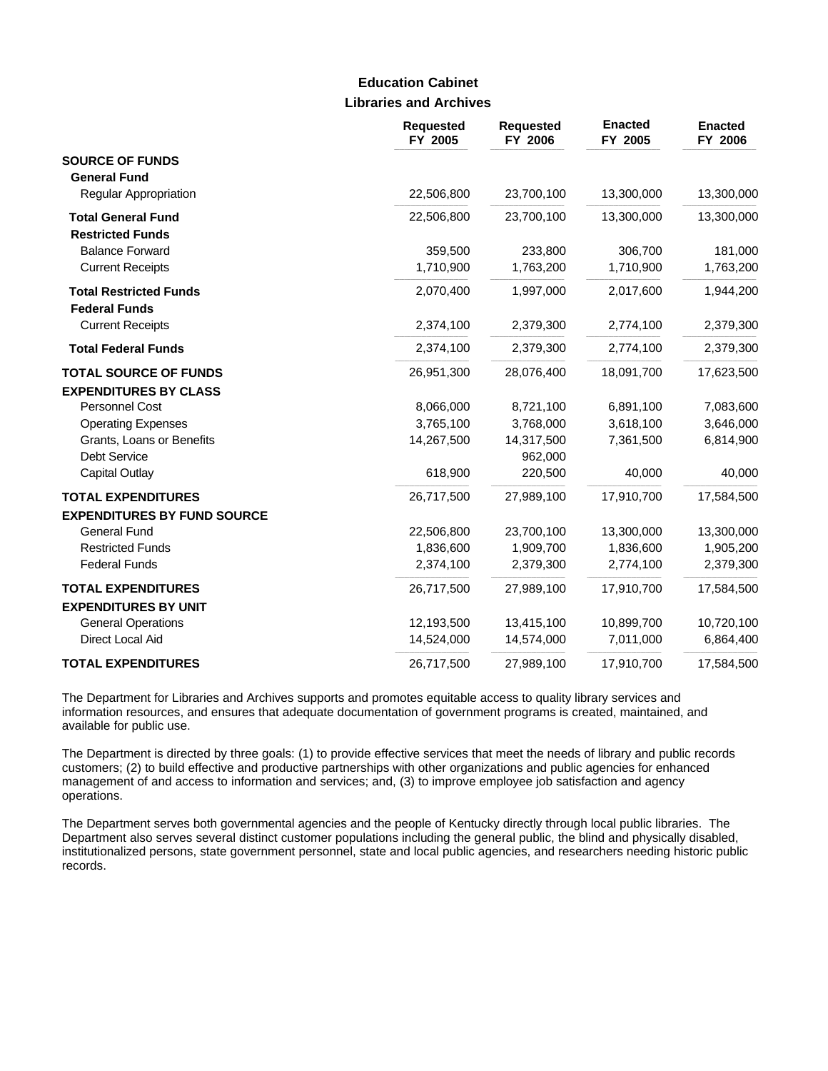# Education Cabinet
## Libraries and Archives

| | Requested FY 2005 | Requested FY 2006 | Enacted FY 2005 | Enacted FY 2006 |
|---|---|---|---|---|
| **SOURCE OF FUNDS** | | | | |
| **General Fund** | | | | |
| Regular Appropriation | 22,506,800 | 23,700,100 | 13,300,000 | 13,300,000 |
| **Total General Fund** | 22,506,800 | 23,700,100 | 13,300,000 | 13,300,000 |
| **Restricted Funds** | | | | |
| Balance Forward | 359,500 | 233,800 | 306,700 | 181,000 |
| Current Receipts | 1,710,900 | 1,763,200 | 1,710,900 | 1,763,200 |
| **Total Restricted Funds** | 2,070,400 | 1,997,000 | 2,017,600 | 1,944,200 |
| **Federal Funds** | | | | |
| Current Receipts | 2,374,100 | 2,379,300 | 2,774,100 | 2,379,300 |
| **Total Federal Funds** | 2,374,100 | 2,379,300 | 2,774,100 | 2,379,300 |
| **TOTAL SOURCE OF FUNDS** | 26,951,300 | 28,076,400 | 18,091,700 | 17,623,500 |
| **EXPENDITURES BY CLASS** | | | | |
| Personnel Cost | 8,066,000 | 8,721,100 | 6,891,100 | 7,083,600 |
| Operating Expenses | 3,765,100 | 3,768,000 | 3,618,100 | 3,646,000 |
| Grants, Loans or Benefits | 14,267,500 | 14,317,500 | 7,361,500 | 6,814,900 |
| Debt Service | | 962,000 | | |
| Capital Outlay | 618,900 | 220,500 | 40,000 | 40,000 |
| **TOTAL EXPENDITURES** | 26,717,500 | 27,989,100 | 17,910,700 | 17,584,500 |
| **EXPENDITURES BY FUND SOURCE** | | | | |
| General Fund | 22,506,800 | 23,700,100 | 13,300,000 | 13,300,000 |
| Restricted Funds | 1,836,600 | 1,909,700 | 1,836,600 | 1,905,200 |
| Federal Funds | 2,374,100 | 2,379,300 | 2,774,100 | 2,379,300 |
| **TOTAL EXPENDITURES** | 26,717,500 | 27,989,100 | 17,910,700 | 17,584,500 |
| **EXPENDITURES BY UNIT** | | | | |
| General Operations | 12,193,500 | 13,415,100 | 10,899,700 | 10,720,100 |
| Direct Local Aid | 14,524,000 | 14,574,000 | 7,011,000 | 6,864,400 |
| **TOTAL EXPENDITURES** | 26,717,500 | 27,989,100 | 17,910,700 | 17,584,500 |

The Department for Libraries and Archives supports and promotes equitable access to quality library services and information resources, and ensures that adequate documentation of government programs is created, maintained, and available for public use.

The Department is directed by three goals: (1) to provide effective services that meet the needs of library and public records customers; (2) to build effective and productive partnerships with other organizations and public agencies for enhanced management of and access to information and services; and, (3) to improve employee job satisfaction and agency operations.

The Department serves both governmental agencies and the people of Kentucky directly through local public libraries. The Department also serves several distinct customer populations including the general public, the blind and physically disabled, institutionalized persons, state government personnel, state and local public agencies, and researchers needing historic public records.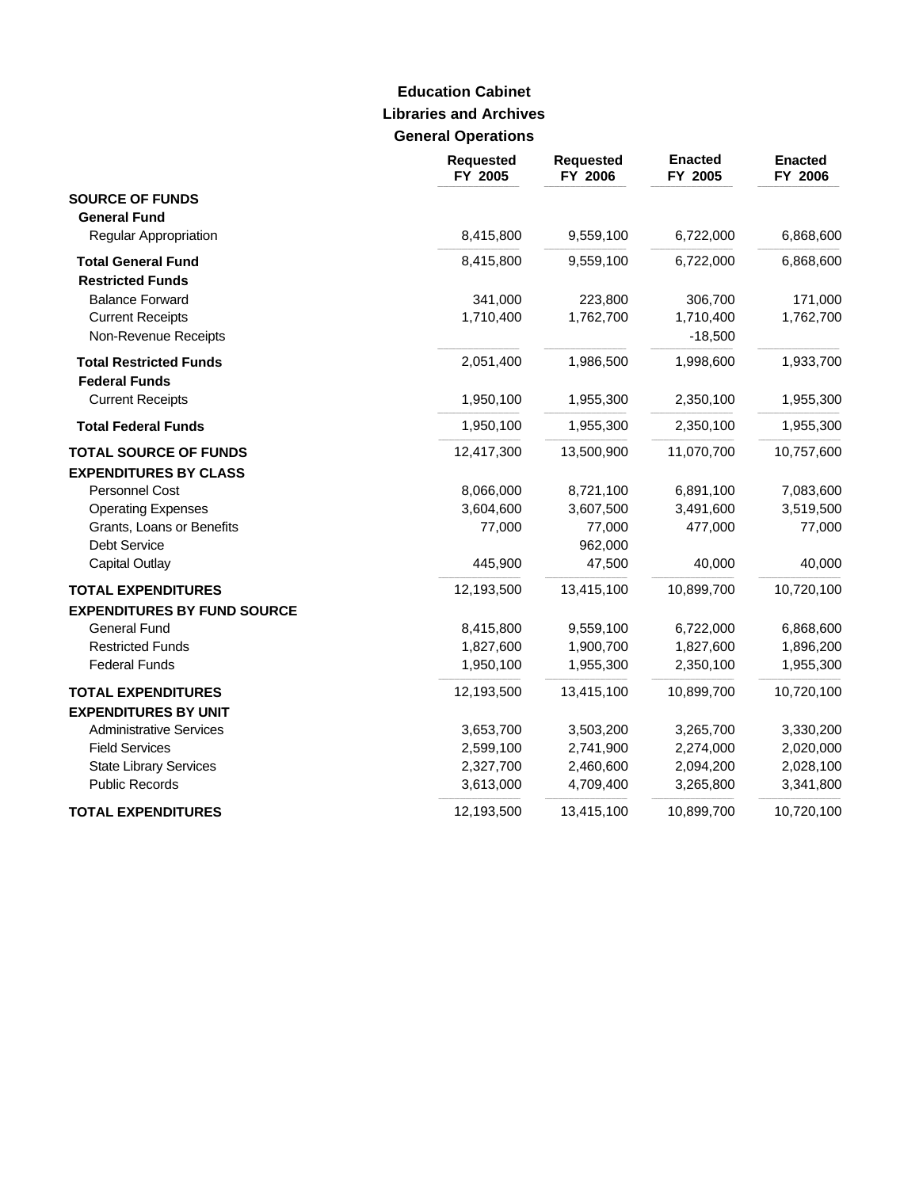## Education Cabinet
## Libraries and Archives
## General Operations

| | Requested FY 2005 | Requested FY 2006 | Enacted FY 2005 | Enacted FY 2006 |
|---|---|---|---|---|
| **SOURCE OF FUNDS** | | | | |
| **General Fund** | | | | |
| Regular Appropriation | 8,415,800 | 9,559,100 | 6,722,000 | 6,868,600 |
| **Total General Fund** | 8,415,800 | 9,559,100 | 6,722,000 | 6,868,600 |
| **Restricted Funds** | | | | |
| Balance Forward | 341,000 | 223,800 | 306,700 | 171,000 |
| Current Receipts | 1,710,400 | 1,762,700 | 1,710,400 | 1,762,700 |
| Non-Revenue Receipts | | | -18,500 | |
| **Total Restricted Funds** | 2,051,400 | 1,986,500 | 1,998,600 | 1,933,700 |
| **Federal Funds** | | | | |
| Current Receipts | 1,950,100 | 1,955,300 | 2,350,100 | 1,955,300 |
| **Total Federal Funds** | 1,950,100 | 1,955,300 | 2,350,100 | 1,955,300 |
| **TOTAL SOURCE OF FUNDS** | 12,417,300 | 13,500,900 | 11,070,700 | 10,757,600 |
| **EXPENDITURES BY CLASS** | | | | |
| Personnel Cost | 8,066,000 | 8,721,100 | 6,891,100 | 7,083,600 |
| Operating Expenses | 3,604,600 | 3,607,500 | 3,491,600 | 3,519,500 |
| Grants, Loans or Benefits | 77,000 | 77,000 | 477,000 | 77,000 |
| Debt Service | | 962,000 | | |
| Capital Outlay | 445,900 | 47,500 | 40,000 | 40,000 |
| **TOTAL EXPENDITURES** | 12,193,500 | 13,415,100 | 10,899,700 | 10,720,100 |
| **EXPENDITURES BY FUND SOURCE** | | | | |
| General Fund | 8,415,800 | 9,559,100 | 6,722,000 | 6,868,600 |
| Restricted Funds | 1,827,600 | 1,900,700 | 1,827,600 | 1,896,200 |
| Federal Funds | 1,950,100 | 1,955,300 | 2,350,100 | 1,955,300 |
| **TOTAL EXPENDITURES** | 12,193,500 | 13,415,100 | 10,899,700 | 10,720,100 |
| **EXPENDITURES BY UNIT** | | | | |
| Administrative Services | 3,653,700 | 3,503,200 | 3,265,700 | 3,330,200 |
| Field Services | 2,599,100 | 2,741,900 | 2,274,000 | 2,020,000 |
| State Library Services | 2,327,700 | 2,460,600 | 2,094,200 | 2,028,100 |
| Public Records | 3,613,000 | 4,709,400 | 3,265,800 | 3,341,800 |
| **TOTAL EXPENDITURES** | 12,193,500 | 13,415,100 | 10,899,700 | 10,720,100 |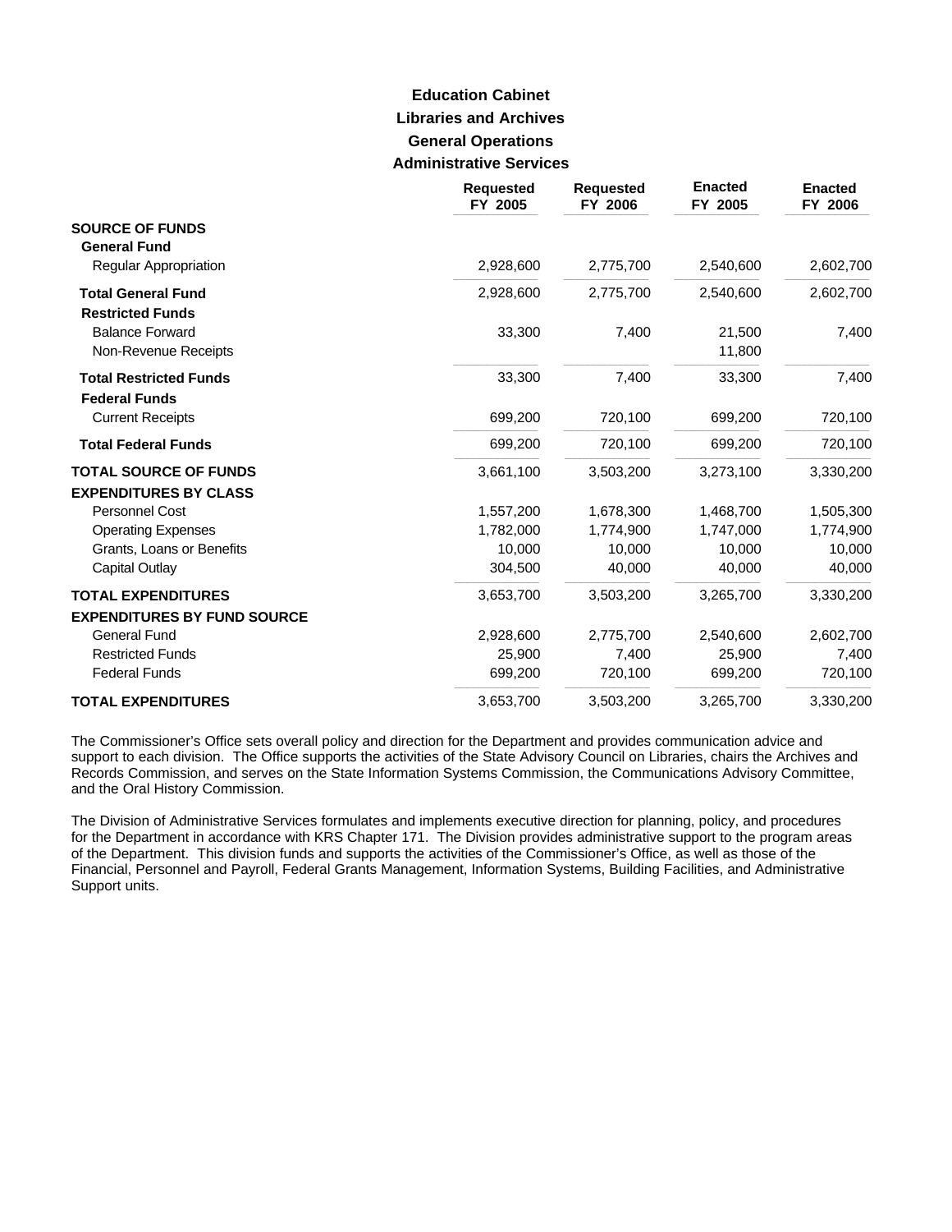# Education Cabinet
## Libraries and Archives
### General Operations
### Administrative Services

| | Requested FY 2005 | Requested FY 2006 | Enacted FY 2005 | Enacted FY 2006 |
|---|---|---|---|---|
| **SOURCE OF FUNDS** | | | | |
| **General Fund** | | | | |
| Regular Appropriation | 2,928,600 | 2,775,700 | 2,540,600 | 2,602,700 |
| **Total General Fund** | 2,928,600 | 2,775,700 | 2,540,600 | 2,602,700 |
| **Restricted Funds** | | | | |
| Balance Forward | 33,300 | 7,400 | 21,500 | 7,400 |
| Non-Revenue Receipts | | | 11,800 | |
| **Total Restricted Funds** | 33,300 | 7,400 | 33,300 | 7,400 |
| **Federal Funds** | | | | |
| Current Receipts | 699,200 | 720,100 | 699,200 | 720,100 |
| **Total Federal Funds** | 699,200 | 720,100 | 699,200 | 720,100 |
| **TOTAL SOURCE OF FUNDS** | 3,661,100 | 3,503,200 | 3,273,100 | 3,330,200 |
| **EXPENDITURES BY CLASS** | | | | |
| Personnel Cost | 1,557,200 | 1,678,300 | 1,468,700 | 1,505,300 |
| Operating Expenses | 1,782,000 | 1,774,900 | 1,747,000 | 1,774,900 |
| Grants, Loans or Benefits | 10,000 | 10,000 | 10,000 | 10,000 |
| Capital Outlay | 304,500 | 40,000 | 40,000 | 40,000 |
| **TOTAL EXPENDITURES** | 3,653,700 | 3,503,200 | 3,265,700 | 3,330,200 |
| **EXPENDITURES BY FUND SOURCE** | | | | |
| General Fund | 2,928,600 | 2,775,700 | 2,540,600 | 2,602,700 |
| Restricted Funds | 25,900 | 7,400 | 25,900 | 7,400 |
| Federal Funds | 699,200 | 720,100 | 699,200 | 720,100 |
| **TOTAL EXPENDITURES** | 3,653,700 | 3,503,200 | 3,265,700 | 3,330,200 |

The Commissioner's Office sets overall policy and direction for the Department and provides communication advice and support to each division. The Office supports the activities of the State Advisory Council on Libraries, chairs the Archives and Records Commission, and serves on the State Information Systems Commission, the Communications Advisory Committee, and the Oral History Commission.

The Division of Administrative Services formulates and implements executive direction for planning, policy, and procedures for the Department in accordance with KRS Chapter 171. The Division provides administrative support to the program areas of the Department. This division funds and supports the activities of the Commissioner's Office, as well as those of the Financial, Personnel and Payroll, Federal Grants Management, Information Systems, Building Facilities, and Administrative Support units.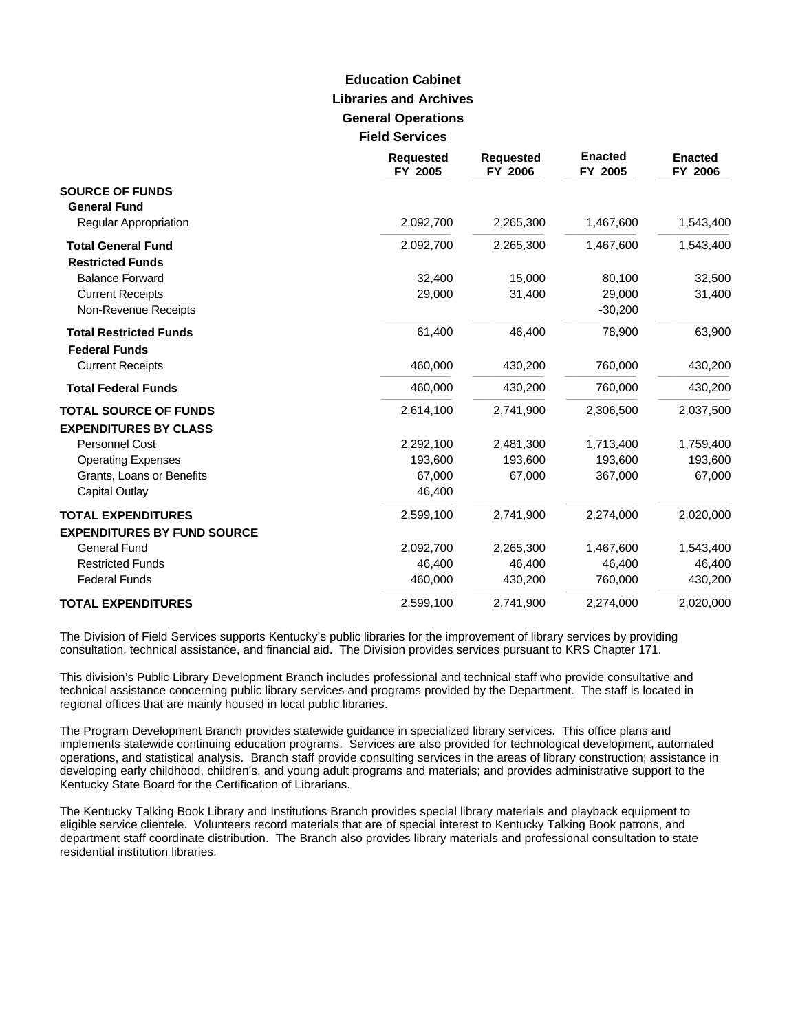# Education Cabinet
## Libraries and Archives
### General Operations
### Field Services

| | Requested FY 2005 | Requested FY 2006 | Enacted FY 2005 | Enacted FY 2006 |
|---|---|---|---|---|
| **SOURCE OF FUNDS** | | | | |
| **General Fund** | | | | |
| Regular Appropriation | 2,092,700 | 2,265,300 | 1,467,600 | 1,543,400 |
| **Total General Fund** | 2,092,700 | 2,265,300 | 1,467,600 | 1,543,400 |
| **Restricted Funds** | | | | |
| Balance Forward | 32,400 | 15,000 | 80,100 | 32,500 |
| Current Receipts | 29,000 | 31,400 | 29,000 | 31,400 |
| Non-Revenue Receipts | | | -30,200 | |
| **Total Restricted Funds** | 61,400 | 46,400 | 78,900 | 63,900 |
| **Federal Funds** | | | | |
| Current Receipts | 460,000 | 430,200 | 760,000 | 430,200 |
| **Total Federal Funds** | 460,000 | 430,200 | 760,000 | 430,200 |
| **TOTAL SOURCE OF FUNDS** | 2,614,100 | 2,741,900 | 2,306,500 | 2,037,500 |
| **EXPENDITURES BY CLASS** | | | | |
| Personnel Cost | 2,292,100 | 2,481,300 | 1,713,400 | 1,759,400 |
| Operating Expenses | 193,600 | 193,600 | 193,600 | 193,600 |
| Grants, Loans or Benefits | 67,000 | 67,000 | 367,000 | 67,000 |
| Capital Outlay | 46,400 | | | |
| **TOTAL EXPENDITURES** | 2,599,100 | 2,741,900 | 2,274,000 | 2,020,000 |
| **EXPENDITURES BY FUND SOURCE** | | | | |
| General Fund | 2,092,700 | 2,265,300 | 1,467,600 | 1,543,400 |
| Restricted Funds | 46,400 | 46,400 | 46,400 | 46,400 |
| Federal Funds | 460,000 | 430,200 | 760,000 | 430,200 |
| **TOTAL EXPENDITURES** | 2,599,100 | 2,741,900 | 2,274,000 | 2,020,000 |

The Division of Field Services supports Kentucky's public libraries for the improvement of library services by providing consultation, technical assistance, and financial aid. The Division provides services pursuant to KRS Chapter 171.

This division's Public Library Development Branch includes professional and technical staff who provide consultative and technical assistance concerning public library services and programs provided by the Department. The staff is located in regional offices that are mainly housed in local public libraries.

The Program Development Branch provides statewide guidance in specialized library services. This office plans and implements statewide continuing education programs. Services are also provided for technological development, automated operations, and statistical analysis. Branch staff provide consulting services in the areas of library construction; assistance in developing early childhood, children's, and young adult programs and materials; and provides administrative support to the Kentucky State Board for the Certification of Librarians.

The Kentucky Talking Book Library and Institutions Branch provides special library materials and playback equipment to eligible service clientele. Volunteers record materials that are of special interest to Kentucky Talking Book patrons, and department staff coordinate distribution. The Branch also provides library materials and professional consultation to state residential institution libraries.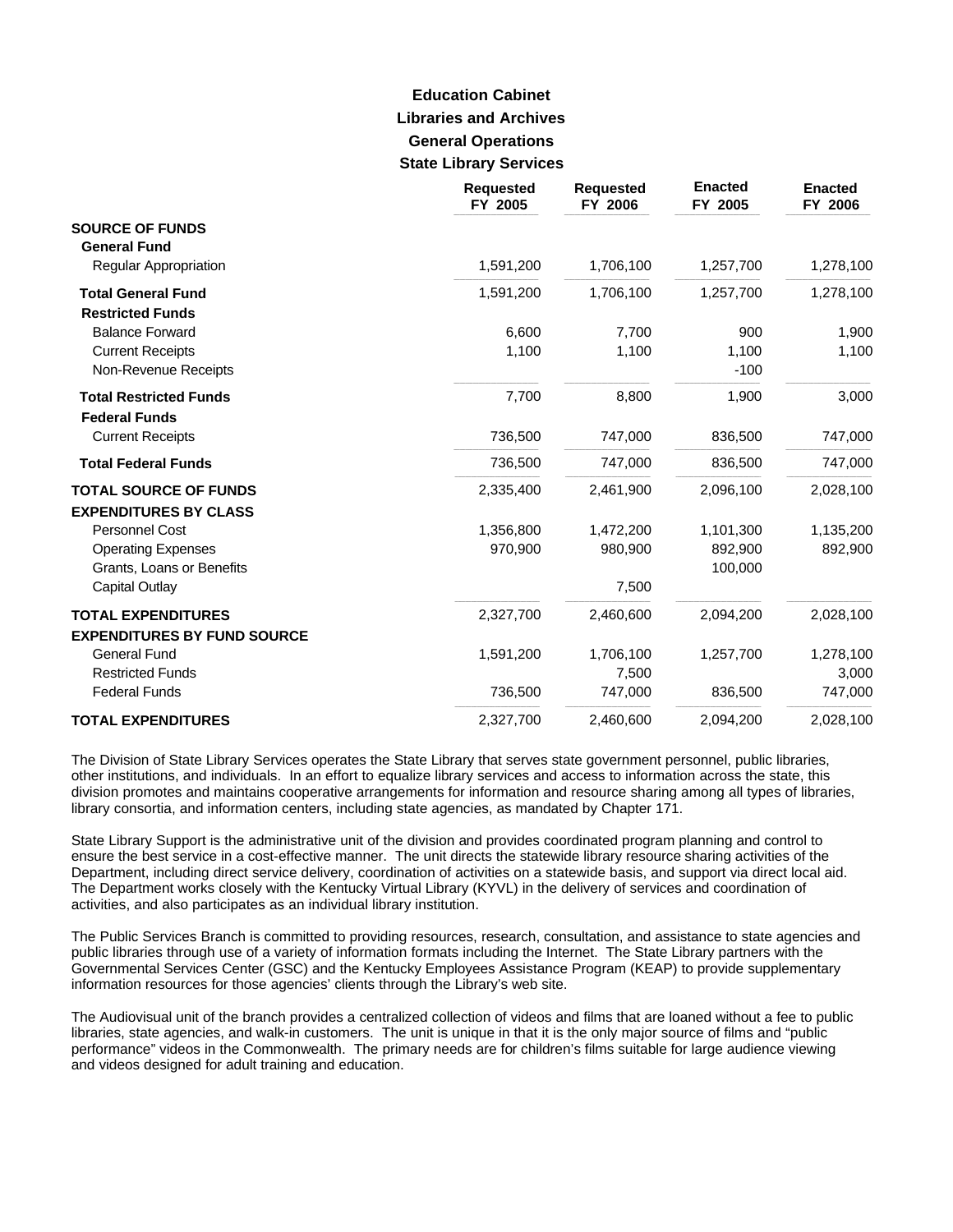# Education Cabinet

## Libraries and Archives

### General Operations

### State Library Services

| | Requested FY 2005 | Requested FY 2006 | Enacted FY 2005 | Enacted FY 2006 |
|---|---|---|---|---|
| **SOURCE OF FUNDS** | | | | |
| **General Fund** | | | | |
| Regular Appropriation | 1,591,200 | 1,706,100 | 1,257,700 | 1,278,100 |
| **Total General Fund** | 1,591,200 | 1,706,100 | 1,257,700 | 1,278,100 |
| **Restricted Funds** | | | | |
| Balance Forward | 6,600 | 7,700 | 900 | 1,900 |
| Current Receipts | 1,100 | 1,100 | 1,100 | 1,100 |
| Non-Revenue Receipts | | | -100 | |
| **Total Restricted Funds** | 7,700 | 8,800 | 1,900 | 3,000 |
| **Federal Funds** | | | | |
| Current Receipts | 736,500 | 747,000 | 836,500 | 747,000 |
| **Total Federal Funds** | 736,500 | 747,000 | 836,500 | 747,000 |
| **TOTAL SOURCE OF FUNDS** | 2,335,400 | 2,461,900 | 2,096,100 | 2,028,100 |
| **EXPENDITURES BY CLASS** | | | | |
| Personnel Cost | 1,356,800 | 1,472,200 | 1,101,300 | 1,135,200 |
| Operating Expenses | 970,900 | 980,900 | 892,900 | 892,900 |
| Grants, Loans or Benefits | | | 100,000 | |
| Capital Outlay | | 7,500 | | |
| **TOTAL EXPENDITURES** | 2,327,700 | 2,460,600 | 2,094,200 | 2,028,100 |
| **EXPENDITURES BY FUND SOURCE** | | | | |
| General Fund | 1,591,200 | 1,706,100 | 1,257,700 | 1,278,100 |
| Restricted Funds | | 7,500 | | 3,000 |
| Federal Funds | 736,500 | 747,000 | 836,500 | 747,000 |
| **TOTAL EXPENDITURES** | 2,327,700 | 2,460,600 | 2,094,200 | 2,028,100 |

The Division of State Library Services operates the State Library that serves state government personnel, public libraries, other institutions, and individuals. In an effort to equalize library services and access to information across the state, this division promotes and maintains cooperative arrangements for information and resource sharing among all types of libraries, library consortia, and information centers, including state agencies, as mandated by Chapter 171.

State Library Support is the administrative unit of the division and provides coordinated program planning and control to ensure the best service in a cost-effective manner. The unit directs the statewide library resource sharing activities of the Department, including direct service delivery, coordination of activities on a statewide basis, and support via direct local aid. The Department works closely with the Kentucky Virtual Library (KYVL) in the delivery of services and coordination of activities, and also participates as an individual library institution.

The Public Services Branch is committed to providing resources, research, consultation, and assistance to state agencies and public libraries through use of a variety of information formats including the Internet. The State Library partners with the Governmental Services Center (GSC) and the Kentucky Employees Assistance Program (KEAP) to provide supplementary information resources for those agencies' clients through the Library's web site.

The Audiovisual unit of the branch provides a centralized collection of videos and films that are loaned without a fee to public libraries, state agencies, and walk-in customers. The unit is unique in that it is the only major source of films and "public performance" videos in the Commonwealth. The primary needs are for children's films suitable for large audience viewing and videos designed for adult training and education.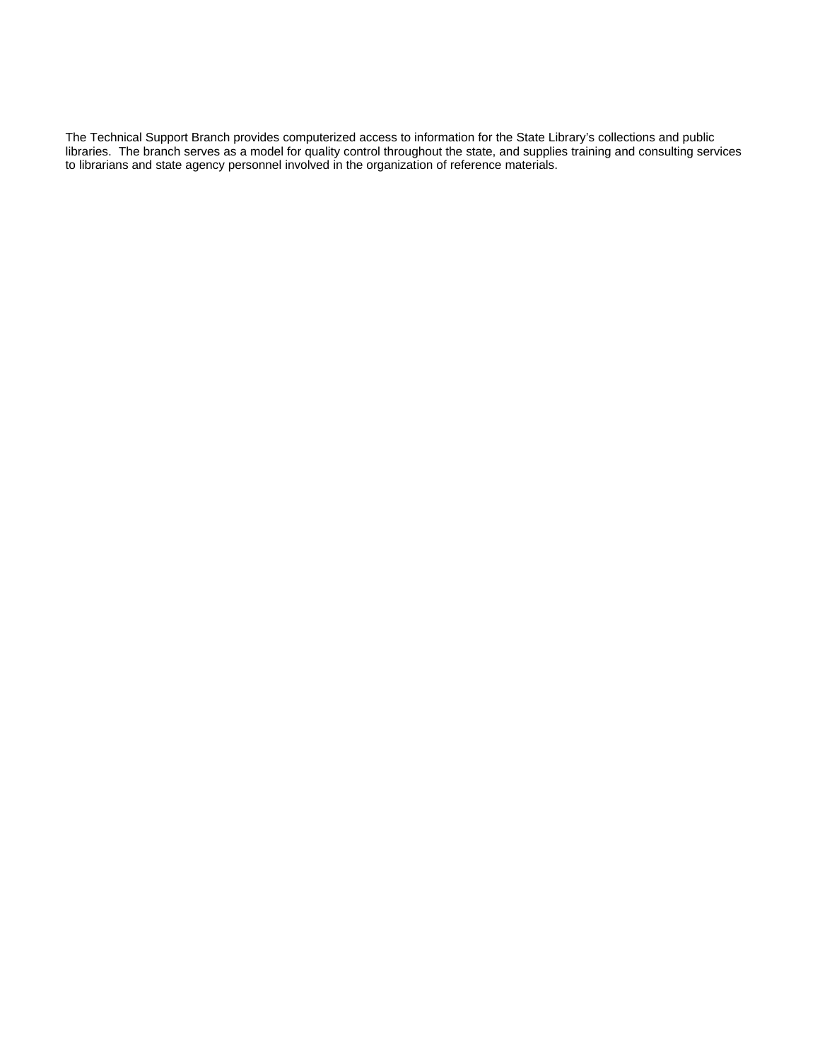The Technical Support Branch provides computerized access to information for the State Library's collections and public libraries. The branch serves as a model for quality control throughout the state, and supplies training and consulting services to librarians and state agency personnel involved in the organization of reference materials.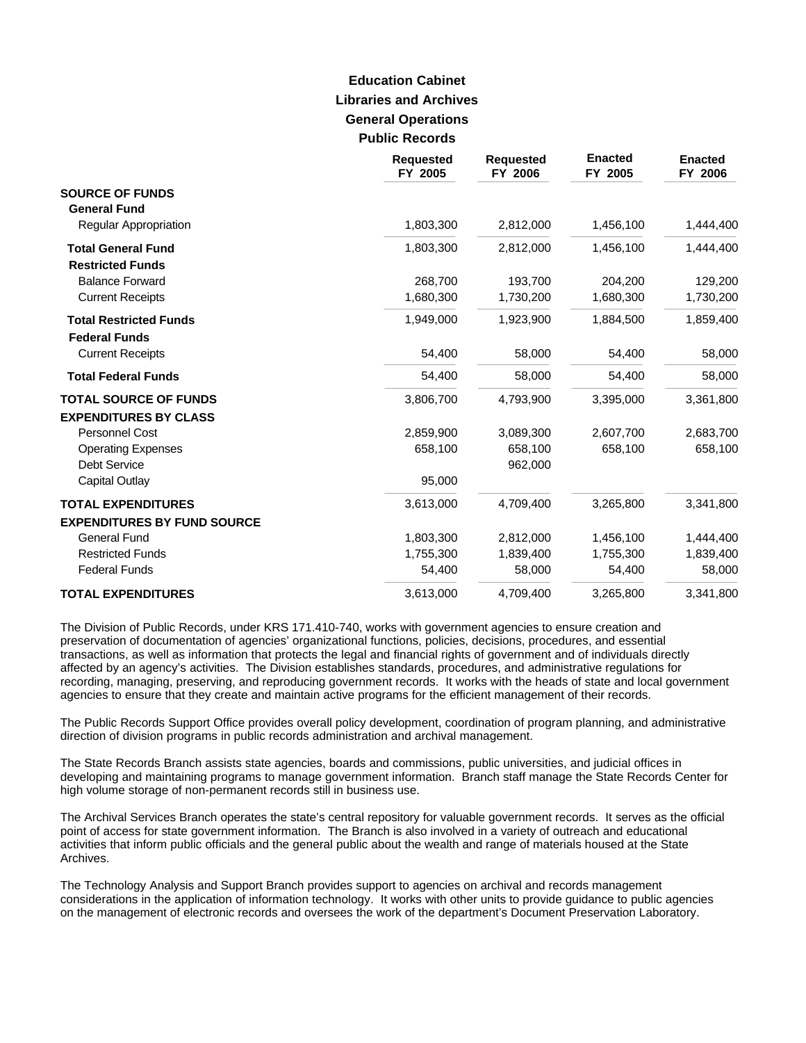# Education Cabinet
## Libraries and Archives
### General Operations
### Public Records

| | Requested FY 2005 | Requested FY 2006 | Enacted FY 2005 | Enacted FY 2006 |
|---|---|---|---|---|
| **SOURCE OF FUNDS** | | | | |
| **General Fund** | | | | |
| Regular Appropriation | 1,803,300 | 2,812,000 | 1,456,100 | 1,444,400 |
| **Total General Fund** | 1,803,300 | 2,812,000 | 1,456,100 | 1,444,400 |
| **Restricted Funds** | | | | |
| Balance Forward | 268,700 | 193,700 | 204,200 | 129,200 |
| Current Receipts | 1,680,300 | 1,730,200 | 1,680,300 | 1,730,200 |
| **Total Restricted Funds** | 1,949,000 | 1,923,900 | 1,884,500 | 1,859,400 |
| **Federal Funds** | | | | |
| Current Receipts | 54,400 | 58,000 | 54,400 | 58,000 |
| **Total Federal Funds** | 54,400 | 58,000 | 54,400 | 58,000 |
| **TOTAL SOURCE OF FUNDS** | 3,806,700 | 4,793,900 | 3,395,000 | 3,361,800 |
| **EXPENDITURES BY CLASS** | | | | |
| Personnel Cost | 2,859,900 | 3,089,300 | 2,607,700 | 2,683,700 |
| Operating Expenses | 658,100 | 658,100 | 658,100 | 658,100 |
| Debt Service | | 962,000 | | |
| Capital Outlay | 95,000 | | | |
| **TOTAL EXPENDITURES** | 3,613,000 | 4,709,400 | 3,265,800 | 3,341,800 |
| **EXPENDITURES BY FUND SOURCE** | | | | |
| General Fund | 1,803,300 | 2,812,000 | 1,456,100 | 1,444,400 |
| Restricted Funds | 1,755,300 | 1,839,400 | 1,755,300 | 1,839,400 |
| Federal Funds | 54,400 | 58,000 | 54,400 | 58,000 |
| **TOTAL EXPENDITURES** | 3,613,000 | 4,709,400 | 3,265,800 | 3,341,800 |

The Division of Public Records, under KRS 171.410-740, works with government agencies to ensure creation and preservation of documentation of agencies' organizational functions, policies, decisions, procedures, and essential transactions, as well as information that protects the legal and financial rights of government and of individuals directly affected by an agency's activities. The Division establishes standards, procedures, and administrative regulations for recording, managing, preserving, and reproducing government records. It works with the heads of state and local government agencies to ensure that they create and maintain active programs for the efficient management of their records.

The Public Records Support Office provides overall policy development, coordination of program planning, and administrative direction of division programs in public records administration and archival management.

The State Records Branch assists state agencies, boards and commissions, public universities, and judicial offices in developing and maintaining programs to manage government information. Branch staff manage the State Records Center for high volume storage of non-permanent records still in business use.

The Archival Services Branch operates the state's central repository for valuable government records. It serves as the official point of access for state government information. The Branch is also involved in a variety of outreach and educational activities that inform public officials and the general public about the wealth and range of materials housed at the State Archives.

The Technology Analysis and Support Branch provides support to agencies on archival and records management considerations in the application of information technology. It works with other units to provide guidance to public agencies on the management of electronic records and oversees the work of the department's Document Preservation Laboratory.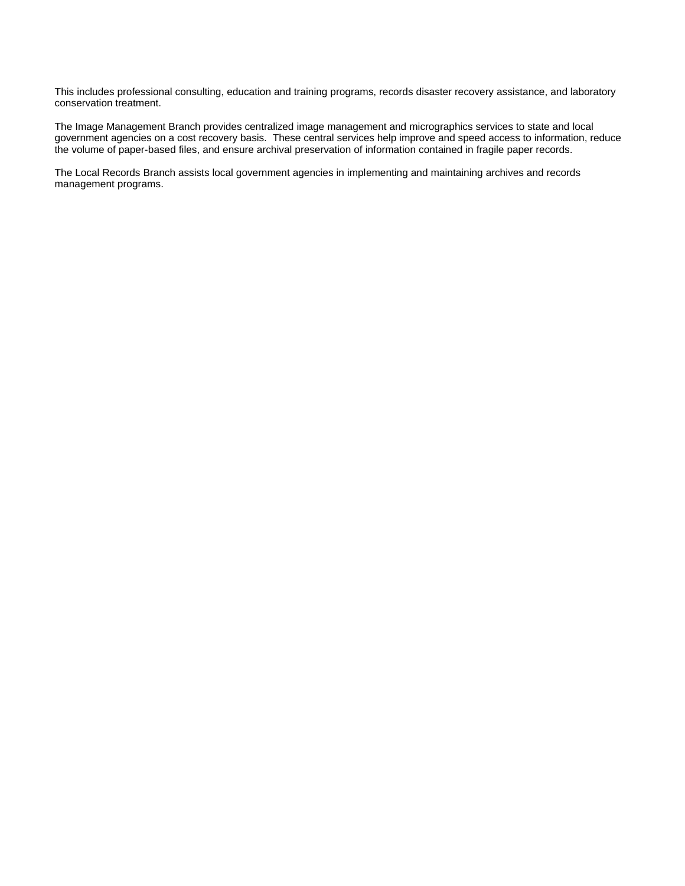This includes professional consulting, education and training programs, records disaster recovery assistance, and laboratory conservation treatment.

The Image Management Branch provides centralized image management and micrographics services to state and local government agencies on a cost recovery basis. These central services help improve and speed access to information, reduce the volume of paper-based files, and ensure archival preservation of information contained in fragile paper records.

The Local Records Branch assists local government agencies in implementing and maintaining archives and records management programs.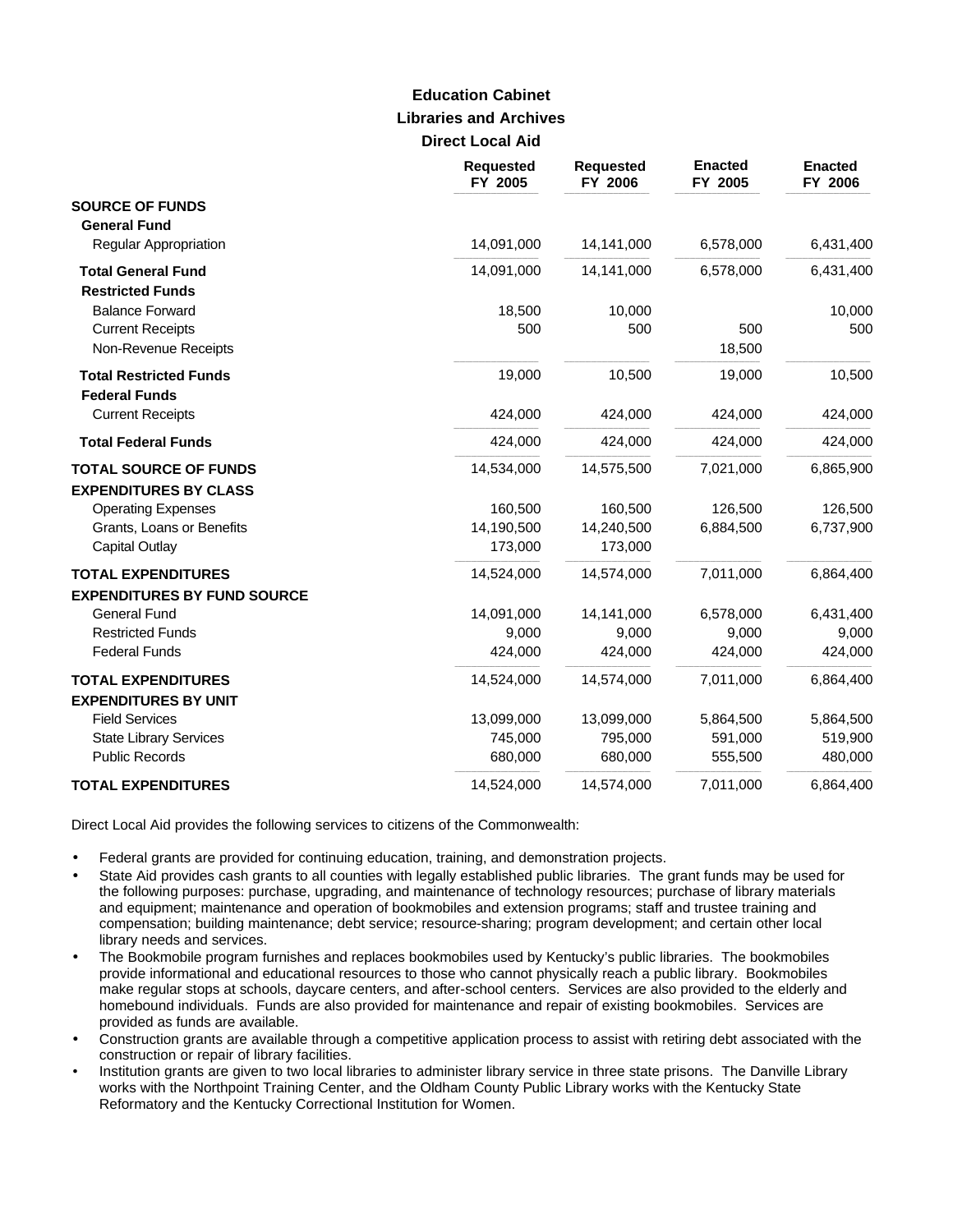# Education Cabinet
## Libraries and Archives
### Direct Local Aid

| | Requested FY 2005 | Requested FY 2006 | Enacted FY 2005 | Enacted FY 2006 |
|---|---|---|---|---|
| **SOURCE OF FUNDS** | | | | |
| **General Fund** | | | | |
| Regular Appropriation | 14,091,000 | 14,141,000 | 6,578,000 | 6,431,400 |
| **Total General Fund** | 14,091,000 | 14,141,000 | 6,578,000 | 6,431,400 |
| **Restricted Funds** | | | | |
| Balance Forward | 18,500 | 10,000 | | 10,000 |
| Current Receipts | 500 | 500 | 500 | 500 |
| Non-Revenue Receipts | | | 18,500 | |
| **Total Restricted Funds** | 19,000 | 10,500 | 19,000 | 10,500 |
| **Federal Funds** | | | | |
| Current Receipts | 424,000 | 424,000 | 424,000 | 424,000 |
| **Total Federal Funds** | 424,000 | 424,000 | 424,000 | 424,000 |
| **TOTAL SOURCE OF FUNDS** | 14,534,000 | 14,575,500 | 7,021,000 | 6,865,900 |
| **EXPENDITURES BY CLASS** | | | | |
| Operating Expenses | 160,500 | 160,500 | 126,500 | 126,500 |
| Grants, Loans or Benefits | 14,190,500 | 14,240,500 | 6,884,500 | 6,737,900 |
| Capital Outlay | 173,000 | 173,000 | | |
| **TOTAL EXPENDITURES** | 14,524,000 | 14,574,000 | 7,011,000 | 6,864,400 |
| **EXPENDITURES BY FUND SOURCE** | | | | |
| General Fund | 14,091,000 | 14,141,000 | 6,578,000 | 6,431,400 |
| Restricted Funds | 9,000 | 9,000 | 9,000 | 9,000 |
| Federal Funds | 424,000 | 424,000 | 424,000 | 424,000 |
| **TOTAL EXPENDITURES** | 14,524,000 | 14,574,000 | 7,011,000 | 6,864,400 |
| **EXPENDITURES BY UNIT** | | | | |
| Field Services | 13,099,000 | 13,099,000 | 5,864,500 | 5,864,500 |
| State Library Services | 745,000 | 795,000 | 591,000 | 519,900 |
| Public Records | 680,000 | 680,000 | 555,500 | 480,000 |
| **TOTAL EXPENDITURES** | 14,524,000 | 14,574,000 | 7,011,000 | 6,864,400 |

Direct Local Aid provides the following services to citizens of the Commonwealth:

- Federal grants are provided for continuing education, training, and demonstration projects.
- State Aid provides cash grants to all counties with legally established public libraries. The grant funds may be used for the following purposes: purchase, upgrading, and maintenance of technology resources; purchase of library materials and equipment; maintenance and operation of bookmobiles and extension programs; staff and trustee training and compensation; building maintenance; debt service; resource-sharing; program development; and certain other local library needs and services.
- The Bookmobile program furnishes and replaces bookmobiles used by Kentucky's public libraries. The bookmobiles provide informational and educational resources to those who cannot physically reach a public library. Bookmobiles make regular stops at schools, daycare centers, and after-school centers. Services are also provided to the elderly and homebound individuals. Funds are also provided for maintenance and repair of existing bookmobiles. Services are provided as funds are available.
- Construction grants are available through a competitive application process to assist with retiring debt associated with the construction or repair of library facilities.
- Institution grants are given to two local libraries to administer library service in three state prisons. The Danville Library works with the Northpoint Training Center, and the Oldham County Public Library works with the Kentucky State Reformatory and the Kentucky Correctional Institution for Women.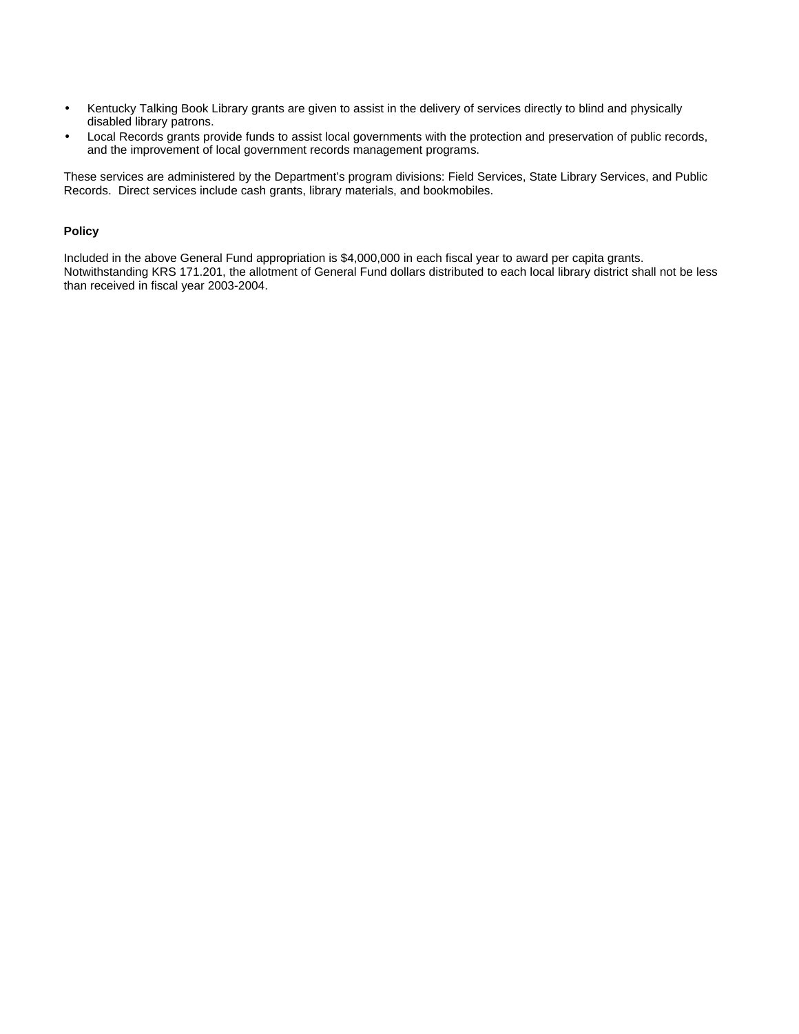- Kentucky Talking Book Library grants are given to assist in the delivery of services directly to blind and physically disabled library patrons.
- Local Records grants provide funds to assist local governments with the protection and preservation of public records, and the improvement of local government records management programs.

These services are administered by the Department's program divisions: Field Services, State Library Services, and Public Records. Direct services include cash grants, library materials, and bookmobiles.

**Policy**

Included in the above General Fund appropriation is $4,000,000 in each fiscal year to award per capita grants. Notwithstanding KRS 171.201, the allotment of General Fund dollars distributed to each local library district shall not be less than received in fiscal year 2003-2004.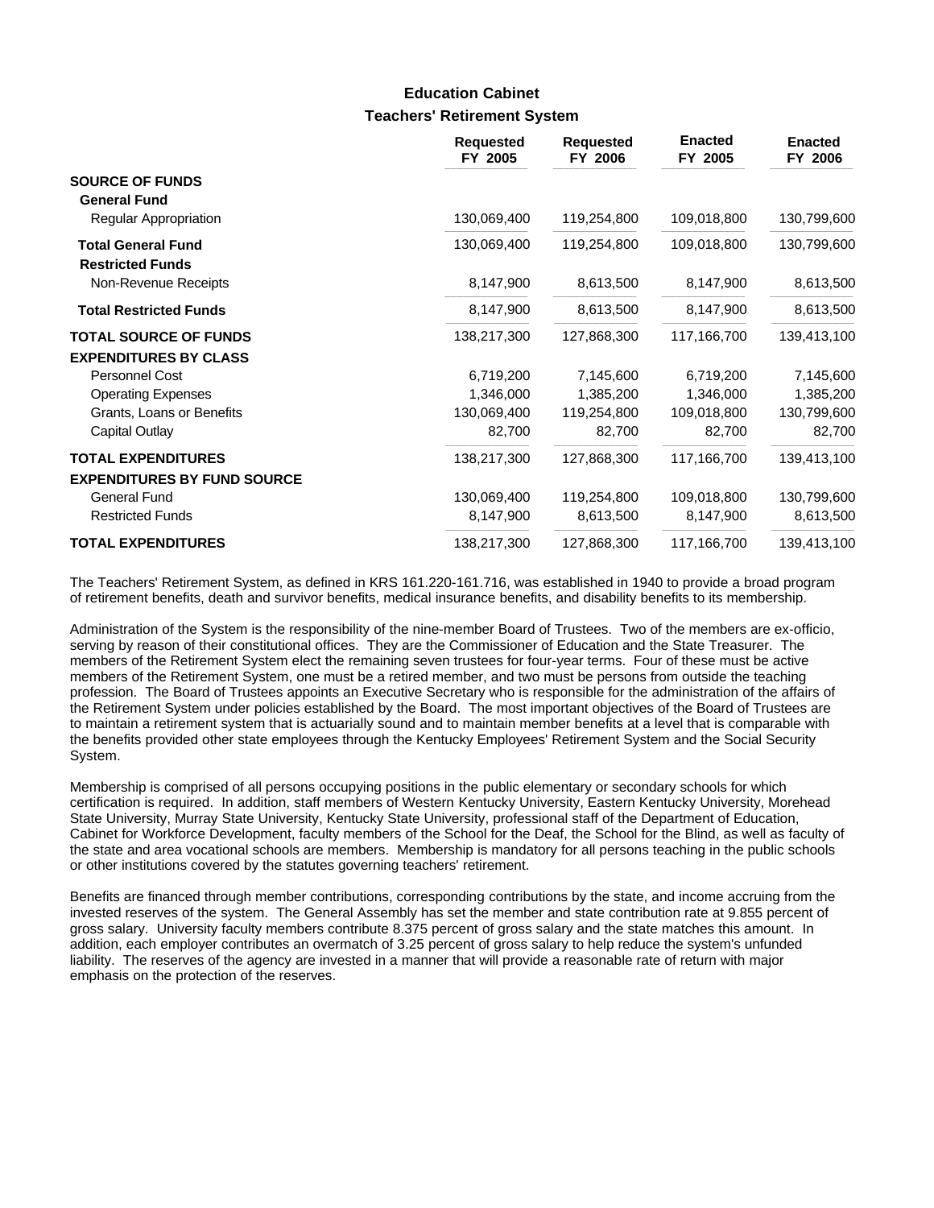## Education Cabinet

### Teachers' Retirement System

| | Requested FY 2005 | Requested FY 2006 | Enacted FY 2005 | Enacted FY 2006 |
|---|---|---|---|---|
| **SOURCE OF FUNDS** | | | | |
| **General Fund** | | | | |
| Regular Appropriation | 130,069,400 | 119,254,800 | 109,018,800 | 130,799,600 |
| **Total General Fund** | 130,069,400 | 119,254,800 | 109,018,800 | 130,799,600 |
| **Restricted Funds** | | | | |
| Non-Revenue Receipts | 8,147,900 | 8,613,500 | 8,147,900 | 8,613,500 |
| **Total Restricted Funds** | 8,147,900 | 8,613,500 | 8,147,900 | 8,613,500 |
| **TOTAL SOURCE OF FUNDS** | 138,217,300 | 127,868,300 | 117,166,700 | 139,413,100 |
| **EXPENDITURES BY CLASS** | | | | |
| Personnel Cost | 6,719,200 | 7,145,600 | 6,719,200 | 7,145,600 |
| Operating Expenses | 1,346,000 | 1,385,200 | 1,346,000 | 1,385,200 |
| Grants, Loans or Benefits | 130,069,400 | 119,254,800 | 109,018,800 | 130,799,600 |
| Capital Outlay | 82,700 | 82,700 | 82,700 | 82,700 |
| **TOTAL EXPENDITURES** | 138,217,300 | 127,868,300 | 117,166,700 | 139,413,100 |
| **EXPENDITURES BY FUND SOURCE** | | | | |
| General Fund | 130,069,400 | 119,254,800 | 109,018,800 | 130,799,600 |
| Restricted Funds | 8,147,900 | 8,613,500 | 8,147,900 | 8,613,500 |
| **TOTAL EXPENDITURES** | 138,217,300 | 127,868,300 | 117,166,700 | 139,413,100 |

The Teachers' Retirement System, as defined in KRS 161.220-161.716, was established in 1940 to provide a broad program of retirement benefits, death and survivor benefits, medical insurance benefits, and disability benefits to its membership.

Administration of the System is the responsibility of the nine-member Board of Trustees. Two of the members are ex-officio, serving by reason of their constitutional offices. They are the Commissioner of Education and the State Treasurer. The members of the Retirement System elect the remaining seven trustees for four-year terms. Four of these must be active members of the Retirement System, one must be a retired member, and two must be persons from outside the teaching profession. The Board of Trustees appoints an Executive Secretary who is responsible for the administration of the affairs of the Retirement System under policies established by the Board. The most important objectives of the Board of Trustees are to maintain a retirement system that is actuarially sound and to maintain member benefits at a level that is comparable with the benefits provided other state employees through the Kentucky Employees' Retirement System and the Social Security System.

Membership is comprised of all persons occupying positions in the public elementary or secondary schools for which certification is required. In addition, staff members of Western Kentucky University, Eastern Kentucky University, Morehead State University, Murray State University, Kentucky State University, professional staff of the Department of Education, Cabinet for Workforce Development, faculty members of the School for the Deaf, the School for the Blind, as well as faculty of the state and area vocational schools are members. Membership is mandatory for all persons teaching in the public schools or other institutions covered by the statutes governing teachers' retirement.

Benefits are financed through member contributions, corresponding contributions by the state, and income accruing from the invested reserves of the system. The General Assembly has set the member and state contribution rate at 9.855 percent of gross salary. University faculty members contribute 8.375 percent of gross salary and the state matches this amount. In addition, each employer contributes an overmatch of 3.25 percent of gross salary to help reduce the system's unfunded liability. The reserves of the agency are invested in a manner that will provide a reasonable rate of return with major emphasis on the protection of the reserves.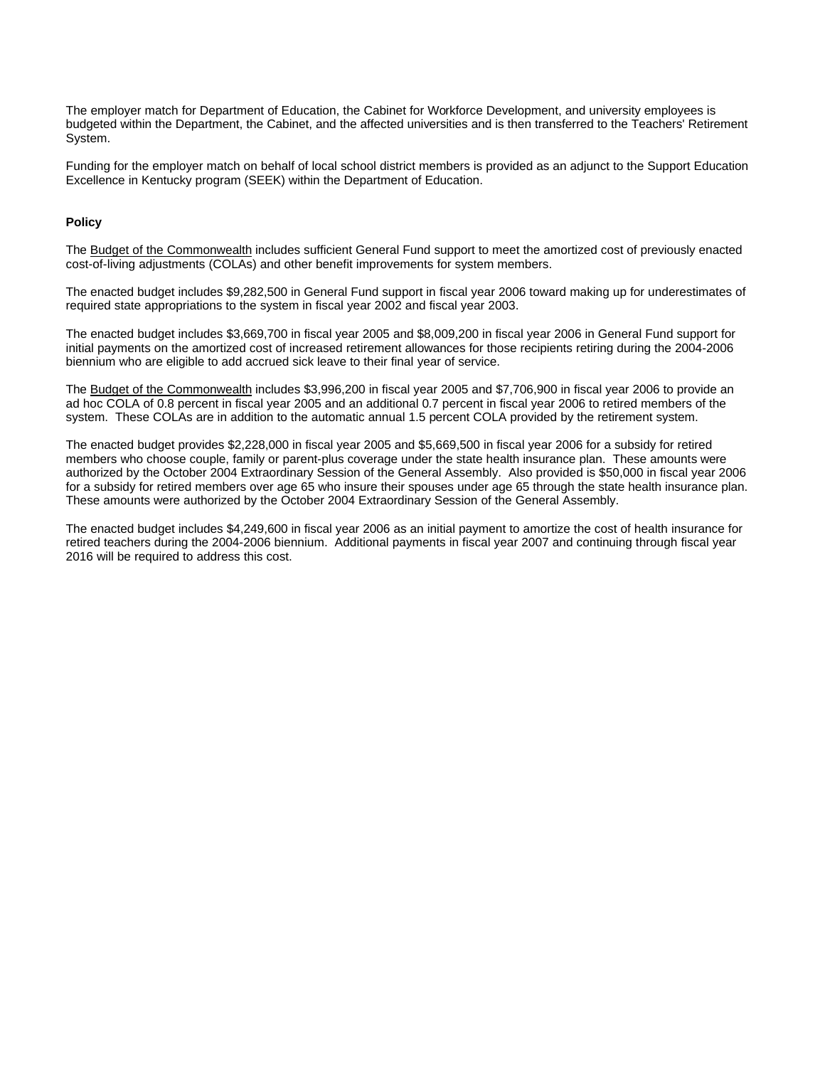The employer match for Department of Education, the Cabinet for Workforce Development, and university employees is budgeted within the Department, the Cabinet, and the affected universities and is then transferred to the Teachers' Retirement System.

Funding for the employer match on behalf of local school district members is provided as an adjunct to the Support Education Excellence in Kentucky program (SEEK) within the Department of Education.

**Policy**

The Budget of the Commonwealth includes sufficient General Fund support to meet the amortized cost of previously enacted cost-of-living adjustments (COLAs) and other benefit improvements for system members.

The enacted budget includes $9,282,500 in General Fund support in fiscal year 2006 toward making up for underestimates of required state appropriations to the system in fiscal year 2002 and fiscal year 2003.

The enacted budget includes $3,669,700 in fiscal year 2005 and $8,009,200 in fiscal year 2006 in General Fund support for initial payments on the amortized cost of increased retirement allowances for those recipients retiring during the 2004-2006 biennium who are eligible to add accrued sick leave to their final year of service.

The Budget of the Commonwealth includes $3,996,200 in fiscal year 2005 and $7,706,900 in fiscal year 2006 to provide an ad hoc COLA of 0.8 percent in fiscal year 2005 and an additional 0.7 percent in fiscal year 2006 to retired members of the system. These COLAs are in addition to the automatic annual 1.5 percent COLA provided by the retirement system.

The enacted budget provides $2,228,000 in fiscal year 2005 and $5,669,500 in fiscal year 2006 for a subsidy for retired members who choose couple, family or parent-plus coverage under the state health insurance plan. These amounts were authorized by the October 2004 Extraordinary Session of the General Assembly. Also provided is $50,000 in fiscal year 2006 for a subsidy for retired members over age 65 who insure their spouses under age 65 through the state health insurance plan. These amounts were authorized by the October 2004 Extraordinary Session of the General Assembly.

The enacted budget includes $4,249,600 in fiscal year 2006 as an initial payment to amortize the cost of health insurance for retired teachers during the 2004-2006 biennium. Additional payments in fiscal year 2007 and continuing through fiscal year 2016 will be required to address this cost.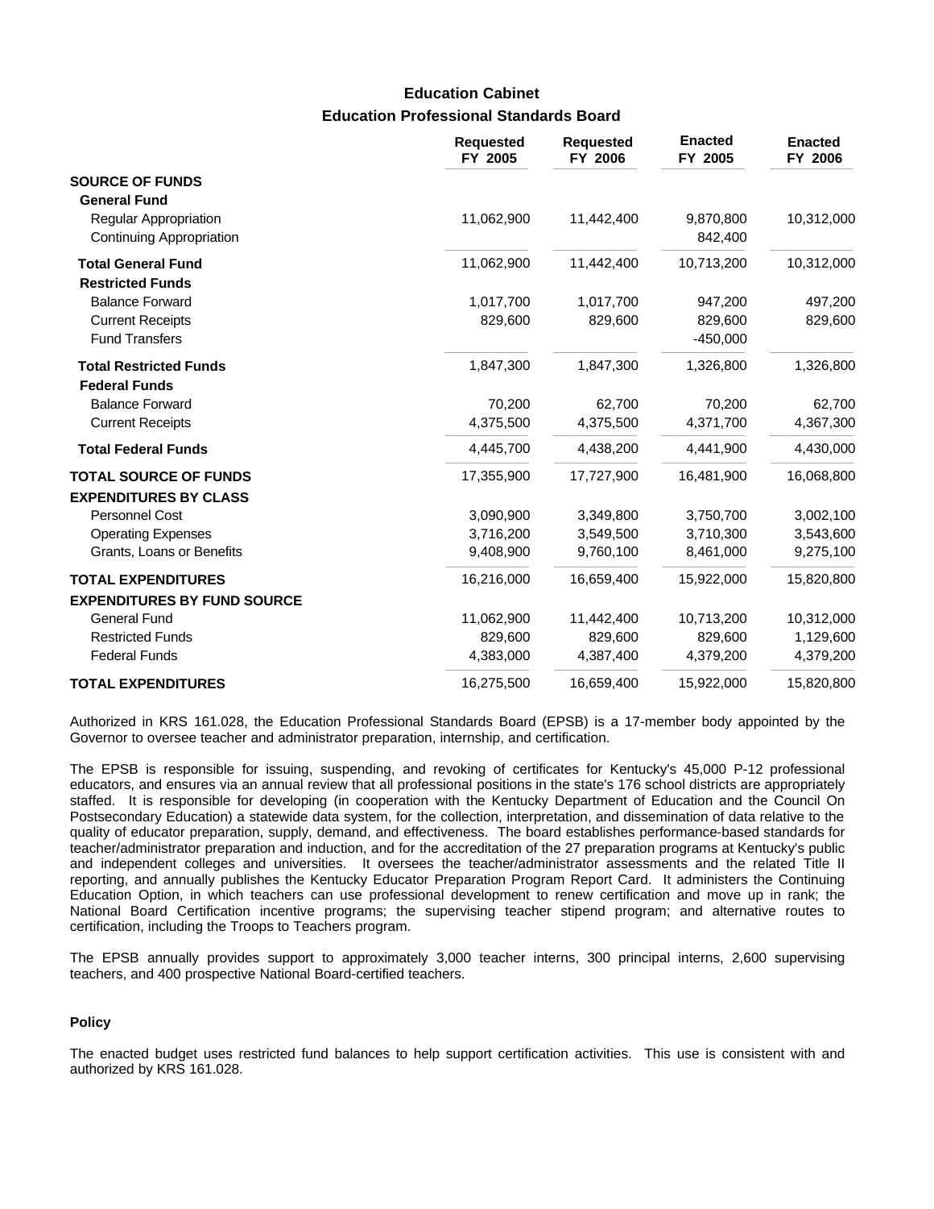## Education Cabinet

### Education Professional Standards Board

| | Requested FY 2005 | Requested FY 2006 | Enacted FY 2005 | Enacted FY 2006 |
|---|---|---|---|---|
| **SOURCE OF FUNDS** | | | | |
| **General Fund** | | | | |
| Regular Appropriation | 11,062,900 | 11,442,400 | 9,870,800 | 10,312,000 |
| Continuing Appropriation | | | 842,400 | |
| **Total General Fund** | 11,062,900 | 11,442,400 | 10,713,200 | 10,312,000 |
| **Restricted Funds** | | | | |
| Balance Forward | 1,017,700 | 1,017,700 | 947,200 | 497,200 |
| Current Receipts | 829,600 | 829,600 | 829,600 | 829,600 |
| Fund Transfers | | | -450,000 | |
| **Total Restricted Funds** | 1,847,300 | 1,847,300 | 1,326,800 | 1,326,800 |
| **Federal Funds** | | | | |
| Balance Forward | 70,200 | 62,700 | 70,200 | 62,700 |
| Current Receipts | 4,375,500 | 4,375,500 | 4,371,700 | 4,367,300 |
| **Total Federal Funds** | 4,445,700 | 4,438,200 | 4,441,900 | 4,430,000 |
| **TOTAL SOURCE OF FUNDS** | 17,355,900 | 17,727,900 | 16,481,900 | 16,068,800 |
| **EXPENDITURES BY CLASS** | | | | |
| Personnel Cost | 3,090,900 | 3,349,800 | 3,750,700 | 3,002,100 |
| Operating Expenses | 3,716,200 | 3,549,500 | 3,710,300 | 3,543,600 |
| Grants, Loans or Benefits | 9,408,900 | 9,760,100 | 8,461,000 | 9,275,100 |
| **TOTAL EXPENDITURES** | 16,216,000 | 16,659,400 | 15,922,000 | 15,820,800 |
| **EXPENDITURES BY FUND SOURCE** | | | | |
| General Fund | 11,062,900 | 11,442,400 | 10,713,200 | 10,312,000 |
| Restricted Funds | 829,600 | 829,600 | 829,600 | 1,129,600 |
| Federal Funds | 4,383,000 | 4,387,400 | 4,379,200 | 4,379,200 |
| **TOTAL EXPENDITURES** | 16,275,500 | 16,659,400 | 15,922,000 | 15,820,800 |

Authorized in KRS 161.028, the Education Professional Standards Board (EPSB) is a 17-member body appointed by the Governor to oversee teacher and administrator preparation, internship, and certification.

The EPSB is responsible for issuing, suspending, and revoking of certificates for Kentucky's 45,000 P-12 professional educators, and ensures via an annual review that all professional positions in the state's 176 school districts are appropriately staffed. It is responsible for developing (in cooperation with the Kentucky Department of Education and the Council On Postsecondary Education) a statewide data system, for the collection, interpretation, and dissemination of data relative to the quality of educator preparation, supply, demand, and effectiveness. The board establishes performance-based standards for teacher/administrator preparation and induction, and for the accreditation of the 27 preparation programs at Kentucky's public and independent colleges and universities. It oversees the teacher/administrator assessments and the related Title II reporting, and annually publishes the Kentucky Educator Preparation Program Report Card. It administers the Continuing Education Option, in which teachers can use professional development to renew certification and move up in rank; the National Board Certification incentive programs; the supervising teacher stipend program; and alternative routes to certification, including the Troops to Teachers program.

The EPSB annually provides support to approximately 3,000 teacher interns, 300 principal interns, 2,600 supervising teachers, and 400 prospective National Board-certified teachers.

#### Policy

The enacted budget uses restricted fund balances to help support certification activities. This use is consistent with and authorized by KRS 161.028.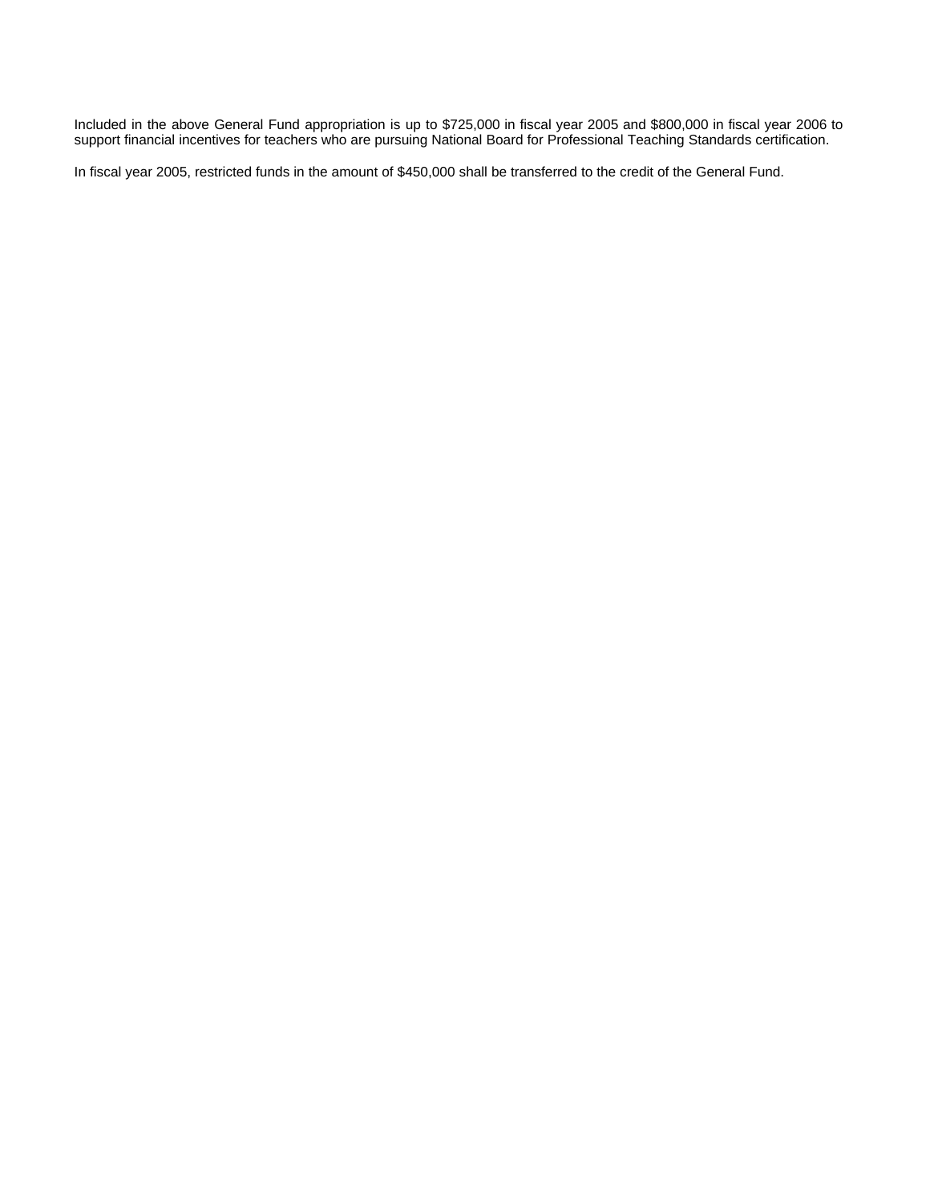Included in the above General Fund appropriation is up to $725,000 in fiscal year 2005 and $800,000 in fiscal year 2006 to support financial incentives for teachers who are pursuing National Board for Professional Teaching Standards certification.

In fiscal year 2005, restricted funds in the amount of $450,000 shall be transferred to the credit of the General Fund.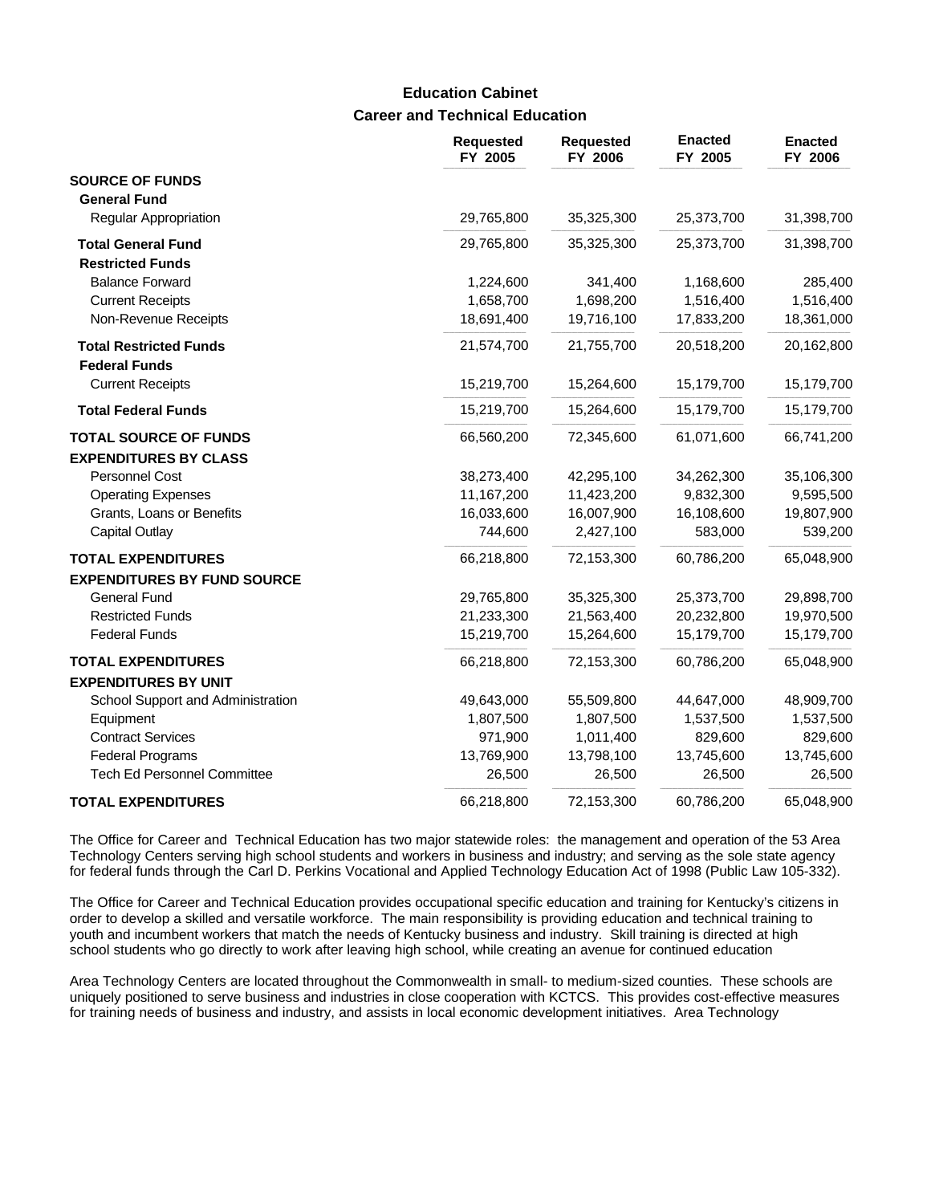## Education Cabinet

### Career and Technical Education

| | Requested FY 2005 | Requested FY 2006 | Enacted FY 2005 | Enacted FY 2006 |
|---|---|---|---|---|
| **SOURCE OF FUNDS** | | | | |
| **General Fund** | | | | |
| Regular Appropriation | 29,765,800 | 35,325,300 | 25,373,700 | 31,398,700 |
| **Total General Fund** | 29,765,800 | 35,325,300 | 25,373,700 | 31,398,700 |
| **Restricted Funds** | | | | |
| Balance Forward | 1,224,600 | 341,400 | 1,168,600 | 285,400 |
| Current Receipts | 1,658,700 | 1,698,200 | 1,516,400 | 1,516,400 |
| Non-Revenue Receipts | 18,691,400 | 19,716,100 | 17,833,200 | 18,361,000 |
| **Total Restricted Funds** | 21,574,700 | 21,755,700 | 20,518,200 | 20,162,800 |
| **Federal Funds** | | | | |
| Current Receipts | 15,219,700 | 15,264,600 | 15,179,700 | 15,179,700 |
| **Total Federal Funds** | 15,219,700 | 15,264,600 | 15,179,700 | 15,179,700 |
| **TOTAL SOURCE OF FUNDS** | 66,560,200 | 72,345,600 | 61,071,600 | 66,741,200 |
| **EXPENDITURES BY CLASS** | | | | |
| Personnel Cost | 38,273,400 | 42,295,100 | 34,262,300 | 35,106,300 |
| Operating Expenses | 11,167,200 | 11,423,200 | 9,832,300 | 9,595,500 |
| Grants, Loans or Benefits | 16,033,600 | 16,007,900 | 16,108,600 | 19,807,900 |
| Capital Outlay | 744,600 | 2,427,100 | 583,000 | 539,200 |
| **TOTAL EXPENDITURES** | 66,218,800 | 72,153,300 | 60,786,200 | 65,048,900 |
| **EXPENDITURES BY FUND SOURCE** | | | | |
| General Fund | 29,765,800 | 35,325,300 | 25,373,700 | 29,898,700 |
| Restricted Funds | 21,233,300 | 21,563,400 | 20,232,800 | 19,970,500 |
| Federal Funds | 15,219,700 | 15,264,600 | 15,179,700 | 15,179,700 |
| **TOTAL EXPENDITURES** | 66,218,800 | 72,153,300 | 60,786,200 | 65,048,900 |
| **EXPENDITURES BY UNIT** | | | | |
| School Support and Administration | 49,643,000 | 55,509,800 | 44,647,000 | 48,909,700 |
| Equipment | 1,807,500 | 1,807,500 | 1,537,500 | 1,537,500 |
| Contract Services | 971,900 | 1,011,400 | 829,600 | 829,600 |
| Federal Programs | 13,769,900 | 13,798,100 | 13,745,600 | 13,745,600 |
| Tech Ed Personnel Committee | 26,500 | 26,500 | 26,500 | 26,500 |
| **TOTAL EXPENDITURES** | 66,218,800 | 72,153,300 | 60,786,200 | 65,048,900 |

The Office for Career and Technical Education has two major statewide roles: the management and operation of the 53 Area Technology Centers serving high school students and workers in business and industry; and serving as the sole state agency for federal funds through the Carl D. Perkins Vocational and Applied Technology Education Act of 1998 (Public Law 105-332).

The Office for Career and Technical Education provides occupational specific education and training for Kentucky's citizens in order to develop a skilled and versatile workforce. The main responsibility is providing education and technical training to youth and incumbent workers that match the needs of Kentucky business and industry. Skill training is directed at high school students who go directly to work after leaving high school, while creating an avenue for continued education

Area Technology Centers are located throughout the Commonwealth in small- to medium-sized counties. These schools are uniquely positioned to serve business and industries in close cooperation with KCTCS. This provides cost-effective measures for training needs of business and industry, and assists in local economic development initiatives. Area Technology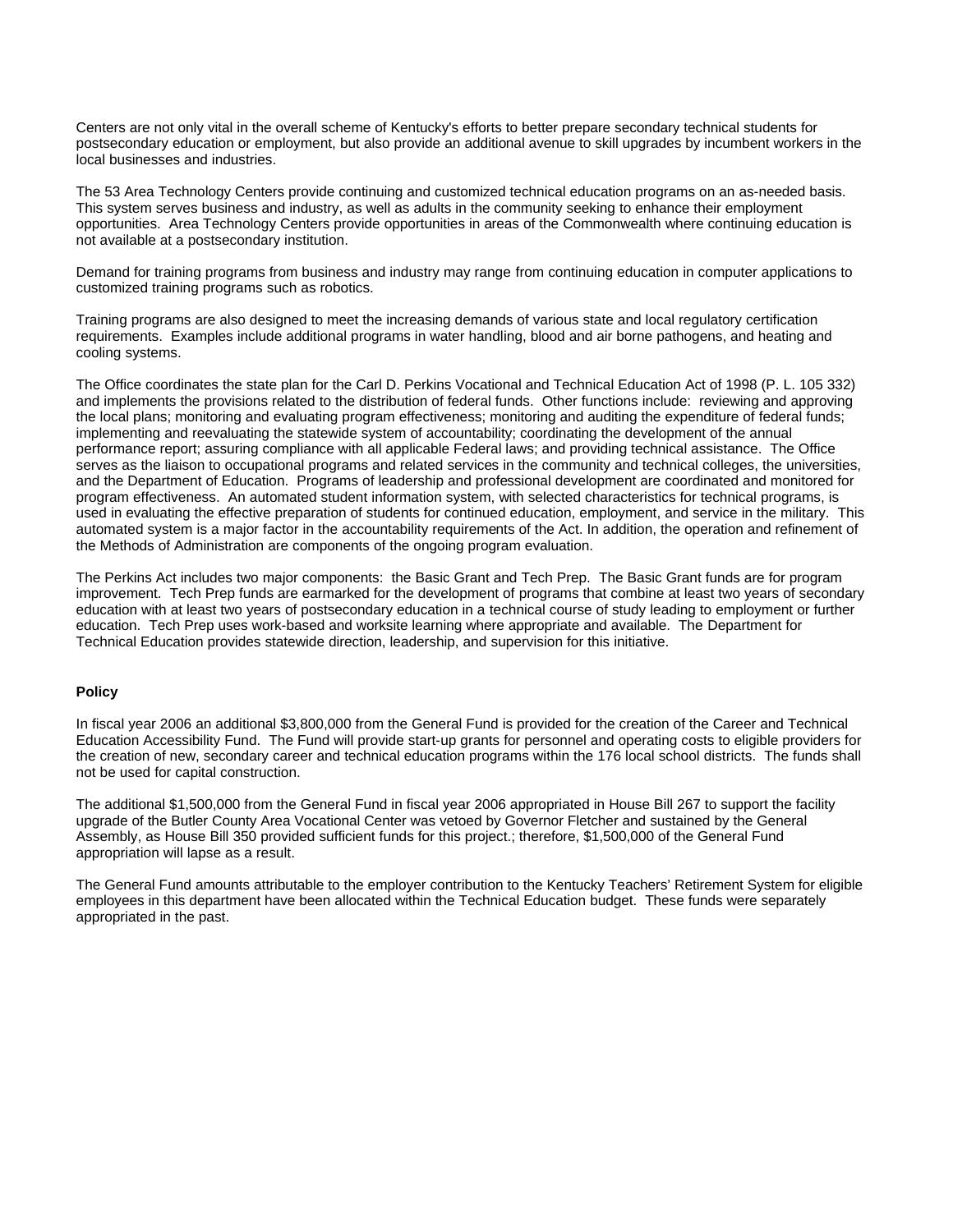Centers are not only vital in the overall scheme of Kentucky's efforts to better prepare secondary technical students for postsecondary education or employment, but also provide an additional avenue to skill upgrades by incumbent workers in the local businesses and industries.

The 53 Area Technology Centers provide continuing and customized technical education programs on an as-needed basis. This system serves business and industry, as well as adults in the community seeking to enhance their employment opportunities. Area Technology Centers provide opportunities in areas of the Commonwealth where continuing education is not available at a postsecondary institution.

Demand for training programs from business and industry may range from continuing education in computer applications to customized training programs such as robotics.

Training programs are also designed to meet the increasing demands of various state and local regulatory certification requirements. Examples include additional programs in water handling, blood and air borne pathogens, and heating and cooling systems.

The Office coordinates the state plan for the Carl D. Perkins Vocational and Technical Education Act of 1998 (P. L. 105 332) and implements the provisions related to the distribution of federal funds. Other functions include: reviewing and approving the local plans; monitoring and evaluating program effectiveness; monitoring and auditing the expenditure of federal funds; implementing and reevaluating the statewide system of accountability; coordinating the development of the annual performance report; assuring compliance with all applicable Federal laws; and providing technical assistance. The Office serves as the liaison to occupational programs and related services in the community and technical colleges, the universities, and the Department of Education. Programs of leadership and professional development are coordinated and monitored for program effectiveness. An automated student information system, with selected characteristics for technical programs, is used in evaluating the effective preparation of students for continued education, employment, and service in the military. This automated system is a major factor in the accountability requirements of the Act. In addition, the operation and refinement of the Methods of Administration are components of the ongoing program evaluation.

The Perkins Act includes two major components: the Basic Grant and Tech Prep. The Basic Grant funds are for program improvement. Tech Prep funds are earmarked for the development of programs that combine at least two years of secondary education with at least two years of postsecondary education in a technical course of study leading to employment or further education. Tech Prep uses work-based and worksite learning where appropriate and available. The Department for Technical Education provides statewide direction, leadership, and supervision for this initiative.

**Policy**

In fiscal year 2006 an additional $3,800,000 from the General Fund is provided for the creation of the Career and Technical Education Accessibility Fund. The Fund will provide start-up grants for personnel and operating costs to eligible providers for the creation of new, secondary career and technical education programs within the 176 local school districts. The funds shall not be used for capital construction.

The additional $1,500,000 from the General Fund in fiscal year 2006 appropriated in House Bill 267 to support the facility upgrade of the Butler County Area Vocational Center was vetoed by Governor Fletcher and sustained by the General Assembly, as House Bill 350 provided sufficient funds for this project.; therefore, $1,500,000 of the General Fund appropriation will lapse as a result.

The General Fund amounts attributable to the employer contribution to the Kentucky Teachers' Retirement System for eligible employees in this department have been allocated within the Technical Education budget. These funds were separately appropriated in the past.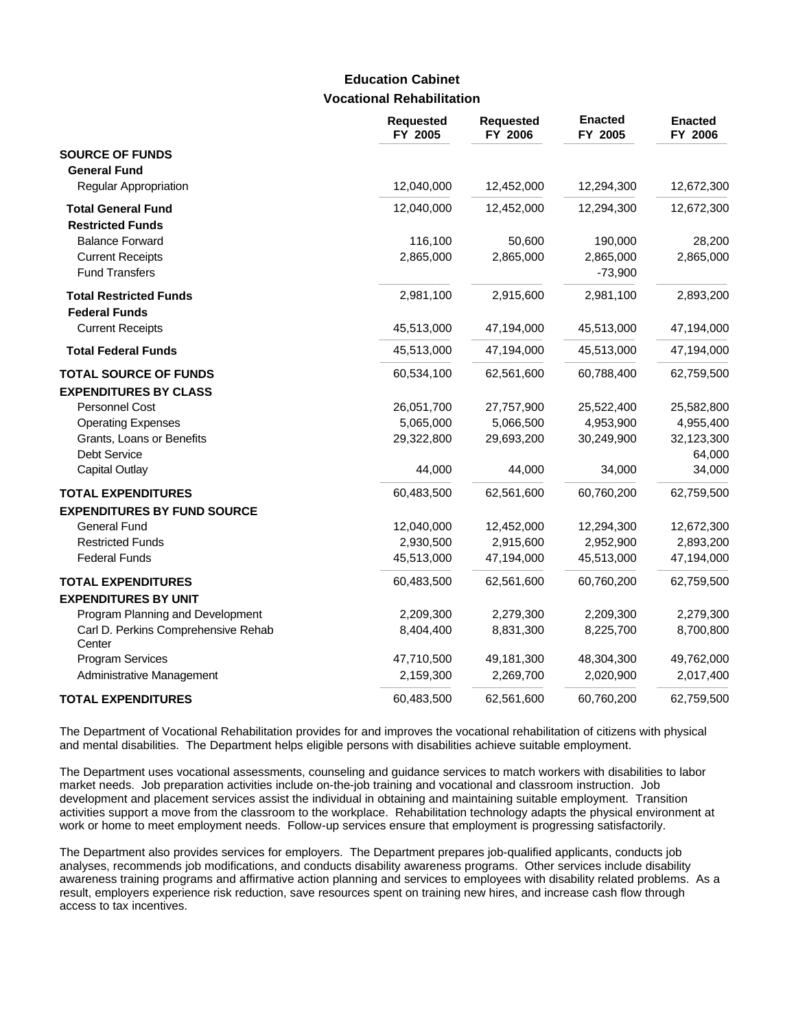## Education Cabinet
### Vocational Rehabilitation

| | Requested FY 2005 | Requested FY 2006 | Enacted FY 2005 | Enacted FY 2006 |
|---|---|---|---|---|
| **SOURCE OF FUNDS** | | | | |
| **General Fund** | | | | |
| Regular Appropriation | 12,040,000 | 12,452,000 | 12,294,300 | 12,672,300 |
| **Total General Fund** | 12,040,000 | 12,452,000 | 12,294,300 | 12,672,300 |
| **Restricted Funds** | | | | |
| Balance Forward | 116,100 | 50,600 | 190,000 | 28,200 |
| Current Receipts | 2,865,000 | 2,865,000 | 2,865,000 | 2,865,000 |
| Fund Transfers | | | -73,900 | |
| **Total Restricted Funds** | 2,981,100 | 2,915,600 | 2,981,100 | 2,893,200 |
| **Federal Funds** | | | | |
| Current Receipts | 45,513,000 | 47,194,000 | 45,513,000 | 47,194,000 |
| **Total Federal Funds** | 45,513,000 | 47,194,000 | 45,513,000 | 47,194,000 |
| **TOTAL SOURCE OF FUNDS** | 60,534,100 | 62,561,600 | 60,788,400 | 62,759,500 |
| **EXPENDITURES BY CLASS** | | | | |
| Personnel Cost | 26,051,700 | 27,757,900 | 25,522,400 | 25,582,800 |
| Operating Expenses | 5,065,000 | 5,066,500 | 4,953,900 | 4,955,400 |
| Grants, Loans or Benefits | 29,322,800 | 29,693,200 | 30,249,900 | 32,123,300 |
| Debt Service | | | | 64,000 |
| Capital Outlay | 44,000 | 44,000 | 34,000 | 34,000 |
| **TOTAL EXPENDITURES** | 60,483,500 | 62,561,600 | 60,760,200 | 62,759,500 |
| **EXPENDITURES BY FUND SOURCE** | | | | |
| General Fund | 12,040,000 | 12,452,000 | 12,294,300 | 12,672,300 |
| Restricted Funds | 2,930,500 | 2,915,600 | 2,952,900 | 2,893,200 |
| Federal Funds | 45,513,000 | 47,194,000 | 45,513,000 | 47,194,000 |
| **TOTAL EXPENDITURES** | 60,483,500 | 62,561,600 | 60,760,200 | 62,759,500 |
| **EXPENDITURES BY UNIT** | | | | |
| Program Planning and Development | 2,209,300 | 2,279,300 | 2,209,300 | 2,279,300 |
| Carl D. Perkins Comprehensive Rehab Center | 8,404,400 | 8,831,300 | 8,225,700 | 8,700,800 |
| Program Services | 47,710,500 | 49,181,300 | 48,304,300 | 49,762,000 |
| Administrative Management | 2,159,300 | 2,269,700 | 2,020,900 | 2,017,400 |
| **TOTAL EXPENDITURES** | 60,483,500 | 62,561,600 | 60,760,200 | 62,759,500 |

The Department of Vocational Rehabilitation provides for and improves the vocational rehabilitation of citizens with physical and mental disabilities. The Department helps eligible persons with disabilities achieve suitable employment.

The Department uses vocational assessments, counseling and guidance services to match workers with disabilities to labor market needs. Job preparation activities include on-the-job training and vocational and classroom instruction. Job development and placement services assist the individual in obtaining and maintaining suitable employment. Transition activities support a move from the classroom to the workplace. Rehabilitation technology adapts the physical environment at work or home to meet employment needs. Follow-up services ensure that employment is progressing satisfactorily.

The Department also provides services for employers. The Department prepares job-qualified applicants, conducts job analyses, recommends job modifications, and conducts disability awareness programs. Other services include disability awareness training programs and affirmative action planning and services to employees with disability related problems. As a result, employers experience risk reduction, save resources spent on training new hires, and increase cash flow through access to tax incentives.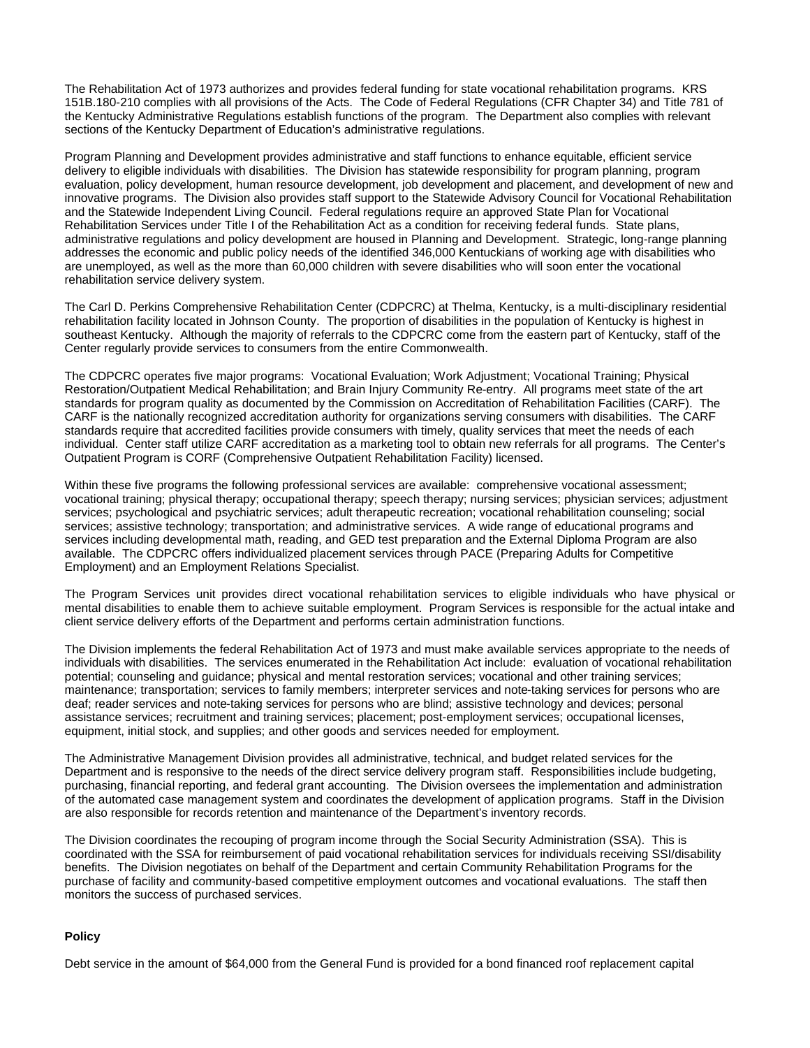The Rehabilitation Act of 1973 authorizes and provides federal funding for state vocational rehabilitation programs. KRS 151B.180-210 complies with all provisions of the Acts. The Code of Federal Regulations (CFR Chapter 34) and Title 781 of the Kentucky Administrative Regulations establish functions of the program. The Department also complies with relevant sections of the Kentucky Department of Education's administrative regulations.

Program Planning and Development provides administrative and staff functions to enhance equitable, efficient service delivery to eligible individuals with disabilities. The Division has statewide responsibility for program planning, program evaluation, policy development, human resource development, job development and placement, and development of new and innovative programs. The Division also provides staff support to the Statewide Advisory Council for Vocational Rehabilitation and the Statewide Independent Living Council. Federal regulations require an approved State Plan for Vocational Rehabilitation Services under Title I of the Rehabilitation Act as a condition for receiving federal funds. State plans, administrative regulations and policy development are housed in Planning and Development. Strategic, long-range planning addresses the economic and public policy needs of the identified 346,000 Kentuckians of working age with disabilities who are unemployed, as well as the more than 60,000 children with severe disabilities who will soon enter the vocational rehabilitation service delivery system.

The Carl D. Perkins Comprehensive Rehabilitation Center (CDPCRC) at Thelma, Kentucky, is a multi-disciplinary residential rehabilitation facility located in Johnson County. The proportion of disabilities in the population of Kentucky is highest in southeast Kentucky. Although the majority of referrals to the CDPCRC come from the eastern part of Kentucky, staff of the Center regularly provide services to consumers from the entire Commonwealth.

The CDPCRC operates five major programs: Vocational Evaluation; Work Adjustment; Vocational Training; Physical Restoration/Outpatient Medical Rehabilitation; and Brain Injury Community Re-entry. All programs meet state of the art standards for program quality as documented by the Commission on Accreditation of Rehabilitation Facilities (CARF). The CARF is the nationally recognized accreditation authority for organizations serving consumers with disabilities. The CARF standards require that accredited facilities provide consumers with timely, quality services that meet the needs of each individual. Center staff utilize CARF accreditation as a marketing tool to obtain new referrals for all programs. The Center's Outpatient Program is CORF (Comprehensive Outpatient Rehabilitation Facility) licensed.

Within these five programs the following professional services are available: comprehensive vocational assessment; vocational training; physical therapy; occupational therapy; speech therapy; nursing services; physician services; adjustment services; psychological and psychiatric services; adult therapeutic recreation; vocational rehabilitation counseling; social services; assistive technology; transportation; and administrative services. A wide range of educational programs and services including developmental math, reading, and GED test preparation and the External Diploma Program are also available. The CDPCRC offers individualized placement services through PACE (Preparing Adults for Competitive Employment) and an Employment Relations Specialist.

The Program Services unit provides direct vocational rehabilitation services to eligible individuals who have physical or mental disabilities to enable them to achieve suitable employment. Program Services is responsible for the actual intake and client service delivery efforts of the Department and performs certain administration functions.

The Division implements the federal Rehabilitation Act of 1973 and must make available services appropriate to the needs of individuals with disabilities. The services enumerated in the Rehabilitation Act include: evaluation of vocational rehabilitation potential; counseling and guidance; physical and mental restoration services; vocational and other training services; maintenance; transportation; services to family members; interpreter services and note-taking services for persons who are deaf; reader services and note-taking services for persons who are blind; assistive technology and devices; personal assistance services; recruitment and training services; placement; post-employment services; occupational licenses, equipment, initial stock, and supplies; and other goods and services needed for employment.

The Administrative Management Division provides all administrative, technical, and budget related services for the Department and is responsive to the needs of the direct service delivery program staff. Responsibilities include budgeting, purchasing, financial reporting, and federal grant accounting. The Division oversees the implementation and administration of the automated case management system and coordinates the development of application programs. Staff in the Division are also responsible for records retention and maintenance of the Department's inventory records.

The Division coordinates the recouping of program income through the Social Security Administration (SSA). This is coordinated with the SSA for reimbursement of paid vocational rehabilitation services for individuals receiving SSI/disability benefits. The Division negotiates on behalf of the Department and certain Community Rehabilitation Programs for the purchase of facility and community-based competitive employment outcomes and vocational evaluations. The staff then monitors the success of purchased services.

**Policy**

Debt service in the amount of $64,000 from the General Fund is provided for a bond financed roof replacement capital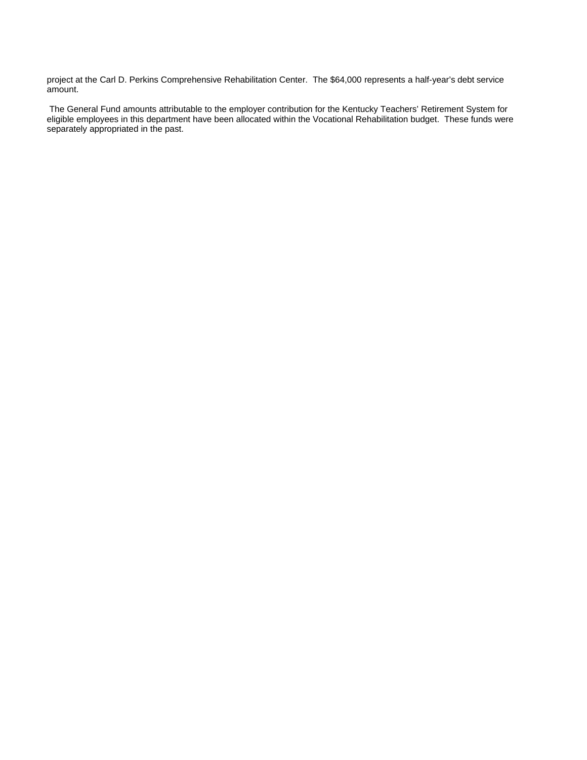project at the Carl D. Perkins Comprehensive Rehabilitation Center. The $64,000 represents a half-year's debt service amount.

The General Fund amounts attributable to the employer contribution for the Kentucky Teachers' Retirement System for eligible employees in this department have been allocated within the Vocational Rehabilitation budget. These funds were separately appropriated in the past.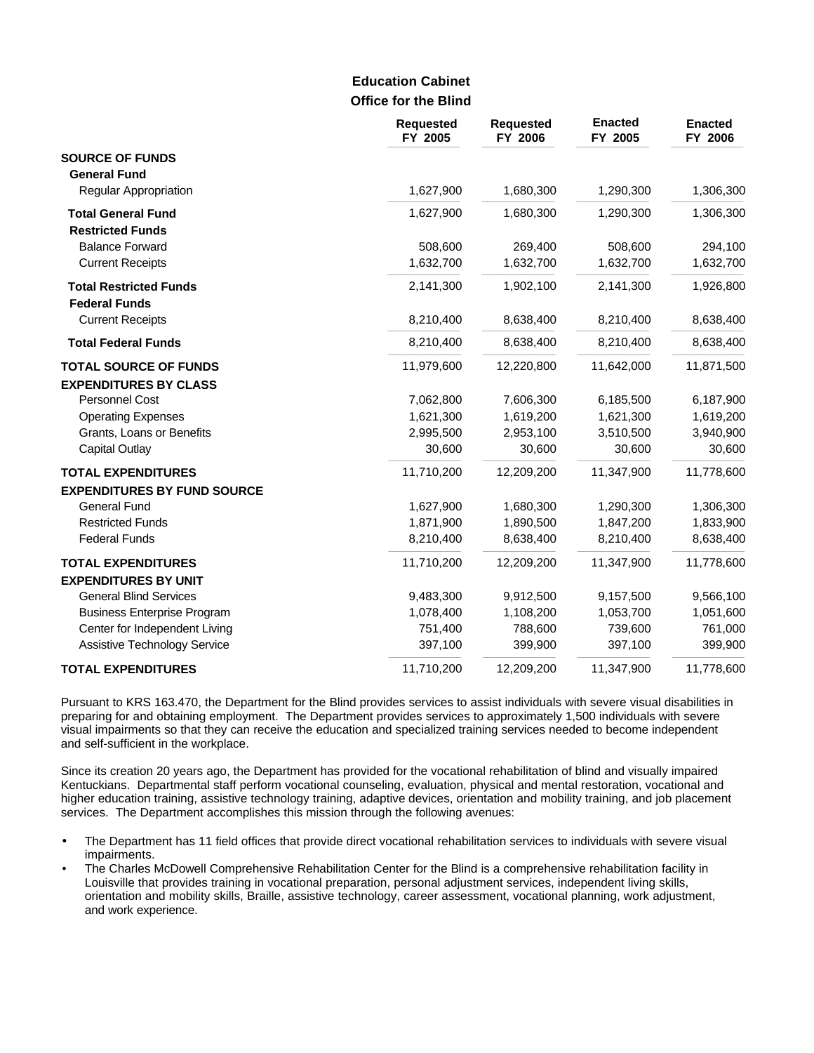## Education Cabinet
### Office for the Blind

| | Requested FY 2005 | Requested FY 2006 | Enacted FY 2005 | Enacted FY 2006 |
|---|---|---|---|---|
| **SOURCE OF FUNDS** | | | | |
| **General Fund** | | | | |
| Regular Appropriation | 1,627,900 | 1,680,300 | 1,290,300 | 1,306,300 |
| **Total General Fund** | 1,627,900 | 1,680,300 | 1,290,300 | 1,306,300 |
| **Restricted Funds** | | | | |
| Balance Forward | 508,600 | 269,400 | 508,600 | 294,100 |
| Current Receipts | 1,632,700 | 1,632,700 | 1,632,700 | 1,632,700 |
| **Total Restricted Funds** | 2,141,300 | 1,902,100 | 2,141,300 | 1,926,800 |
| **Federal Funds** | | | | |
| Current Receipts | 8,210,400 | 8,638,400 | 8,210,400 | 8,638,400 |
| **Total Federal Funds** | 8,210,400 | 8,638,400 | 8,210,400 | 8,638,400 |
| **TOTAL SOURCE OF FUNDS** | 11,979,600 | 12,220,800 | 11,642,000 | 11,871,500 |
| **EXPENDITURES BY CLASS** | | | | |
| Personnel Cost | 7,062,800 | 7,606,300 | 6,185,500 | 6,187,900 |
| Operating Expenses | 1,621,300 | 1,619,200 | 1,621,300 | 1,619,200 |
| Grants, Loans or Benefits | 2,995,500 | 2,953,100 | 3,510,500 | 3,940,900 |
| Capital Outlay | 30,600 | 30,600 | 30,600 | 30,600 |
| **TOTAL EXPENDITURES** | 11,710,200 | 12,209,200 | 11,347,900 | 11,778,600 |
| **EXPENDITURES BY FUND SOURCE** | | | | |
| General Fund | 1,627,900 | 1,680,300 | 1,290,300 | 1,306,300 |
| Restricted Funds | 1,871,900 | 1,890,500 | 1,847,200 | 1,833,900 |
| Federal Funds | 8,210,400 | 8,638,400 | 8,210,400 | 8,638,400 |
| **TOTAL EXPENDITURES** | 11,710,200 | 12,209,200 | 11,347,900 | 11,778,600 |
| **EXPENDITURES BY UNIT** | | | | |
| General Blind Services | 9,483,300 | 9,912,500 | 9,157,500 | 9,566,100 |
| Business Enterprise Program | 1,078,400 | 1,108,200 | 1,053,700 | 1,051,600 |
| Center for Independent Living | 751,400 | 788,600 | 739,600 | 761,000 |
| Assistive Technology Service | 397,100 | 399,900 | 397,100 | 399,900 |
| **TOTAL EXPENDITURES** | 11,710,200 | 12,209,200 | 11,347,900 | 11,778,600 |

Pursuant to KRS 163.470, the Department for the Blind provides services to assist individuals with severe visual disabilities in preparing for and obtaining employment. The Department provides services to approximately 1,500 individuals with severe visual impairments so that they can receive the education and specialized training services needed to become independent and self-sufficient in the workplace.

Since its creation 20 years ago, the Department has provided for the vocational rehabilitation of blind and visually impaired Kentuckians. Departmental staff perform vocational counseling, evaluation, physical and mental restoration, vocational and higher education training, assistive technology training, adaptive devices, orientation and mobility training, and job placement services. The Department accomplishes this mission through the following avenues:

- The Department has 11 field offices that provide direct vocational rehabilitation services to individuals with severe visual impairments.
- The Charles McDowell Comprehensive Rehabilitation Center for the Blind is a comprehensive rehabilitation facility in Louisville that provides training in vocational preparation, personal adjustment services, independent living skills, orientation and mobility skills, Braille, assistive technology, career assessment, vocational planning, work adjustment, and work experience.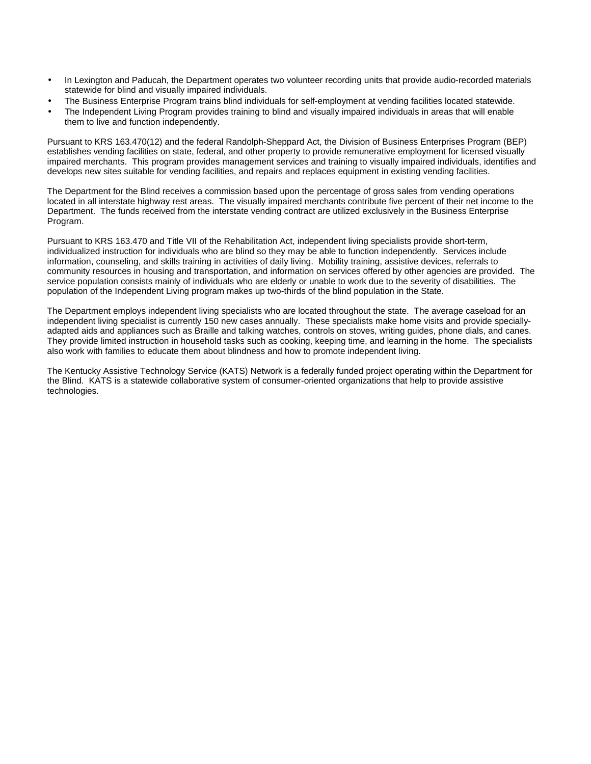- In Lexington and Paducah, the Department operates two volunteer recording units that provide audio-recorded materials statewide for blind and visually impaired individuals.
- The Business Enterprise Program trains blind individuals for self-employment at vending facilities located statewide.
- The Independent Living Program provides training to blind and visually impaired individuals in areas that will enable them to live and function independently.

Pursuant to KRS 163.470(12) and the federal Randolph-Sheppard Act, the Division of Business Enterprises Program (BEP) establishes vending facilities on state, federal, and other property to provide remunerative employment for licensed visually impaired merchants. This program provides management services and training to visually impaired individuals, identifies and develops new sites suitable for vending facilities, and repairs and replaces equipment in existing vending facilities.

The Department for the Blind receives a commission based upon the percentage of gross sales from vending operations located in all interstate highway rest areas. The visually impaired merchants contribute five percent of their net income to the Department. The funds received from the interstate vending contract are utilized exclusively in the Business Enterprise Program.

Pursuant to KRS 163.470 and Title VII of the Rehabilitation Act, independent living specialists provide short-term, individualized instruction for individuals who are blind so they may be able to function independently. Services include information, counseling, and skills training in activities of daily living. Mobility training, assistive devices, referrals to community resources in housing and transportation, and information on services offered by other agencies are provided. The service population consists mainly of individuals who are elderly or unable to work due to the severity of disabilities. The population of the Independent Living program makes up two-thirds of the blind population in the State.

The Department employs independent living specialists who are located throughout the state. The average caseload for an independent living specialist is currently 150 new cases annually. These specialists make home visits and provide specially-adapted aids and appliances such as Braille and talking watches, controls on stoves, writing guides, phone dials, and canes. They provide limited instruction in household tasks such as cooking, keeping time, and learning in the home. The specialists also work with families to educate them about blindness and how to promote independent living.

The Kentucky Assistive Technology Service (KATS) Network is a federally funded project operating within the Department for the Blind. KATS is a statewide collaborative system of consumer-oriented organizations that help to provide assistive technologies.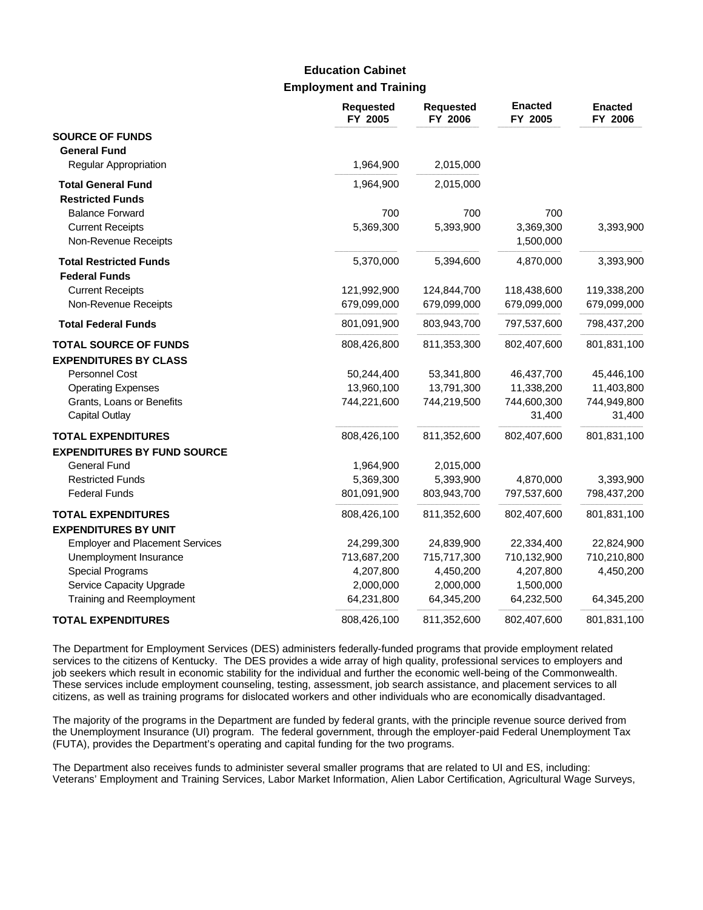## Education Cabinet
### Employment and Training

| | Requested FY 2005 | Requested FY 2006 | Enacted FY 2005 | Enacted FY 2006 |
|---|---|---|---|---|
| **SOURCE OF FUNDS** | | | | |
| **General Fund** | | | | |
| Regular Appropriation | 1,964,900 | 2,015,000 | | |
| **Total General Fund** | 1,964,900 | 2,015,000 | | |
| **Restricted Funds** | | | | |
| Balance Forward | 700 | 700 | 700 | |
| Current Receipts | 5,369,300 | 5,393,900 | 3,369,300 | 3,393,900 |
| Non-Revenue Receipts | | | 1,500,000 | |
| **Total Restricted Funds** | 5,370,000 | 5,394,600 | 4,870,000 | 3,393,900 |
| **Federal Funds** | | | | |
| Current Receipts | 121,992,900 | 124,844,700 | 118,438,600 | 119,338,200 |
| Non-Revenue Receipts | 679,099,000 | 679,099,000 | 679,099,000 | 679,099,000 |
| **Total Federal Funds** | 801,091,900 | 803,943,700 | 797,537,600 | 798,437,200 |
| **TOTAL SOURCE OF FUNDS** | 808,426,800 | 811,353,300 | 802,407,600 | 801,831,100 |
| **EXPENDITURES BY CLASS** | | | | |
| Personnel Cost | 50,244,400 | 53,341,800 | 46,437,700 | 45,446,100 |
| Operating Expenses | 13,960,100 | 13,791,300 | 11,338,200 | 11,403,800 |
| Grants, Loans or Benefits | 744,221,600 | 744,219,500 | 744,600,300 | 744,949,800 |
| Capital Outlay | | | 31,400 | 31,400 |
| **TOTAL EXPENDITURES** | 808,426,100 | 811,352,600 | 802,407,600 | 801,831,100 |
| **EXPENDITURES BY FUND SOURCE** | | | | |
| General Fund | 1,964,900 | 2,015,000 | | |
| Restricted Funds | 5,369,300 | 5,393,900 | 4,870,000 | 3,393,900 |
| Federal Funds | 801,091,900 | 803,943,700 | 797,537,600 | 798,437,200 |
| **TOTAL EXPENDITURES** | 808,426,100 | 811,352,600 | 802,407,600 | 801,831,100 |
| **EXPENDITURES BY UNIT** | | | | |
| Employer and Placement Services | 24,299,300 | 24,839,900 | 22,334,400 | 22,824,900 |
| Unemployment Insurance | 713,687,200 | 715,717,300 | 710,132,900 | 710,210,800 |
| Special Programs | 4,207,800 | 4,450,200 | 4,207,800 | 4,450,200 |
| Service Capacity Upgrade | 2,000,000 | 2,000,000 | 1,500,000 | |
| Training and Reemployment | 64,231,800 | 64,345,200 | 64,232,500 | 64,345,200 |
| **TOTAL EXPENDITURES** | 808,426,100 | 811,352,600 | 802,407,600 | 801,831,100 |

The Department for Employment Services (DES) administers federally-funded programs that provide employment related services to the citizens of Kentucky. The DES provides a wide array of high quality, professional services to employers and job seekers which result in economic stability for the individual and further the economic well-being of the Commonwealth. These services include employment counseling, testing, assessment, job search assistance, and placement services to all citizens, as well as training programs for dislocated workers and other individuals who are economically disadvantaged.

The majority of the programs in the Department are funded by federal grants, with the principle revenue source derived from the Unemployment Insurance (UI) program. The federal government, through the employer-paid Federal Unemployment Tax (FUTA), provides the Department's operating and capital funding for the two programs.

The Department also receives funds to administer several smaller programs that are related to UI and ES, including: Veterans' Employment and Training Services, Labor Market Information, Alien Labor Certification, Agricultural Wage Surveys,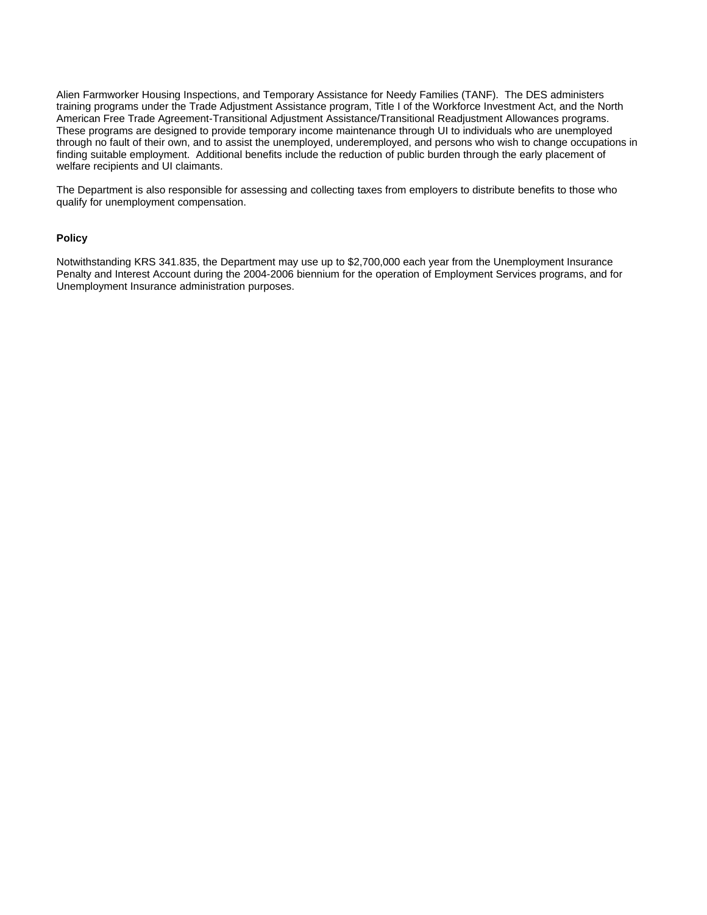Alien Farmworker Housing Inspections, and Temporary Assistance for Needy Families (TANF). The DES administers training programs under the Trade Adjustment Assistance program, Title I of the Workforce Investment Act, and the North American Free Trade Agreement-Transitional Adjustment Assistance/Transitional Readjustment Allowances programs. These programs are designed to provide temporary income maintenance through UI to individuals who are unemployed through no fault of their own, and to assist the unemployed, underemployed, and persons who wish to change occupations in finding suitable employment. Additional benefits include the reduction of public burden through the early placement of welfare recipients and UI claimants.

The Department is also responsible for assessing and collecting taxes from employers to distribute benefits to those who qualify for unemployment compensation.

**Policy**

Notwithstanding KRS 341.835, the Department may use up to $2,700,000 each year from the Unemployment Insurance Penalty and Interest Account during the 2004-2006 biennium for the operation of Employment Services programs, and for Unemployment Insurance administration purposes.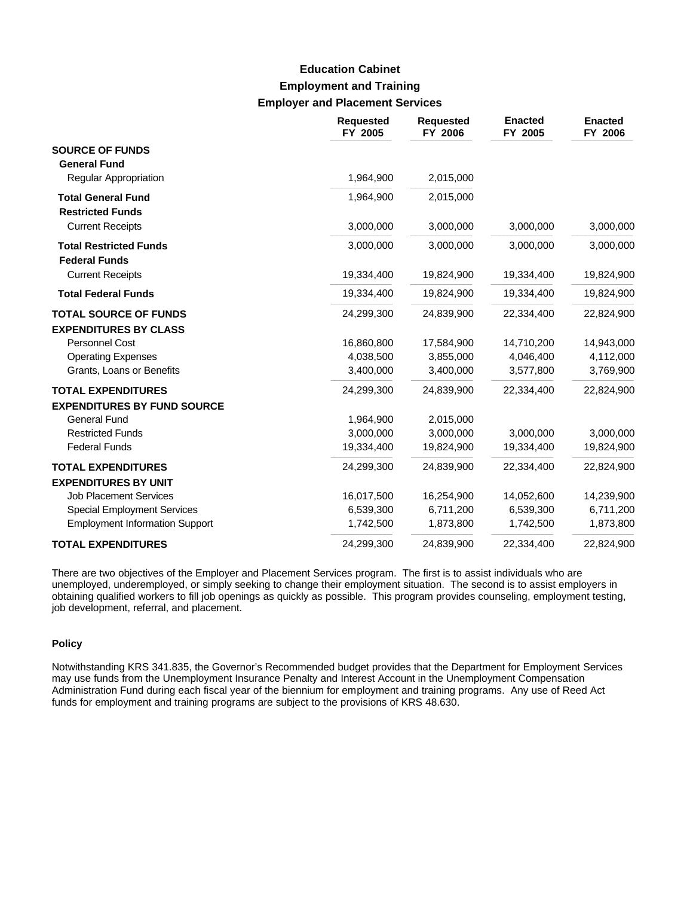# Education Cabinet

## Employment and Training

### Employer and Placement Services

| | Requested FY 2005 | Requested FY 2006 | Enacted FY 2005 | Enacted FY 2006 |
|---|---|---|---|---|
| **SOURCE OF FUNDS** | | | | |
| **General Fund** | | | | |
| Regular Appropriation | 1,964,900 | 2,015,000 | | |
| **Total General Fund** | 1,964,900 | 2,015,000 | | |
| **Restricted Funds** | | | | |
| Current Receipts | 3,000,000 | 3,000,000 | 3,000,000 | 3,000,000 |
| **Total Restricted Funds** | 3,000,000 | 3,000,000 | 3,000,000 | 3,000,000 |
| **Federal Funds** | | | | |
| Current Receipts | 19,334,400 | 19,824,900 | 19,334,400 | 19,824,900 |
| **Total Federal Funds** | 19,334,400 | 19,824,900 | 19,334,400 | 19,824,900 |
| **TOTAL SOURCE OF FUNDS** | 24,299,300 | 24,839,900 | 22,334,400 | 22,824,900 |
| **EXPENDITURES BY CLASS** | | | | |
| Personnel Cost | 16,860,800 | 17,584,900 | 14,710,200 | 14,943,000 |
| Operating Expenses | 4,038,500 | 3,855,000 | 4,046,400 | 4,112,000 |
| Grants, Loans or Benefits | 3,400,000 | 3,400,000 | 3,577,800 | 3,769,900 |
| **TOTAL EXPENDITURES** | 24,299,300 | 24,839,900 | 22,334,400 | 22,824,900 |
| **EXPENDITURES BY FUND SOURCE** | | | | |
| General Fund | 1,964,900 | 2,015,000 | | |
| Restricted Funds | 3,000,000 | 3,000,000 | 3,000,000 | 3,000,000 |
| Federal Funds | 19,334,400 | 19,824,900 | 19,334,400 | 19,824,900 |
| **TOTAL EXPENDITURES** | 24,299,300 | 24,839,900 | 22,334,400 | 22,824,900 |
| **EXPENDITURES BY UNIT** | | | | |
| Job Placement Services | 16,017,500 | 16,254,900 | 14,052,600 | 14,239,900 |
| Special Employment Services | 6,539,300 | 6,711,200 | 6,539,300 | 6,711,200 |
| Employment Information Support | 1,742,500 | 1,873,800 | 1,742,500 | 1,873,800 |
| **TOTAL EXPENDITURES** | 24,299,300 | 24,839,900 | 22,334,400 | 22,824,900 |

There are two objectives of the Employer and Placement Services program. The first is to assist individuals who are unemployed, underemployed, or simply seeking to change their employment situation. The second is to assist employers in obtaining qualified workers to fill job openings as quickly as possible. This program provides counseling, employment testing, job development, referral, and placement.

**Policy**

Notwithstanding KRS 341.835, the Governor's Recommended budget provides that the Department for Employment Services may use funds from the Unemployment Insurance Penalty and Interest Account in the Unemployment Compensation Administration Fund during each fiscal year of the biennium for employment and training programs. Any use of Reed Act funds for employment and training programs are subject to the provisions of KRS 48.630.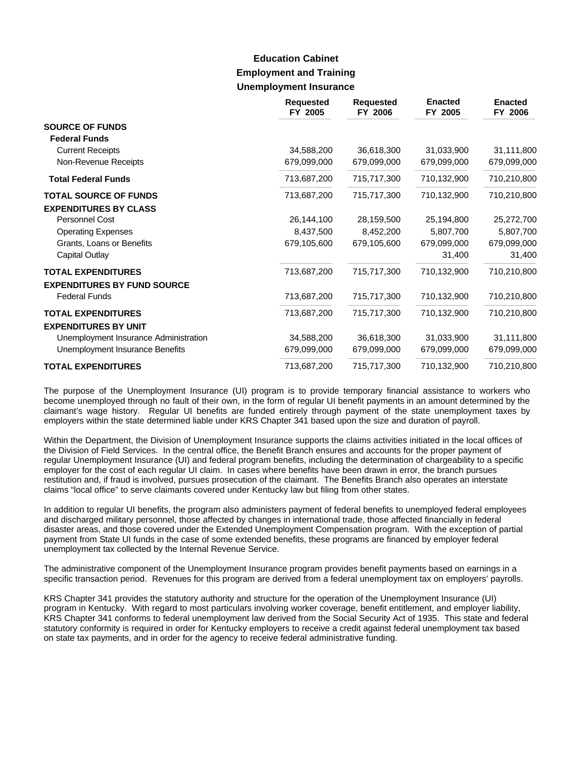## Education Cabinet
### Employment and Training
### Unemployment Insurance

| | Requested FY 2005 | Requested FY 2006 | Enacted FY 2005 | Enacted FY 2006 |
|---|---|---|---|---|
| **SOURCE OF FUNDS** | | | | |
| **Federal Funds** | | | | |
| Current Receipts | 34,588,200 | 36,618,300 | 31,033,900 | 31,111,800 |
| Non-Revenue Receipts | 679,099,000 | 679,099,000 | 679,099,000 | 679,099,000 |
| **Total Federal Funds** | 713,687,200 | 715,717,300 | 710,132,900 | 710,210,800 |
| **TOTAL SOURCE OF FUNDS** | 713,687,200 | 715,717,300 | 710,132,900 | 710,210,800 |
| **EXPENDITURES BY CLASS** | | | | |
| Personnel Cost | 26,144,100 | 28,159,500 | 25,194,800 | 25,272,700 |
| Operating Expenses | 8,437,500 | 8,452,200 | 5,807,700 | 5,807,700 |
| Grants, Loans or Benefits | 679,105,600 | 679,105,600 | 679,099,000 | 679,099,000 |
| Capital Outlay | | | 31,400 | 31,400 |
| **TOTAL EXPENDITURES** | 713,687,200 | 715,717,300 | 710,132,900 | 710,210,800 |
| **EXPENDITURES BY FUND SOURCE** | | | | |
| Federal Funds | 713,687,200 | 715,717,300 | 710,132,900 | 710,210,800 |
| **TOTAL EXPENDITURES** | 713,687,200 | 715,717,300 | 710,132,900 | 710,210,800 |
| **EXPENDITURES BY UNIT** | | | | |
| Unemployment Insurance Administration | 34,588,200 | 36,618,300 | 31,033,900 | 31,111,800 |
| Unemployment Insurance Benefits | 679,099,000 | 679,099,000 | 679,099,000 | 679,099,000 |
| **TOTAL EXPENDITURES** | 713,687,200 | 715,717,300 | 710,132,900 | 710,210,800 |

The purpose of the Unemployment Insurance (UI) program is to provide temporary financial assistance to workers who become unemployed through no fault of their own, in the form of regular UI benefit payments in an amount determined by the claimant's wage history. Regular UI benefits are funded entirely through payment of the state unemployment taxes by employers within the state determined liable under KRS Chapter 341 based upon the size and duration of payroll.

Within the Department, the Division of Unemployment Insurance supports the claims activities initiated in the local offices of the Division of Field Services. In the central office, the Benefit Branch ensures and accounts for the proper payment of regular Unemployment Insurance (UI) and federal program benefits, including the determination of chargeability to a specific employer for the cost of each regular UI claim. In cases where benefits have been drawn in error, the branch pursues restitution and, if fraud is involved, pursues prosecution of the claimant. The Benefits Branch also operates an interstate claims "local office" to serve claimants covered under Kentucky law but filing from other states.

In addition to regular UI benefits, the program also administers payment of federal benefits to unemployed federal employees and discharged military personnel, those affected by changes in international trade, those affected financially in federal disaster areas, and those covered under the Extended Unemployment Compensation program. With the exception of partial payment from State UI funds in the case of some extended benefits, these programs are financed by employer federal unemployment tax collected by the Internal Revenue Service.

The administrative component of the Unemployment Insurance program provides benefit payments based on earnings in a specific transaction period. Revenues for this program are derived from a federal unemployment tax on employers' payrolls.

KRS Chapter 341 provides the statutory authority and structure for the operation of the Unemployment Insurance (UI) program in Kentucky. With regard to most particulars involving worker coverage, benefit entitlement, and employer liability, KRS Chapter 341 conforms to federal unemployment law derived from the Social Security Act of 1935. This state and federal statutory conformity is required in order for Kentucky employers to receive a credit against federal unemployment tax based on state tax payments, and in order for the agency to receive federal administrative funding.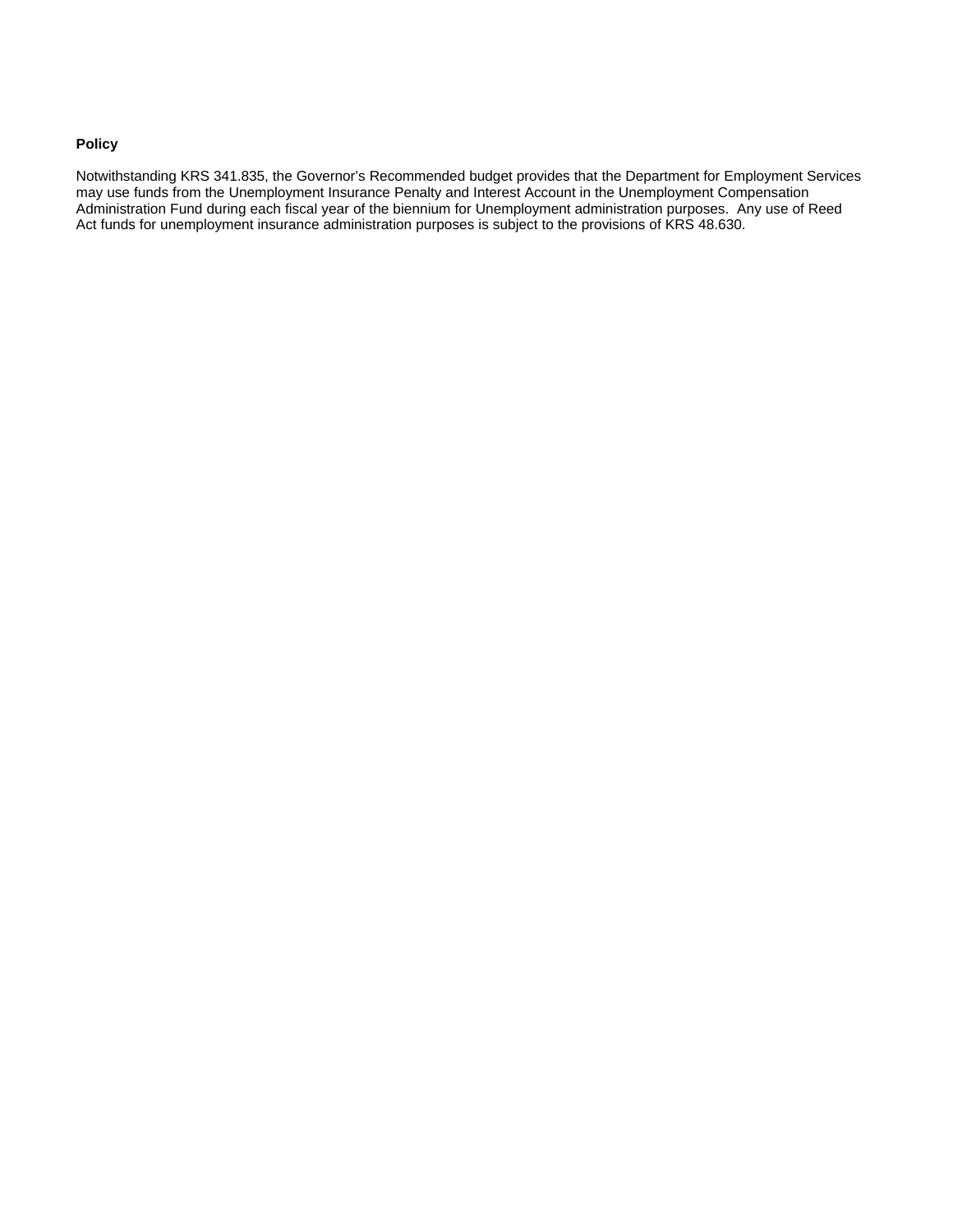**Policy**

Notwithstanding KRS 341.835, the Governor's Recommended budget provides that the Department for Employment Services may use funds from the Unemployment Insurance Penalty and Interest Account in the Unemployment Compensation Administration Fund during each fiscal year of the biennium for Unemployment administration purposes. Any use of Reed Act funds for unemployment insurance administration purposes is subject to the provisions of KRS 48.630.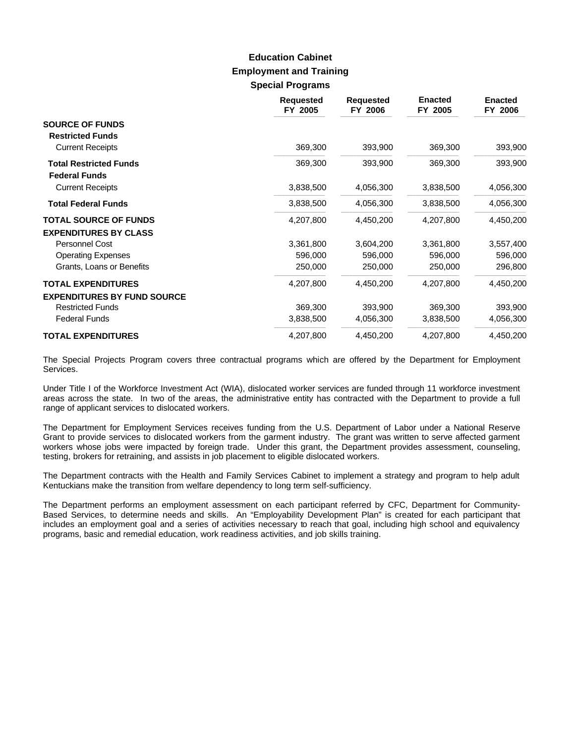# Education Cabinet
## Employment and Training
### Special Programs

| | Requested FY 2005 | Requested FY 2006 | Enacted FY 2005 | Enacted FY 2006 |
|---|---|---|---|---|
| **SOURCE OF FUNDS** | | | | |
| **Restricted Funds** | | | | |
| Current Receipts | 369,300 | 393,900 | 369,300 | 393,900 |
| **Total Restricted Funds** | 369,300 | 393,900 | 369,300 | 393,900 |
| **Federal Funds** | | | | |
| Current Receipts | 3,838,500 | 4,056,300 | 3,838,500 | 4,056,300 |
| **Total Federal Funds** | 3,838,500 | 4,056,300 | 3,838,500 | 4,056,300 |
| **TOTAL SOURCE OF FUNDS** | 4,207,800 | 4,450,200 | 4,207,800 | 4,450,200 |
| **EXPENDITURES BY CLASS** | | | | |
| Personnel Cost | 3,361,800 | 3,604,200 | 3,361,800 | 3,557,400 |
| Operating Expenses | 596,000 | 596,000 | 596,000 | 596,000 |
| Grants, Loans or Benefits | 250,000 | 250,000 | 250,000 | 296,800 |
| **TOTAL EXPENDITURES** | 4,207,800 | 4,450,200 | 4,207,800 | 4,450,200 |
| **EXPENDITURES BY FUND SOURCE** | | | | |
| Restricted Funds | 369,300 | 393,900 | 369,300 | 393,900 |
| Federal Funds | 3,838,500 | 4,056,300 | 3,838,500 | 4,056,300 |
| **TOTAL EXPENDITURES** | 4,207,800 | 4,450,200 | 4,207,800 | 4,450,200 |

The Special Projects Program covers three contractual programs which are offered by the Department for Employment Services.

Under Title I of the Workforce Investment Act (WIA), dislocated worker services are funded through 11 workforce investment areas across the state. In two of the areas, the administrative entity has contracted with the Department to provide a full range of applicant services to dislocated workers.

The Department for Employment Services receives funding from the U.S. Department of Labor under a National Reserve Grant to provide services to dislocated workers from the garment industry. The grant was written to serve affected garment workers whose jobs were impacted by foreign trade. Under this grant, the Department provides assessment, counseling, testing, brokers for retraining, and assists in job placement to eligible dislocated workers.

The Department contracts with the Health and Family Services Cabinet to implement a strategy and program to help adult Kentuckians make the transition from welfare dependency to long term self-sufficiency.

The Department performs an employment assessment on each participant referred by CFC, Department for Community-Based Services, to determine needs and skills. An "Employability Development Plan" is created for each participant that includes an employment goal and a series of activities necessary to reach that goal, including high school and equivalency programs, basic and remedial education, work readiness activities, and job skills training.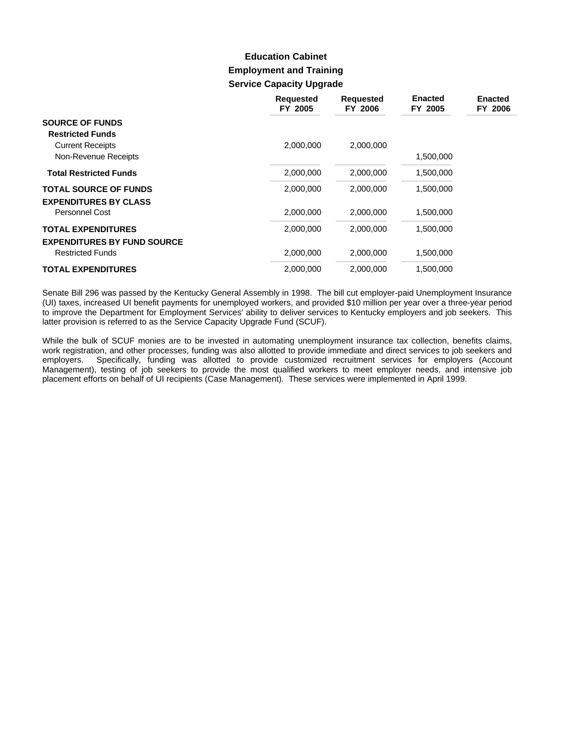# Education Cabinet
## Employment and Training
### Service Capacity Upgrade

| | Requested FY 2005 | Requested FY 2006 | Enacted FY 2005 | Enacted FY 2006 |
|---|---|---|---|---|
| **SOURCE OF FUNDS** | | | | |
| **Restricted Funds** | | | | |
| Current Receipts | 2,000,000 | 2,000,000 | | |
| Non-Revenue Receipts | | | 1,500,000 | |
| **Total Restricted Funds** | 2,000,000 | 2,000,000 | 1,500,000 | |
| **TOTAL SOURCE OF FUNDS** | 2,000,000 | 2,000,000 | 1,500,000 | |
| **EXPENDITURES BY CLASS** | | | | |
| Personnel Cost | 2,000,000 | 2,000,000 | 1,500,000 | |
| **TOTAL EXPENDITURES** | 2,000,000 | 2,000,000 | 1,500,000 | |
| **EXPENDITURES BY FUND SOURCE** | | | | |
| Restricted Funds | 2,000,000 | 2,000,000 | 1,500,000 | |
| **TOTAL EXPENDITURES** | 2,000,000 | 2,000,000 | 1,500,000 | |

Senate Bill 296 was passed by the Kentucky General Assembly in 1998. The bill cut employer-paid Unemployment Insurance (UI) taxes, increased UI benefit payments for unemployed workers, and provided $10 million per year over a three-year period to improve the Department for Employment Services' ability to deliver services to Kentucky employers and job seekers. This latter provision is referred to as the Service Capacity Upgrade Fund (SCUF).

While the bulk of SCUF monies are to be invested in automating unemployment insurance tax collection, benefits claims, work registration, and other processes, funding was also allotted to provide immediate and direct services to job seekers and employers. Specifically, funding was allotted to provide customized recruitment services for employers (Account Management), testing of job seekers to provide the most qualified workers to meet employer needs, and intensive job placement efforts on behalf of UI recipients (Case Management). These services were implemented in April 1999.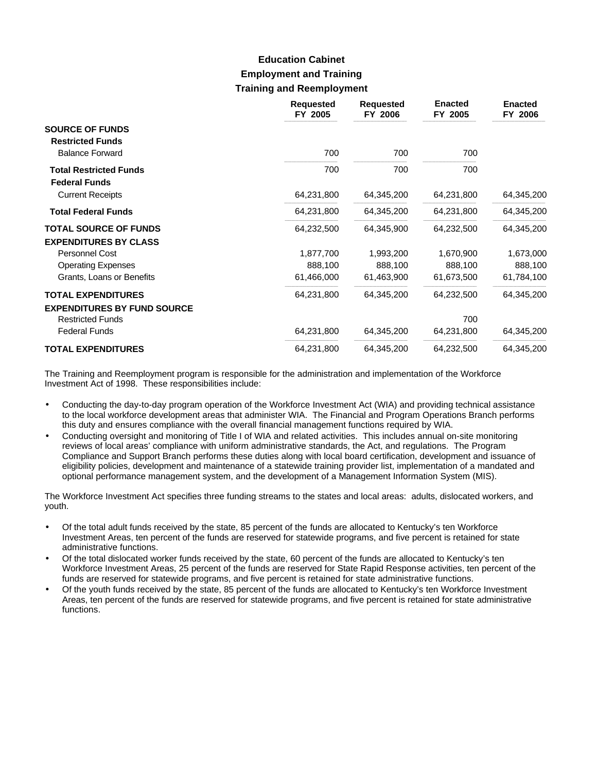# Education Cabinet
## Employment and Training
### Training and Reemployment

| | Requested FY 2005 | Requested FY 2006 | Enacted FY 2005 | Enacted FY 2006 |
|---|---|---|---|---|
| **SOURCE OF FUNDS** | | | | |
| **Restricted Funds** | | | | |
| Balance Forward | 700 | 700 | 700 | |
| **Total Restricted Funds** | 700 | 700 | 700 | |
| **Federal Funds** | | | | |
| Current Receipts | 64,231,800 | 64,345,200 | 64,231,800 | 64,345,200 |
| **Total Federal Funds** | 64,231,800 | 64,345,200 | 64,231,800 | 64,345,200 |
| **TOTAL SOURCE OF FUNDS** | 64,232,500 | 64,345,900 | 64,232,500 | 64,345,200 |
| **EXPENDITURES BY CLASS** | | | | |
| Personnel Cost | 1,877,700 | 1,993,200 | 1,670,900 | 1,673,000 |
| Operating Expenses | 888,100 | 888,100 | 888,100 | 888,100 |
| Grants, Loans or Benefits | 61,466,000 | 61,463,900 | 61,673,500 | 61,784,100 |
| **TOTAL EXPENDITURES** | 64,231,800 | 64,345,200 | 64,232,500 | 64,345,200 |
| **EXPENDITURES BY FUND SOURCE** | | | | |
| Restricted Funds | | | 700 | |
| Federal Funds | 64,231,800 | 64,345,200 | 64,231,800 | 64,345,200 |
| **TOTAL EXPENDITURES** | 64,231,800 | 64,345,200 | 64,232,500 | 64,345,200 |

The Training and Reemployment program is responsible for the administration and implementation of the Workforce Investment Act of 1998. These responsibilities include:

- Conducting the day-to-day program operation of the Workforce Investment Act (WIA) and providing technical assistance to the local workforce development areas that administer WIA. The Financial and Program Operations Branch performs this duty and ensures compliance with the overall financial management functions required by WIA.
- Conducting oversight and monitoring of Title I of WIA and related activities. This includes annual on-site monitoring reviews of local areas' compliance with uniform administrative standards, the Act, and regulations. The Program Compliance and Support Branch performs these duties along with local board certification, development and issuance of eligibility policies, development and maintenance of a statewide training provider list, implementation of a mandated and optional performance management system, and the development of a Management Information System (MIS).

The Workforce Investment Act specifies three funding streams to the states and local areas: adults, dislocated workers, and youth.

- Of the total adult funds received by the state, 85 percent of the funds are allocated to Kentucky's ten Workforce Investment Areas, ten percent of the funds are reserved for statewide programs, and five percent is retained for state administrative functions.
- Of the total dislocated worker funds received by the state, 60 percent of the funds are allocated to Kentucky's ten Workforce Investment Areas, 25 percent of the funds are reserved for State Rapid Response activities, ten percent of the funds are reserved for statewide programs, and five percent is retained for state administrative functions.
- Of the youth funds received by the state, 85 percent of the funds are allocated to Kentucky's ten Workforce Investment Areas, ten percent of the funds are reserved for statewide programs, and five percent is retained for state administrative functions.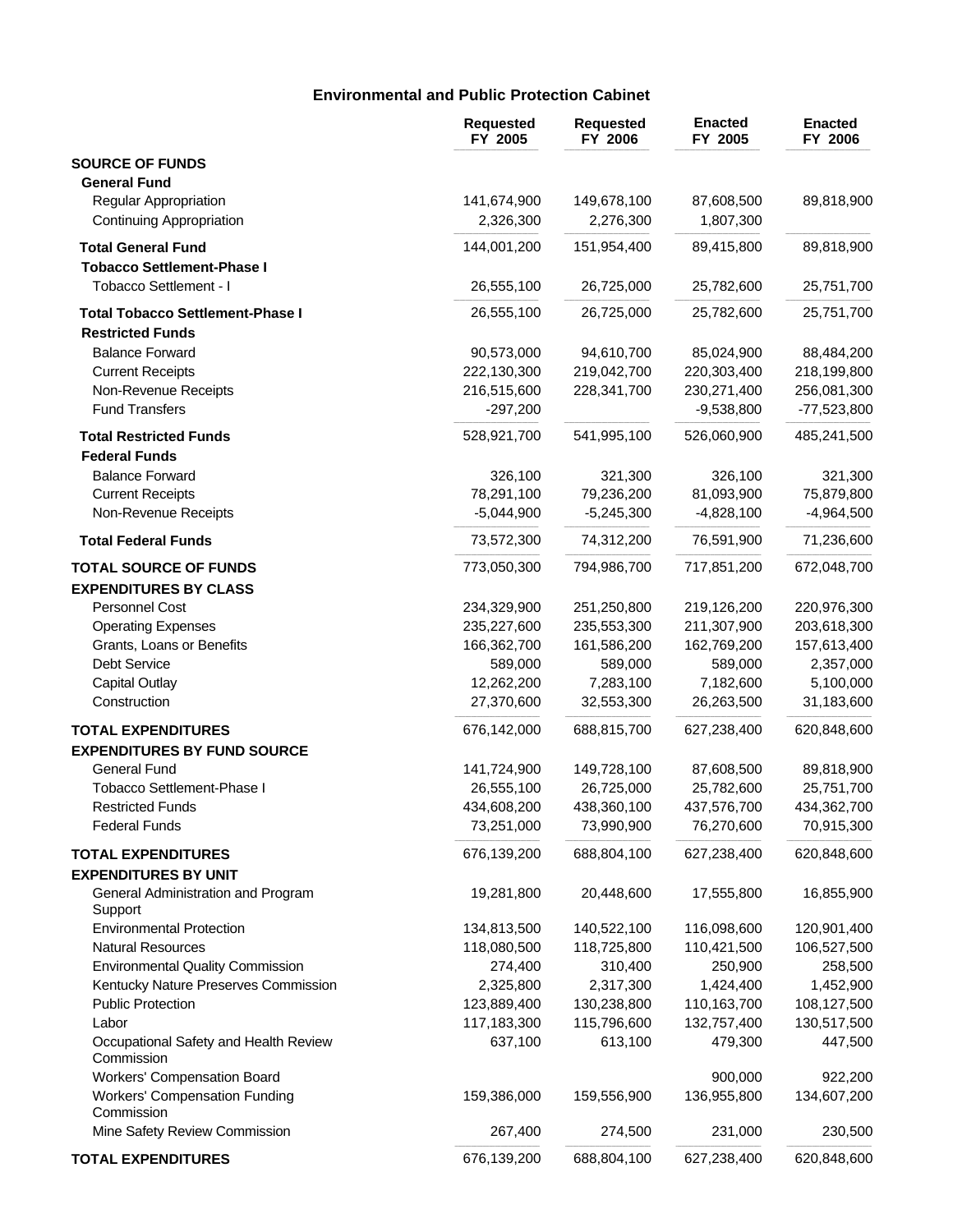## Environmental and Public Protection Cabinet

| | Requested FY 2005 | Requested FY 2006 | Enacted FY 2005 | Enacted FY 2006 |
|---|---|---|---|---|
| **SOURCE OF FUNDS** | | | | |
| **General Fund** | | | | |
| Regular Appropriation | 141,674,900 | 149,678,100 | 87,608,500 | 89,818,900 |
| Continuing Appropriation | 2,326,300 | 2,276,300 | 1,807,300 | |
| **Total General Fund** | 144,001,200 | 151,954,400 | 89,415,800 | 89,818,900 |
| **Tobacco Settlement-Phase I** | | | | |
| Tobacco Settlement - I | 26,555,100 | 26,725,000 | 25,782,600 | 25,751,700 |
| **Total Tobacco Settlement-Phase I** | 26,555,100 | 26,725,000 | 25,782,600 | 25,751,700 |
| **Restricted Funds** | | | | |
| Balance Forward | 90,573,000 | 94,610,700 | 85,024,900 | 88,484,200 |
| Current Receipts | 222,130,300 | 219,042,700 | 220,303,400 | 218,199,800 |
| Non-Revenue Receipts | 216,515,600 | 228,341,700 | 230,271,400 | 256,081,300 |
| Fund Transfers | -297,200 | | -9,538,800 | -77,523,800 |
| **Total Restricted Funds** | 528,921,700 | 541,995,100 | 526,060,900 | 485,241,500 |
| **Federal Funds** | | | | |
| Balance Forward | 326,100 | 321,300 | 326,100 | 321,300 |
| Current Receipts | 78,291,100 | 79,236,200 | 81,093,900 | 75,879,800 |
| Non-Revenue Receipts | -5,044,900 | -5,245,300 | -4,828,100 | -4,964,500 |
| **Total Federal Funds** | 73,572,300 | 74,312,200 | 76,591,900 | 71,236,600 |
| **TOTAL SOURCE OF FUNDS** | 773,050,300 | 794,986,700 | 717,851,200 | 672,048,700 |
| **EXPENDITURES BY CLASS** | | | | |
| Personnel Cost | 234,329,900 | 251,250,800 | 219,126,200 | 220,976,300 |
| Operating Expenses | 235,227,600 | 235,553,300 | 211,307,900 | 203,618,300 |
| Grants, Loans or Benefits | 166,362,700 | 161,586,200 | 162,769,200 | 157,613,400 |
| Debt Service | 589,000 | 589,000 | 589,000 | 2,357,000 |
| Capital Outlay | 12,262,200 | 7,283,100 | 7,182,600 | 5,100,000 |
| Construction | 27,370,600 | 32,553,300 | 26,263,500 | 31,183,600 |
| **TOTAL EXPENDITURES** | 676,142,000 | 688,815,700 | 627,238,400 | 620,848,600 |
| **EXPENDITURES BY FUND SOURCE** | | | | |
| General Fund | 141,724,900 | 149,728,100 | 87,608,500 | 89,818,900 |
| Tobacco Settlement-Phase I | 26,555,100 | 26,725,000 | 25,782,600 | 25,751,700 |
| Restricted Funds | 434,608,200 | 438,360,100 | 437,576,700 | 434,362,700 |
| Federal Funds | 73,251,000 | 73,990,900 | 76,270,600 | 70,915,300 |
| **TOTAL EXPENDITURES** | 676,139,200 | 688,804,100 | 627,238,400 | 620,848,600 |
| **EXPENDITURES BY UNIT** | | | | |
| General Administration and Program Support | 19,281,800 | 20,448,600 | 17,555,800 | 16,855,900 |
| Environmental Protection | 134,813,500 | 140,522,100 | 116,098,600 | 120,901,400 |
| Natural Resources | 118,080,500 | 118,725,800 | 110,421,500 | 106,527,500 |
| Environmental Quality Commission | 274,400 | 310,400 | 250,900 | 258,500 |
| Kentucky Nature Preserves Commission | 2,325,800 | 2,317,300 | 1,424,400 | 1,452,900 |
| Public Protection | 123,889,400 | 130,238,800 | 110,163,700 | 108,127,500 |
| Labor | 117,183,300 | 115,796,600 | 132,757,400 | 130,517,500 |
| Occupational Safety and Health Review Commission | 637,100 | 613,100 | 479,300 | 447,500 |
| Workers' Compensation Board | | | 900,000 | 922,200 |
| Workers' Compensation Funding Commission | 159,386,000 | 159,556,900 | 136,955,800 | 134,607,200 |
| Mine Safety Review Commission | 267,400 | 274,500 | 231,000 | 230,500 |
| **TOTAL EXPENDITURES** | 676,139,200 | 688,804,100 | 627,238,400 | 620,848,600 |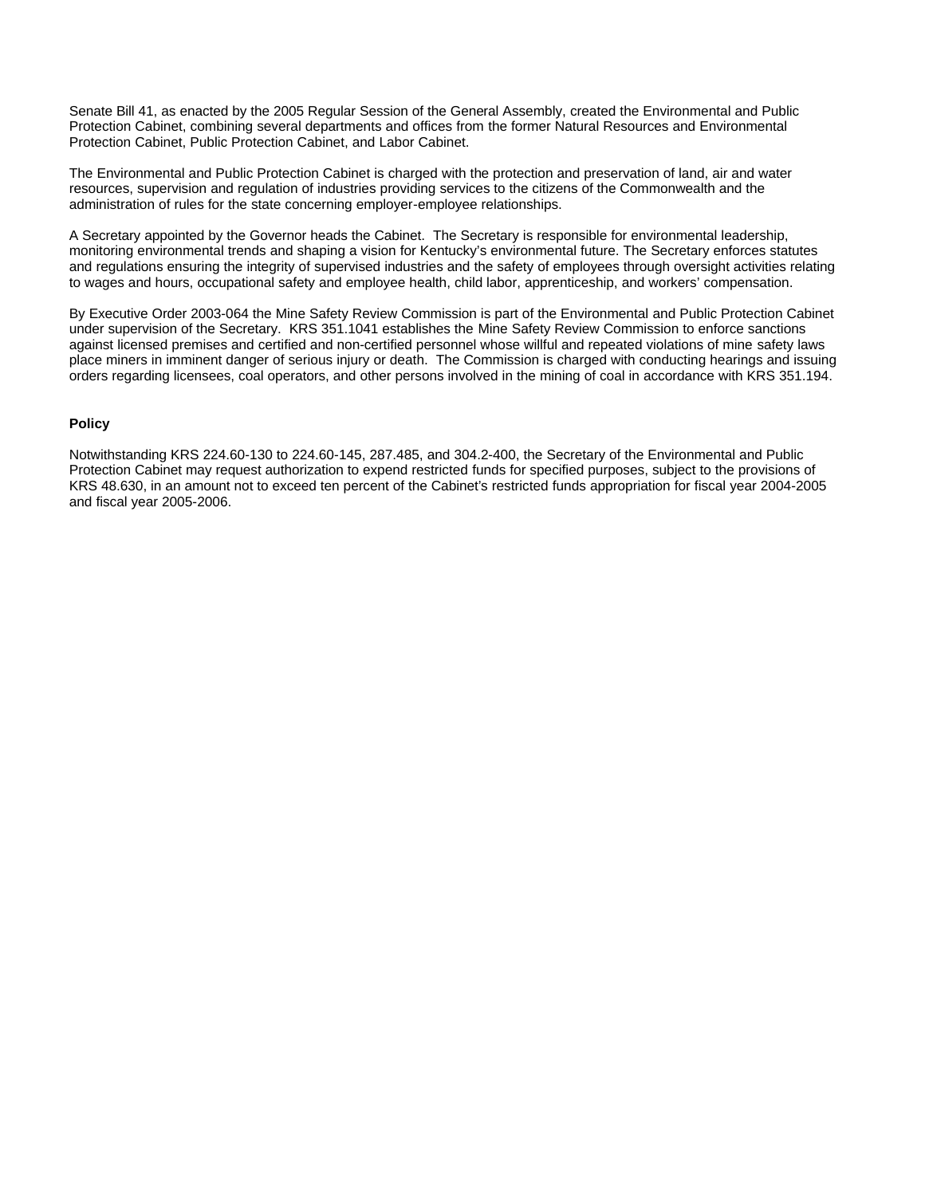Senate Bill 41, as enacted by the 2005 Regular Session of the General Assembly, created the Environmental and Public Protection Cabinet, combining several departments and offices from the former Natural Resources and Environmental Protection Cabinet, Public Protection Cabinet, and Labor Cabinet.

The Environmental and Public Protection Cabinet is charged with the protection and preservation of land, air and water resources, supervision and regulation of industries providing services to the citizens of the Commonwealth and the administration of rules for the state concerning employer-employee relationships.

A Secretary appointed by the Governor heads the Cabinet. The Secretary is responsible for environmental leadership, monitoring environmental trends and shaping a vision for Kentucky's environmental future. The Secretary enforces statutes and regulations ensuring the integrity of supervised industries and the safety of employees through oversight activities relating to wages and hours, occupational safety and employee health, child labor, apprenticeship, and workers' compensation.

By Executive Order 2003-064 the Mine Safety Review Commission is part of the Environmental and Public Protection Cabinet under supervision of the Secretary. KRS 351.1041 establishes the Mine Safety Review Commission to enforce sanctions against licensed premises and certified and non-certified personnel whose willful and repeated violations of mine safety laws place miners in imminent danger of serious injury or death. The Commission is charged with conducting hearings and issuing orders regarding licensees, coal operators, and other persons involved in the mining of coal in accordance with KRS 351.194.

**Policy**

Notwithstanding KRS 224.60-130 to 224.60-145, 287.485, and 304.2-400, the Secretary of the Environmental and Public Protection Cabinet may request authorization to expend restricted funds for specified purposes, subject to the provisions of KRS 48.630, in an amount not to exceed ten percent of the Cabinet's restricted funds appropriation for fiscal year 2004-2005 and fiscal year 2005-2006.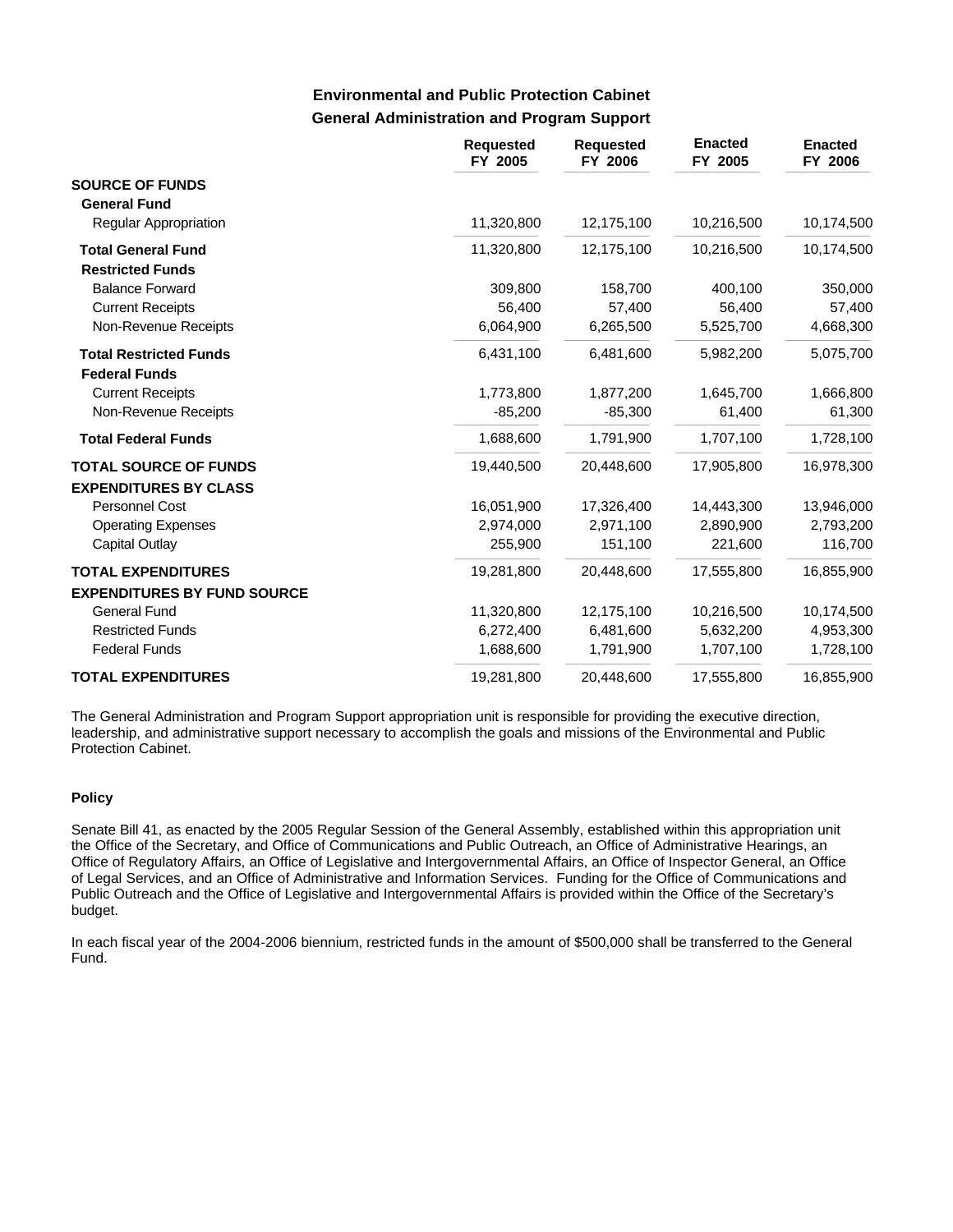## Environmental and Public Protection Cabinet

### General Administration and Program Support

| | Requested FY 2005 | Requested FY 2006 | Enacted FY 2005 | Enacted FY 2006 |
|---|---|---|---|---|
| **SOURCE OF FUNDS** | | | | |
| **General Fund** | | | | |
| Regular Appropriation | 11,320,800 | 12,175,100 | 10,216,500 | 10,174,500 |
| **Total General Fund** | 11,320,800 | 12,175,100 | 10,216,500 | 10,174,500 |
| **Restricted Funds** | | | | |
| Balance Forward | 309,800 | 158,700 | 400,100 | 350,000 |
| Current Receipts | 56,400 | 57,400 | 56,400 | 57,400 |
| Non-Revenue Receipts | 6,064,900 | 6,265,500 | 5,525,700 | 4,668,300 |
| **Total Restricted Funds** | 6,431,100 | 6,481,600 | 5,982,200 | 5,075,700 |
| **Federal Funds** | | | | |
| Current Receipts | 1,773,800 | 1,877,200 | 1,645,700 | 1,666,800 |
| Non-Revenue Receipts | -85,200 | -85,300 | 61,400 | 61,300 |
| **Total Federal Funds** | 1,688,600 | 1,791,900 | 1,707,100 | 1,728,100 |
| **TOTAL SOURCE OF FUNDS** | 19,440,500 | 20,448,600 | 17,905,800 | 16,978,300 |
| **EXPENDITURES BY CLASS** | | | | |
| Personnel Cost | 16,051,900 | 17,326,400 | 14,443,300 | 13,946,000 |
| Operating Expenses | 2,974,000 | 2,971,100 | 2,890,900 | 2,793,200 |
| Capital Outlay | 255,900 | 151,100 | 221,600 | 116,700 |
| **TOTAL EXPENDITURES** | 19,281,800 | 20,448,600 | 17,555,800 | 16,855,900 |
| **EXPENDITURES BY FUND SOURCE** | | | | |
| General Fund | 11,320,800 | 12,175,100 | 10,216,500 | 10,174,500 |
| Restricted Funds | 6,272,400 | 6,481,600 | 5,632,200 | 4,953,300 |
| Federal Funds | 1,688,600 | 1,791,900 | 1,707,100 | 1,728,100 |
| **TOTAL EXPENDITURES** | 19,281,800 | 20,448,600 | 17,555,800 | 16,855,900 |

The General Administration and Program Support appropriation unit is responsible for providing the executive direction, leadership, and administrative support necessary to accomplish the goals and missions of the Environmental and Public Protection Cabinet.

#### Policy

Senate Bill 41, as enacted by the 2005 Regular Session of the General Assembly, established within this appropriation unit the Office of the Secretary, and Office of Communications and Public Outreach, an Office of Administrative Hearings, an Office of Regulatory Affairs, an Office of Legislative and Intergovernmental Affairs, an Office of Inspector General, an Office of Legal Services, and an Office of Administrative and Information Services. Funding for the Office of Communications and Public Outreach and the Office of Legislative and Intergovernmental Affairs is provided within the Office of the Secretary's budget.

In each fiscal year of the 2004-2006 biennium, restricted funds in the amount of $500,000 shall be transferred to the General Fund.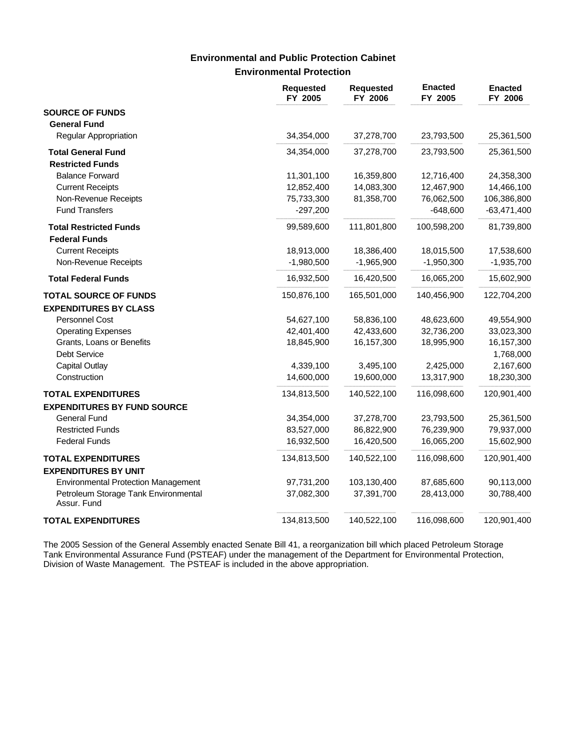## Environmental and Public Protection Cabinet

### Environmental Protection

| | Requested FY 2005 | Requested FY 2006 | Enacted FY 2005 | Enacted FY 2006 |
|---|---|---|---|---|
| **SOURCE OF FUNDS** | | | | |
| **General Fund** | | | | |
| Regular Appropriation | 34,354,000 | 37,278,700 | 23,793,500 | 25,361,500 |
| **Total General Fund** | 34,354,000 | 37,278,700 | 23,793,500 | 25,361,500 |
| **Restricted Funds** | | | | |
| Balance Forward | 11,301,100 | 16,359,800 | 12,716,400 | 24,358,300 |
| Current Receipts | 12,852,400 | 14,083,300 | 12,467,900 | 14,466,100 |
| Non-Revenue Receipts | 75,733,300 | 81,358,700 | 76,062,500 | 106,386,800 |
| Fund Transfers | -297,200 | | -648,600 | -63,471,400 |
| **Total Restricted Funds** | 99,589,600 | 111,801,800 | 100,598,200 | 81,739,800 |
| **Federal Funds** | | | | |
| Current Receipts | 18,913,000 | 18,386,400 | 18,015,500 | 17,538,600 |
| Non-Revenue Receipts | -1,980,500 | -1,965,900 | -1,950,300 | -1,935,700 |
| **Total Federal Funds** | 16,932,500 | 16,420,500 | 16,065,200 | 15,602,900 |
| **TOTAL SOURCE OF FUNDS** | 150,876,100 | 165,501,000 | 140,456,900 | 122,704,200 |
| **EXPENDITURES BY CLASS** | | | | |
| Personnel Cost | 54,627,100 | 58,836,100 | 48,623,600 | 49,554,900 |
| Operating Expenses | 42,401,400 | 42,433,600 | 32,736,200 | 33,023,300 |
| Grants, Loans or Benefits | 18,845,900 | 16,157,300 | 18,995,900 | 16,157,300 |
| Debt Service | | | | 1,768,000 |
| Capital Outlay | 4,339,100 | 3,495,100 | 2,425,000 | 2,167,600 |
| Construction | 14,600,000 | 19,600,000 | 13,317,900 | 18,230,300 |
| **TOTAL EXPENDITURES** | 134,813,500 | 140,522,100 | 116,098,600 | 120,901,400 |
| **EXPENDITURES BY FUND SOURCE** | | | | |
| General Fund | 34,354,000 | 37,278,700 | 23,793,500 | 25,361,500 |
| Restricted Funds | 83,527,000 | 86,822,900 | 76,239,900 | 79,937,000 |
| Federal Funds | 16,932,500 | 16,420,500 | 16,065,200 | 15,602,900 |
| **TOTAL EXPENDITURES** | 134,813,500 | 140,522,100 | 116,098,600 | 120,901,400 |
| **EXPENDITURES BY UNIT** | | | | |
| Environmental Protection Management | 97,731,200 | 103,130,400 | 87,685,600 | 90,113,000 |
| Petroleum Storage Tank Environmental Assur. Fund | 37,082,300 | 37,391,700 | 28,413,000 | 30,788,400 |
| **TOTAL EXPENDITURES** | 134,813,500 | 140,522,100 | 116,098,600 | 120,901,400 |

The 2005 Session of the General Assembly enacted Senate Bill 41, a reorganization bill which placed Petroleum Storage Tank Environmental Assurance Fund (PSTEAF) under the management of the Department for Environmental Protection, Division of Waste Management. The PSTEAF is included in the above appropriation.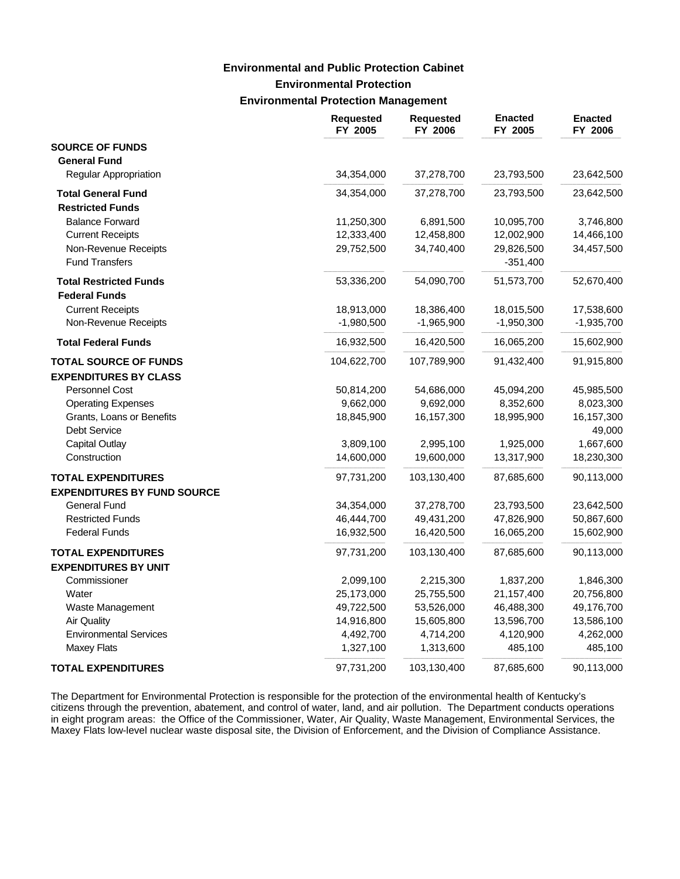# Environmental and Public Protection Cabinet
## Environmental Protection
### Environmental Protection Management

| | Requested FY 2005 | Requested FY 2006 | Enacted FY 2005 | Enacted FY 2006 |
|---|---|---|---|---|
| **SOURCE OF FUNDS** | | | | |
| **General Fund** | | | | |
| Regular Appropriation | 34,354,000 | 37,278,700 | 23,793,500 | 23,642,500 |
| **Total General Fund** | 34,354,000 | 37,278,700 | 23,793,500 | 23,642,500 |
| **Restricted Funds** | | | | |
| Balance Forward | 11,250,300 | 6,891,500 | 10,095,700 | 3,746,800 |
| Current Receipts | 12,333,400 | 12,458,800 | 12,002,900 | 14,466,100 |
| Non-Revenue Receipts | 29,752,500 | 34,740,400 | 29,826,500 | 34,457,500 |
| Fund Transfers | | | -351,400 | |
| **Total Restricted Funds** | 53,336,200 | 54,090,700 | 51,573,700 | 52,670,400 |
| **Federal Funds** | | | | |
| Current Receipts | 18,913,000 | 18,386,400 | 18,015,500 | 17,538,600 |
| Non-Revenue Receipts | -1,980,500 | -1,965,900 | -1,950,300 | -1,935,700 |
| **Total Federal Funds** | 16,932,500 | 16,420,500 | 16,065,200 | 15,602,900 |
| **TOTAL SOURCE OF FUNDS** | 104,622,700 | 107,789,900 | 91,432,400 | 91,915,800 |
| **EXPENDITURES BY CLASS** | | | | |
| Personnel Cost | 50,814,200 | 54,686,000 | 45,094,200 | 45,985,500 |
| Operating Expenses | 9,662,000 | 9,692,000 | 8,352,600 | 8,023,300 |
| Grants, Loans or Benefits | 18,845,900 | 16,157,300 | 18,995,900 | 16,157,300 |
| Debt Service | | | | 49,000 |
| Capital Outlay | 3,809,100 | 2,995,100 | 1,925,000 | 1,667,600 |
| Construction | 14,600,000 | 19,600,000 | 13,317,900 | 18,230,300 |
| **TOTAL EXPENDITURES** | 97,731,200 | 103,130,400 | 87,685,600 | 90,113,000 |
| **EXPENDITURES BY FUND SOURCE** | | | | |
| General Fund | 34,354,000 | 37,278,700 | 23,793,500 | 23,642,500 |
| Restricted Funds | 46,444,700 | 49,431,200 | 47,826,900 | 50,867,600 |
| Federal Funds | 16,932,500 | 16,420,500 | 16,065,200 | 15,602,900 |
| **TOTAL EXPENDITURES** | 97,731,200 | 103,130,400 | 87,685,600 | 90,113,000 |
| **EXPENDITURES BY UNIT** | | | | |
| Commissioner | 2,099,100 | 2,215,300 | 1,837,200 | 1,846,300 |
| Water | 25,173,000 | 25,755,500 | 21,157,400 | 20,756,800 |
| Waste Management | 49,722,500 | 53,526,000 | 46,488,300 | 49,176,700 |
| Air Quality | 14,916,800 | 15,605,800 | 13,596,700 | 13,586,100 |
| Environmental Services | 4,492,700 | 4,714,200 | 4,120,900 | 4,262,000 |
| Maxey Flats | 1,327,100 | 1,313,600 | 485,100 | 485,100 |
| **TOTAL EXPENDITURES** | 97,731,200 | 103,130,400 | 87,685,600 | 90,113,000 |

The Department for Environmental Protection is responsible for the protection of the environmental health of Kentucky's citizens through the prevention, abatement, and control of water, land, and air pollution. The Department conducts operations in eight program areas: the Office of the Commissioner, Water, Air Quality, Waste Management, Environmental Services, the Maxey Flats low-level nuclear waste disposal site, the Division of Enforcement, and the Division of Compliance Assistance.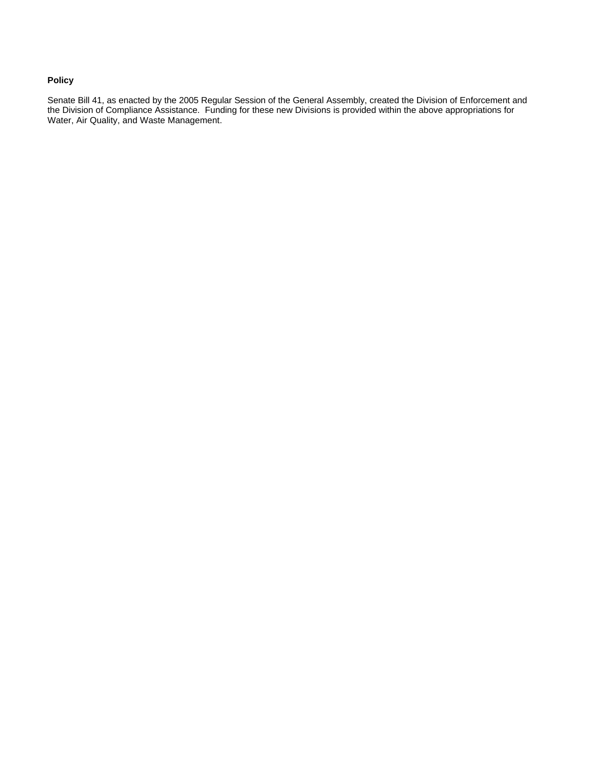**Policy**

Senate Bill 41, as enacted by the 2005 Regular Session of the General Assembly, created the Division of Enforcement and the Division of Compliance Assistance. Funding for these new Divisions is provided within the above appropriations for Water, Air Quality, and Waste Management.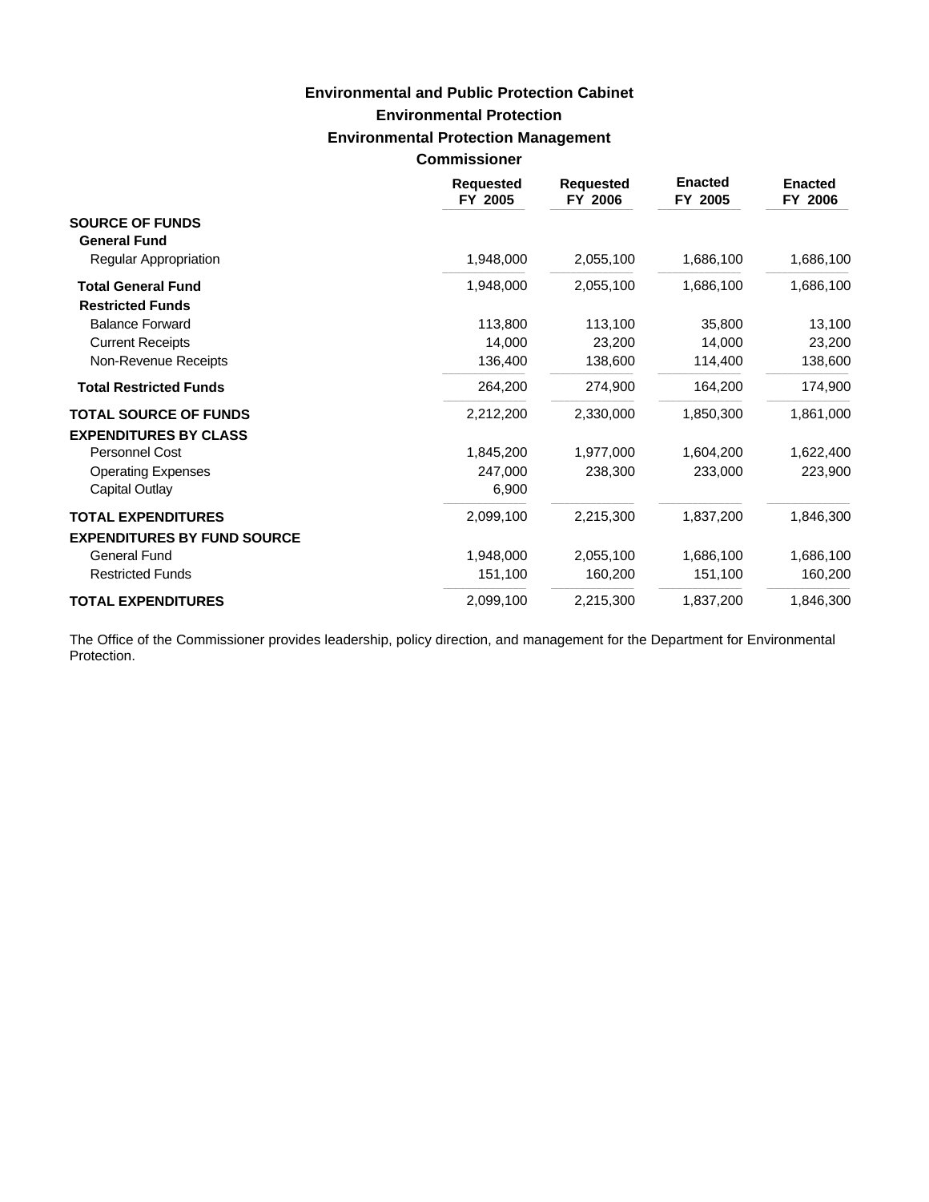## Environmental and Public Protection Cabinet

## Environmental Protection

## Environmental Protection Management

## Commissioner

| | Requested FY 2005 | Requested FY 2006 | Enacted FY 2005 | Enacted FY 2006 |
|---|---|---|---|---|
| **SOURCE OF FUNDS** | | | | |
| **General Fund** | | | | |
| Regular Appropriation | 1,948,000 | 2,055,100 | 1,686,100 | 1,686,100 |
| **Total General Fund** | 1,948,000 | 2,055,100 | 1,686,100 | 1,686,100 |
| **Restricted Funds** | | | | |
| Balance Forward | 113,800 | 113,100 | 35,800 | 13,100 |
| Current Receipts | 14,000 | 23,200 | 14,000 | 23,200 |
| Non-Revenue Receipts | 136,400 | 138,600 | 114,400 | 138,600 |
| **Total Restricted Funds** | 264,200 | 274,900 | 164,200 | 174,900 |
| **TOTAL SOURCE OF FUNDS** | 2,212,200 | 2,330,000 | 1,850,300 | 1,861,000 |
| **EXPENDITURES BY CLASS** | | | | |
| Personnel Cost | 1,845,200 | 1,977,000 | 1,604,200 | 1,622,400 |
| Operating Expenses | 247,000 | 238,300 | 233,000 | 223,900 |
| Capital Outlay | 6,900 | | | |
| **TOTAL EXPENDITURES** | 2,099,100 | 2,215,300 | 1,837,200 | 1,846,300 |
| **EXPENDITURES BY FUND SOURCE** | | | | |
| General Fund | 1,948,000 | 2,055,100 | 1,686,100 | 1,686,100 |
| Restricted Funds | 151,100 | 160,200 | 151,100 | 160,200 |
| **TOTAL EXPENDITURES** | 2,099,100 | 2,215,300 | 1,837,200 | 1,846,300 |

The Office of the Commissioner provides leadership, policy direction, and management for the Department for Environmental Protection.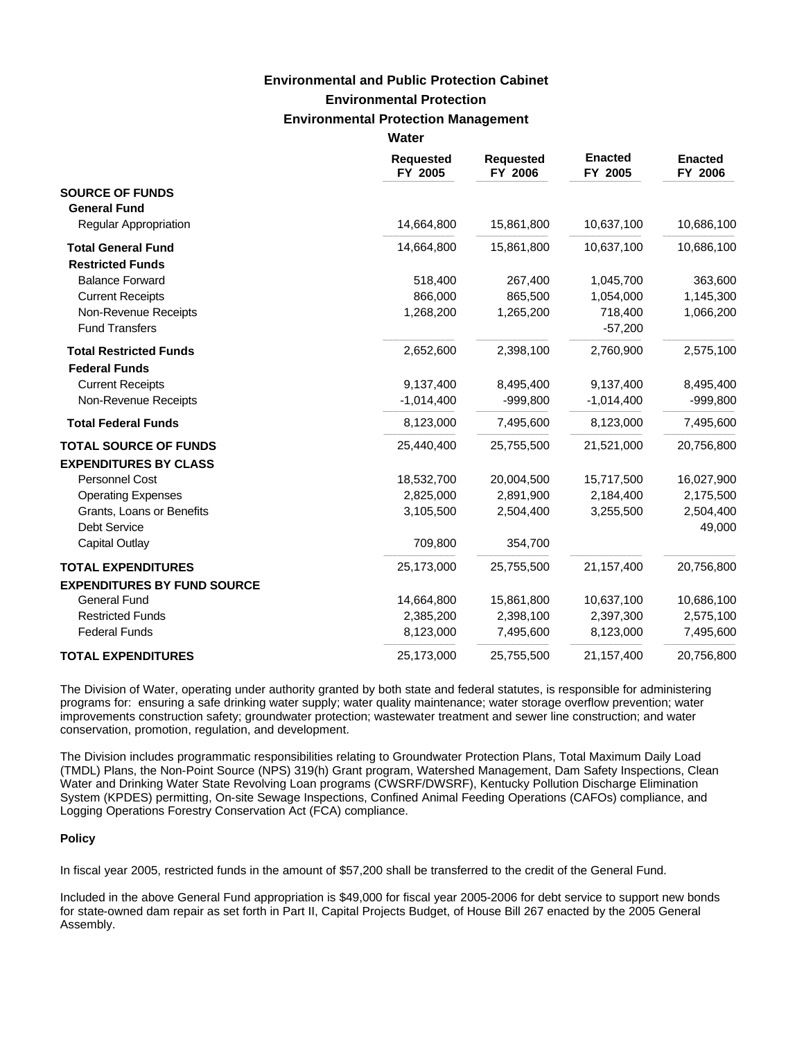# Environmental and Public Protection Cabinet

## Environmental Protection

### Environmental Protection Management

#### Water

| | Requested FY 2005 | Requested FY 2006 | Enacted FY 2005 | Enacted FY 2006 |
|---|---|---|---|---|
| **SOURCE OF FUNDS** | | | | |
| **General Fund** | | | | |
| Regular Appropriation | 14,664,800 | 15,861,800 | 10,637,100 | 10,686,100 |
| **Total General Fund** | 14,664,800 | 15,861,800 | 10,637,100 | 10,686,100 |
| **Restricted Funds** | | | | |
| Balance Forward | 518,400 | 267,400 | 1,045,700 | 363,600 |
| Current Receipts | 866,000 | 865,500 | 1,054,000 | 1,145,300 |
| Non-Revenue Receipts | 1,268,200 | 1,265,200 | 718,400 | 1,066,200 |
| Fund Transfers | | | -57,200 | |
| **Total Restricted Funds** | 2,652,600 | 2,398,100 | 2,760,900 | 2,575,100 |
| **Federal Funds** | | | | |
| Current Receipts | 9,137,400 | 8,495,400 | 9,137,400 | 8,495,400 |
| Non-Revenue Receipts | -1,014,400 | -999,800 | -1,014,400 | -999,800 |
| **Total Federal Funds** | 8,123,000 | 7,495,600 | 8,123,000 | 7,495,600 |
| **TOTAL SOURCE OF FUNDS** | 25,440,400 | 25,755,500 | 21,521,000 | 20,756,800 |
| **EXPENDITURES BY CLASS** | | | | |
| Personnel Cost | 18,532,700 | 20,004,500 | 15,717,500 | 16,027,900 |
| Operating Expenses | 2,825,000 | 2,891,900 | 2,184,400 | 2,175,500 |
| Grants, Loans or Benefits | 3,105,500 | 2,504,400 | 3,255,500 | 2,504,400 |
| Debt Service | | | | 49,000 |
| Capital Outlay | 709,800 | 354,700 | | |
| **TOTAL EXPENDITURES** | 25,173,000 | 25,755,500 | 21,157,400 | 20,756,800 |
| **EXPENDITURES BY FUND SOURCE** | | | | |
| General Fund | 14,664,800 | 15,861,800 | 10,637,100 | 10,686,100 |
| Restricted Funds | 2,385,200 | 2,398,100 | 2,397,300 | 2,575,100 |
| Federal Funds | 8,123,000 | 7,495,600 | 8,123,000 | 7,495,600 |
| **TOTAL EXPENDITURES** | 25,173,000 | 25,755,500 | 21,157,400 | 20,756,800 |

The Division of Water, operating under authority granted by both state and federal statutes, is responsible for administering programs for: ensuring a safe drinking water supply; water quality maintenance; water storage overflow prevention; water improvements construction safety; groundwater protection; wastewater treatment and sewer line construction; and water conservation, promotion, regulation, and development.

The Division includes programmatic responsibilities relating to Groundwater Protection Plans, Total Maximum Daily Load (TMDL) Plans, the Non-Point Source (NPS) 319(h) Grant program, Watershed Management, Dam Safety Inspections, Clean Water and Drinking Water State Revolving Loan programs (CWSRF/DWSRF), Kentucky Pollution Discharge Elimination System (KPDES) permitting, On-site Sewage Inspections, Confined Animal Feeding Operations (CAFOs) compliance, and Logging Operations Forestry Conservation Act (FCA) compliance.

**Policy**

In fiscal year 2005, restricted funds in the amount of $57,200 shall be transferred to the credit of the General Fund.

Included in the above General Fund appropriation is $49,000 for fiscal year 2005-2006 for debt service to support new bonds for state-owned dam repair as set forth in Part II, Capital Projects Budget, of House Bill 267 enacted by the 2005 General Assembly.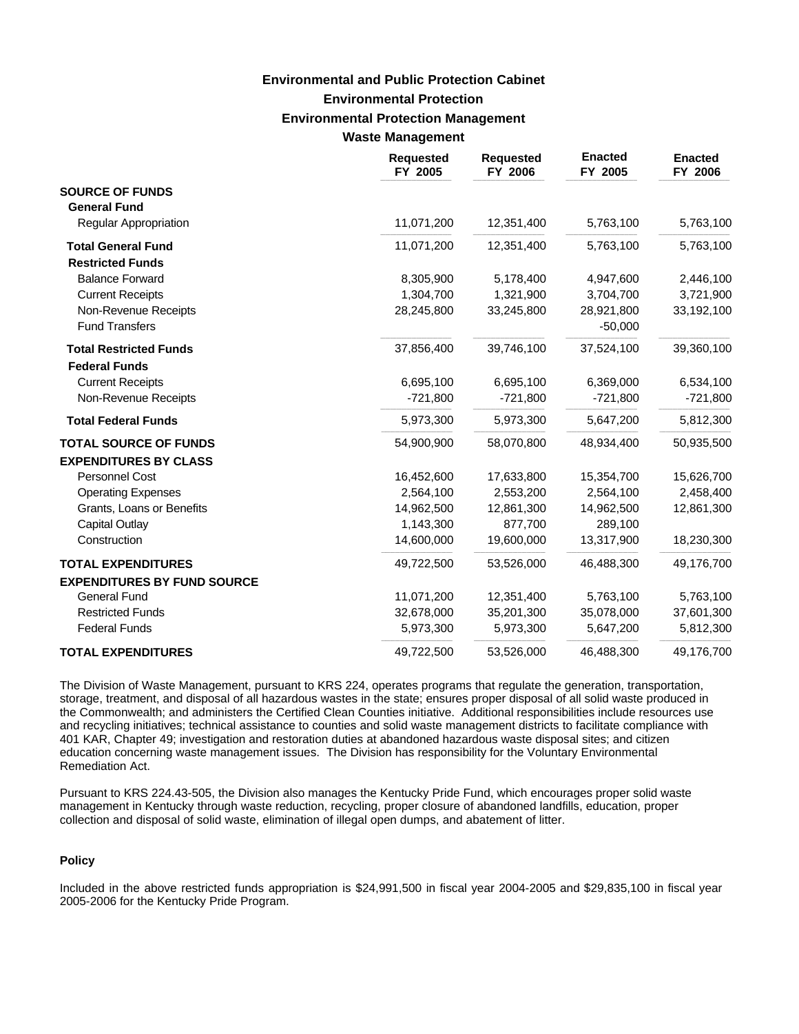# Environmental and Public Protection Cabinet
## Environmental Protection
### Environmental Protection Management
#### Waste Management

| | Requested FY 2005 | Requested FY 2006 | Enacted FY 2005 | Enacted FY 2006 |
|---|---|---|---|---|
| **SOURCE OF FUNDS** | | | | |
| **General Fund** | | | | |
| Regular Appropriation | 11,071,200 | 12,351,400 | 5,763,100 | 5,763,100 |
| **Total General Fund** | 11,071,200 | 12,351,400 | 5,763,100 | 5,763,100 |
| **Restricted Funds** | | | | |
| Balance Forward | 8,305,900 | 5,178,400 | 4,947,600 | 2,446,100 |
| Current Receipts | 1,304,700 | 1,321,900 | 3,704,700 | 3,721,900 |
| Non-Revenue Receipts | 28,245,800 | 33,245,800 | 28,921,800 | 33,192,100 |
| Fund Transfers | | | -50,000 | |
| **Total Restricted Funds** | 37,856,400 | 39,746,100 | 37,524,100 | 39,360,100 |
| **Federal Funds** | | | | |
| Current Receipts | 6,695,100 | 6,695,100 | 6,369,000 | 6,534,100 |
| Non-Revenue Receipts | -721,800 | -721,800 | -721,800 | -721,800 |
| **Total Federal Funds** | 5,973,300 | 5,973,300 | 5,647,200 | 5,812,300 |
| **TOTAL SOURCE OF FUNDS** | 54,900,900 | 58,070,800 | 48,934,400 | 50,935,500 |
| **EXPENDITURES BY CLASS** | | | | |
| Personnel Cost | 16,452,600 | 17,633,800 | 15,354,700 | 15,626,700 |
| Operating Expenses | 2,564,100 | 2,553,200 | 2,564,100 | 2,458,400 |
| Grants, Loans or Benefits | 14,962,500 | 12,861,300 | 14,962,500 | 12,861,300 |
| Capital Outlay | 1,143,300 | 877,700 | 289,100 | |
| Construction | 14,600,000 | 19,600,000 | 13,317,900 | 18,230,300 |
| **TOTAL EXPENDITURES** | 49,722,500 | 53,526,000 | 46,488,300 | 49,176,700 |
| **EXPENDITURES BY FUND SOURCE** | | | | |
| General Fund | 11,071,200 | 12,351,400 | 5,763,100 | 5,763,100 |
| Restricted Funds | 32,678,000 | 35,201,300 | 35,078,000 | 37,601,300 |
| Federal Funds | 5,973,300 | 5,973,300 | 5,647,200 | 5,812,300 |
| **TOTAL EXPENDITURES** | 49,722,500 | 53,526,000 | 46,488,300 | 49,176,700 |

The Division of Waste Management, pursuant to KRS 224, operates programs that regulate the generation, transportation, storage, treatment, and disposal of all hazardous wastes in the state; ensures proper disposal of all solid waste produced in the Commonwealth; and administers the Certified Clean Counties initiative. Additional responsibilities include resources use and recycling initiatives; technical assistance to counties and solid waste management districts to facilitate compliance with 401 KAR, Chapter 49; investigation and restoration duties at abandoned hazardous waste disposal sites; and citizen education concerning waste management issues. The Division has responsibility for the Voluntary Environmental Remediation Act.

Pursuant to KRS 224.43-505, the Division also manages the Kentucky Pride Fund, which encourages proper solid waste management in Kentucky through waste reduction, recycling, proper closure of abandoned landfills, education, proper collection and disposal of solid waste, elimination of illegal open dumps, and abatement of litter.

**Policy**

Included in the above restricted funds appropriation is $24,991,500 in fiscal year 2004-2005 and $29,835,100 in fiscal year 2005-2006 for the Kentucky Pride Program.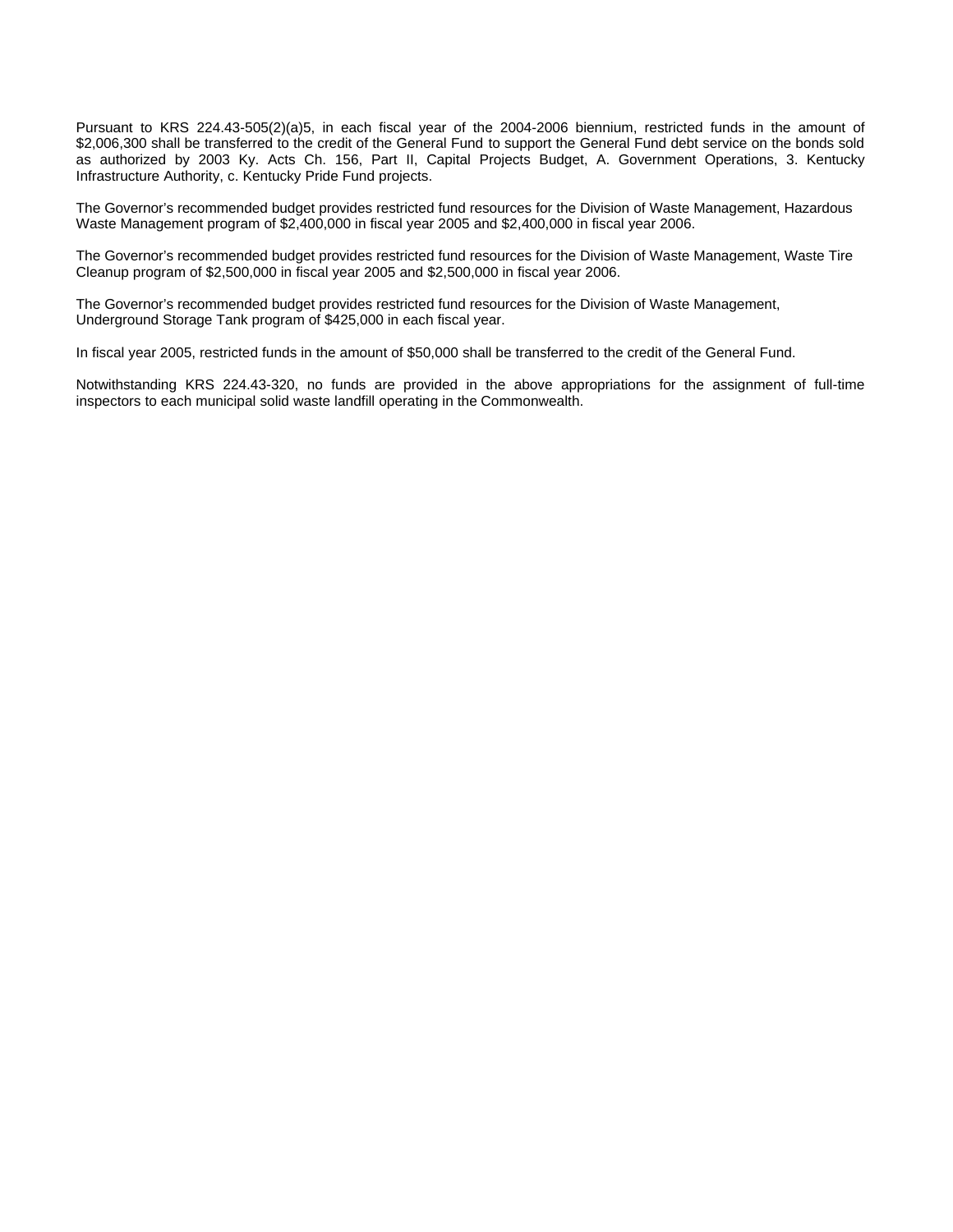Pursuant to KRS 224.43-505(2)(a)5, in each fiscal year of the 2004-2006 biennium, restricted funds in the amount of $2,006,300 shall be transferred to the credit of the General Fund to support the General Fund debt service on the bonds sold as authorized by 2003 Ky. Acts Ch. 156, Part II, Capital Projects Budget, A. Government Operations, 3. Kentucky Infrastructure Authority, c. Kentucky Pride Fund projects.

The Governor's recommended budget provides restricted fund resources for the Division of Waste Management, Hazardous Waste Management program of $2,400,000 in fiscal year 2005 and $2,400,000 in fiscal year 2006.

The Governor's recommended budget provides restricted fund resources for the Division of Waste Management, Waste Tire Cleanup program of $2,500,000 in fiscal year 2005 and $2,500,000 in fiscal year 2006.

The Governor's recommended budget provides restricted fund resources for the Division of Waste Management, Underground Storage Tank program of $425,000 in each fiscal year.

In fiscal year 2005, restricted funds in the amount of $50,000 shall be transferred to the credit of the General Fund.

Notwithstanding KRS 224.43-320, no funds are provided in the above appropriations for the assignment of full-time inspectors to each municipal solid waste landfill operating in the Commonwealth.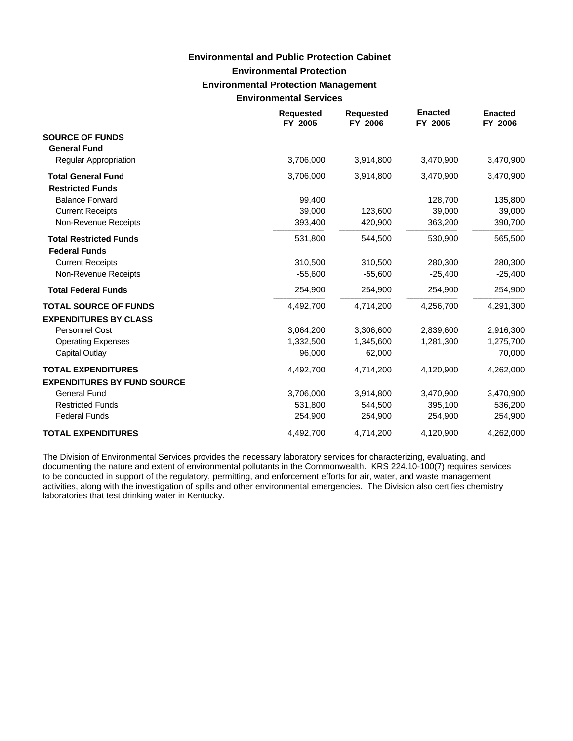**Environmental and Public Protection Cabinet**

**Environmental Protection**

**Environmental Protection Management**

**Environmental Services**

| | Requested FY 2005 | Requested FY 2006 | Enacted FY 2005 | Enacted FY 2006 |
|---|---|---|---|---|
| **SOURCE OF FUNDS** | | | | |
| **General Fund** | | | | |
| Regular Appropriation | 3,706,000 | 3,914,800 | 3,470,900 | 3,470,900 |
| **Total General Fund** | 3,706,000 | 3,914,800 | 3,470,900 | 3,470,900 |
| **Restricted Funds** | | | | |
| Balance Forward | 99,400 | | 128,700 | 135,800 |
| Current Receipts | 39,000 | 123,600 | 39,000 | 39,000 |
| Non-Revenue Receipts | 393,400 | 420,900 | 363,200 | 390,700 |
| **Total Restricted Funds** | 531,800 | 544,500 | 530,900 | 565,500 |
| **Federal Funds** | | | | |
| Current Receipts | 310,500 | 310,500 | 280,300 | 280,300 |
| Non-Revenue Receipts | -55,600 | -55,600 | -25,400 | -25,400 |
| **Total Federal Funds** | 254,900 | 254,900 | 254,900 | 254,900 |
| **TOTAL SOURCE OF FUNDS** | 4,492,700 | 4,714,200 | 4,256,700 | 4,291,300 |
| **EXPENDITURES BY CLASS** | | | | |
| Personnel Cost | 3,064,200 | 3,306,600 | 2,839,600 | 2,916,300 |
| Operating Expenses | 1,332,500 | 1,345,600 | 1,281,300 | 1,275,700 |
| Capital Outlay | 96,000 | 62,000 | | 70,000 |
| **TOTAL EXPENDITURES** | 4,492,700 | 4,714,200 | 4,120,900 | 4,262,000 |
| **EXPENDITURES BY FUND SOURCE** | | | | |
| General Fund | 3,706,000 | 3,914,800 | 3,470,900 | 3,470,900 |
| Restricted Funds | 531,800 | 544,500 | 395,100 | 536,200 |
| Federal Funds | 254,900 | 254,900 | 254,900 | 254,900 |
| **TOTAL EXPENDITURES** | 4,492,700 | 4,714,200 | 4,120,900 | 4,262,000 |

The Division of Environmental Services provides the necessary laboratory services for characterizing, evaluating, and documenting the nature and extent of environmental pollutants in the Commonwealth. KRS 224.10-100(7) requires services to be conducted in support of the regulatory, permitting, and enforcement efforts for air, water, and waste management activities, along with the investigation of spills and other environmental emergencies. The Division also certifies chemistry laboratories that test drinking water in Kentucky.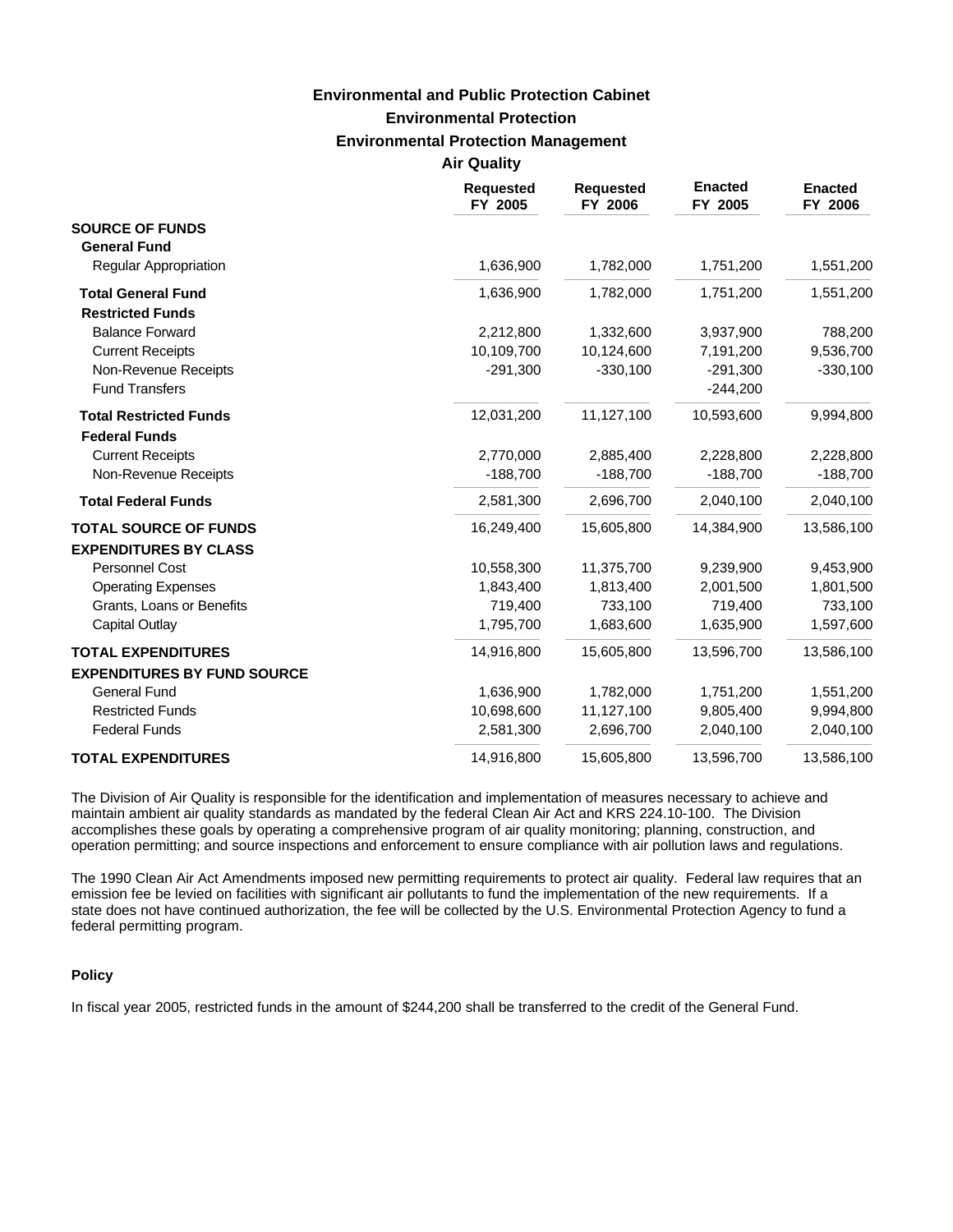# Environmental and Public Protection Cabinet

## Environmental Protection

### Environmental Protection Management

#### Air Quality

| | Requested FY 2005 | Requested FY 2006 | Enacted FY 2005 | Enacted FY 2006 |
|---|---|---|---|---|
| **SOURCE OF FUNDS** | | | | |
| **General Fund** | | | | |
| Regular Appropriation | 1,636,900 | 1,782,000 | 1,751,200 | 1,551,200 |
| **Total General Fund** | 1,636,900 | 1,782,000 | 1,751,200 | 1,551,200 |
| **Restricted Funds** | | | | |
| Balance Forward | 2,212,800 | 1,332,600 | 3,937,900 | 788,200 |
| Current Receipts | 10,109,700 | 10,124,600 | 7,191,200 | 9,536,700 |
| Non-Revenue Receipts | -291,300 | -330,100 | -291,300 | -330,100 |
| Fund Transfers | | | -244,200 | |
| **Total Restricted Funds** | 12,031,200 | 11,127,100 | 10,593,600 | 9,994,800 |
| **Federal Funds** | | | | |
| Current Receipts | 2,770,000 | 2,885,400 | 2,228,800 | 2,228,800 |
| Non-Revenue Receipts | -188,700 | -188,700 | -188,700 | -188,700 |
| **Total Federal Funds** | 2,581,300 | 2,696,700 | 2,040,100 | 2,040,100 |
| **TOTAL SOURCE OF FUNDS** | 16,249,400 | 15,605,800 | 14,384,900 | 13,586,100 |
| **EXPENDITURES BY CLASS** | | | | |
| Personnel Cost | 10,558,300 | 11,375,700 | 9,239,900 | 9,453,900 |
| Operating Expenses | 1,843,400 | 1,813,400 | 2,001,500 | 1,801,500 |
| Grants, Loans or Benefits | 719,400 | 733,100 | 719,400 | 733,100 |
| Capital Outlay | 1,795,700 | 1,683,600 | 1,635,900 | 1,597,600 |
| **TOTAL EXPENDITURES** | 14,916,800 | 15,605,800 | 13,596,700 | 13,586,100 |
| **EXPENDITURES BY FUND SOURCE** | | | | |
| General Fund | 1,636,900 | 1,782,000 | 1,751,200 | 1,551,200 |
| Restricted Funds | 10,698,600 | 11,127,100 | 9,805,400 | 9,994,800 |
| Federal Funds | 2,581,300 | 2,696,700 | 2,040,100 | 2,040,100 |
| **TOTAL EXPENDITURES** | 14,916,800 | 15,605,800 | 13,596,700 | 13,586,100 |

The Division of Air Quality is responsible for the identification and implementation of measures necessary to achieve and maintain ambient air quality standards as mandated by the federal Clean Air Act and KRS 224.10-100. The Division accomplishes these goals by operating a comprehensive program of air quality monitoring; planning, construction, and operation permitting; and source inspections and enforcement to ensure compliance with air pollution laws and regulations.

The 1990 Clean Air Act Amendments imposed new permitting requirements to protect air quality. Federal law requires that an emission fee be levied on facilities with significant air pollutants to fund the implementation of the new requirements. If a state does not have continued authorization, the fee will be collected by the U.S. Environmental Protection Agency to fund a federal permitting program.

**Policy**

In fiscal year 2005, restricted funds in the amount of $244,200 shall be transferred to the credit of the General Fund.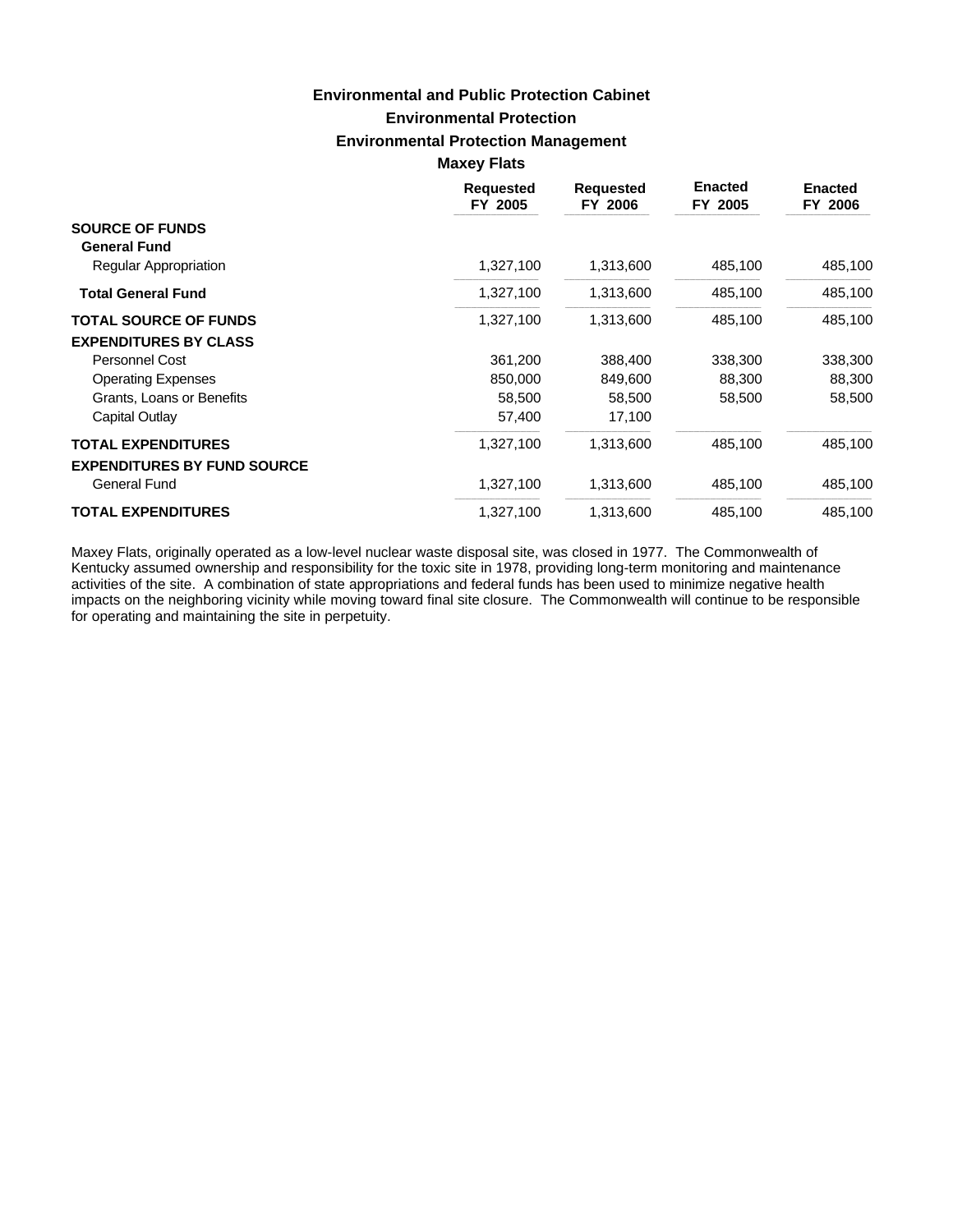# Environmental and Public Protection Cabinet

## Environmental Protection

### Environmental Protection Management

#### Maxey Flats

| | Requested FY 2005 | Requested FY 2006 | Enacted FY 2005 | Enacted FY 2006 |
|---|---|---|---|---|
| **SOURCE OF FUNDS** | | | | |
| **General Fund** | | | | |
| Regular Appropriation | 1,327,100 | 1,313,600 | 485,100 | 485,100 |
| **Total General Fund** | 1,327,100 | 1,313,600 | 485,100 | 485,100 |
| **TOTAL SOURCE OF FUNDS** | 1,327,100 | 1,313,600 | 485,100 | 485,100 |
| **EXPENDITURES BY CLASS** | | | | |
| Personnel Cost | 361,200 | 388,400 | 338,300 | 338,300 |
| Operating Expenses | 850,000 | 849,600 | 88,300 | 88,300 |
| Grants, Loans or Benefits | 58,500 | 58,500 | 58,500 | 58,500 |
| Capital Outlay | 57,400 | 17,100 | | |
| **TOTAL EXPENDITURES** | 1,327,100 | 1,313,600 | 485,100 | 485,100 |
| **EXPENDITURES BY FUND SOURCE** | | | | |
| General Fund | 1,327,100 | 1,313,600 | 485,100 | 485,100 |
| **TOTAL EXPENDITURES** | 1,327,100 | 1,313,600 | 485,100 | 485,100 |

Maxey Flats, originally operated as a low-level nuclear waste disposal site, was closed in 1977. The Commonwealth of Kentucky assumed ownership and responsibility for the toxic site in 1978, providing long-term monitoring and maintenance activities of the site. A combination of state appropriations and federal funds has been used to minimize negative health impacts on the neighboring vicinity while moving toward final site closure. The Commonwealth will continue to be responsible for operating and maintaining the site in perpetuity.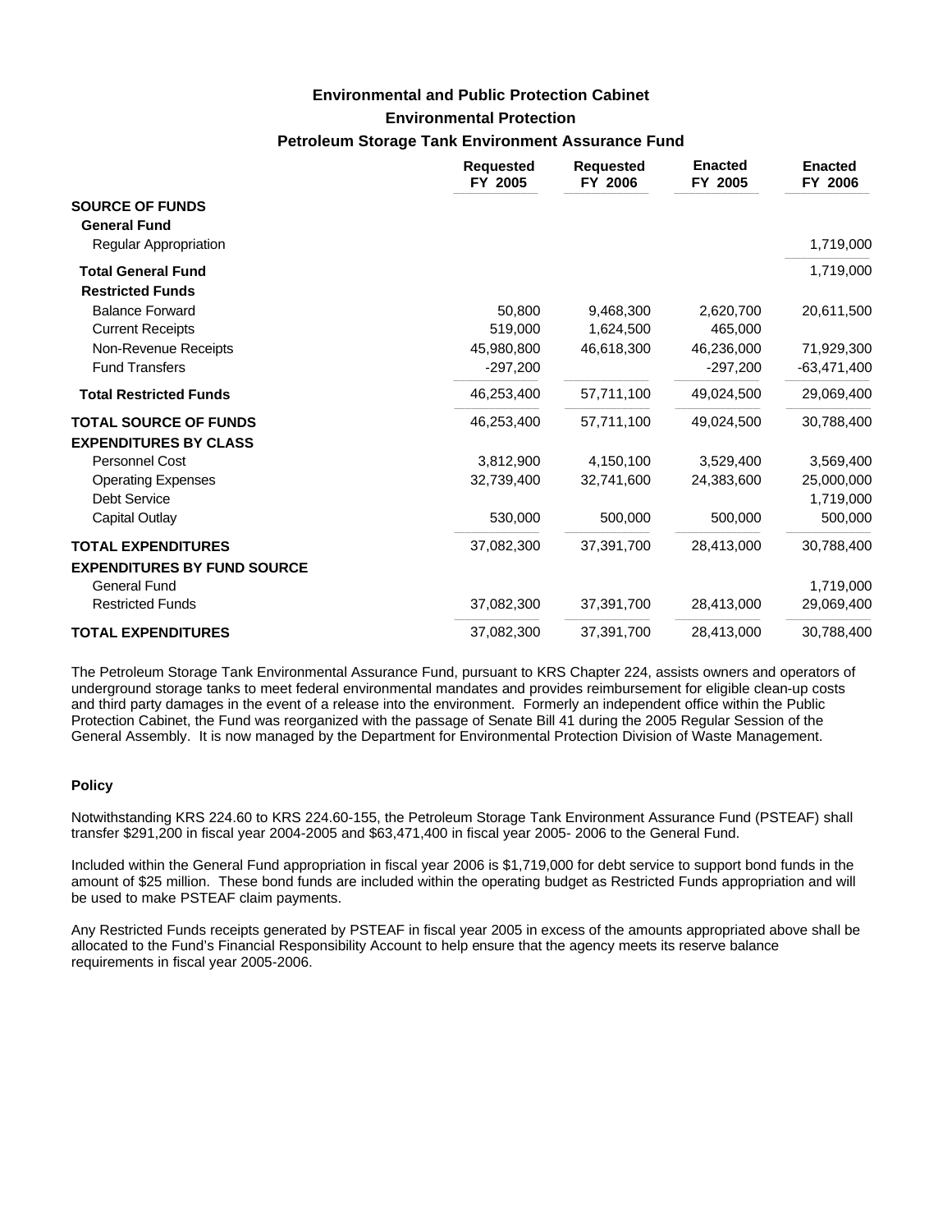## Environmental and Public Protection Cabinet

### Environmental Protection

### Petroleum Storage Tank Environment Assurance Fund

| | Requested FY 2005 | Requested FY 2006 | Enacted FY 2005 | Enacted FY 2006 |
|---|---|---|---|---|
| **SOURCE OF FUNDS** | | | | |
| **General Fund** | | | | |
| Regular Appropriation | | | | 1,719,000 |
| **Total General Fund** | | | | 1,719,000 |
| **Restricted Funds** | | | | |
| Balance Forward | 50,800 | 9,468,300 | 2,620,700 | 20,611,500 |
| Current Receipts | 519,000 | 1,624,500 | 465,000 | |
| Non-Revenue Receipts | 45,980,800 | 46,618,300 | 46,236,000 | 71,929,300 |
| Fund Transfers | -297,200 | | -297,200 | -63,471,400 |
| **Total Restricted Funds** | 46,253,400 | 57,711,100 | 49,024,500 | 29,069,400 |
| **TOTAL SOURCE OF FUNDS** | 46,253,400 | 57,711,100 | 49,024,500 | 30,788,400 |
| **EXPENDITURES BY CLASS** | | | | |
| Personnel Cost | 3,812,900 | 4,150,100 | 3,529,400 | 3,569,400 |
| Operating Expenses | 32,739,400 | 32,741,600 | 24,383,600 | 25,000,000 |
| Debt Service | | | | 1,719,000 |
| Capital Outlay | 530,000 | 500,000 | 500,000 | 500,000 |
| **TOTAL EXPENDITURES** | 37,082,300 | 37,391,700 | 28,413,000 | 30,788,400 |
| **EXPENDITURES BY FUND SOURCE** | | | | |
| General Fund | | | | 1,719,000 |
| Restricted Funds | 37,082,300 | 37,391,700 | 28,413,000 | 29,069,400 |
| **TOTAL EXPENDITURES** | 37,082,300 | 37,391,700 | 28,413,000 | 30,788,400 |

The Petroleum Storage Tank Environmental Assurance Fund, pursuant to KRS Chapter 224, assists owners and operators of underground storage tanks to meet federal environmental mandates and provides reimbursement for eligible clean-up costs and third party damages in the event of a release into the environment. Formerly an independent office within the Public Protection Cabinet, the Fund was reorganized with the passage of Senate Bill 41 during the 2005 Regular Session of the General Assembly. It is now managed by the Department for Environmental Protection Division of Waste Management.

#### Policy

Notwithstanding KRS 224.60 to KRS 224.60-155, the Petroleum Storage Tank Environment Assurance Fund (PSTEAF) shall transfer $291,200 in fiscal year 2004-2005 and $63,471,400 in fiscal year 2005- 2006 to the General Fund.

Included within the General Fund appropriation in fiscal year 2006 is $1,719,000 for debt service to support bond funds in the amount of $25 million. These bond funds are included within the operating budget as Restricted Funds appropriation and will be used to make PSTEAF claim payments.

Any Restricted Funds receipts generated by PSTEAF in fiscal year 2005 in excess of the amounts appropriated above shall be allocated to the Fund's Financial Responsibility Account to help ensure that the agency meets its reserve balance requirements in fiscal year 2005-2006.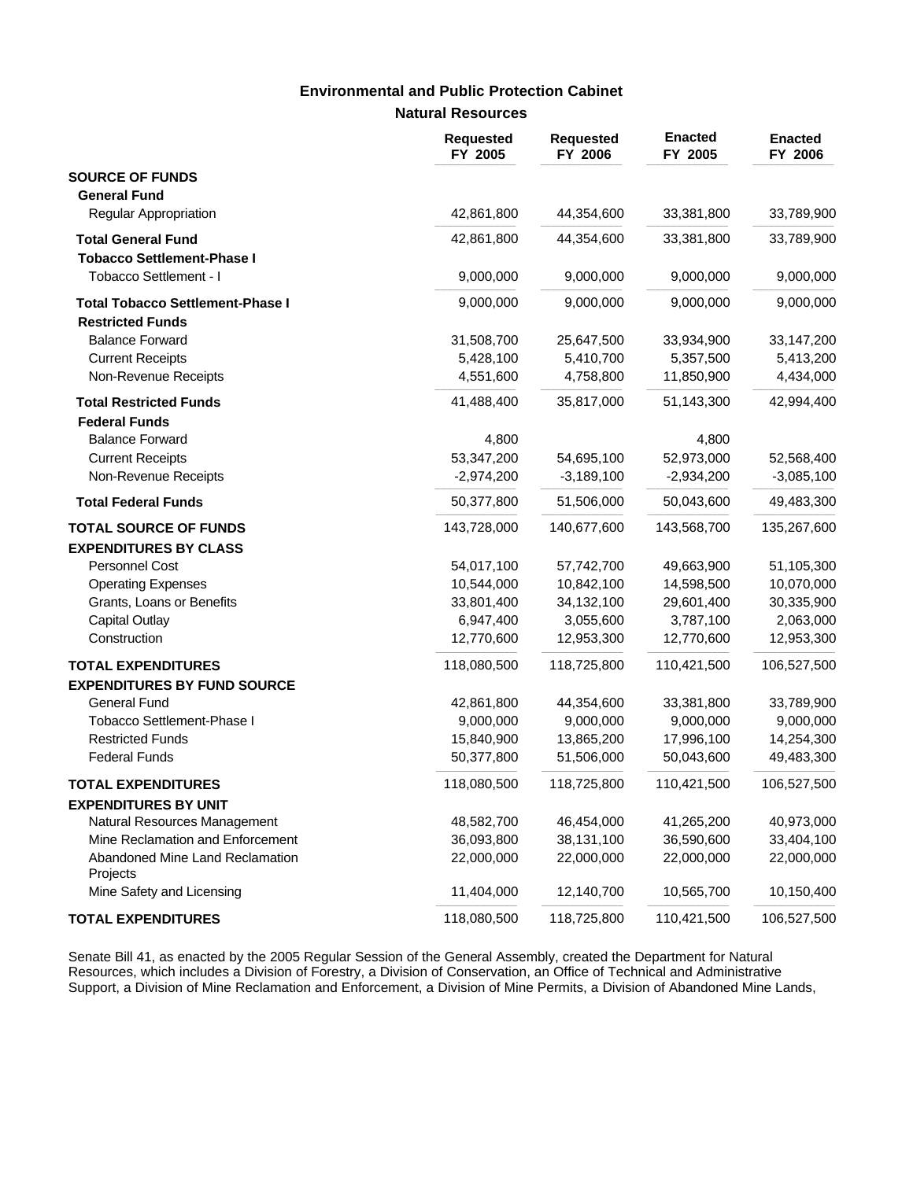## Environmental and Public Protection Cabinet

### Natural Resources

| | Requested FY 2005 | Requested FY 2006 | Enacted FY 2005 | Enacted FY 2006 |
|---|---|---|---|---|
| **SOURCE OF FUNDS** | | | | |
| **General Fund** | | | | |
| Regular Appropriation | 42,861,800 | 44,354,600 | 33,381,800 | 33,789,900 |
| **Total General Fund** | 42,861,800 | 44,354,600 | 33,381,800 | 33,789,900 |
| **Tobacco Settlement-Phase I** | | | | |
| Tobacco Settlement - I | 9,000,000 | 9,000,000 | 9,000,000 | 9,000,000 |
| **Total Tobacco Settlement-Phase I** | 9,000,000 | 9,000,000 | 9,000,000 | 9,000,000 |
| **Restricted Funds** | | | | |
| Balance Forward | 31,508,700 | 25,647,500 | 33,934,900 | 33,147,200 |
| Current Receipts | 5,428,100 | 5,410,700 | 5,357,500 | 5,413,200 |
| Non-Revenue Receipts | 4,551,600 | 4,758,800 | 11,850,900 | 4,434,000 |
| **Total Restricted Funds** | 41,488,400 | 35,817,000 | 51,143,300 | 42,994,400 |
| **Federal Funds** | | | | |
| Balance Forward | 4,800 | | 4,800 | |
| Current Receipts | 53,347,200 | 54,695,100 | 52,973,000 | 52,568,400 |
| Non-Revenue Receipts | -2,974,200 | -3,189,100 | -2,934,200 | -3,085,100 |
| **Total Federal Funds** | 50,377,800 | 51,506,000 | 50,043,600 | 49,483,300 |
| **TOTAL SOURCE OF FUNDS** | 143,728,000 | 140,677,600 | 143,568,700 | 135,267,600 |
| **EXPENDITURES BY CLASS** | | | | |
| Personnel Cost | 54,017,100 | 57,742,700 | 49,663,900 | 51,105,300 |
| Operating Expenses | 10,544,000 | 10,842,100 | 14,598,500 | 10,070,000 |
| Grants, Loans or Benefits | 33,801,400 | 34,132,100 | 29,601,400 | 30,335,900 |
| Capital Outlay | 6,947,400 | 3,055,600 | 3,787,100 | 2,063,000 |
| Construction | 12,770,600 | 12,953,300 | 12,770,600 | 12,953,300 |
| **TOTAL EXPENDITURES** | 118,080,500 | 118,725,800 | 110,421,500 | 106,527,500 |
| **EXPENDITURES BY FUND SOURCE** | | | | |
| General Fund | 42,861,800 | 44,354,600 | 33,381,800 | 33,789,900 |
| Tobacco Settlement-Phase I | 9,000,000 | 9,000,000 | 9,000,000 | 9,000,000 |
| Restricted Funds | 15,840,900 | 13,865,200 | 17,996,100 | 14,254,300 |
| Federal Funds | 50,377,800 | 51,506,000 | 50,043,600 | 49,483,300 |
| **TOTAL EXPENDITURES** | 118,080,500 | 118,725,800 | 110,421,500 | 106,527,500 |
| **EXPENDITURES BY UNIT** | | | | |
| Natural Resources Management | 48,582,700 | 46,454,000 | 41,265,200 | 40,973,000 |
| Mine Reclamation and Enforcement | 36,093,800 | 38,131,100 | 36,590,600 | 33,404,100 |
| Abandoned Mine Land Reclamation Projects | 22,000,000 | 22,000,000 | 22,000,000 | 22,000,000 |
| Mine Safety and Licensing | 11,404,000 | 12,140,700 | 10,565,700 | 10,150,400 |
| **TOTAL EXPENDITURES** | 118,080,500 | 118,725,800 | 110,421,500 | 106,527,500 |

Senate Bill 41, as enacted by the 2005 Regular Session of the General Assembly, created the Department for Natural Resources, which includes a Division of Forestry, a Division of Conservation, an Office of Technical and Administrative Support, a Division of Mine Reclamation and Enforcement, a Division of Mine Permits, a Division of Abandoned Mine Lands,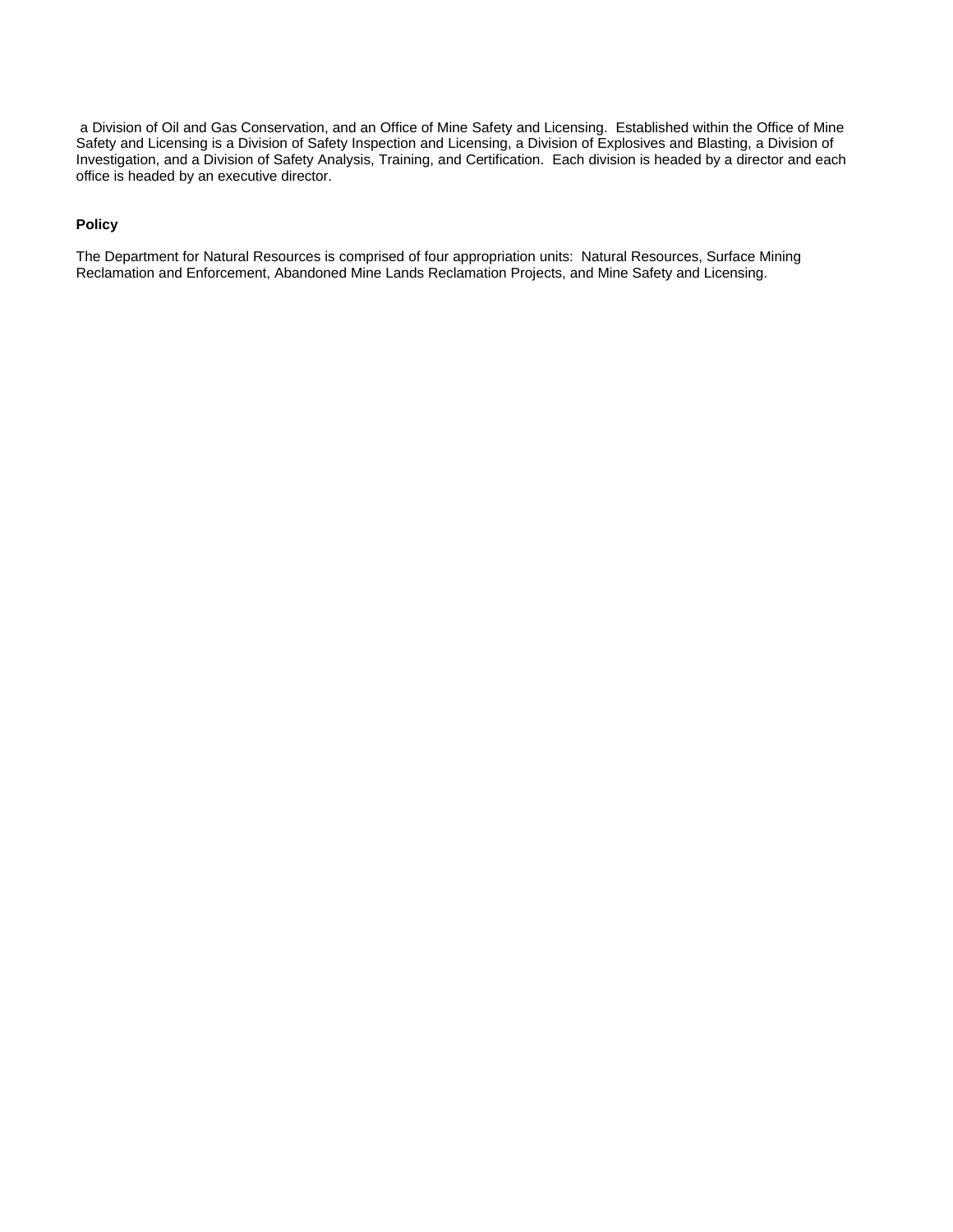a Division of Oil and Gas Conservation, and an Office of Mine Safety and Licensing. Established within the Office of Mine Safety and Licensing is a Division of Safety Inspection and Licensing, a Division of Explosives and Blasting, a Division of Investigation, and a Division of Safety Analysis, Training, and Certification. Each division is headed by a director and each office is headed by an executive director.

**Policy**

The Department for Natural Resources is comprised of four appropriation units: Natural Resources, Surface Mining Reclamation and Enforcement, Abandoned Mine Lands Reclamation Projects, and Mine Safety and Licensing.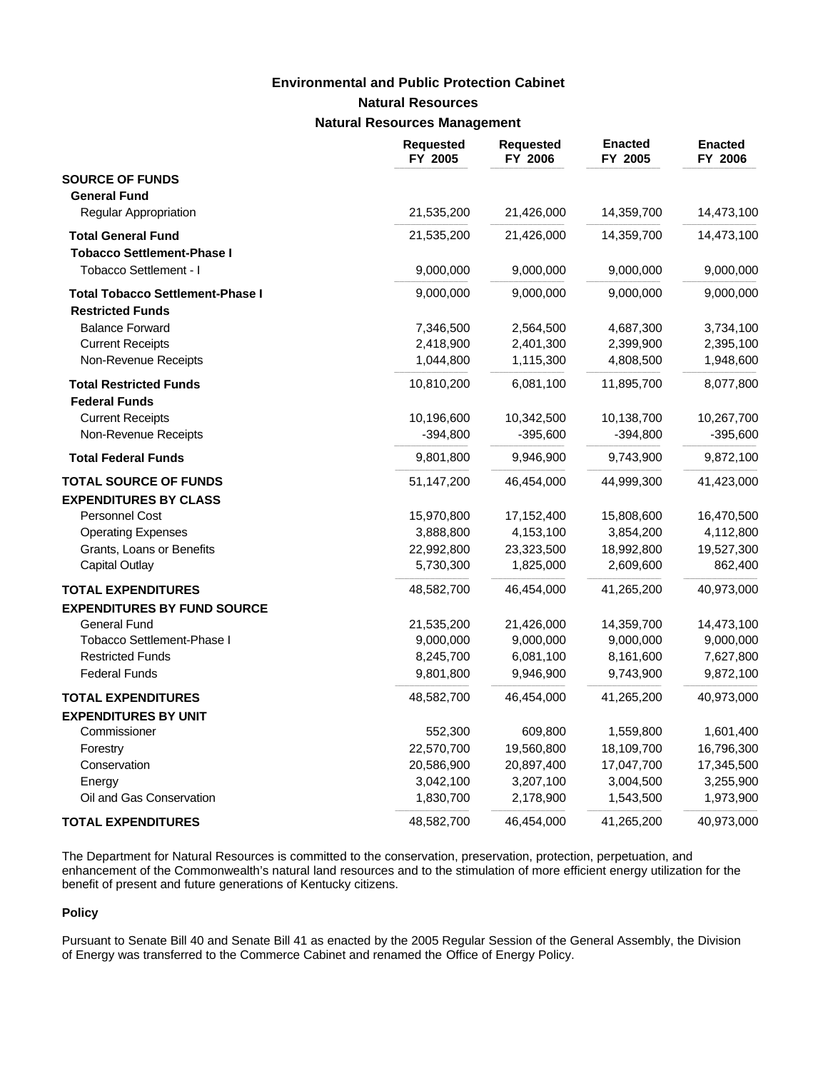## Environmental and Public Protection Cabinet

### Natural Resources

### Natural Resources Management

| | Requested FY 2005 | Requested FY 2006 | Enacted FY 2005 | Enacted FY 2006 |
|---|---|---|---|---|
| **SOURCE OF FUNDS** | | | | |
| **General Fund** | | | | |
| Regular Appropriation | 21,535,200 | 21,426,000 | 14,359,700 | 14,473,100 |
| **Total General Fund** | 21,535,200 | 21,426,000 | 14,359,700 | 14,473,100 |
| **Tobacco Settlement-Phase I** | | | | |
| Tobacco Settlement - I | 9,000,000 | 9,000,000 | 9,000,000 | 9,000,000 |
| **Total Tobacco Settlement-Phase I** | 9,000,000 | 9,000,000 | 9,000,000 | 9,000,000 |
| **Restricted Funds** | | | | |
| Balance Forward | 7,346,500 | 2,564,500 | 4,687,300 | 3,734,100 |
| Current Receipts | 2,418,900 | 2,401,300 | 2,399,900 | 2,395,100 |
| Non-Revenue Receipts | 1,044,800 | 1,115,300 | 4,808,500 | 1,948,600 |
| **Total Restricted Funds** | 10,810,200 | 6,081,100 | 11,895,700 | 8,077,800 |
| **Federal Funds** | | | | |
| Current Receipts | 10,196,600 | 10,342,500 | 10,138,700 | 10,267,700 |
| Non-Revenue Receipts | -394,800 | -395,600 | -394,800 | -395,600 |
| **Total Federal Funds** | 9,801,800 | 9,946,900 | 9,743,900 | 9,872,100 |
| **TOTAL SOURCE OF FUNDS** | 51,147,200 | 46,454,000 | 44,999,300 | 41,423,000 |
| **EXPENDITURES BY CLASS** | | | | |
| Personnel Cost | 15,970,800 | 17,152,400 | 15,808,600 | 16,470,500 |
| Operating Expenses | 3,888,800 | 4,153,100 | 3,854,200 | 4,112,800 |
| Grants, Loans or Benefits | 22,992,800 | 23,323,500 | 18,992,800 | 19,527,300 |
| Capital Outlay | 5,730,300 | 1,825,000 | 2,609,600 | 862,400 |
| **TOTAL EXPENDITURES** | 48,582,700 | 46,454,000 | 41,265,200 | 40,973,000 |
| **EXPENDITURES BY FUND SOURCE** | | | | |
| General Fund | 21,535,200 | 21,426,000 | 14,359,700 | 14,473,100 |
| Tobacco Settlement-Phase I | 9,000,000 | 9,000,000 | 9,000,000 | 9,000,000 |
| Restricted Funds | 8,245,700 | 6,081,100 | 8,161,600 | 7,627,800 |
| Federal Funds | 9,801,800 | 9,946,900 | 9,743,900 | 9,872,100 |
| **TOTAL EXPENDITURES** | 48,582,700 | 46,454,000 | 41,265,200 | 40,973,000 |
| **EXPENDITURES BY UNIT** | | | | |
| Commissioner | 552,300 | 609,800 | 1,559,800 | 1,601,400 |
| Forestry | 22,570,700 | 19,560,800 | 18,109,700 | 16,796,300 |
| Conservation | 20,586,900 | 20,897,400 | 17,047,700 | 17,345,500 |
| Energy | 3,042,100 | 3,207,100 | 3,004,500 | 3,255,900 |
| Oil and Gas Conservation | 1,830,700 | 2,178,900 | 1,543,500 | 1,973,900 |
| **TOTAL EXPENDITURES** | 48,582,700 | 46,454,000 | 41,265,200 | 40,973,000 |

The Department for Natural Resources is committed to the conservation, preservation, protection, perpetuation, and enhancement of the Commonwealth's natural land resources and to the stimulation of more efficient energy utilization for the benefit of present and future generations of Kentucky citizens.

#### Policy

Pursuant to Senate Bill 40 and Senate Bill 41 as enacted by the 2005 Regular Session of the General Assembly, the Division of Energy was transferred to the Commerce Cabinet and renamed the Office of Energy Policy.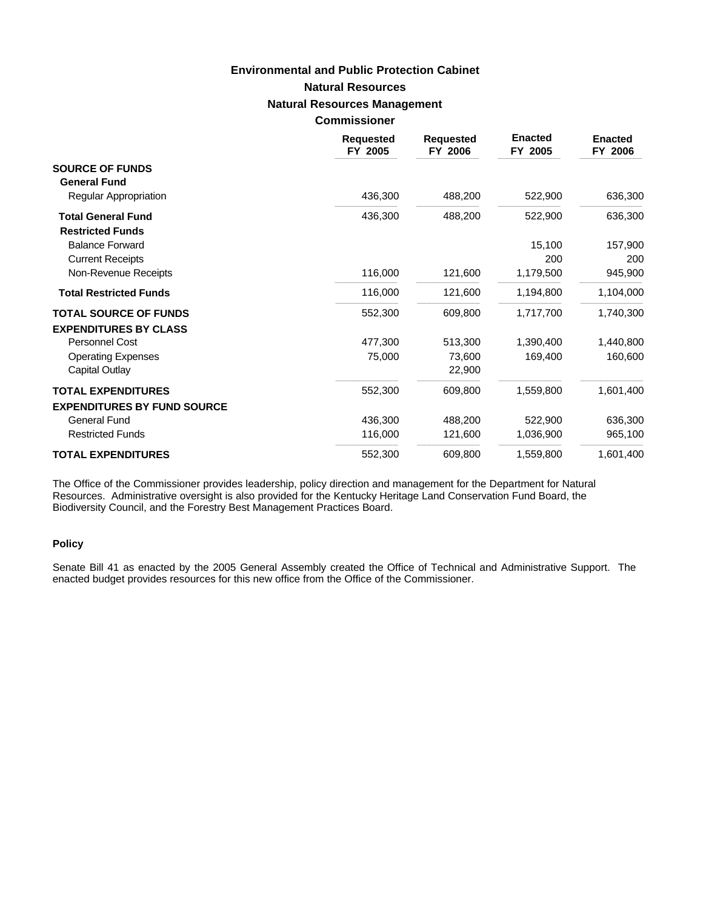# Environmental and Public Protection Cabinet

## Natural Resources

### Natural Resources Management

#### Commissioner

| | Requested FY 2005 | Requested FY 2006 | Enacted FY 2005 | Enacted FY 2006 |
|---|---|---|---|---|
| **SOURCE OF FUNDS** | | | | |
| **General Fund** | | | | |
| Regular Appropriation | 436,300 | 488,200 | 522,900 | 636,300 |
| **Total General Fund** | 436,300 | 488,200 | 522,900 | 636,300 |
| **Restricted Funds** | | | | |
| Balance Forward | | | 15,100 | 157,900 |
| Current Receipts | | | 200 | 200 |
| Non-Revenue Receipts | 116,000 | 121,600 | 1,179,500 | 945,900 |
| **Total Restricted Funds** | 116,000 | 121,600 | 1,194,800 | 1,104,000 |
| **TOTAL SOURCE OF FUNDS** | 552,300 | 609,800 | 1,717,700 | 1,740,300 |
| **EXPENDITURES BY CLASS** | | | | |
| Personnel Cost | 477,300 | 513,300 | 1,390,400 | 1,440,800 |
| Operating Expenses | 75,000 | 73,600 | 169,400 | 160,600 |
| Capital Outlay | | 22,900 | | |
| **TOTAL EXPENDITURES** | 552,300 | 609,800 | 1,559,800 | 1,601,400 |
| **EXPENDITURES BY FUND SOURCE** | | | | |
| General Fund | 436,300 | 488,200 | 522,900 | 636,300 |
| Restricted Funds | 116,000 | 121,600 | 1,036,900 | 965,100 |
| **TOTAL EXPENDITURES** | 552,300 | 609,800 | 1,559,800 | 1,601,400 |

The Office of the Commissioner provides leadership, policy direction and management for the Department for Natural Resources. Administrative oversight is also provided for the Kentucky Heritage Land Conservation Fund Board, the Biodiversity Council, and the Forestry Best Management Practices Board.

**Policy**

Senate Bill 41 as enacted by the 2005 General Assembly created the Office of Technical and Administrative Support. The enacted budget provides resources for this new office from the Office of the Commissioner.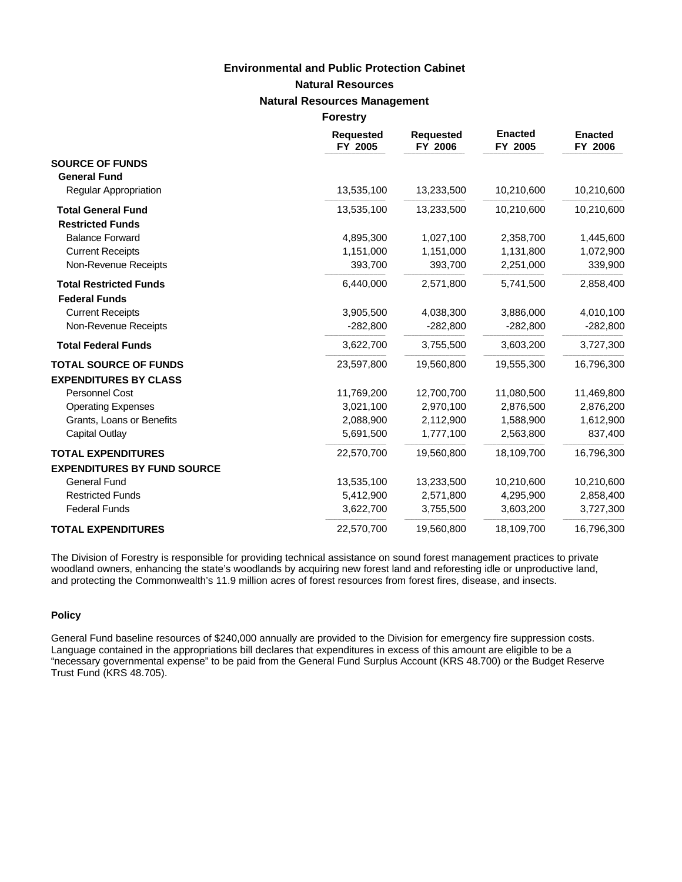# Environmental and Public Protection Cabinet

## Natural Resources

### Natural Resources Management

#### Forestry

| | Requested FY 2005 | Requested FY 2006 | Enacted FY 2005 | Enacted FY 2006 |
|---|---|---|---|---|
| **SOURCE OF FUNDS** | | | | |
| **General Fund** | | | | |
| Regular Appropriation | 13,535,100 | 13,233,500 | 10,210,600 | 10,210,600 |
| **Total General Fund** | 13,535,100 | 13,233,500 | 10,210,600 | 10,210,600 |
| **Restricted Funds** | | | | |
| Balance Forward | 4,895,300 | 1,027,100 | 2,358,700 | 1,445,600 |
| Current Receipts | 1,151,000 | 1,151,000 | 1,131,800 | 1,072,900 |
| Non-Revenue Receipts | 393,700 | 393,700 | 2,251,000 | 339,900 |
| **Total Restricted Funds** | 6,440,000 | 2,571,800 | 5,741,500 | 2,858,400 |
| **Federal Funds** | | | | |
| Current Receipts | 3,905,500 | 4,038,300 | 3,886,000 | 4,010,100 |
| Non-Revenue Receipts | -282,800 | -282,800 | -282,800 | -282,800 |
| **Total Federal Funds** | 3,622,700 | 3,755,500 | 3,603,200 | 3,727,300 |
| **TOTAL SOURCE OF FUNDS** | 23,597,800 | 19,560,800 | 19,555,300 | 16,796,300 |
| **EXPENDITURES BY CLASS** | | | | |
| Personnel Cost | 11,769,200 | 12,700,700 | 11,080,500 | 11,469,800 |
| Operating Expenses | 3,021,100 | 2,970,100 | 2,876,500 | 2,876,200 |
| Grants, Loans or Benefits | 2,088,900 | 2,112,900 | 1,588,900 | 1,612,900 |
| Capital Outlay | 5,691,500 | 1,777,100 | 2,563,800 | 837,400 |
| **TOTAL EXPENDITURES** | 22,570,700 | 19,560,800 | 18,109,700 | 16,796,300 |
| **EXPENDITURES BY FUND SOURCE** | | | | |
| General Fund | 13,535,100 | 13,233,500 | 10,210,600 | 10,210,600 |
| Restricted Funds | 5,412,900 | 2,571,800 | 4,295,900 | 2,858,400 |
| Federal Funds | 3,622,700 | 3,755,500 | 3,603,200 | 3,727,300 |
| **TOTAL EXPENDITURES** | 22,570,700 | 19,560,800 | 18,109,700 | 16,796,300 |

The Division of Forestry is responsible for providing technical assistance on sound forest management practices to private woodland owners, enhancing the state's woodlands by acquiring new forest land and reforesting idle or unproductive land, and protecting the Commonwealth's 11.9 million acres of forest resources from forest fires, disease, and insects.

**Policy**

General Fund baseline resources of $240,000 annually are provided to the Division for emergency fire suppression costs. Language contained in the appropriations bill declares that expenditures in excess of this amount are eligible to be a "necessary governmental expense" to be paid from the General Fund Surplus Account (KRS 48.700) or the Budget Reserve Trust Fund (KRS 48.705).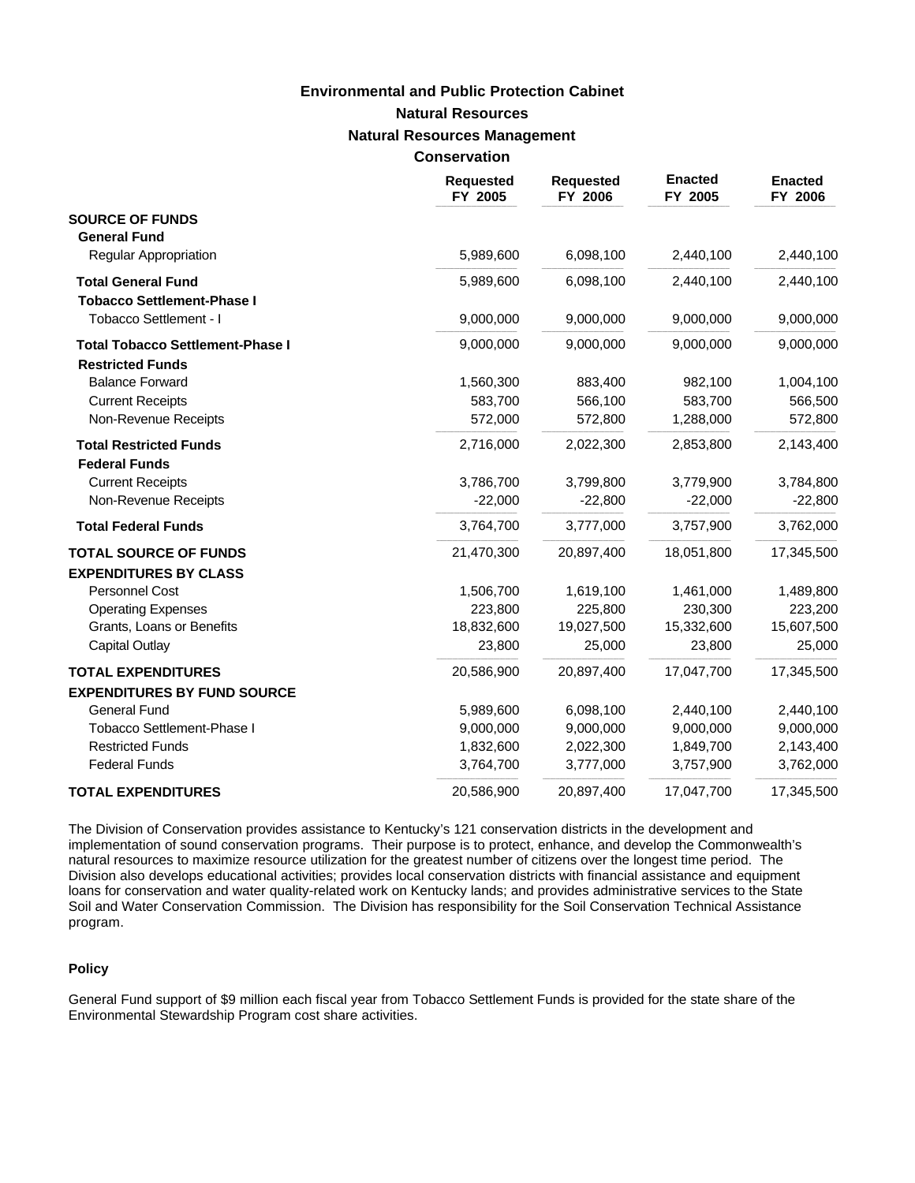# Environmental and Public Protection Cabinet

## Natural Resources

## Natural Resources Management

## Conservation

| | Requested FY 2005 | Requested FY 2006 | Enacted FY 2005 | Enacted FY 2006 |
|---|---|---|---|---|
| **SOURCE OF FUNDS** | | | | |
| **General Fund** | | | | |
| Regular Appropriation | 5,989,600 | 6,098,100 | 2,440,100 | 2,440,100 |
| **Total General Fund** | 5,989,600 | 6,098,100 | 2,440,100 | 2,440,100 |
| **Tobacco Settlement-Phase I** | | | | |
| Tobacco Settlement - I | 9,000,000 | 9,000,000 | 9,000,000 | 9,000,000 |
| **Total Tobacco Settlement-Phase I** | 9,000,000 | 9,000,000 | 9,000,000 | 9,000,000 |
| **Restricted Funds** | | | | |
| Balance Forward | 1,560,300 | 883,400 | 982,100 | 1,004,100 |
| Current Receipts | 583,700 | 566,100 | 583,700 | 566,500 |
| Non-Revenue Receipts | 572,000 | 572,800 | 1,288,000 | 572,800 |
| **Total Restricted Funds** | 2,716,000 | 2,022,300 | 2,853,800 | 2,143,400 |
| **Federal Funds** | | | | |
| Current Receipts | 3,786,700 | 3,799,800 | 3,779,900 | 3,784,800 |
| Non-Revenue Receipts | -22,000 | -22,800 | -22,000 | -22,800 |
| **Total Federal Funds** | 3,764,700 | 3,777,000 | 3,757,900 | 3,762,000 |
| **TOTAL SOURCE OF FUNDS** | 21,470,300 | 20,897,400 | 18,051,800 | 17,345,500 |
| **EXPENDITURES BY CLASS** | | | | |
| Personnel Cost | 1,506,700 | 1,619,100 | 1,461,000 | 1,489,800 |
| Operating Expenses | 223,800 | 225,800 | 230,300 | 223,200 |
| Grants, Loans or Benefits | 18,832,600 | 19,027,500 | 15,332,600 | 15,607,500 |
| Capital Outlay | 23,800 | 25,000 | 23,800 | 25,000 |
| **TOTAL EXPENDITURES** | 20,586,900 | 20,897,400 | 17,047,700 | 17,345,500 |
| **EXPENDITURES BY FUND SOURCE** | | | | |
| General Fund | 5,989,600 | 6,098,100 | 2,440,100 | 2,440,100 |
| Tobacco Settlement-Phase I | 9,000,000 | 9,000,000 | 9,000,000 | 9,000,000 |
| Restricted Funds | 1,832,600 | 2,022,300 | 1,849,700 | 2,143,400 |
| Federal Funds | 3,764,700 | 3,777,000 | 3,757,900 | 3,762,000 |
| **TOTAL EXPENDITURES** | 20,586,900 | 20,897,400 | 17,047,700 | 17,345,500 |

The Division of Conservation provides assistance to Kentucky's 121 conservation districts in the development and implementation of sound conservation programs. Their purpose is to protect, enhance, and develop the Commonwealth's natural resources to maximize resource utilization for the greatest number of citizens over the longest time period. The Division also develops educational activities; provides local conservation districts with financial assistance and equipment loans for conservation and water quality-related work on Kentucky lands; and provides administrative services to the State Soil and Water Conservation Commission. The Division has responsibility for the Soil Conservation Technical Assistance program.

**Policy**

General Fund support of $9 million each fiscal year from Tobacco Settlement Funds is provided for the state share of the Environmental Stewardship Program cost share activities.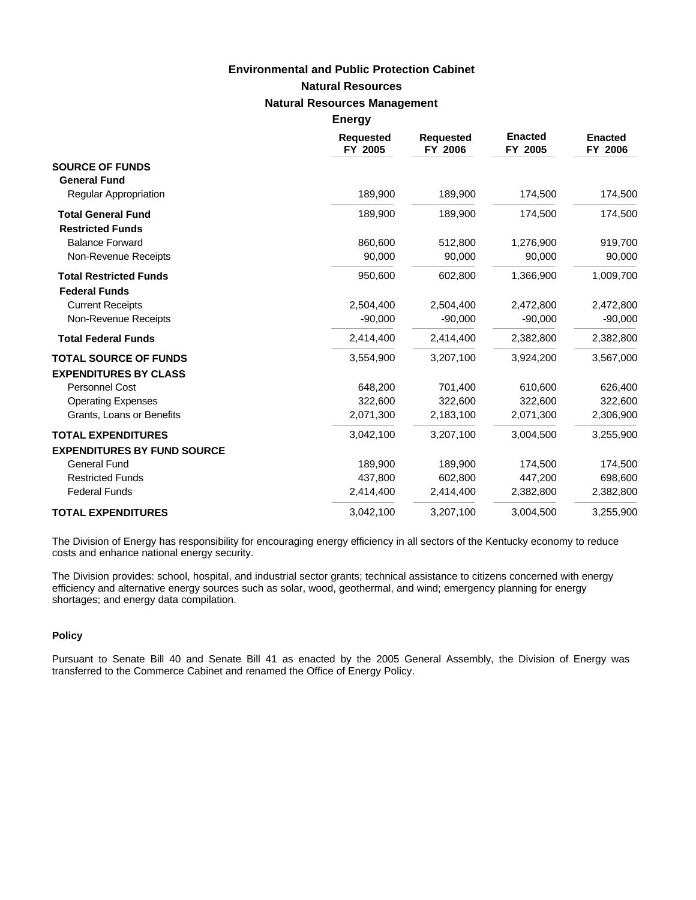# Environmental and Public Protection Cabinet

## Natural Resources

### Natural Resources Management

#### Energy

| | Requested FY 2005 | Requested FY 2006 | Enacted FY 2005 | Enacted FY 2006 |
|---|---|---|---|---|
| **SOURCE OF FUNDS** | | | | |
| **General Fund** | | | | |
| Regular Appropriation | 189,900 | 189,900 | 174,500 | 174,500 |
| **Total General Fund** | 189,900 | 189,900 | 174,500 | 174,500 |
| **Restricted Funds** | | | | |
| Balance Forward | 860,600 | 512,800 | 1,276,900 | 919,700 |
| Non-Revenue Receipts | 90,000 | 90,000 | 90,000 | 90,000 |
| **Total Restricted Funds** | 950,600 | 602,800 | 1,366,900 | 1,009,700 |
| **Federal Funds** | | | | |
| Current Receipts | 2,504,400 | 2,504,400 | 2,472,800 | 2,472,800 |
| Non-Revenue Receipts | -90,000 | -90,000 | -90,000 | -90,000 |
| **Total Federal Funds** | 2,414,400 | 2,414,400 | 2,382,800 | 2,382,800 |
| **TOTAL SOURCE OF FUNDS** | 3,554,900 | 3,207,100 | 3,924,200 | 3,567,000 |
| **EXPENDITURES BY CLASS** | | | | |
| Personnel Cost | 648,200 | 701,400 | 610,600 | 626,400 |
| Operating Expenses | 322,600 | 322,600 | 322,600 | 322,600 |
| Grants, Loans or Benefits | 2,071,300 | 2,183,100 | 2,071,300 | 2,306,900 |
| **TOTAL EXPENDITURES** | 3,042,100 | 3,207,100 | 3,004,500 | 3,255,900 |
| **EXPENDITURES BY FUND SOURCE** | | | | |
| General Fund | 189,900 | 189,900 | 174,500 | 174,500 |
| Restricted Funds | 437,800 | 602,800 | 447,200 | 698,600 |
| Federal Funds | 2,414,400 | 2,414,400 | 2,382,800 | 2,382,800 |
| **TOTAL EXPENDITURES** | 3,042,100 | 3,207,100 | 3,004,500 | 3,255,900 |

The Division of Energy has responsibility for encouraging energy efficiency in all sectors of the Kentucky economy to reduce costs and enhance national energy security.

The Division provides: school, hospital, and industrial sector grants; technical assistance to citizens concerned with energy efficiency and alternative energy sources such as solar, wood, geothermal, and wind; emergency planning for energy shortages; and energy data compilation.

**Policy**

Pursuant to Senate Bill 40 and Senate Bill 41 as enacted by the 2005 General Assembly, the Division of Energy was transferred to the Commerce Cabinet and renamed the Office of Energy Policy.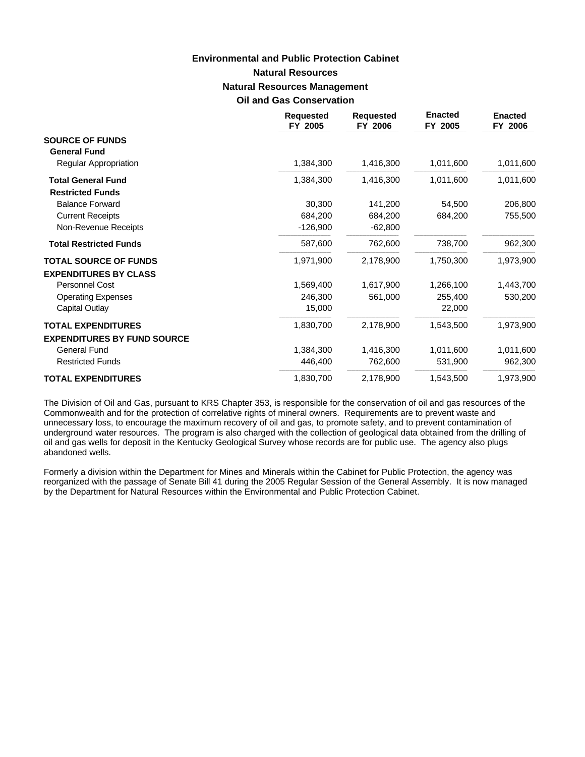# Environmental and Public Protection Cabinet

## Natural Resources

### Natural Resources Management

### Oil and Gas Conservation

| | Requested FY 2005 | Requested FY 2006 | Enacted FY 2005 | Enacted FY 2006 |
|---|---|---|---|---|
| **SOURCE OF FUNDS** | | | | |
| **General Fund** | | | | |
| Regular Appropriation | 1,384,300 | 1,416,300 | 1,011,600 | 1,011,600 |
| **Total General Fund** | 1,384,300 | 1,416,300 | 1,011,600 | 1,011,600 |
| **Restricted Funds** | | | | |
| Balance Forward | 30,300 | 141,200 | 54,500 | 206,800 |
| Current Receipts | 684,200 | 684,200 | 684,200 | 755,500 |
| Non-Revenue Receipts | -126,900 | -62,800 | | |
| **Total Restricted Funds** | 587,600 | 762,600 | 738,700 | 962,300 |
| **TOTAL SOURCE OF FUNDS** | 1,971,900 | 2,178,900 | 1,750,300 | 1,973,900 |
| **EXPENDITURES BY CLASS** | | | | |
| Personnel Cost | 1,569,400 | 1,617,900 | 1,266,100 | 1,443,700 |
| Operating Expenses | 246,300 | 561,000 | 255,400 | 530,200 |
| Capital Outlay | 15,000 | | 22,000 | |
| **TOTAL EXPENDITURES** | 1,830,700 | 2,178,900 | 1,543,500 | 1,973,900 |
| **EXPENDITURES BY FUND SOURCE** | | | | |
| General Fund | 1,384,300 | 1,416,300 | 1,011,600 | 1,011,600 |
| Restricted Funds | 446,400 | 762,600 | 531,900 | 962,300 |
| **TOTAL EXPENDITURES** | 1,830,700 | 2,178,900 | 1,543,500 | 1,973,900 |

The Division of Oil and Gas, pursuant to KRS Chapter 353, is responsible for the conservation of oil and gas resources of the Commonwealth and for the protection of correlative rights of mineral owners. Requirements are to prevent waste and unnecessary loss, to encourage the maximum recovery of oil and gas, to promote safety, and to prevent contamination of underground water resources. The program is also charged with the collection of geological data obtained from the drilling of oil and gas wells for deposit in the Kentucky Geological Survey whose records are for public use. The agency also plugs abandoned wells.

Formerly a division within the Department for Mines and Minerals within the Cabinet for Public Protection, the agency was reorganized with the passage of Senate Bill 41 during the 2005 Regular Session of the General Assembly. It is now managed by the Department for Natural Resources within the Environmental and Public Protection Cabinet.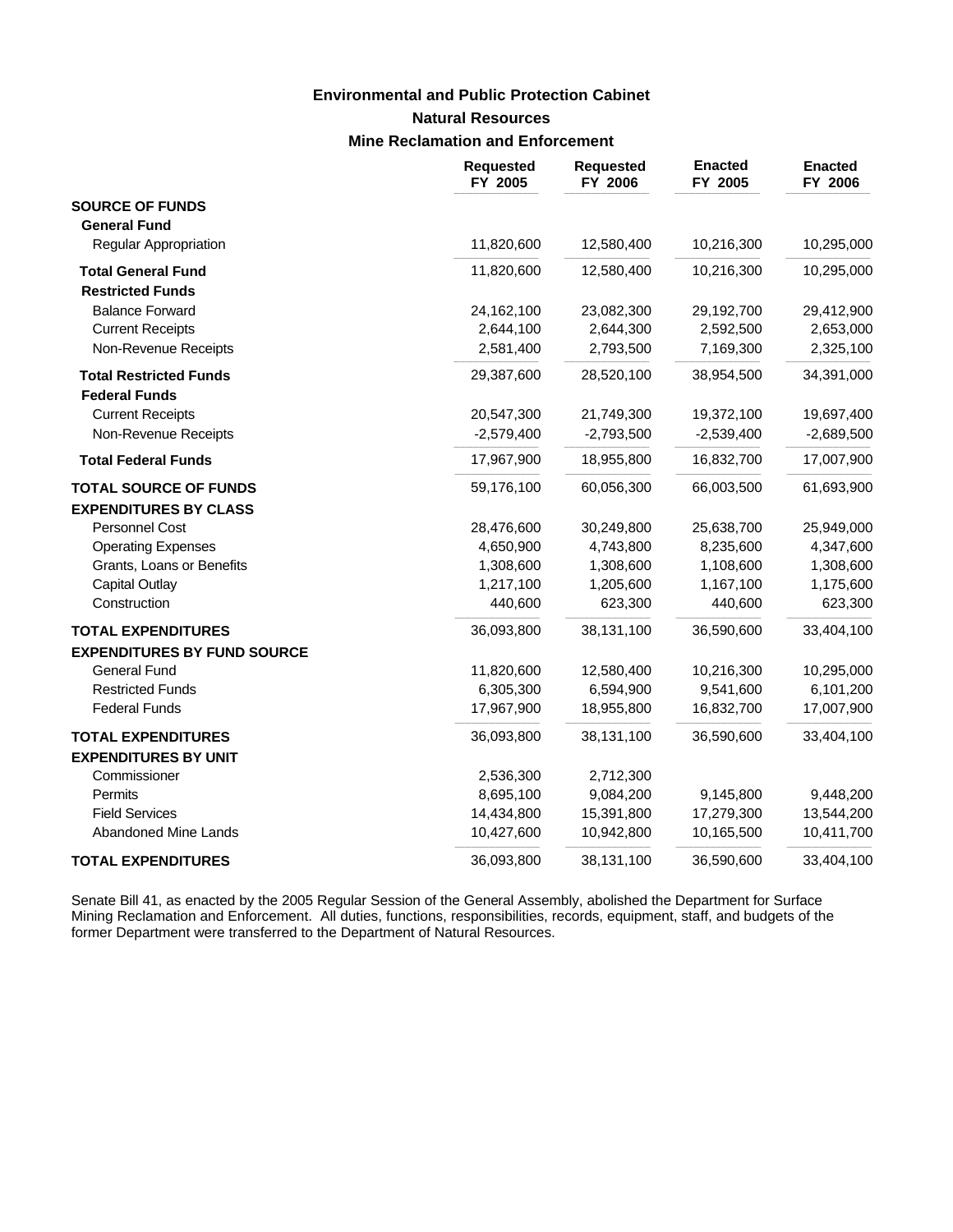**Environmental and Public Protection Cabinet**

**Natural Resources**

**Mine Reclamation and Enforcement**

| | Requested FY 2005 | Requested FY 2006 | Enacted FY 2005 | Enacted FY 2006 |
|---|---|---|---|---|
| **SOURCE OF FUNDS** | | | | |
| **General Fund** | | | | |
| Regular Appropriation | 11,820,600 | 12,580,400 | 10,216,300 | 10,295,000 |
| **Total General Fund** | 11,820,600 | 12,580,400 | 10,216,300 | 10,295,000 |
| **Restricted Funds** | | | | |
| Balance Forward | 24,162,100 | 23,082,300 | 29,192,700 | 29,412,900 |
| Current Receipts | 2,644,100 | 2,644,300 | 2,592,500 | 2,653,000 |
| Non-Revenue Receipts | 2,581,400 | 2,793,500 | 7,169,300 | 2,325,100 |
| **Total Restricted Funds** | 29,387,600 | 28,520,100 | 38,954,500 | 34,391,000 |
| **Federal Funds** | | | | |
| Current Receipts | 20,547,300 | 21,749,300 | 19,372,100 | 19,697,400 |
| Non-Revenue Receipts | -2,579,400 | -2,793,500 | -2,539,400 | -2,689,500 |
| **Total Federal Funds** | 17,967,900 | 18,955,800 | 16,832,700 | 17,007,900 |
| **TOTAL SOURCE OF FUNDS** | 59,176,100 | 60,056,300 | 66,003,500 | 61,693,900 |
| **EXPENDITURES BY CLASS** | | | | |
| Personnel Cost | 28,476,600 | 30,249,800 | 25,638,700 | 25,949,000 |
| Operating Expenses | 4,650,900 | 4,743,800 | 8,235,600 | 4,347,600 |
| Grants, Loans or Benefits | 1,308,600 | 1,308,600 | 1,108,600 | 1,308,600 |
| Capital Outlay | 1,217,100 | 1,205,600 | 1,167,100 | 1,175,600 |
| Construction | 440,600 | 623,300 | 440,600 | 623,300 |
| **TOTAL EXPENDITURES** | 36,093,800 | 38,131,100 | 36,590,600 | 33,404,100 |
| **EXPENDITURES BY FUND SOURCE** | | | | |
| General Fund | 11,820,600 | 12,580,400 | 10,216,300 | 10,295,000 |
| Restricted Funds | 6,305,300 | 6,594,900 | 9,541,600 | 6,101,200 |
| Federal Funds | 17,967,900 | 18,955,800 | 16,832,700 | 17,007,900 |
| **TOTAL EXPENDITURES** | 36,093,800 | 38,131,100 | 36,590,600 | 33,404,100 |
| **EXPENDITURES BY UNIT** | | | | |
| Commissioner | 2,536,300 | 2,712,300 | | |
| Permits | 8,695,100 | 9,084,200 | 9,145,800 | 9,448,200 |
| Field Services | 14,434,800 | 15,391,800 | 17,279,300 | 13,544,200 |
| Abandoned Mine Lands | 10,427,600 | 10,942,800 | 10,165,500 | 10,411,700 |
| **TOTAL EXPENDITURES** | 36,093,800 | 38,131,100 | 36,590,600 | 33,404,100 |

Senate Bill 41, as enacted by the 2005 Regular Session of the General Assembly, abolished the Department for Surface Mining Reclamation and Enforcement. All duties, functions, responsibilities, records, equipment, staff, and budgets of the former Department were transferred to the Department of Natural Resources.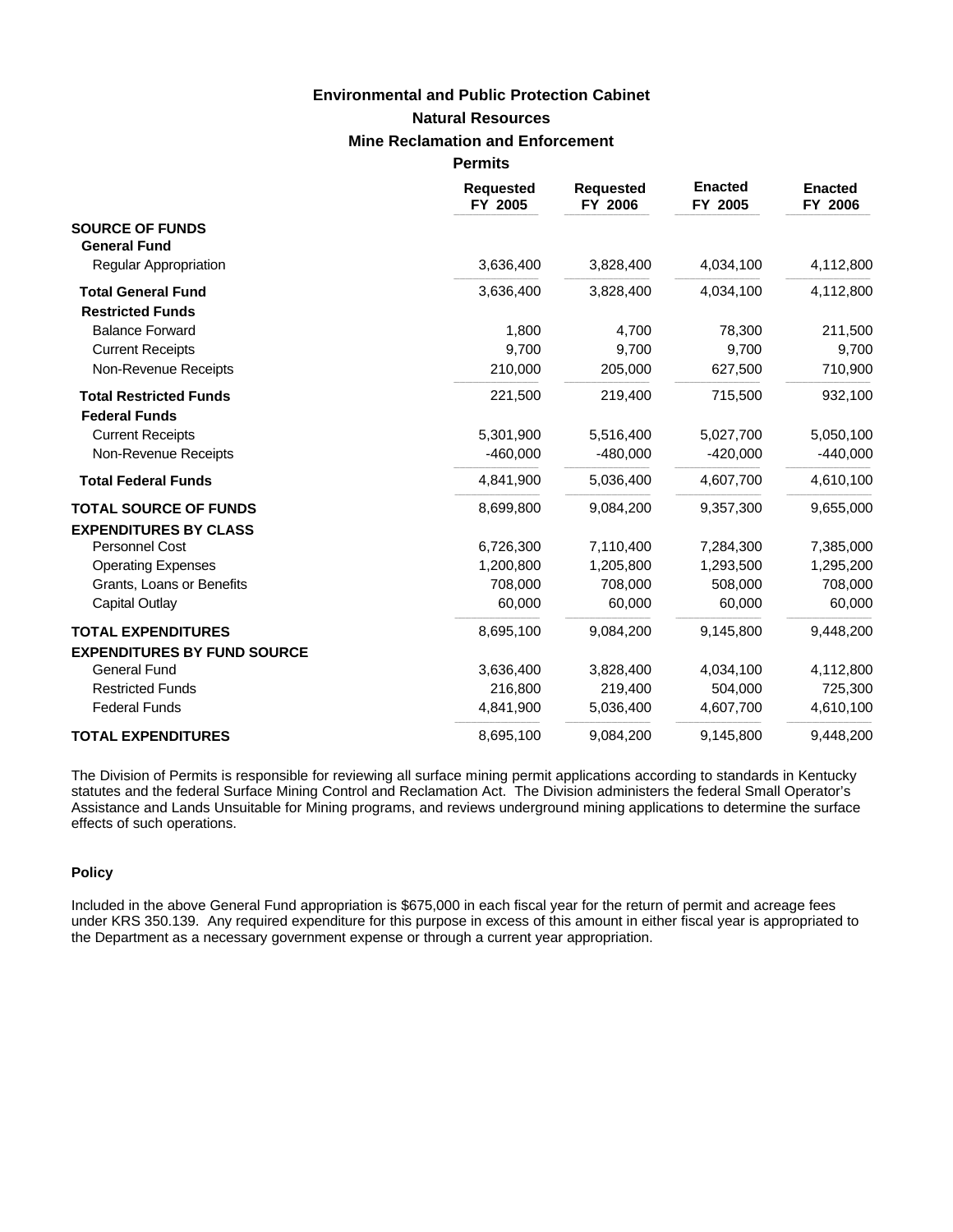# Environmental and Public Protection Cabinet

## Natural Resources

## Mine Reclamation and Enforcement

### Permits

| | Requested FY 2005 | Requested FY 2006 | Enacted FY 2005 | Enacted FY 2006 |
|---|---|---|---|---|
| **SOURCE OF FUNDS** | | | | |
| **General Fund** | | | | |
| Regular Appropriation | 3,636,400 | 3,828,400 | 4,034,100 | 4,112,800 |
| **Total General Fund** | 3,636,400 | 3,828,400 | 4,034,100 | 4,112,800 |
| **Restricted Funds** | | | | |
| Balance Forward | 1,800 | 4,700 | 78,300 | 211,500 |
| Current Receipts | 9,700 | 9,700 | 9,700 | 9,700 |
| Non-Revenue Receipts | 210,000 | 205,000 | 627,500 | 710,900 |
| **Total Restricted Funds** | 221,500 | 219,400 | 715,500 | 932,100 |
| **Federal Funds** | | | | |
| Current Receipts | 5,301,900 | 5,516,400 | 5,027,700 | 5,050,100 |
| Non-Revenue Receipts | -460,000 | -480,000 | -420,000 | -440,000 |
| **Total Federal Funds** | 4,841,900 | 5,036,400 | 4,607,700 | 4,610,100 |
| **TOTAL SOURCE OF FUNDS** | 8,699,800 | 9,084,200 | 9,357,300 | 9,655,000 |
| **EXPENDITURES BY CLASS** | | | | |
| Personnel Cost | 6,726,300 | 7,110,400 | 7,284,300 | 7,385,000 |
| Operating Expenses | 1,200,800 | 1,205,800 | 1,293,500 | 1,295,200 |
| Grants, Loans or Benefits | 708,000 | 708,000 | 508,000 | 708,000 |
| Capital Outlay | 60,000 | 60,000 | 60,000 | 60,000 |
| **TOTAL EXPENDITURES** | 8,695,100 | 9,084,200 | 9,145,800 | 9,448,200 |
| **EXPENDITURES BY FUND SOURCE** | | | | |
| General Fund | 3,636,400 | 3,828,400 | 4,034,100 | 4,112,800 |
| Restricted Funds | 216,800 | 219,400 | 504,000 | 725,300 |
| Federal Funds | 4,841,900 | 5,036,400 | 4,607,700 | 4,610,100 |
| **TOTAL EXPENDITURES** | 8,695,100 | 9,084,200 | 9,145,800 | 9,448,200 |

The Division of Permits is responsible for reviewing all surface mining permit applications according to standards in Kentucky statutes and the federal Surface Mining Control and Reclamation Act. The Division administers the federal Small Operator's Assistance and Lands Unsuitable for Mining programs, and reviews underground mining applications to determine the surface effects of such operations.

#### Policy

Included in the above General Fund appropriation is $675,000 in each fiscal year for the return of permit and acreage fees under KRS 350.139. Any required expenditure for this purpose in excess of this amount in either fiscal year is appropriated to the Department as a necessary government expense or through a current year appropriation.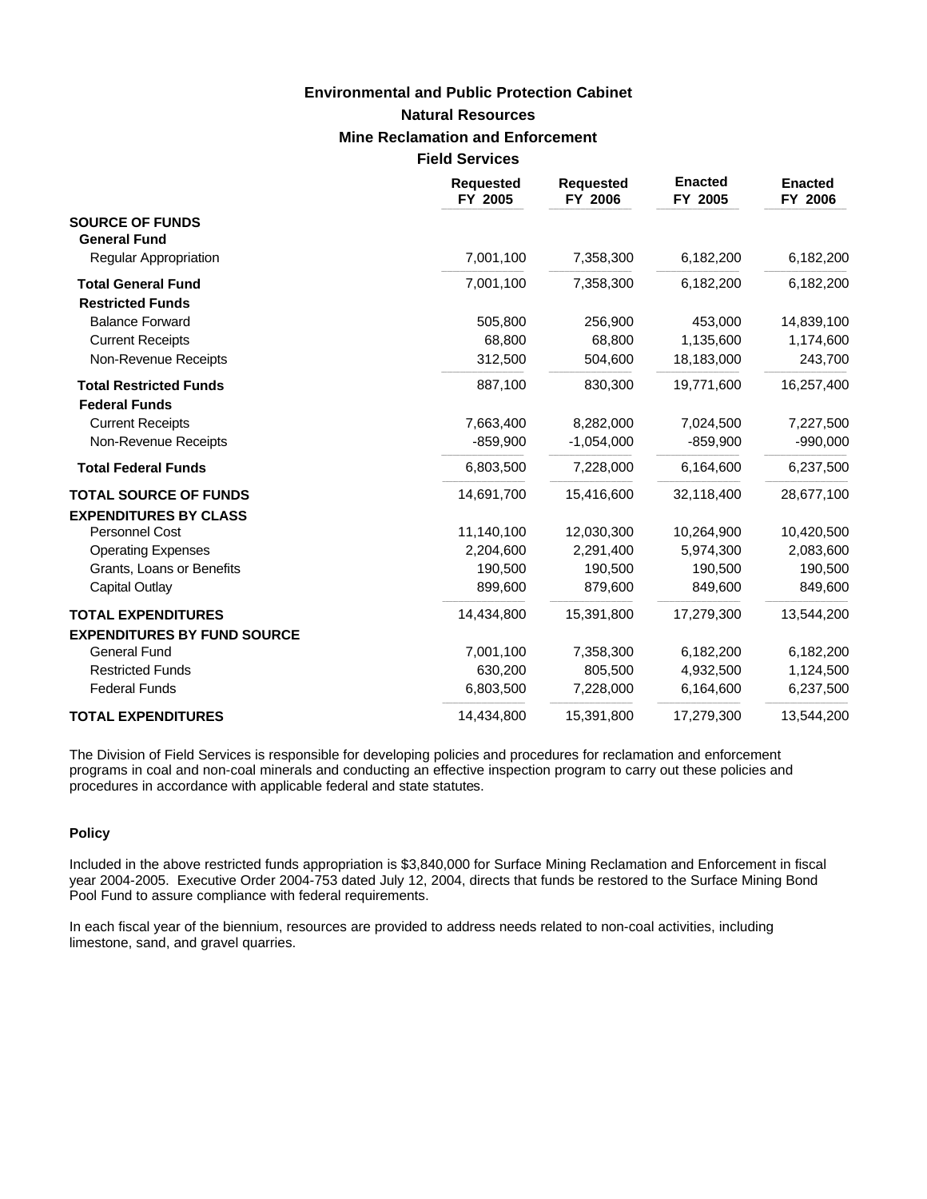# Environmental and Public Protection Cabinet

## Natural Resources

### Mine Reclamation and Enforcement

#### Field Services

| | Requested FY 2005 | Requested FY 2006 | Enacted FY 2005 | Enacted FY 2006 |
|---|---|---|---|---|
| **SOURCE OF FUNDS** | | | | |
| **General Fund** | | | | |
| Regular Appropriation | 7,001,100 | 7,358,300 | 6,182,200 | 6,182,200 |
| **Total General Fund** | 7,001,100 | 7,358,300 | 6,182,200 | 6,182,200 |
| **Restricted Funds** | | | | |
| Balance Forward | 505,800 | 256,900 | 453,000 | 14,839,100 |
| Current Receipts | 68,800 | 68,800 | 1,135,600 | 1,174,600 |
| Non-Revenue Receipts | 312,500 | 504,600 | 18,183,000 | 243,700 |
| **Total Restricted Funds** | 887,100 | 830,300 | 19,771,600 | 16,257,400 |
| **Federal Funds** | | | | |
| Current Receipts | 7,663,400 | 8,282,000 | 7,024,500 | 7,227,500 |
| Non-Revenue Receipts | -859,900 | -1,054,000 | -859,900 | -990,000 |
| **Total Federal Funds** | 6,803,500 | 7,228,000 | 6,164,600 | 6,237,500 |
| **TOTAL SOURCE OF FUNDS** | 14,691,700 | 15,416,600 | 32,118,400 | 28,677,100 |
| **EXPENDITURES BY CLASS** | | | | |
| Personnel Cost | 11,140,100 | 12,030,300 | 10,264,900 | 10,420,500 |
| Operating Expenses | 2,204,600 | 2,291,400 | 5,974,300 | 2,083,600 |
| Grants, Loans or Benefits | 190,500 | 190,500 | 190,500 | 190,500 |
| Capital Outlay | 899,600 | 879,600 | 849,600 | 849,600 |
| **TOTAL EXPENDITURES** | 14,434,800 | 15,391,800 | 17,279,300 | 13,544,200 |
| **EXPENDITURES BY FUND SOURCE** | | | | |
| General Fund | 7,001,100 | 7,358,300 | 6,182,200 | 6,182,200 |
| Restricted Funds | 630,200 | 805,500 | 4,932,500 | 1,124,500 |
| Federal Funds | 6,803,500 | 7,228,000 | 6,164,600 | 6,237,500 |
| **TOTAL EXPENDITURES** | 14,434,800 | 15,391,800 | 17,279,300 | 13,544,200 |

The Division of Field Services is responsible for developing policies and procedures for reclamation and enforcement programs in coal and non-coal minerals and conducting an effective inspection program to carry out these policies and procedures in accordance with applicable federal and state statutes.

**Policy**

Included in the above restricted funds appropriation is $3,840,000 for Surface Mining Reclamation and Enforcement in fiscal year 2004-2005. Executive Order 2004-753 dated July 12, 2004, directs that funds be restored to the Surface Mining Bond Pool Fund to assure compliance with federal requirements.

In each fiscal year of the biennium, resources are provided to address needs related to non-coal activities, including limestone, sand, and gravel quarries.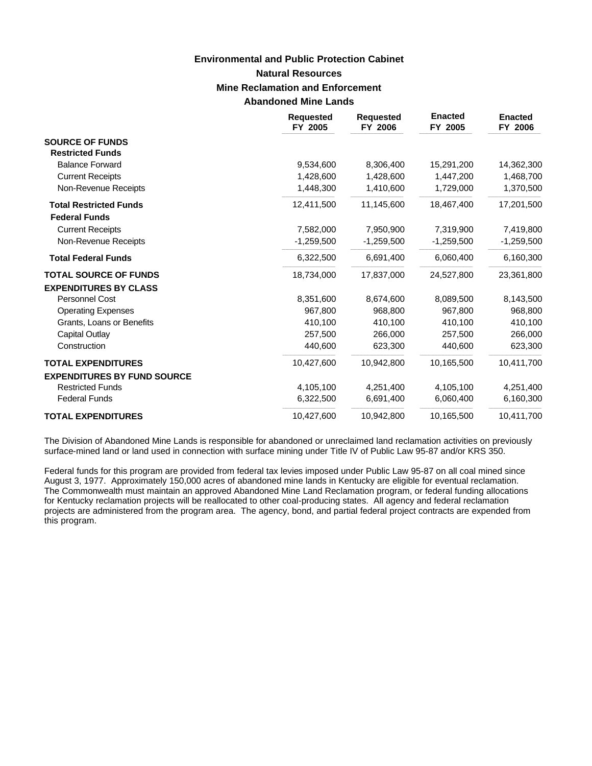# Environmental and Public Protection Cabinet
## Natural Resources
### Mine Reclamation and Enforcement
### Abandoned Mine Lands

| | Requested FY 2005 | Requested FY 2006 | Enacted FY 2005 | Enacted FY 2006 |
|---|---|---|---|---|
| **SOURCE OF FUNDS** | | | | |
| **Restricted Funds** | | | | |
| Balance Forward | 9,534,600 | 8,306,400 | 15,291,200 | 14,362,300 |
| Current Receipts | 1,428,600 | 1,428,600 | 1,447,200 | 1,468,700 |
| Non-Revenue Receipts | 1,448,300 | 1,410,600 | 1,729,000 | 1,370,500 |
| **Total Restricted Funds** | 12,411,500 | 11,145,600 | 18,467,400 | 17,201,500 |
| **Federal Funds** | | | | |
| Current Receipts | 7,582,000 | 7,950,900 | 7,319,900 | 7,419,800 |
| Non-Revenue Receipts | -1,259,500 | -1,259,500 | -1,259,500 | -1,259,500 |
| **Total Federal Funds** | 6,322,500 | 6,691,400 | 6,060,400 | 6,160,300 |
| **TOTAL SOURCE OF FUNDS** | 18,734,000 | 17,837,000 | 24,527,800 | 23,361,800 |
| **EXPENDITURES BY CLASS** | | | | |
| Personnel Cost | 8,351,600 | 8,674,600 | 8,089,500 | 8,143,500 |
| Operating Expenses | 967,800 | 968,800 | 967,800 | 968,800 |
| Grants, Loans or Benefits | 410,100 | 410,100 | 410,100 | 410,100 |
| Capital Outlay | 257,500 | 266,000 | 257,500 | 266,000 |
| Construction | 440,600 | 623,300 | 440,600 | 623,300 |
| **TOTAL EXPENDITURES** | 10,427,600 | 10,942,800 | 10,165,500 | 10,411,700 |
| **EXPENDITURES BY FUND SOURCE** | | | | |
| Restricted Funds | 4,105,100 | 4,251,400 | 4,105,100 | 4,251,400 |
| Federal Funds | 6,322,500 | 6,691,400 | 6,060,400 | 6,160,300 |
| **TOTAL EXPENDITURES** | 10,427,600 | 10,942,800 | 10,165,500 | 10,411,700 |

The Division of Abandoned Mine Lands is responsible for abandoned or unreclaimed land reclamation activities on previously surface-mined land or land used in connection with surface mining under Title IV of Public Law 95-87 and/or KRS 350.

Federal funds for this program are provided from federal tax levies imposed under Public Law 95-87 on all coal mined since August 3, 1977. Approximately 150,000 acres of abandoned mine lands in Kentucky are eligible for eventual reclamation. The Commonwealth must maintain an approved Abandoned Mine Land Reclamation program, or federal funding allocations for Kentucky reclamation projects will be reallocated to other coal-producing states. All agency and federal reclamation projects are administered from the program area. The agency, bond, and partial federal project contracts are expended from this program.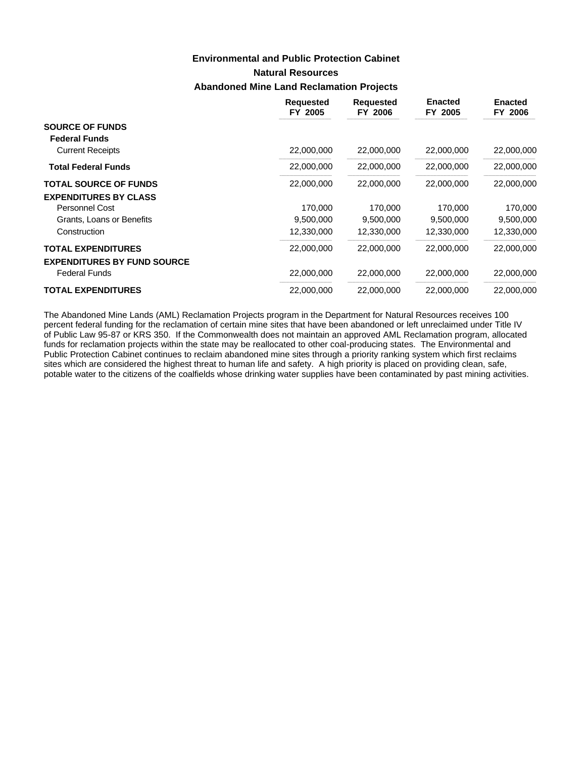# Environmental and Public Protection Cabinet

## Natural Resources

### Abandoned Mine Land Reclamation Projects

| | Requested FY 2005 | Requested FY 2006 | Enacted FY 2005 | Enacted FY 2006 |
|---|---|---|---|---|
| **SOURCE OF FUNDS** | | | | |
| **Federal Funds** | | | | |
| Current Receipts | 22,000,000 | 22,000,000 | 22,000,000 | 22,000,000 |
| **Total Federal Funds** | 22,000,000 | 22,000,000 | 22,000,000 | 22,000,000 |
| **TOTAL SOURCE OF FUNDS** | 22,000,000 | 22,000,000 | 22,000,000 | 22,000,000 |
| **EXPENDITURES BY CLASS** | | | | |
| Personnel Cost | 170,000 | 170,000 | 170,000 | 170,000 |
| Grants, Loans or Benefits | 9,500,000 | 9,500,000 | 9,500,000 | 9,500,000 |
| Construction | 12,330,000 | 12,330,000 | 12,330,000 | 12,330,000 |
| **TOTAL EXPENDITURES** | 22,000,000 | 22,000,000 | 22,000,000 | 22,000,000 |
| **EXPENDITURES BY FUND SOURCE** | | | | |
| Federal Funds | 22,000,000 | 22,000,000 | 22,000,000 | 22,000,000 |
| **TOTAL EXPENDITURES** | 22,000,000 | 22,000,000 | 22,000,000 | 22,000,000 |

The Abandoned Mine Lands (AML) Reclamation Projects program in the Department for Natural Resources receives 100 percent federal funding for the reclamation of certain mine sites that have been abandoned or left unreclaimed under Title IV of Public Law 95-87 or KRS 350. If the Commonwealth does not maintain an approved AML Reclamation program, allocated funds for reclamation projects within the state may be reallocated to other coal-producing states. The Environmental and Public Protection Cabinet continues to reclaim abandoned mine sites through a priority ranking system which first reclaims sites which are considered the highest threat to human life and safety. A high priority is placed on providing clean, safe, potable water to the citizens of the coalfields whose drinking water supplies have been contaminated by past mining activities.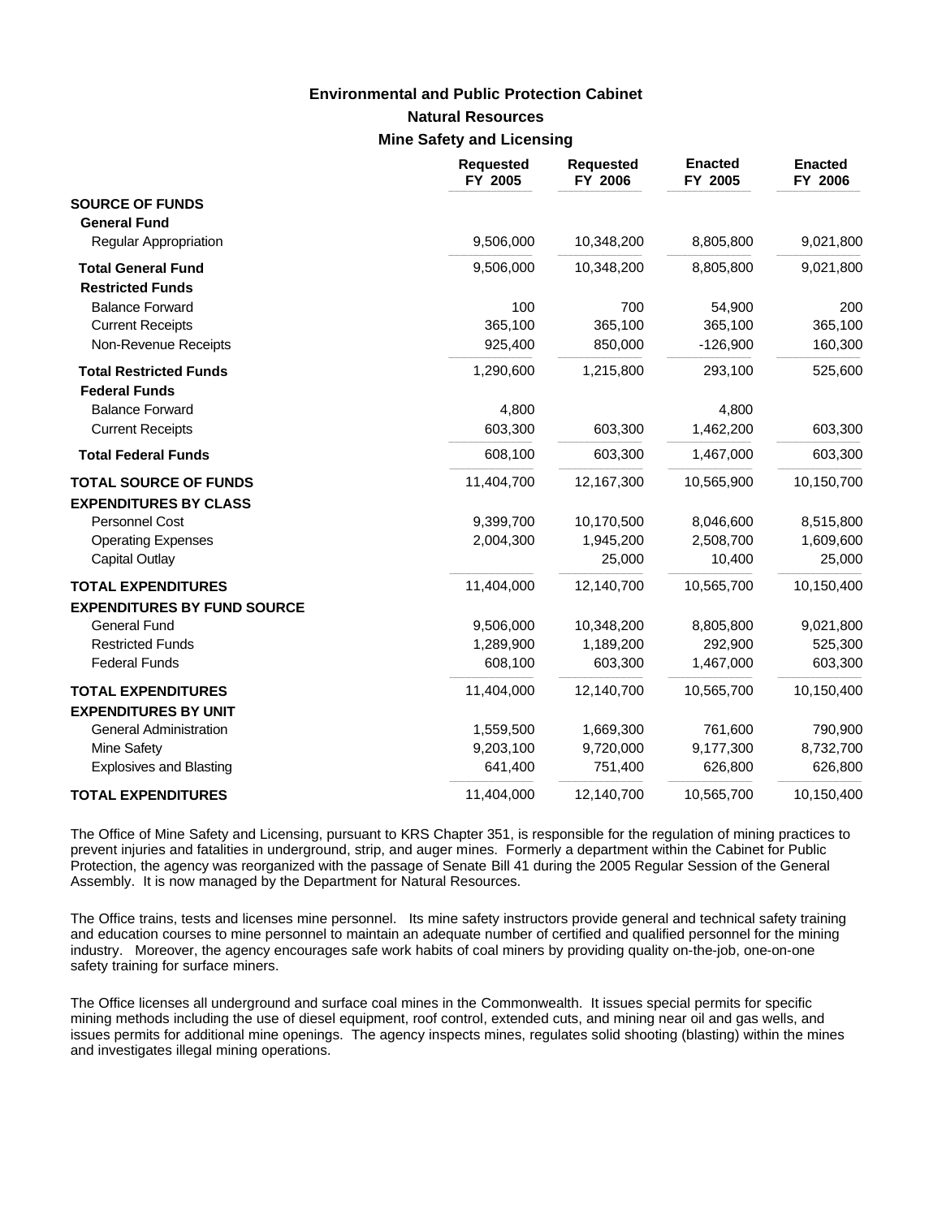# Environmental and Public Protection Cabinet

## Natural Resources

### Mine Safety and Licensing

| | Requested FY 2005 | Requested FY 2006 | Enacted FY 2005 | Enacted FY 2006 |
|---|---|---|---|---|
| **SOURCE OF FUNDS** | | | | |
| **General Fund** | | | | |
| Regular Appropriation | 9,506,000 | 10,348,200 | 8,805,800 | 9,021,800 |
| **Total General Fund** | 9,506,000 | 10,348,200 | 8,805,800 | 9,021,800 |
| **Restricted Funds** | | | | |
| Balance Forward | 100 | 700 | 54,900 | 200 |
| Current Receipts | 365,100 | 365,100 | 365,100 | 365,100 |
| Non-Revenue Receipts | 925,400 | 850,000 | -126,900 | 160,300 |
| **Total Restricted Funds** | 1,290,600 | 1,215,800 | 293,100 | 525,600 |
| **Federal Funds** | | | | |
| Balance Forward | 4,800 | | 4,800 | |
| Current Receipts | 603,300 | 603,300 | 1,462,200 | 603,300 |
| **Total Federal Funds** | 608,100 | 603,300 | 1,467,000 | 603,300 |
| **TOTAL SOURCE OF FUNDS** | 11,404,700 | 12,167,300 | 10,565,900 | 10,150,700 |
| **EXPENDITURES BY CLASS** | | | | |
| Personnel Cost | 9,399,700 | 10,170,500 | 8,046,600 | 8,515,800 |
| Operating Expenses | 2,004,300 | 1,945,200 | 2,508,700 | 1,609,600 |
| Capital Outlay | | 25,000 | 10,400 | 25,000 |
| **TOTAL EXPENDITURES** | 11,404,000 | 12,140,700 | 10,565,700 | 10,150,400 |
| **EXPENDITURES BY FUND SOURCE** | | | | |
| General Fund | 9,506,000 | 10,348,200 | 8,805,800 | 9,021,800 |
| Restricted Funds | 1,289,900 | 1,189,200 | 292,900 | 525,300 |
| Federal Funds | 608,100 | 603,300 | 1,467,000 | 603,300 |
| **TOTAL EXPENDITURES** | 11,404,000 | 12,140,700 | 10,565,700 | 10,150,400 |
| **EXPENDITURES BY UNIT** | | | | |
| General Administration | 1,559,500 | 1,669,300 | 761,600 | 790,900 |
| Mine Safety | 9,203,100 | 9,720,000 | 9,177,300 | 8,732,700 |
| Explosives and Blasting | 641,400 | 751,400 | 626,800 | 626,800 |
| **TOTAL EXPENDITURES** | 11,404,000 | 12,140,700 | 10,565,700 | 10,150,400 |

The Office of Mine Safety and Licensing, pursuant to KRS Chapter 351, is responsible for the regulation of mining practices to prevent injuries and fatalities in underground, strip, and auger mines. Formerly a department within the Cabinet for Public Protection, the agency was reorganized with the passage of Senate Bill 41 during the 2005 Regular Session of the General Assembly. It is now managed by the Department for Natural Resources.

The Office trains, tests and licenses mine personnel. Its mine safety instructors provide general and technical safety training and education courses to mine personnel to maintain an adequate number of certified and qualified personnel for the mining industry. Moreover, the agency encourages safe work habits of coal miners by providing quality on-the-job, one-on-one safety training for surface miners.

The Office licenses all underground and surface coal mines in the Commonwealth. It issues special permits for specific mining methods including the use of diesel equipment, roof control, extended cuts, and mining near oil and gas wells, and issues permits for additional mine openings. The agency inspects mines, regulates solid shooting (blasting) within the mines and investigates illegal mining operations.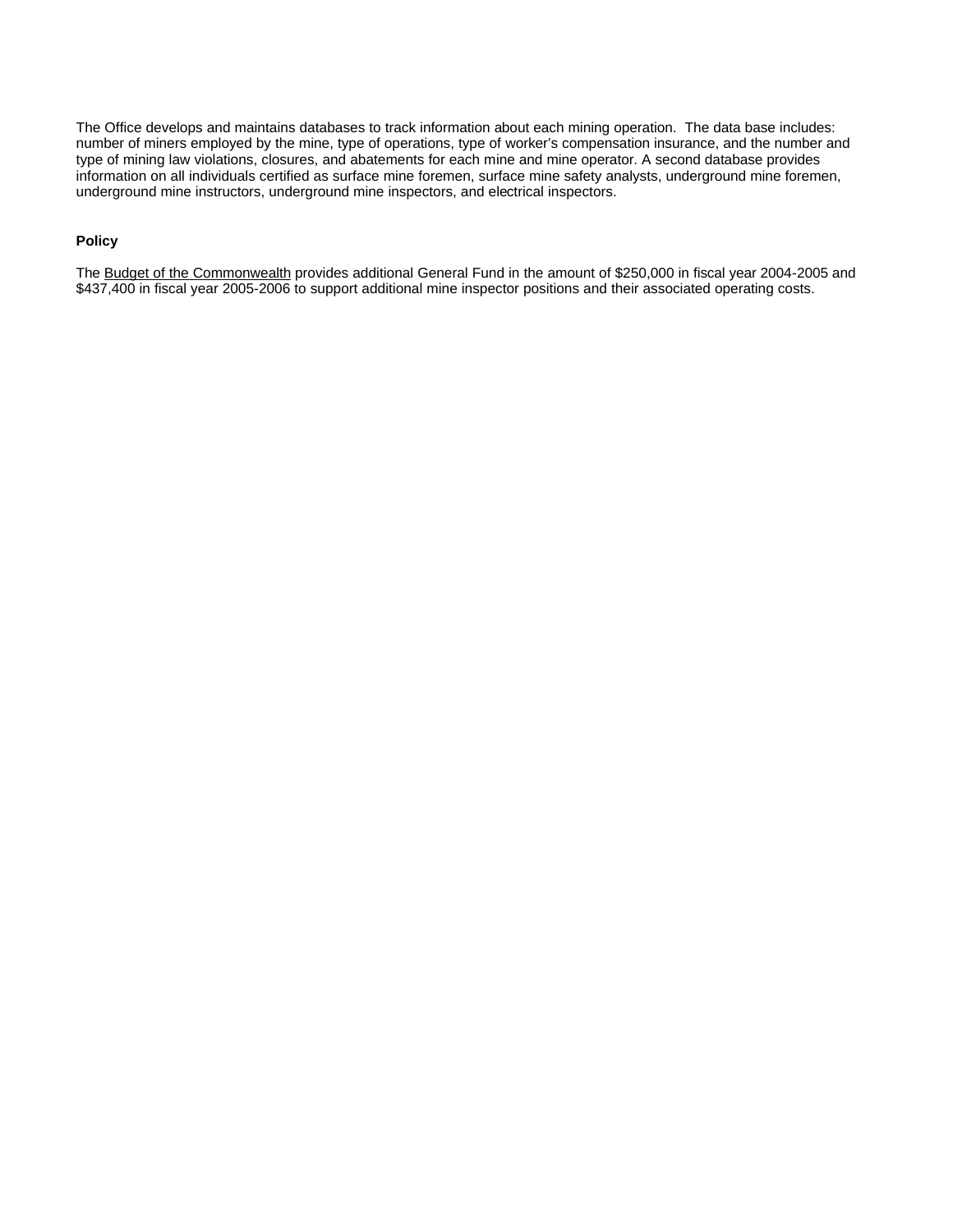The Office develops and maintains databases to track information about each mining operation.  The data base includes: number of miners employed by the mine, type of operations, type of worker's compensation insurance, and the number and type of mining law violations, closures, and abatements for each mine and mine operator. A second database provides information on all individuals certified as surface mine foremen, surface mine safety analysts, underground mine foremen, underground mine instructors, underground mine inspectors, and electrical inspectors.

**Policy**

The Budget of the Commonwealth provides additional General Fund in the amount of $250,000 in fiscal year 2004-2005 and $437,400 in fiscal year 2005-2006 to support additional mine inspector positions and their associated operating costs.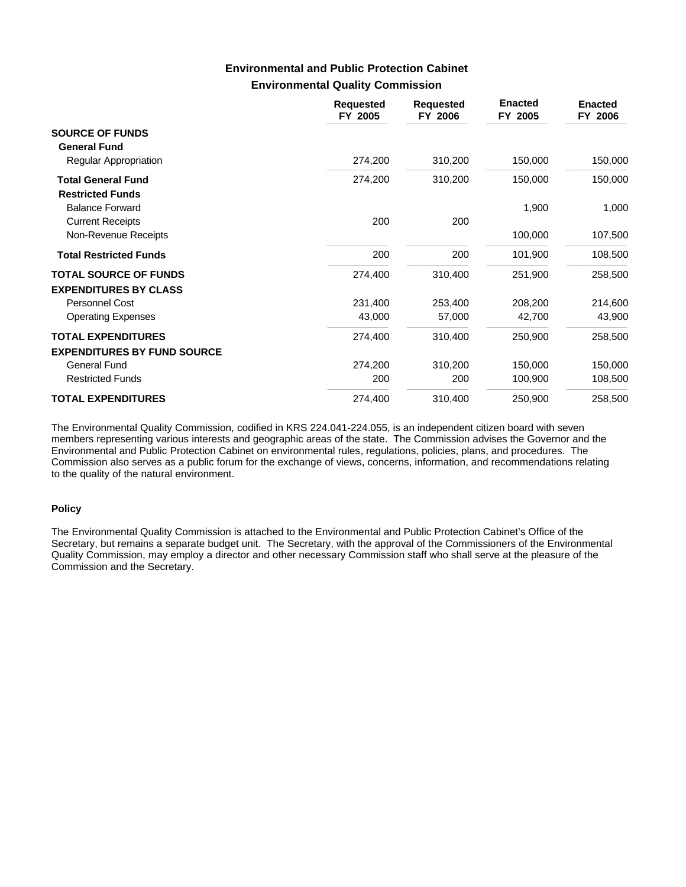## Environmental and Public Protection Cabinet
### Environmental Quality Commission

| | Requested FY 2005 | Requested FY 2006 | Enacted FY 2005 | Enacted FY 2006 |
|---|---|---|---|---|
| **SOURCE OF FUNDS** | | | | |
| **General Fund** | | | | |
| Regular Appropriation | 274,200 | 310,200 | 150,000 | 150,000 |
| **Total General Fund** | 274,200 | 310,200 | 150,000 | 150,000 |
| **Restricted Funds** | | | | |
| Balance Forward | | | 1,900 | 1,000 |
| Current Receipts | 200 | 200 | | |
| Non-Revenue Receipts | | | 100,000 | 107,500 |
| **Total Restricted Funds** | 200 | 200 | 101,900 | 108,500 |
| **TOTAL SOURCE OF FUNDS** | 274,400 | 310,400 | 251,900 | 258,500 |
| **EXPENDITURES BY CLASS** | | | | |
| Personnel Cost | 231,400 | 253,400 | 208,200 | 214,600 |
| Operating Expenses | 43,000 | 57,000 | 42,700 | 43,900 |
| **TOTAL EXPENDITURES** | 274,400 | 310,400 | 250,900 | 258,500 |
| **EXPENDITURES BY FUND SOURCE** | | | | |
| General Fund | 274,200 | 310,200 | 150,000 | 150,000 |
| Restricted Funds | 200 | 200 | 100,900 | 108,500 |
| **TOTAL EXPENDITURES** | 274,400 | 310,400 | 250,900 | 258,500 |

The Environmental Quality Commission, codified in KRS 224.041-224.055, is an independent citizen board with seven members representing various interests and geographic areas of the state. The Commission advises the Governor and the Environmental and Public Protection Cabinet on environmental rules, regulations, policies, plans, and procedures. The Commission also serves as a public forum for the exchange of views, concerns, information, and recommendations relating to the quality of the natural environment.

#### Policy

The Environmental Quality Commission is attached to the Environmental and Public Protection Cabinet's Office of the Secretary, but remains a separate budget unit. The Secretary, with the approval of the Commissioners of the Environmental Quality Commission, may employ a director and other necessary Commission staff who shall serve at the pleasure of the Commission and the Secretary.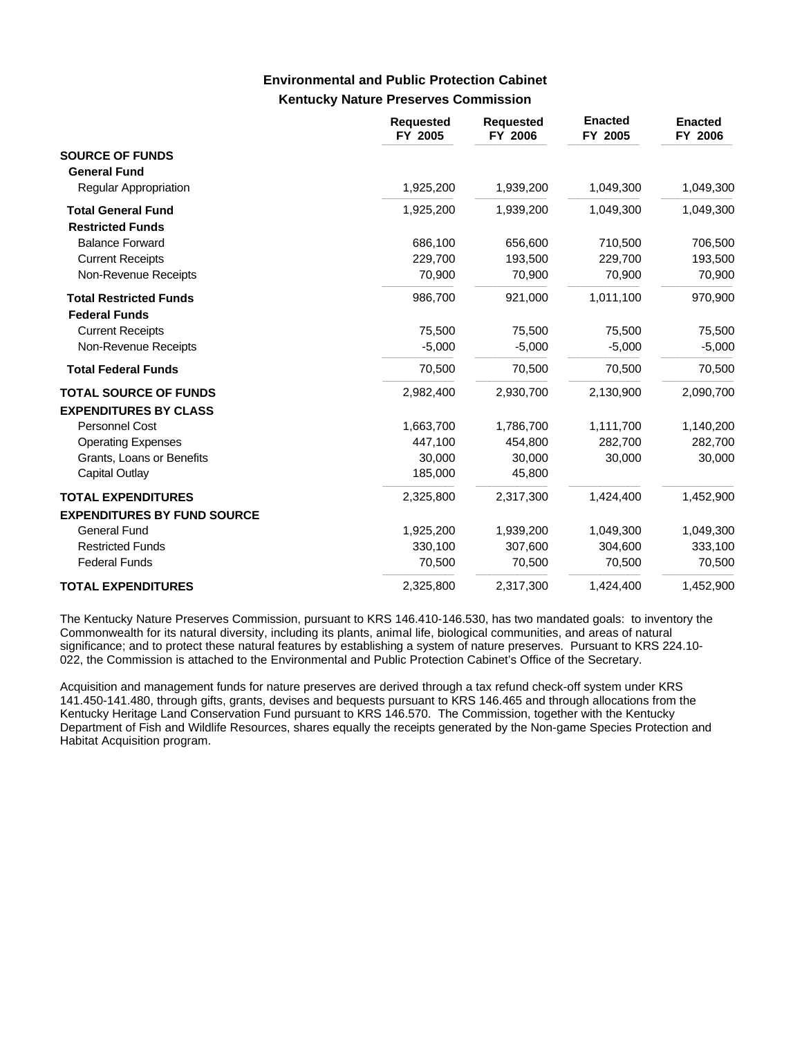## Environmental and Public Protection Cabinet

### Kentucky Nature Preserves Commission

| | Requested FY 2005 | Requested FY 2006 | Enacted FY 2005 | Enacted FY 2006 |
|---|---|---|---|---|
| **SOURCE OF FUNDS** | | | | |
| **General Fund** | | | | |
| Regular Appropriation | 1,925,200 | 1,939,200 | 1,049,300 | 1,049,300 |
| **Total General Fund** | 1,925,200 | 1,939,200 | 1,049,300 | 1,049,300 |
| **Restricted Funds** | | | | |
| Balance Forward | 686,100 | 656,600 | 710,500 | 706,500 |
| Current Receipts | 229,700 | 193,500 | 229,700 | 193,500 |
| Non-Revenue Receipts | 70,900 | 70,900 | 70,900 | 70,900 |
| **Total Restricted Funds** | 986,700 | 921,000 | 1,011,100 | 970,900 |
| **Federal Funds** | | | | |
| Current Receipts | 75,500 | 75,500 | 75,500 | 75,500 |
| Non-Revenue Receipts | -5,000 | -5,000 | -5,000 | -5,000 |
| **Total Federal Funds** | 70,500 | 70,500 | 70,500 | 70,500 |
| **TOTAL SOURCE OF FUNDS** | 2,982,400 | 2,930,700 | 2,130,900 | 2,090,700 |
| **EXPENDITURES BY CLASS** | | | | |
| Personnel Cost | 1,663,700 | 1,786,700 | 1,111,700 | 1,140,200 |
| Operating Expenses | 447,100 | 454,800 | 282,700 | 282,700 |
| Grants, Loans or Benefits | 30,000 | 30,000 | 30,000 | 30,000 |
| Capital Outlay | 185,000 | 45,800 | | |
| **TOTAL EXPENDITURES** | 2,325,800 | 2,317,300 | 1,424,400 | 1,452,900 |
| **EXPENDITURES BY FUND SOURCE** | | | | |
| General Fund | 1,925,200 | 1,939,200 | 1,049,300 | 1,049,300 |
| Restricted Funds | 330,100 | 307,600 | 304,600 | 333,100 |
| Federal Funds | 70,500 | 70,500 | 70,500 | 70,500 |
| **TOTAL EXPENDITURES** | 2,325,800 | 2,317,300 | 1,424,400 | 1,452,900 |

The Kentucky Nature Preserves Commission, pursuant to KRS 146.410-146.530, has two mandated goals: to inventory the Commonwealth for its natural diversity, including its plants, animal life, biological communities, and areas of natural significance; and to protect these natural features by establishing a system of nature preserves. Pursuant to KRS 224.10-022, the Commission is attached to the Environmental and Public Protection Cabinet's Office of the Secretary.

Acquisition and management funds for nature preserves are derived through a tax refund check-off system under KRS 141.450-141.480, through gifts, grants, devises and bequests pursuant to KRS 146.465 and through allocations from the Kentucky Heritage Land Conservation Fund pursuant to KRS 146.570. The Commission, together with the Kentucky Department of Fish and Wildlife Resources, shares equally the receipts generated by the Non-game Species Protection and Habitat Acquisition program.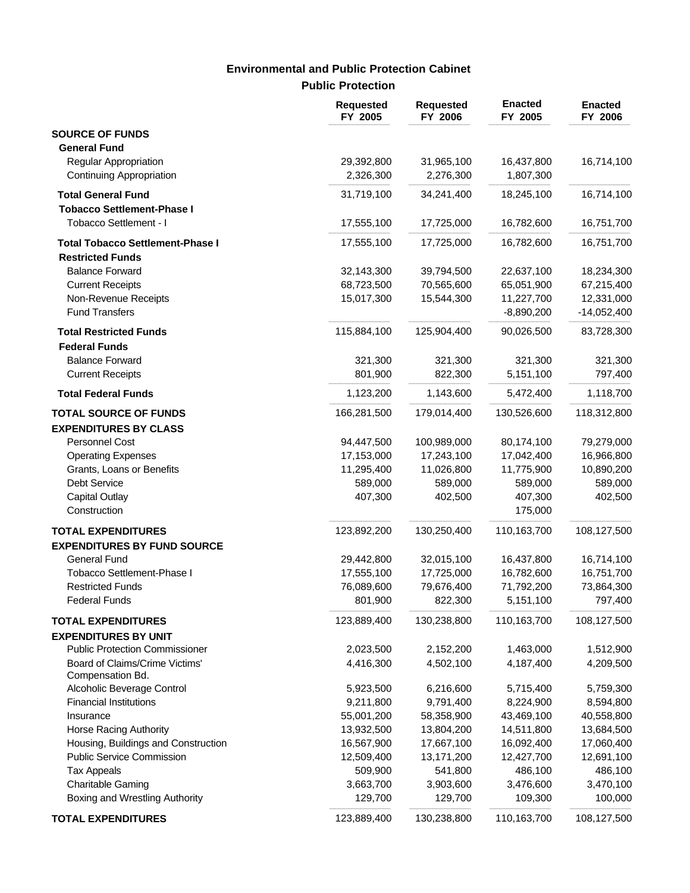## Environmental and Public Protection Cabinet

### Public Protection

| | Requested FY 2005 | Requested FY 2006 | Enacted FY 2005 | Enacted FY 2006 |
|---|---|---|---|---|
| **SOURCE OF FUNDS** | | | | |
| **General Fund** | | | | |
| Regular Appropriation | 29,392,800 | 31,965,100 | 16,437,800 | 16,714,100 |
| Continuing Appropriation | 2,326,300 | 2,276,300 | 1,807,300 | |
| **Total General Fund** | 31,719,100 | 34,241,400 | 18,245,100 | 16,714,100 |
| **Tobacco Settlement-Phase I** | | | | |
| Tobacco Settlement - I | 17,555,100 | 17,725,000 | 16,782,600 | 16,751,700 |
| **Total Tobacco Settlement-Phase I** | 17,555,100 | 17,725,000 | 16,782,600 | 16,751,700 |
| **Restricted Funds** | | | | |
| Balance Forward | 32,143,300 | 39,794,500 | 22,637,100 | 18,234,300 |
| Current Receipts | 68,723,500 | 70,565,600 | 65,051,900 | 67,215,400 |
| Non-Revenue Receipts | 15,017,300 | 15,544,300 | 11,227,700 | 12,331,000 |
| Fund Transfers | | | -8,890,200 | -14,052,400 |
| **Total Restricted Funds** | 115,884,100 | 125,904,400 | 90,026,500 | 83,728,300 |
| **Federal Funds** | | | | |
| Balance Forward | 321,300 | 321,300 | 321,300 | 321,300 |
| Current Receipts | 801,900 | 822,300 | 5,151,100 | 797,400 |
| **Total Federal Funds** | 1,123,200 | 1,143,600 | 5,472,400 | 1,118,700 |
| **TOTAL SOURCE OF FUNDS** | 166,281,500 | 179,014,400 | 130,526,600 | 118,312,800 |
| **EXPENDITURES BY CLASS** | | | | |
| Personnel Cost | 94,447,500 | 100,989,000 | 80,174,100 | 79,279,000 |
| Operating Expenses | 17,153,000 | 17,243,100 | 17,042,400 | 16,966,800 |
| Grants, Loans or Benefits | 11,295,400 | 11,026,800 | 11,775,900 | 10,890,200 |
| Debt Service | 589,000 | 589,000 | 589,000 | 589,000 |
| Capital Outlay | 407,300 | 402,500 | 407,300 | 402,500 |
| Construction | | | 175,000 | |
| **TOTAL EXPENDITURES** | 123,892,200 | 130,250,400 | 110,163,700 | 108,127,500 |
| **EXPENDITURES BY FUND SOURCE** | | | | |
| General Fund | 29,442,800 | 32,015,100 | 16,437,800 | 16,714,100 |
| Tobacco Settlement-Phase I | 17,555,100 | 17,725,000 | 16,782,600 | 16,751,700 |
| Restricted Funds | 76,089,600 | 79,676,400 | 71,792,200 | 73,864,300 |
| Federal Funds | 801,900 | 822,300 | 5,151,100 | 797,400 |
| **TOTAL EXPENDITURES** | 123,889,400 | 130,238,800 | 110,163,700 | 108,127,500 |
| **EXPENDITURES BY UNIT** | | | | |
| Public Protection Commissioner | 2,023,500 | 2,152,200 | 1,463,000 | 1,512,900 |
| Board of Claims/Crime Victims' Compensation Bd. | 4,416,300 | 4,502,100 | 4,187,400 | 4,209,500 |
| Alcoholic Beverage Control | 5,923,500 | 6,216,600 | 5,715,400 | 5,759,300 |
| Financial Institutions | 9,211,800 | 9,791,400 | 8,224,900 | 8,594,800 |
| Insurance | 55,001,200 | 58,358,900 | 43,469,100 | 40,558,800 |
| Horse Racing Authority | 13,932,500 | 13,804,200 | 14,511,800 | 13,684,500 |
| Housing, Buildings and Construction | 16,567,900 | 17,667,100 | 16,092,400 | 17,060,400 |
| Public Service Commission | 12,509,400 | 13,171,200 | 12,427,700 | 12,691,100 |
| Tax Appeals | 509,900 | 541,800 | 486,100 | 486,100 |
| Charitable Gaming | 3,663,700 | 3,903,600 | 3,476,600 | 3,470,100 |
| Boxing and Wrestling Authority | 129,700 | 129,700 | 109,300 | 100,000 |
| **TOTAL EXPENDITURES** | 123,889,400 | 130,238,800 | 110,163,700 | 108,127,500 |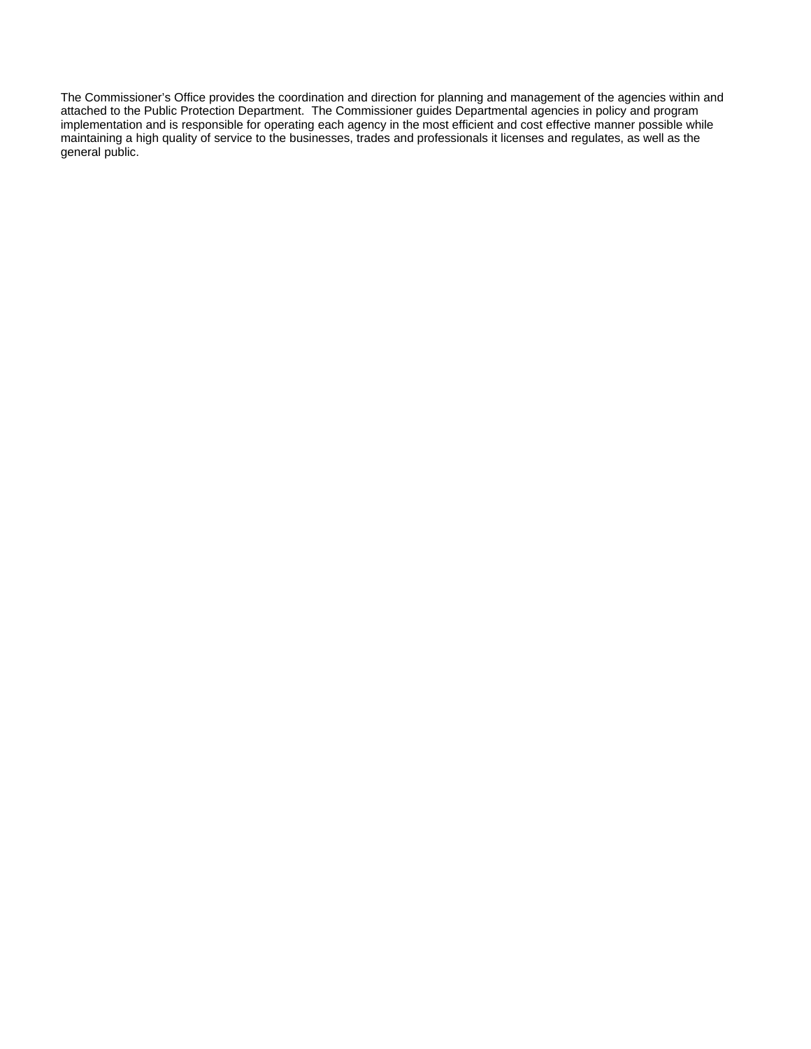The Commissioner's Office provides the coordination and direction for planning and management of the agencies within and attached to the Public Protection Department. The Commissioner guides Departmental agencies in policy and program implementation and is responsible for operating each agency in the most efficient and cost effective manner possible while maintaining a high quality of service to the businesses, trades and professionals it licenses and regulates, as well as the general public.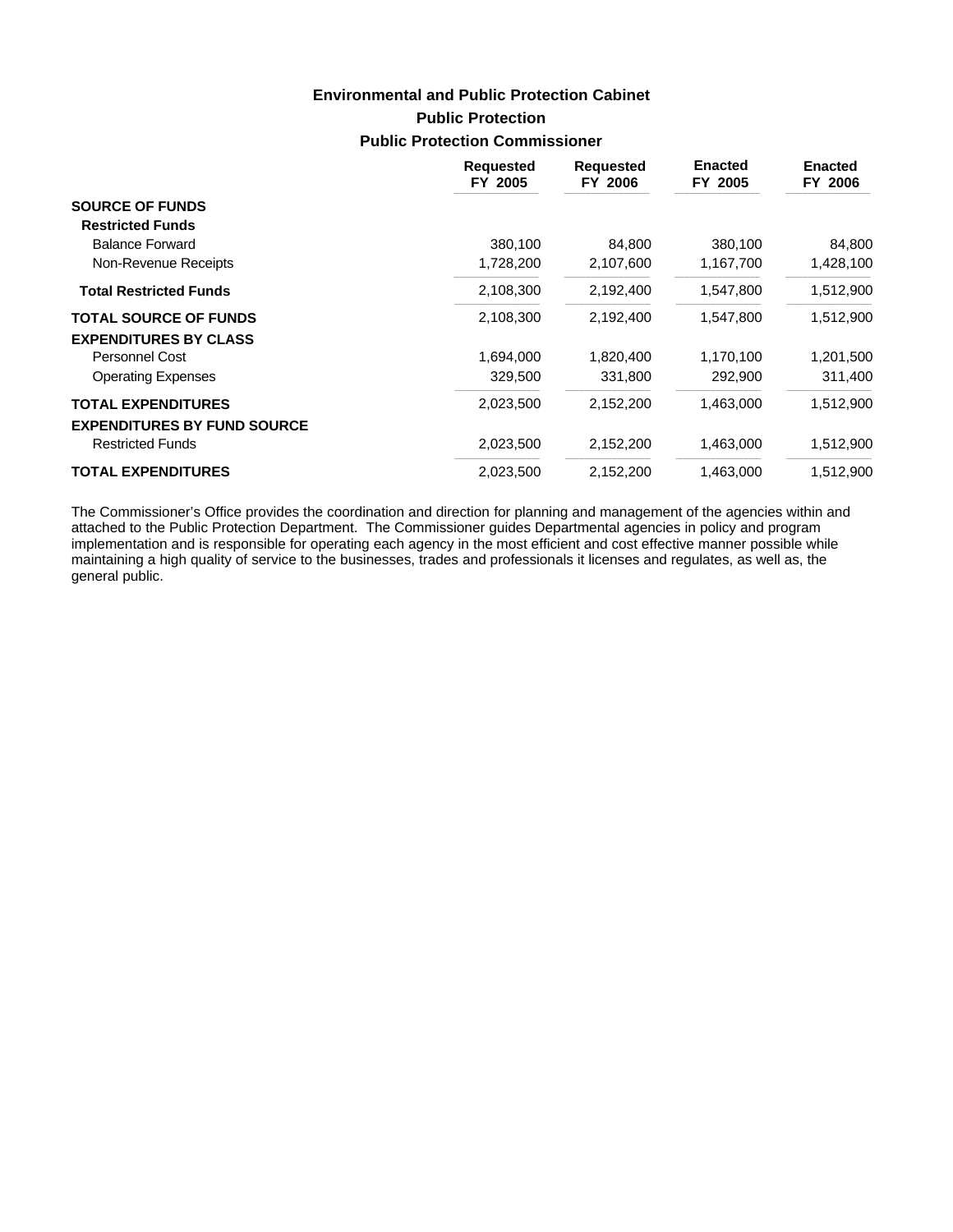# Environmental and Public Protection Cabinet

## Public Protection

### Public Protection Commissioner

| | Requested FY 2005 | Requested FY 2006 | Enacted FY 2005 | Enacted FY 2006 |
|---|---|---|---|---|
| **SOURCE OF FUNDS** | | | | |
| **Restricted Funds** | | | | |
| Balance Forward | 380,100 | 84,800 | 380,100 | 84,800 |
| Non-Revenue Receipts | 1,728,200 | 2,107,600 | 1,167,700 | 1,428,100 |
| **Total Restricted Funds** | 2,108,300 | 2,192,400 | 1,547,800 | 1,512,900 |
| **TOTAL SOURCE OF FUNDS** | 2,108,300 | 2,192,400 | 1,547,800 | 1,512,900 |
| **EXPENDITURES BY CLASS** | | | | |
| Personnel Cost | 1,694,000 | 1,820,400 | 1,170,100 | 1,201,500 |
| Operating Expenses | 329,500 | 331,800 | 292,900 | 311,400 |
| **TOTAL EXPENDITURES** | 2,023,500 | 2,152,200 | 1,463,000 | 1,512,900 |
| **EXPENDITURES BY FUND SOURCE** | | | | |
| Restricted Funds | 2,023,500 | 2,152,200 | 1,463,000 | 1,512,900 |
| **TOTAL EXPENDITURES** | 2,023,500 | 2,152,200 | 1,463,000 | 1,512,900 |

The Commissioner's Office provides the coordination and direction for planning and management of the agencies within and attached to the Public Protection Department. The Commissioner guides Departmental agencies in policy and program implementation and is responsible for operating each agency in the most efficient and cost effective manner possible while maintaining a high quality of service to the businesses, trades and professionals it licenses and regulates, as well as, the general public.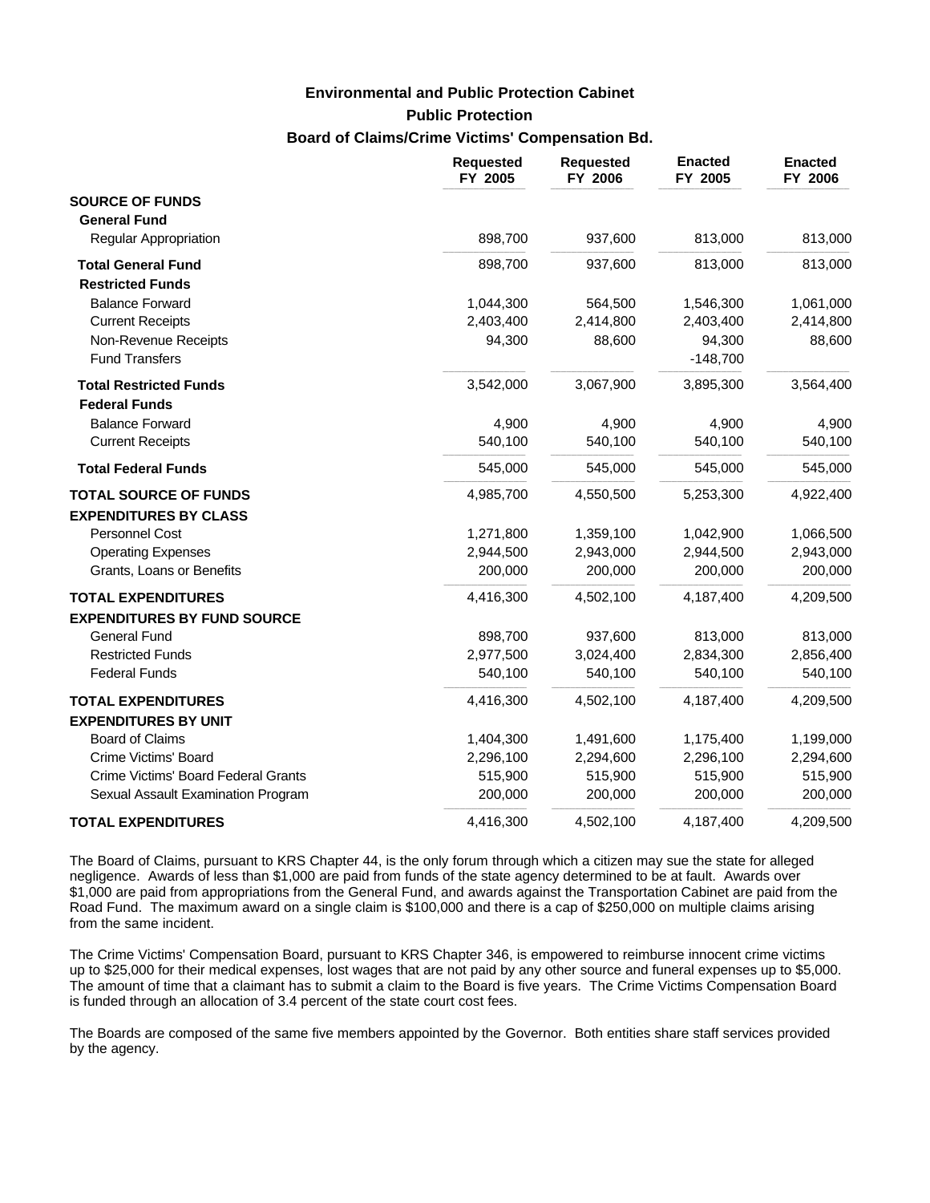# Environmental and Public Protection Cabinet

## Public Protection

### Board of Claims/Crime Victims' Compensation Bd.

| | Requested FY 2005 | Requested FY 2006 | Enacted FY 2005 | Enacted FY 2006 |
|---|---|---|---|---|
| **SOURCE OF FUNDS** | | | | |
| **General Fund** | | | | |
| Regular Appropriation | 898,700 | 937,600 | 813,000 | 813,000 |
| **Total General Fund** | 898,700 | 937,600 | 813,000 | 813,000 |
| **Restricted Funds** | | | | |
| Balance Forward | 1,044,300 | 564,500 | 1,546,300 | 1,061,000 |
| Current Receipts | 2,403,400 | 2,414,800 | 2,403,400 | 2,414,800 |
| Non-Revenue Receipts | 94,300 | 88,600 | 94,300 | 88,600 |
| Fund Transfers | | | -148,700 | |
| **Total Restricted Funds** | 3,542,000 | 3,067,900 | 3,895,300 | 3,564,400 |
| **Federal Funds** | | | | |
| Balance Forward | 4,900 | 4,900 | 4,900 | 4,900 |
| Current Receipts | 540,100 | 540,100 | 540,100 | 540,100 |
| **Total Federal Funds** | 545,000 | 545,000 | 545,000 | 545,000 |
| **TOTAL SOURCE OF FUNDS** | 4,985,700 | 4,550,500 | 5,253,300 | 4,922,400 |
| **EXPENDITURES BY CLASS** | | | | |
| Personnel Cost | 1,271,800 | 1,359,100 | 1,042,900 | 1,066,500 |
| Operating Expenses | 2,944,500 | 2,943,000 | 2,944,500 | 2,943,000 |
| Grants, Loans or Benefits | 200,000 | 200,000 | 200,000 | 200,000 |
| **TOTAL EXPENDITURES** | 4,416,300 | 4,502,100 | 4,187,400 | 4,209,500 |
| **EXPENDITURES BY FUND SOURCE** | | | | |
| General Fund | 898,700 | 937,600 | 813,000 | 813,000 |
| Restricted Funds | 2,977,500 | 3,024,400 | 2,834,300 | 2,856,400 |
| Federal Funds | 540,100 | 540,100 | 540,100 | 540,100 |
| **TOTAL EXPENDITURES** | 4,416,300 | 4,502,100 | 4,187,400 | 4,209,500 |
| **EXPENDITURES BY UNIT** | | | | |
| Board of Claims | 1,404,300 | 1,491,600 | 1,175,400 | 1,199,000 |
| Crime Victims' Board | 2,296,100 | 2,294,600 | 2,296,100 | 2,294,600 |
| Crime Victims' Board Federal Grants | 515,900 | 515,900 | 515,900 | 515,900 |
| Sexual Assault Examination Program | 200,000 | 200,000 | 200,000 | 200,000 |
| **TOTAL EXPENDITURES** | 4,416,300 | 4,502,100 | 4,187,400 | 4,209,500 |

The Board of Claims, pursuant to KRS Chapter 44, is the only forum through which a citizen may sue the state for alleged negligence. Awards of less than $1,000 are paid from funds of the state agency determined to be at fault. Awards over $1,000 are paid from appropriations from the General Fund, and awards against the Transportation Cabinet are paid from the Road Fund. The maximum award on a single claim is $100,000 and there is a cap of $250,000 on multiple claims arising from the same incident.

The Crime Victims' Compensation Board, pursuant to KRS Chapter 346, is empowered to reimburse innocent crime victims up to $25,000 for their medical expenses, lost wages that are not paid by any other source and funeral expenses up to $5,000. The amount of time that a claimant has to submit a claim to the Board is five years. The Crime Victims Compensation Board is funded through an allocation of 3.4 percent of the state court cost fees.

The Boards are composed of the same five members appointed by the Governor. Both entities share staff services provided by the agency.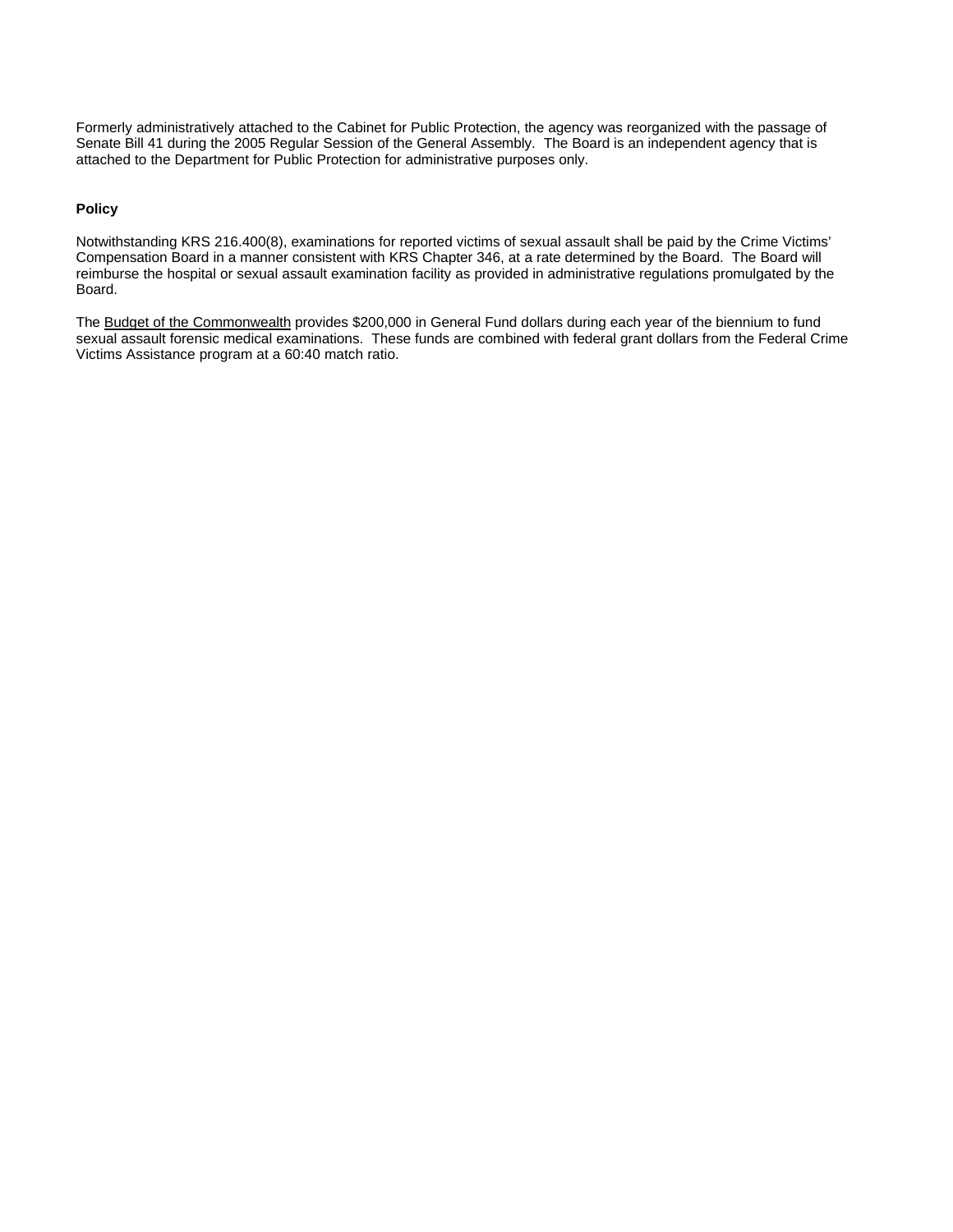Formerly administratively attached to the Cabinet for Public Protection, the agency was reorganized with the passage of Senate Bill 41 during the 2005 Regular Session of the General Assembly. The Board is an independent agency that is attached to the Department for Public Protection for administrative purposes only.

**Policy**

Notwithstanding KRS 216.400(8), examinations for reported victims of sexual assault shall be paid by the Crime Victims' Compensation Board in a manner consistent with KRS Chapter 346, at a rate determined by the Board. The Board will reimburse the hospital or sexual assault examination facility as provided in administrative regulations promulgated by the Board.

The Budget of the Commonwealth provides $200,000 in General Fund dollars during each year of the biennium to fund sexual assault forensic medical examinations. These funds are combined with federal grant dollars from the Federal Crime Victims Assistance program at a 60:40 match ratio.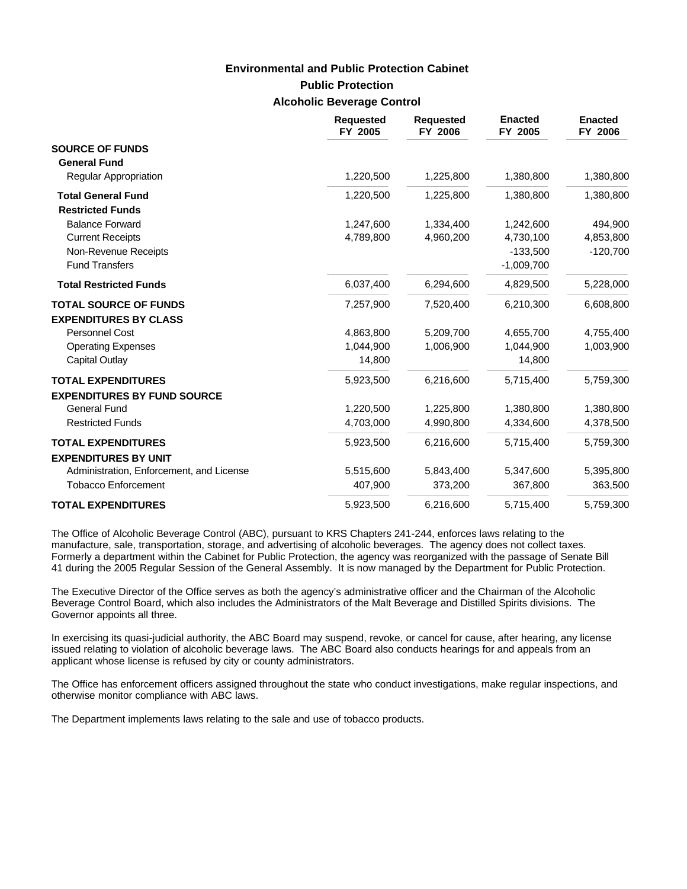# Environmental and Public Protection Cabinet

## Public Protection

### Alcoholic Beverage Control

| | Requested FY 2005 | Requested FY 2006 | Enacted FY 2005 | Enacted FY 2006 |
|---|---|---|---|---|
| **SOURCE OF FUNDS** | | | | |
| **General Fund** | | | | |
| Regular Appropriation | 1,220,500 | 1,225,800 | 1,380,800 | 1,380,800 |
| **Total General Fund** | 1,220,500 | 1,225,800 | 1,380,800 | 1,380,800 |
| **Restricted Funds** | | | | |
| Balance Forward | 1,247,600 | 1,334,400 | 1,242,600 | 494,900 |
| Current Receipts | 4,789,800 | 4,960,200 | 4,730,100 | 4,853,800 |
| Non-Revenue Receipts | | | -133,500 | -120,700 |
| Fund Transfers | | | -1,009,700 | |
| **Total Restricted Funds** | 6,037,400 | 6,294,600 | 4,829,500 | 5,228,000 |
| **TOTAL SOURCE OF FUNDS** | 7,257,900 | 7,520,400 | 6,210,300 | 6,608,800 |
| **EXPENDITURES BY CLASS** | | | | |
| Personnel Cost | 4,863,800 | 5,209,700 | 4,655,700 | 4,755,400 |
| Operating Expenses | 1,044,900 | 1,006,900 | 1,044,900 | 1,003,900 |
| Capital Outlay | 14,800 | | 14,800 | |
| **TOTAL EXPENDITURES** | 5,923,500 | 6,216,600 | 5,715,400 | 5,759,300 |
| **EXPENDITURES BY FUND SOURCE** | | | | |
| General Fund | 1,220,500 | 1,225,800 | 1,380,800 | 1,380,800 |
| Restricted Funds | 4,703,000 | 4,990,800 | 4,334,600 | 4,378,500 |
| **TOTAL EXPENDITURES** | 5,923,500 | 6,216,600 | 5,715,400 | 5,759,300 |
| **EXPENDITURES BY UNIT** | | | | |
| Administration, Enforcement, and License | 5,515,600 | 5,843,400 | 5,347,600 | 5,395,800 |
| Tobacco Enforcement | 407,900 | 373,200 | 367,800 | 363,500 |
| **TOTAL EXPENDITURES** | 5,923,500 | 6,216,600 | 5,715,400 | 5,759,300 |

The Office of Alcoholic Beverage Control (ABC), pursuant to KRS Chapters 241-244, enforces laws relating to the manufacture, sale, transportation, storage, and advertising of alcoholic beverages. The agency does not collect taxes. Formerly a department within the Cabinet for Public Protection, the agency was reorganized with the passage of Senate Bill 41 during the 2005 Regular Session of the General Assembly. It is now managed by the Department for Public Protection.

The Executive Director of the Office serves as both the agency's administrative officer and the Chairman of the Alcoholic Beverage Control Board, which also includes the Administrators of the Malt Beverage and Distilled Spirits divisions. The Governor appoints all three.

In exercising its quasi-judicial authority, the ABC Board may suspend, revoke, or cancel for cause, after hearing, any license issued relating to violation of alcoholic beverage laws. The ABC Board also conducts hearings for and appeals from an applicant whose license is refused by city or county administrators.

The Office has enforcement officers assigned throughout the state who conduct investigations, make regular inspections, and otherwise monitor compliance with ABC laws.

The Department implements laws relating to the sale and use of tobacco products.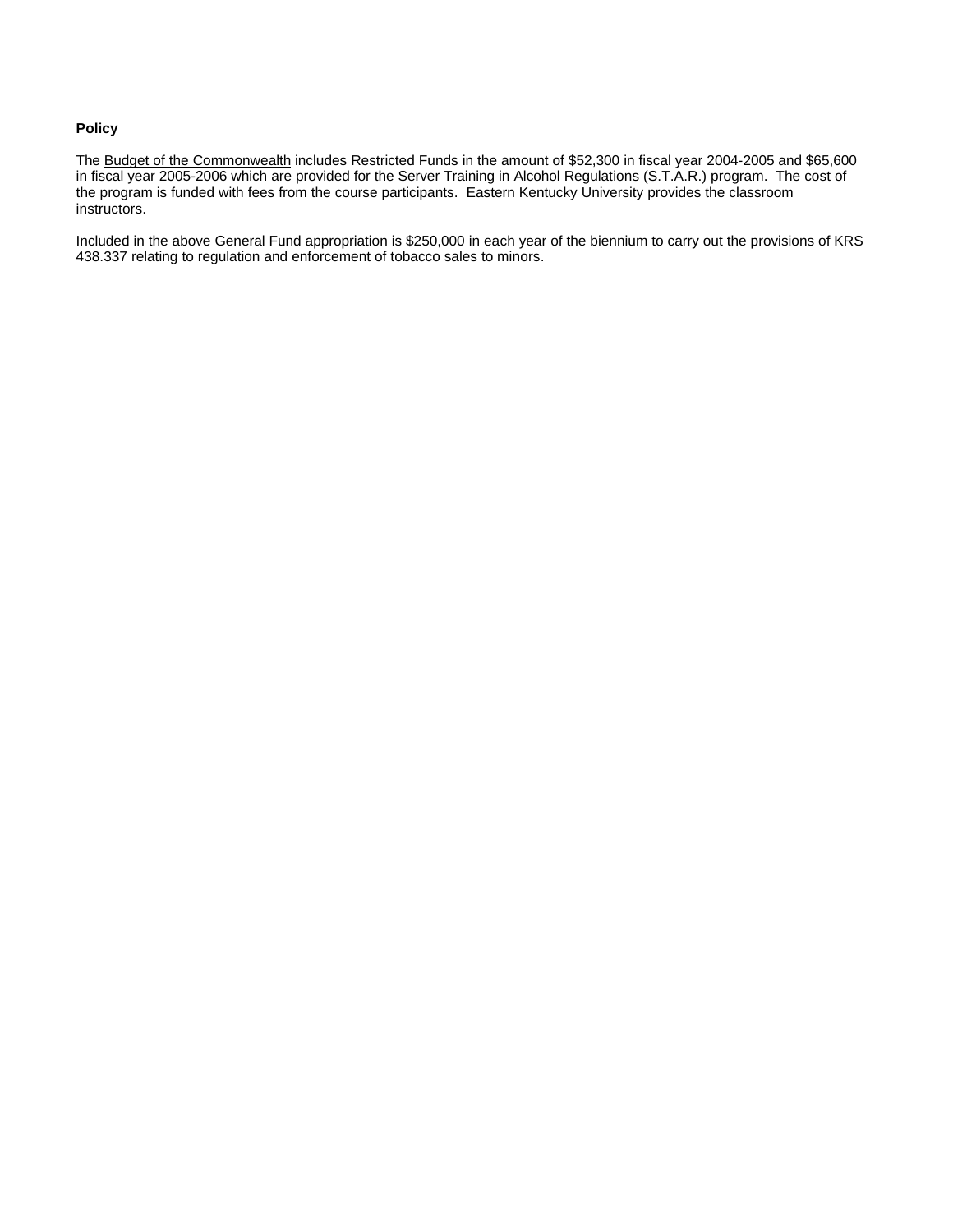**Policy**

The Budget of the Commonwealth includes Restricted Funds in the amount of $52,300 in fiscal year 2004-2005 and $65,600 in fiscal year 2005-2006 which are provided for the Server Training in Alcohol Regulations (S.T.A.R.) program. The cost of the program is funded with fees from the course participants. Eastern Kentucky University provides the classroom instructors.

Included in the above General Fund appropriation is $250,000 in each year of the biennium to carry out the provisions of KRS 438.337 relating to regulation and enforcement of tobacco sales to minors.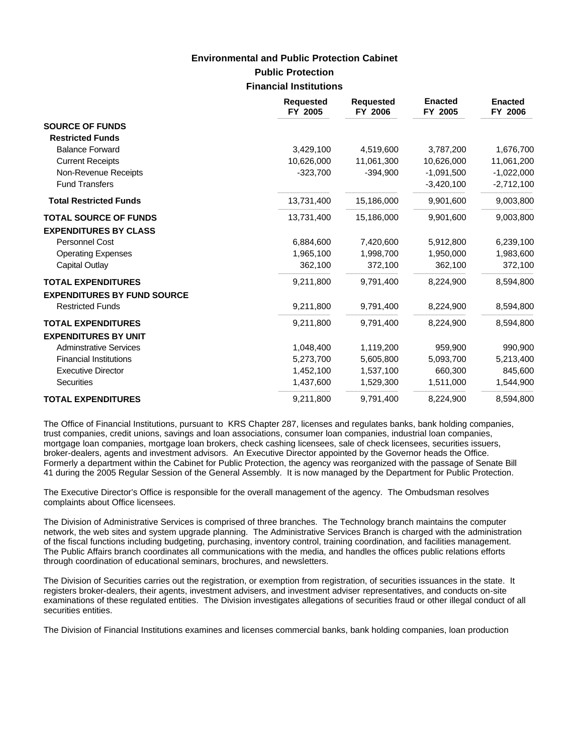## Environmental and Public Protection Cabinet

### Public Protection

### Financial Institutions

| | Requested FY 2005 | Requested FY 2006 | Enacted FY 2005 | Enacted FY 2006 |
|---|---|---|---|---|
| **SOURCE OF FUNDS** | | | | |
| **Restricted Funds** | | | | |
| Balance Forward | 3,429,100 | 4,519,600 | 3,787,200 | 1,676,700 |
| Current Receipts | 10,626,000 | 11,061,300 | 10,626,000 | 11,061,200 |
| Non-Revenue Receipts | -323,700 | -394,900 | -1,091,500 | -1,022,000 |
| Fund Transfers | | | -3,420,100 | -2,712,100 |
| **Total Restricted Funds** | 13,731,400 | 15,186,000 | 9,901,600 | 9,003,800 |
| **TOTAL SOURCE OF FUNDS** | 13,731,400 | 15,186,000 | 9,901,600 | 9,003,800 |
| **EXPENDITURES BY CLASS** | | | | |
| Personnel Cost | 6,884,600 | 7,420,600 | 5,912,800 | 6,239,100 |
| Operating Expenses | 1,965,100 | 1,998,700 | 1,950,000 | 1,983,600 |
| Capital Outlay | 362,100 | 372,100 | 362,100 | 372,100 |
| **TOTAL EXPENDITURES** | 9,211,800 | 9,791,400 | 8,224,900 | 8,594,800 |
| **EXPENDITURES BY FUND SOURCE** | | | | |
| Restricted Funds | 9,211,800 | 9,791,400 | 8,224,900 | 8,594,800 |
| **TOTAL EXPENDITURES** | 9,211,800 | 9,791,400 | 8,224,900 | 8,594,800 |
| **EXPENDITURES BY UNIT** | | | | |
| Adminstrative Services | 1,048,400 | 1,119,200 | 959,900 | 990,900 |
| Financial Institutions | 5,273,700 | 5,605,800 | 5,093,700 | 5,213,400 |
| Executive Director | 1,452,100 | 1,537,100 | 660,300 | 845,600 |
| Securities | 1,437,600 | 1,529,300 | 1,511,000 | 1,544,900 |
| **TOTAL EXPENDITURES** | 9,211,800 | 9,791,400 | 8,224,900 | 8,594,800 |

The Office of Financial Institutions, pursuant to KRS Chapter 287, licenses and regulates banks, bank holding companies, trust companies, credit unions, savings and loan associations, consumer loan companies, industrial loan companies, mortgage loan companies, mortgage loan brokers, check cashing licensees, sale of check licensees, securities issuers, broker-dealers, agents and investment advisors. An Executive Director appointed by the Governor heads the Office. Formerly a department within the Cabinet for Public Protection, the agency was reorganized with the passage of Senate Bill 41 during the 2005 Regular Session of the General Assembly. It is now managed by the Department for Public Protection.

The Executive Director's Office is responsible for the overall management of the agency. The Ombudsman resolves complaints about Office licensees.

The Division of Administrative Services is comprised of three branches. The Technology branch maintains the computer network, the web sites and system upgrade planning. The Administrative Services Branch is charged with the administration of the fiscal functions including budgeting, purchasing, inventory control, training coordination, and facilities management. The Public Affairs branch coordinates all communications with the media, and handles the offices public relations efforts through coordination of educational seminars, brochures, and newsletters.

The Division of Securities carries out the registration, or exemption from registration, of securities issuances in the state. It registers broker-dealers, their agents, investment advisers, and investment adviser representatives, and conducts on-site examinations of these regulated entities. The Division investigates allegations of securities fraud or other illegal conduct of all securities entities.

The Division of Financial Institutions examines and licenses commercial banks, bank holding companies, loan production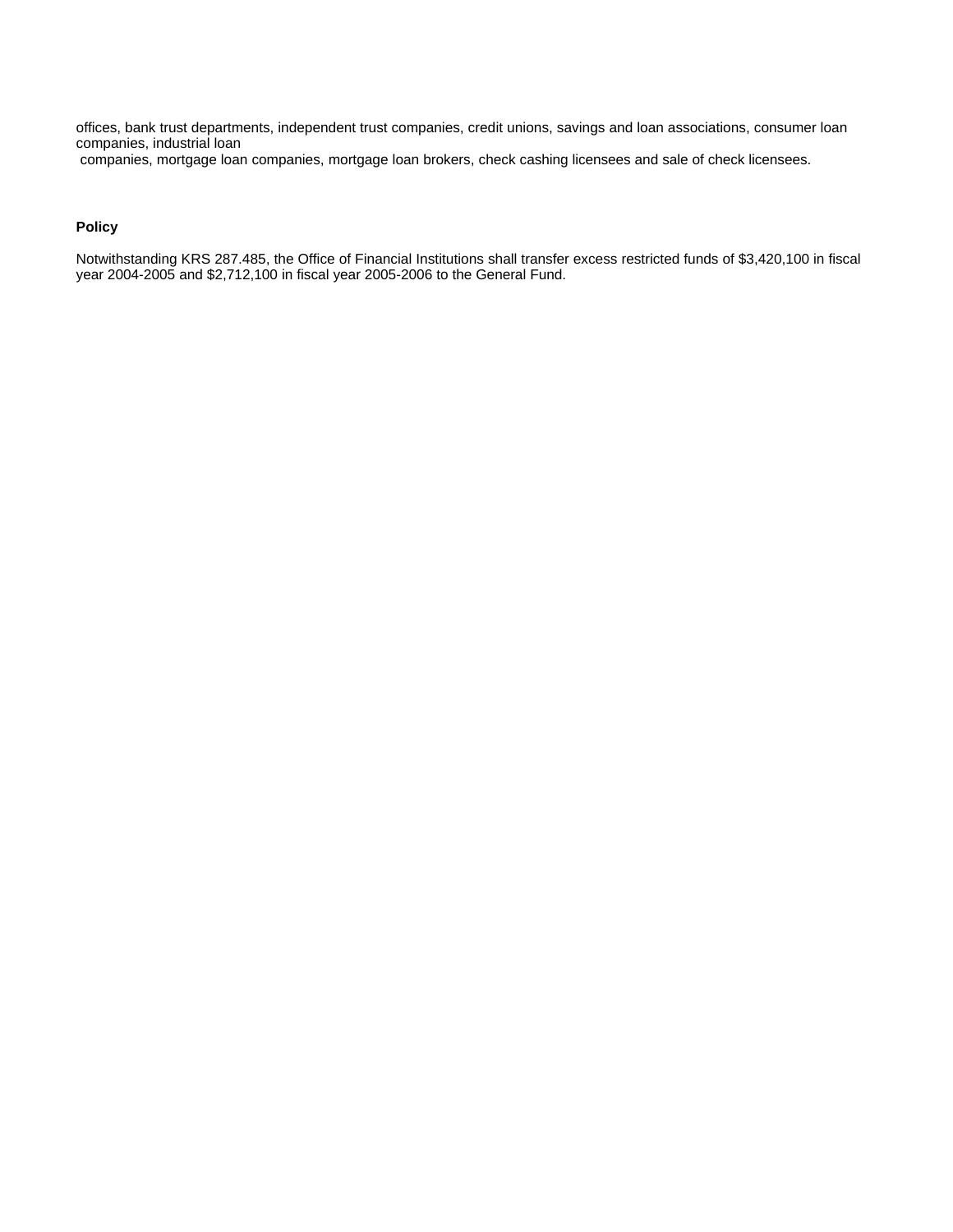offices, bank trust departments, independent trust companies, credit unions, savings and loan associations, consumer loan companies, industrial loan companies, mortgage loan companies, mortgage loan brokers, check cashing licensees and sale of check licensees.

**Policy**

Notwithstanding KRS 287.485, the Office of Financial Institutions shall transfer excess restricted funds of $3,420,100 in fiscal year 2004-2005 and $2,712,100 in fiscal year 2005-2006 to the General Fund.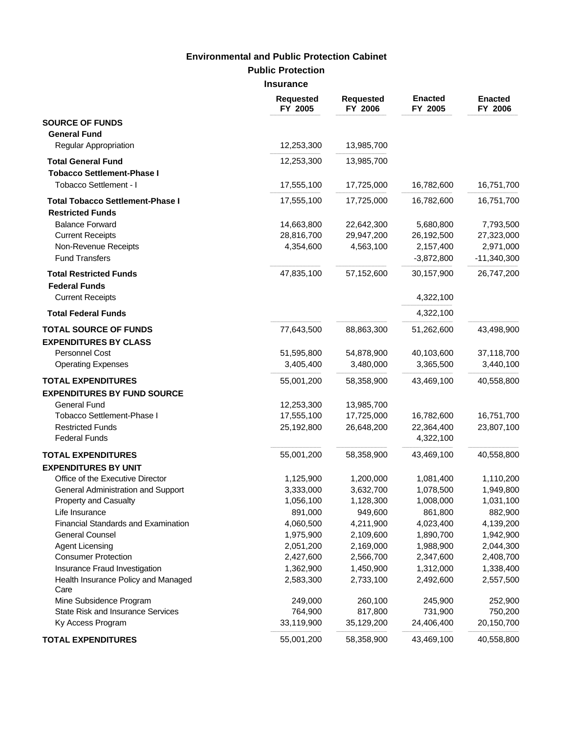# Environmental and Public Protection Cabinet

## Public Protection

### Insurance

| | Requested FY 2005 | Requested FY 2006 | Enacted FY 2005 | Enacted FY 2006 |
|---|---|---|---|---|
| **SOURCE OF FUNDS** | | | | |
| **General Fund** | | | | |
| Regular Appropriation | 12,253,300 | 13,985,700 | | |
| **Total General Fund** | 12,253,300 | 13,985,700 | | |
| **Tobacco Settlement-Phase I** | | | | |
| Tobacco Settlement - I | 17,555,100 | 17,725,000 | 16,782,600 | 16,751,700 |
| **Total Tobacco Settlement-Phase I** | 17,555,100 | 17,725,000 | 16,782,600 | 16,751,700 |
| **Restricted Funds** | | | | |
| Balance Forward | 14,663,800 | 22,642,300 | 5,680,800 | 7,793,500 |
| Current Receipts | 28,816,700 | 29,947,200 | 26,192,500 | 27,323,000 |
| Non-Revenue Receipts | 4,354,600 | 4,563,100 | 2,157,400 | 2,971,000 |
| Fund Transfers | | | -3,872,800 | -11,340,300 |
| **Total Restricted Funds** | 47,835,100 | 57,152,600 | 30,157,900 | 26,747,200 |
| **Federal Funds** | | | | |
| Current Receipts | | | 4,322,100 | |
| **Total Federal Funds** | | | 4,322,100 | |
| **TOTAL SOURCE OF FUNDS** | 77,643,500 | 88,863,300 | 51,262,600 | 43,498,900 |
| **EXPENDITURES BY CLASS** | | | | |
| Personnel Cost | 51,595,800 | 54,878,900 | 40,103,600 | 37,118,700 |
| Operating Expenses | 3,405,400 | 3,480,000 | 3,365,500 | 3,440,100 |
| **TOTAL EXPENDITURES** | 55,001,200 | 58,358,900 | 43,469,100 | 40,558,800 |
| **EXPENDITURES BY FUND SOURCE** | | | | |
| General Fund | 12,253,300 | 13,985,700 | | |
| Tobacco Settlement-Phase I | 17,555,100 | 17,725,000 | 16,782,600 | 16,751,700 |
| Restricted Funds | 25,192,800 | 26,648,200 | 22,364,400 | 23,807,100 |
| Federal Funds | | | 4,322,100 | |
| **TOTAL EXPENDITURES** | 55,001,200 | 58,358,900 | 43,469,100 | 40,558,800 |
| **EXPENDITURES BY UNIT** | | | | |
| Office of the Executive Director | 1,125,900 | 1,200,000 | 1,081,400 | 1,110,200 |
| General Administration and Support | 3,333,000 | 3,632,700 | 1,078,500 | 1,949,800 |
| Property and Casualty | 1,056,100 | 1,128,300 | 1,008,000 | 1,031,100 |
| Life Insurance | 891,000 | 949,600 | 861,800 | 882,900 |
| Financial Standards and Examination | 4,060,500 | 4,211,900 | 4,023,400 | 4,139,200 |
| General Counsel | 1,975,900 | 2,109,600 | 1,890,700 | 1,942,900 |
| Agent Licensing | 2,051,200 | 2,169,000 | 1,988,900 | 2,044,300 |
| Consumer Protection | 2,427,600 | 2,566,700 | 2,347,600 | 2,408,700 |
| Insurance Fraud Investigation | 1,362,900 | 1,450,900 | 1,312,000 | 1,338,400 |
| Health Insurance Policy and Managed Care | 2,583,300 | 2,733,100 | 2,492,600 | 2,557,500 |
| Mine Subsidence Program | 249,000 | 260,100 | 245,900 | 252,900 |
| State Risk and Insurance Services | 764,900 | 817,800 | 731,900 | 750,200 |
| Ky Access Program | 33,119,900 | 35,129,200 | 24,406,400 | 20,150,700 |
| **TOTAL EXPENDITURES** | 55,001,200 | 58,358,900 | 43,469,100 | 40,558,800 |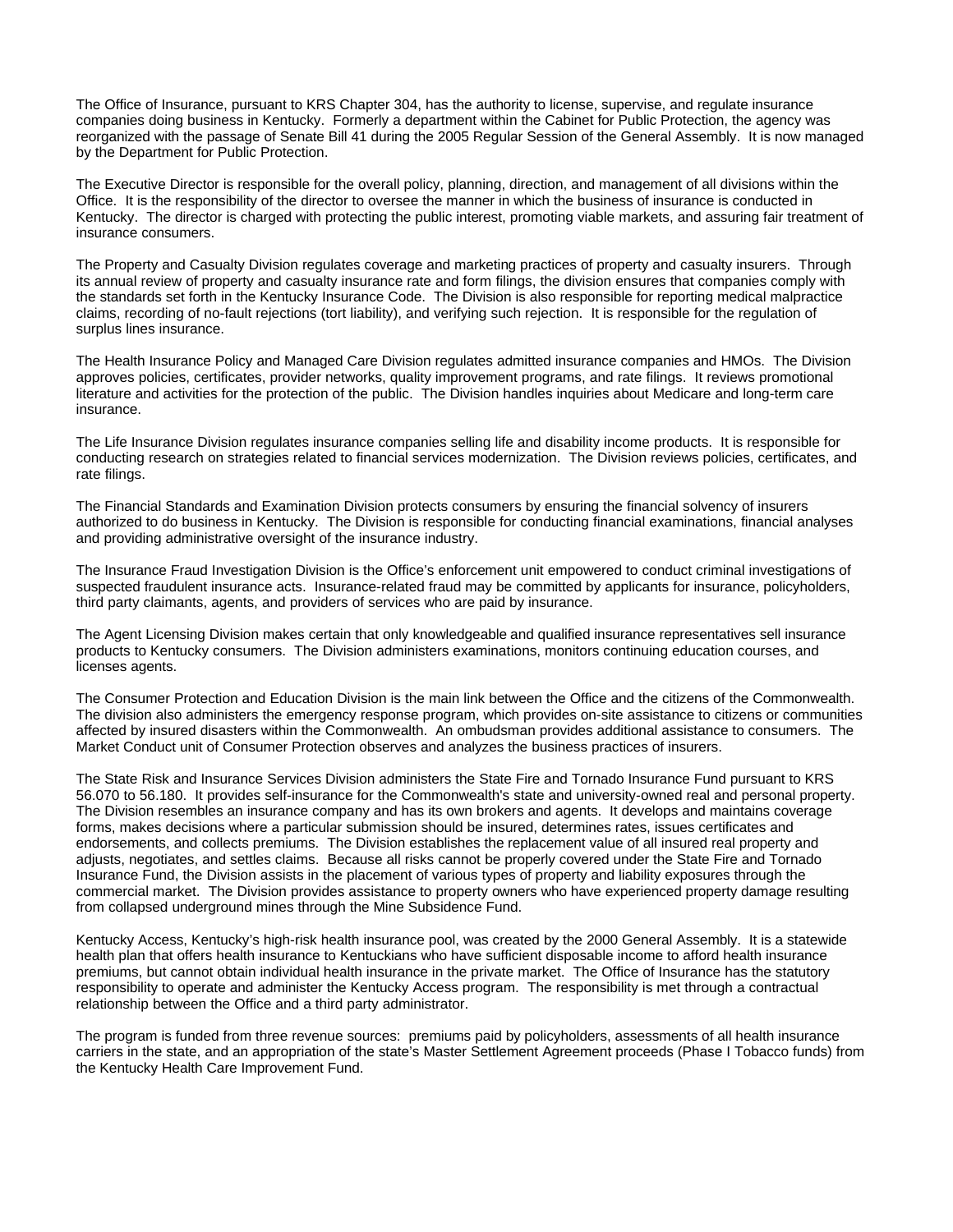The Office of Insurance, pursuant to KRS Chapter 304, has the authority to license, supervise, and regulate insurance companies doing business in Kentucky. Formerly a department within the Cabinet for Public Protection, the agency was reorganized with the passage of Senate Bill 41 during the 2005 Regular Session of the General Assembly. It is now managed by the Department for Public Protection.

The Executive Director is responsible for the overall policy, planning, direction, and management of all divisions within the Office. It is the responsibility of the director to oversee the manner in which the business of insurance is conducted in Kentucky. The director is charged with protecting the public interest, promoting viable markets, and assuring fair treatment of insurance consumers.

The Property and Casualty Division regulates coverage and marketing practices of property and casualty insurers. Through its annual review of property and casualty insurance rate and form filings, the division ensures that companies comply with the standards set forth in the Kentucky Insurance Code. The Division is also responsible for reporting medical malpractice claims, recording of no-fault rejections (tort liability), and verifying such rejection. It is responsible for the regulation of surplus lines insurance.

The Health Insurance Policy and Managed Care Division regulates admitted insurance companies and HMOs. The Division approves policies, certificates, provider networks, quality improvement programs, and rate filings. It reviews promotional literature and activities for the protection of the public. The Division handles inquiries about Medicare and long-term care insurance.

The Life Insurance Division regulates insurance companies selling life and disability income products. It is responsible for conducting research on strategies related to financial services modernization. The Division reviews policies, certificates, and rate filings.

The Financial Standards and Examination Division protects consumers by ensuring the financial solvency of insurers authorized to do business in Kentucky. The Division is responsible for conducting financial examinations, financial analyses and providing administrative oversight of the insurance industry.

The Insurance Fraud Investigation Division is the Office's enforcement unit empowered to conduct criminal investigations of suspected fraudulent insurance acts. Insurance-related fraud may be committed by applicants for insurance, policyholders, third party claimants, agents, and providers of services who are paid by insurance.

The Agent Licensing Division makes certain that only knowledgeable and qualified insurance representatives sell insurance products to Kentucky consumers. The Division administers examinations, monitors continuing education courses, and licenses agents.

The Consumer Protection and Education Division is the main link between the Office and the citizens of the Commonwealth. The division also administers the emergency response program, which provides on-site assistance to citizens or communities affected by insured disasters within the Commonwealth. An ombudsman provides additional assistance to consumers. The Market Conduct unit of Consumer Protection observes and analyzes the business practices of insurers.

The State Risk and Insurance Services Division administers the State Fire and Tornado Insurance Fund pursuant to KRS 56.070 to 56.180. It provides self-insurance for the Commonwealth's state and university-owned real and personal property. The Division resembles an insurance company and has its own brokers and agents. It develops and maintains coverage forms, makes decisions where a particular submission should be insured, determines rates, issues certificates and endorsements, and collects premiums. The Division establishes the replacement value of all insured real property and adjusts, negotiates, and settles claims. Because all risks cannot be properly covered under the State Fire and Tornado Insurance Fund, the Division assists in the placement of various types of property and liability exposures through the commercial market. The Division provides assistance to property owners who have experienced property damage resulting from collapsed underground mines through the Mine Subsidence Fund.

Kentucky Access, Kentucky's high-risk health insurance pool, was created by the 2000 General Assembly. It is a statewide health plan that offers health insurance to Kentuckians who have sufficient disposable income to afford health insurance premiums, but cannot obtain individual health insurance in the private market. The Office of Insurance has the statutory responsibility to operate and administer the Kentucky Access program. The responsibility is met through a contractual relationship between the Office and a third party administrator.

The program is funded from three revenue sources: premiums paid by policyholders, assessments of all health insurance carriers in the state, and an appropriation of the state's Master Settlement Agreement proceeds (Phase I Tobacco funds) from the Kentucky Health Care Improvement Fund.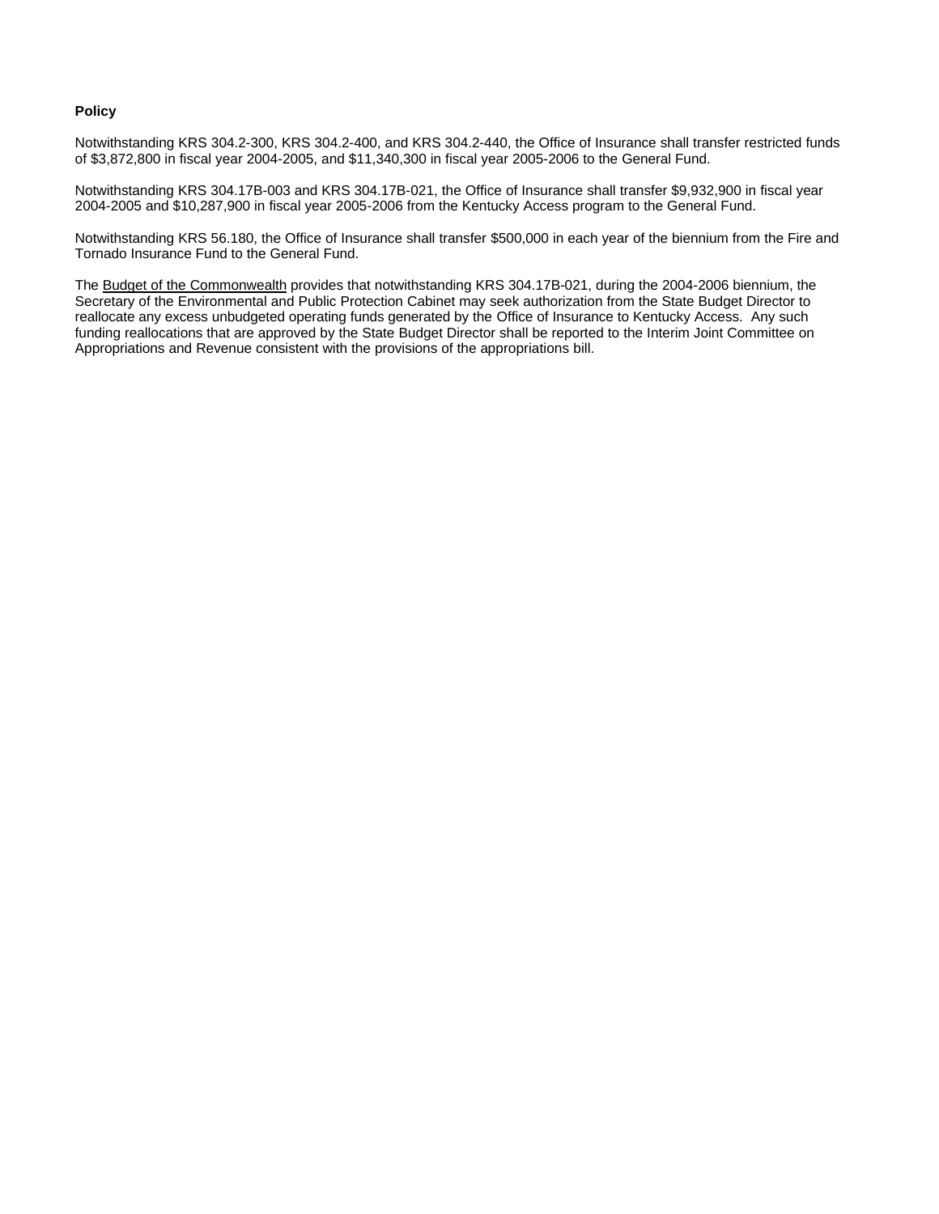**Policy**

Notwithstanding KRS 304.2-300, KRS 304.2-400, and KRS 304.2-440, the Office of Insurance shall transfer restricted funds of $3,872,800 in fiscal year 2004-2005, and $11,340,300 in fiscal year 2005-2006 to the General Fund.

Notwithstanding KRS 304.17B-003 and KRS 304.17B-021, the Office of Insurance shall transfer $9,932,900 in fiscal year 2004-2005 and $10,287,900 in fiscal year 2005-2006 from the Kentucky Access program to the General Fund.

Notwithstanding KRS 56.180, the Office of Insurance shall transfer $500,000 in each year of the biennium from the Fire and Tornado Insurance Fund to the General Fund.

The Budget of the Commonwealth provides that notwithstanding KRS 304.17B-021, during the 2004-2006 biennium, the Secretary of the Environmental and Public Protection Cabinet may seek authorization from the State Budget Director to reallocate any excess unbudgeted operating funds generated by the Office of Insurance to Kentucky Access. Any such funding reallocations that are approved by the State Budget Director shall be reported to the Interim Joint Committee on Appropriations and Revenue consistent with the provisions of the appropriations bill.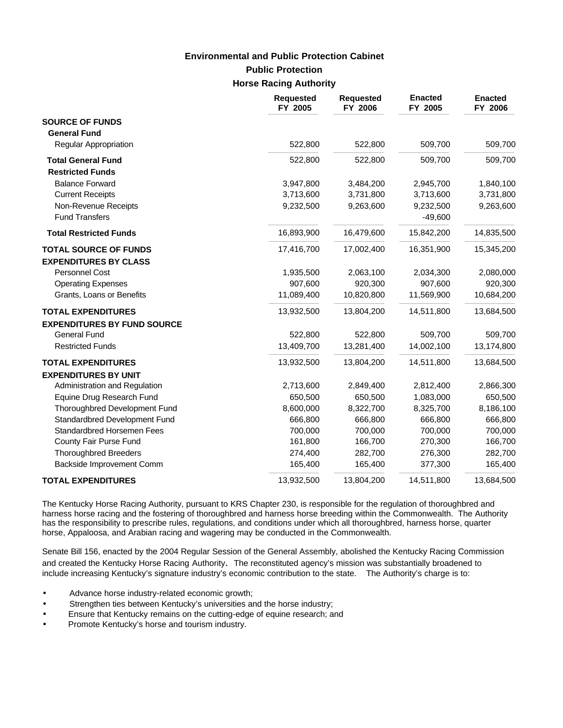# Environmental and Public Protection Cabinet

## Public Protection

### Horse Racing Authority

| | Requested FY 2005 | Requested FY 2006 | Enacted FY 2005 | Enacted FY 2006 |
|---|---|---|---|---|
| **SOURCE OF FUNDS** | | | | |
| **General Fund** | | | | |
| Regular Appropriation | 522,800 | 522,800 | 509,700 | 509,700 |
| **Total General Fund** | 522,800 | 522,800 | 509,700 | 509,700 |
| **Restricted Funds** | | | | |
| Balance Forward | 3,947,800 | 3,484,200 | 2,945,700 | 1,840,100 |
| Current Receipts | 3,713,600 | 3,731,800 | 3,713,600 | 3,731,800 |
| Non-Revenue Receipts | 9,232,500 | 9,263,600 | 9,232,500 | 9,263,600 |
| Fund Transfers | | | -49,600 | |
| **Total Restricted Funds** | 16,893,900 | 16,479,600 | 15,842,200 | 14,835,500 |
| **TOTAL SOURCE OF FUNDS** | 17,416,700 | 17,002,400 | 16,351,900 | 15,345,200 |
| **EXPENDITURES BY CLASS** | | | | |
| Personnel Cost | 1,935,500 | 2,063,100 | 2,034,300 | 2,080,000 |
| Operating Expenses | 907,600 | 920,300 | 907,600 | 920,300 |
| Grants, Loans or Benefits | 11,089,400 | 10,820,800 | 11,569,900 | 10,684,200 |
| **TOTAL EXPENDITURES** | 13,932,500 | 13,804,200 | 14,511,800 | 13,684,500 |
| **EXPENDITURES BY FUND SOURCE** | | | | |
| General Fund | 522,800 | 522,800 | 509,700 | 509,700 |
| Restricted Funds | 13,409,700 | 13,281,400 | 14,002,100 | 13,174,800 |
| **TOTAL EXPENDITURES** | 13,932,500 | 13,804,200 | 14,511,800 | 13,684,500 |
| **EXPENDITURES BY UNIT** | | | | |
| Administration and Regulation | 2,713,600 | 2,849,400 | 2,812,400 | 2,866,300 |
| Equine Drug Research Fund | 650,500 | 650,500 | 1,083,000 | 650,500 |
| Thoroughbred Development Fund | 8,600,000 | 8,322,700 | 8,325,700 | 8,186,100 |
| Standardbred Development Fund | 666,800 | 666,800 | 666,800 | 666,800 |
| Standardbred Horsemen Fees | 700,000 | 700,000 | 700,000 | 700,000 |
| County Fair Purse Fund | 161,800 | 166,700 | 270,300 | 166,700 |
| Thoroughbred Breeders | 274,400 | 282,700 | 276,300 | 282,700 |
| Backside Improvement Comm | 165,400 | 165,400 | 377,300 | 165,400 |
| **TOTAL EXPENDITURES** | 13,932,500 | 13,804,200 | 14,511,800 | 13,684,500 |

The Kentucky Horse Racing Authority, pursuant to KRS Chapter 230, is responsible for the regulation of thoroughbred and harness horse racing and the fostering of thoroughbred and harness horse breeding within the Commonwealth. The Authority has the responsibility to prescribe rules, regulations, and conditions under which all thoroughbred, harness horse, quarter horse, Appaloosa, and Arabian racing and wagering may be conducted in the Commonwealth.

Senate Bill 156, enacted by the 2004 Regular Session of the General Assembly, abolished the Kentucky Racing Commission and created the Kentucky Horse Racing Authority. The reconstituted agency's mission was substantially broadened to include increasing Kentucky's signature industry's economic contribution to the state. The Authority's charge is to:

- Advance horse industry-related economic growth;
- Strengthen ties between Kentucky's universities and the horse industry;
- Ensure that Kentucky remains on the cutting-edge of equine research; and
- Promote Kentucky's horse and tourism industry.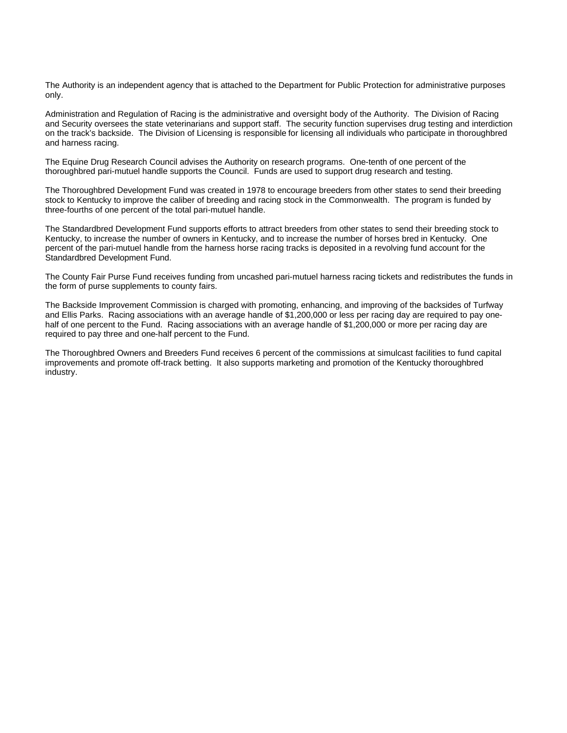The Authority is an independent agency that is attached to the Department for Public Protection for administrative purposes only.

Administration and Regulation of Racing is the administrative and oversight body of the Authority. The Division of Racing and Security oversees the state veterinarians and support staff. The security function supervises drug testing and interdiction on the track's backside. The Division of Licensing is responsible for licensing all individuals who participate in thoroughbred and harness racing.

The Equine Drug Research Council advises the Authority on research programs. One-tenth of one percent of the thoroughbred pari-mutuel handle supports the Council. Funds are used to support drug research and testing.

The Thoroughbred Development Fund was created in 1978 to encourage breeders from other states to send their breeding stock to Kentucky to improve the caliber of breeding and racing stock in the Commonwealth. The program is funded by three-fourths of one percent of the total pari-mutuel handle.

The Standardbred Development Fund supports efforts to attract breeders from other states to send their breeding stock to Kentucky, to increase the number of owners in Kentucky, and to increase the number of horses bred in Kentucky. One percent of the pari-mutuel handle from the harness horse racing tracks is deposited in a revolving fund account for the Standardbred Development Fund.

The County Fair Purse Fund receives funding from uncashed pari-mutuel harness racing tickets and redistributes the funds in the form of purse supplements to county fairs.

The Backside Improvement Commission is charged with promoting, enhancing, and improving of the backsides of Turfway and Ellis Parks. Racing associations with an average handle of $1,200,000 or less per racing day are required to pay one-half of one percent to the Fund. Racing associations with an average handle of $1,200,000 or more per racing day are required to pay three and one-half percent to the Fund.

The Thoroughbred Owners and Breeders Fund receives 6 percent of the commissions at simulcast facilities to fund capital improvements and promote off-track betting. It also supports marketing and promotion of the Kentucky thoroughbred industry.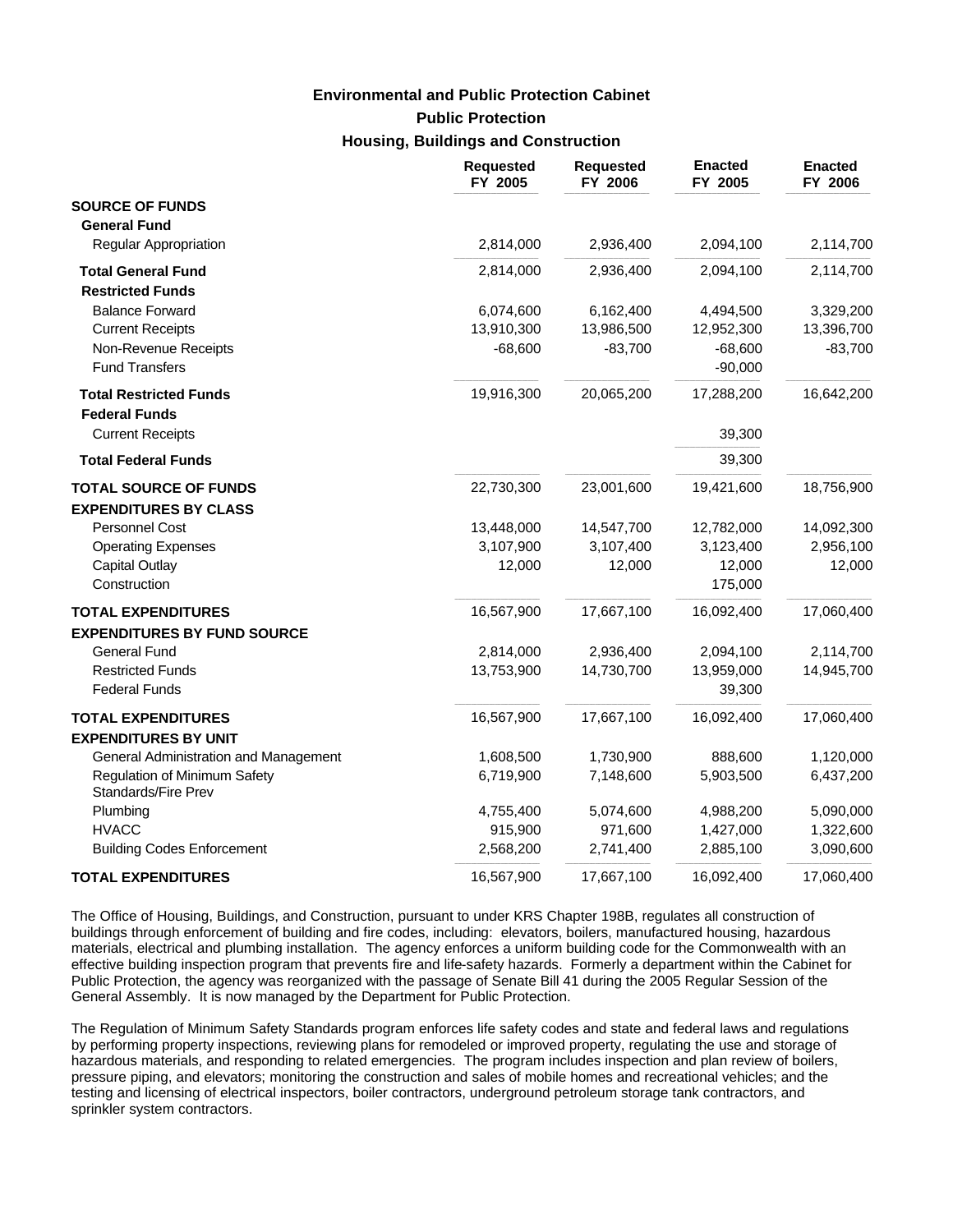# Environmental and Public Protection Cabinet
## Public Protection
### Housing, Buildings and Construction

| | Requested FY 2005 | Requested FY 2006 | Enacted FY 2005 | Enacted FY 2006 |
|---|---|---|---|---|
| **SOURCE OF FUNDS** | | | | |
| **General Fund** | | | | |
| Regular Appropriation | 2,814,000 | 2,936,400 | 2,094,100 | 2,114,700 |
| **Total General Fund** | 2,814,000 | 2,936,400 | 2,094,100 | 2,114,700 |
| **Restricted Funds** | | | | |
| Balance Forward | 6,074,600 | 6,162,400 | 4,494,500 | 3,329,200 |
| Current Receipts | 13,910,300 | 13,986,500 | 12,952,300 | 13,396,700 |
| Non-Revenue Receipts | -68,600 | -83,700 | -68,600 | -83,700 |
| Fund Transfers | | | -90,000 | |
| **Total Restricted Funds** | 19,916,300 | 20,065,200 | 17,288,200 | 16,642,200 |
| **Federal Funds** | | | | |
| Current Receipts | | | 39,300 | |
| **Total Federal Funds** | | | 39,300 | |
| **TOTAL SOURCE OF FUNDS** | 22,730,300 | 23,001,600 | 19,421,600 | 18,756,900 |
| **EXPENDITURES BY CLASS** | | | | |
| Personnel Cost | 13,448,000 | 14,547,700 | 12,782,000 | 14,092,300 |
| Operating Expenses | 3,107,900 | 3,107,400 | 3,123,400 | 2,956,100 |
| Capital Outlay | 12,000 | 12,000 | 12,000 | 12,000 |
| Construction | | | 175,000 | |
| **TOTAL EXPENDITURES** | 16,567,900 | 17,667,100 | 16,092,400 | 17,060,400 |
| **EXPENDITURES BY FUND SOURCE** | | | | |
| General Fund | 2,814,000 | 2,936,400 | 2,094,100 | 2,114,700 |
| Restricted Funds | 13,753,900 | 14,730,700 | 13,959,000 | 14,945,700 |
| Federal Funds | | | 39,300 | |
| **TOTAL EXPENDITURES** | 16,567,900 | 17,667,100 | 16,092,400 | 17,060,400 |
| **EXPENDITURES BY UNIT** | | | | |
| General Administration and Management | 1,608,500 | 1,730,900 | 888,600 | 1,120,000 |
| Regulation of Minimum Safety Standards/Fire Prev | 6,719,900 | 7,148,600 | 5,903,500 | 6,437,200 |
| Plumbing | 4,755,400 | 5,074,600 | 4,988,200 | 5,090,000 |
| HVACC | 915,900 | 971,600 | 1,427,000 | 1,322,600 |
| Building Codes Enforcement | 2,568,200 | 2,741,400 | 2,885,100 | 3,090,600 |
| **TOTAL EXPENDITURES** | 16,567,900 | 17,667,100 | 16,092,400 | 17,060,400 |

The Office of Housing, Buildings, and Construction, pursuant to under KRS Chapter 198B, regulates all construction of buildings through enforcement of building and fire codes, including: elevators, boilers, manufactured housing, hazardous materials, electrical and plumbing installation. The agency enforces a uniform building code for the Commonwealth with an effective building inspection program that prevents fire and life-safety hazards. Formerly a department within the Cabinet for Public Protection, the agency was reorganized with the passage of Senate Bill 41 during the 2005 Regular Session of the General Assembly. It is now managed by the Department for Public Protection.

The Regulation of Minimum Safety Standards program enforces life safety codes and state and federal laws and regulations by performing property inspections, reviewing plans for remodeled or improved property, regulating the use and storage of hazardous materials, and responding to related emergencies. The program includes inspection and plan review of boilers, pressure piping, and elevators; monitoring the construction and sales of mobile homes and recreational vehicles; and the testing and licensing of electrical inspectors, boiler contractors, underground petroleum storage tank contractors, and sprinkler system contractors.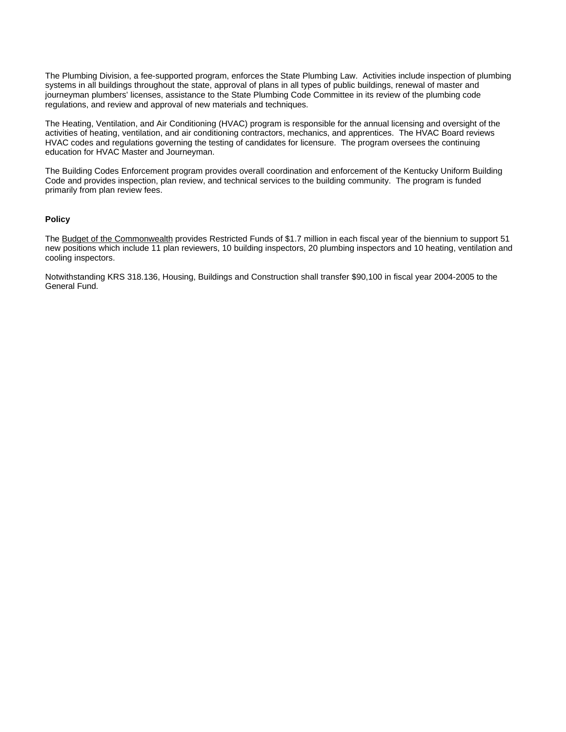The Plumbing Division, a fee-supported program, enforces the State Plumbing Law. Activities include inspection of plumbing systems in all buildings throughout the state, approval of plans in all types of public buildings, renewal of master and journeyman plumbers' licenses, assistance to the State Plumbing Code Committee in its review of the plumbing code regulations, and review and approval of new materials and techniques.

The Heating, Ventilation, and Air Conditioning (HVAC) program is responsible for the annual licensing and oversight of the activities of heating, ventilation, and air conditioning contractors, mechanics, and apprentices. The HVAC Board reviews HVAC codes and regulations governing the testing of candidates for licensure. The program oversees the continuing education for HVAC Master and Journeyman.

The Building Codes Enforcement program provides overall coordination and enforcement of the Kentucky Uniform Building Code and provides inspection, plan review, and technical services to the building community. The program is funded primarily from plan review fees.

**Policy**

The Budget of the Commonwealth provides Restricted Funds of $1.7 million in each fiscal year of the biennium to support 51 new positions which include 11 plan reviewers, 10 building inspectors, 20 plumbing inspectors and 10 heating, ventilation and cooling inspectors.

Notwithstanding KRS 318.136, Housing, Buildings and Construction shall transfer $90,100 in fiscal year 2004-2005 to the General Fund.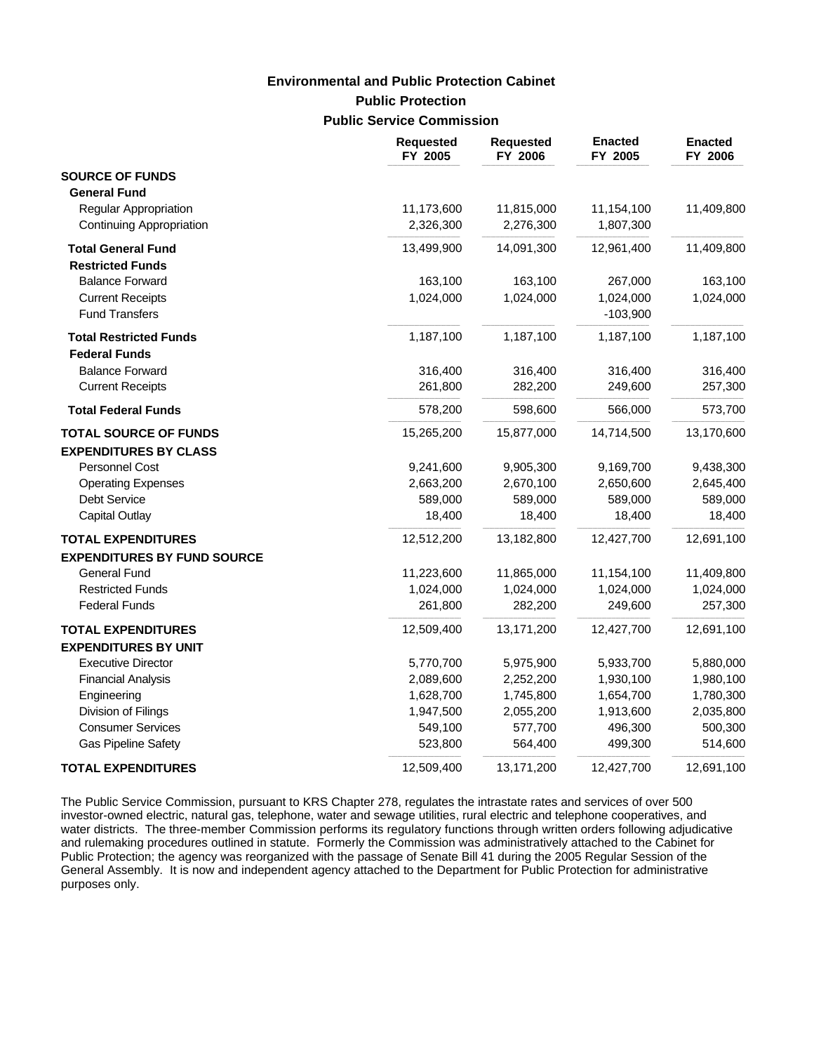## Environmental and Public Protection Cabinet

### Public Protection

### Public Service Commission

| | Requested FY 2005 | Requested FY 2006 | Enacted FY 2005 | Enacted FY 2006 |
|---|---|---|---|---|
| **SOURCE OF FUNDS** | | | | |
| **General Fund** | | | | |
| Regular Appropriation | 11,173,600 | 11,815,000 | 11,154,100 | 11,409,800 |
| Continuing Appropriation | 2,326,300 | 2,276,300 | 1,807,300 | |
| **Total General Fund** | 13,499,900 | 14,091,300 | 12,961,400 | 11,409,800 |
| **Restricted Funds** | | | | |
| Balance Forward | 163,100 | 163,100 | 267,000 | 163,100 |
| Current Receipts | 1,024,000 | 1,024,000 | 1,024,000 | 1,024,000 |
| Fund Transfers | | | -103,900 | |
| **Total Restricted Funds** | 1,187,100 | 1,187,100 | 1,187,100 | 1,187,100 |
| **Federal Funds** | | | | |
| Balance Forward | 316,400 | 316,400 | 316,400 | 316,400 |
| Current Receipts | 261,800 | 282,200 | 249,600 | 257,300 |
| **Total Federal Funds** | 578,200 | 598,600 | 566,000 | 573,700 |
| **TOTAL SOURCE OF FUNDS** | 15,265,200 | 15,877,000 | 14,714,500 | 13,170,600 |
| **EXPENDITURES BY CLASS** | | | | |
| Personnel Cost | 9,241,600 | 9,905,300 | 9,169,700 | 9,438,300 |
| Operating Expenses | 2,663,200 | 2,670,100 | 2,650,600 | 2,645,400 |
| Debt Service | 589,000 | 589,000 | 589,000 | 589,000 |
| Capital Outlay | 18,400 | 18,400 | 18,400 | 18,400 |
| **TOTAL EXPENDITURES** | 12,512,200 | 13,182,800 | 12,427,700 | 12,691,100 |
| **EXPENDITURES BY FUND SOURCE** | | | | |
| General Fund | 11,223,600 | 11,865,000 | 11,154,100 | 11,409,800 |
| Restricted Funds | 1,024,000 | 1,024,000 | 1,024,000 | 1,024,000 |
| Federal Funds | 261,800 | 282,200 | 249,600 | 257,300 |
| **TOTAL EXPENDITURES** | 12,509,400 | 13,171,200 | 12,427,700 | 12,691,100 |
| **EXPENDITURES BY UNIT** | | | | |
| Executive Director | 5,770,700 | 5,975,900 | 5,933,700 | 5,880,000 |
| Financial Analysis | 2,089,600 | 2,252,200 | 1,930,100 | 1,980,100 |
| Engineering | 1,628,700 | 1,745,800 | 1,654,700 | 1,780,300 |
| Division of Filings | 1,947,500 | 2,055,200 | 1,913,600 | 2,035,800 |
| Consumer Services | 549,100 | 577,700 | 496,300 | 500,300 |
| Gas Pipeline Safety | 523,800 | 564,400 | 499,300 | 514,600 |
| **TOTAL EXPENDITURES** | 12,509,400 | 13,171,200 | 12,427,700 | 12,691,100 |

The Public Service Commission, pursuant to KRS Chapter 278, regulates the intrastate rates and services of over 500 investor-owned electric, natural gas, telephone, water and sewage utilities, rural electric and telephone cooperatives, and water districts. The three-member Commission performs its regulatory functions through written orders following adjudicative and rulemaking procedures outlined in statute. Formerly the Commission was administratively attached to the Cabinet for Public Protection; the agency was reorganized with the passage of Senate Bill 41 during the 2005 Regular Session of the General Assembly. It is now and independent agency attached to the Department for Public Protection for administrative purposes only.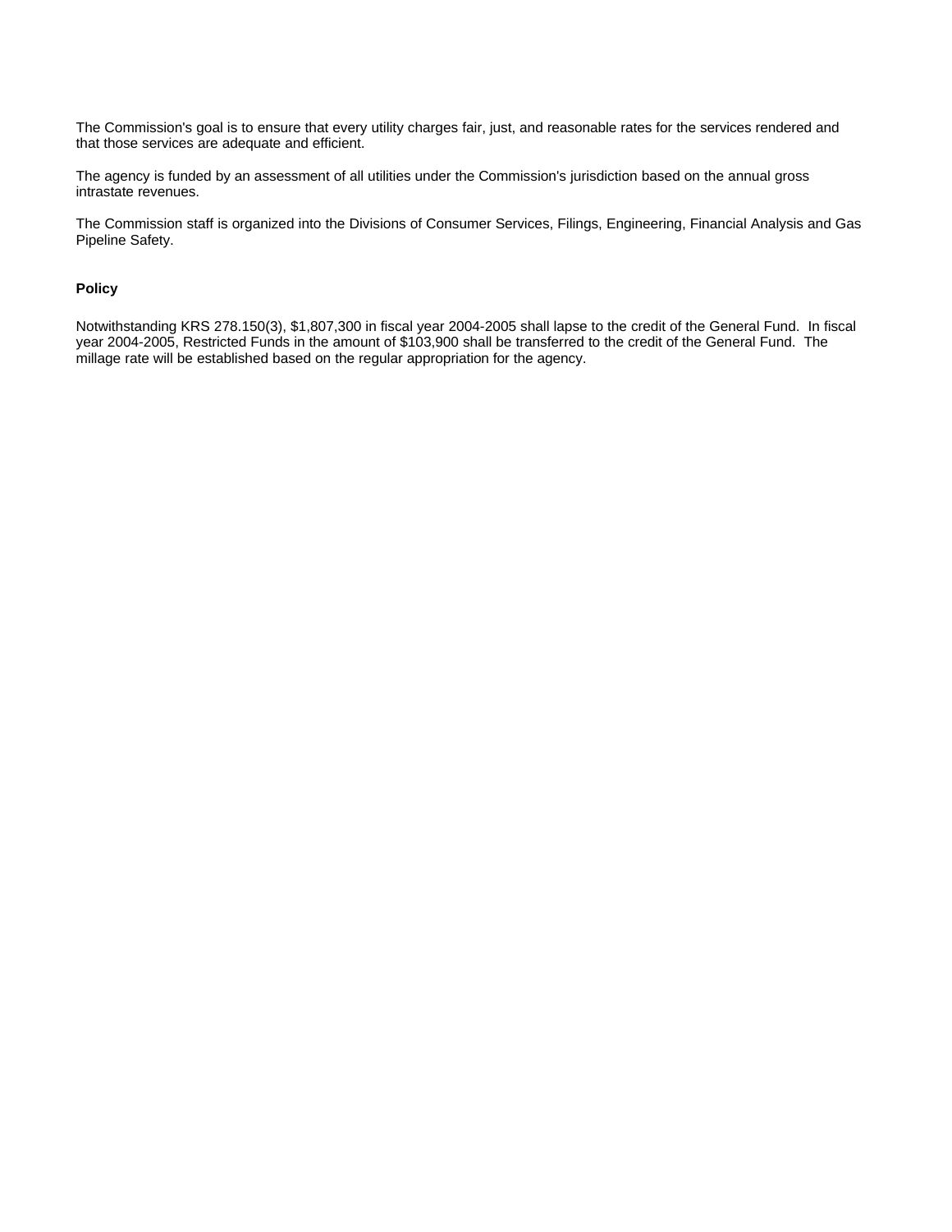The Commission's goal is to ensure that every utility charges fair, just, and reasonable rates for the services rendered and that those services are adequate and efficient.

The agency is funded by an assessment of all utilities under the Commission's jurisdiction based on the annual gross intrastate revenues.

The Commission staff is organized into the Divisions of Consumer Services, Filings, Engineering, Financial Analysis and Gas Pipeline Safety.

**Policy**

Notwithstanding KRS 278.150(3), $1,807,300 in fiscal year 2004-2005 shall lapse to the credit of the General Fund. In fiscal year 2004-2005, Restricted Funds in the amount of $103,900 shall be transferred to the credit of the General Fund. The millage rate will be established based on the regular appropriation for the agency.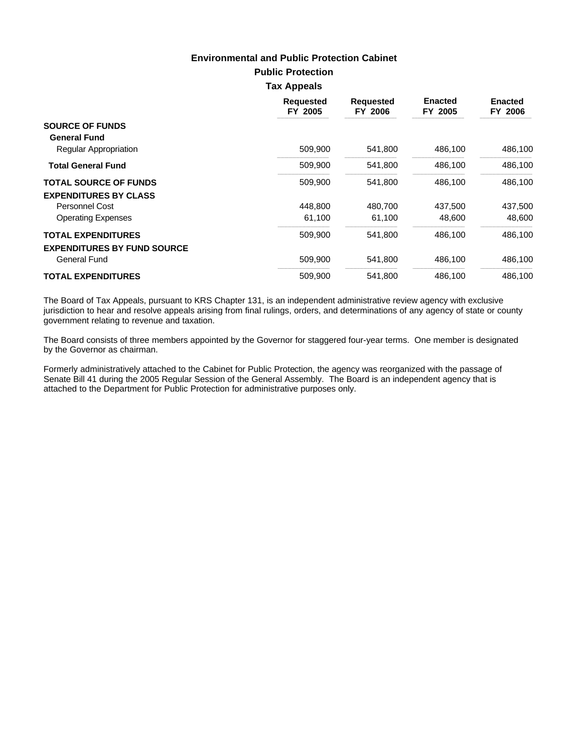# Environmental and Public Protection Cabinet

## Public Protection

### Tax Appeals

| | Requested FY 2005 | Requested FY 2006 | Enacted FY 2005 | Enacted FY 2006 |
|---|---|---|---|---|
| **SOURCE OF FUNDS** | | | | |
| **General Fund** | | | | |
| Regular Appropriation | 509,900 | 541,800 | 486,100 | 486,100 |
| **Total General Fund** | 509,900 | 541,800 | 486,100 | 486,100 |
| **TOTAL SOURCE OF FUNDS** | 509,900 | 541,800 | 486,100 | 486,100 |
| **EXPENDITURES BY CLASS** | | | | |
| Personnel Cost | 448,800 | 480,700 | 437,500 | 437,500 |
| Operating Expenses | 61,100 | 61,100 | 48,600 | 48,600 |
| **TOTAL EXPENDITURES** | 509,900 | 541,800 | 486,100 | 486,100 |
| **EXPENDITURES BY FUND SOURCE** | | | | |
| General Fund | 509,900 | 541,800 | 486,100 | 486,100 |
| **TOTAL EXPENDITURES** | 509,900 | 541,800 | 486,100 | 486,100 |

The Board of Tax Appeals, pursuant to KRS Chapter 131, is an independent administrative review agency with exclusive jurisdiction to hear and resolve appeals arising from final rulings, orders, and determinations of any agency of state or county government relating to revenue and taxation.

The Board consists of three members appointed by the Governor for staggered four-year terms. One member is designated by the Governor as chairman.

Formerly administratively attached to the Cabinet for Public Protection, the agency was reorganized with the passage of Senate Bill 41 during the 2005 Regular Session of the General Assembly. The Board is an independent agency that is attached to the Department for Public Protection for administrative purposes only.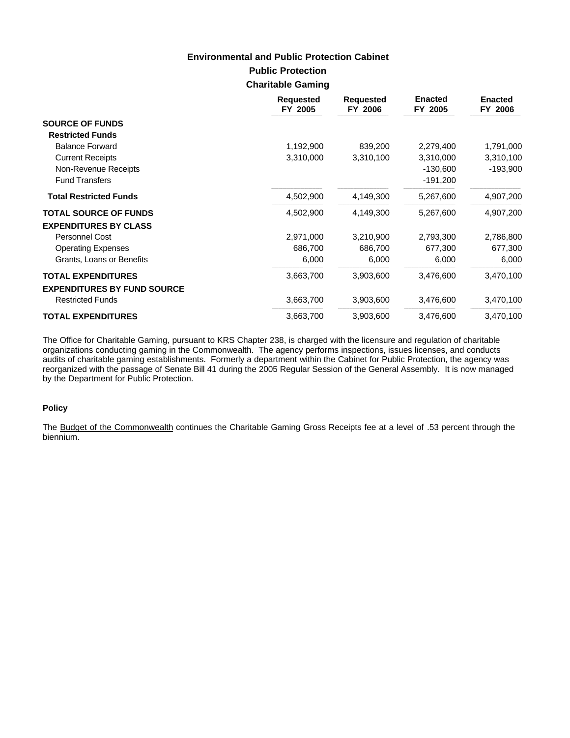# Environmental and Public Protection Cabinet

## Public Protection

### Charitable Gaming

| | Requested FY 2005 | Requested FY 2006 | Enacted FY 2005 | Enacted FY 2006 |
|---|---|---|---|---|
| **SOURCE OF FUNDS** | | | | |
| **Restricted Funds** | | | | |
| Balance Forward | 1,192,900 | 839,200 | 2,279,400 | 1,791,000 |
| Current Receipts | 3,310,000 | 3,310,100 | 3,310,000 | 3,310,100 |
| Non-Revenue Receipts | | | -130,600 | -193,900 |
| Fund Transfers | | | -191,200 | |
| **Total Restricted Funds** | 4,502,900 | 4,149,300 | 5,267,600 | 4,907,200 |
| **TOTAL SOURCE OF FUNDS** | 4,502,900 | 4,149,300 | 5,267,600 | 4,907,200 |
| **EXPENDITURES BY CLASS** | | | | |
| Personnel Cost | 2,971,000 | 3,210,900 | 2,793,300 | 2,786,800 |
| Operating Expenses | 686,700 | 686,700 | 677,300 | 677,300 |
| Grants, Loans or Benefits | 6,000 | 6,000 | 6,000 | 6,000 |
| **TOTAL EXPENDITURES** | 3,663,700 | 3,903,600 | 3,476,600 | 3,470,100 |
| **EXPENDITURES BY FUND SOURCE** | | | | |
| Restricted Funds | 3,663,700 | 3,903,600 | 3,476,600 | 3,470,100 |
| **TOTAL EXPENDITURES** | 3,663,700 | 3,903,600 | 3,476,600 | 3,470,100 |

The Office for Charitable Gaming, pursuant to KRS Chapter 238, is charged with the licensure and regulation of charitable organizations conducting gaming in the Commonwealth. The agency performs inspections, issues licenses, and conducts audits of charitable gaming establishments. Formerly a department within the Cabinet for Public Protection, the agency was reorganized with the passage of Senate Bill 41 during the 2005 Regular Session of the General Assembly. It is now managed by the Department for Public Protection.

**Policy**

The Budget of the Commonwealth continues the Charitable Gaming Gross Receipts fee at a level of .53 percent through the biennium.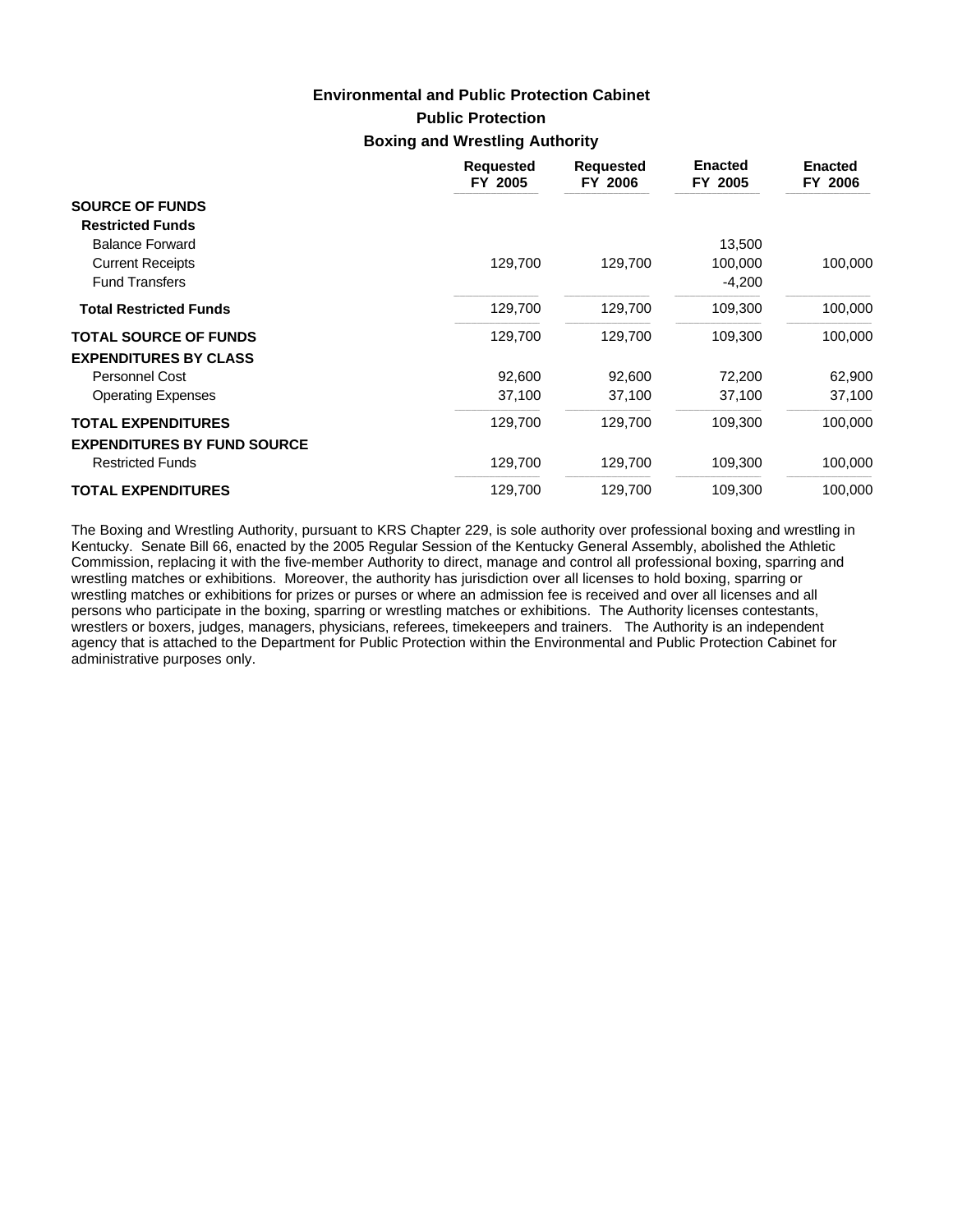## Environmental and Public Protection Cabinet

### Public Protection

### Boxing and Wrestling Authority

| | Requested FY 2005 | Requested FY 2006 | Enacted FY 2005 | Enacted FY 2006 |
|---|---|---|---|---|
| **SOURCE OF FUNDS** | | | | |
| **Restricted Funds** | | | | |
| Balance Forward | | | 13,500 | |
| Current Receipts | 129,700 | 129,700 | 100,000 | 100,000 |
| Fund Transfers | | | -4,200 | |
| **Total Restricted Funds** | 129,700 | 129,700 | 109,300 | 100,000 |
| **TOTAL SOURCE OF FUNDS** | 129,700 | 129,700 | 109,300 | 100,000 |
| **EXPENDITURES BY CLASS** | | | | |
| Personnel Cost | 92,600 | 92,600 | 72,200 | 62,900 |
| Operating Expenses | 37,100 | 37,100 | 37,100 | 37,100 |
| **TOTAL EXPENDITURES** | 129,700 | 129,700 | 109,300 | 100,000 |
| **EXPENDITURES BY FUND SOURCE** | | | | |
| Restricted Funds | 129,700 | 129,700 | 109,300 | 100,000 |
| **TOTAL EXPENDITURES** | 129,700 | 129,700 | 109,300 | 100,000 |

The Boxing and Wrestling Authority, pursuant to KRS Chapter 229, is sole authority over professional boxing and wrestling in Kentucky. Senate Bill 66, enacted by the 2005 Regular Session of the Kentucky General Assembly, abolished the Athletic Commission, replacing it with the five-member Authority to direct, manage and control all professional boxing, sparring and wrestling matches or exhibitions. Moreover, the authority has jurisdiction over all licenses to hold boxing, sparring or wrestling matches or exhibitions for prizes or purses or where an admission fee is received and over all licenses and all persons who participate in the boxing, sparring or wrestling matches or exhibitions. The Authority licenses contestants, wrestlers or boxers, judges, managers, physicians, referees, timekeepers and trainers. The Authority is an independent agency that is attached to the Department for Public Protection within the Environmental and Public Protection Cabinet for administrative purposes only.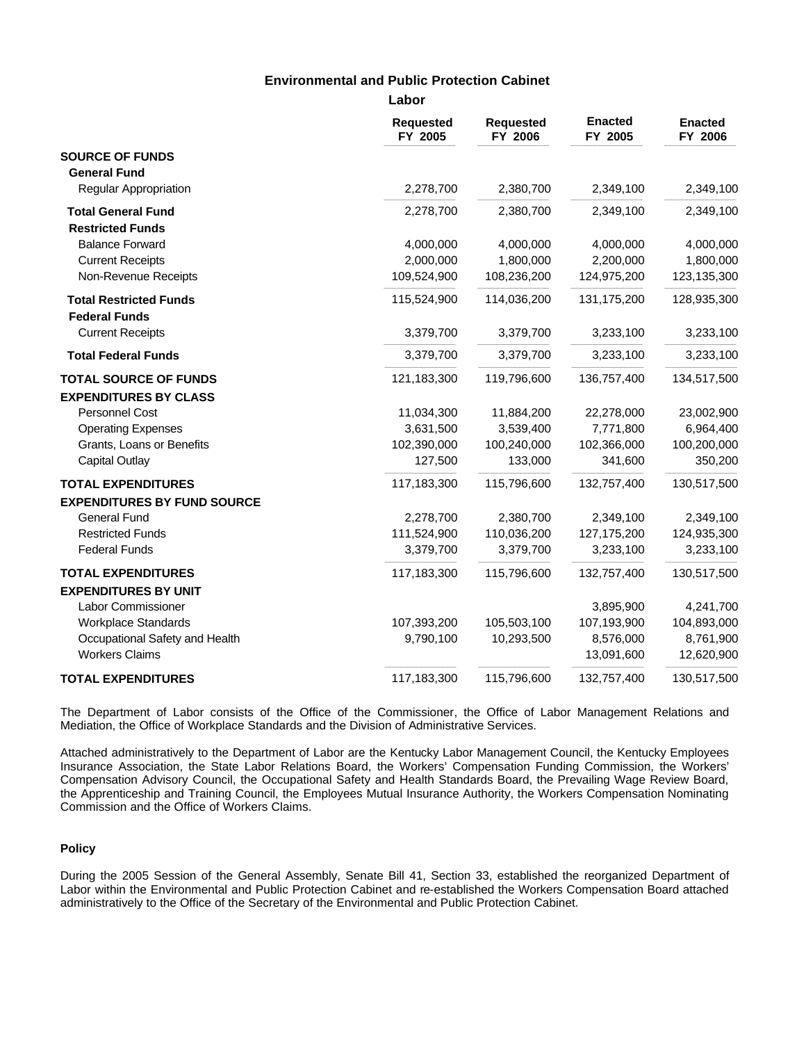## Environmental and Public Protection Cabinet

### Labor

| | Requested FY 2005 | Requested FY 2006 | Enacted FY 2005 | Enacted FY 2006 |
|---|---|---|---|---|
| **SOURCE OF FUNDS** | | | | |
| **General Fund** | | | | |
| Regular Appropriation | 2,278,700 | 2,380,700 | 2,349,100 | 2,349,100 |
| **Total General Fund** | 2,278,700 | 2,380,700 | 2,349,100 | 2,349,100 |
| **Restricted Funds** | | | | |
| Balance Forward | 4,000,000 | 4,000,000 | 4,000,000 | 4,000,000 |
| Current Receipts | 2,000,000 | 1,800,000 | 2,200,000 | 1,800,000 |
| Non-Revenue Receipts | 109,524,900 | 108,236,200 | 124,975,200 | 123,135,300 |
| **Total Restricted Funds** | 115,524,900 | 114,036,200 | 131,175,200 | 128,935,300 |
| **Federal Funds** | | | | |
| Current Receipts | 3,379,700 | 3,379,700 | 3,233,100 | 3,233,100 |
| **Total Federal Funds** | 3,379,700 | 3,379,700 | 3,233,100 | 3,233,100 |
| **TOTAL SOURCE OF FUNDS** | 121,183,300 | 119,796,600 | 136,757,400 | 134,517,500 |
| **EXPENDITURES BY CLASS** | | | | |
| Personnel Cost | 11,034,300 | 11,884,200 | 22,278,000 | 23,002,900 |
| Operating Expenses | 3,631,500 | 3,539,400 | 7,771,800 | 6,964,400 |
| Grants, Loans or Benefits | 102,390,000 | 100,240,000 | 102,366,000 | 100,200,000 |
| Capital Outlay | 127,500 | 133,000 | 341,600 | 350,200 |
| **TOTAL EXPENDITURES** | 117,183,300 | 115,796,600 | 132,757,400 | 130,517,500 |
| **EXPENDITURES BY FUND SOURCE** | | | | |
| General Fund | 2,278,700 | 2,380,700 | 2,349,100 | 2,349,100 |
| Restricted Funds | 111,524,900 | 110,036,200 | 127,175,200 | 124,935,300 |
| Federal Funds | 3,379,700 | 3,379,700 | 3,233,100 | 3,233,100 |
| **TOTAL EXPENDITURES** | 117,183,300 | 115,796,600 | 132,757,400 | 130,517,500 |
| **EXPENDITURES BY UNIT** | | | | |
| Labor Commissioner | | | 3,895,900 | 4,241,700 |
| Workplace Standards | 107,393,200 | 105,503,100 | 107,193,900 | 104,893,000 |
| Occupational Safety and Health | 9,790,100 | 10,293,500 | 8,576,000 | 8,761,900 |
| Workers Claims | | | 13,091,600 | 12,620,900 |
| **TOTAL EXPENDITURES** | 117,183,300 | 115,796,600 | 132,757,400 | 130,517,500 |

The Department of Labor consists of the Office of the Commissioner, the Office of Labor Management Relations and Mediation, the Office of Workplace Standards and the Division of Administrative Services.

Attached administratively to the Department of Labor are the Kentucky Labor Management Council, the Kentucky Employees Insurance Association, the State Labor Relations Board, the Workers' Compensation Funding Commission, the Workers' Compensation Advisory Council, the Occupational Safety and Health Standards Board, the Prevailing Wage Review Board, the Apprenticeship and Training Council, the Employees Mutual Insurance Authority, the Workers Compensation Nominating Commission and the Office of Workers Claims.

#### Policy

During the 2005 Session of the General Assembly, Senate Bill 41, Section 33, established the reorganized Department of Labor within the Environmental and Public Protection Cabinet and re-established the Workers Compensation Board attached administratively to the Office of the Secretary of the Environmental and Public Protection Cabinet.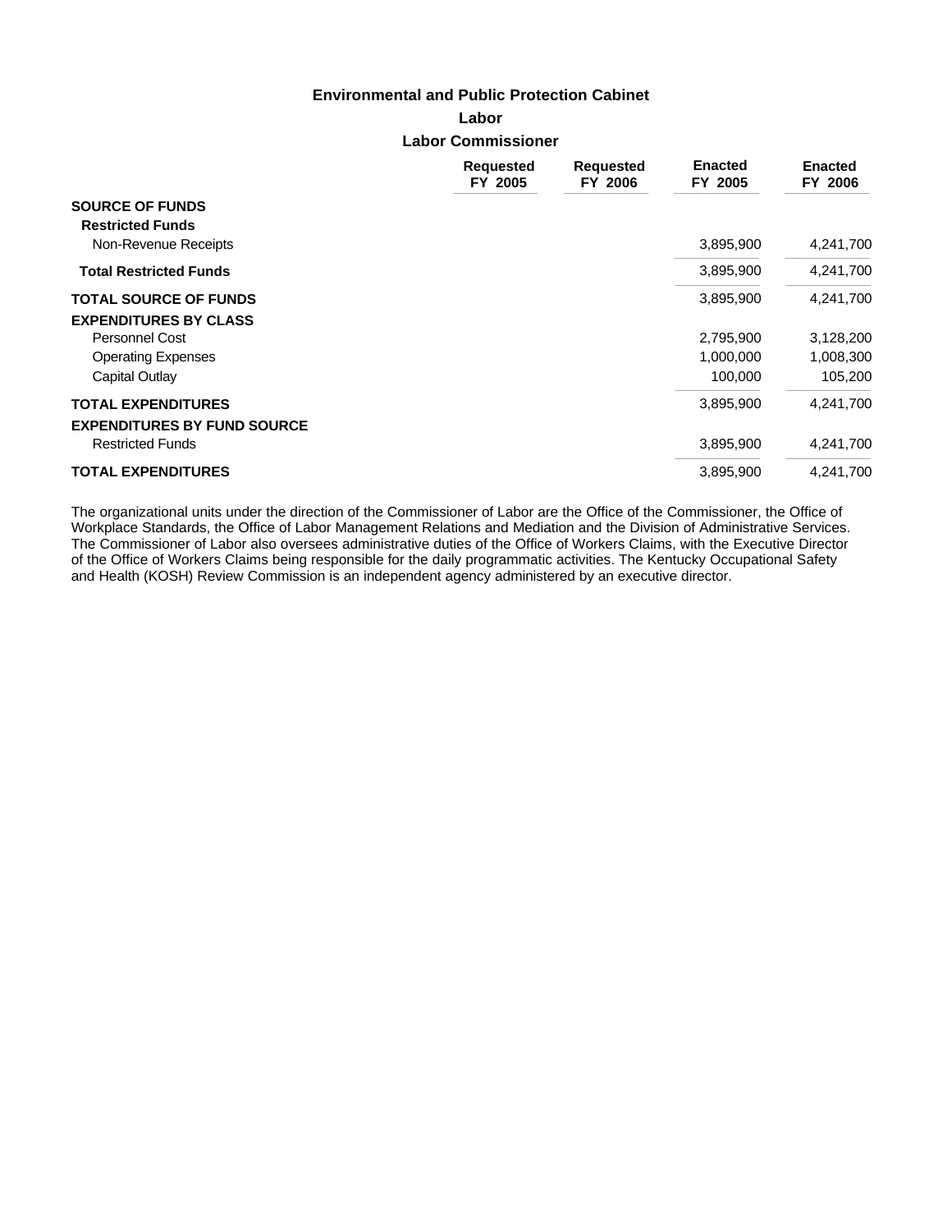# Environmental and Public Protection Cabinet

## Labor

### Labor Commissioner

| | Requested FY 2005 | Requested FY 2006 | Enacted FY 2005 | Enacted FY 2006 |
|---|---|---|---|---|
| **SOURCE OF FUNDS** | | | | |
| **Restricted Funds** | | | | |
| Non-Revenue Receipts | | | 3,895,900 | 4,241,700 |
| **Total Restricted Funds** | | | 3,895,900 | 4,241,700 |
| **TOTAL SOURCE OF FUNDS** | | | 3,895,900 | 4,241,700 |
| **EXPENDITURES BY CLASS** | | | | |
| Personnel Cost | | | 2,795,900 | 3,128,200 |
| Operating Expenses | | | 1,000,000 | 1,008,300 |
| Capital Outlay | | | 100,000 | 105,200 |
| **TOTAL EXPENDITURES** | | | 3,895,900 | 4,241,700 |
| **EXPENDITURES BY FUND SOURCE** | | | | |
| Restricted Funds | | | 3,895,900 | 4,241,700 |
| **TOTAL EXPENDITURES** | | | 3,895,900 | 4,241,700 |

The organizational units under the direction of the Commissioner of Labor are the Office of the Commissioner, the Office of Workplace Standards, the Office of Labor Management Relations and Mediation and the Division of Administrative Services. The Commissioner of Labor also oversees administrative duties of the Office of Workers Claims, with the Executive Director of the Office of Workers Claims being responsible for the daily programmatic activities. The Kentucky Occupational Safety and Health (KOSH) Review Commission is an independent agency administered by an executive director.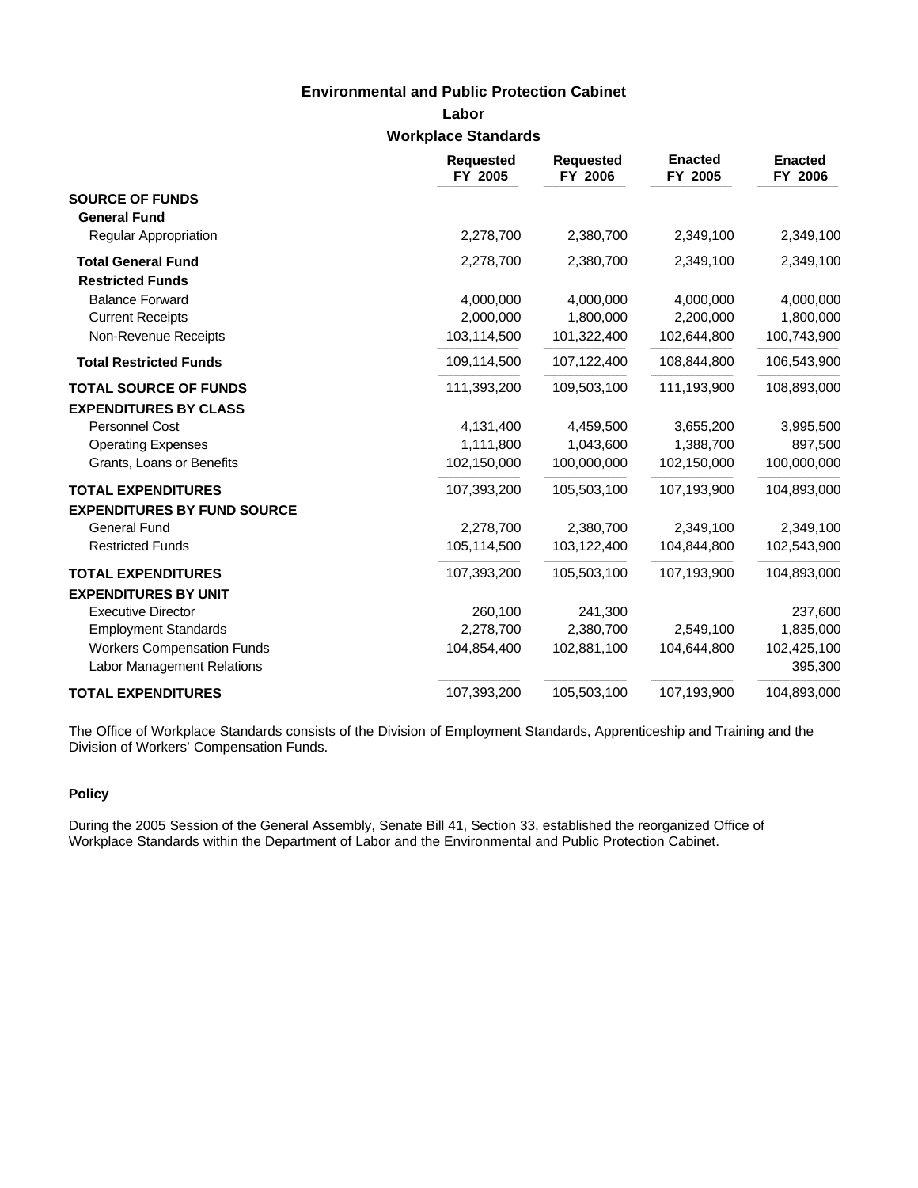# Environmental and Public Protection Cabinet

## Labor

### Workplace Standards

| | Requested FY 2005 | Requested FY 2006 | Enacted FY 2005 | Enacted FY 2006 |
|---|---|---|---|---|
| **SOURCE OF FUNDS** | | | | |
| **General Fund** | | | | |
| Regular Appropriation | 2,278,700 | 2,380,700 | 2,349,100 | 2,349,100 |
| **Total General Fund** | 2,278,700 | 2,380,700 | 2,349,100 | 2,349,100 |
| **Restricted Funds** | | | | |
| Balance Forward | 4,000,000 | 4,000,000 | 4,000,000 | 4,000,000 |
| Current Receipts | 2,000,000 | 1,800,000 | 2,200,000 | 1,800,000 |
| Non-Revenue Receipts | 103,114,500 | 101,322,400 | 102,644,800 | 100,743,900 |
| **Total Restricted Funds** | 109,114,500 | 107,122,400 | 108,844,800 | 106,543,900 |
| **TOTAL SOURCE OF FUNDS** | 111,393,200 | 109,503,100 | 111,193,900 | 108,893,000 |
| **EXPENDITURES BY CLASS** | | | | |
| Personnel Cost | 4,131,400 | 4,459,500 | 3,655,200 | 3,995,500 |
| Operating Expenses | 1,111,800 | 1,043,600 | 1,388,700 | 897,500 |
| Grants, Loans or Benefits | 102,150,000 | 100,000,000 | 102,150,000 | 100,000,000 |
| **TOTAL EXPENDITURES** | 107,393,200 | 105,503,100 | 107,193,900 | 104,893,000 |
| **EXPENDITURES BY FUND SOURCE** | | | | |
| General Fund | 2,278,700 | 2,380,700 | 2,349,100 | 2,349,100 |
| Restricted Funds | 105,114,500 | 103,122,400 | 104,844,800 | 102,543,900 |
| **TOTAL EXPENDITURES** | 107,393,200 | 105,503,100 | 107,193,900 | 104,893,000 |
| **EXPENDITURES BY UNIT** | | | | |
| Executive Director | 260,100 | 241,300 | | 237,600 |
| Employment Standards | 2,278,700 | 2,380,700 | 2,549,100 | 1,835,000 |
| Workers Compensation Funds | 104,854,400 | 102,881,100 | 104,644,800 | 102,425,100 |
| Labor Management Relations | | | | 395,300 |
| **TOTAL EXPENDITURES** | 107,393,200 | 105,503,100 | 107,193,900 | 104,893,000 |

The Office of Workplace Standards consists of the Division of Employment Standards, Apprenticeship and Training and the Division of Workers' Compensation Funds.

#### Policy

During the 2005 Session of the General Assembly, Senate Bill 41, Section 33, established the reorganized Office of Workplace Standards within the Department of Labor and the Environmental and Public Protection Cabinet.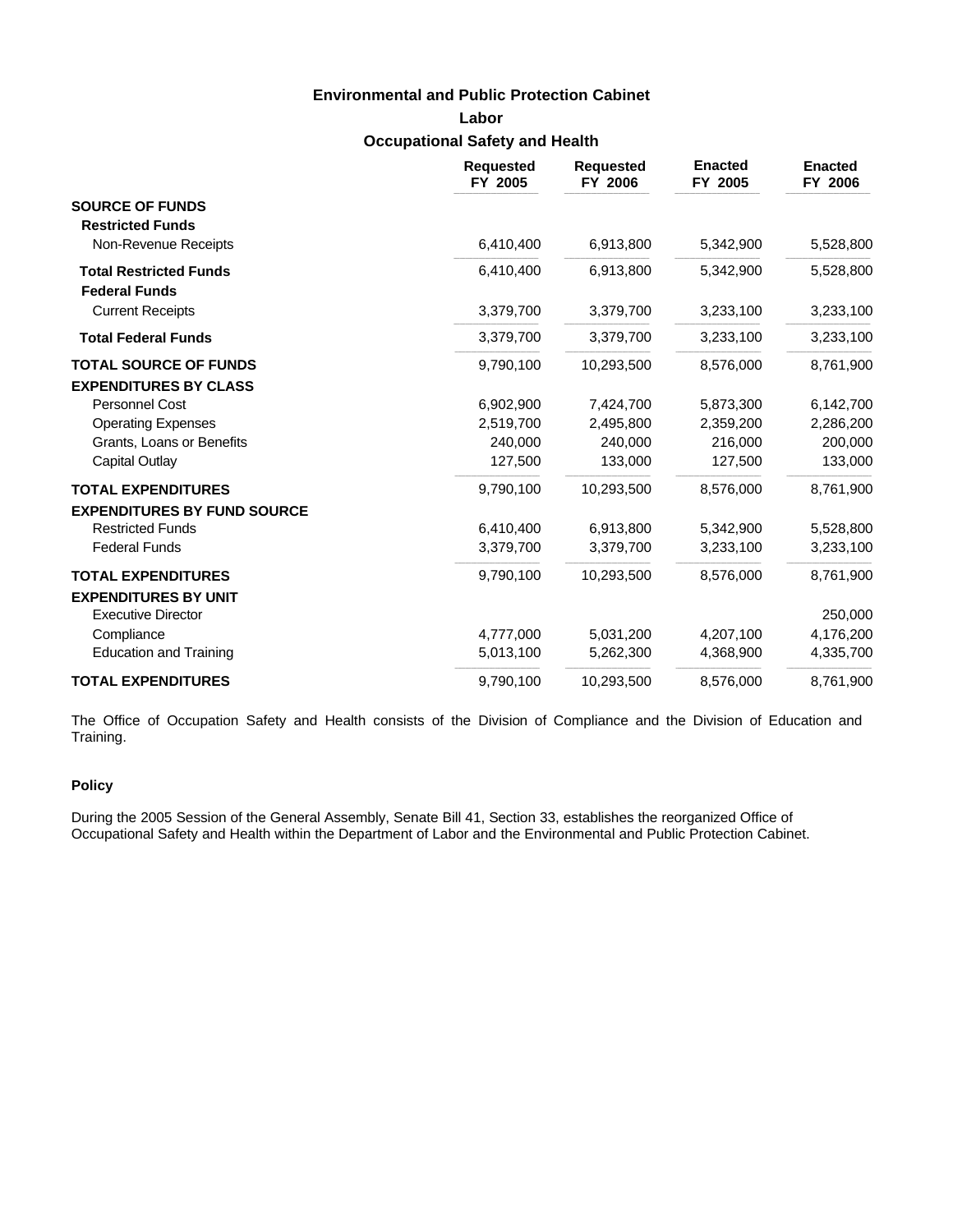## Environmental and Public Protection Cabinet

### Labor

### Occupational Safety and Health

| | Requested FY 2005 | Requested FY 2006 | Enacted FY 2005 | Enacted FY 2006 |
|---|---|---|---|---|
| **SOURCE OF FUNDS** | | | | |
| **Restricted Funds** | | | | |
| Non-Revenue Receipts | 6,410,400 | 6,913,800 | 5,342,900 | 5,528,800 |
| **Total Restricted Funds** | 6,410,400 | 6,913,800 | 5,342,900 | 5,528,800 |
| **Federal Funds** | | | | |
| Current Receipts | 3,379,700 | 3,379,700 | 3,233,100 | 3,233,100 |
| **Total Federal Funds** | 3,379,700 | 3,379,700 | 3,233,100 | 3,233,100 |
| **TOTAL SOURCE OF FUNDS** | 9,790,100 | 10,293,500 | 8,576,000 | 8,761,900 |
| **EXPENDITURES BY CLASS** | | | | |
| Personnel Cost | 6,902,900 | 7,424,700 | 5,873,300 | 6,142,700 |
| Operating Expenses | 2,519,700 | 2,495,800 | 2,359,200 | 2,286,200 |
| Grants, Loans or Benefits | 240,000 | 240,000 | 216,000 | 200,000 |
| Capital Outlay | 127,500 | 133,000 | 127,500 | 133,000 |
| **TOTAL EXPENDITURES** | 9,790,100 | 10,293,500 | 8,576,000 | 8,761,900 |
| **EXPENDITURES BY FUND SOURCE** | | | | |
| Restricted Funds | 6,410,400 | 6,913,800 | 5,342,900 | 5,528,800 |
| Federal Funds | 3,379,700 | 3,379,700 | 3,233,100 | 3,233,100 |
| **TOTAL EXPENDITURES** | 9,790,100 | 10,293,500 | 8,576,000 | 8,761,900 |
| **EXPENDITURES BY UNIT** | | | | |
| Executive Director | | | | 250,000 |
| Compliance | 4,777,000 | 5,031,200 | 4,207,100 | 4,176,200 |
| Education and Training | 5,013,100 | 5,262,300 | 4,368,900 | 4,335,700 |
| **TOTAL EXPENDITURES** | 9,790,100 | 10,293,500 | 8,576,000 | 8,761,900 |

The Office of Occupation Safety and Health consists of the Division of Compliance and the Division of Education and Training.

**Policy**

During the 2005 Session of the General Assembly, Senate Bill 41, Section 33, establishes the reorganized Office of Occupational Safety and Health within the Department of Labor and the Environmental and Public Protection Cabinet.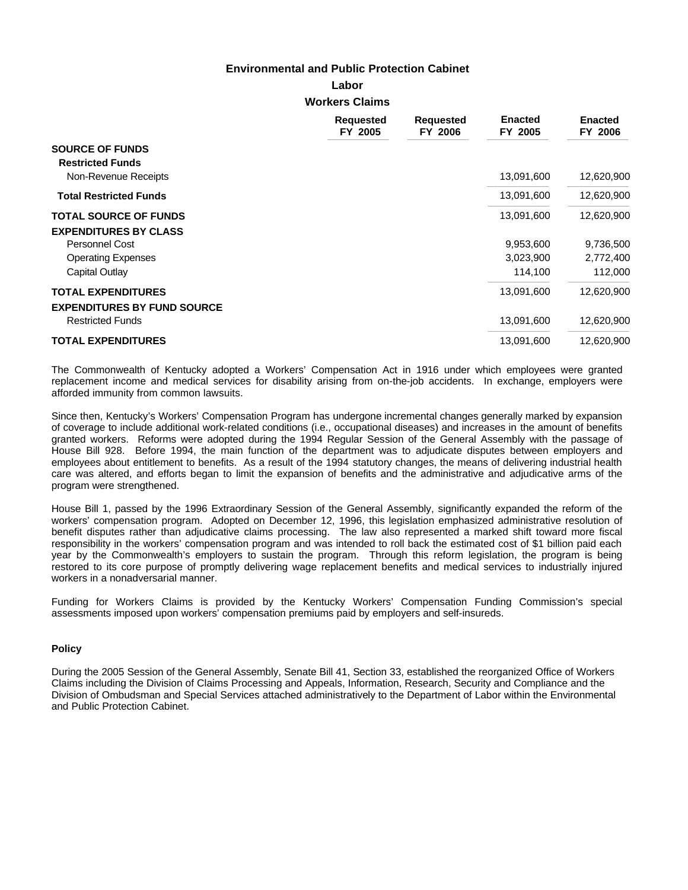# Environmental and Public Protection Cabinet

## Labor

### Workers Claims

| | Requested FY 2005 | Requested FY 2006 | Enacted FY 2005 | Enacted FY 2006 |
|---|---|---|---|---|
| **SOURCE OF FUNDS** | | | | |
| **Restricted Funds** | | | | |
| Non-Revenue Receipts | | | 13,091,600 | 12,620,900 |
| **Total Restricted Funds** | | | 13,091,600 | 12,620,900 |
| **TOTAL SOURCE OF FUNDS** | | | 13,091,600 | 12,620,900 |
| **EXPENDITURES BY CLASS** | | | | |
| Personnel Cost | | | 9,953,600 | 9,736,500 |
| Operating Expenses | | | 3,023,900 | 2,772,400 |
| Capital Outlay | | | 114,100 | 112,000 |
| **TOTAL EXPENDITURES** | | | 13,091,600 | 12,620,900 |
| **EXPENDITURES BY FUND SOURCE** | | | | |
| Restricted Funds | | | 13,091,600 | 12,620,900 |
| **TOTAL EXPENDITURES** | | | 13,091,600 | 12,620,900 |

The Commonwealth of Kentucky adopted a Workers' Compensation Act in 1916 under which employees were granted replacement income and medical services for disability arising from on-the-job accidents. In exchange, employers were afforded immunity from common lawsuits.

Since then, Kentucky's Workers' Compensation Program has undergone incremental changes generally marked by expansion of coverage to include additional work-related conditions (i.e., occupational diseases) and increases in the amount of benefits granted workers. Reforms were adopted during the 1994 Regular Session of the General Assembly with the passage of House Bill 928. Before 1994, the main function of the department was to adjudicate disputes between employers and employees about entitlement to benefits. As a result of the 1994 statutory changes, the means of delivering industrial health care was altered, and efforts began to limit the expansion of benefits and the administrative and adjudicative arms of the program were strengthened.

House Bill 1, passed by the 1996 Extraordinary Session of the General Assembly, significantly expanded the reform of the workers' compensation program. Adopted on December 12, 1996, this legislation emphasized administrative resolution of benefit disputes rather than adjudicative claims processing. The law also represented a marked shift toward more fiscal responsibility in the workers' compensation program and was intended to roll back the estimated cost of $1 billion paid each year by the Commonwealth's employers to sustain the program. Through this reform legislation, the program is being restored to its core purpose of promptly delivering wage replacement benefits and medical services to industrially injured workers in a nonadversarial manner.

Funding for Workers Claims is provided by the Kentucky Workers' Compensation Funding Commission's special assessments imposed upon workers' compensation premiums paid by employers and self-insureds.

**Policy**

During the 2005 Session of the General Assembly, Senate Bill 41, Section 33, established the reorganized Office of Workers Claims including the Division of Claims Processing and Appeals, Information, Research, Security and Compliance and the Division of Ombudsman and Special Services attached administratively to the Department of Labor within the Environmental and Public Protection Cabinet.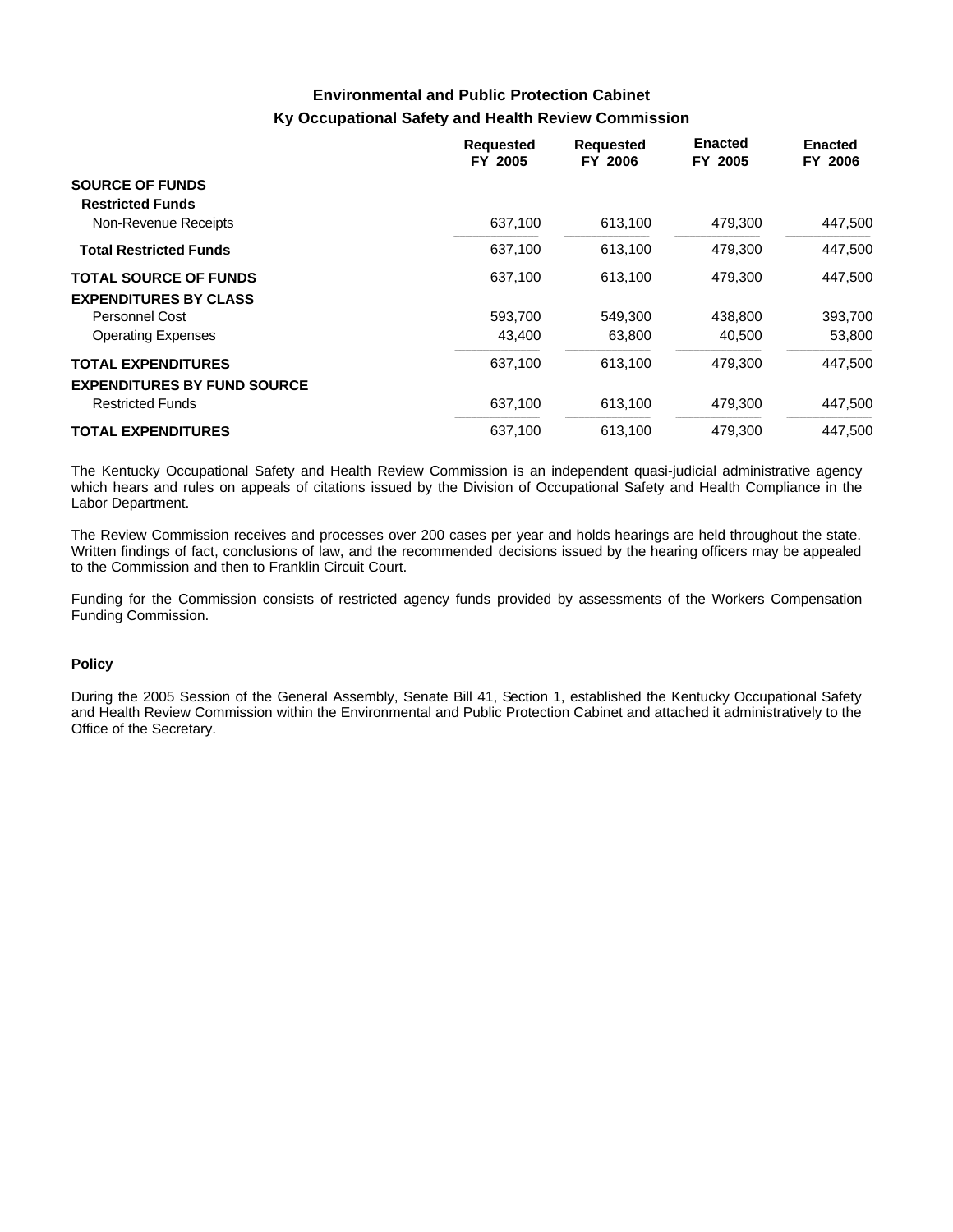## Environmental and Public Protection Cabinet

### Ky Occupational Safety and Health Review Commission

| | Requested FY 2005 | Requested FY 2006 | Enacted FY 2005 | Enacted FY 2006 |
|---|---|---|---|---|
| **SOURCE OF FUNDS** | | | | |
| **Restricted Funds** | | | | |
| Non-Revenue Receipts | 637,100 | 613,100 | 479,300 | 447,500 |
| **Total Restricted Funds** | 637,100 | 613,100 | 479,300 | 447,500 |
| **TOTAL SOURCE OF FUNDS** | 637,100 | 613,100 | 479,300 | 447,500 |
| **EXPENDITURES BY CLASS** | | | | |
| Personnel Cost | 593,700 | 549,300 | 438,800 | 393,700 |
| Operating Expenses | 43,400 | 63,800 | 40,500 | 53,800 |
| **TOTAL EXPENDITURES** | 637,100 | 613,100 | 479,300 | 447,500 |
| **EXPENDITURES BY FUND SOURCE** | | | | |
| Restricted Funds | 637,100 | 613,100 | 479,300 | 447,500 |
| **TOTAL EXPENDITURES** | 637,100 | 613,100 | 479,300 | 447,500 |

The Kentucky Occupational Safety and Health Review Commission is an independent quasi-judicial administrative agency which hears and rules on appeals of citations issued by the Division of Occupational Safety and Health Compliance in the Labor Department.

The Review Commission receives and processes over 200 cases per year and holds hearings are held throughout the state. Written findings of fact, conclusions of law, and the recommended decisions issued by the hearing officers may be appealed to the Commission and then to Franklin Circuit Court.

Funding for the Commission consists of restricted agency funds provided by assessments of the Workers Compensation Funding Commission.

**Policy**

During the 2005 Session of the General Assembly, Senate Bill 41, Section 1, established the Kentucky Occupational Safety and Health Review Commission within the Environmental and Public Protection Cabinet and attached it administratively to the Office of the Secretary.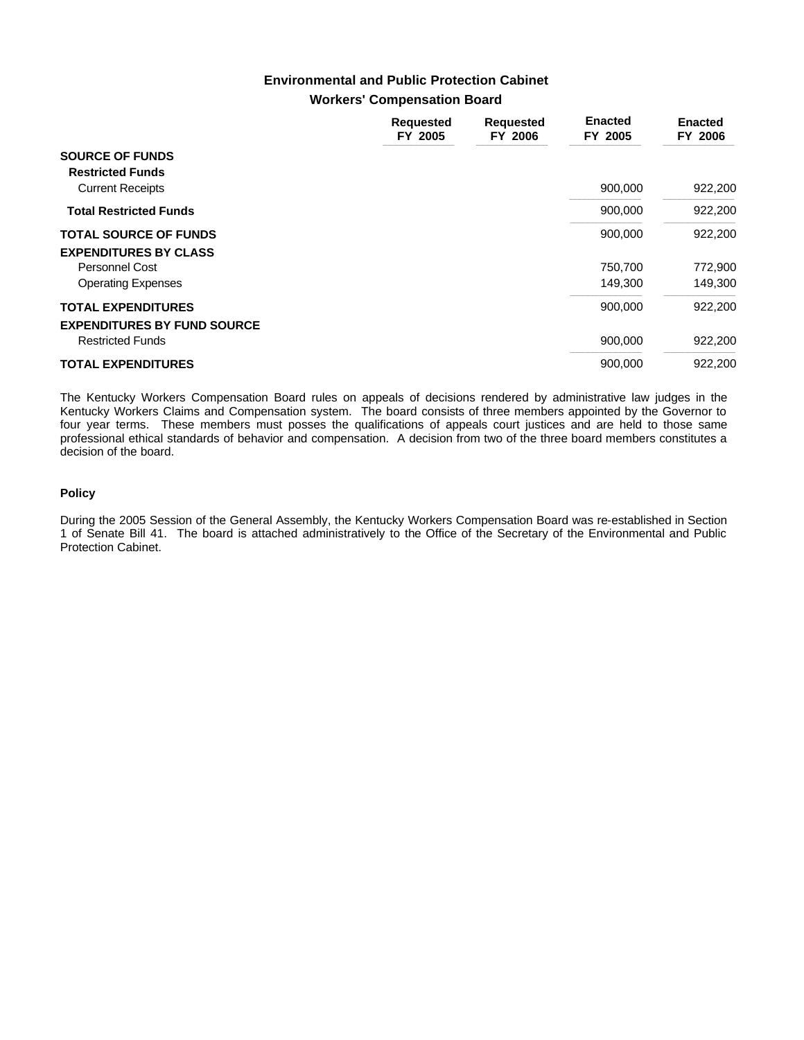## Environmental and Public Protection Cabinet

### Workers' Compensation Board

| | Requested FY 2005 | Requested FY 2006 | Enacted FY 2005 | Enacted FY 2006 |
|---|---|---|---|---|
| **SOURCE OF FUNDS** | | | | |
| **Restricted Funds** | | | | |
| Current Receipts | | | 900,000 | 922,200 |
| **Total Restricted Funds** | | | 900,000 | 922,200 |
| **TOTAL SOURCE OF FUNDS** | | | 900,000 | 922,200 |
| **EXPENDITURES BY CLASS** | | | | |
| Personnel Cost | | | 750,700 | 772,900 |
| Operating Expenses | | | 149,300 | 149,300 |
| **TOTAL EXPENDITURES** | | | 900,000 | 922,200 |
| **EXPENDITURES BY FUND SOURCE** | | | | |
| Restricted Funds | | | 900,000 | 922,200 |
| **TOTAL EXPENDITURES** | | | 900,000 | 922,200 |

The Kentucky Workers Compensation Board rules on appeals of decisions rendered by administrative law judges in the Kentucky Workers Claims and Compensation system. The board consists of three members appointed by the Governor to four year terms. These members must posses the qualifications of appeals court justices and are held to those same professional ethical standards of behavior and compensation. A decision from two of the three board members constitutes a decision of the board.

**Policy**

During the 2005 Session of the General Assembly, the Kentucky Workers Compensation Board was re-established in Section 1 of Senate Bill 41. The board is attached administratively to the Office of the Secretary of the Environmental and Public Protection Cabinet.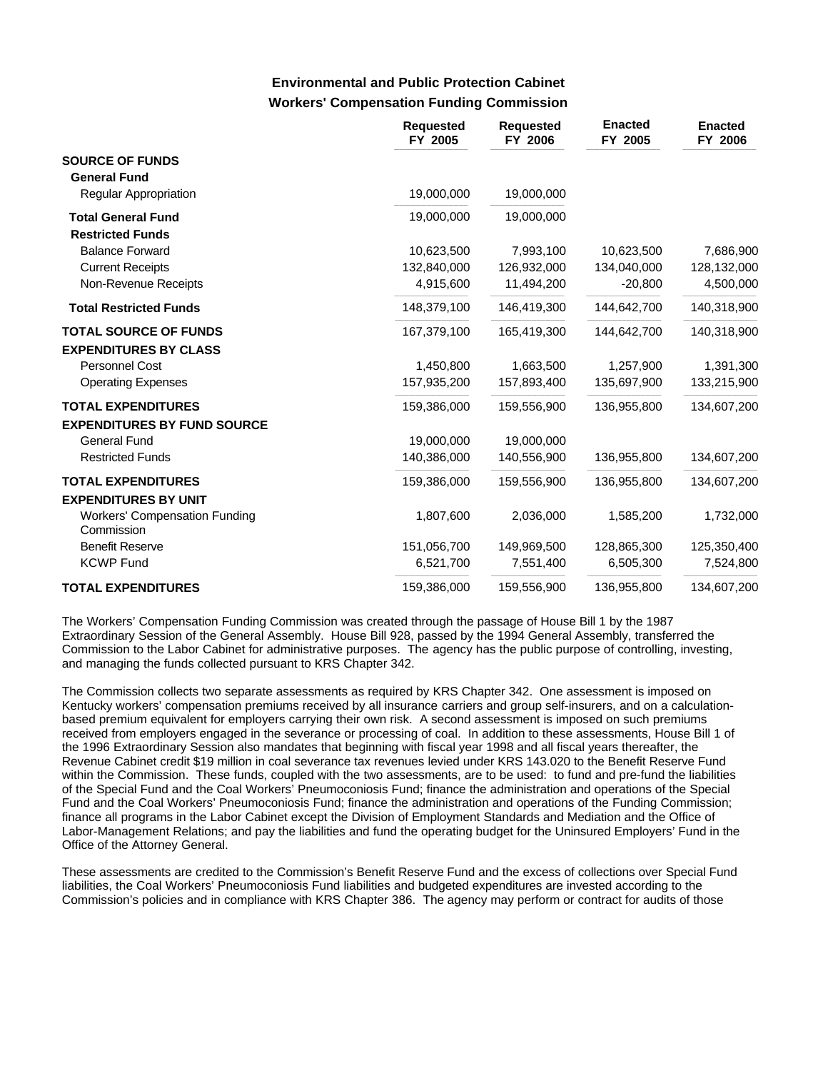## Environmental and Public Protection Cabinet
### Workers' Compensation Funding Commission

| | Requested FY 2005 | Requested FY 2006 | Enacted FY 2005 | Enacted FY 2006 |
|---|---|---|---|---|
| **SOURCE OF FUNDS** | | | | |
| **General Fund** | | | | |
| Regular Appropriation | 19,000,000 | 19,000,000 | | |
| **Total General Fund** | 19,000,000 | 19,000,000 | | |
| **Restricted Funds** | | | | |
| Balance Forward | 10,623,500 | 7,993,100 | 10,623,500 | 7,686,900 |
| Current Receipts | 132,840,000 | 126,932,000 | 134,040,000 | 128,132,000 |
| Non-Revenue Receipts | 4,915,600 | 11,494,200 | -20,800 | 4,500,000 |
| **Total Restricted Funds** | 148,379,100 | 146,419,300 | 144,642,700 | 140,318,900 |
| **TOTAL SOURCE OF FUNDS** | 167,379,100 | 165,419,300 | 144,642,700 | 140,318,900 |
| **EXPENDITURES BY CLASS** | | | | |
| Personnel Cost | 1,450,800 | 1,663,500 | 1,257,900 | 1,391,300 |
| Operating Expenses | 157,935,200 | 157,893,400 | 135,697,900 | 133,215,900 |
| **TOTAL EXPENDITURES** | 159,386,000 | 159,556,900 | 136,955,800 | 134,607,200 |
| **EXPENDITURES BY FUND SOURCE** | | | | |
| General Fund | 19,000,000 | 19,000,000 | | |
| Restricted Funds | 140,386,000 | 140,556,900 | 136,955,800 | 134,607,200 |
| **TOTAL EXPENDITURES** | 159,386,000 | 159,556,900 | 136,955,800 | 134,607,200 |
| **EXPENDITURES BY UNIT** | | | | |
| Workers' Compensation Funding Commission | 1,807,600 | 2,036,000 | 1,585,200 | 1,732,000 |
| Benefit Reserve | 151,056,700 | 149,969,500 | 128,865,300 | 125,350,400 |
| KCWP Fund | 6,521,700 | 7,551,400 | 6,505,300 | 7,524,800 |
| **TOTAL EXPENDITURES** | 159,386,000 | 159,556,900 | 136,955,800 | 134,607,200 |

The Workers' Compensation Funding Commission was created through the passage of House Bill 1 by the 1987 Extraordinary Session of the General Assembly. House Bill 928, passed by the 1994 General Assembly, transferred the Commission to the Labor Cabinet for administrative purposes. The agency has the public purpose of controlling, investing, and managing the funds collected pursuant to KRS Chapter 342.

The Commission collects two separate assessments as required by KRS Chapter 342. One assessment is imposed on Kentucky workers' compensation premiums received by all insurance carriers and group self-insurers, and on a calculation-based premium equivalent for employers carrying their own risk. A second assessment is imposed on such premiums received from employers engaged in the severance or processing of coal. In addition to these assessments, House Bill 1 of the 1996 Extraordinary Session also mandates that beginning with fiscal year 1998 and all fiscal years thereafter, the Revenue Cabinet credit $19 million in coal severance tax revenues levied under KRS 143.020 to the Benefit Reserve Fund within the Commission. These funds, coupled with the two assessments, are to be used: to fund and pre-fund the liabilities of the Special Fund and the Coal Workers' Pneumoconiosis Fund; finance the administration and operations of the Special Fund and the Coal Workers' Pneumoconiosis Fund; finance the administration and operations of the Funding Commission; finance all programs in the Labor Cabinet except the Division of Employment Standards and Mediation and the Office of Labor-Management Relations; and pay the liabilities and fund the operating budget for the Uninsured Employers' Fund in the Office of the Attorney General.

These assessments are credited to the Commission's Benefit Reserve Fund and the excess of collections over Special Fund liabilities, the Coal Workers' Pneumoconiosis Fund liabilities and budgeted expenditures are invested according to the Commission's policies and in compliance with KRS Chapter 386. The agency may perform or contract for audits of those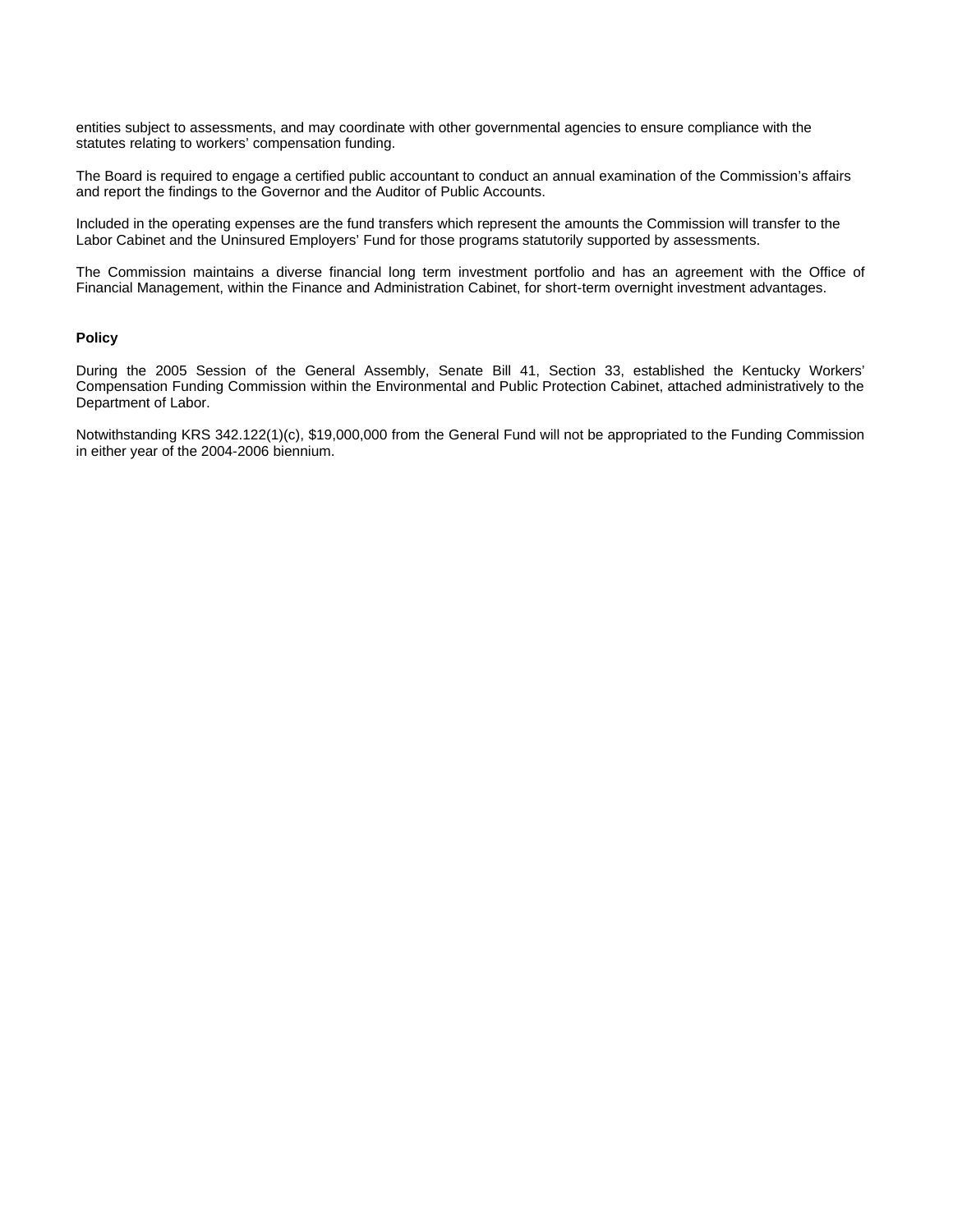entities subject to assessments, and may coordinate with other governmental agencies to ensure compliance with the statutes relating to workers' compensation funding.

The Board is required to engage a certified public accountant to conduct an annual examination of the Commission's affairs and report the findings to the Governor and the Auditor of Public Accounts.

Included in the operating expenses are the fund transfers which represent the amounts the Commission will transfer to the Labor Cabinet and the Uninsured Employers' Fund for those programs statutorily supported by assessments.

The Commission maintains a diverse financial long term investment portfolio and has an agreement with the Office of Financial Management, within the Finance and Administration Cabinet, for short-term overnight investment advantages.

**Policy**

During the 2005 Session of the General Assembly, Senate Bill 41, Section 33, established the Kentucky Workers' Compensation Funding Commission within the Environmental and Public Protection Cabinet, attached administratively to the Department of Labor.

Notwithstanding KRS 342.122(1)(c), $19,000,000 from the General Fund will not be appropriated to the Funding Commission in either year of the 2004-2006 biennium.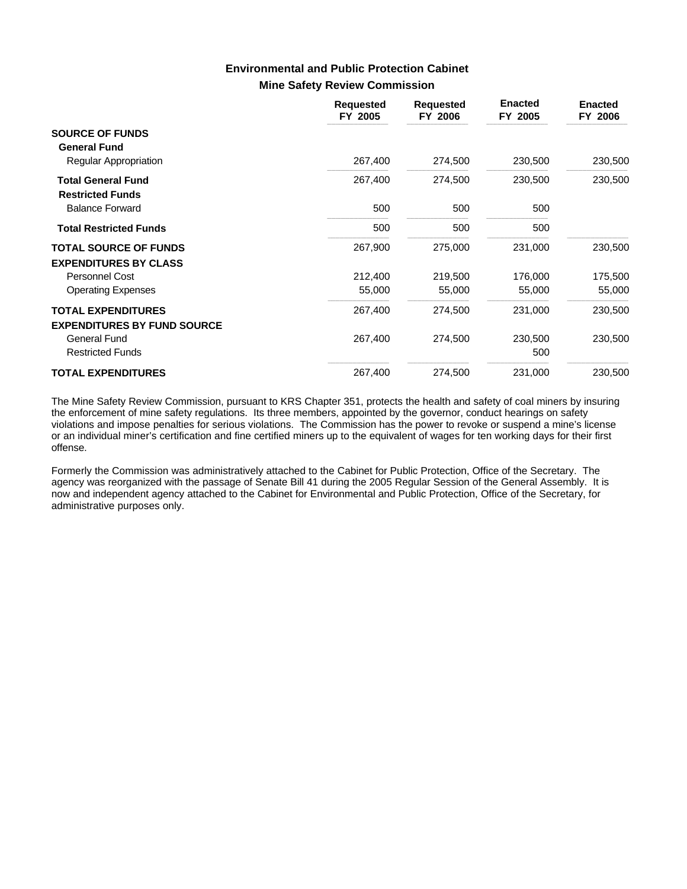## Environmental and Public Protection Cabinet

### Mine Safety Review Commission

| | Requested FY 2005 | Requested FY 2006 | Enacted FY 2005 | Enacted FY 2006 |
|---|---|---|---|---|
| **SOURCE OF FUNDS** | | | | |
| **General Fund** | | | | |
| Regular Appropriation | 267,400 | 274,500 | 230,500 | 230,500 |
| **Total General Fund** | 267,400 | 274,500 | 230,500 | 230,500 |
| **Restricted Funds** | | | | |
| Balance Forward | 500 | 500 | 500 | |
| **Total Restricted Funds** | 500 | 500 | 500 | |
| **TOTAL SOURCE OF FUNDS** | 267,900 | 275,000 | 231,000 | 230,500 |
| **EXPENDITURES BY CLASS** | | | | |
| Personnel Cost | 212,400 | 219,500 | 176,000 | 175,500 |
| Operating Expenses | 55,000 | 55,000 | 55,000 | 55,000 |
| **TOTAL EXPENDITURES** | 267,400 | 274,500 | 231,000 | 230,500 |
| **EXPENDITURES BY FUND SOURCE** | | | | |
| General Fund | 267,400 | 274,500 | 230,500 | 230,500 |
| Restricted Funds | | | 500 | |
| **TOTAL EXPENDITURES** | 267,400 | 274,500 | 231,000 | 230,500 |

The Mine Safety Review Commission, pursuant to KRS Chapter 351, protects the health and safety of coal miners by insuring the enforcement of mine safety regulations. Its three members, appointed by the governor, conduct hearings on safety violations and impose penalties for serious violations. The Commission has the power to revoke or suspend a mine's license or an individual miner's certification and fine certified miners up to the equivalent of wages for ten working days for their first offense.

Formerly the Commission was administratively attached to the Cabinet for Public Protection, Office of the Secretary. The agency was reorganized with the passage of Senate Bill 41 during the 2005 Regular Session of the General Assembly. It is now and independent agency attached to the Cabinet for Environmental and Public Protection, Office of the Secretary, for administrative purposes only.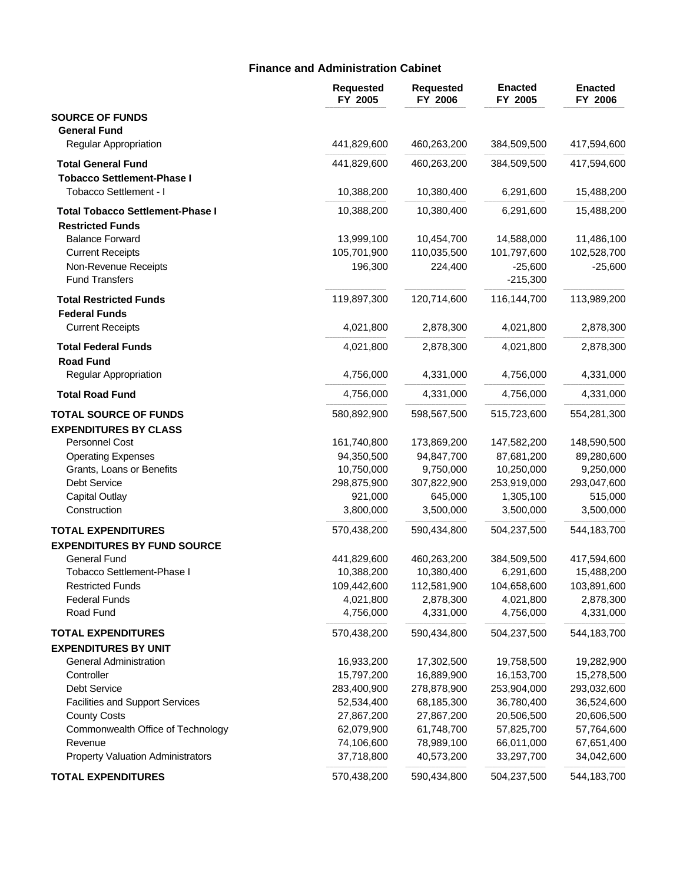## Finance and Administration Cabinet

| | Requested FY 2005 | Requested FY 2006 | Enacted FY 2005 | Enacted FY 2006 |
|---|---|---|---|---|
| **SOURCE OF FUNDS** | | | | |
| **General Fund** | | | | |
| Regular Appropriation | 441,829,600 | 460,263,200 | 384,509,500 | 417,594,600 |
| **Total General Fund** | 441,829,600 | 460,263,200 | 384,509,500 | 417,594,600 |
| **Tobacco Settlement-Phase I** | | | | |
| Tobacco Settlement - I | 10,388,200 | 10,380,400 | 6,291,600 | 15,488,200 |
| **Total Tobacco Settlement-Phase I** | 10,388,200 | 10,380,400 | 6,291,600 | 15,488,200 |
| **Restricted Funds** | | | | |
| Balance Forward | 13,999,100 | 10,454,700 | 14,588,000 | 11,486,100 |
| Current Receipts | 105,701,900 | 110,035,500 | 101,797,600 | 102,528,700 |
| Non-Revenue Receipts | 196,300 | 224,400 | -25,600 | -25,600 |
| Fund Transfers | | | -215,300 | |
| **Total Restricted Funds** | 119,897,300 | 120,714,600 | 116,144,700 | 113,989,200 |
| **Federal Funds** | | | | |
| Current Receipts | 4,021,800 | 2,878,300 | 4,021,800 | 2,878,300 |
| **Total Federal Funds** | 4,021,800 | 2,878,300 | 4,021,800 | 2,878,300 |
| **Road Fund** | | | | |
| Regular Appropriation | 4,756,000 | 4,331,000 | 4,756,000 | 4,331,000 |
| **Total Road Fund** | 4,756,000 | 4,331,000 | 4,756,000 | 4,331,000 |
| **TOTAL SOURCE OF FUNDS** | 580,892,900 | 598,567,500 | 515,723,600 | 554,281,300 |
| **EXPENDITURES BY CLASS** | | | | |
| Personnel Cost | 161,740,800 | 173,869,200 | 147,582,200 | 148,590,500 |
| Operating Expenses | 94,350,500 | 94,847,700 | 87,681,200 | 89,280,600 |
| Grants, Loans or Benefits | 10,750,000 | 9,750,000 | 10,250,000 | 9,250,000 |
| Debt Service | 298,875,900 | 307,822,900 | 253,919,000 | 293,047,600 |
| Capital Outlay | 921,000 | 645,000 | 1,305,100 | 515,000 |
| Construction | 3,800,000 | 3,500,000 | 3,500,000 | 3,500,000 |
| **TOTAL EXPENDITURES** | 570,438,200 | 590,434,800 | 504,237,500 | 544,183,700 |
| **EXPENDITURES BY FUND SOURCE** | | | | |
| General Fund | 441,829,600 | 460,263,200 | 384,509,500 | 417,594,600 |
| Tobacco Settlement-Phase I | 10,388,200 | 10,380,400 | 6,291,600 | 15,488,200 |
| Restricted Funds | 109,442,600 | 112,581,900 | 104,658,600 | 103,891,600 |
| Federal Funds | 4,021,800 | 2,878,300 | 4,021,800 | 2,878,300 |
| Road Fund | 4,756,000 | 4,331,000 | 4,756,000 | 4,331,000 |
| **TOTAL EXPENDITURES** | 570,438,200 | 590,434,800 | 504,237,500 | 544,183,700 |
| **EXPENDITURES BY UNIT** | | | | |
| General Administration | 16,933,200 | 17,302,500 | 19,758,500 | 19,282,900 |
| Controller | 15,797,200 | 16,889,900 | 16,153,700 | 15,278,500 |
| Debt Service | 283,400,900 | 278,878,900 | 253,904,000 | 293,032,600 |
| Facilities and Support Services | 52,534,400 | 68,185,300 | 36,780,400 | 36,524,600 |
| County Costs | 27,867,200 | 27,867,200 | 20,506,500 | 20,606,500 |
| Commonwealth Office of Technology | 62,079,900 | 61,748,700 | 57,825,700 | 57,764,600 |
| Revenue | 74,106,600 | 78,989,100 | 66,011,000 | 67,651,400 |
| Property Valuation Administrators | 37,718,800 | 40,573,200 | 33,297,700 | 34,042,600 |
| **TOTAL EXPENDITURES** | 570,438,200 | 590,434,800 | 504,237,500 | 544,183,700 |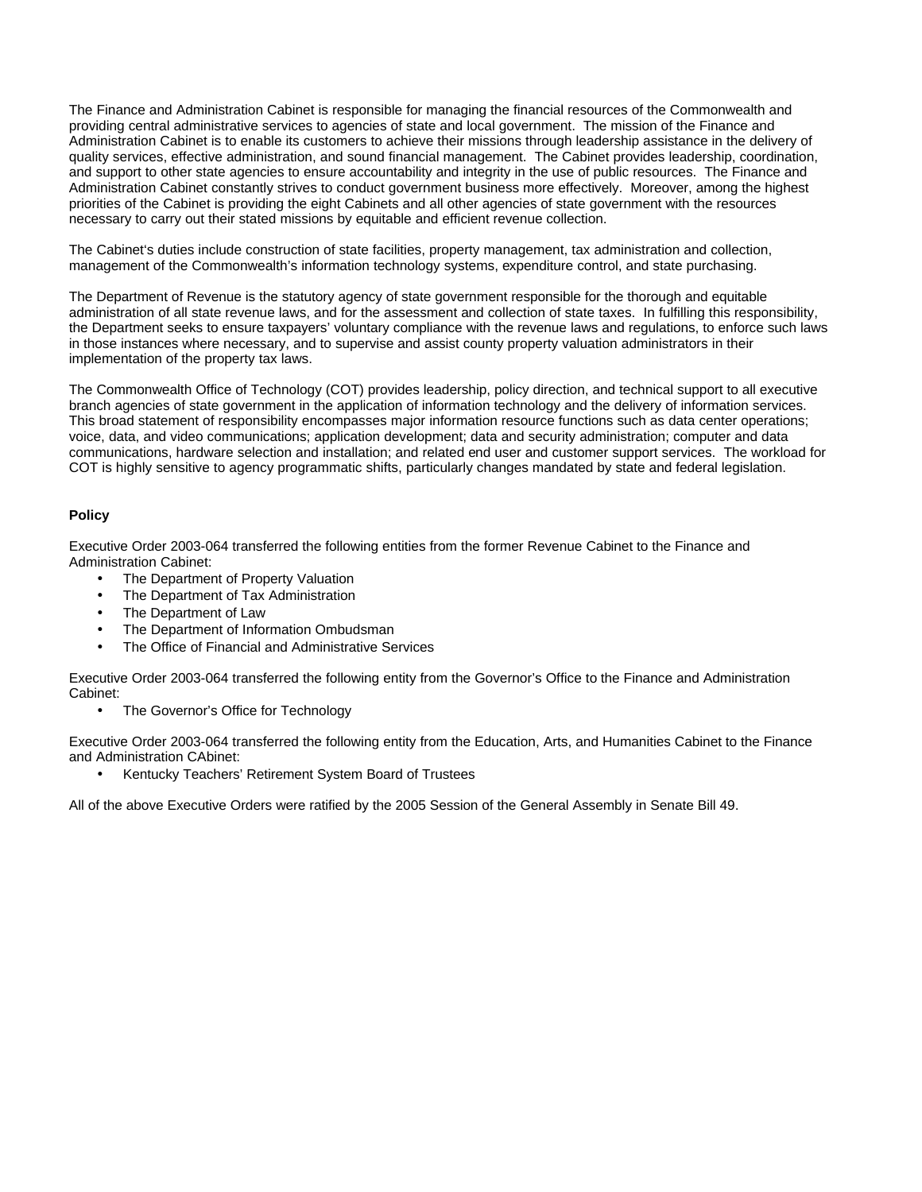The Finance and Administration Cabinet is responsible for managing the financial resources of the Commonwealth and providing central administrative services to agencies of state and local government. The mission of the Finance and Administration Cabinet is to enable its customers to achieve their missions through leadership assistance in the delivery of quality services, effective administration, and sound financial management. The Cabinet provides leadership, coordination, and support to other state agencies to ensure accountability and integrity in the use of public resources. The Finance and Administration Cabinet constantly strives to conduct government business more effectively. Moreover, among the highest priorities of the Cabinet is providing the eight Cabinets and all other agencies of state government with the resources necessary to carry out their stated missions by equitable and efficient revenue collection.

The Cabinet's duties include construction of state facilities, property management, tax administration and collection, management of the Commonwealth's information technology systems, expenditure control, and state purchasing.

The Department of Revenue is the statutory agency of state government responsible for the thorough and equitable administration of all state revenue laws, and for the assessment and collection of state taxes. In fulfilling this responsibility, the Department seeks to ensure taxpayers' voluntary compliance with the revenue laws and regulations, to enforce such laws in those instances where necessary, and to supervise and assist county property valuation administrators in their implementation of the property tax laws.

The Commonwealth Office of Technology (COT) provides leadership, policy direction, and technical support to all executive branch agencies of state government in the application of information technology and the delivery of information services. This broad statement of responsibility encompasses major information resource functions such as data center operations; voice, data, and video communications; application development; data and security administration; computer and data communications, hardware selection and installation; and related end user and customer support services. The workload for COT is highly sensitive to agency programmatic shifts, particularly changes mandated by state and federal legislation.

**Policy**

Executive Order 2003-064 transferred the following entities from the former Revenue Cabinet to the Finance and Administration Cabinet:

- The Department of Property Valuation
- The Department of Tax Administration
- The Department of Law
- The Department of Information Ombudsman
- The Office of Financial and Administrative Services

Executive Order 2003-064 transferred the following entity from the Governor's Office to the Finance and Administration Cabinet:

- The Governor's Office for Technology

Executive Order 2003-064 transferred the following entity from the Education, Arts, and Humanities Cabinet to the Finance and Administration CAbinet:

- Kentucky Teachers' Retirement System Board of Trustees

All of the above Executive Orders were ratified by the 2005 Session of the General Assembly in Senate Bill 49.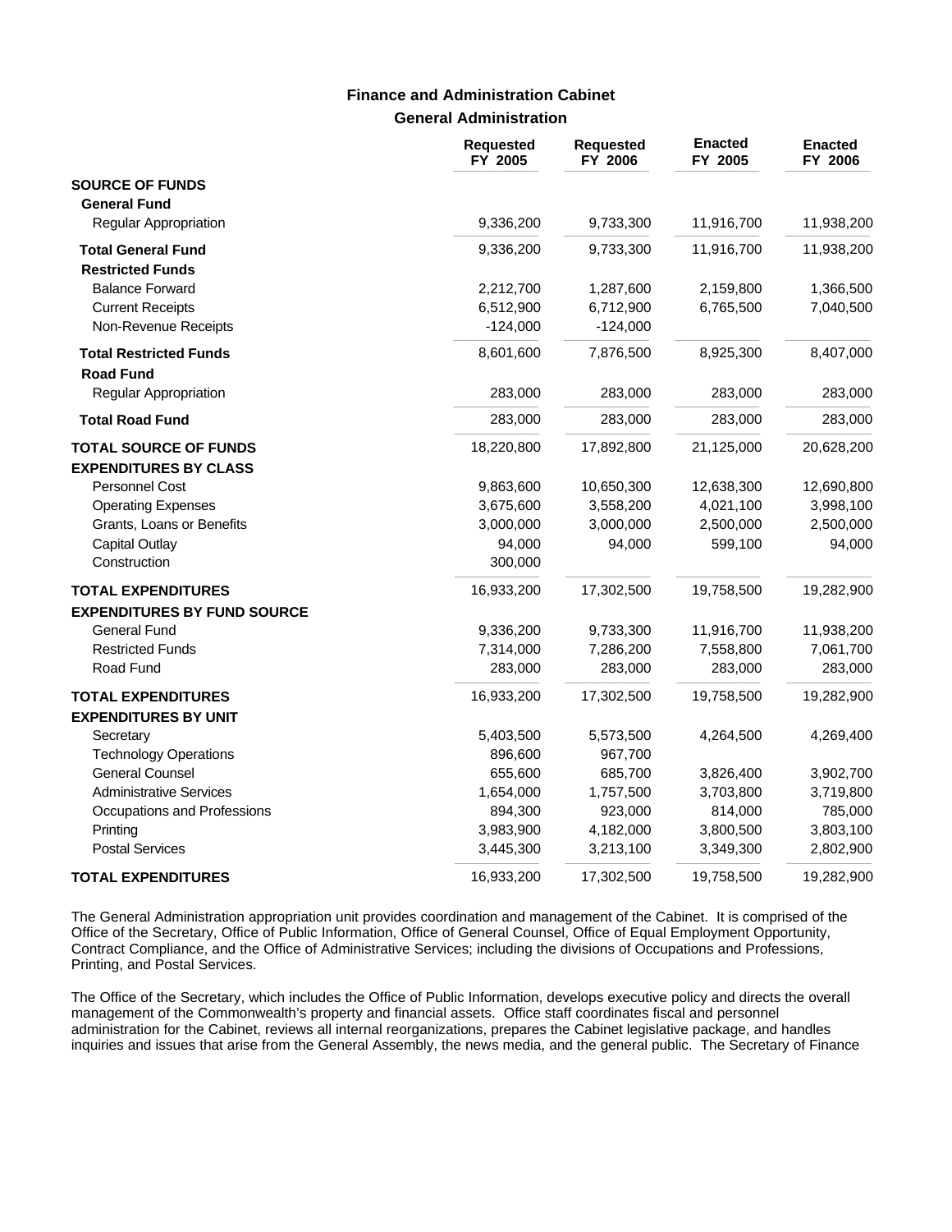## Finance and Administration Cabinet

### General Administration

| | Requested FY 2005 | Requested FY 2006 | Enacted FY 2005 | Enacted FY 2006 |
|---|---|---|---|---|
| **SOURCE OF FUNDS** | | | | |
| **General Fund** | | | | |
| Regular Appropriation | 9,336,200 | 9,733,300 | 11,916,700 | 11,938,200 |
| **Total General Fund** | 9,336,200 | 9,733,300 | 11,916,700 | 11,938,200 |
| **Restricted Funds** | | | | |
| Balance Forward | 2,212,700 | 1,287,600 | 2,159,800 | 1,366,500 |
| Current Receipts | 6,512,900 | 6,712,900 | 6,765,500 | 7,040,500 |
| Non-Revenue Receipts | -124,000 | -124,000 | | |
| **Total Restricted Funds** | 8,601,600 | 7,876,500 | 8,925,300 | 8,407,000 |
| **Road Fund** | | | | |
| Regular Appropriation | 283,000 | 283,000 | 283,000 | 283,000 |
| **Total Road Fund** | 283,000 | 283,000 | 283,000 | 283,000 |
| **TOTAL SOURCE OF FUNDS** | 18,220,800 | 17,892,800 | 21,125,000 | 20,628,200 |
| **EXPENDITURES BY CLASS** | | | | |
| Personnel Cost | 9,863,600 | 10,650,300 | 12,638,300 | 12,690,800 |
| Operating Expenses | 3,675,600 | 3,558,200 | 4,021,100 | 3,998,100 |
| Grants, Loans or Benefits | 3,000,000 | 3,000,000 | 2,500,000 | 2,500,000 |
| Capital Outlay | 94,000 | 94,000 | 599,100 | 94,000 |
| Construction | 300,000 | | | |
| **TOTAL EXPENDITURES** | 16,933,200 | 17,302,500 | 19,758,500 | 19,282,900 |
| **EXPENDITURES BY FUND SOURCE** | | | | |
| General Fund | 9,336,200 | 9,733,300 | 11,916,700 | 11,938,200 |
| Restricted Funds | 7,314,000 | 7,286,200 | 7,558,800 | 7,061,700 |
| Road Fund | 283,000 | 283,000 | 283,000 | 283,000 |
| **TOTAL EXPENDITURES** | 16,933,200 | 17,302,500 | 19,758,500 | 19,282,900 |
| **EXPENDITURES BY UNIT** | | | | |
| Secretary | 5,403,500 | 5,573,500 | 4,264,500 | 4,269,400 |
| Technology Operations | 896,600 | 967,700 | | |
| General Counsel | 655,600 | 685,700 | 3,826,400 | 3,902,700 |
| Administrative Services | 1,654,000 | 1,757,500 | 3,703,800 | 3,719,800 |
| Occupations and Professions | 894,300 | 923,000 | 814,000 | 785,000 |
| Printing | 3,983,900 | 4,182,000 | 3,800,500 | 3,803,100 |
| Postal Services | 3,445,300 | 3,213,100 | 3,349,300 | 2,802,900 |
| **TOTAL EXPENDITURES** | 16,933,200 | 17,302,500 | 19,758,500 | 19,282,900 |

The General Administration appropriation unit provides coordination and management of the Cabinet. It is comprised of the Office of the Secretary, Office of Public Information, Office of General Counsel, Office of Equal Employment Opportunity, Contract Compliance, and the Office of Administrative Services; including the divisions of Occupations and Professions, Printing, and Postal Services.

The Office of the Secretary, which includes the Office of Public Information, develops executive policy and directs the overall management of the Commonwealth's property and financial assets. Office staff coordinates fiscal and personnel administration for the Cabinet, reviews all internal reorganizations, prepares the Cabinet legislative package, and handles inquiries and issues that arise from the General Assembly, the news media, and the general public. The Secretary of Finance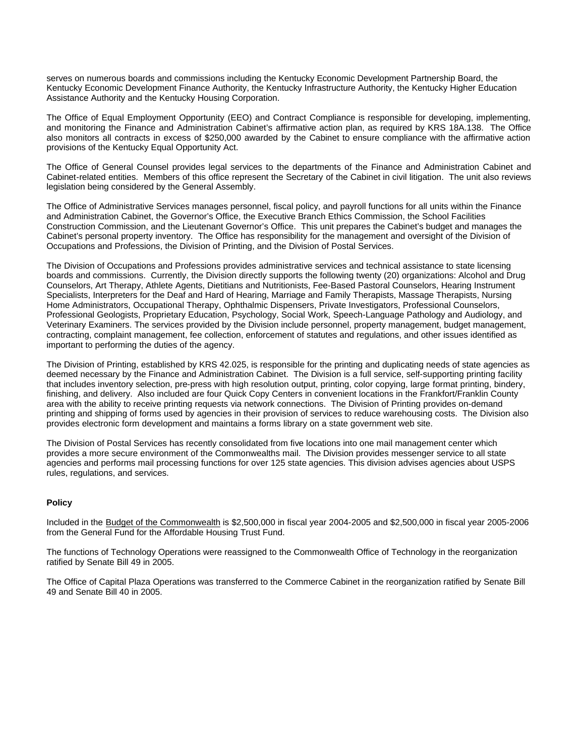serves on numerous boards and commissions including the Kentucky Economic Development Partnership Board, the Kentucky Economic Development Finance Authority, the Kentucky Infrastructure Authority, the Kentucky Higher Education Assistance Authority and the Kentucky Housing Corporation.

The Office of Equal Employment Opportunity (EEO) and Contract Compliance is responsible for developing, implementing, and monitoring the Finance and Administration Cabinet's affirmative action plan, as required by KRS 18A.138. The Office also monitors all contracts in excess of $250,000 awarded by the Cabinet to ensure compliance with the affirmative action provisions of the Kentucky Equal Opportunity Act.

The Office of General Counsel provides legal services to the departments of the Finance and Administration Cabinet and Cabinet-related entities. Members of this office represent the Secretary of the Cabinet in civil litigation. The unit also reviews legislation being considered by the General Assembly.

The Office of Administrative Services manages personnel, fiscal policy, and payroll functions for all units within the Finance and Administration Cabinet, the Governor's Office, the Executive Branch Ethics Commission, the School Facilities Construction Commission, and the Lieutenant Governor's Office. This unit prepares the Cabinet's budget and manages the Cabinet's personal property inventory. The Office has responsibility for the management and oversight of the Division of Occupations and Professions, the Division of Printing, and the Division of Postal Services.

The Division of Occupations and Professions provides administrative services and technical assistance to state licensing boards and commissions. Currently, the Division directly supports the following twenty (20) organizations: Alcohol and Drug Counselors, Art Therapy, Athlete Agents, Dietitians and Nutritionists, Fee-Based Pastoral Counselors, Hearing Instrument Specialists, Interpreters for the Deaf and Hard of Hearing, Marriage and Family Therapists, Massage Therapists, Nursing Home Administrators, Occupational Therapy, Ophthalmic Dispensers, Private Investigators, Professional Counselors, Professional Geologists, Proprietary Education, Psychology, Social Work, Speech-Language Pathology and Audiology, and Veterinary Examiners. The services provided by the Division include personnel, property management, budget management, contracting, complaint management, fee collection, enforcement of statutes and regulations, and other issues identified as important to performing the duties of the agency.

The Division of Printing, established by KRS 42.025, is responsible for the printing and duplicating needs of state agencies as deemed necessary by the Finance and Administration Cabinet. The Division is a full service, self-supporting printing facility that includes inventory selection, pre-press with high resolution output, printing, color copying, large format printing, bindery, finishing, and delivery. Also included are four Quick Copy Centers in convenient locations in the Frankfort/Franklin County area with the ability to receive printing requests via network connections. The Division of Printing provides on-demand printing and shipping of forms used by agencies in their provision of services to reduce warehousing costs. The Division also provides electronic form development and maintains a forms library on a state government web site.

The Division of Postal Services has recently consolidated from five locations into one mail management center which provides a more secure environment of the Commonwealths mail. The Division provides messenger service to all state agencies and performs mail processing functions for over 125 state agencies. This division advises agencies about USPS rules, regulations, and services.

**Policy**

Included in the Budget of the Commonwealth is $2,500,000 in fiscal year 2004-2005 and $2,500,000 in fiscal year 2005-2006 from the General Fund for the Affordable Housing Trust Fund.

The functions of Technology Operations were reassigned to the Commonwealth Office of Technology in the reorganization ratified by Senate Bill 49 in 2005.

The Office of Capital Plaza Operations was transferred to the Commerce Cabinet in the reorganization ratified by Senate Bill 49 and Senate Bill 40 in 2005.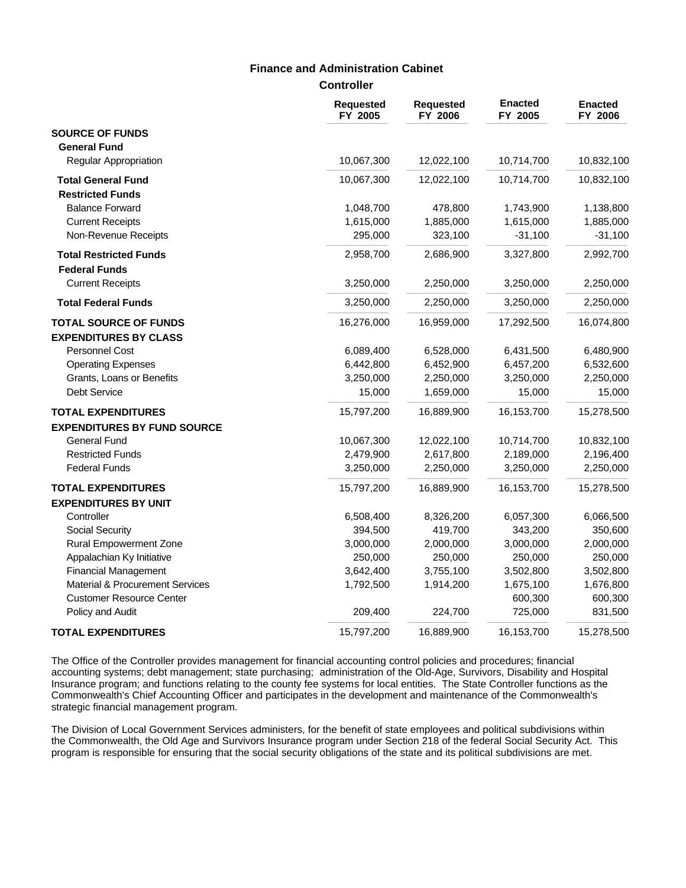## Finance and Administration Cabinet

### Controller

| | Requested FY 2005 | Requested FY 2006 | Enacted FY 2005 | Enacted FY 2006 |
|---|---|---|---|---|
| **SOURCE OF FUNDS** | | | | |
| **General Fund** | | | | |
| Regular Appropriation | 10,067,300 | 12,022,100 | 10,714,700 | 10,832,100 |
| **Total General Fund** | 10,067,300 | 12,022,100 | 10,714,700 | 10,832,100 |
| **Restricted Funds** | | | | |
| Balance Forward | 1,048,700 | 478,800 | 1,743,900 | 1,138,800 |
| Current Receipts | 1,615,000 | 1,885,000 | 1,615,000 | 1,885,000 |
| Non-Revenue Receipts | 295,000 | 323,100 | -31,100 | -31,100 |
| **Total Restricted Funds** | 2,958,700 | 2,686,900 | 3,327,800 | 2,992,700 |
| **Federal Funds** | | | | |
| Current Receipts | 3,250,000 | 2,250,000 | 3,250,000 | 2,250,000 |
| **Total Federal Funds** | 3,250,000 | 2,250,000 | 3,250,000 | 2,250,000 |
| **TOTAL SOURCE OF FUNDS** | 16,276,000 | 16,959,000 | 17,292,500 | 16,074,800 |
| **EXPENDITURES BY CLASS** | | | | |
| Personnel Cost | 6,089,400 | 6,528,000 | 6,431,500 | 6,480,900 |
| Operating Expenses | 6,442,800 | 6,452,900 | 6,457,200 | 6,532,600 |
| Grants, Loans or Benefits | 3,250,000 | 2,250,000 | 3,250,000 | 2,250,000 |
| Debt Service | 15,000 | 1,659,000 | 15,000 | 15,000 |
| **TOTAL EXPENDITURES** | 15,797,200 | 16,889,900 | 16,153,700 | 15,278,500 |
| **EXPENDITURES BY FUND SOURCE** | | | | |
| General Fund | 10,067,300 | 12,022,100 | 10,714,700 | 10,832,100 |
| Restricted Funds | 2,479,900 | 2,617,800 | 2,189,000 | 2,196,400 |
| Federal Funds | 3,250,000 | 2,250,000 | 3,250,000 | 2,250,000 |
| **TOTAL EXPENDITURES** | 15,797,200 | 16,889,900 | 16,153,700 | 15,278,500 |
| **EXPENDITURES BY UNIT** | | | | |
| Controller | 6,508,400 | 8,326,200 | 6,057,300 | 6,066,500 |
| Social Security | 394,500 | 419,700 | 343,200 | 350,600 |
| Rural Empowerment Zone | 3,000,000 | 2,000,000 | 3,000,000 | 2,000,000 |
| Appalachian Ky Initiative | 250,000 | 250,000 | 250,000 | 250,000 |
| Financial Management | 3,642,400 | 3,755,100 | 3,502,800 | 3,502,800 |
| Material & Procurement Services | 1,792,500 | 1,914,200 | 1,675,100 | 1,676,800 |
| Customer Resource Center | | | 600,300 | 600,300 |
| Policy and Audit | 209,400 | 224,700 | 725,000 | 831,500 |
| **TOTAL EXPENDITURES** | 15,797,200 | 16,889,900 | 16,153,700 | 15,278,500 |

The Office of the Controller provides management for financial accounting control policies and procedures; financial accounting systems; debt management; state purchasing; administration of the Old-Age, Survivors, Disability and Hospital Insurance program; and functions relating to the county fee systems for local entities. The State Controller functions as the Commonwealth's Chief Accounting Officer and participates in the development and maintenance of the Commonwealth's strategic financial management program.

The Division of Local Government Services administers, for the benefit of state employees and political subdivisions within the Commonwealth, the Old Age and Survivors Insurance program under Section 218 of the federal Social Security Act. This program is responsible for ensuring that the social security obligations of the state and its political subdivisions are met.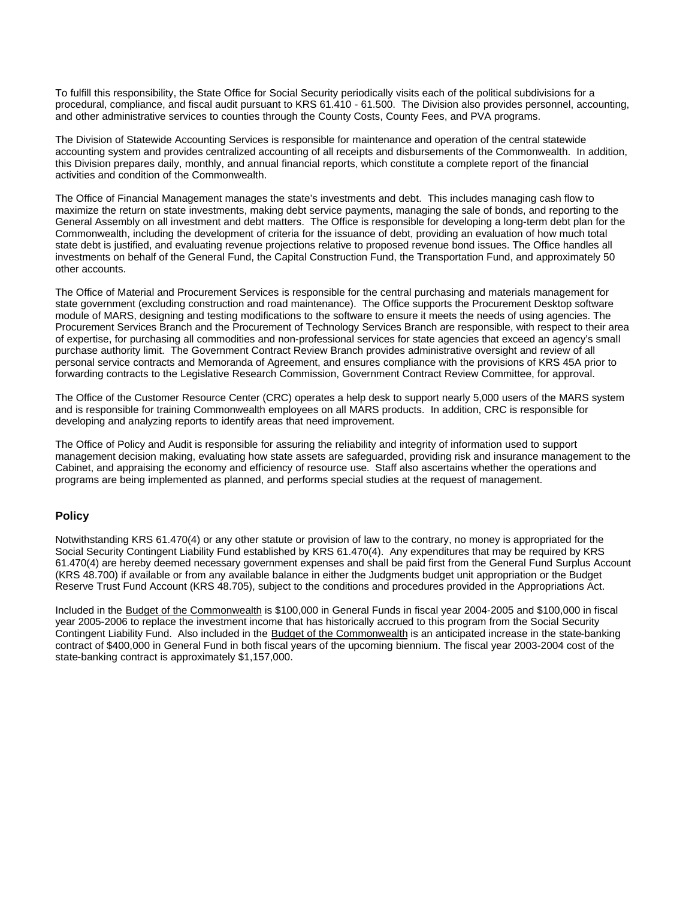To fulfill this responsibility, the State Office for Social Security periodically visits each of the political subdivisions for a procedural, compliance, and fiscal audit pursuant to KRS 61.410 - 61.500. The Division also provides personnel, accounting, and other administrative services to counties through the County Costs, County Fees, and PVA programs.

The Division of Statewide Accounting Services is responsible for maintenance and operation of the central statewide accounting system and provides centralized accounting of all receipts and disbursements of the Commonwealth. In addition, this Division prepares daily, monthly, and annual financial reports, which constitute a complete report of the financial activities and condition of the Commonwealth.

The Office of Financial Management manages the state's investments and debt. This includes managing cash flow to maximize the return on state investments, making debt service payments, managing the sale of bonds, and reporting to the General Assembly on all investment and debt matters. The Office is responsible for developing a long-term debt plan for the Commonwealth, including the development of criteria for the issuance of debt, providing an evaluation of how much total state debt is justified, and evaluating revenue projections relative to proposed revenue bond issues. The Office handles all investments on behalf of the General Fund, the Capital Construction Fund, the Transportation Fund, and approximately 50 other accounts.

The Office of Material and Procurement Services is responsible for the central purchasing and materials management for state government (excluding construction and road maintenance). The Office supports the Procurement Desktop software module of MARS, designing and testing modifications to the software to ensure it meets the needs of using agencies. The Procurement Services Branch and the Procurement of Technology Services Branch are responsible, with respect to their area of expertise, for purchasing all commodities and non-professional services for state agencies that exceed an agency's small purchase authority limit. The Government Contract Review Branch provides administrative oversight and review of all personal service contracts and Memoranda of Agreement, and ensures compliance with the provisions of KRS 45A prior to forwarding contracts to the Legislative Research Commission, Government Contract Review Committee, for approval.

The Office of the Customer Resource Center (CRC) operates a help desk to support nearly 5,000 users of the MARS system and is responsible for training Commonwealth employees on all MARS products. In addition, CRC is responsible for developing and analyzing reports to identify areas that need improvement.

The Office of Policy and Audit is responsible for assuring the reliability and integrity of information used to support management decision making, evaluating how state assets are safeguarded, providing risk and insurance management to the Cabinet, and appraising the economy and efficiency of resource use. Staff also ascertains whether the operations and programs are being implemented as planned, and performs special studies at the request of management.

### Policy

Notwithstanding KRS 61.470(4) or any other statute or provision of law to the contrary, no money is appropriated for the Social Security Contingent Liability Fund established by KRS 61.470(4). Any expenditures that may be required by KRS 61.470(4) are hereby deemed necessary government expenses and shall be paid first from the General Fund Surplus Account (KRS 48.700) if available or from any available balance in either the Judgments budget unit appropriation or the Budget Reserve Trust Fund Account (KRS 48.705), subject to the conditions and procedures provided in the Appropriations Act.

Included in the Budget of the Commonwealth is $100,000 in General Funds in fiscal year 2004-2005 and $100,000 in fiscal year 2005-2006 to replace the investment income that has historically accrued to this program from the Social Security Contingent Liability Fund. Also included in the Budget of the Commonwealth is an anticipated increase in the state-banking contract of $400,000 in General Fund in both fiscal years of the upcoming biennium. The fiscal year 2003-2004 cost of the state-banking contract is approximately $1,157,000.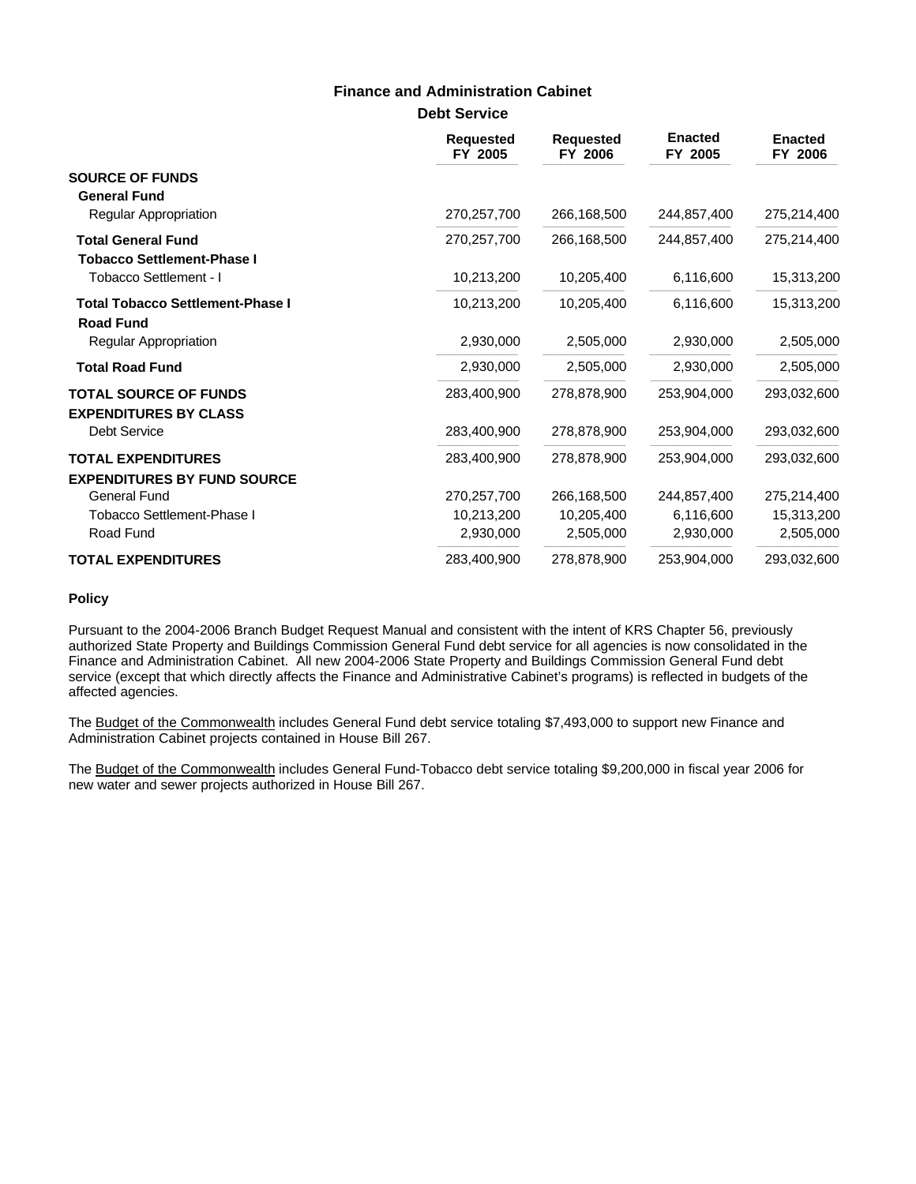# Finance and Administration Cabinet

## Debt Service

| | Requested FY 2005 | Requested FY 2006 | Enacted FY 2005 | Enacted FY 2006 |
|---|---|---|---|---|
| **SOURCE OF FUNDS** | | | | |
| **General Fund** | | | | |
| Regular Appropriation | 270,257,700 | 266,168,500 | 244,857,400 | 275,214,400 |
| **Total General Fund** | 270,257,700 | 266,168,500 | 244,857,400 | 275,214,400 |
| **Tobacco Settlement-Phase I** | | | | |
| Tobacco Settlement - I | 10,213,200 | 10,205,400 | 6,116,600 | 15,313,200 |
| **Total Tobacco Settlement-Phase I** | 10,213,200 | 10,205,400 | 6,116,600 | 15,313,200 |
| **Road Fund** | | | | |
| Regular Appropriation | 2,930,000 | 2,505,000 | 2,930,000 | 2,505,000 |
| **Total Road Fund** | 2,930,000 | 2,505,000 | 2,930,000 | 2,505,000 |
| **TOTAL SOURCE OF FUNDS** | 283,400,900 | 278,878,900 | 253,904,000 | 293,032,600 |
| **EXPENDITURES BY CLASS** | | | | |
| Debt Service | 283,400,900 | 278,878,900 | 253,904,000 | 293,032,600 |
| **TOTAL EXPENDITURES** | 283,400,900 | 278,878,900 | 253,904,000 | 293,032,600 |
| **EXPENDITURES BY FUND SOURCE** | | | | |
| General Fund | 270,257,700 | 266,168,500 | 244,857,400 | 275,214,400 |
| Tobacco Settlement-Phase I | 10,213,200 | 10,205,400 | 6,116,600 | 15,313,200 |
| Road Fund | 2,930,000 | 2,505,000 | 2,930,000 | 2,505,000 |
| **TOTAL EXPENDITURES** | 283,400,900 | 278,878,900 | 253,904,000 | 293,032,600 |

### Policy

Pursuant to the 2004-2006 Branch Budget Request Manual and consistent with the intent of KRS Chapter 56, previously authorized State Property and Buildings Commission General Fund debt service for all agencies is now consolidated in the Finance and Administration Cabinet. All new 2004-2006 State Property and Buildings Commission General Fund debt service (except that which directly affects the Finance and Administrative Cabinet's programs) is reflected in budgets of the affected agencies.

The Budget of the Commonwealth includes General Fund debt service totaling $7,493,000 to support new Finance and Administration Cabinet projects contained in House Bill 267.

The Budget of the Commonwealth includes General Fund-Tobacco debt service totaling $9,200,000 in fiscal year 2006 for new water and sewer projects authorized in House Bill 267.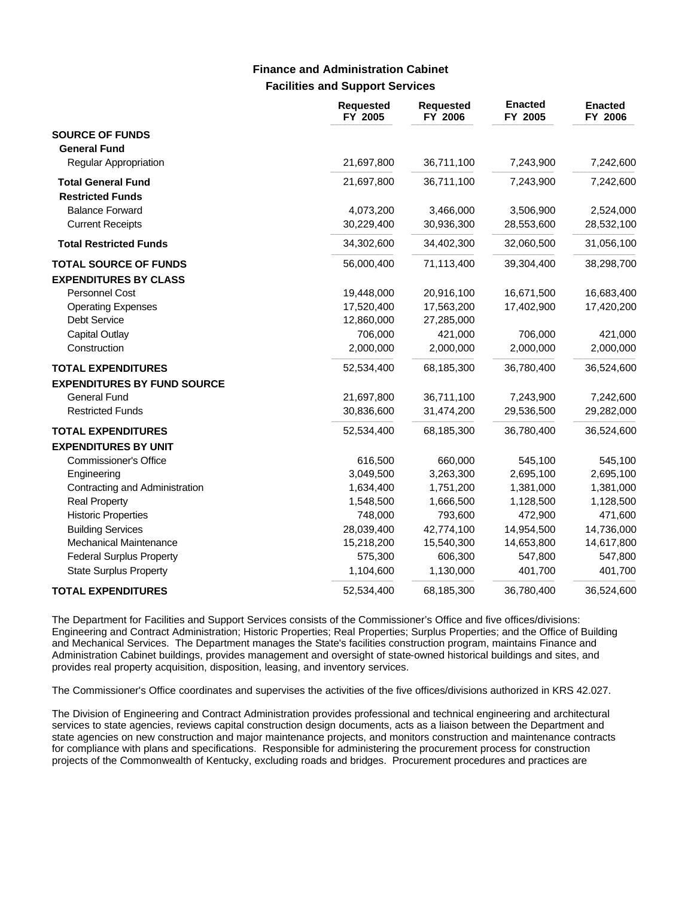## Finance and Administration Cabinet
### Facilities and Support Services

| | Requested FY 2005 | Requested FY 2006 | Enacted FY 2005 | Enacted FY 2006 |
|---|---|---|---|---|
| **SOURCE OF FUNDS** | | | | |
| **General Fund** | | | | |
| Regular Appropriation | 21,697,800 | 36,711,100 | 7,243,900 | 7,242,600 |
| **Total General Fund** | 21,697,800 | 36,711,100 | 7,243,900 | 7,242,600 |
| **Restricted Funds** | | | | |
| Balance Forward | 4,073,200 | 3,466,000 | 3,506,900 | 2,524,000 |
| Current Receipts | 30,229,400 | 30,936,300 | 28,553,600 | 28,532,100 |
| **Total Restricted Funds** | 34,302,600 | 34,402,300 | 32,060,500 | 31,056,100 |
| **TOTAL SOURCE OF FUNDS** | 56,000,400 | 71,113,400 | 39,304,400 | 38,298,700 |
| **EXPENDITURES BY CLASS** | | | | |
| Personnel Cost | 19,448,000 | 20,916,100 | 16,671,500 | 16,683,400 |
| Operating Expenses | 17,520,400 | 17,563,200 | 17,402,900 | 17,420,200 |
| Debt Service | 12,860,000 | 27,285,000 | | |
| Capital Outlay | 706,000 | 421,000 | 706,000 | 421,000 |
| Construction | 2,000,000 | 2,000,000 | 2,000,000 | 2,000,000 |
| **TOTAL EXPENDITURES** | 52,534,400 | 68,185,300 | 36,780,400 | 36,524,600 |
| **EXPENDITURES BY FUND SOURCE** | | | | |
| General Fund | 21,697,800 | 36,711,100 | 7,243,900 | 7,242,600 |
| Restricted Funds | 30,836,600 | 31,474,200 | 29,536,500 | 29,282,000 |
| **TOTAL EXPENDITURES** | 52,534,400 | 68,185,300 | 36,780,400 | 36,524,600 |
| **EXPENDITURES BY UNIT** | | | | |
| Commissioner's Office | 616,500 | 660,000 | 545,100 | 545,100 |
| Engineering | 3,049,500 | 3,263,300 | 2,695,100 | 2,695,100 |
| Contracting and Administration | 1,634,400 | 1,751,200 | 1,381,000 | 1,381,000 |
| Real Property | 1,548,500 | 1,666,500 | 1,128,500 | 1,128,500 |
| Historic Properties | 748,000 | 793,600 | 472,900 | 471,600 |
| Building Services | 28,039,400 | 42,774,100 | 14,954,500 | 14,736,000 |
| Mechanical Maintenance | 15,218,200 | 15,540,300 | 14,653,800 | 14,617,800 |
| Federal Surplus Property | 575,300 | 606,300 | 547,800 | 547,800 |
| State Surplus Property | 1,104,600 | 1,130,000 | 401,700 | 401,700 |
| **TOTAL EXPENDITURES** | 52,534,400 | 68,185,300 | 36,780,400 | 36,524,600 |

The Department for Facilities and Support Services consists of the Commissioner's Office and five offices/divisions: Engineering and Contract Administration; Historic Properties; Real Properties; Surplus Properties; and the Office of Building and Mechanical Services. The Department manages the State's facilities construction program, maintains Finance and Administration Cabinet buildings, provides management and oversight of state-owned historical buildings and sites, and provides real property acquisition, disposition, leasing, and inventory services.

The Commissioner's Office coordinates and supervises the activities of the five offices/divisions authorized in KRS 42.027.

The Division of Engineering and Contract Administration provides professional and technical engineering and architectural services to state agencies, reviews capital construction design documents, acts as a liaison between the Department and state agencies on new construction and major maintenance projects, and monitors construction and maintenance contracts for compliance with plans and specifications. Responsible for administering the procurement process for construction projects of the Commonwealth of Kentucky, excluding roads and bridges. Procurement procedures and practices are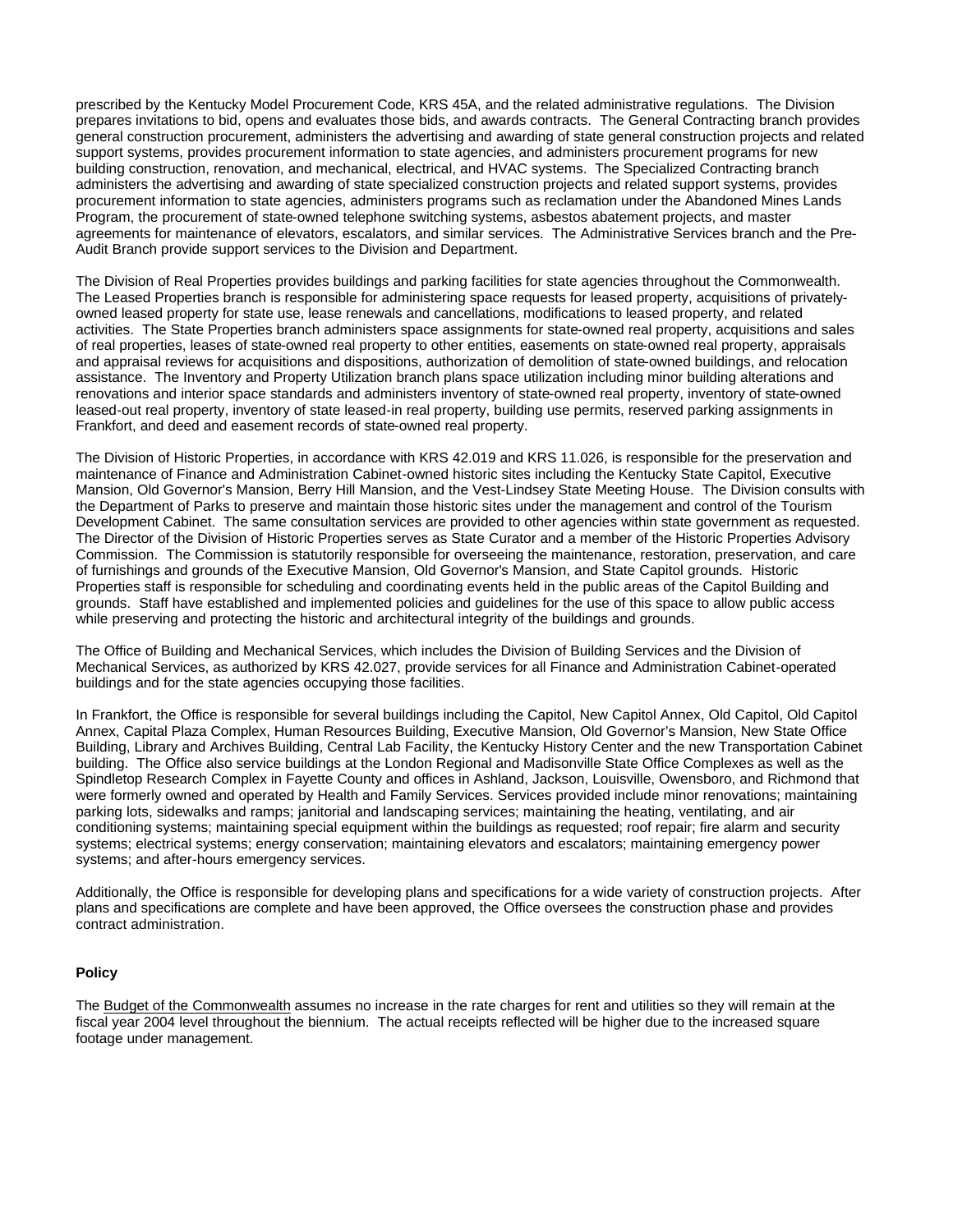prescribed by the Kentucky Model Procurement Code, KRS 45A, and the related administrative regulations. The Division prepares invitations to bid, opens and evaluates those bids, and awards contracts. The General Contracting branch provides general construction procurement, administers the advertising and awarding of state general construction projects and related support systems, provides procurement information to state agencies, and administers procurement programs for new building construction, renovation, and mechanical, electrical, and HVAC systems. The Specialized Contracting branch administers the advertising and awarding of state specialized construction projects and related support systems, provides procurement information to state agencies, administers programs such as reclamation under the Abandoned Mines Lands Program, the procurement of state-owned telephone switching systems, asbestos abatement projects, and master agreements for maintenance of elevators, escalators, and similar services. The Administrative Services branch and the Pre-Audit Branch provide support services to the Division and Department.

The Division of Real Properties provides buildings and parking facilities for state agencies throughout the Commonwealth. The Leased Properties branch is responsible for administering space requests for leased property, acquisitions of privately-owned leased property for state use, lease renewals and cancellations, modifications to leased property, and related activities. The State Properties branch administers space assignments for state-owned real property, acquisitions and sales of real properties, leases of state-owned real property to other entities, easements on state-owned real property, appraisals and appraisal reviews for acquisitions and dispositions, authorization of demolition of state-owned buildings, and relocation assistance. The Inventory and Property Utilization branch plans space utilization including minor building alterations and renovations and interior space standards and administers inventory of state-owned real property, inventory of state-owned leased-out real property, inventory of state leased-in real property, building use permits, reserved parking assignments in Frankfort, and deed and easement records of state-owned real property.

The Division of Historic Properties, in accordance with KRS 42.019 and KRS 11.026, is responsible for the preservation and maintenance of Finance and Administration Cabinet-owned historic sites including the Kentucky State Capitol, Executive Mansion, Old Governor's Mansion, Berry Hill Mansion, and the Vest-Lindsey State Meeting House. The Division consults with the Department of Parks to preserve and maintain those historic sites under the management and control of the Tourism Development Cabinet. The same consultation services are provided to other agencies within state government as requested. The Director of the Division of Historic Properties serves as State Curator and a member of the Historic Properties Advisory Commission. The Commission is statutorily responsible for overseeing the maintenance, restoration, preservation, and care of furnishings and grounds of the Executive Mansion, Old Governor's Mansion, and State Capitol grounds. Historic Properties staff is responsible for scheduling and coordinating events held in the public areas of the Capitol Building and grounds. Staff have established and implemented policies and guidelines for the use of this space to allow public access while preserving and protecting the historic and architectural integrity of the buildings and grounds.

The Office of Building and Mechanical Services, which includes the Division of Building Services and the Division of Mechanical Services, as authorized by KRS 42.027, provide services for all Finance and Administration Cabinet-operated buildings and for the state agencies occupying those facilities.

In Frankfort, the Office is responsible for several buildings including the Capitol, New Capitol Annex, Old Capitol, Old Capitol Annex, Capital Plaza Complex, Human Resources Building, Executive Mansion, Old Governor's Mansion, New State Office Building, Library and Archives Building, Central Lab Facility, the Kentucky History Center and the new Transportation Cabinet building. The Office also service buildings at the London Regional and Madisonville State Office Complexes as well as the Spindletop Research Complex in Fayette County and offices in Ashland, Jackson, Louisville, Owensboro, and Richmond that were formerly owned and operated by Health and Family Services. Services provided include minor renovations; maintaining parking lots, sidewalks and ramps; janitorial and landscaping services; maintaining the heating, ventilating, and air conditioning systems; maintaining special equipment within the buildings as requested; roof repair; fire alarm and security systems; electrical systems; energy conservation; maintaining elevators and escalators; maintaining emergency power systems; and after-hours emergency services.

Additionally, the Office is responsible for developing plans and specifications for a wide variety of construction projects. After plans and specifications are complete and have been approved, the Office oversees the construction phase and provides contract administration.

**Policy**

The Budget of the Commonwealth assumes no increase in the rate charges for rent and utilities so they will remain at the fiscal year 2004 level throughout the biennium. The actual receipts reflected will be higher due to the increased square footage under management.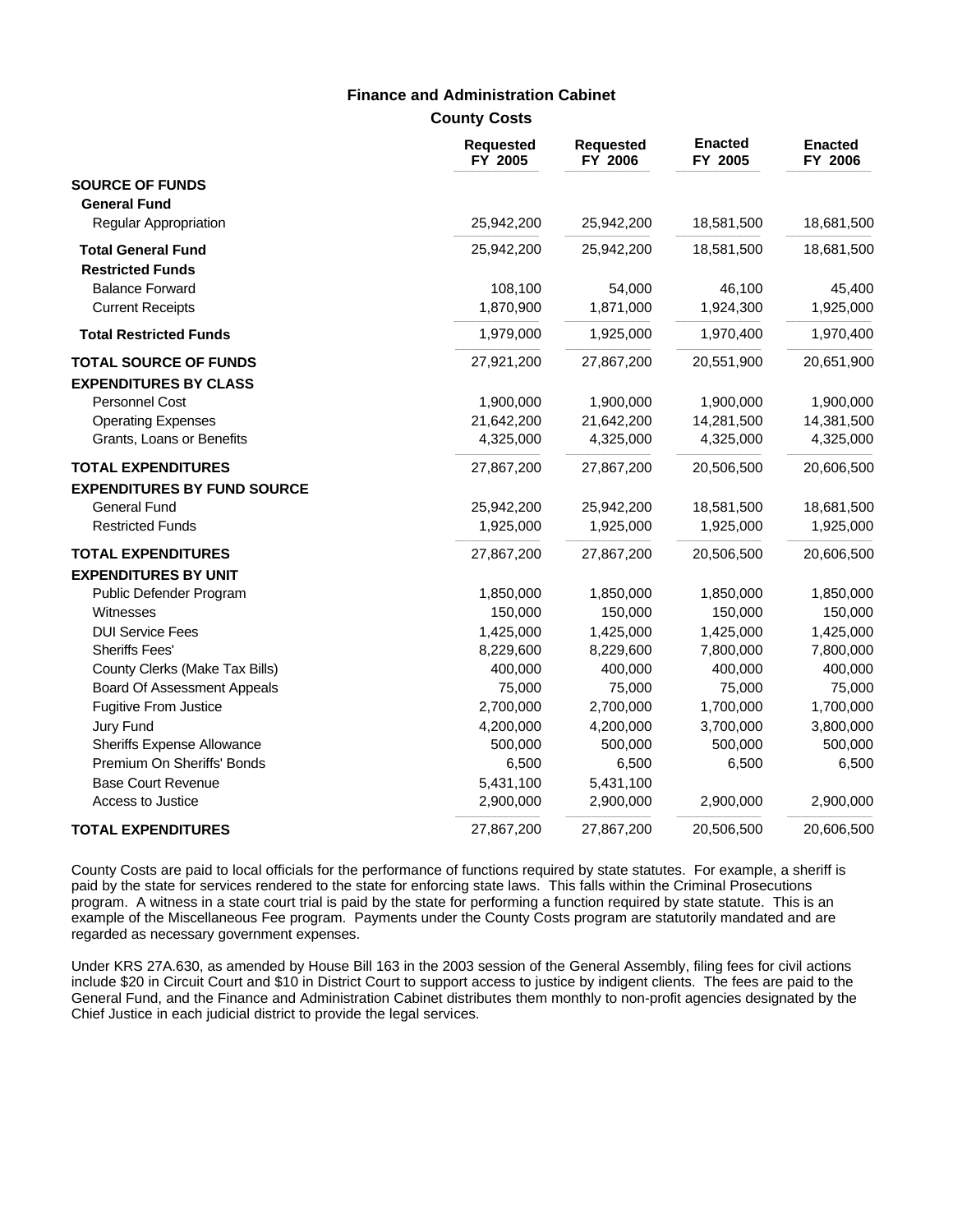# Finance and Administration Cabinet

## County Costs

| | Requested FY 2005 | Requested FY 2006 | Enacted FY 2005 | Enacted FY 2006 |
|---|---|---|---|---|
| **SOURCE OF FUNDS** | | | | |
| **General Fund** | | | | |
| Regular Appropriation | 25,942,200 | 25,942,200 | 18,581,500 | 18,681,500 |
| **Total General Fund** | 25,942,200 | 25,942,200 | 18,581,500 | 18,681,500 |
| **Restricted Funds** | | | | |
| Balance Forward | 108,100 | 54,000 | 46,100 | 45,400 |
| Current Receipts | 1,870,900 | 1,871,000 | 1,924,300 | 1,925,000 |
| **Total Restricted Funds** | 1,979,000 | 1,925,000 | 1,970,400 | 1,970,400 |
| **TOTAL SOURCE OF FUNDS** | 27,921,200 | 27,867,200 | 20,551,900 | 20,651,900 |
| **EXPENDITURES BY CLASS** | | | | |
| Personnel Cost | 1,900,000 | 1,900,000 | 1,900,000 | 1,900,000 |
| Operating Expenses | 21,642,200 | 21,642,200 | 14,281,500 | 14,381,500 |
| Grants, Loans or Benefits | 4,325,000 | 4,325,000 | 4,325,000 | 4,325,000 |
| **TOTAL EXPENDITURES** | 27,867,200 | 27,867,200 | 20,506,500 | 20,606,500 |
| **EXPENDITURES BY FUND SOURCE** | | | | |
| General Fund | 25,942,200 | 25,942,200 | 18,581,500 | 18,681,500 |
| Restricted Funds | 1,925,000 | 1,925,000 | 1,925,000 | 1,925,000 |
| **TOTAL EXPENDITURES** | 27,867,200 | 27,867,200 | 20,506,500 | 20,606,500 |
| **EXPENDITURES BY UNIT** | | | | |
| Public Defender Program | 1,850,000 | 1,850,000 | 1,850,000 | 1,850,000 |
| Witnesses | 150,000 | 150,000 | 150,000 | 150,000 |
| DUI Service Fees | 1,425,000 | 1,425,000 | 1,425,000 | 1,425,000 |
| Sheriffs Fees' | 8,229,600 | 8,229,600 | 7,800,000 | 7,800,000 |
| County Clerks (Make Tax Bills) | 400,000 | 400,000 | 400,000 | 400,000 |
| Board Of Assessment Appeals | 75,000 | 75,000 | 75,000 | 75,000 |
| Fugitive From Justice | 2,700,000 | 2,700,000 | 1,700,000 | 1,700,000 |
| Jury Fund | 4,200,000 | 4,200,000 | 3,700,000 | 3,800,000 |
| Sheriffs Expense Allowance | 500,000 | 500,000 | 500,000 | 500,000 |
| Premium On Sheriffs' Bonds | 6,500 | 6,500 | 6,500 | 6,500 |
| Base Court Revenue | 5,431,100 | 5,431,100 | | |
| Access to Justice | 2,900,000 | 2,900,000 | 2,900,000 | 2,900,000 |
| **TOTAL EXPENDITURES** | 27,867,200 | 27,867,200 | 20,506,500 | 20,606,500 |

County Costs are paid to local officials for the performance of functions required by state statutes. For example, a sheriff is paid by the state for services rendered to the state for enforcing state laws. This falls within the Criminal Prosecutions program. A witness in a state court trial is paid by the state for performing a function required by state statute. This is an example of the Miscellaneous Fee program. Payments under the County Costs program are statutorily mandated and are regarded as necessary government expenses.

Under KRS 27A.630, as amended by House Bill 163 in the 2003 session of the General Assembly, filing fees for civil actions include $20 in Circuit Court and $10 in District Court to support access to justice by indigent clients. The fees are paid to the General Fund, and the Finance and Administration Cabinet distributes them monthly to non-profit agencies designated by the Chief Justice in each judicial district to provide the legal services.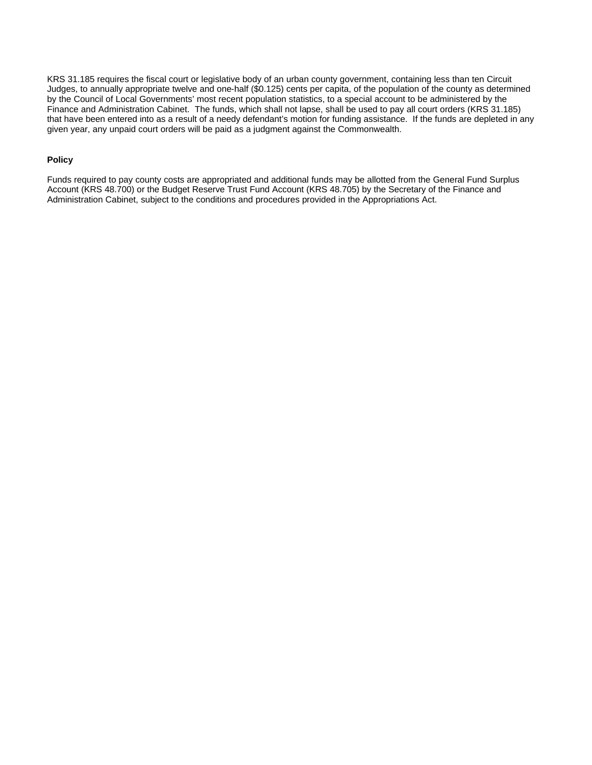KRS 31.185 requires the fiscal court or legislative body of an urban county government, containing less than ten Circuit Judges, to annually appropriate twelve and one-half ($0.125) cents per capita, of the population of the county as determined by the Council of Local Governments' most recent population statistics, to a special account to be administered by the Finance and Administration Cabinet.  The funds, which shall not lapse, shall be used to pay all court orders (KRS 31.185) that have been entered into as a result of a needy defendant's motion for funding assistance.  If the funds are depleted in any given year, any unpaid court orders will be paid as a judgment against the Commonwealth.

**Policy**

Funds required to pay county costs are appropriated and additional funds may be allotted from the General Fund Surplus Account (KRS 48.700) or the Budget Reserve Trust Fund Account (KRS 48.705) by the Secretary of the Finance and Administration Cabinet, subject to the conditions and procedures provided in the Appropriations Act.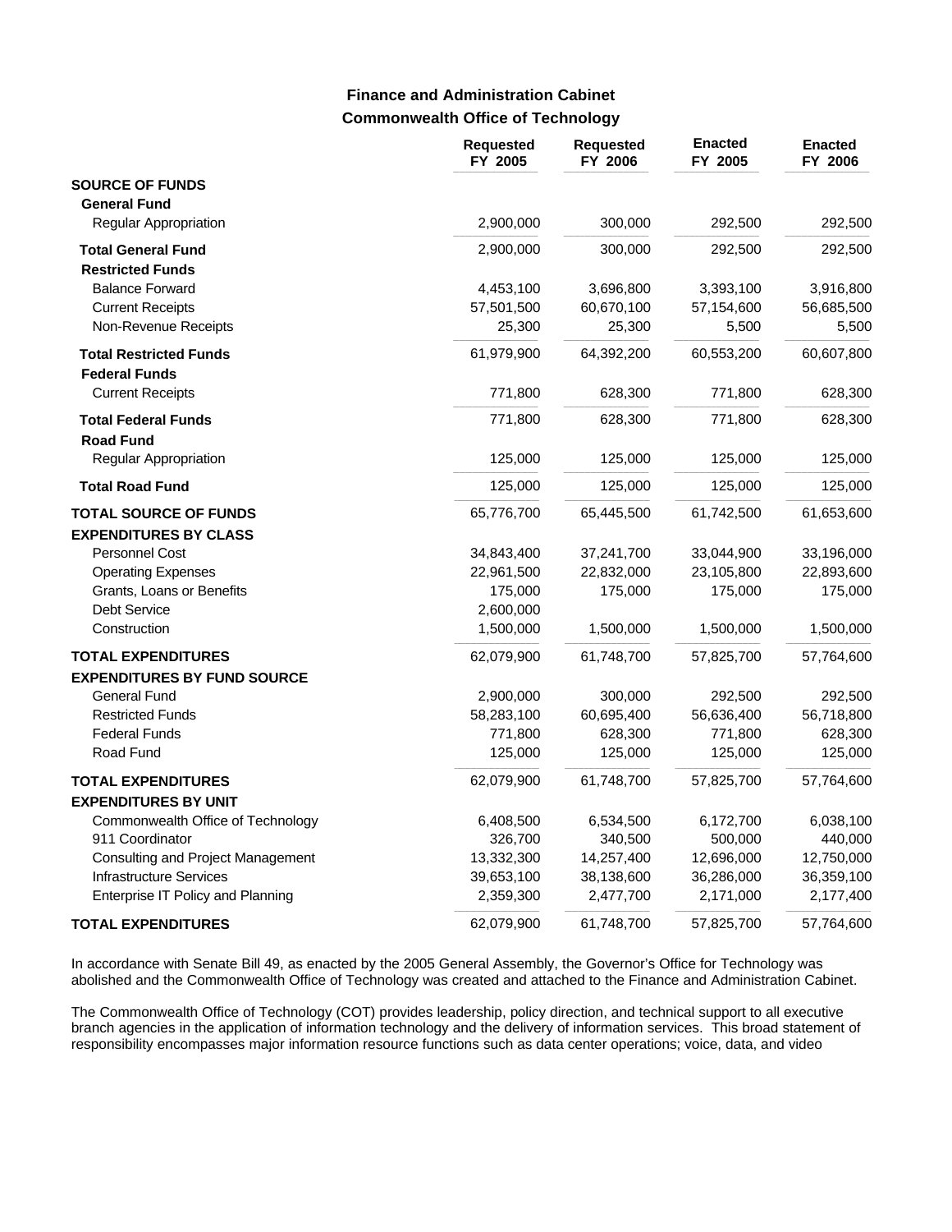## Finance and Administration Cabinet
### Commonwealth Office of Technology

| | Requested FY 2005 | Requested FY 2006 | Enacted FY 2005 | Enacted FY 2006 |
|---|---|---|---|---|
| **SOURCE OF FUNDS** | | | | |
| **General Fund** | | | | |
| Regular Appropriation | 2,900,000 | 300,000 | 292,500 | 292,500 |
| **Total General Fund** | 2,900,000 | 300,000 | 292,500 | 292,500 |
| **Restricted Funds** | | | | |
| Balance Forward | 4,453,100 | 3,696,800 | 3,393,100 | 3,916,800 |
| Current Receipts | 57,501,500 | 60,670,100 | 57,154,600 | 56,685,500 |
| Non-Revenue Receipts | 25,300 | 25,300 | 5,500 | 5,500 |
| **Total Restricted Funds** | 61,979,900 | 64,392,200 | 60,553,200 | 60,607,800 |
| **Federal Funds** | | | | |
| Current Receipts | 771,800 | 628,300 | 771,800 | 628,300 |
| **Total Federal Funds** | 771,800 | 628,300 | 771,800 | 628,300 |
| **Road Fund** | | | | |
| Regular Appropriation | 125,000 | 125,000 | 125,000 | 125,000 |
| **Total Road Fund** | 125,000 | 125,000 | 125,000 | 125,000 |
| **TOTAL SOURCE OF FUNDS** | 65,776,700 | 65,445,500 | 61,742,500 | 61,653,600 |
| **EXPENDITURES BY CLASS** | | | | |
| Personnel Cost | 34,843,400 | 37,241,700 | 33,044,900 | 33,196,000 |
| Operating Expenses | 22,961,500 | 22,832,000 | 23,105,800 | 22,893,600 |
| Grants, Loans or Benefits | 175,000 | 175,000 | 175,000 | 175,000 |
| Debt Service | 2,600,000 | | | |
| Construction | 1,500,000 | 1,500,000 | 1,500,000 | 1,500,000 |
| **TOTAL EXPENDITURES** | 62,079,900 | 61,748,700 | 57,825,700 | 57,764,600 |
| **EXPENDITURES BY FUND SOURCE** | | | | |
| General Fund | 2,900,000 | 300,000 | 292,500 | 292,500 |
| Restricted Funds | 58,283,100 | 60,695,400 | 56,636,400 | 56,718,800 |
| Federal Funds | 771,800 | 628,300 | 771,800 | 628,300 |
| Road Fund | 125,000 | 125,000 | 125,000 | 125,000 |
| **TOTAL EXPENDITURES** | 62,079,900 | 61,748,700 | 57,825,700 | 57,764,600 |
| **EXPENDITURES BY UNIT** | | | | |
| Commonwealth Office of Technology | 6,408,500 | 6,534,500 | 6,172,700 | 6,038,100 |
| 911 Coordinator | 326,700 | 340,500 | 500,000 | 440,000 |
| Consulting and Project Management | 13,332,300 | 14,257,400 | 12,696,000 | 12,750,000 |
| Infrastructure Services | 39,653,100 | 38,138,600 | 36,286,000 | 36,359,100 |
| Enterprise IT Policy and Planning | 2,359,300 | 2,477,700 | 2,171,000 | 2,177,400 |
| **TOTAL EXPENDITURES** | 62,079,900 | 61,748,700 | 57,825,700 | 57,764,600 |

In accordance with Senate Bill 49, as enacted by the 2005 General Assembly, the Governor's Office for Technology was abolished and the Commonwealth Office of Technology was created and attached to the Finance and Administration Cabinet.

The Commonwealth Office of Technology (COT) provides leadership, policy direction, and technical support to all executive branch agencies in the application of information technology and the delivery of information services. This broad statement of responsibility encompasses major information resource functions such as data center operations; voice, data, and video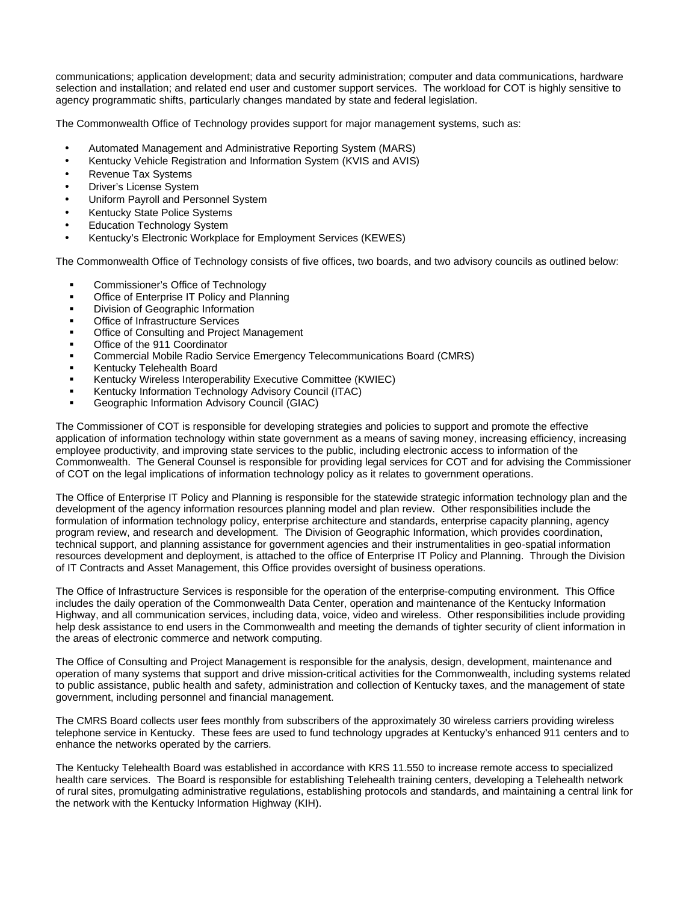communications; application development; data and security administration; computer and data communications, hardware selection and installation; and related end user and customer support services. The workload for COT is highly sensitive to agency programmatic shifts, particularly changes mandated by state and federal legislation.

The Commonwealth Office of Technology provides support for major management systems, such as:

- Automated Management and Administrative Reporting System (MARS)
- Kentucky Vehicle Registration and Information System (KVIS and AVIS)
- Revenue Tax Systems
- Driver's License System
- Uniform Payroll and Personnel System
- Kentucky State Police Systems
- Education Technology System
- Kentucky's Electronic Workplace for Employment Services (KEWES)

The Commonwealth Office of Technology consists of five offices, two boards, and two advisory councils as outlined below:

- Commissioner's Office of Technology
- Office of Enterprise IT Policy and Planning
- Division of Geographic Information
- Office of Infrastructure Services
- Office of Consulting and Project Management
- Office of the 911 Coordinator
- Commercial Mobile Radio Service Emergency Telecommunications Board (CMRS)
- Kentucky Telehealth Board
- Kentucky Wireless Interoperability Executive Committee (KWIEC)
- Kentucky Information Technology Advisory Council (ITAC)
- Geographic Information Advisory Council (GIAC)

The Commissioner of COT is responsible for developing strategies and policies to support and promote the effective application of information technology within state government as a means of saving money, increasing efficiency, increasing employee productivity, and improving state services to the public, including electronic access to information of the Commonwealth. The General Counsel is responsible for providing legal services for COT and for advising the Commissioner of COT on the legal implications of information technology policy as it relates to government operations.

The Office of Enterprise IT Policy and Planning is responsible for the statewide strategic information technology plan and the development of the agency information resources planning model and plan review. Other responsibilities include the formulation of information technology policy, enterprise architecture and standards, enterprise capacity planning, agency program review, and research and development. The Division of Geographic Information, which provides coordination, technical support, and planning assistance for government agencies and their instrumentalities in geo-spatial information resources development and deployment, is attached to the office of Enterprise IT Policy and Planning. Through the Division of IT Contracts and Asset Management, this Office provides oversight of business operations.

The Office of Infrastructure Services is responsible for the operation of the enterprise-computing environment. This Office includes the daily operation of the Commonwealth Data Center, operation and maintenance of the Kentucky Information Highway, and all communication services, including data, voice, video and wireless. Other responsibilities include providing help desk assistance to end users in the Commonwealth and meeting the demands of tighter security of client information in the areas of electronic commerce and network computing.

The Office of Consulting and Project Management is responsible for the analysis, design, development, maintenance and operation of many systems that support and drive mission-critical activities for the Commonwealth, including systems related to public assistance, public health and safety, administration and collection of Kentucky taxes, and the management of state government, including personnel and financial management.

The CMRS Board collects user fees monthly from subscribers of the approximately 30 wireless carriers providing wireless telephone service in Kentucky. These fees are used to fund technology upgrades at Kentucky's enhanced 911 centers and to enhance the networks operated by the carriers.

The Kentucky Telehealth Board was established in accordance with KRS 11.550 to increase remote access to specialized health care services. The Board is responsible for establishing Telehealth training centers, developing a Telehealth network of rural sites, promulgating administrative regulations, establishing protocols and standards, and maintaining a central link for the network with the Kentucky Information Highway (KIH).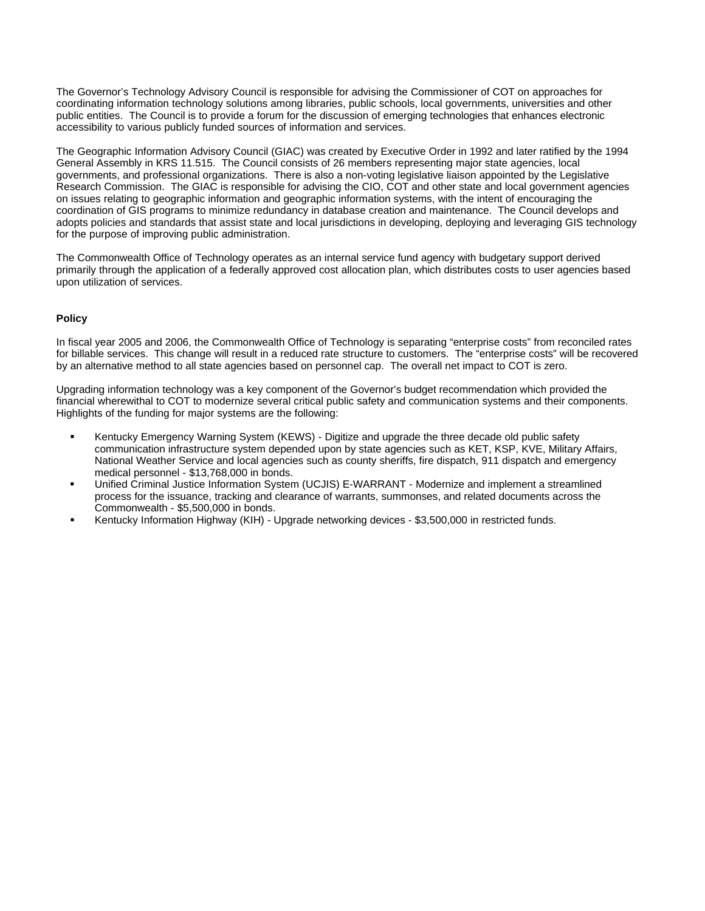The Governor's Technology Advisory Council is responsible for advising the Commissioner of COT on approaches for coordinating information technology solutions among libraries, public schools, local governments, universities and other public entities. The Council is to provide a forum for the discussion of emerging technologies that enhances electronic accessibility to various publicly funded sources of information and services.

The Geographic Information Advisory Council (GIAC) was created by Executive Order in 1992 and later ratified by the 1994 General Assembly in KRS 11.515. The Council consists of 26 members representing major state agencies, local governments, and professional organizations. There is also a non-voting legislative liaison appointed by the Legislative Research Commission. The GIAC is responsible for advising the CIO, COT and other state and local government agencies on issues relating to geographic information and geographic information systems, with the intent of encouraging the coordination of GIS programs to minimize redundancy in database creation and maintenance. The Council develops and adopts policies and standards that assist state and local jurisdictions in developing, deploying and leveraging GIS technology for the purpose of improving public administration.

The Commonwealth Office of Technology operates as an internal service fund agency with budgetary support derived primarily through the application of a federally approved cost allocation plan, which distributes costs to user agencies based upon utilization of services.

**Policy**

In fiscal year 2005 and 2006, the Commonwealth Office of Technology is separating "enterprise costs" from reconciled rates for billable services. This change will result in a reduced rate structure to customers. The "enterprise costs" will be recovered by an alternative method to all state agencies based on personnel cap. The overall net impact to COT is zero.

Upgrading information technology was a key component of the Governor's budget recommendation which provided the financial wherewithal to COT to modernize several critical public safety and communication systems and their components. Highlights of the funding for major systems are the following:

- Kentucky Emergency Warning System (KEWS) - Digitize and upgrade the three decade old public safety communication infrastructure system depended upon by state agencies such as KET, KSP, KVE, Military Affairs, National Weather Service and local agencies such as county sheriffs, fire dispatch, 911 dispatch and emergency medical personnel - $13,768,000 in bonds.
- Unified Criminal Justice Information System (UCJIS) E-WARRANT - Modernize and implement a streamlined process for the issuance, tracking and clearance of warrants, summonses, and related documents across the Commonwealth - $5,500,000 in bonds.
- Kentucky Information Highway (KIH) - Upgrade networking devices - $3,500,000 in restricted funds.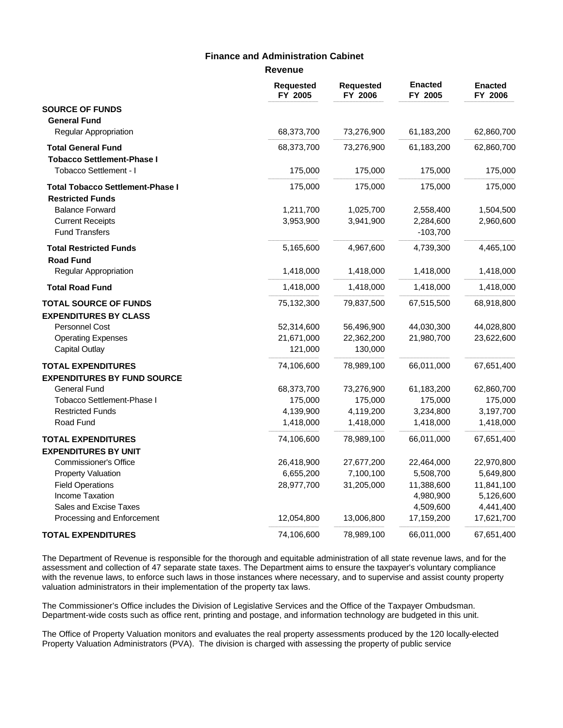## Finance and Administration Cabinet

### Revenue

| | Requested FY 2005 | Requested FY 2006 | Enacted FY 2005 | Enacted FY 2006 |
|---|---|---|---|---|
| **SOURCE OF FUNDS** | | | | |
| **General Fund** | | | | |
| Regular Appropriation | 68,373,700 | 73,276,900 | 61,183,200 | 62,860,700 |
| **Total General Fund** | 68,373,700 | 73,276,900 | 61,183,200 | 62,860,700 |
| **Tobacco Settlement-Phase I** | | | | |
| Tobacco Settlement - I | 175,000 | 175,000 | 175,000 | 175,000 |
| **Total Tobacco Settlement-Phase I** | 175,000 | 175,000 | 175,000 | 175,000 |
| **Restricted Funds** | | | | |
| Balance Forward | 1,211,700 | 1,025,700 | 2,558,400 | 1,504,500 |
| Current Receipts | 3,953,900 | 3,941,900 | 2,284,600 | 2,960,600 |
| Fund Transfers | | | -103,700 | |
| **Total Restricted Funds** | 5,165,600 | 4,967,600 | 4,739,300 | 4,465,100 |
| **Road Fund** | | | | |
| Regular Appropriation | 1,418,000 | 1,418,000 | 1,418,000 | 1,418,000 |
| **Total Road Fund** | 1,418,000 | 1,418,000 | 1,418,000 | 1,418,000 |
| **TOTAL SOURCE OF FUNDS** | 75,132,300 | 79,837,500 | 67,515,500 | 68,918,800 |
| **EXPENDITURES BY CLASS** | | | | |
| Personnel Cost | 52,314,600 | 56,496,900 | 44,030,300 | 44,028,800 |
| Operating Expenses | 21,671,000 | 22,362,200 | 21,980,700 | 23,622,600 |
| Capital Outlay | 121,000 | 130,000 | | |
| **TOTAL EXPENDITURES** | 74,106,600 | 78,989,100 | 66,011,000 | 67,651,400 |
| **EXPENDITURES BY FUND SOURCE** | | | | |
| General Fund | 68,373,700 | 73,276,900 | 61,183,200 | 62,860,700 |
| Tobacco Settlement-Phase I | 175,000 | 175,000 | 175,000 | 175,000 |
| Restricted Funds | 4,139,900 | 4,119,200 | 3,234,800 | 3,197,700 |
| Road Fund | 1,418,000 | 1,418,000 | 1,418,000 | 1,418,000 |
| **TOTAL EXPENDITURES** | 74,106,600 | 78,989,100 | 66,011,000 | 67,651,400 |
| **EXPENDITURES BY UNIT** | | | | |
| Commissioner's Office | 26,418,900 | 27,677,200 | 22,464,000 | 22,970,800 |
| Property Valuation | 6,655,200 | 7,100,100 | 5,508,700 | 5,649,800 |
| Field Operations | 28,977,700 | 31,205,000 | 11,388,600 | 11,841,100 |
| Income Taxation | | | 4,980,900 | 5,126,600 |
| Sales and Excise Taxes | | | 4,509,600 | 4,441,400 |
| Processing and Enforcement | 12,054,800 | 13,006,800 | 17,159,200 | 17,621,700 |
| **TOTAL EXPENDITURES** | 74,106,600 | 78,989,100 | 66,011,000 | 67,651,400 |

The Department of Revenue is responsible for the thorough and equitable administration of all state revenue laws, and for the assessment and collection of 47 separate state taxes. The Department aims to ensure the taxpayer's voluntary compliance with the revenue laws, to enforce such laws in those instances where necessary, and to supervise and assist county property valuation administrators in their implementation of the property tax laws.

The Commissioner's Office includes the Division of Legislative Services and the Office of the Taxpayer Ombudsman. Department-wide costs such as office rent, printing and postage, and information technology are budgeted in this unit.

The Office of Property Valuation monitors and evaluates the real property assessments produced by the 120 locally-elected Property Valuation Administrators (PVA). The division is charged with assessing the property of public service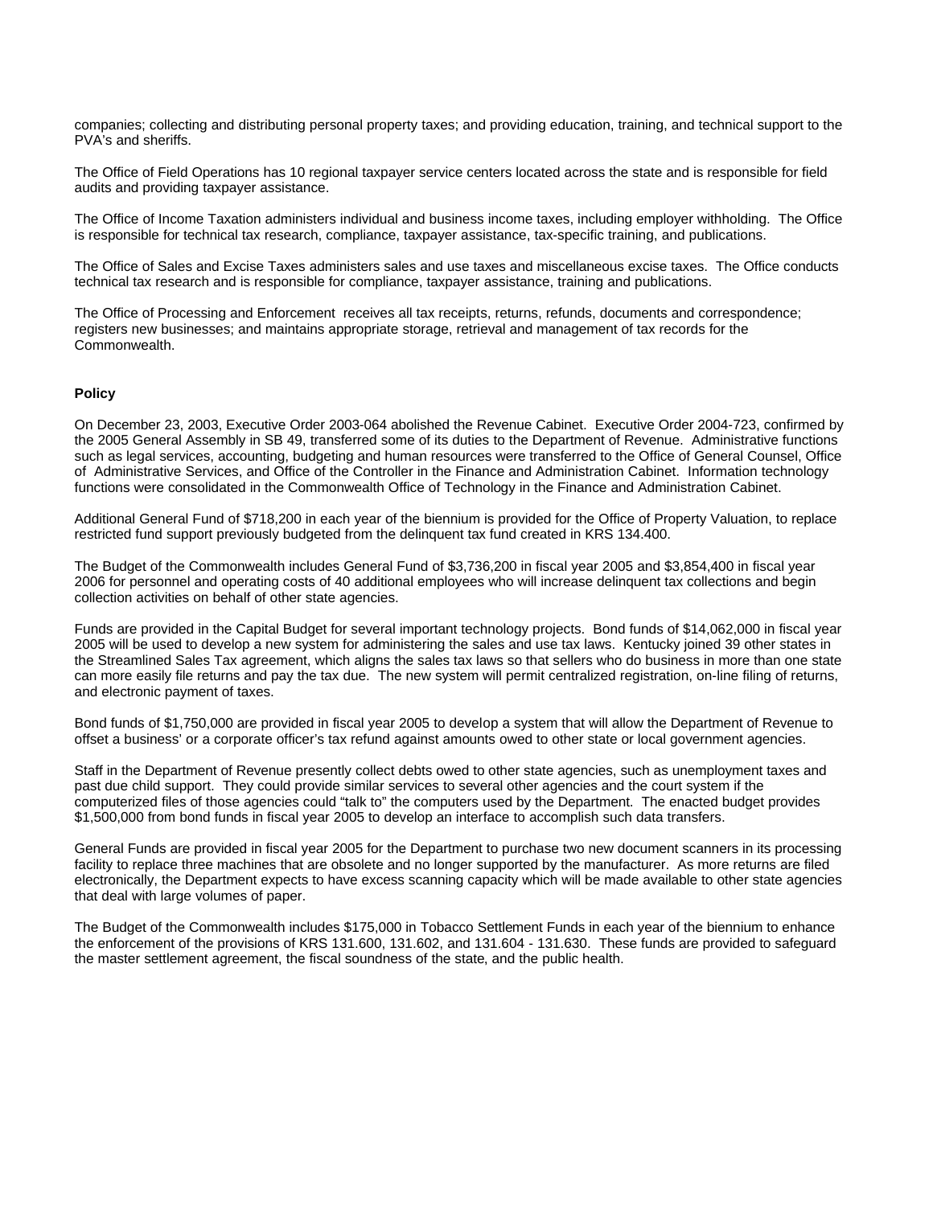companies; collecting and distributing personal property taxes; and providing education, training, and technical support to the PVA's and sheriffs.

The Office of Field Operations has 10 regional taxpayer service centers located across the state and is responsible for field audits and providing taxpayer assistance.

The Office of Income Taxation administers individual and business income taxes, including employer withholding. The Office is responsible for technical tax research, compliance, taxpayer assistance, tax-specific training, and publications.

The Office of Sales and Excise Taxes administers sales and use taxes and miscellaneous excise taxes. The Office conducts technical tax research and is responsible for compliance, taxpayer assistance, training and publications.

The Office of Processing and Enforcement receives all tax receipts, returns, refunds, documents and correspondence; registers new businesses; and maintains appropriate storage, retrieval and management of tax records for the Commonwealth.

**Policy**

On December 23, 2003, Executive Order 2003-064 abolished the Revenue Cabinet. Executive Order 2004-723, confirmed by the 2005 General Assembly in SB 49, transferred some of its duties to the Department of Revenue. Administrative functions such as legal services, accounting, budgeting and human resources were transferred to the Office of General Counsel, Office of Administrative Services, and Office of the Controller in the Finance and Administration Cabinet. Information technology functions were consolidated in the Commonwealth Office of Technology in the Finance and Administration Cabinet.

Additional General Fund of $718,200 in each year of the biennium is provided for the Office of Property Valuation, to replace restricted fund support previously budgeted from the delinquent tax fund created in KRS 134.400.

The Budget of the Commonwealth includes General Fund of $3,736,200 in fiscal year 2005 and $3,854,400 in fiscal year 2006 for personnel and operating costs of 40 additional employees who will increase delinquent tax collections and begin collection activities on behalf of other state agencies.

Funds are provided in the Capital Budget for several important technology projects. Bond funds of $14,062,000 in fiscal year 2005 will be used to develop a new system for administering the sales and use tax laws. Kentucky joined 39 other states in the Streamlined Sales Tax agreement, which aligns the sales tax laws so that sellers who do business in more than one state can more easily file returns and pay the tax due. The new system will permit centralized registration, on-line filing of returns, and electronic payment of taxes.

Bond funds of $1,750,000 are provided in fiscal year 2005 to develop a system that will allow the Department of Revenue to offset a business' or a corporate officer's tax refund against amounts owed to other state or local government agencies.

Staff in the Department of Revenue presently collect debts owed to other state agencies, such as unemployment taxes and past due child support. They could provide similar services to several other agencies and the court system if the computerized files of those agencies could "talk to" the computers used by the Department. The enacted budget provides $1,500,000 from bond funds in fiscal year 2005 to develop an interface to accomplish such data transfers.

General Funds are provided in fiscal year 2005 for the Department to purchase two new document scanners in its processing facility to replace three machines that are obsolete and no longer supported by the manufacturer. As more returns are filed electronically, the Department expects to have excess scanning capacity which will be made available to other state agencies that deal with large volumes of paper.

The Budget of the Commonwealth includes $175,000 in Tobacco Settlement Funds in each year of the biennium to enhance the enforcement of the provisions of KRS 131.600, 131.602, and 131.604 - 131.630. These funds are provided to safeguard the master settlement agreement, the fiscal soundness of the state, and the public health.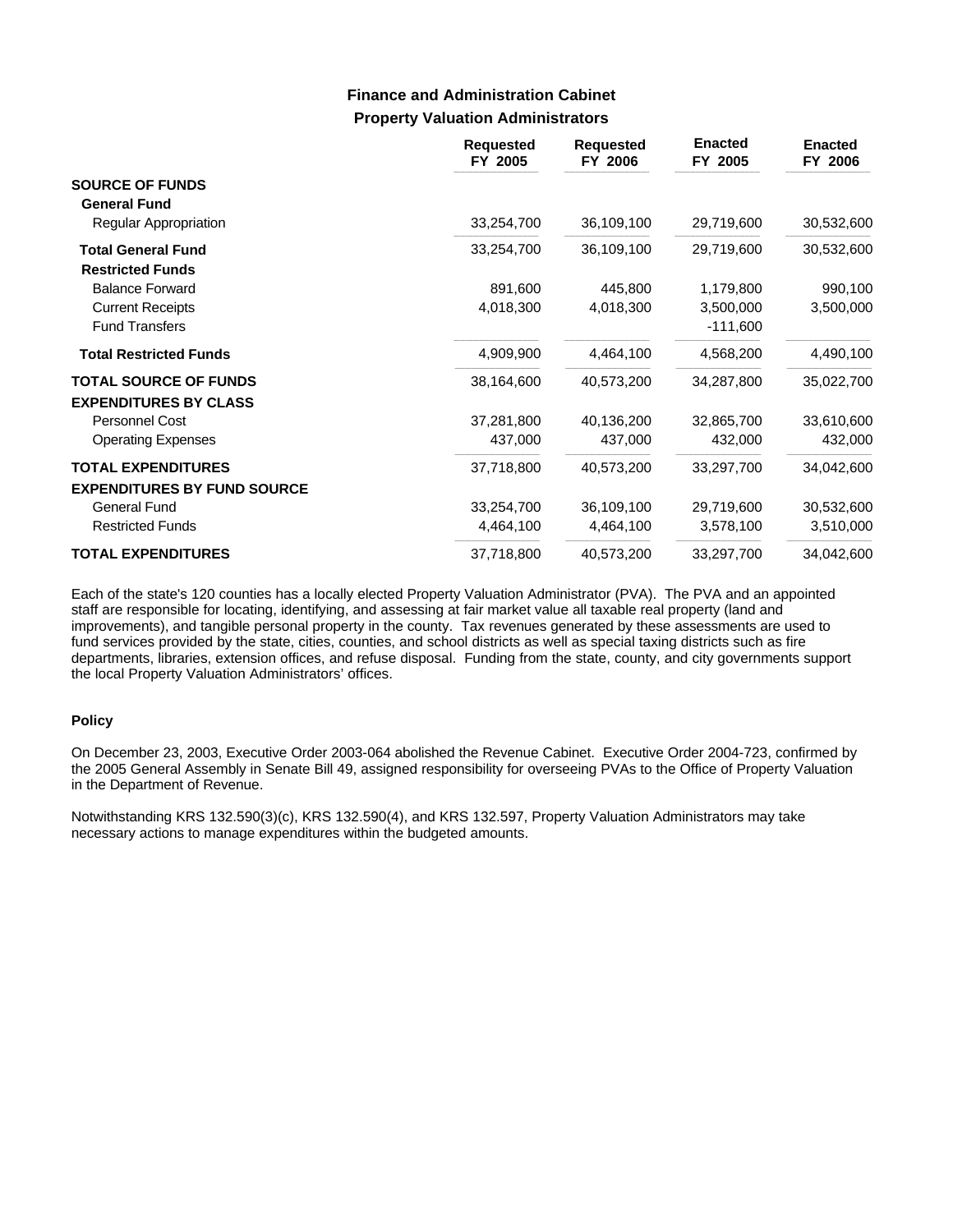## Finance and Administration Cabinet
### Property Valuation Administrators

| | Requested FY 2005 | Requested FY 2006 | Enacted FY 2005 | Enacted FY 2006 |
|---|---|---|---|---|
| **SOURCE OF FUNDS** | | | | |
| **General Fund** | | | | |
| Regular Appropriation | 33,254,700 | 36,109,100 | 29,719,600 | 30,532,600 |
| **Total General Fund** | 33,254,700 | 36,109,100 | 29,719,600 | 30,532,600 |
| **Restricted Funds** | | | | |
| Balance Forward | 891,600 | 445,800 | 1,179,800 | 990,100 |
| Current Receipts | 4,018,300 | 4,018,300 | 3,500,000 | 3,500,000 |
| Fund Transfers | | | -111,600 | |
| **Total Restricted Funds** | 4,909,900 | 4,464,100 | 4,568,200 | 4,490,100 |
| **TOTAL SOURCE OF FUNDS** | 38,164,600 | 40,573,200 | 34,287,800 | 35,022,700 |
| **EXPENDITURES BY CLASS** | | | | |
| Personnel Cost | 37,281,800 | 40,136,200 | 32,865,700 | 33,610,600 |
| Operating Expenses | 437,000 | 437,000 | 432,000 | 432,000 |
| **TOTAL EXPENDITURES** | 37,718,800 | 40,573,200 | 33,297,700 | 34,042,600 |
| **EXPENDITURES BY FUND SOURCE** | | | | |
| General Fund | 33,254,700 | 36,109,100 | 29,719,600 | 30,532,600 |
| Restricted Funds | 4,464,100 | 4,464,100 | 3,578,100 | 3,510,000 |
| **TOTAL EXPENDITURES** | 37,718,800 | 40,573,200 | 33,297,700 | 34,042,600 |

Each of the state's 120 counties has a locally elected Property Valuation Administrator (PVA). The PVA and an appointed staff are responsible for locating, identifying, and assessing at fair market value all taxable real property (land and improvements), and tangible personal property in the county. Tax revenues generated by these assessments are used to fund services provided by the state, cities, counties, and school districts as well as special taxing districts such as fire departments, libraries, extension offices, and refuse disposal. Funding from the state, county, and city governments support the local Property Valuation Administrators' offices.

**Policy**

On December 23, 2003, Executive Order 2003-064 abolished the Revenue Cabinet. Executive Order 2004-723, confirmed by the 2005 General Assembly in Senate Bill 49, assigned responsibility for overseeing PVAs to the Office of Property Valuation in the Department of Revenue.

Notwithstanding KRS 132.590(3)(c), KRS 132.590(4), and KRS 132.597, Property Valuation Administrators may take necessary actions to manage expenditures within the budgeted amounts.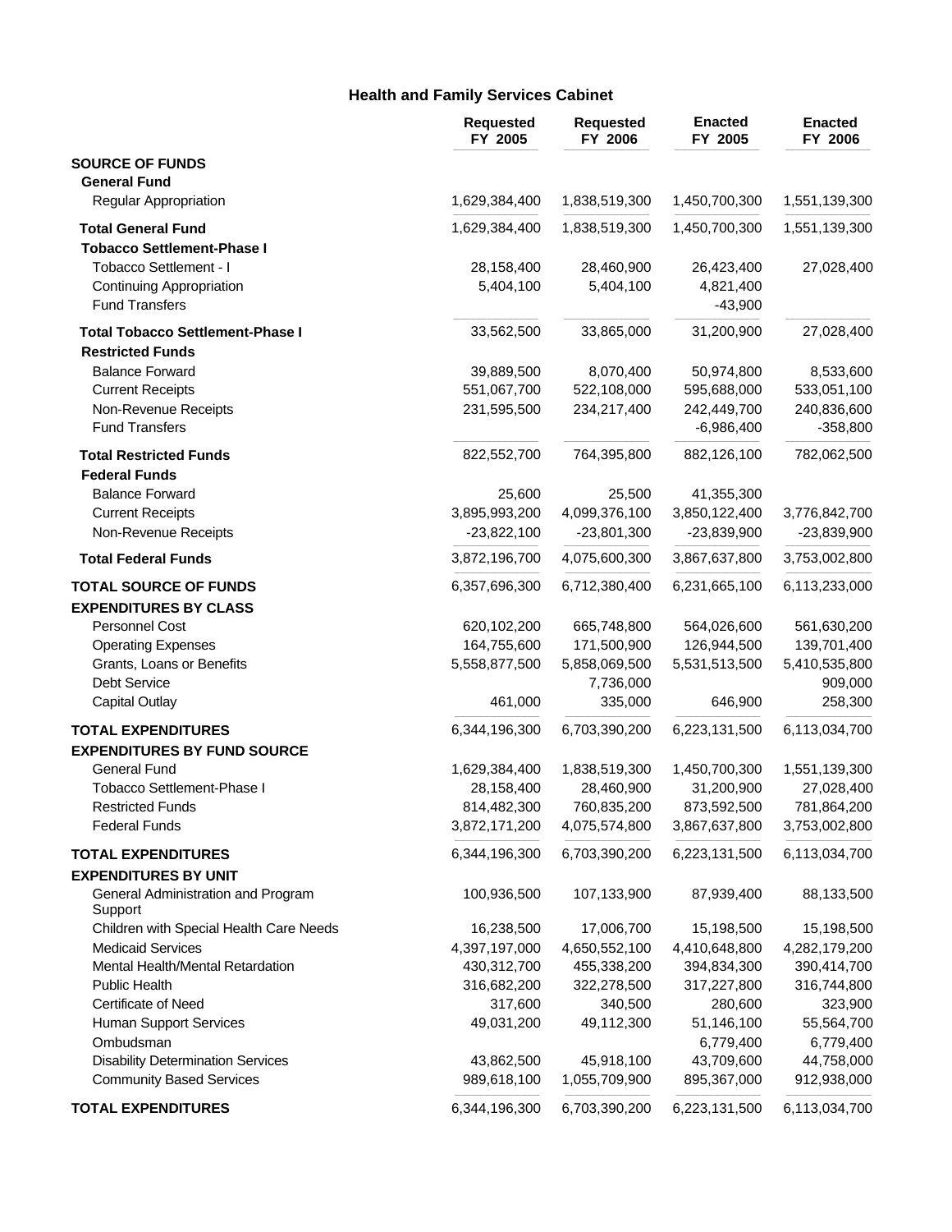## Health and Family Services Cabinet

| | Requested FY 2005 | Requested FY 2006 | Enacted FY 2005 | Enacted FY 2006 |
|---|---|---|---|---|
| **SOURCE OF FUNDS** | | | | |
| **General Fund** | | | | |
| Regular Appropriation | 1,629,384,400 | 1,838,519,300 | 1,450,700,300 | 1,551,139,300 |
| **Total General Fund** | 1,629,384,400 | 1,838,519,300 | 1,450,700,300 | 1,551,139,300 |
| **Tobacco Settlement-Phase I** | | | | |
| Tobacco Settlement - I | 28,158,400 | 28,460,900 | 26,423,400 | 27,028,400 |
| Continuing Appropriation | 5,404,100 | 5,404,100 | 4,821,400 | |
| Fund Transfers | | | -43,900 | |
| **Total Tobacco Settlement-Phase I** | 33,562,500 | 33,865,000 | 31,200,900 | 27,028,400 |
| **Restricted Funds** | | | | |
| Balance Forward | 39,889,500 | 8,070,400 | 50,974,800 | 8,533,600 |
| Current Receipts | 551,067,700 | 522,108,000 | 595,688,000 | 533,051,100 |
| Non-Revenue Receipts | 231,595,500 | 234,217,400 | 242,449,700 | 240,836,600 |
| Fund Transfers | | | -6,986,400 | -358,800 |
| **Total Restricted Funds** | 822,552,700 | 764,395,800 | 882,126,100 | 782,062,500 |
| **Federal Funds** | | | | |
| Balance Forward | 25,600 | 25,500 | 41,355,300 | |
| Current Receipts | 3,895,993,200 | 4,099,376,100 | 3,850,122,400 | 3,776,842,700 |
| Non-Revenue Receipts | -23,822,100 | -23,801,300 | -23,839,900 | -23,839,900 |
| **Total Federal Funds** | 3,872,196,700 | 4,075,600,300 | 3,867,637,800 | 3,753,002,800 |
| **TOTAL SOURCE OF FUNDS** | 6,357,696,300 | 6,712,380,400 | 6,231,665,100 | 6,113,233,000 |
| **EXPENDITURES BY CLASS** | | | | |
| Personnel Cost | 620,102,200 | 665,748,800 | 564,026,600 | 561,630,200 |
| Operating Expenses | 164,755,600 | 171,500,900 | 126,944,500 | 139,701,400 |
| Grants, Loans or Benefits | 5,558,877,500 | 5,858,069,500 | 5,531,513,500 | 5,410,535,800 |
| Debt Service | | 7,736,000 | | 909,000 |
| Capital Outlay | 461,000 | 335,000 | 646,900 | 258,300 |
| **TOTAL EXPENDITURES** | 6,344,196,300 | 6,703,390,200 | 6,223,131,500 | 6,113,034,700 |
| **EXPENDITURES BY FUND SOURCE** | | | | |
| General Fund | 1,629,384,400 | 1,838,519,300 | 1,450,700,300 | 1,551,139,300 |
| Tobacco Settlement-Phase I | 28,158,400 | 28,460,900 | 31,200,900 | 27,028,400 |
| Restricted Funds | 814,482,300 | 760,835,200 | 873,592,500 | 781,864,200 |
| Federal Funds | 3,872,171,200 | 4,075,574,800 | 3,867,637,800 | 3,753,002,800 |
| **TOTAL EXPENDITURES** | 6,344,196,300 | 6,703,390,200 | 6,223,131,500 | 6,113,034,700 |
| **EXPENDITURES BY UNIT** | | | | |
| General Administration and Program Support | 100,936,500 | 107,133,900 | 87,939,400 | 88,133,500 |
| Children with Special Health Care Needs | 16,238,500 | 17,006,700 | 15,198,500 | 15,198,500 |
| Medicaid Services | 4,397,197,000 | 4,650,552,100 | 4,410,648,800 | 4,282,179,200 |
| Mental Health/Mental Retardation | 430,312,700 | 455,338,200 | 394,834,300 | 390,414,700 |
| Public Health | 316,682,200 | 322,278,500 | 317,227,800 | 316,744,800 |
| Certificate of Need | 317,600 | 340,500 | 280,600 | 323,900 |
| Human Support Services | 49,031,200 | 49,112,300 | 51,146,100 | 55,564,700 |
| Ombudsman | | | 6,779,400 | 6,779,400 |
| Disability Determination Services | 43,862,500 | 45,918,100 | 43,709,600 | 44,758,000 |
| Community Based Services | 989,618,100 | 1,055,709,900 | 895,367,000 | 912,938,000 |
| **TOTAL EXPENDITURES** | 6,344,196,300 | 6,703,390,200 | 6,223,131,500 | 6,113,034,700 |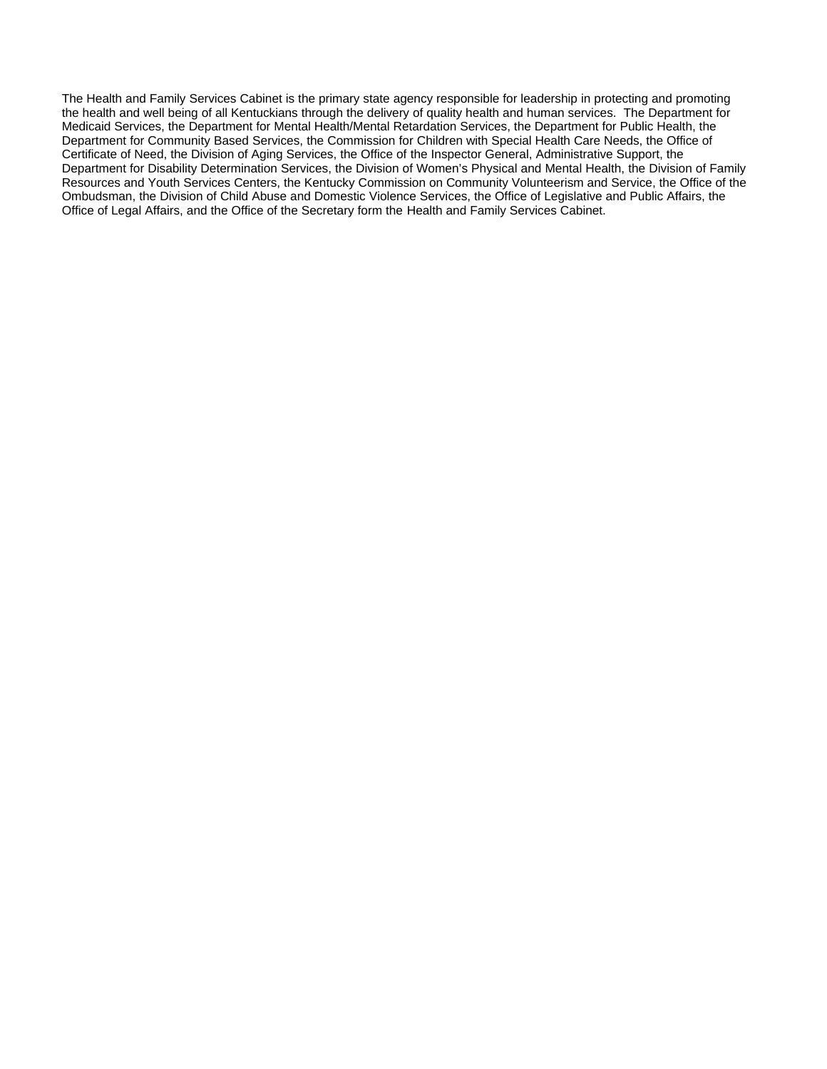The Health and Family Services Cabinet is the primary state agency responsible for leadership in protecting and promoting the health and well being of all Kentuckians through the delivery of quality health and human services. The Department for Medicaid Services, the Department for Mental Health/Mental Retardation Services, the Department for Public Health, the Department for Community Based Services, the Commission for Children with Special Health Care Needs, the Office of Certificate of Need, the Division of Aging Services, the Office of the Inspector General, Administrative Support, the Department for Disability Determination Services, the Division of Women's Physical and Mental Health, the Division of Family Resources and Youth Services Centers, the Kentucky Commission on Community Volunteerism and Service, the Office of the Ombudsman, the Division of Child Abuse and Domestic Violence Services, the Office of Legislative and Public Affairs, the Office of Legal Affairs, and the Office of the Secretary form the Health and Family Services Cabinet.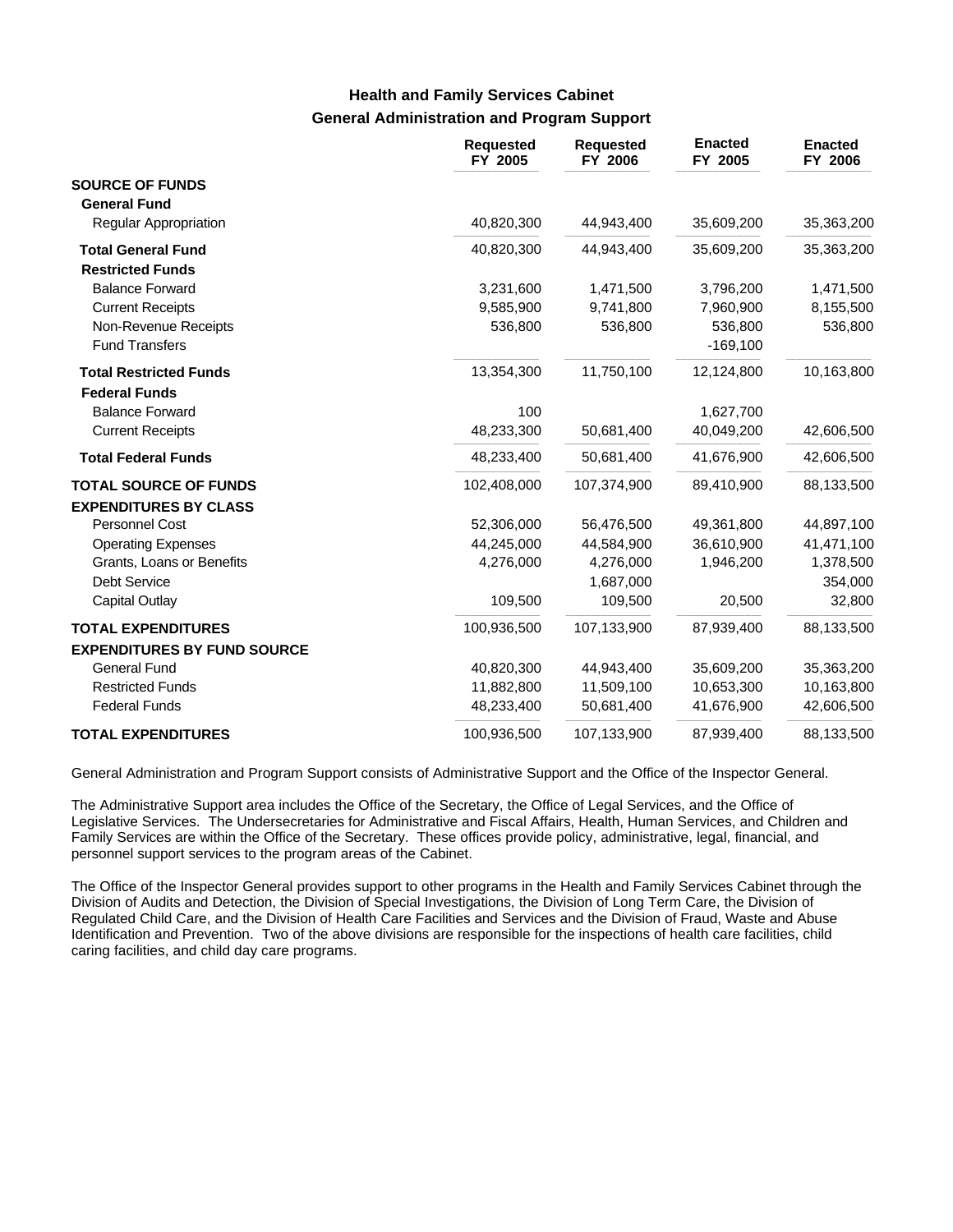## Health and Family Services Cabinet
### General Administration and Program Support

| | Requested FY 2005 | Requested FY 2006 | Enacted FY 2005 | Enacted FY 2006 |
|---|---|---|---|---|
| **SOURCE OF FUNDS** | | | | |
| **General Fund** | | | | |
| Regular Appropriation | 40,820,300 | 44,943,400 | 35,609,200 | 35,363,200 |
| **Total General Fund** | 40,820,300 | 44,943,400 | 35,609,200 | 35,363,200 |
| **Restricted Funds** | | | | |
| Balance Forward | 3,231,600 | 1,471,500 | 3,796,200 | 1,471,500 |
| Current Receipts | 9,585,900 | 9,741,800 | 7,960,900 | 8,155,500 |
| Non-Revenue Receipts | 536,800 | 536,800 | 536,800 | 536,800 |
| Fund Transfers | | | -169,100 | |
| **Total Restricted Funds** | 13,354,300 | 11,750,100 | 12,124,800 | 10,163,800 |
| **Federal Funds** | | | | |
| Balance Forward | 100 | | 1,627,700 | |
| Current Receipts | 48,233,300 | 50,681,400 | 40,049,200 | 42,606,500 |
| **Total Federal Funds** | 48,233,400 | 50,681,400 | 41,676,900 | 42,606,500 |
| **TOTAL SOURCE OF FUNDS** | 102,408,000 | 107,374,900 | 89,410,900 | 88,133,500 |
| **EXPENDITURES BY CLASS** | | | | |
| Personnel Cost | 52,306,000 | 56,476,500 | 49,361,800 | 44,897,100 |
| Operating Expenses | 44,245,000 | 44,584,900 | 36,610,900 | 41,471,100 |
| Grants, Loans or Benefits | 4,276,000 | 4,276,000 | 1,946,200 | 1,378,500 |
| Debt Service | | 1,687,000 | | 354,000 |
| Capital Outlay | 109,500 | 109,500 | 20,500 | 32,800 |
| **TOTAL EXPENDITURES** | 100,936,500 | 107,133,900 | 87,939,400 | 88,133,500 |
| **EXPENDITURES BY FUND SOURCE** | | | | |
| General Fund | 40,820,300 | 44,943,400 | 35,609,200 | 35,363,200 |
| Restricted Funds | 11,882,800 | 11,509,100 | 10,653,300 | 10,163,800 |
| Federal Funds | 48,233,400 | 50,681,400 | 41,676,900 | 42,606,500 |
| **TOTAL EXPENDITURES** | 100,936,500 | 107,133,900 | 87,939,400 | 88,133,500 |

General Administration and Program Support consists of Administrative Support and the Office of the Inspector General.

The Administrative Support area includes the Office of the Secretary, the Office of Legal Services, and the Office of Legislative Services. The Undersecretaries for Administrative and Fiscal Affairs, Health, Human Services, and Children and Family Services are within the Office of the Secretary. These offices provide policy, administrative, legal, financial, and personnel support services to the program areas of the Cabinet.

The Office of the Inspector General provides support to other programs in the Health and Family Services Cabinet through the Division of Audits and Detection, the Division of Special Investigations, the Division of Long Term Care, the Division of Regulated Child Care, and the Division of Health Care Facilities and Services and the Division of Fraud, Waste and Abuse Identification and Prevention. Two of the above divisions are responsible for the inspections of health care facilities, child caring facilities, and child day care programs.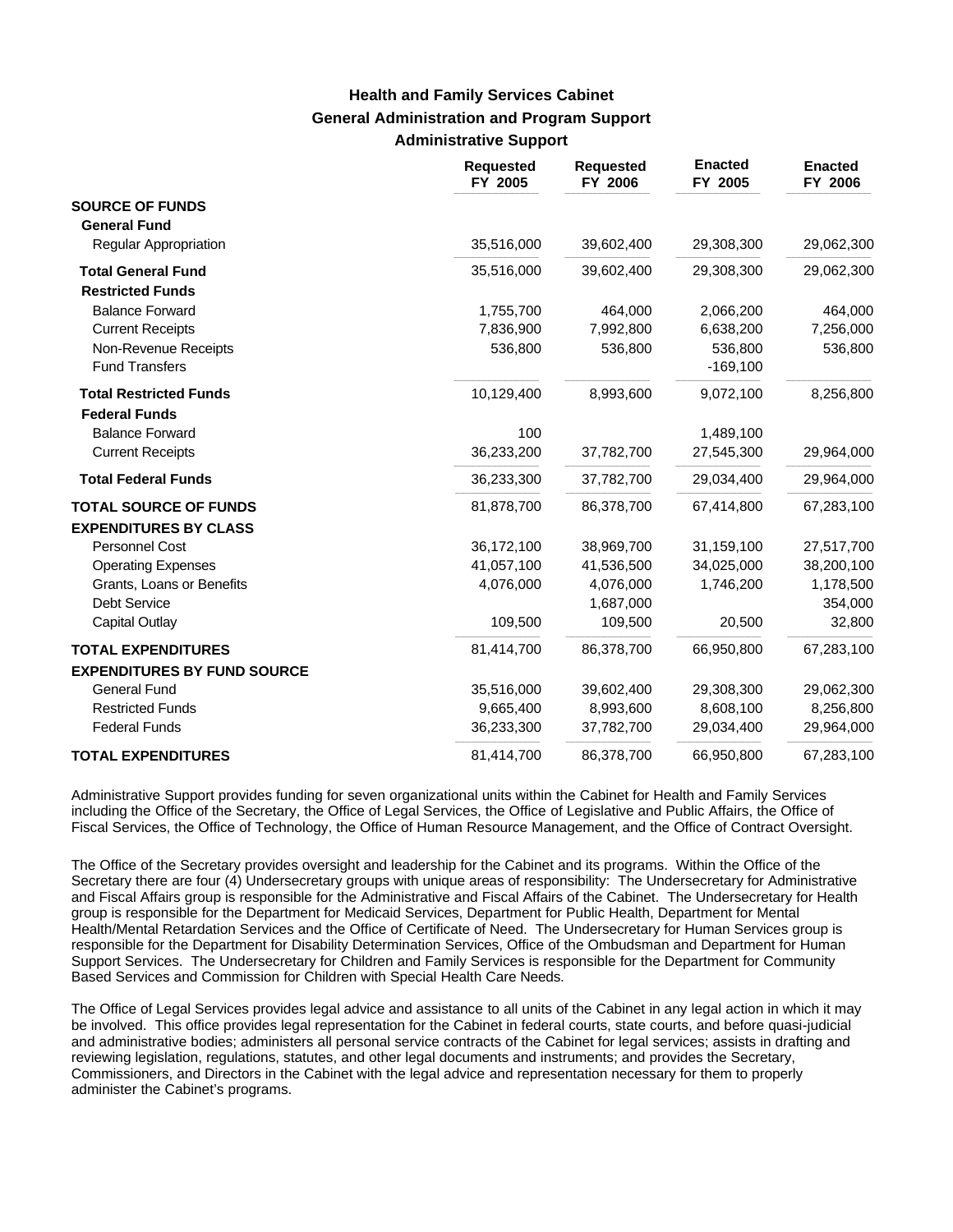# Health and Family Services Cabinet
## General Administration and Program Support
### Administrative Support

| | Requested FY 2005 | Requested FY 2006 | Enacted FY 2005 | Enacted FY 2006 |
|---|---|---|---|---|
| **SOURCE OF FUNDS** | | | | |
| **General Fund** | | | | |
| Regular Appropriation | 35,516,000 | 39,602,400 | 29,308,300 | 29,062,300 |
| **Total General Fund** | 35,516,000 | 39,602,400 | 29,308,300 | 29,062,300 |
| **Restricted Funds** | | | | |
| Balance Forward | 1,755,700 | 464,000 | 2,066,200 | 464,000 |
| Current Receipts | 7,836,900 | 7,992,800 | 6,638,200 | 7,256,000 |
| Non-Revenue Receipts | 536,800 | 536,800 | 536,800 | 536,800 |
| Fund Transfers | | | -169,100 | |
| **Total Restricted Funds** | 10,129,400 | 8,993,600 | 9,072,100 | 8,256,800 |
| **Federal Funds** | | | | |
| Balance Forward | 100 | | 1,489,100 | |
| Current Receipts | 36,233,200 | 37,782,700 | 27,545,300 | 29,964,000 |
| **Total Federal Funds** | 36,233,300 | 37,782,700 | 29,034,400 | 29,964,000 |
| **TOTAL SOURCE OF FUNDS** | 81,878,700 | 86,378,700 | 67,414,800 | 67,283,100 |
| **EXPENDITURES BY CLASS** | | | | |
| Personnel Cost | 36,172,100 | 38,969,700 | 31,159,100 | 27,517,700 |
| Operating Expenses | 41,057,100 | 41,536,500 | 34,025,000 | 38,200,100 |
| Grants, Loans or Benefits | 4,076,000 | 4,076,000 | 1,746,200 | 1,178,500 |
| Debt Service | | 1,687,000 | | 354,000 |
| Capital Outlay | 109,500 | 109,500 | 20,500 | 32,800 |
| **TOTAL EXPENDITURES** | 81,414,700 | 86,378,700 | 66,950,800 | 67,283,100 |
| **EXPENDITURES BY FUND SOURCE** | | | | |
| General Fund | 35,516,000 | 39,602,400 | 29,308,300 | 29,062,300 |
| Restricted Funds | 9,665,400 | 8,993,600 | 8,608,100 | 8,256,800 |
| Federal Funds | 36,233,300 | 37,782,700 | 29,034,400 | 29,964,000 |
| **TOTAL EXPENDITURES** | 81,414,700 | 86,378,700 | 66,950,800 | 67,283,100 |

Administrative Support provides funding for seven organizational units within the Cabinet for Health and Family Services including the Office of the Secretary, the Office of Legal Services, the Office of Legislative and Public Affairs, the Office of Fiscal Services, the Office of Technology, the Office of Human Resource Management, and the Office of Contract Oversight.

The Office of the Secretary provides oversight and leadership for the Cabinet and its programs. Within the Office of the Secretary there are four (4) Undersecretary groups with unique areas of responsibility: The Undersecretary for Administrative and Fiscal Affairs group is responsible for the Administrative and Fiscal Affairs of the Cabinet. The Undersecretary for Health group is responsible for the Department for Medicaid Services, Department for Public Health, Department for Mental Health/Mental Retardation Services and the Office of Certificate of Need. The Undersecretary for Human Services group is responsible for the Department for Disability Determination Services, Office of the Ombudsman and Department for Human Support Services. The Undersecretary for Children and Family Services is responsible for the Department for Community Based Services and Commission for Children with Special Health Care Needs.

The Office of Legal Services provides legal advice and assistance to all units of the Cabinet in any legal action in which it may be involved. This office provides legal representation for the Cabinet in federal courts, state courts, and before quasi-judicial and administrative bodies; administers all personal service contracts of the Cabinet for legal services; assists in drafting and reviewing legislation, regulations, statutes, and other legal documents and instruments; and provides the Secretary, Commissioners, and Directors in the Cabinet with the legal advice and representation necessary for them to properly administer the Cabinet's programs.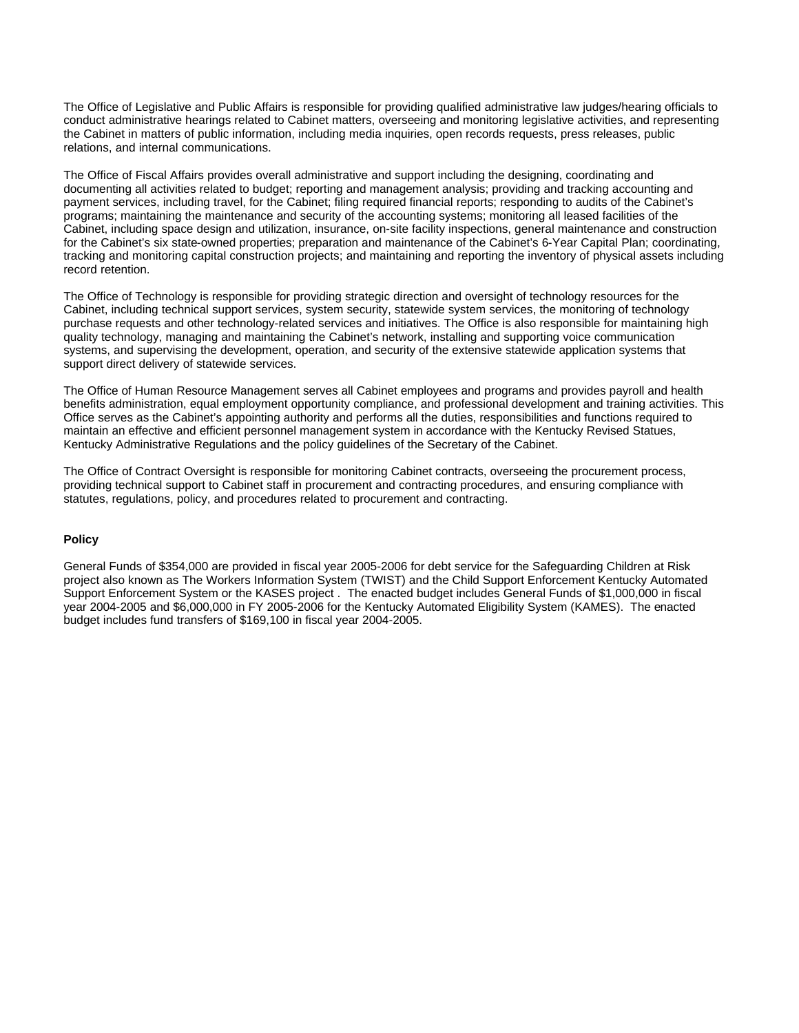The Office of Legislative and Public Affairs is responsible for providing qualified administrative law judges/hearing officials to conduct administrative hearings related to Cabinet matters, overseeing and monitoring legislative activities, and representing the Cabinet in matters of public information, including media inquiries, open records requests, press releases, public relations, and internal communications.

The Office of Fiscal Affairs provides overall administrative and support including the designing, coordinating and documenting all activities related to budget; reporting and management analysis; providing and tracking accounting and payment services, including travel, for the Cabinet; filing required financial reports; responding to audits of the Cabinet's programs; maintaining the maintenance and security of the accounting systems; monitoring all leased facilities of the Cabinet, including space design and utilization, insurance, on-site facility inspections, general maintenance and construction for the Cabinet's six state-owned properties; preparation and maintenance of the Cabinet's 6-Year Capital Plan; coordinating, tracking and monitoring capital construction projects; and maintaining and reporting the inventory of physical assets including record retention.

The Office of Technology is responsible for providing strategic direction and oversight of technology resources for the Cabinet, including technical support services, system security, statewide system services, the monitoring of technology purchase requests and other technology-related services and initiatives. The Office is also responsible for maintaining high quality technology, managing and maintaining the Cabinet's network, installing and supporting voice communication systems, and supervising the development, operation, and security of the extensive statewide application systems that support direct delivery of statewide services.

The Office of Human Resource Management serves all Cabinet employees and programs and provides payroll and health benefits administration, equal employment opportunity compliance, and professional development and training activities. This Office serves as the Cabinet's appointing authority and performs all the duties, responsibilities and functions required to maintain an effective and efficient personnel management system in accordance with the Kentucky Revised Statues, Kentucky Administrative Regulations and the policy guidelines of the Secretary of the Cabinet.

The Office of Contract Oversight is responsible for monitoring Cabinet contracts, overseeing the procurement process, providing technical support to Cabinet staff in procurement and contracting procedures, and ensuring compliance with statutes, regulations, policy, and procedures related to procurement and contracting.

**Policy**

General Funds of $354,000 are provided in fiscal year 2005-2006 for debt service for the Safeguarding Children at Risk project also known as The Workers Information System (TWIST) and the Child Support Enforcement Kentucky Automated Support Enforcement System or the KASES project . The enacted budget includes General Funds of $1,000,000 in fiscal year 2004-2005 and $6,000,000 in FY 2005-2006 for the Kentucky Automated Eligibility System (KAMES). The enacted budget includes fund transfers of $169,100 in fiscal year 2004-2005.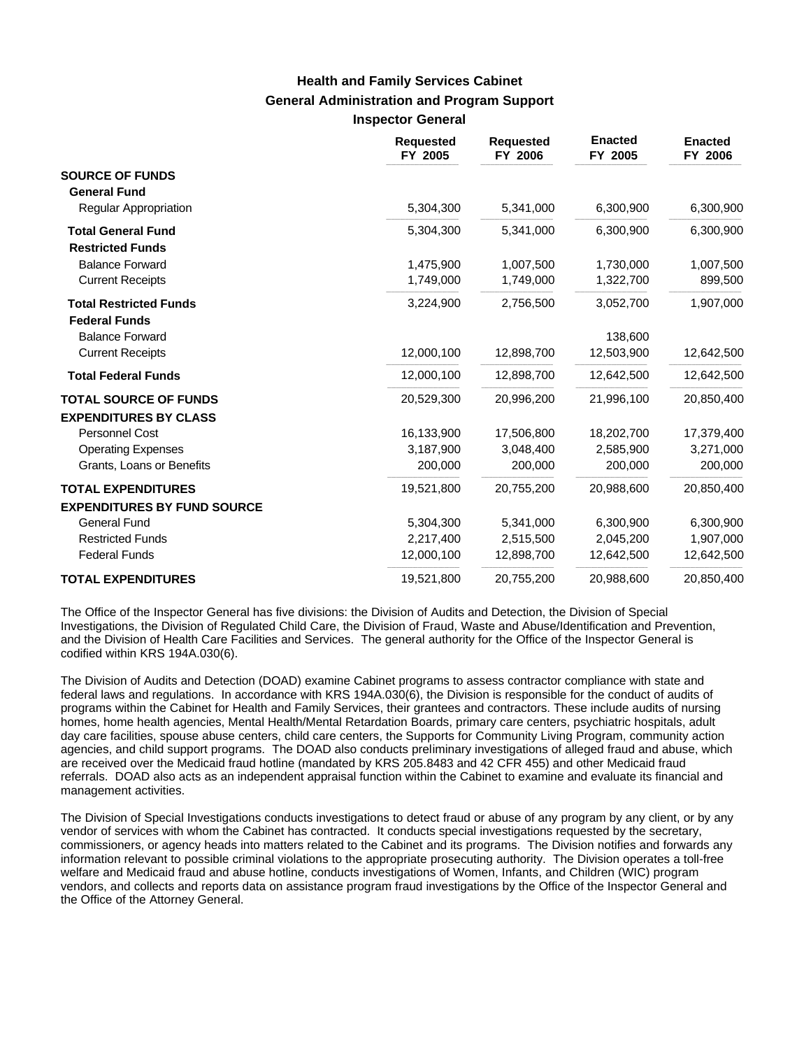# Health and Family Services Cabinet
## General Administration and Program Support
### Inspector General

| | Requested FY 2005 | Requested FY 2006 | Enacted FY 2005 | Enacted FY 2006 |
|---|---|---|---|---|
| **SOURCE OF FUNDS** | | | | |
| **General Fund** | | | | |
| Regular Appropriation | 5,304,300 | 5,341,000 | 6,300,900 | 6,300,900 |
| **Total General Fund** | 5,304,300 | 5,341,000 | 6,300,900 | 6,300,900 |
| **Restricted Funds** | | | | |
| Balance Forward | 1,475,900 | 1,007,500 | 1,730,000 | 1,007,500 |
| Current Receipts | 1,749,000 | 1,749,000 | 1,322,700 | 899,500 |
| **Total Restricted Funds** | 3,224,900 | 2,756,500 | 3,052,700 | 1,907,000 |
| **Federal Funds** | | | | |
| Balance Forward | | | 138,600 | |
| Current Receipts | 12,000,100 | 12,898,700 | 12,503,900 | 12,642,500 |
| **Total Federal Funds** | 12,000,100 | 12,898,700 | 12,642,500 | 12,642,500 |
| **TOTAL SOURCE OF FUNDS** | 20,529,300 | 20,996,200 | 21,996,100 | 20,850,400 |
| **EXPENDITURES BY CLASS** | | | | |
| Personnel Cost | 16,133,900 | 17,506,800 | 18,202,700 | 17,379,400 |
| Operating Expenses | 3,187,900 | 3,048,400 | 2,585,900 | 3,271,000 |
| Grants, Loans or Benefits | 200,000 | 200,000 | 200,000 | 200,000 |
| **TOTAL EXPENDITURES** | 19,521,800 | 20,755,200 | 20,988,600 | 20,850,400 |
| **EXPENDITURES BY FUND SOURCE** | | | | |
| General Fund | 5,304,300 | 5,341,000 | 6,300,900 | 6,300,900 |
| Restricted Funds | 2,217,400 | 2,515,500 | 2,045,200 | 1,907,000 |
| Federal Funds | 12,000,100 | 12,898,700 | 12,642,500 | 12,642,500 |
| **TOTAL EXPENDITURES** | 19,521,800 | 20,755,200 | 20,988,600 | 20,850,400 |

The Office of the Inspector General has five divisions: the Division of Audits and Detection, the Division of Special Investigations, the Division of Regulated Child Care, the Division of Fraud, Waste and Abuse/Identification and Prevention, and the Division of Health Care Facilities and Services. The general authority for the Office of the Inspector General is codified within KRS 194A.030(6).

The Division of Audits and Detection (DOAD) examine Cabinet programs to assess contractor compliance with state and federal laws and regulations. In accordance with KRS 194A.030(6), the Division is responsible for the conduct of audits of programs within the Cabinet for Health and Family Services, their grantees and contractors. These include audits of nursing homes, home health agencies, Mental Health/Mental Retardation Boards, primary care centers, psychiatric hospitals, adult day care facilities, spouse abuse centers, child care centers, the Supports for Community Living Program, community action agencies, and child support programs. The DOAD also conducts preliminary investigations of alleged fraud and abuse, which are received over the Medicaid fraud hotline (mandated by KRS 205.8483 and 42 CFR 455) and other Medicaid fraud referrals. DOAD also acts as an independent appraisal function within the Cabinet to examine and evaluate its financial and management activities.

The Division of Special Investigations conducts investigations to detect fraud or abuse of any program by any client, or by any vendor of services with whom the Cabinet has contracted. It conducts special investigations requested by the secretary, commissioners, or agency heads into matters related to the Cabinet and its programs. The Division notifies and forwards any information relevant to possible criminal violations to the appropriate prosecuting authority. The Division operates a toll-free welfare and Medicaid fraud and abuse hotline, conducts investigations of Women, Infants, and Children (WIC) program vendors, and collects and reports data on assistance program fraud investigations by the Office of the Inspector General and the Office of the Attorney General.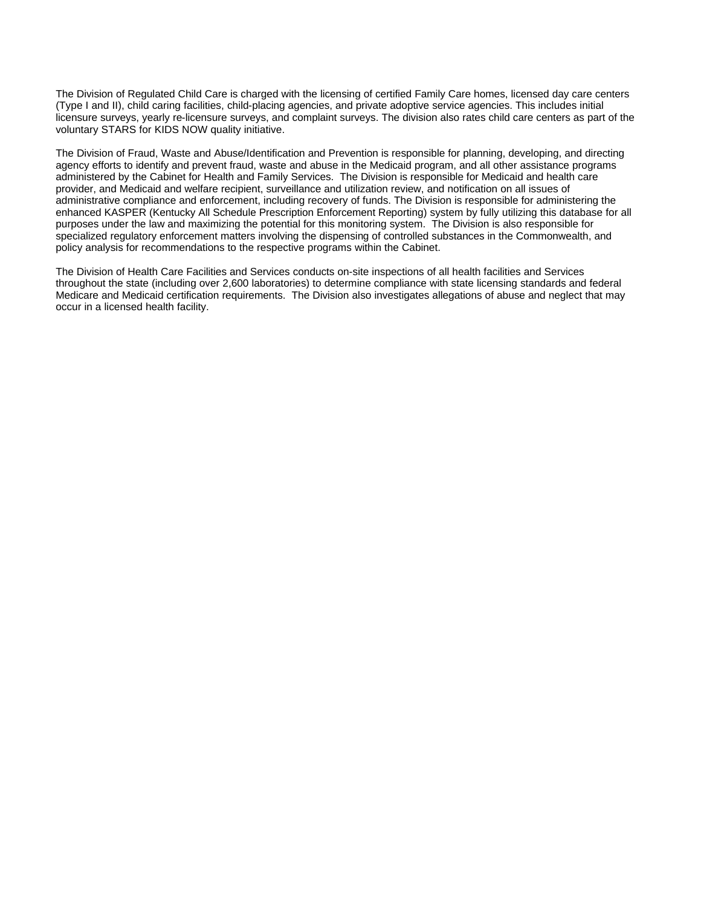The Division of Regulated Child Care is charged with the licensing of certified Family Care homes, licensed day care centers (Type I and II), child caring facilities, child-placing agencies, and private adoptive service agencies. This includes initial licensure surveys, yearly re-licensure surveys, and complaint surveys. The division also rates child care centers as part of the voluntary STARS for KIDS NOW quality initiative.

The Division of Fraud, Waste and Abuse/Identification and Prevention is responsible for planning, developing, and directing agency efforts to identify and prevent fraud, waste and abuse in the Medicaid program, and all other assistance programs administered by the Cabinet for Health and Family Services. The Division is responsible for Medicaid and health care provider, and Medicaid and welfare recipient, surveillance and utilization review, and notification on all issues of administrative compliance and enforcement, including recovery of funds. The Division is responsible for administering the enhanced KASPER (Kentucky All Schedule Prescription Enforcement Reporting) system by fully utilizing this database for all purposes under the law and maximizing the potential for this monitoring system. The Division is also responsible for specialized regulatory enforcement matters involving the dispensing of controlled substances in the Commonwealth, and policy analysis for recommendations to the respective programs within the Cabinet.

The Division of Health Care Facilities and Services conducts on-site inspections of all health facilities and Services throughout the state (including over 2,600 laboratories) to determine compliance with state licensing standards and federal Medicare and Medicaid certification requirements. The Division also investigates allegations of abuse and neglect that may occur in a licensed health facility.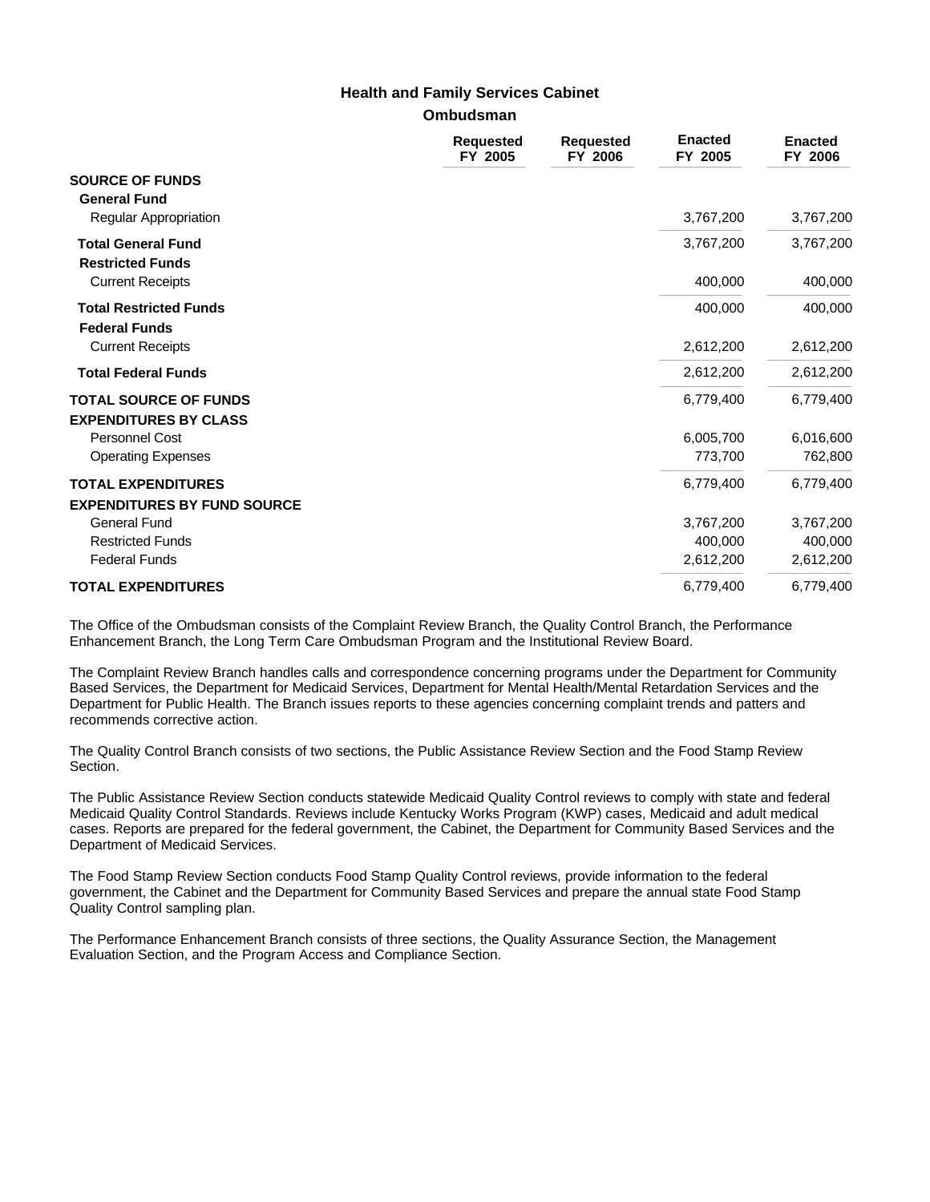## Health and Family Services Cabinet

### Ombudsman

| | Requested FY 2005 | Requested FY 2006 | Enacted FY 2005 | Enacted FY 2006 |
|---|---|---|---|---|
| **SOURCE OF FUNDS** | | | | |
| **General Fund** | | | | |
| Regular Appropriation | | | 3,767,200 | 3,767,200 |
| **Total General Fund** | | | 3,767,200 | 3,767,200 |
| **Restricted Funds** | | | | |
| Current Receipts | | | 400,000 | 400,000 |
| **Total Restricted Funds** | | | 400,000 | 400,000 |
| **Federal Funds** | | | | |
| Current Receipts | | | 2,612,200 | 2,612,200 |
| **Total Federal Funds** | | | 2,612,200 | 2,612,200 |
| **TOTAL SOURCE OF FUNDS** | | | 6,779,400 | 6,779,400 |
| **EXPENDITURES BY CLASS** | | | | |
| Personnel Cost | | | 6,005,700 | 6,016,600 |
| Operating Expenses | | | 773,700 | 762,800 |
| **TOTAL EXPENDITURES** | | | 6,779,400 | 6,779,400 |
| **EXPENDITURES BY FUND SOURCE** | | | | |
| General Fund | | | 3,767,200 | 3,767,200 |
| Restricted Funds | | | 400,000 | 400,000 |
| Federal Funds | | | 2,612,200 | 2,612,200 |
| **TOTAL EXPENDITURES** | | | 6,779,400 | 6,779,400 |

The Office of the Ombudsman consists of the Complaint Review Branch, the Quality Control Branch, the Performance Enhancement Branch, the Long Term Care Ombudsman Program and the Institutional Review Board.

The Complaint Review Branch handles calls and correspondence concerning programs under the Department for Community Based Services, the Department for Medicaid Services, Department for Mental Health/Mental Retardation Services and the Department for Public Health. The Branch issues reports to these agencies concerning complaint trends and patters and recommends corrective action.

The Quality Control Branch consists of two sections, the Public Assistance Review Section and the Food Stamp Review Section.

The Public Assistance Review Section conducts statewide Medicaid Quality Control reviews to comply with state and federal Medicaid Quality Control Standards. Reviews include Kentucky Works Program (KWP) cases, Medicaid and adult medical cases. Reports are prepared for the federal government, the Cabinet, the Department for Community Based Services and the Department of Medicaid Services.

The Food Stamp Review Section conducts Food Stamp Quality Control reviews, provide information to the federal government, the Cabinet and the Department for Community Based Services and prepare the annual state Food Stamp Quality Control sampling plan.

The Performance Enhancement Branch consists of three sections, the Quality Assurance Section, the Management Evaluation Section, and the Program Access and Compliance Section.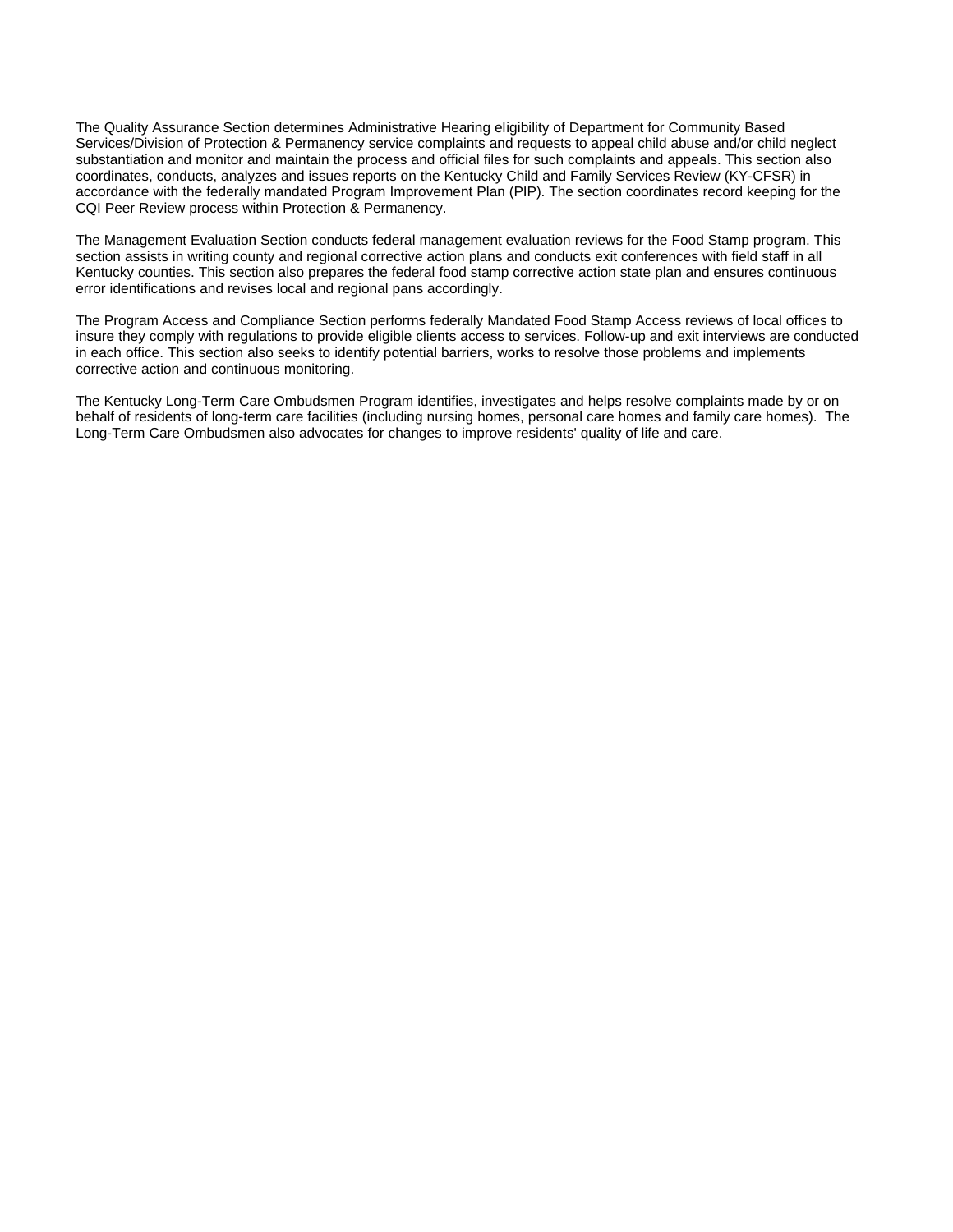The Quality Assurance Section determines Administrative Hearing eligibility of Department for Community Based Services/Division of Protection & Permanency service complaints and requests to appeal child abuse and/or child neglect substantiation and monitor and maintain the process and official files for such complaints and appeals. This section also coordinates, conducts, analyzes and issues reports on the Kentucky Child and Family Services Review (KY-CFSR) in accordance with the federally mandated Program Improvement Plan (PIP). The section coordinates record keeping for the CQI Peer Review process within Protection & Permanency.

The Management Evaluation Section conducts federal management evaluation reviews for the Food Stamp program. This section assists in writing county and regional corrective action plans and conducts exit conferences with field staff in all Kentucky counties. This section also prepares the federal food stamp corrective action state plan and ensures continuous error identifications and revises local and regional pans accordingly.

The Program Access and Compliance Section performs federally Mandated Food Stamp Access reviews of local offices to insure they comply with regulations to provide eligible clients access to services. Follow-up and exit interviews are conducted in each office. This section also seeks to identify potential barriers, works to resolve those problems and implements corrective action and continuous monitoring.

The Kentucky Long-Term Care Ombudsmen Program identifies, investigates and helps resolve complaints made by or on behalf of residents of long-term care facilities (including nursing homes, personal care homes and family care homes). The Long-Term Care Ombudsmen also advocates for changes to improve residents' quality of life and care.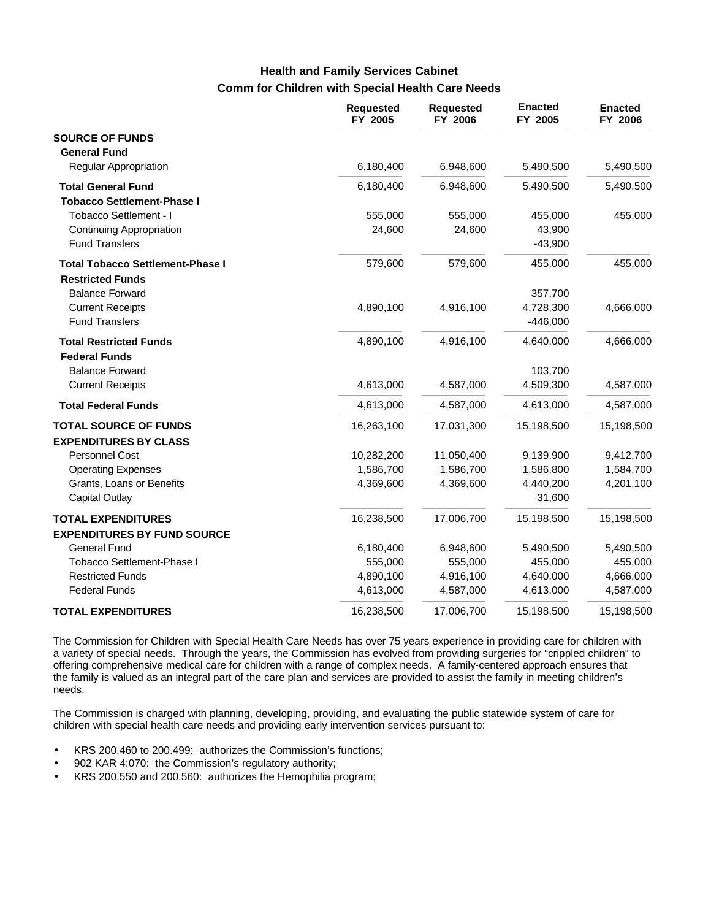## Health and Family Services Cabinet
### Comm for Children with Special Health Care Needs

| | Requested FY 2005 | Requested FY 2006 | Enacted FY 2005 | Enacted FY 2006 |
|---|---|---|---|---|
| **SOURCE OF FUNDS** | | | | |
| **General Fund** | | | | |
| Regular Appropriation | 6,180,400 | 6,948,600 | 5,490,500 | 5,490,500 |
| **Total General Fund** | 6,180,400 | 6,948,600 | 5,490,500 | 5,490,500 |
| **Tobacco Settlement-Phase I** | | | | |
| Tobacco Settlement - I | 555,000 | 555,000 | 455,000 | 455,000 |
| Continuing Appropriation | 24,600 | 24,600 | 43,900 | |
| Fund Transfers | | | -43,900 | |
| **Total Tobacco Settlement-Phase I** | 579,600 | 579,600 | 455,000 | 455,000 |
| **Restricted Funds** | | | | |
| Balance Forward | | | 357,700 | |
| Current Receipts | 4,890,100 | 4,916,100 | 4,728,300 | 4,666,000 |
| Fund Transfers | | | -446,000 | |
| **Total Restricted Funds** | 4,890,100 | 4,916,100 | 4,640,000 | 4,666,000 |
| **Federal Funds** | | | | |
| Balance Forward | | | 103,700 | |
| Current Receipts | 4,613,000 | 4,587,000 | 4,509,300 | 4,587,000 |
| **Total Federal Funds** | 4,613,000 | 4,587,000 | 4,613,000 | 4,587,000 |
| **TOTAL SOURCE OF FUNDS** | 16,263,100 | 17,031,300 | 15,198,500 | 15,198,500 |
| **EXPENDITURES BY CLASS** | | | | |
| Personnel Cost | 10,282,200 | 11,050,400 | 9,139,900 | 9,412,700 |
| Operating Expenses | 1,586,700 | 1,586,700 | 1,586,800 | 1,584,700 |
| Grants, Loans or Benefits | 4,369,600 | 4,369,600 | 4,440,200 | 4,201,100 |
| Capital Outlay | | | 31,600 | |
| **TOTAL EXPENDITURES** | 16,238,500 | 17,006,700 | 15,198,500 | 15,198,500 |
| **EXPENDITURES BY FUND SOURCE** | | | | |
| General Fund | 6,180,400 | 6,948,600 | 5,490,500 | 5,490,500 |
| Tobacco Settlement-Phase I | 555,000 | 555,000 | 455,000 | 455,000 |
| Restricted Funds | 4,890,100 | 4,916,100 | 4,640,000 | 4,666,000 |
| Federal Funds | 4,613,000 | 4,587,000 | 4,613,000 | 4,587,000 |
| **TOTAL EXPENDITURES** | 16,238,500 | 17,006,700 | 15,198,500 | 15,198,500 |

The Commission for Children with Special Health Care Needs has over 75 years experience in providing care for children with a variety of special needs. Through the years, the Commission has evolved from providing surgeries for "crippled children" to offering comprehensive medical care for children with a range of complex needs. A family-centered approach ensures that the family is valued as an integral part of the care plan and services are provided to assist the family in meeting children's needs.

The Commission is charged with planning, developing, providing, and evaluating the public statewide system of care for children with special health care needs and providing early intervention services pursuant to:

- KRS 200.460 to 200.499: authorizes the Commission's functions;
- 902 KAR 4:070: the Commission's regulatory authority;
- KRS 200.550 and 200.560: authorizes the Hemophilia program;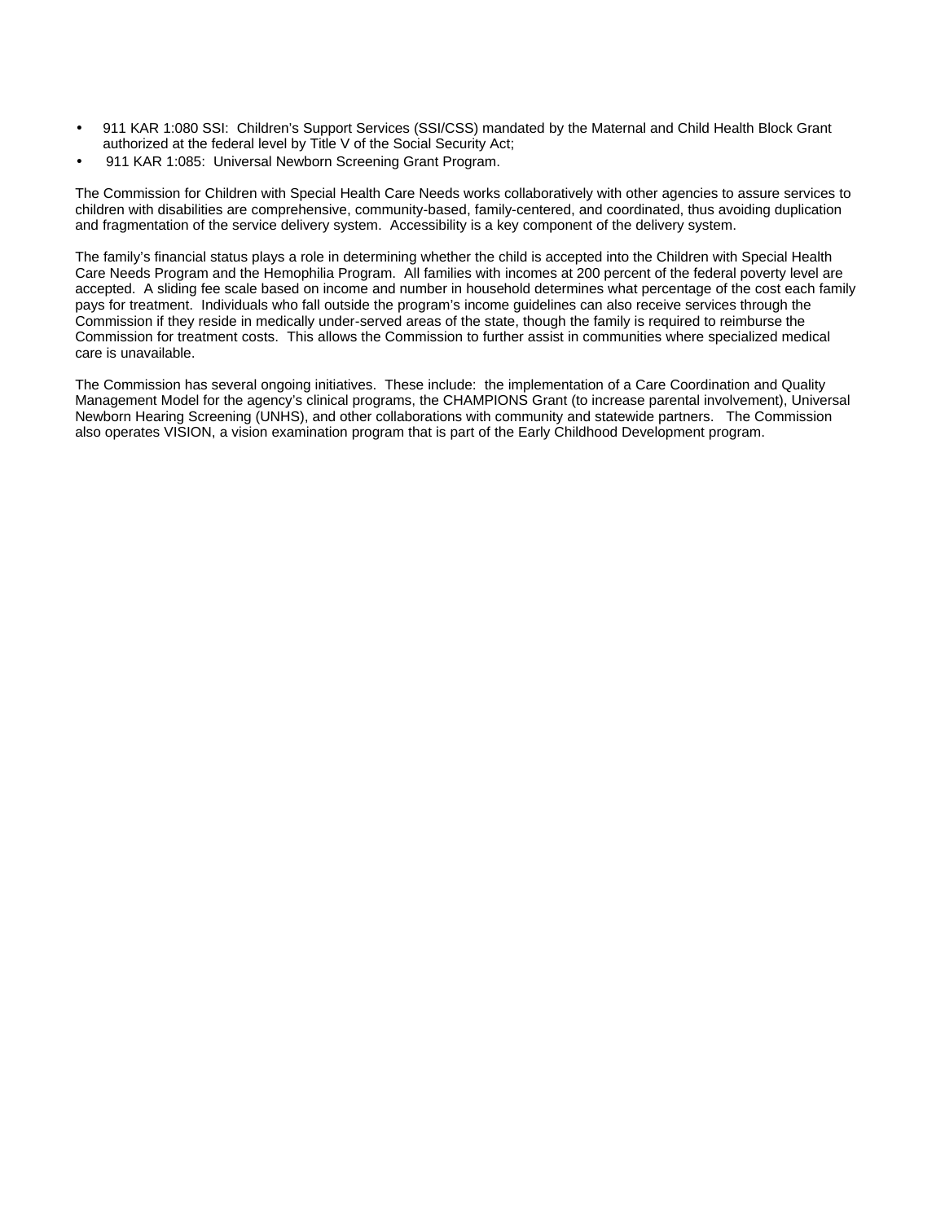- 911 KAR 1:080 SSI: Children's Support Services (SSI/CSS) mandated by the Maternal and Child Health Block Grant authorized at the federal level by Title V of the Social Security Act;
- 911 KAR 1:085: Universal Newborn Screening Grant Program.

The Commission for Children with Special Health Care Needs works collaboratively with other agencies to assure services to children with disabilities are comprehensive, community-based, family-centered, and coordinated, thus avoiding duplication and fragmentation of the service delivery system. Accessibility is a key component of the delivery system.

The family's financial status plays a role in determining whether the child is accepted into the Children with Special Health Care Needs Program and the Hemophilia Program. All families with incomes at 200 percent of the federal poverty level are accepted. A sliding fee scale based on income and number in household determines what percentage of the cost each family pays for treatment. Individuals who fall outside the program's income guidelines can also receive services through the Commission if they reside in medically under-served areas of the state, though the family is required to reimburse the Commission for treatment costs. This allows the Commission to further assist in communities where specialized medical care is unavailable.

The Commission has several ongoing initiatives. These include: the implementation of a Care Coordination and Quality Management Model for the agency's clinical programs, the CHAMPIONS Grant (to increase parental involvement), Universal Newborn Hearing Screening (UNHS), and other collaborations with community and statewide partners. The Commission also operates VISION, a vision examination program that is part of the Early Childhood Development program.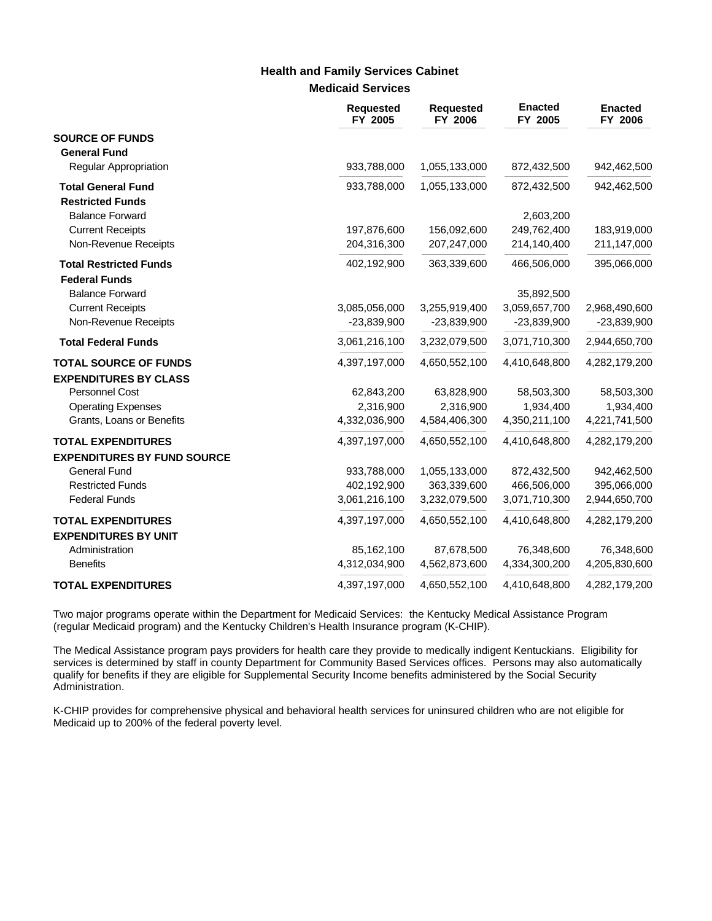## Health and Family Services Cabinet

### Medicaid Services

| | Requested FY 2005 | Requested FY 2006 | Enacted FY 2005 | Enacted FY 2006 |
|---|---|---|---|---|
| **SOURCE OF FUNDS** | | | | |
| **General Fund** | | | | |
| Regular Appropriation | 933,788,000 | 1,055,133,000 | 872,432,500 | 942,462,500 |
| **Total General Fund** | 933,788,000 | 1,055,133,000 | 872,432,500 | 942,462,500 |
| **Restricted Funds** | | | | |
| Balance Forward | | | 2,603,200 | |
| Current Receipts | 197,876,600 | 156,092,600 | 249,762,400 | 183,919,000 |
| Non-Revenue Receipts | 204,316,300 | 207,247,000 | 214,140,400 | 211,147,000 |
| **Total Restricted Funds** | 402,192,900 | 363,339,600 | 466,506,000 | 395,066,000 |
| **Federal Funds** | | | | |
| Balance Forward | | | 35,892,500 | |
| Current Receipts | 3,085,056,000 | 3,255,919,400 | 3,059,657,700 | 2,968,490,600 |
| Non-Revenue Receipts | -23,839,900 | -23,839,900 | -23,839,900 | -23,839,900 |
| **Total Federal Funds** | 3,061,216,100 | 3,232,079,500 | 3,071,710,300 | 2,944,650,700 |
| **TOTAL SOURCE OF FUNDS** | 4,397,197,000 | 4,650,552,100 | 4,410,648,800 | 4,282,179,200 |
| **EXPENDITURES BY CLASS** | | | | |
| Personnel Cost | 62,843,200 | 63,828,900 | 58,503,300 | 58,503,300 |
| Operating Expenses | 2,316,900 | 2,316,900 | 1,934,400 | 1,934,400 |
| Grants, Loans or Benefits | 4,332,036,900 | 4,584,406,300 | 4,350,211,100 | 4,221,741,500 |
| **TOTAL EXPENDITURES** | 4,397,197,000 | 4,650,552,100 | 4,410,648,800 | 4,282,179,200 |
| **EXPENDITURES BY FUND SOURCE** | | | | |
| General Fund | 933,788,000 | 1,055,133,000 | 872,432,500 | 942,462,500 |
| Restricted Funds | 402,192,900 | 363,339,600 | 466,506,000 | 395,066,000 |
| Federal Funds | 3,061,216,100 | 3,232,079,500 | 3,071,710,300 | 2,944,650,700 |
| **TOTAL EXPENDITURES** | 4,397,197,000 | 4,650,552,100 | 4,410,648,800 | 4,282,179,200 |
| **EXPENDITURES BY UNIT** | | | | |
| Administration | 85,162,100 | 87,678,500 | 76,348,600 | 76,348,600 |
| Benefits | 4,312,034,900 | 4,562,873,600 | 4,334,300,200 | 4,205,830,600 |
| **TOTAL EXPENDITURES** | 4,397,197,000 | 4,650,552,100 | 4,410,648,800 | 4,282,179,200 |

Two major programs operate within the Department for Medicaid Services: the Kentucky Medical Assistance Program (regular Medicaid program) and the Kentucky Children's Health Insurance program (K-CHIP).

The Medical Assistance program pays providers for health care they provide to medically indigent Kentuckians. Eligibility for services is determined by staff in county Department for Community Based Services offices. Persons may also automatically qualify for benefits if they are eligible for Supplemental Security Income benefits administered by the Social Security Administration.

K-CHIP provides for comprehensive physical and behavioral health services for uninsured children who are not eligible for Medicaid up to 200% of the federal poverty level.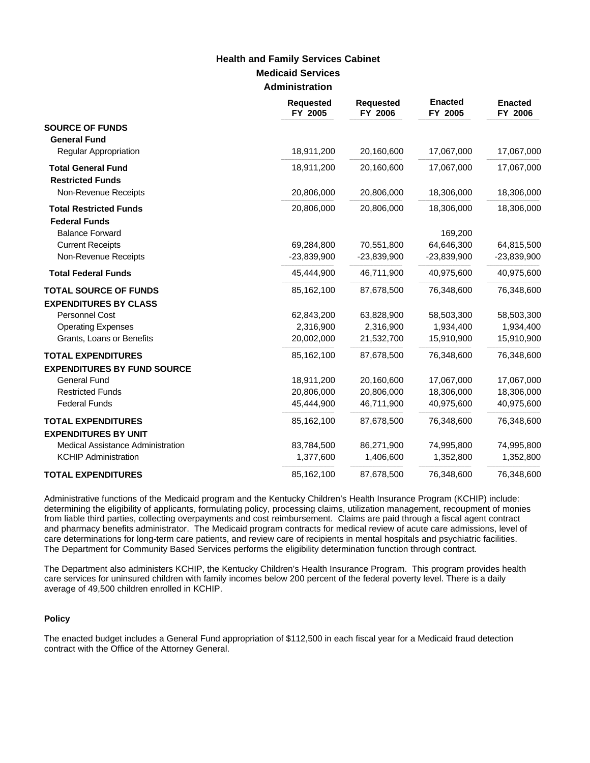# Health and Family Services Cabinet

## Medicaid Services

### Administration

| | Requested FY 2005 | Requested FY 2006 | Enacted FY 2005 | Enacted FY 2006 |
|---|---|---|---|---|
| **SOURCE OF FUNDS** | | | | |
| **General Fund** | | | | |
| Regular Appropriation | 18,911,200 | 20,160,600 | 17,067,000 | 17,067,000 |
| **Total General Fund** | 18,911,200 | 20,160,600 | 17,067,000 | 17,067,000 |
| **Restricted Funds** | | | | |
| Non-Revenue Receipts | 20,806,000 | 20,806,000 | 18,306,000 | 18,306,000 |
| **Total Restricted Funds** | 20,806,000 | 20,806,000 | 18,306,000 | 18,306,000 |
| **Federal Funds** | | | | |
| Balance Forward | | | 169,200 | |
| Current Receipts | 69,284,800 | 70,551,800 | 64,646,300 | 64,815,500 |
| Non-Revenue Receipts | -23,839,900 | -23,839,900 | -23,839,900 | -23,839,900 |
| **Total Federal Funds** | 45,444,900 | 46,711,900 | 40,975,600 | 40,975,600 |
| **TOTAL SOURCE OF FUNDS** | 85,162,100 | 87,678,500 | 76,348,600 | 76,348,600 |
| **EXPENDITURES BY CLASS** | | | | |
| Personnel Cost | 62,843,200 | 63,828,900 | 58,503,300 | 58,503,300 |
| Operating Expenses | 2,316,900 | 2,316,900 | 1,934,400 | 1,934,400 |
| Grants, Loans or Benefits | 20,002,000 | 21,532,700 | 15,910,900 | 15,910,900 |
| **TOTAL EXPENDITURES** | 85,162,100 | 87,678,500 | 76,348,600 | 76,348,600 |
| **EXPENDITURES BY FUND SOURCE** | | | | |
| General Fund | 18,911,200 | 20,160,600 | 17,067,000 | 17,067,000 |
| Restricted Funds | 20,806,000 | 20,806,000 | 18,306,000 | 18,306,000 |
| Federal Funds | 45,444,900 | 46,711,900 | 40,975,600 | 40,975,600 |
| **TOTAL EXPENDITURES** | 85,162,100 | 87,678,500 | 76,348,600 | 76,348,600 |
| **EXPENDITURES BY UNIT** | | | | |
| Medical Assistance Administration | 83,784,500 | 86,271,900 | 74,995,800 | 74,995,800 |
| KCHIP Administration | 1,377,600 | 1,406,600 | 1,352,800 | 1,352,800 |
| **TOTAL EXPENDITURES** | 85,162,100 | 87,678,500 | 76,348,600 | 76,348,600 |

Administrative functions of the Medicaid program and the Kentucky Children's Health Insurance Program (KCHIP) include: determining the eligibility of applicants, formulating policy, processing claims, utilization management, recoupment of monies from liable third parties, collecting overpayments and cost reimbursement. Claims are paid through a fiscal agent contract and pharmacy benefits administrator. The Medicaid program contracts for medical review of acute care admissions, level of care determinations for long-term care patients, and review care of recipients in mental hospitals and psychiatric facilities. The Department for Community Based Services performs the eligibility determination function through contract.

The Department also administers KCHIP, the Kentucky Children's Health Insurance Program. This program provides health care services for uninsured children with family incomes below 200 percent of the federal poverty level. There is a daily average of 49,500 children enrolled in KCHIP.

#### Policy

The enacted budget includes a General Fund appropriation of $112,500 in each fiscal year for a Medicaid fraud detection contract with the Office of the Attorney General.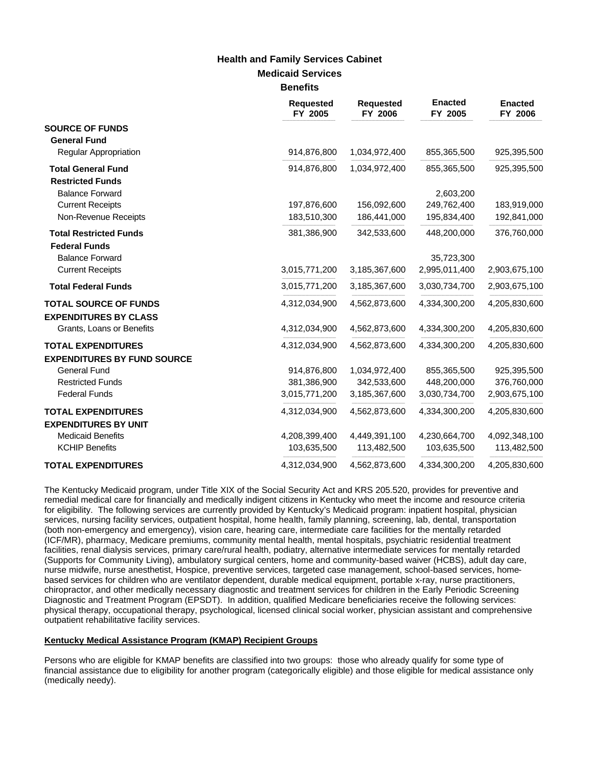# Health and Family Services Cabinet

## Medicaid Services

### Benefits

| | Requested FY 2005 | Requested FY 2006 | Enacted FY 2005 | Enacted FY 2006 |
|---|---|---|---|---|
| **SOURCE OF FUNDS** | | | | |
| **General Fund** | | | | |
| Regular Appropriation | 914,876,800 | 1,034,972,400 | 855,365,500 | 925,395,500 |
| **Total General Fund** | 914,876,800 | 1,034,972,400 | 855,365,500 | 925,395,500 |
| **Restricted Funds** | | | | |
| Balance Forward | | | 2,603,200 | |
| Current Receipts | 197,876,600 | 156,092,600 | 249,762,400 | 183,919,000 |
| Non-Revenue Receipts | 183,510,300 | 186,441,000 | 195,834,400 | 192,841,000 |
| **Total Restricted Funds** | 381,386,900 | 342,533,600 | 448,200,000 | 376,760,000 |
| **Federal Funds** | | | | |
| Balance Forward | | | 35,723,300 | |
| Current Receipts | 3,015,771,200 | 3,185,367,600 | 2,995,011,400 | 2,903,675,100 |
| **Total Federal Funds** | 3,015,771,200 | 3,185,367,600 | 3,030,734,700 | 2,903,675,100 |
| **TOTAL SOURCE OF FUNDS** | 4,312,034,900 | 4,562,873,600 | 4,334,300,200 | 4,205,830,600 |
| **EXPENDITURES BY CLASS** | | | | |
| Grants, Loans or Benefits | 4,312,034,900 | 4,562,873,600 | 4,334,300,200 | 4,205,830,600 |
| **TOTAL EXPENDITURES** | 4,312,034,900 | 4,562,873,600 | 4,334,300,200 | 4,205,830,600 |
| **EXPENDITURES BY FUND SOURCE** | | | | |
| General Fund | 914,876,800 | 1,034,972,400 | 855,365,500 | 925,395,500 |
| Restricted Funds | 381,386,900 | 342,533,600 | 448,200,000 | 376,760,000 |
| Federal Funds | 3,015,771,200 | 3,185,367,600 | 3,030,734,700 | 2,903,675,100 |
| **TOTAL EXPENDITURES** | 4,312,034,900 | 4,562,873,600 | 4,334,300,200 | 4,205,830,600 |
| **EXPENDITURES BY UNIT** | | | | |
| Medicaid Benefits | 4,208,399,400 | 4,449,391,100 | 4,230,664,700 | 4,092,348,100 |
| KCHIP Benefits | 103,635,500 | 113,482,500 | 103,635,500 | 113,482,500 |
| **TOTAL EXPENDITURES** | 4,312,034,900 | 4,562,873,600 | 4,334,300,200 | 4,205,830,600 |

The Kentucky Medicaid program, under Title XIX of the Social Security Act and KRS 205.520, provides for preventive and remedial medical care for financially and medically indigent citizens in Kentucky who meet the income and resource criteria for eligibility. The following services are currently provided by Kentucky's Medicaid program: inpatient hospital, physician services, nursing facility services, outpatient hospital, home health, family planning, screening, lab, dental, transportation (both non-emergency and emergency), vision care, hearing care, intermediate care facilities for the mentally retarded (ICF/MR), pharmacy, Medicare premiums, community mental health, mental hospitals, psychiatric residential treatment facilities, renal dialysis services, primary care/rural health, podiatry, alternative intermediate services for mentally retarded (Supports for Community Living), ambulatory surgical centers, home and community-based waiver (HCBS), adult day care, nurse midwife, nurse anesthetist, Hospice, preventive services, targeted case management, school-based services, home-based services for children who are ventilator dependent, durable medical equipment, portable x-ray, nurse practitioners, chiropractor, and other medically necessary diagnostic and treatment services for children in the Early Periodic Screening Diagnostic and Treatment Program (EPSDT). In addition, qualified Medicare beneficiaries receive the following services: physical therapy, occupational therapy, psychological, licensed clinical social worker, physician assistant and comprehensive outpatient rehabilitative facility services.

**Kentucky Medical Assistance Program (KMAP) Recipient Groups**

Persons who are eligible for KMAP benefits are classified into two groups: those who already qualify for some type of financial assistance due to eligibility for another program (categorically eligible) and those eligible for medical assistance only (medically needy).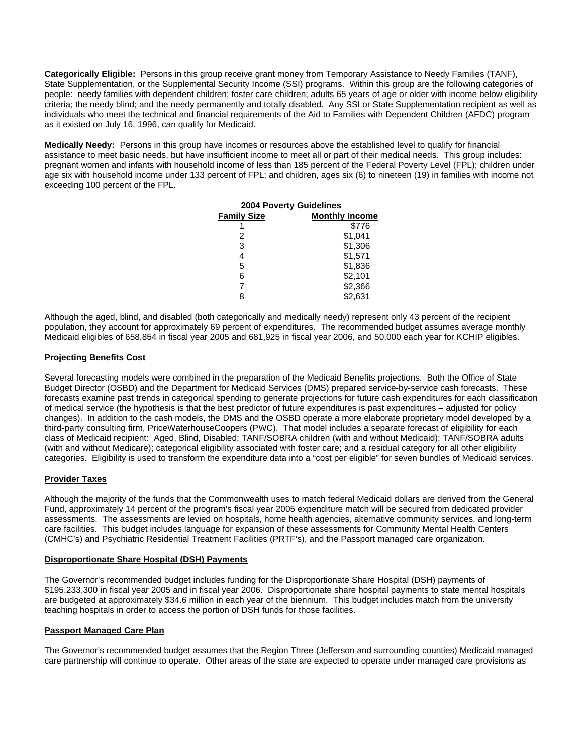**Categorically Eligible:** Persons in this group receive grant money from Temporary Assistance to Needy Families (TANF), State Supplementation, or the Supplemental Security Income (SSI) programs. Within this group are the following categories of people: needy families with dependent children; foster care children; adults 65 years of age or older with income below eligibility criteria; the needy blind; and the needy permanently and totally disabled. Any SSI or State Supplementation recipient as well as individuals who meet the technical and financial requirements of the Aid to Families with Dependent Children (AFDC) program as it existed on July 16, 1996, can qualify for Medicaid.

**Medically Needy:** Persons in this group have incomes or resources above the established level to qualify for financial assistance to meet basic needs, but have insufficient income to meet all or part of their medical needs. This group includes: pregnant women and infants with household income of less than 185 percent of the Federal Poverty Level (FPL); children under age six with household income under 133 percent of FPL; and children, ages six (6) to nineteen (19) in families with income not exceeding 100 percent of the FPL.

**2004 Poverty Guidelines**

| Family Size | Monthly Income |
|---|---|
| 1 | $776 |
| 2 | $1,041 |
| 3 | $1,306 |
| 4 | $1,571 |
| 5 | $1,836 |
| 6 | $2,101 |
| 7 | $2,366 |
| 8 | $2,631 |

Although the aged, blind, and disabled (both categorically and medically needy) represent only 43 percent of the recipient population, they account for approximately 69 percent of expenditures. The recommended budget assumes average monthly Medicaid eligibles of 658,854 in fiscal year 2005 and 681,925 in fiscal year 2006, and 50,000 each year for KCHIP eligibles.

## Projecting Benefits Cost

Several forecasting models were combined in the preparation of the Medicaid Benefits projections. Both the Office of State Budget Director (OSBD) and the Department for Medicaid Services (DMS) prepared service-by-service cash forecasts. These forecasts examine past trends in categorical spending to generate projections for future cash expenditures for each classification of medical service (the hypothesis is that the best predictor of future expenditures is past expenditures – adjusted for policy changes). In addition to the cash models, the DMS and the OSBD operate a more elaborate proprietary model developed by a third-party consulting firm, PriceWaterhouseCoopers (PWC). That model includes a separate forecast of eligibility for each class of Medicaid recipient: Aged, Blind, Disabled; TANF/SOBRA children (with and without Medicaid); TANF/SOBRA adults (with and without Medicare); categorical eligibility associated with foster care; and a residual category for all other eligibility categories. Eligibility is used to transform the expenditure data into a "cost per eligible" for seven bundles of Medicaid services.

## Provider Taxes

Although the majority of the funds that the Commonwealth uses to match federal Medicaid dollars are derived from the General Fund, approximately 14 percent of the program's fiscal year 2005 expenditure match will be secured from dedicated provider assessments. The assessments are levied on hospitals, home health agencies, alternative community services, and long-term care facilities. This budget includes language for expansion of these assessments for Community Mental Health Centers (CMHC's) and Psychiatric Residential Treatment Facilities (PRTF's), and the Passport managed care organization.

## Disproportionate Share Hospital (DSH) Payments

The Governor's recommended budget includes funding for the Disproportionate Share Hospital (DSH) payments of $195,233,300 in fiscal year 2005 and in fiscal year 2006. Disproportionate share hospital payments to state mental hospitals are budgeted at approximately $34.6 million in each year of the biennium. This budget includes match from the university teaching hospitals in order to access the portion of DSH funds for those facilities.

## Passport Managed Care Plan

The Governor's recommended budget assumes that the Region Three (Jefferson and surrounding counties) Medicaid managed care partnership will continue to operate. Other areas of the state are expected to operate under managed care provisions as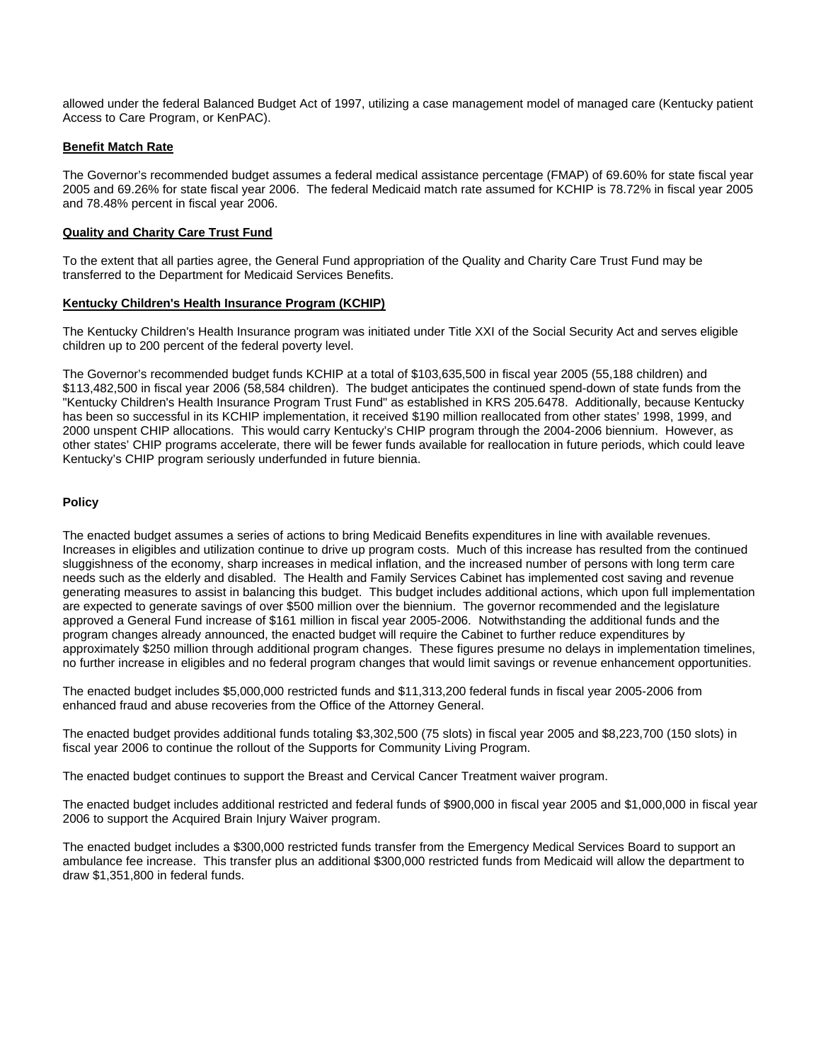allowed under the federal Balanced Budget Act of 1997, utilizing a case management model of managed care (Kentucky patient Access to Care Program, or KenPAC).

**Benefit Match Rate**

The Governor's recommended budget assumes a federal medical assistance percentage (FMAP) of 69.60% for state fiscal year 2005 and 69.26% for state fiscal year 2006. The federal Medicaid match rate assumed for KCHIP is 78.72% in fiscal year 2005 and 78.48% percent in fiscal year 2006.

**Quality and Charity Care Trust Fund**

To the extent that all parties agree, the General Fund appropriation of the Quality and Charity Care Trust Fund may be transferred to the Department for Medicaid Services Benefits.

**Kentucky Children's Health Insurance Program (KCHIP)**

The Kentucky Children's Health Insurance program was initiated under Title XXI of the Social Security Act and serves eligible children up to 200 percent of the federal poverty level.

The Governor's recommended budget funds KCHIP at a total of $103,635,500 in fiscal year 2005 (55,188 children) and $113,482,500 in fiscal year 2006 (58,584 children). The budget anticipates the continued spend-down of state funds from the "Kentucky Children's Health Insurance Program Trust Fund" as established in KRS 205.6478. Additionally, because Kentucky has been so successful in its KCHIP implementation, it received $190 million reallocated from other states' 1998, 1999, and 2000 unspent CHIP allocations. This would carry Kentucky's CHIP program through the 2004-2006 biennium. However, as other states' CHIP programs accelerate, there will be fewer funds available for reallocation in future periods, which could leave Kentucky's CHIP program seriously underfunded in future biennia.

**Policy**

The enacted budget assumes a series of actions to bring Medicaid Benefits expenditures in line with available revenues. Increases in eligibles and utilization continue to drive up program costs. Much of this increase has resulted from the continued sluggishness of the economy, sharp increases in medical inflation, and the increased number of persons with long term care needs such as the elderly and disabled. The Health and Family Services Cabinet has implemented cost saving and revenue generating measures to assist in balancing this budget. This budget includes additional actions, which upon full implementation are expected to generate savings of over $500 million over the biennium. The governor recommended and the legislature approved a General Fund increase of $161 million in fiscal year 2005-2006. Notwithstanding the additional funds and the program changes already announced, the enacted budget will require the Cabinet to further reduce expenditures by approximately $250 million through additional program changes. These figures presume no delays in implementation timelines, no further increase in eligibles and no federal program changes that would limit savings or revenue enhancement opportunities.

The enacted budget includes $5,000,000 restricted funds and $11,313,200 federal funds in fiscal year 2005-2006 from enhanced fraud and abuse recoveries from the Office of the Attorney General.

The enacted budget provides additional funds totaling $3,302,500 (75 slots) in fiscal year 2005 and $8,223,700 (150 slots) in fiscal year 2006 to continue the rollout of the Supports for Community Living Program.

The enacted budget continues to support the Breast and Cervical Cancer Treatment waiver program.

The enacted budget includes additional restricted and federal funds of $900,000 in fiscal year 2005 and $1,000,000 in fiscal year 2006 to support the Acquired Brain Injury Waiver program.

The enacted budget includes a $300,000 restricted funds transfer from the Emergency Medical Services Board to support an ambulance fee increase. This transfer plus an additional $300,000 restricted funds from Medicaid will allow the department to draw $1,351,800 in federal funds.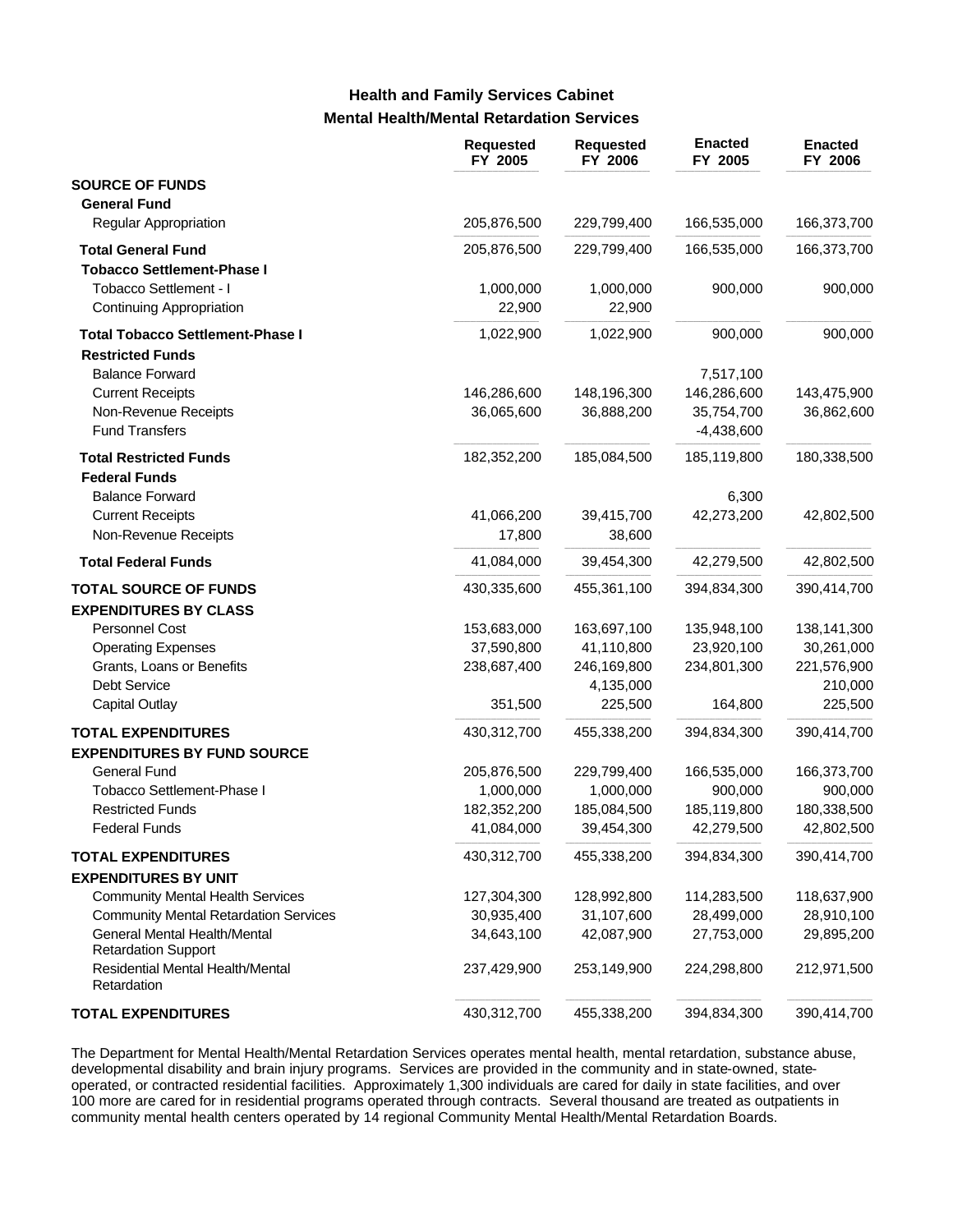## Health and Family Services Cabinet
### Mental Health/Mental Retardation Services

| | Requested FY 2005 | Requested FY 2006 | Enacted FY 2005 | Enacted FY 2006 |
|---|---|---|---|---|
| **SOURCE OF FUNDS** | | | | |
| **General Fund** | | | | |
| Regular Appropriation | 205,876,500 | 229,799,400 | 166,535,000 | 166,373,700 |
| **Total General Fund** | 205,876,500 | 229,799,400 | 166,535,000 | 166,373,700 |
| **Tobacco Settlement-Phase I** | | | | |
| Tobacco Settlement - I | 1,000,000 | 1,000,000 | 900,000 | 900,000 |
| Continuing Appropriation | 22,900 | 22,900 | | |
| **Total Tobacco Settlement-Phase I** | 1,022,900 | 1,022,900 | 900,000 | 900,000 |
| **Restricted Funds** | | | | |
| Balance Forward | | | 7,517,100 | |
| Current Receipts | 146,286,600 | 148,196,300 | 146,286,600 | 143,475,900 |
| Non-Revenue Receipts | 36,065,600 | 36,888,200 | 35,754,700 | 36,862,600 |
| Fund Transfers | | | -4,438,600 | |
| **Total Restricted Funds** | 182,352,200 | 185,084,500 | 185,119,800 | 180,338,500 |
| **Federal Funds** | | | | |
| Balance Forward | | | 6,300 | |
| Current Receipts | 41,066,200 | 39,415,700 | 42,273,200 | 42,802,500 |
| Non-Revenue Receipts | 17,800 | 38,600 | | |
| **Total Federal Funds** | 41,084,000 | 39,454,300 | 42,279,500 | 42,802,500 |
| **TOTAL SOURCE OF FUNDS** | 430,335,600 | 455,361,100 | 394,834,300 | 390,414,700 |
| **EXPENDITURES BY CLASS** | | | | |
| Personnel Cost | 153,683,000 | 163,697,100 | 135,948,100 | 138,141,300 |
| Operating Expenses | 37,590,800 | 41,110,800 | 23,920,100 | 30,261,000 |
| Grants, Loans or Benefits | 238,687,400 | 246,169,800 | 234,801,300 | 221,576,900 |
| Debt Service | | 4,135,000 | | 210,000 |
| Capital Outlay | 351,500 | 225,500 | 164,800 | 225,500 |
| **TOTAL EXPENDITURES** | 430,312,700 | 455,338,200 | 394,834,300 | 390,414,700 |
| **EXPENDITURES BY FUND SOURCE** | | | | |
| General Fund | 205,876,500 | 229,799,400 | 166,535,000 | 166,373,700 |
| Tobacco Settlement-Phase I | 1,000,000 | 1,000,000 | 900,000 | 900,000 |
| Restricted Funds | 182,352,200 | 185,084,500 | 185,119,800 | 180,338,500 |
| Federal Funds | 41,084,000 | 39,454,300 | 42,279,500 | 42,802,500 |
| **TOTAL EXPENDITURES** | 430,312,700 | 455,338,200 | 394,834,300 | 390,414,700 |
| **EXPENDITURES BY UNIT** | | | | |
| Community Mental Health Services | 127,304,300 | 128,992,800 | 114,283,500 | 118,637,900 |
| Community Mental Retardation Services | 30,935,400 | 31,107,600 | 28,499,000 | 28,910,100 |
| General Mental Health/Mental Retardation Support | 34,643,100 | 42,087,900 | 27,753,000 | 29,895,200 |
| Residential Mental Health/Mental Retardation | 237,429,900 | 253,149,900 | 224,298,800 | 212,971,500 |
| **TOTAL EXPENDITURES** | 430,312,700 | 455,338,200 | 394,834,300 | 390,414,700 |

The Department for Mental Health/Mental Retardation Services operates mental health, mental retardation, substance abuse, developmental disability and brain injury programs. Services are provided in the community and in state-owned, state-operated, or contracted residential facilities. Approximately 1,300 individuals are cared for daily in state facilities, and over 100 more are cared for in residential programs operated through contracts. Several thousand are treated as outpatients in community mental health centers operated by 14 regional Community Mental Health/Mental Retardation Boards.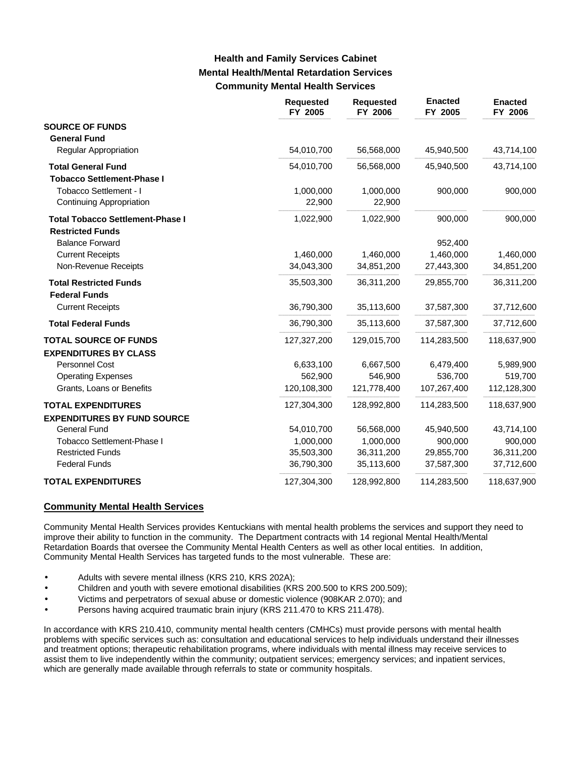# Health and Family Services Cabinet
## Mental Health/Mental Retardation Services
### Community Mental Health Services

| | Requested FY 2005 | Requested FY 2006 | Enacted FY 2005 | Enacted FY 2006 |
|---|---|---|---|---|
| **SOURCE OF FUNDS** | | | | |
| **General Fund** | | | | |
| Regular Appropriation | 54,010,700 | 56,568,000 | 45,940,500 | 43,714,100 |
| **Total General Fund** | 54,010,700 | 56,568,000 | 45,940,500 | 43,714,100 |
| **Tobacco Settlement-Phase I** | | | | |
| Tobacco Settlement - I | 1,000,000 | 1,000,000 | 900,000 | 900,000 |
| Continuing Appropriation | 22,900 | 22,900 | | |
| **Total Tobacco Settlement-Phase I** | 1,022,900 | 1,022,900 | 900,000 | 900,000 |
| **Restricted Funds** | | | | |
| Balance Forward | | | 952,400 | |
| Current Receipts | 1,460,000 | 1,460,000 | 1,460,000 | 1,460,000 |
| Non-Revenue Receipts | 34,043,300 | 34,851,200 | 27,443,300 | 34,851,200 |
| **Total Restricted Funds** | 35,503,300 | 36,311,200 | 29,855,700 | 36,311,200 |
| **Federal Funds** | | | | |
| Current Receipts | 36,790,300 | 35,113,600 | 37,587,300 | 37,712,600 |
| **Total Federal Funds** | 36,790,300 | 35,113,600 | 37,587,300 | 37,712,600 |
| **TOTAL SOURCE OF FUNDS** | 127,327,200 | 129,015,700 | 114,283,500 | 118,637,900 |
| **EXPENDITURES BY CLASS** | | | | |
| Personnel Cost | 6,633,100 | 6,667,500 | 6,479,400 | 5,989,900 |
| Operating Expenses | 562,900 | 546,900 | 536,700 | 519,700 |
| Grants, Loans or Benefits | 120,108,300 | 121,778,400 | 107,267,400 | 112,128,300 |
| **TOTAL EXPENDITURES** | 127,304,300 | 128,992,800 | 114,283,500 | 118,637,900 |
| **EXPENDITURES BY FUND SOURCE** | | | | |
| General Fund | 54,010,700 | 56,568,000 | 45,940,500 | 43,714,100 |
| Tobacco Settlement-Phase I | 1,000,000 | 1,000,000 | 900,000 | 900,000 |
| Restricted Funds | 35,503,300 | 36,311,200 | 29,855,700 | 36,311,200 |
| Federal Funds | 36,790,300 | 35,113,600 | 37,587,300 | 37,712,600 |
| **TOTAL EXPENDITURES** | 127,304,300 | 128,992,800 | 114,283,500 | 118,637,900 |

**Community Mental Health Services**

Community Mental Health Services provides Kentuckians with mental health problems the services and support they need to improve their ability to function in the community. The Department contracts with 14 regional Mental Health/Mental Retardation Boards that oversee the Community Mental Health Centers as well as other local entities. In addition, Community Mental Health Services has targeted funds to the most vulnerable. These are:

- Adults with severe mental illness (KRS 210, KRS 202A);
- Children and youth with severe emotional disabilities (KRS 200.500 to KRS 200.509);
- Victims and perpetrators of sexual abuse or domestic violence (908KAR 2.070); and
- Persons having acquired traumatic brain injury (KRS 211.470 to KRS 211.478).

In accordance with KRS 210.410, community mental health centers (CMHCs) must provide persons with mental health problems with specific services such as: consultation and educational services to help individuals understand their illnesses and treatment options; therapeutic rehabilitation programs, where individuals with mental illness may receive services to assist them to live independently within the community; outpatient services; emergency services; and inpatient services, which are generally made available through referrals to state or community hospitals.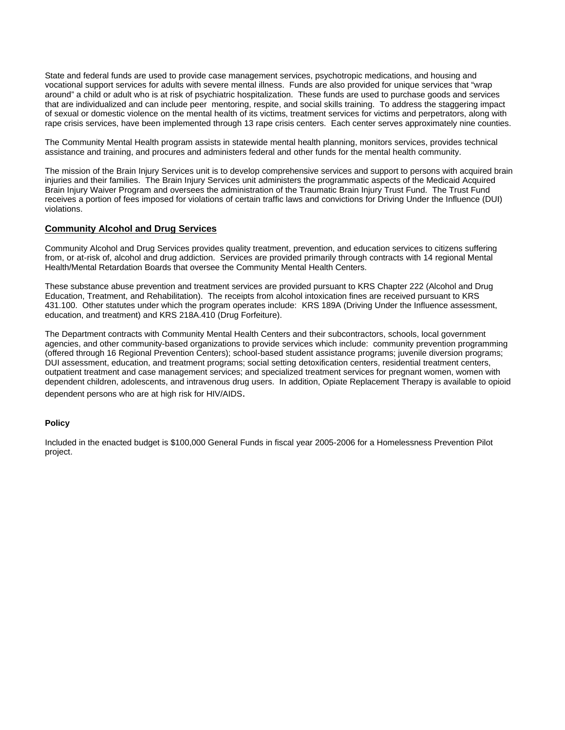State and federal funds are used to provide case management services, psychotropic medications, and housing and vocational support services for adults with severe mental illness. Funds are also provided for unique services that "wrap around" a child or adult who is at risk of psychiatric hospitalization. These funds are used to purchase goods and services that are individualized and can include peer mentoring, respite, and social skills training. To address the staggering impact of sexual or domestic violence on the mental health of its victims, treatment services for victims and perpetrators, along with rape crisis services, have been implemented through 13 rape crisis centers. Each center serves approximately nine counties.

The Community Mental Health program assists in statewide mental health planning, monitors services, provides technical assistance and training, and procures and administers federal and other funds for the mental health community.

The mission of the Brain Injury Services unit is to develop comprehensive services and support to persons with acquired brain injuries and their families. The Brain Injury Services unit administers the programmatic aspects of the Medicaid Acquired Brain Injury Waiver Program and oversees the administration of the Traumatic Brain Injury Trust Fund. The Trust Fund receives a portion of fees imposed for violations of certain traffic laws and convictions for Driving Under the Influence (DUI) violations.

## Community Alcohol and Drug Services

Community Alcohol and Drug Services provides quality treatment, prevention, and education services to citizens suffering from, or at-risk of, alcohol and drug addiction. Services are provided primarily through contracts with 14 regional Mental Health/Mental Retardation Boards that oversee the Community Mental Health Centers.

These substance abuse prevention and treatment services are provided pursuant to KRS Chapter 222 (Alcohol and Drug Education, Treatment, and Rehabilitation). The receipts from alcohol intoxication fines are received pursuant to KRS 431.100. Other statutes under which the program operates include: KRS 189A (Driving Under the Influence assessment, education, and treatment) and KRS 218A.410 (Drug Forfeiture).

The Department contracts with Community Mental Health Centers and their subcontractors, schools, local government agencies, and other community-based organizations to provide services which include: community prevention programming (offered through 16 Regional Prevention Centers); school-based student assistance programs; juvenile diversion programs; DUI assessment, education, and treatment programs; social setting detoxification centers, residential treatment centers, outpatient treatment and case management services; and specialized treatment services for pregnant women, women with dependent children, adolescents, and intravenous drug users. In addition, Opiate Replacement Therapy is available to opioid dependent persons who are at high risk for HIV/AIDS.

**Policy**

Included in the enacted budget is $100,000 General Funds in fiscal year 2005-2006 for a Homelessness Prevention Pilot project.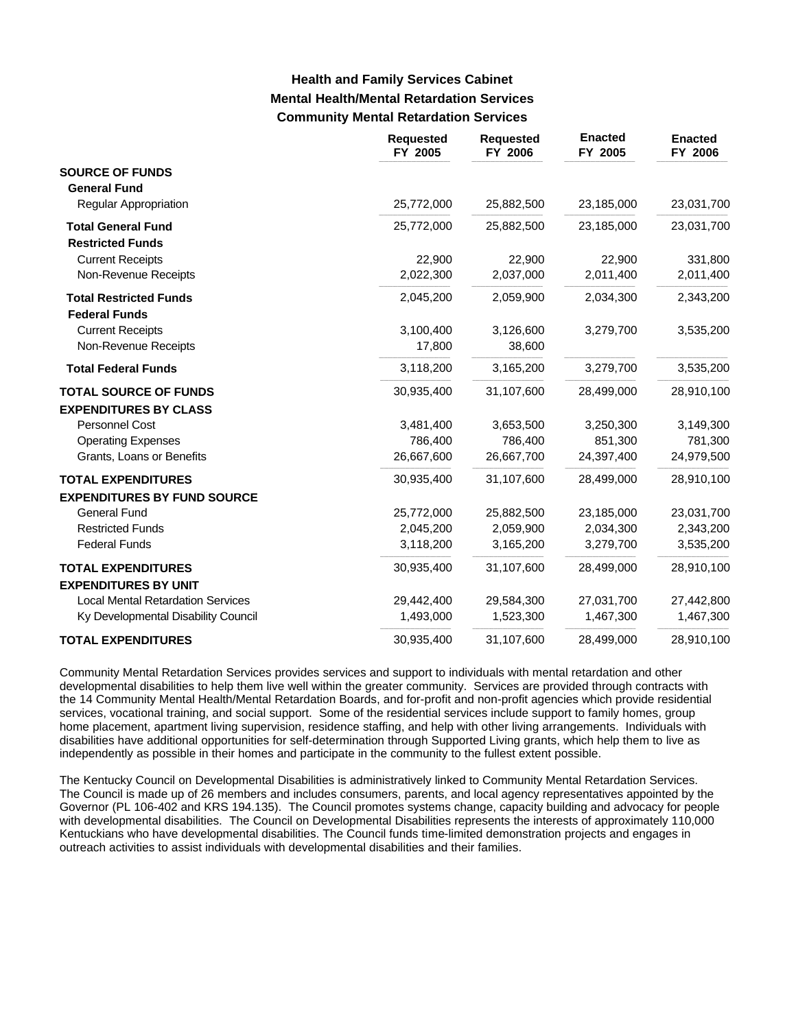### Health and Family Services Cabinet
### Mental Health/Mental Retardation Services
### Community Mental Retardation Services

| | Requested FY 2005 | Requested FY 2006 | Enacted FY 2005 | Enacted FY 2006 |
|---|---|---|---|---|
| **SOURCE OF FUNDS** | | | | |
| **General Fund** | | | | |
| Regular Appropriation | 25,772,000 | 25,882,500 | 23,185,000 | 23,031,700 |
| **Total General Fund** | 25,772,000 | 25,882,500 | 23,185,000 | 23,031,700 |
| **Restricted Funds** | | | | |
| Current Receipts | 22,900 | 22,900 | 22,900 | 331,800 |
| Non-Revenue Receipts | 2,022,300 | 2,037,000 | 2,011,400 | 2,011,400 |
| **Total Restricted Funds** | 2,045,200 | 2,059,900 | 2,034,300 | 2,343,200 |
| **Federal Funds** | | | | |
| Current Receipts | 3,100,400 | 3,126,600 | 3,279,700 | 3,535,200 |
| Non-Revenue Receipts | 17,800 | 38,600 | | |
| **Total Federal Funds** | 3,118,200 | 3,165,200 | 3,279,700 | 3,535,200 |
| **TOTAL SOURCE OF FUNDS** | 30,935,400 | 31,107,600 | 28,499,000 | 28,910,100 |
| **EXPENDITURES BY CLASS** | | | | |
| Personnel Cost | 3,481,400 | 3,653,500 | 3,250,300 | 3,149,300 |
| Operating Expenses | 786,400 | 786,400 | 851,300 | 781,300 |
| Grants, Loans or Benefits | 26,667,600 | 26,667,700 | 24,397,400 | 24,979,500 |
| **TOTAL EXPENDITURES** | 30,935,400 | 31,107,600 | 28,499,000 | 28,910,100 |
| **EXPENDITURES BY FUND SOURCE** | | | | |
| General Fund | 25,772,000 | 25,882,500 | 23,185,000 | 23,031,700 |
| Restricted Funds | 2,045,200 | 2,059,900 | 2,034,300 | 2,343,200 |
| Federal Funds | 3,118,200 | 3,165,200 | 3,279,700 | 3,535,200 |
| **TOTAL EXPENDITURES** | 30,935,400 | 31,107,600 | 28,499,000 | 28,910,100 |
| **EXPENDITURES BY UNIT** | | | | |
| Local Mental Retardation Services | 29,442,400 | 29,584,300 | 27,031,700 | 27,442,800 |
| Ky Developmental Disability Council | 1,493,000 | 1,523,300 | 1,467,300 | 1,467,300 |
| **TOTAL EXPENDITURES** | 30,935,400 | 31,107,600 | 28,499,000 | 28,910,100 |

Community Mental Retardation Services provides services and support to individuals with mental retardation and other developmental disabilities to help them live well within the greater community. Services are provided through contracts with the 14 Community Mental Health/Mental Retardation Boards, and for-profit and non-profit agencies which provide residential services, vocational training, and social support. Some of the residential services include support to family homes, group home placement, apartment living supervision, residence staffing, and help with other living arrangements. Individuals with disabilities have additional opportunities for self-determination through Supported Living grants, which help them to live as independently as possible in their homes and participate in the community to the fullest extent possible.

The Kentucky Council on Developmental Disabilities is administratively linked to Community Mental Retardation Services. The Council is made up of 26 members and includes consumers, parents, and local agency representatives appointed by the Governor (PL 106-402 and KRS 194.135). The Council promotes systems change, capacity building and advocacy for people with developmental disabilities. The Council on Developmental Disabilities represents the interests of approximately 110,000 Kentuckians who have developmental disabilities. The Council funds time-limited demonstration projects and engages in outreach activities to assist individuals with developmental disabilities and their families.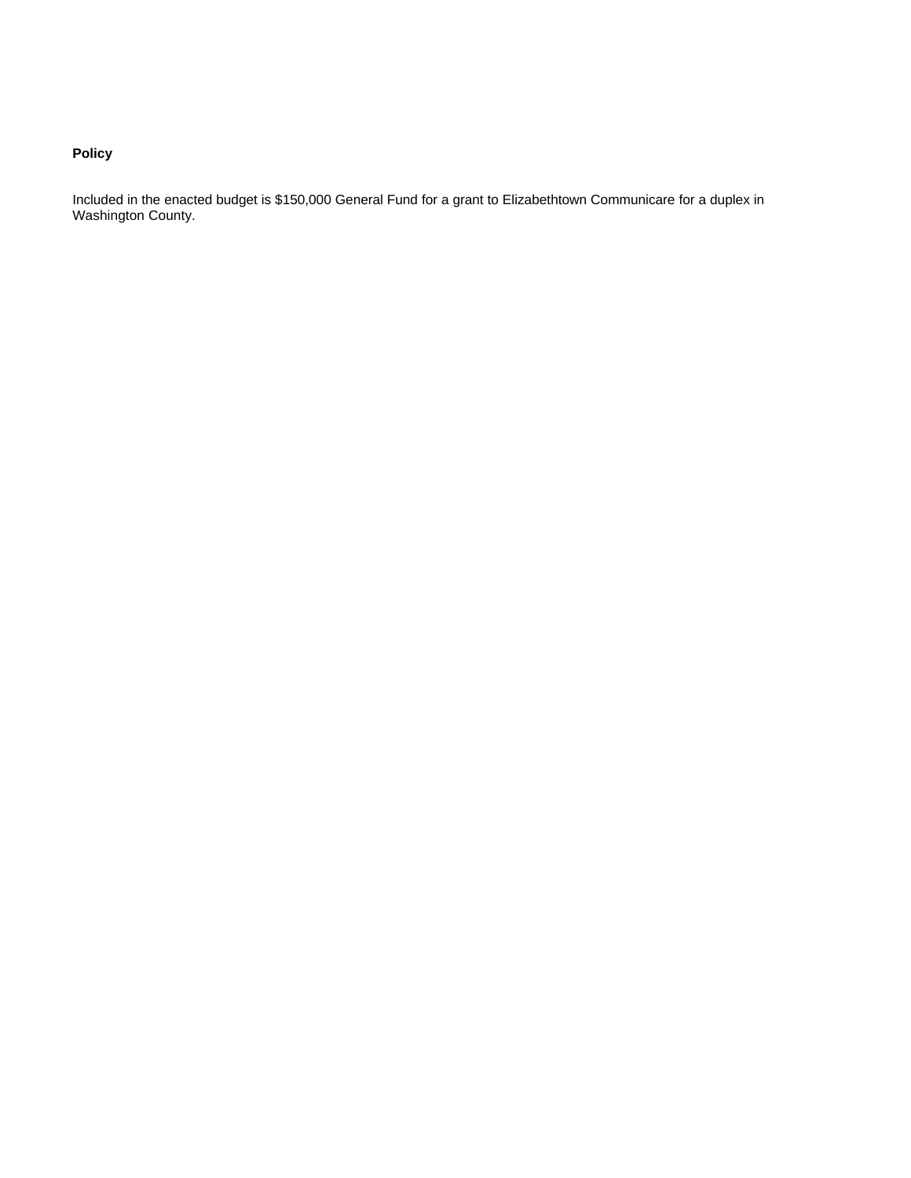**Policy**

Included in the enacted budget is $150,000 General Fund for a grant to Elizabethtown Communicare for a duplex in Washington County.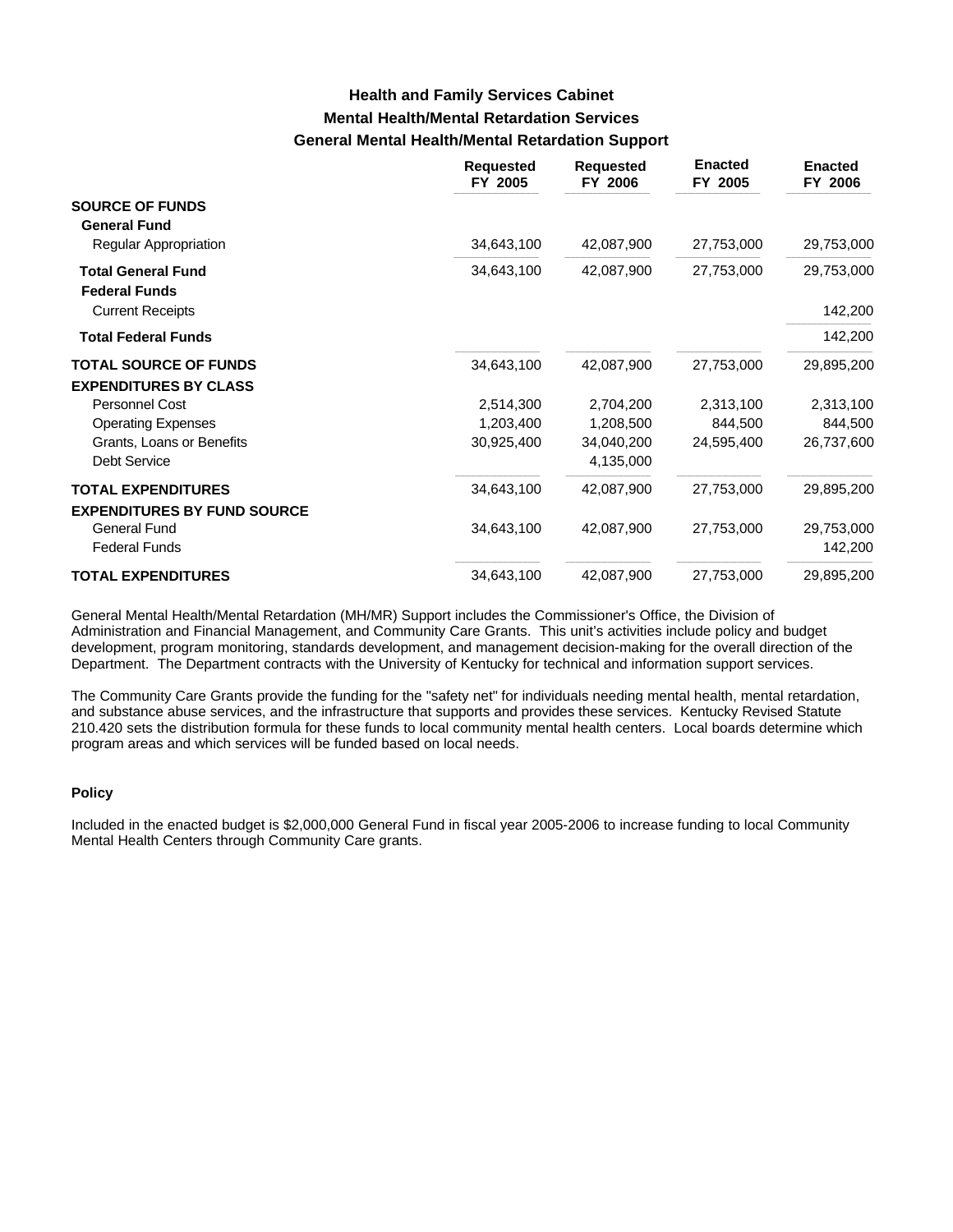# Health and Family Services Cabinet

## Mental Health/Mental Retardation Services

### General Mental Health/Mental Retardation Support

| | Requested FY 2005 | Requested FY 2006 | Enacted FY 2005 | Enacted FY 2006 |
|---|---|---|---|---|
| **SOURCE OF FUNDS** | | | | |
| **General Fund** | | | | |
| Regular Appropriation | 34,643,100 | 42,087,900 | 27,753,000 | 29,753,000 |
| **Total General Fund** | 34,643,100 | 42,087,900 | 27,753,000 | 29,753,000 |
| **Federal Funds** | | | | |
| Current Receipts | | | | 142,200 |
| **Total Federal Funds** | | | | 142,200 |
| **TOTAL SOURCE OF FUNDS** | 34,643,100 | 42,087,900 | 27,753,000 | 29,895,200 |
| **EXPENDITURES BY CLASS** | | | | |
| Personnel Cost | 2,514,300 | 2,704,200 | 2,313,100 | 2,313,100 |
| Operating Expenses | 1,203,400 | 1,208,500 | 844,500 | 844,500 |
| Grants, Loans or Benefits | 30,925,400 | 34,040,200 | 24,595,400 | 26,737,600 |
| Debt Service | | 4,135,000 | | |
| **TOTAL EXPENDITURES** | 34,643,100 | 42,087,900 | 27,753,000 | 29,895,200 |
| **EXPENDITURES BY FUND SOURCE** | | | | |
| General Fund | 34,643,100 | 42,087,900 | 27,753,000 | 29,753,000 |
| Federal Funds | | | | 142,200 |
| **TOTAL EXPENDITURES** | 34,643,100 | 42,087,900 | 27,753,000 | 29,895,200 |

General Mental Health/Mental Retardation (MH/MR) Support includes the Commissioner's Office, the Division of Administration and Financial Management, and Community Care Grants. This unit's activities include policy and budget development, program monitoring, standards development, and management decision-making for the overall direction of the Department. The Department contracts with the University of Kentucky for technical and information support services.

The Community Care Grants provide the funding for the "safety net" for individuals needing mental health, mental retardation, and substance abuse services, and the infrastructure that supports and provides these services. Kentucky Revised Statute 210.420 sets the distribution formula for these funds to local community mental health centers. Local boards determine which program areas and which services will be funded based on local needs.

#### Policy

Included in the enacted budget is $2,000,000 General Fund in fiscal year 2005-2006 to increase funding to local Community Mental Health Centers through Community Care grants.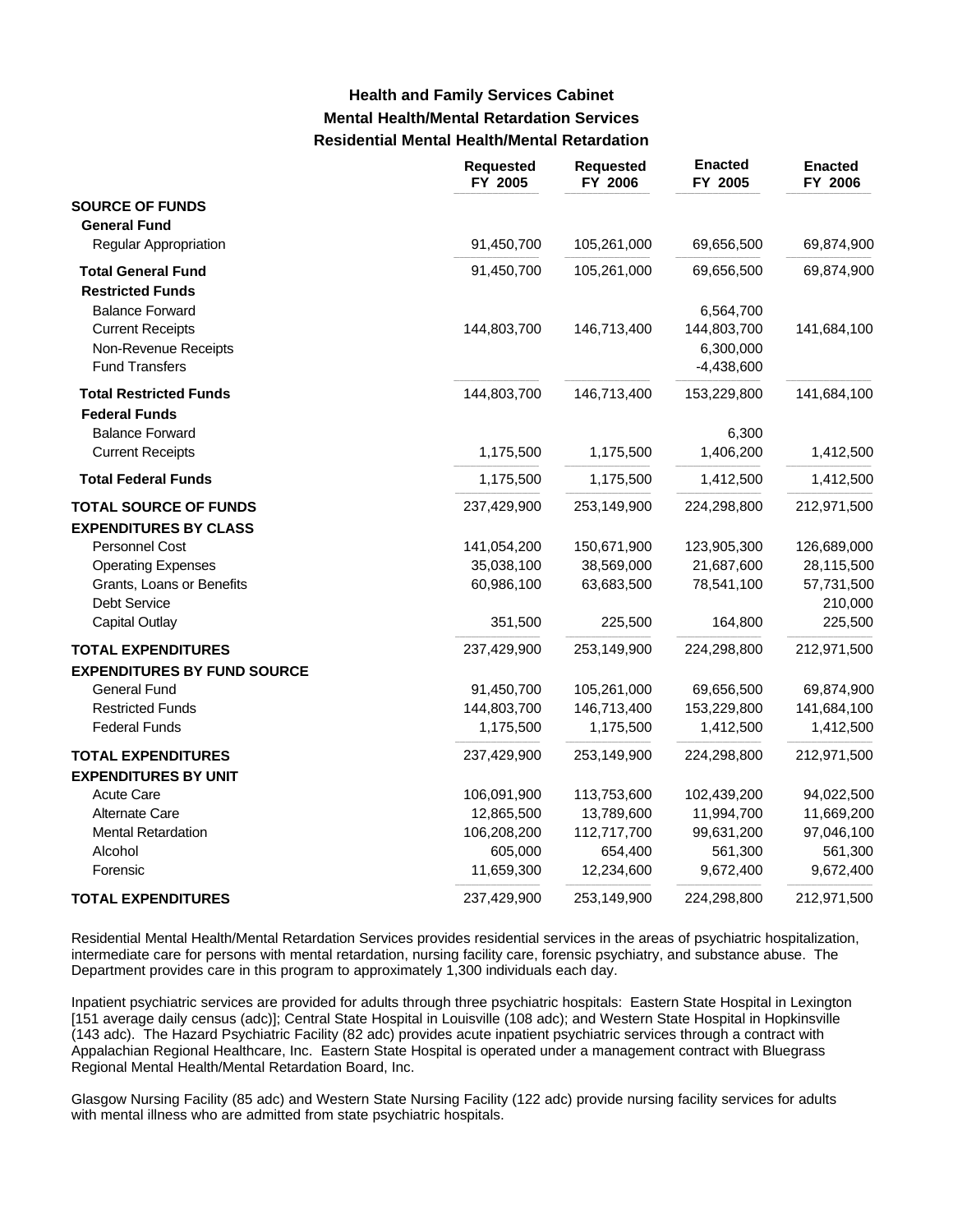# Health and Family Services Cabinet
## Mental Health/Mental Retardation Services
### Residential Mental Health/Mental Retardation

| | Requested FY 2005 | Requested FY 2006 | Enacted FY 2005 | Enacted FY 2006 |
|---|---|---|---|---|
| **SOURCE OF FUNDS** | | | | |
| **General Fund** | | | | |
| Regular Appropriation | 91,450,700 | 105,261,000 | 69,656,500 | 69,874,900 |
| **Total General Fund** | 91,450,700 | 105,261,000 | 69,656,500 | 69,874,900 |
| **Restricted Funds** | | | | |
| Balance Forward | | | 6,564,700 | |
| Current Receipts | 144,803,700 | 146,713,400 | 144,803,700 | 141,684,100 |
| Non-Revenue Receipts | | | 6,300,000 | |
| Fund Transfers | | | -4,438,600 | |
| **Total Restricted Funds** | 144,803,700 | 146,713,400 | 153,229,800 | 141,684,100 |
| **Federal Funds** | | | | |
| Balance Forward | | | 6,300 | |
| Current Receipts | 1,175,500 | 1,175,500 | 1,406,200 | 1,412,500 |
| **Total Federal Funds** | 1,175,500 | 1,175,500 | 1,412,500 | 1,412,500 |
| **TOTAL SOURCE OF FUNDS** | 237,429,900 | 253,149,900 | 224,298,800 | 212,971,500 |
| **EXPENDITURES BY CLASS** | | | | |
| Personnel Cost | 141,054,200 | 150,671,900 | 123,905,300 | 126,689,000 |
| Operating Expenses | 35,038,100 | 38,569,000 | 21,687,600 | 28,115,500 |
| Grants, Loans or Benefits | 60,986,100 | 63,683,500 | 78,541,100 | 57,731,500 |
| Debt Service | | | | 210,000 |
| Capital Outlay | 351,500 | 225,500 | 164,800 | 225,500 |
| **TOTAL EXPENDITURES** | 237,429,900 | 253,149,900 | 224,298,800 | 212,971,500 |
| **EXPENDITURES BY FUND SOURCE** | | | | |
| General Fund | 91,450,700 | 105,261,000 | 69,656,500 | 69,874,900 |
| Restricted Funds | 144,803,700 | 146,713,400 | 153,229,800 | 141,684,100 |
| Federal Funds | 1,175,500 | 1,175,500 | 1,412,500 | 1,412,500 |
| **TOTAL EXPENDITURES** | 237,429,900 | 253,149,900 | 224,298,800 | 212,971,500 |
| **EXPENDITURES BY UNIT** | | | | |
| Acute Care | 106,091,900 | 113,753,600 | 102,439,200 | 94,022,500 |
| Alternate Care | 12,865,500 | 13,789,600 | 11,994,700 | 11,669,200 |
| Mental Retardation | 106,208,200 | 112,717,700 | 99,631,200 | 97,046,100 |
| Alcohol | 605,000 | 654,400 | 561,300 | 561,300 |
| Forensic | 11,659,300 | 12,234,600 | 9,672,400 | 9,672,400 |
| **TOTAL EXPENDITURES** | 237,429,900 | 253,149,900 | 224,298,800 | 212,971,500 |

Residential Mental Health/Mental Retardation Services provides residential services in the areas of psychiatric hospitalization, intermediate care for persons with mental retardation, nursing facility care, forensic psychiatry, and substance abuse. The Department provides care in this program to approximately 1,300 individuals each day.

Inpatient psychiatric services are provided for adults through three psychiatric hospitals: Eastern State Hospital in Lexington [151 average daily census (adc)]; Central State Hospital in Louisville (108 adc); and Western State Hospital in Hopkinsville (143 adc). The Hazard Psychiatric Facility (82 adc) provides acute inpatient psychiatric services through a contract with Appalachian Regional Healthcare, Inc. Eastern State Hospital is operated under a management contract with Bluegrass Regional Mental Health/Mental Retardation Board, Inc.

Glasgow Nursing Facility (85 adc) and Western State Nursing Facility (122 adc) provide nursing facility services for adults with mental illness who are admitted from state psychiatric hospitals.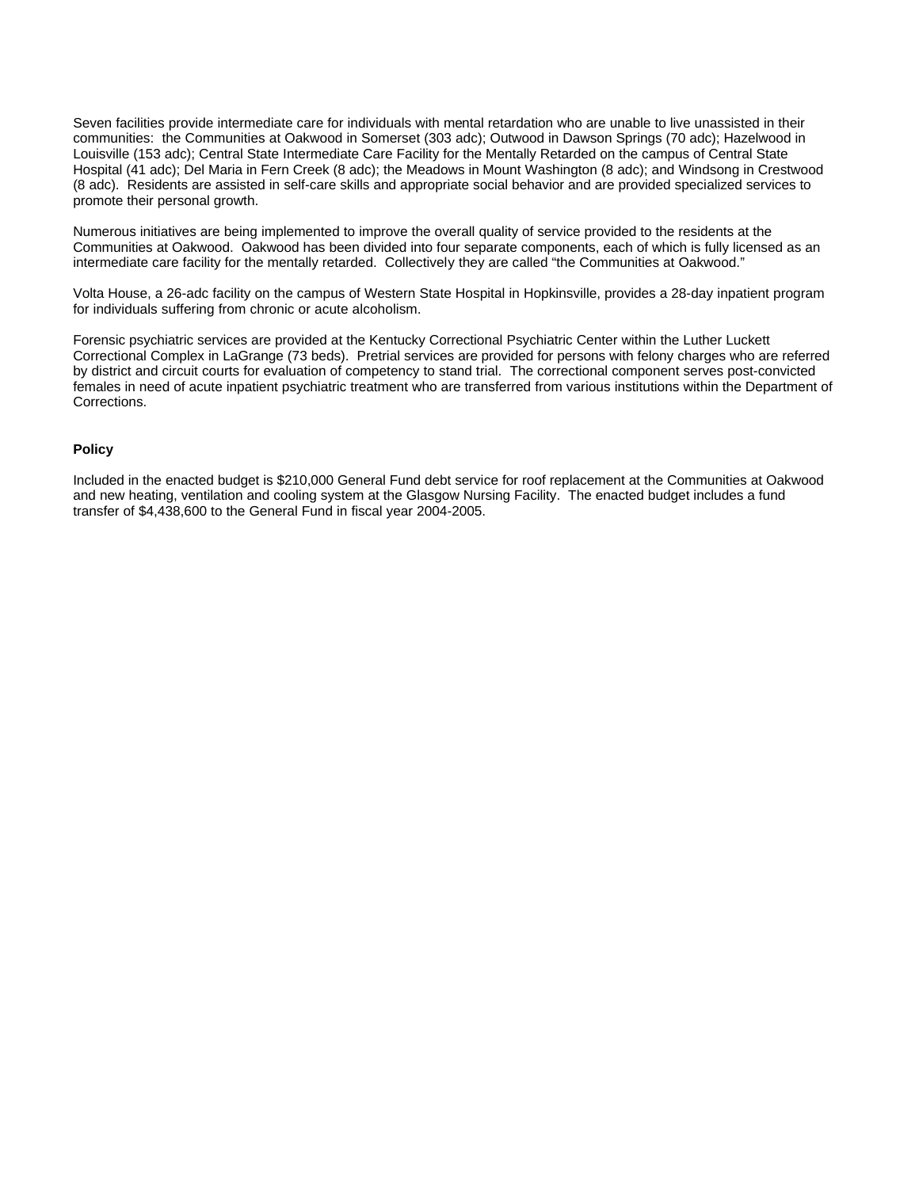Seven facilities provide intermediate care for individuals with mental retardation who are unable to live unassisted in their communities: the Communities at Oakwood in Somerset (303 adc); Outwood in Dawson Springs (70 adc); Hazelwood in Louisville (153 adc); Central State Intermediate Care Facility for the Mentally Retarded on the campus of Central State Hospital (41 adc); Del Maria in Fern Creek (8 adc); the Meadows in Mount Washington (8 adc); and Windsong in Crestwood (8 adc). Residents are assisted in self-care skills and appropriate social behavior and are provided specialized services to promote their personal growth.

Numerous initiatives are being implemented to improve the overall quality of service provided to the residents at the Communities at Oakwood. Oakwood has been divided into four separate components, each of which is fully licensed as an intermediate care facility for the mentally retarded. Collectively they are called "the Communities at Oakwood."

Volta House, a 26-adc facility on the campus of Western State Hospital in Hopkinsville, provides a 28-day inpatient program for individuals suffering from chronic or acute alcoholism.

Forensic psychiatric services are provided at the Kentucky Correctional Psychiatric Center within the Luther Luckett Correctional Complex in LaGrange (73 beds). Pretrial services are provided for persons with felony charges who are referred by district and circuit courts for evaluation of competency to stand trial. The correctional component serves post-convicted females in need of acute inpatient psychiatric treatment who are transferred from various institutions within the Department of Corrections.

**Policy**

Included in the enacted budget is $210,000 General Fund debt service for roof replacement at the Communities at Oakwood and new heating, ventilation and cooling system at the Glasgow Nursing Facility. The enacted budget includes a fund transfer of $4,438,600 to the General Fund in fiscal year 2004-2005.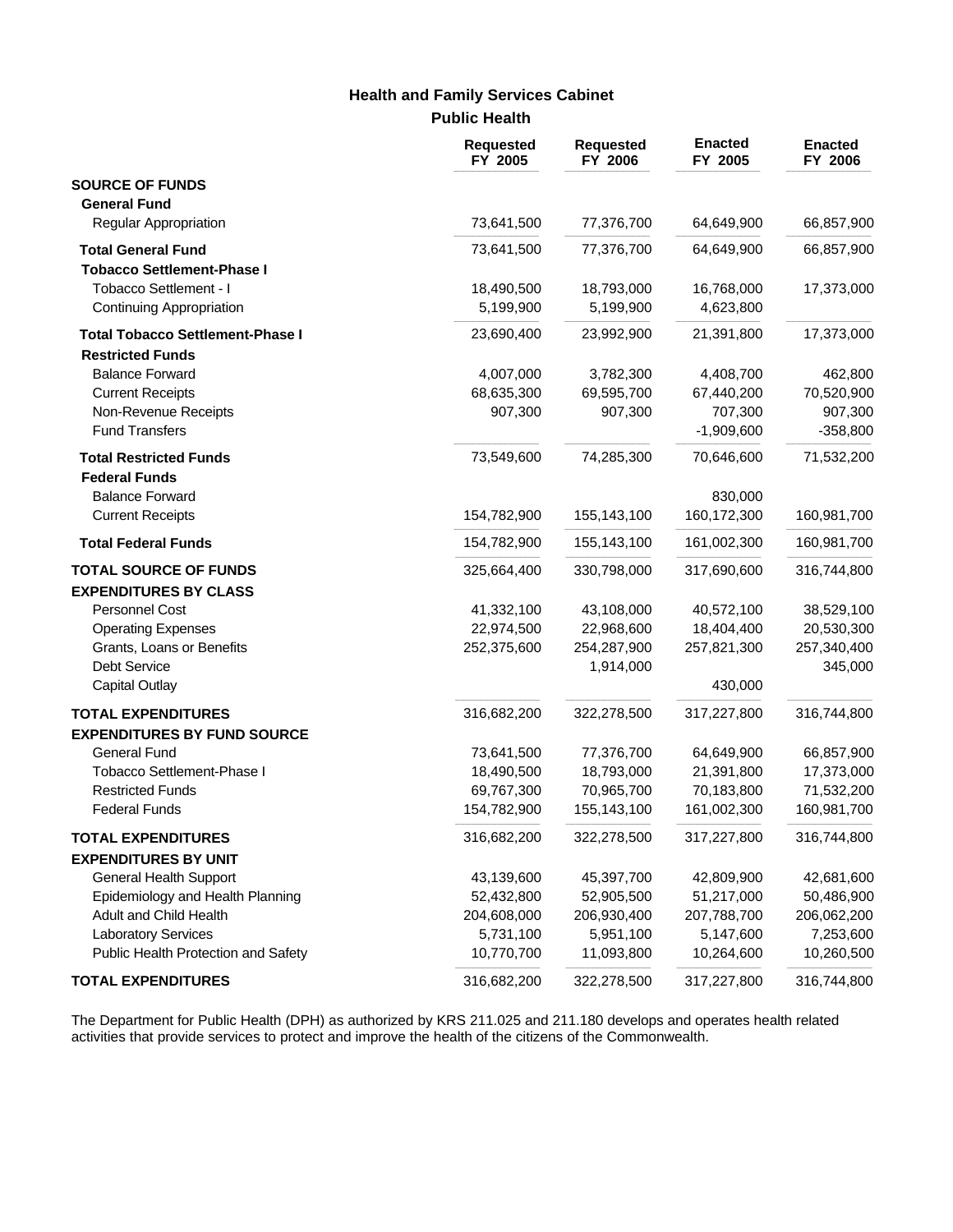## Health and Family Services Cabinet

### Public Health

| | Requested FY 2005 | Requested FY 2006 | Enacted FY 2005 | Enacted FY 2006 |
|---|---|---|---|---|
| **SOURCE OF FUNDS** | | | | |
| **General Fund** | | | | |
| Regular Appropriation | 73,641,500 | 77,376,700 | 64,649,900 | 66,857,900 |
| **Total General Fund** | 73,641,500 | 77,376,700 | 64,649,900 | 66,857,900 |
| **Tobacco Settlement-Phase I** | | | | |
| Tobacco Settlement - I | 18,490,500 | 18,793,000 | 16,768,000 | 17,373,000 |
| Continuing Appropriation | 5,199,900 | 5,199,900 | 4,623,800 | |
| **Total Tobacco Settlement-Phase I** | 23,690,400 | 23,992,900 | 21,391,800 | 17,373,000 |
| **Restricted Funds** | | | | |
| Balance Forward | 4,007,000 | 3,782,300 | 4,408,700 | 462,800 |
| Current Receipts | 68,635,300 | 69,595,700 | 67,440,200 | 70,520,900 |
| Non-Revenue Receipts | 907,300 | 907,300 | 707,300 | 907,300 |
| Fund Transfers | | | -1,909,600 | -358,800 |
| **Total Restricted Funds** | 73,549,600 | 74,285,300 | 70,646,600 | 71,532,200 |
| **Federal Funds** | | | | |
| Balance Forward | | | 830,000 | |
| Current Receipts | 154,782,900 | 155,143,100 | 160,172,300 | 160,981,700 |
| **Total Federal Funds** | 154,782,900 | 155,143,100 | 161,002,300 | 160,981,700 |
| **TOTAL SOURCE OF FUNDS** | 325,664,400 | 330,798,000 | 317,690,600 | 316,744,800 |
| **EXPENDITURES BY CLASS** | | | | |
| Personnel Cost | 41,332,100 | 43,108,000 | 40,572,100 | 38,529,100 |
| Operating Expenses | 22,974,500 | 22,968,600 | 18,404,400 | 20,530,300 |
| Grants, Loans or Benefits | 252,375,600 | 254,287,900 | 257,821,300 | 257,340,400 |
| Debt Service | | 1,914,000 | | 345,000 |
| Capital Outlay | | | 430,000 | |
| **TOTAL EXPENDITURES** | 316,682,200 | 322,278,500 | 317,227,800 | 316,744,800 |
| **EXPENDITURES BY FUND SOURCE** | | | | |
| General Fund | 73,641,500 | 77,376,700 | 64,649,900 | 66,857,900 |
| Tobacco Settlement-Phase I | 18,490,500 | 18,793,000 | 21,391,800 | 17,373,000 |
| Restricted Funds | 69,767,300 | 70,965,700 | 70,183,800 | 71,532,200 |
| Federal Funds | 154,782,900 | 155,143,100 | 161,002,300 | 160,981,700 |
| **TOTAL EXPENDITURES** | 316,682,200 | 322,278,500 | 317,227,800 | 316,744,800 |
| **EXPENDITURES BY UNIT** | | | | |
| General Health Support | 43,139,600 | 45,397,700 | 42,809,900 | 42,681,600 |
| Epidemiology and Health Planning | 52,432,800 | 52,905,500 | 51,217,000 | 50,486,900 |
| Adult and Child Health | 204,608,000 | 206,930,400 | 207,788,700 | 206,062,200 |
| Laboratory Services | 5,731,100 | 5,951,100 | 5,147,600 | 7,253,600 |
| Public Health Protection and Safety | 10,770,700 | 11,093,800 | 10,264,600 | 10,260,500 |
| **TOTAL EXPENDITURES** | 316,682,200 | 322,278,500 | 317,227,800 | 316,744,800 |

The Department for Public Health (DPH) as authorized by KRS 211.025 and 211.180 develops and operates health related activities that provide services to protect and improve the health of the citizens of the Commonwealth.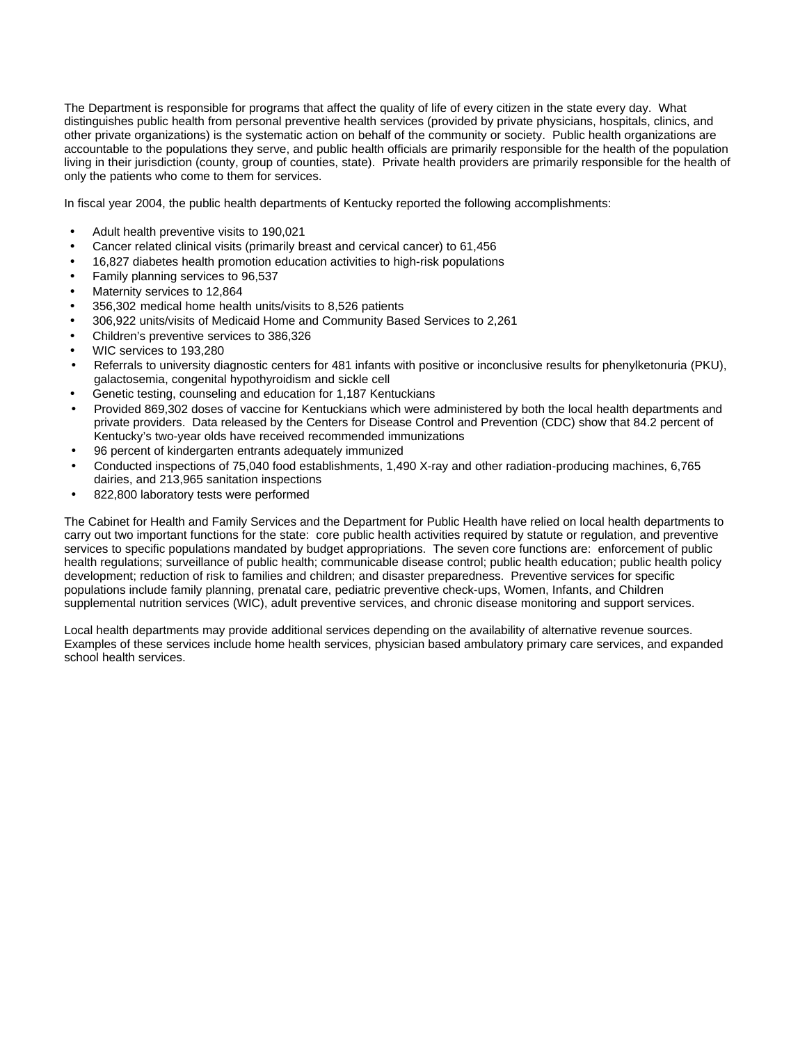The Department is responsible for programs that affect the quality of life of every citizen in the state every day. What distinguishes public health from personal preventive health services (provided by private physicians, hospitals, clinics, and other private organizations) is the systematic action on behalf of the community or society. Public health organizations are accountable to the populations they serve, and public health officials are primarily responsible for the health of the population living in their jurisdiction (county, group of counties, state). Private health providers are primarily responsible for the health of only the patients who come to them for services.

In fiscal year 2004, the public health departments of Kentucky reported the following accomplishments:

- Adult health preventive visits to 190,021
- Cancer related clinical visits (primarily breast and cervical cancer) to 61,456
- 16,827 diabetes health promotion education activities to high-risk populations
- Family planning services to 96,537
- Maternity services to 12,864
- 356,302 medical home health units/visits to 8,526 patients
- 306,922 units/visits of Medicaid Home and Community Based Services to 2,261
- Children's preventive services to 386,326
- WIC services to 193,280
- Referrals to university diagnostic centers for 481 infants with positive or inconclusive results for phenylketonuria (PKU), galactosemia, congenital hypothyroidism and sickle cell
- Genetic testing, counseling and education for 1,187 Kentuckians
- Provided 869,302 doses of vaccine for Kentuckians which were administered by both the local health departments and private providers. Data released by the Centers for Disease Control and Prevention (CDC) show that 84.2 percent of Kentucky's two-year olds have received recommended immunizations
- 96 percent of kindergarten entrants adequately immunized
- Conducted inspections of 75,040 food establishments, 1,490 X-ray and other radiation-producing machines, 6,765 dairies, and 213,965 sanitation inspections
- 822,800 laboratory tests were performed

The Cabinet for Health and Family Services and the Department for Public Health have relied on local health departments to carry out two important functions for the state: core public health activities required by statute or regulation, and preventive services to specific populations mandated by budget appropriations. The seven core functions are: enforcement of public health regulations; surveillance of public health; communicable disease control; public health education; public health policy development; reduction of risk to families and children; and disaster preparedness. Preventive services for specific populations include family planning, prenatal care, pediatric preventive check-ups, Women, Infants, and Children supplemental nutrition services (WIC), adult preventive services, and chronic disease monitoring and support services.

Local health departments may provide additional services depending on the availability of alternative revenue sources. Examples of these services include home health services, physician based ambulatory primary care services, and expanded school health services.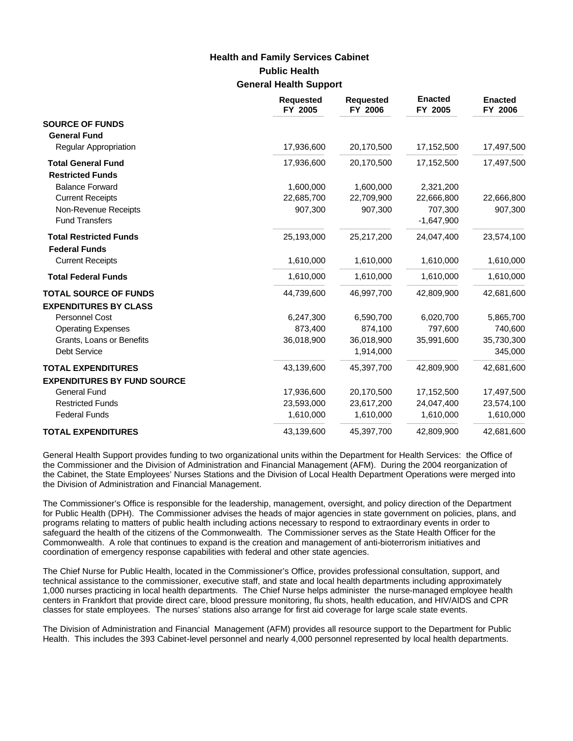# Health and Family Services Cabinet
## Public Health
### General Health Support

| | Requested FY 2005 | Requested FY 2006 | Enacted FY 2005 | Enacted FY 2006 |
|---|---|---|---|---|
| **SOURCE OF FUNDS** | | | | |
| **General Fund** | | | | |
| Regular Appropriation | 17,936,600 | 20,170,500 | 17,152,500 | 17,497,500 |
| **Total General Fund** | 17,936,600 | 20,170,500 | 17,152,500 | 17,497,500 |
| **Restricted Funds** | | | | |
| Balance Forward | 1,600,000 | 1,600,000 | 2,321,200 | |
| Current Receipts | 22,685,700 | 22,709,900 | 22,666,800 | 22,666,800 |
| Non-Revenue Receipts | 907,300 | 907,300 | 707,300 | 907,300 |
| Fund Transfers | | | -1,647,900 | |
| **Total Restricted Funds** | 25,193,000 | 25,217,200 | 24,047,400 | 23,574,100 |
| **Federal Funds** | | | | |
| Current Receipts | 1,610,000 | 1,610,000 | 1,610,000 | 1,610,000 |
| **Total Federal Funds** | 1,610,000 | 1,610,000 | 1,610,000 | 1,610,000 |
| **TOTAL SOURCE OF FUNDS** | 44,739,600 | 46,997,700 | 42,809,900 | 42,681,600 |
| **EXPENDITURES BY CLASS** | | | | |
| Personnel Cost | 6,247,300 | 6,590,700 | 6,020,700 | 5,865,700 |
| Operating Expenses | 873,400 | 874,100 | 797,600 | 740,600 |
| Grants, Loans or Benefits | 36,018,900 | 36,018,900 | 35,991,600 | 35,730,300 |
| Debt Service | | 1,914,000 | | 345,000 |
| **TOTAL EXPENDITURES** | 43,139,600 | 45,397,700 | 42,809,900 | 42,681,600 |
| **EXPENDITURES BY FUND SOURCE** | | | | |
| General Fund | 17,936,600 | 20,170,500 | 17,152,500 | 17,497,500 |
| Restricted Funds | 23,593,000 | 23,617,200 | 24,047,400 | 23,574,100 |
| Federal Funds | 1,610,000 | 1,610,000 | 1,610,000 | 1,610,000 |
| **TOTAL EXPENDITURES** | 43,139,600 | 45,397,700 | 42,809,900 | 42,681,600 |

General Health Support provides funding to two organizational units within the Department for Health Services: the Office of the Commissioner and the Division of Administration and Financial Management (AFM). During the 2004 reorganization of the Cabinet, the State Employees' Nurses Stations and the Division of Local Health Department Operations were merged into the Division of Administration and Financial Management.

The Commissioner's Office is responsible for the leadership, management, oversight, and policy direction of the Department for Public Health (DPH). The Commissioner advises the heads of major agencies in state government on policies, plans, and programs relating to matters of public health including actions necessary to respond to extraordinary events in order to safeguard the health of the citizens of the Commonwealth. The Commissioner serves as the State Health Officer for the Commonwealth. A role that continues to expand is the creation and management of anti-bioterrorism initiatives and coordination of emergency response capabilities with federal and other state agencies.

The Chief Nurse for Public Health, located in the Commissioner's Office, provides professional consultation, support, and technical assistance to the commissioner, executive staff, and state and local health departments including approximately 1,000 nurses practicing in local health departments. The Chief Nurse helps administer the nurse-managed employee health centers in Frankfort that provide direct care, blood pressure monitoring, flu shots, health education, and HIV/AIDS and CPR classes for state employees. The nurses' stations also arrange for first aid coverage for large scale state events.

The Division of Administration and Financial Management (AFM) provides all resource support to the Department for Public Health. This includes the 393 Cabinet-level personnel and nearly 4,000 personnel represented by local health departments.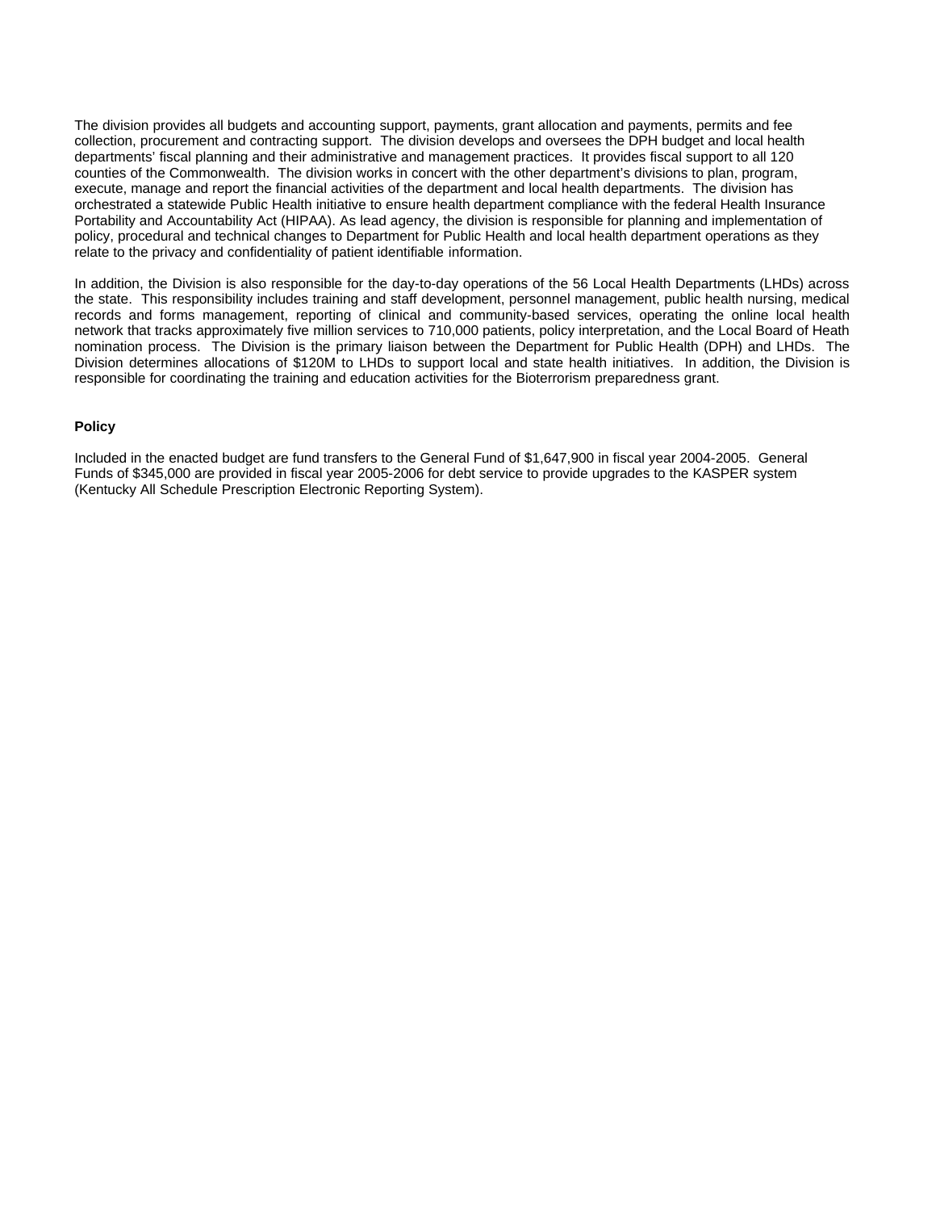The division provides all budgets and accounting support, payments, grant allocation and payments, permits and fee collection, procurement and contracting support. The division develops and oversees the DPH budget and local health departments' fiscal planning and their administrative and management practices. It provides fiscal support to all 120 counties of the Commonwealth. The division works in concert with the other department's divisions to plan, program, execute, manage and report the financial activities of the department and local health departments. The division has orchestrated a statewide Public Health initiative to ensure health department compliance with the federal Health Insurance Portability and Accountability Act (HIPAA). As lead agency, the division is responsible for planning and implementation of policy, procedural and technical changes to Department for Public Health and local health department operations as they relate to the privacy and confidentiality of patient identifiable information.

In addition, the Division is also responsible for the day-to-day operations of the 56 Local Health Departments (LHDs) across the state. This responsibility includes training and staff development, personnel management, public health nursing, medical records and forms management, reporting of clinical and community-based services, operating the online local health network that tracks approximately five million services to 710,000 patients, policy interpretation, and the Local Board of Heath nomination process. The Division is the primary liaison between the Department for Public Health (DPH) and LHDs. The Division determines allocations of $120M to LHDs to support local and state health initiatives. In addition, the Division is responsible for coordinating the training and education activities for the Bioterrorism preparedness grant.

**Policy**

Included in the enacted budget are fund transfers to the General Fund of $1,647,900 in fiscal year 2004-2005. General Funds of $345,000 are provided in fiscal year 2005-2006 for debt service to provide upgrades to the KASPER system (Kentucky All Schedule Prescription Electronic Reporting System).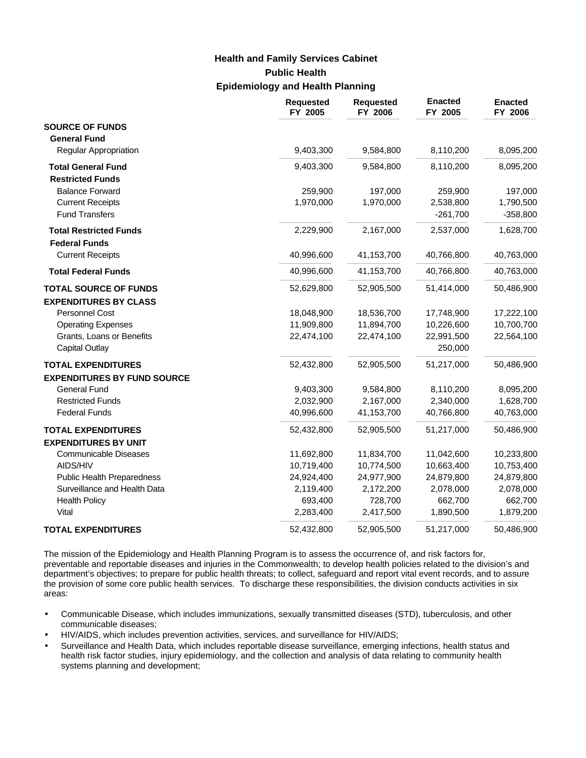# Health and Family Services Cabinet

## Public Health

### Epidemiology and Health Planning

| | Requested FY 2005 | Requested FY 2006 | Enacted FY 2005 | Enacted FY 2006 |
|---|---|---|---|---|
| **SOURCE OF FUNDS** | | | | |
| **General Fund** | | | | |
| Regular Appropriation | 9,403,300 | 9,584,800 | 8,110,200 | 8,095,200 |
| **Total General Fund** | 9,403,300 | 9,584,800 | 8,110,200 | 8,095,200 |
| **Restricted Funds** | | | | |
| Balance Forward | 259,900 | 197,000 | 259,900 | 197,000 |
| Current Receipts | 1,970,000 | 1,970,000 | 2,538,800 | 1,790,500 |
| Fund Transfers | | | -261,700 | -358,800 |
| **Total Restricted Funds** | 2,229,900 | 2,167,000 | 2,537,000 | 1,628,700 |
| **Federal Funds** | | | | |
| Current Receipts | 40,996,600 | 41,153,700 | 40,766,800 | 40,763,000 |
| **Total Federal Funds** | 40,996,600 | 41,153,700 | 40,766,800 | 40,763,000 |
| **TOTAL SOURCE OF FUNDS** | 52,629,800 | 52,905,500 | 51,414,000 | 50,486,900 |
| **EXPENDITURES BY CLASS** | | | | |
| Personnel Cost | 18,048,900 | 18,536,700 | 17,748,900 | 17,222,100 |
| Operating Expenses | 11,909,800 | 11,894,700 | 10,226,600 | 10,700,700 |
| Grants, Loans or Benefits | 22,474,100 | 22,474,100 | 22,991,500 | 22,564,100 |
| Capital Outlay | | | 250,000 | |
| **TOTAL EXPENDITURES** | 52,432,800 | 52,905,500 | 51,217,000 | 50,486,900 |
| **EXPENDITURES BY FUND SOURCE** | | | | |
| General Fund | 9,403,300 | 9,584,800 | 8,110,200 | 8,095,200 |
| Restricted Funds | 2,032,900 | 2,167,000 | 2,340,000 | 1,628,700 |
| Federal Funds | 40,996,600 | 41,153,700 | 40,766,800 | 40,763,000 |
| **TOTAL EXPENDITURES** | 52,432,800 | 52,905,500 | 51,217,000 | 50,486,900 |
| **EXPENDITURES BY UNIT** | | | | |
| Communicable Diseases | 11,692,800 | 11,834,700 | 11,042,600 | 10,233,800 |
| AIDS/HIV | 10,719,400 | 10,774,500 | 10,663,400 | 10,753,400 |
| Public Health Preparedness | 24,924,400 | 24,977,900 | 24,879,800 | 24,879,800 |
| Surveillance and Health Data | 2,119,400 | 2,172,200 | 2,078,000 | 2,078,000 |
| Health Policy | 693,400 | 728,700 | 662,700 | 662,700 |
| Vital | 2,283,400 | 2,417,500 | 1,890,500 | 1,879,200 |
| **TOTAL EXPENDITURES** | 52,432,800 | 52,905,500 | 51,217,000 | 50,486,900 |

The mission of the Epidemiology and Health Planning Program is to assess the occurrence of, and risk factors for, preventable and reportable diseases and injuries in the Commonwealth; to develop health policies related to the division's and department's objectives; to prepare for public health threats; to collect, safeguard and report vital event records, and to assure the provision of some core public health services. To discharge these responsibilities, the division conducts activities in six areas:

- Communicable Disease, which includes immunizations, sexually transmitted diseases (STD), tuberculosis, and other communicable diseases;
- HIV/AIDS, which includes prevention activities, services, and surveillance for HIV/AIDS;
- Surveillance and Health Data, which includes reportable disease surveillance, emerging infections, health status and health risk factor studies, injury epidemiology, and the collection and analysis of data relating to community health systems planning and development;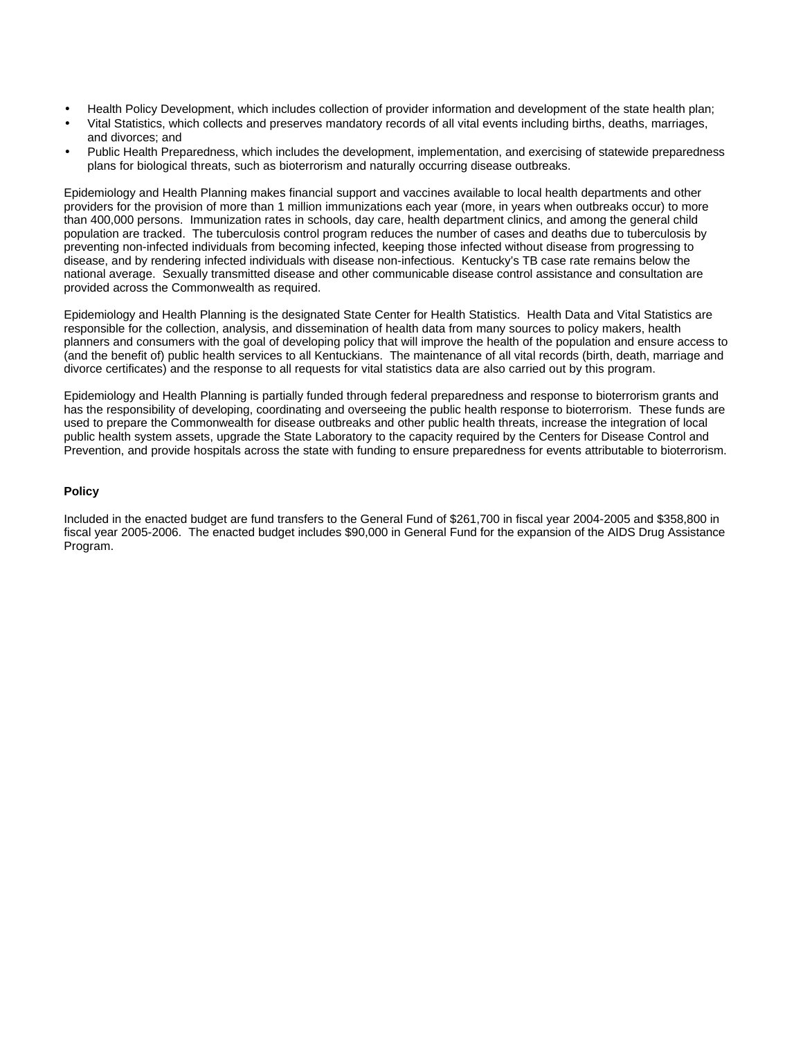- Health Policy Development, which includes collection of provider information and development of the state health plan;
- Vital Statistics, which collects and preserves mandatory records of all vital events including births, deaths, marriages, and divorces; and
- Public Health Preparedness, which includes the development, implementation, and exercising of statewide preparedness plans for biological threats, such as bioterrorism and naturally occurring disease outbreaks.

Epidemiology and Health Planning makes financial support and vaccines available to local health departments and other providers for the provision of more than 1 million immunizations each year (more, in years when outbreaks occur) to more than 400,000 persons. Immunization rates in schools, day care, health department clinics, and among the general child population are tracked. The tuberculosis control program reduces the number of cases and deaths due to tuberculosis by preventing non-infected individuals from becoming infected, keeping those infected without disease from progressing to disease, and by rendering infected individuals with disease non-infectious. Kentucky's TB case rate remains below the national average. Sexually transmitted disease and other communicable disease control assistance and consultation are provided across the Commonwealth as required.

Epidemiology and Health Planning is the designated State Center for Health Statistics. Health Data and Vital Statistics are responsible for the collection, analysis, and dissemination of health data from many sources to policy makers, health planners and consumers with the goal of developing policy that will improve the health of the population and ensure access to (and the benefit of) public health services to all Kentuckians. The maintenance of all vital records (birth, death, marriage and divorce certificates) and the response to all requests for vital statistics data are also carried out by this program.

Epidemiology and Health Planning is partially funded through federal preparedness and response to bioterrorism grants and has the responsibility of developing, coordinating and overseeing the public health response to bioterrorism. These funds are used to prepare the Commonwealth for disease outbreaks and other public health threats, increase the integration of local public health system assets, upgrade the State Laboratory to the capacity required by the Centers for Disease Control and Prevention, and provide hospitals across the state with funding to ensure preparedness for events attributable to bioterrorism.

**Policy**

Included in the enacted budget are fund transfers to the General Fund of $261,700 in fiscal year 2004-2005 and $358,800 in fiscal year 2005-2006. The enacted budget includes $90,000 in General Fund for the expansion of the AIDS Drug Assistance Program.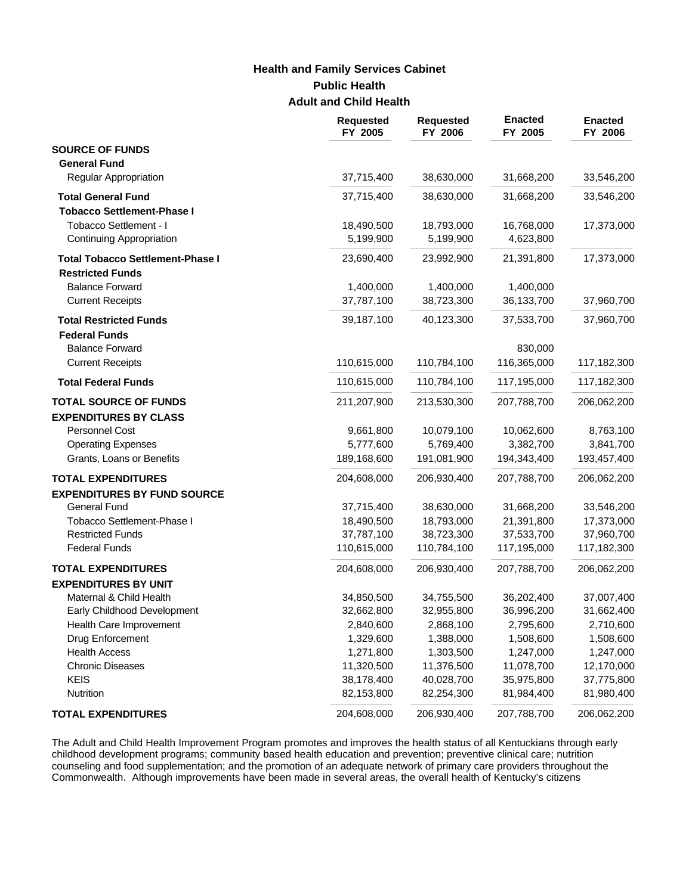**Health and Family Services Cabinet**

**Public Health**

**Adult and Child Health**

| | Requested FY 2005 | Requested FY 2006 | Enacted FY 2005 | Enacted FY 2006 |
|---|---|---|---|---|
| **SOURCE OF FUNDS** | | | | |
| **General Fund** | | | | |
| Regular Appropriation | 37,715,400 | 38,630,000 | 31,668,200 | 33,546,200 |
| **Total General Fund** | 37,715,400 | 38,630,000 | 31,668,200 | 33,546,200 |
| **Tobacco Settlement-Phase I** | | | | |
| Tobacco Settlement - I | 18,490,500 | 18,793,000 | 16,768,000 | 17,373,000 |
| Continuing Appropriation | 5,199,900 | 5,199,900 | 4,623,800 | |
| **Total Tobacco Settlement-Phase I** | 23,690,400 | 23,992,900 | 21,391,800 | 17,373,000 |
| **Restricted Funds** | | | | |
| Balance Forward | 1,400,000 | 1,400,000 | 1,400,000 | |
| Current Receipts | 37,787,100 | 38,723,300 | 36,133,700 | 37,960,700 |
| **Total Restricted Funds** | 39,187,100 | 40,123,300 | 37,533,700 | 37,960,700 |
| **Federal Funds** | | | | |
| Balance Forward | | | 830,000 | |
| Current Receipts | 110,615,000 | 110,784,100 | 116,365,000 | 117,182,300 |
| **Total Federal Funds** | 110,615,000 | 110,784,100 | 117,195,000 | 117,182,300 |
| **TOTAL SOURCE OF FUNDS** | 211,207,900 | 213,530,300 | 207,788,700 | 206,062,200 |
| **EXPENDITURES BY CLASS** | | | | |
| Personnel Cost | 9,661,800 | 10,079,100 | 10,062,600 | 8,763,100 |
| Operating Expenses | 5,777,600 | 5,769,400 | 3,382,700 | 3,841,700 |
| Grants, Loans or Benefits | 189,168,600 | 191,081,900 | 194,343,400 | 193,457,400 |
| **TOTAL EXPENDITURES** | 204,608,000 | 206,930,400 | 207,788,700 | 206,062,200 |
| **EXPENDITURES BY FUND SOURCE** | | | | |
| General Fund | 37,715,400 | 38,630,000 | 31,668,200 | 33,546,200 |
| Tobacco Settlement-Phase I | 18,490,500 | 18,793,000 | 21,391,800 | 17,373,000 |
| Restricted Funds | 37,787,100 | 38,723,300 | 37,533,700 | 37,960,700 |
| Federal Funds | 110,615,000 | 110,784,100 | 117,195,000 | 117,182,300 |
| **TOTAL EXPENDITURES** | 204,608,000 | 206,930,400 | 207,788,700 | 206,062,200 |
| **EXPENDITURES BY UNIT** | | | | |
| Maternal & Child Health | 34,850,500 | 34,755,500 | 36,202,400 | 37,007,400 |
| Early Childhood Development | 32,662,800 | 32,955,800 | 36,996,200 | 31,662,400 |
| Health Care Improvement | 2,840,600 | 2,868,100 | 2,795,600 | 2,710,600 |
| Drug Enforcement | 1,329,600 | 1,388,000 | 1,508,600 | 1,508,600 |
| Health Access | 1,271,800 | 1,303,500 | 1,247,000 | 1,247,000 |
| Chronic Diseases | 11,320,500 | 11,376,500 | 11,078,700 | 12,170,000 |
| KEIS | 38,178,400 | 40,028,700 | 35,975,800 | 37,775,800 |
| Nutrition | 82,153,800 | 82,254,300 | 81,984,400 | 81,980,400 |
| **TOTAL EXPENDITURES** | 204,608,000 | 206,930,400 | 207,788,700 | 206,062,200 |

The Adult and Child Health Improvement Program promotes and improves the health status of all Kentuckians through early childhood development programs; community based health education and prevention; preventive clinical care; nutrition counseling and food supplementation; and the promotion of an adequate network of primary care providers throughout the Commonwealth. Although improvements have been made in several areas, the overall health of Kentucky's citizens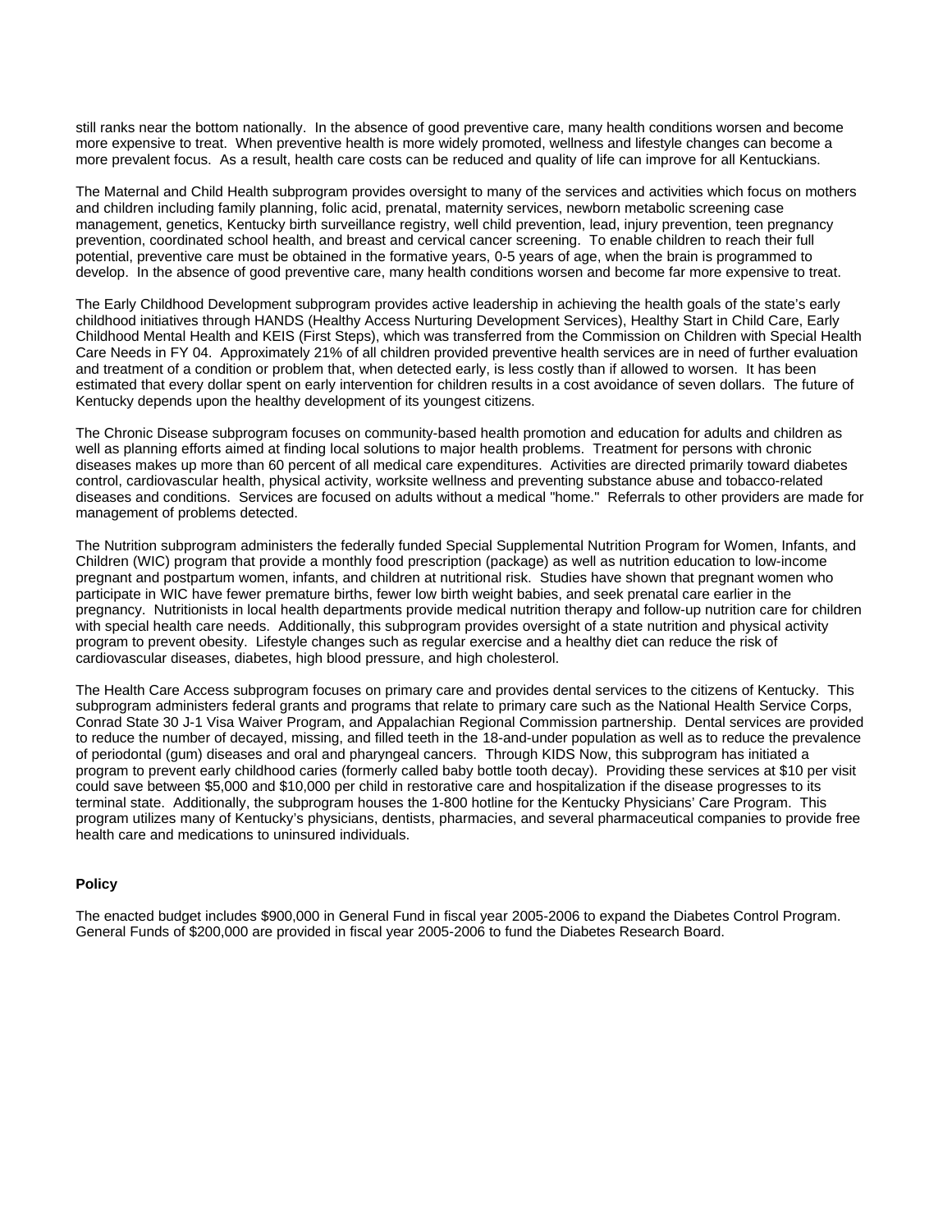still ranks near the bottom nationally. In the absence of good preventive care, many health conditions worsen and become more expensive to treat. When preventive health is more widely promoted, wellness and lifestyle changes can become a more prevalent focus. As a result, health care costs can be reduced and quality of life can improve for all Kentuckians.

The Maternal and Child Health subprogram provides oversight to many of the services and activities which focus on mothers and children including family planning, folic acid, prenatal, maternity services, newborn metabolic screening case management, genetics, Kentucky birth surveillance registry, well child prevention, lead, injury prevention, teen pregnancy prevention, coordinated school health, and breast and cervical cancer screening. To enable children to reach their full potential, preventive care must be obtained in the formative years, 0-5 years of age, when the brain is programmed to develop. In the absence of good preventive care, many health conditions worsen and become far more expensive to treat.

The Early Childhood Development subprogram provides active leadership in achieving the health goals of the state's early childhood initiatives through HANDS (Healthy Access Nurturing Development Services), Healthy Start in Child Care, Early Childhood Mental Health and KEIS (First Steps), which was transferred from the Commission on Children with Special Health Care Needs in FY 04. Approximately 21% of all children provided preventive health services are in need of further evaluation and treatment of a condition or problem that, when detected early, is less costly than if allowed to worsen. It has been estimated that every dollar spent on early intervention for children results in a cost avoidance of seven dollars. The future of Kentucky depends upon the healthy development of its youngest citizens.

The Chronic Disease subprogram focuses on community-based health promotion and education for adults and children as well as planning efforts aimed at finding local solutions to major health problems. Treatment for persons with chronic diseases makes up more than 60 percent of all medical care expenditures. Activities are directed primarily toward diabetes control, cardiovascular health, physical activity, worksite wellness and preventing substance abuse and tobacco-related diseases and conditions. Services are focused on adults without a medical "home." Referrals to other providers are made for management of problems detected.

The Nutrition subprogram administers the federally funded Special Supplemental Nutrition Program for Women, Infants, and Children (WIC) program that provide a monthly food prescription (package) as well as nutrition education to low-income pregnant and postpartum women, infants, and children at nutritional risk. Studies have shown that pregnant women who participate in WIC have fewer premature births, fewer low birth weight babies, and seek prenatal care earlier in the pregnancy. Nutritionists in local health departments provide medical nutrition therapy and follow-up nutrition care for children with special health care needs. Additionally, this subprogram provides oversight of a state nutrition and physical activity program to prevent obesity. Lifestyle changes such as regular exercise and a healthy diet can reduce the risk of cardiovascular diseases, diabetes, high blood pressure, and high cholesterol.

The Health Care Access subprogram focuses on primary care and provides dental services to the citizens of Kentucky. This subprogram administers federal grants and programs that relate to primary care such as the National Health Service Corps, Conrad State 30 J-1 Visa Waiver Program, and Appalachian Regional Commission partnership. Dental services are provided to reduce the number of decayed, missing, and filled teeth in the 18-and-under population as well as to reduce the prevalence of periodontal (gum) diseases and oral and pharyngeal cancers. Through KIDS Now, this subprogram has initiated a program to prevent early childhood caries (formerly called baby bottle tooth decay). Providing these services at $10 per visit could save between $5,000 and $10,000 per child in restorative care and hospitalization if the disease progresses to its terminal state. Additionally, the subprogram houses the 1-800 hotline for the Kentucky Physicians' Care Program. This program utilizes many of Kentucky's physicians, dentists, pharmacies, and several pharmaceutical companies to provide free health care and medications to uninsured individuals.

**Policy**

The enacted budget includes $900,000 in General Fund in fiscal year 2005-2006 to expand the Diabetes Control Program. General Funds of $200,000 are provided in fiscal year 2005-2006 to fund the Diabetes Research Board.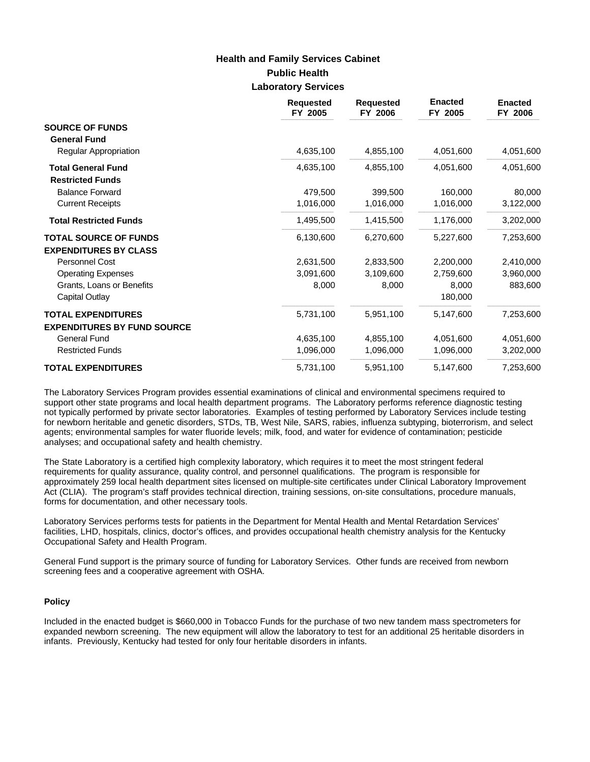# Health and Family Services Cabinet
## Public Health
### Laboratory Services

| | Requested FY 2005 | Requested FY 2006 | Enacted FY 2005 | Enacted FY 2006 |
|---|---|---|---|---|
| **SOURCE OF FUNDS** | | | | |
| **General Fund** | | | | |
| Regular Appropriation | 4,635,100 | 4,855,100 | 4,051,600 | 4,051,600 |
| **Total General Fund** | 4,635,100 | 4,855,100 | 4,051,600 | 4,051,600 |
| **Restricted Funds** | | | | |
| Balance Forward | 479,500 | 399,500 | 160,000 | 80,000 |
| Current Receipts | 1,016,000 | 1,016,000 | 1,016,000 | 3,122,000 |
| **Total Restricted Funds** | 1,495,500 | 1,415,500 | 1,176,000 | 3,202,000 |
| **TOTAL SOURCE OF FUNDS** | 6,130,600 | 6,270,600 | 5,227,600 | 7,253,600 |
| **EXPENDITURES BY CLASS** | | | | |
| Personnel Cost | 2,631,500 | 2,833,500 | 2,200,000 | 2,410,000 |
| Operating Expenses | 3,091,600 | 3,109,600 | 2,759,600 | 3,960,000 |
| Grants, Loans or Benefits | 8,000 | 8,000 | 8,000 | 883,600 |
| Capital Outlay | | | 180,000 | |
| **TOTAL EXPENDITURES** | 5,731,100 | 5,951,100 | 5,147,600 | 7,253,600 |
| **EXPENDITURES BY FUND SOURCE** | | | | |
| General Fund | 4,635,100 | 4,855,100 | 4,051,600 | 4,051,600 |
| Restricted Funds | 1,096,000 | 1,096,000 | 1,096,000 | 3,202,000 |
| **TOTAL EXPENDITURES** | 5,731,100 | 5,951,100 | 5,147,600 | 7,253,600 |

The Laboratory Services Program provides essential examinations of clinical and environmental specimens required to support other state programs and local health department programs. The Laboratory performs reference diagnostic testing not typically performed by private sector laboratories. Examples of testing performed by Laboratory Services include testing for newborn heritable and genetic disorders, STDs, TB, West Nile, SARS, rabies, influenza subtyping, bioterrorism, and select agents; environmental samples for water fluoride levels; milk, food, and water for evidence of contamination; pesticide analyses; and occupational safety and health chemistry.

The State Laboratory is a certified high complexity laboratory, which requires it to meet the most stringent federal requirements for quality assurance, quality control, and personnel qualifications. The program is responsible for approximately 259 local health department sites licensed on multiple-site certificates under Clinical Laboratory Improvement Act (CLIA). The program's staff provides technical direction, training sessions, on-site consultations, procedure manuals, forms for documentation, and other necessary tools.

Laboratory Services performs tests for patients in the Department for Mental Health and Mental Retardation Services' facilities, LHD, hospitals, clinics, doctor's offices, and provides occupational health chemistry analysis for the Kentucky Occupational Safety and Health Program.

General Fund support is the primary source of funding for Laboratory Services. Other funds are received from newborn screening fees and a cooperative agreement with OSHA.

#### Policy

Included in the enacted budget is $660,000 in Tobacco Funds for the purchase of two new tandem mass spectrometers for expanded newborn screening. The new equipment will allow the laboratory to test for an additional 25 heritable disorders in infants. Previously, Kentucky had tested for only four heritable disorders in infants.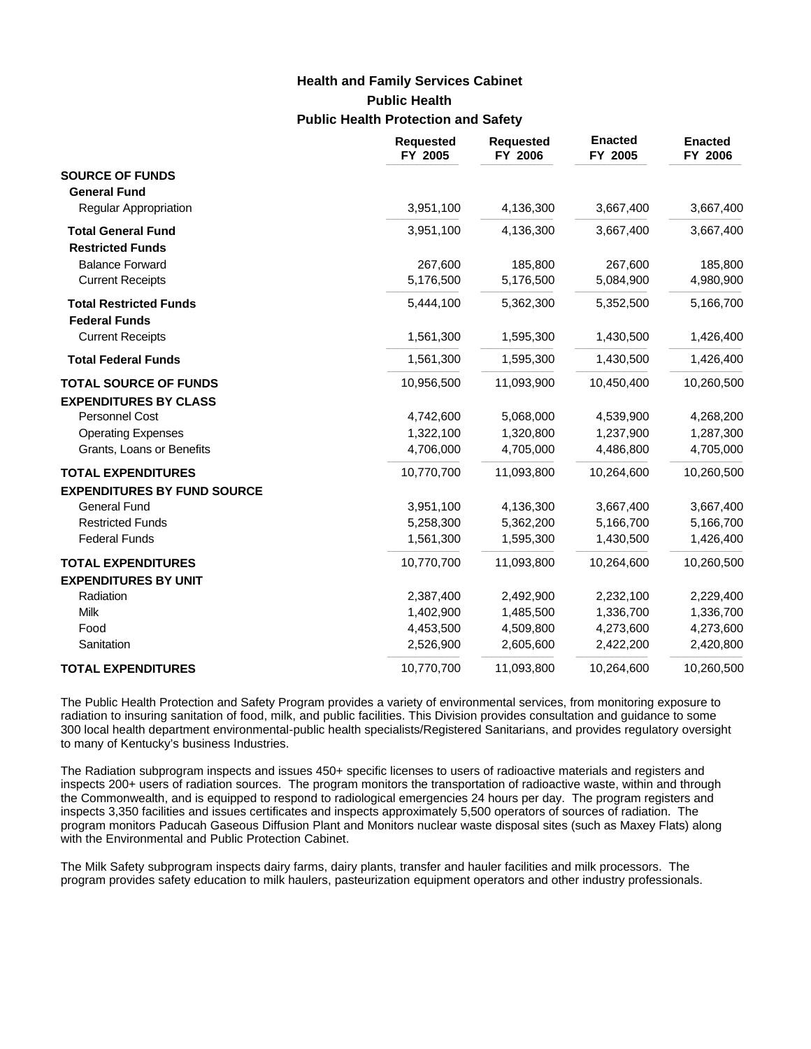# Health and Family Services Cabinet

## Public Health

### Public Health Protection and Safety

| | Requested FY 2005 | Requested FY 2006 | Enacted FY 2005 | Enacted FY 2006 |
|---|---|---|---|---|
| **SOURCE OF FUNDS** | | | | |
| **General Fund** | | | | |
| Regular Appropriation | 3,951,100 | 4,136,300 | 3,667,400 | 3,667,400 |
| **Total General Fund** | 3,951,100 | 4,136,300 | 3,667,400 | 3,667,400 |
| **Restricted Funds** | | | | |
| Balance Forward | 267,600 | 185,800 | 267,600 | 185,800 |
| Current Receipts | 5,176,500 | 5,176,500 | 5,084,900 | 4,980,900 |
| **Total Restricted Funds** | 5,444,100 | 5,362,300 | 5,352,500 | 5,166,700 |
| **Federal Funds** | | | | |
| Current Receipts | 1,561,300 | 1,595,300 | 1,430,500 | 1,426,400 |
| **Total Federal Funds** | 1,561,300 | 1,595,300 | 1,430,500 | 1,426,400 |
| **TOTAL SOURCE OF FUNDS** | 10,956,500 | 11,093,900 | 10,450,400 | 10,260,500 |
| **EXPENDITURES BY CLASS** | | | | |
| Personnel Cost | 4,742,600 | 5,068,000 | 4,539,900 | 4,268,200 |
| Operating Expenses | 1,322,100 | 1,320,800 | 1,237,900 | 1,287,300 |
| Grants, Loans or Benefits | 4,706,000 | 4,705,000 | 4,486,800 | 4,705,000 |
| **TOTAL EXPENDITURES** | 10,770,700 | 11,093,800 | 10,264,600 | 10,260,500 |
| **EXPENDITURES BY FUND SOURCE** | | | | |
| General Fund | 3,951,100 | 4,136,300 | 3,667,400 | 3,667,400 |
| Restricted Funds | 5,258,300 | 5,362,200 | 5,166,700 | 5,166,700 |
| Federal Funds | 1,561,300 | 1,595,300 | 1,430,500 | 1,426,400 |
| **TOTAL EXPENDITURES** | 10,770,700 | 11,093,800 | 10,264,600 | 10,260,500 |
| **EXPENDITURES BY UNIT** | | | | |
| Radiation | 2,387,400 | 2,492,900 | 2,232,100 | 2,229,400 |
| Milk | 1,402,900 | 1,485,500 | 1,336,700 | 1,336,700 |
| Food | 4,453,500 | 4,509,800 | 4,273,600 | 4,273,600 |
| Sanitation | 2,526,900 | 2,605,600 | 2,422,200 | 2,420,800 |
| **TOTAL EXPENDITURES** | 10,770,700 | 11,093,800 | 10,264,600 | 10,260,500 |

The Public Health Protection and Safety Program provides a variety of environmental services, from monitoring exposure to radiation to insuring sanitation of food, milk, and public facilities. This Division provides consultation and guidance to some 300 local health department environmental-public health specialists/Registered Sanitarians, and provides regulatory oversight to many of Kentucky's business Industries.

The Radiation subprogram inspects and issues 450+ specific licenses to users of radioactive materials and registers and inspects 200+ users of radiation sources. The program monitors the transportation of radioactive waste, within and through the Commonwealth, and is equipped to respond to radiological emergencies 24 hours per day. The program registers and inspects 3,350 facilities and issues certificates and inspects approximately 5,500 operators of sources of radiation. The program monitors Paducah Gaseous Diffusion Plant and Monitors nuclear waste disposal sites (such as Maxey Flats) along with the Environmental and Public Protection Cabinet.

The Milk Safety subprogram inspects dairy farms, dairy plants, transfer and hauler facilities and milk processors. The program provides safety education to milk haulers, pasteurization equipment operators and other industry professionals.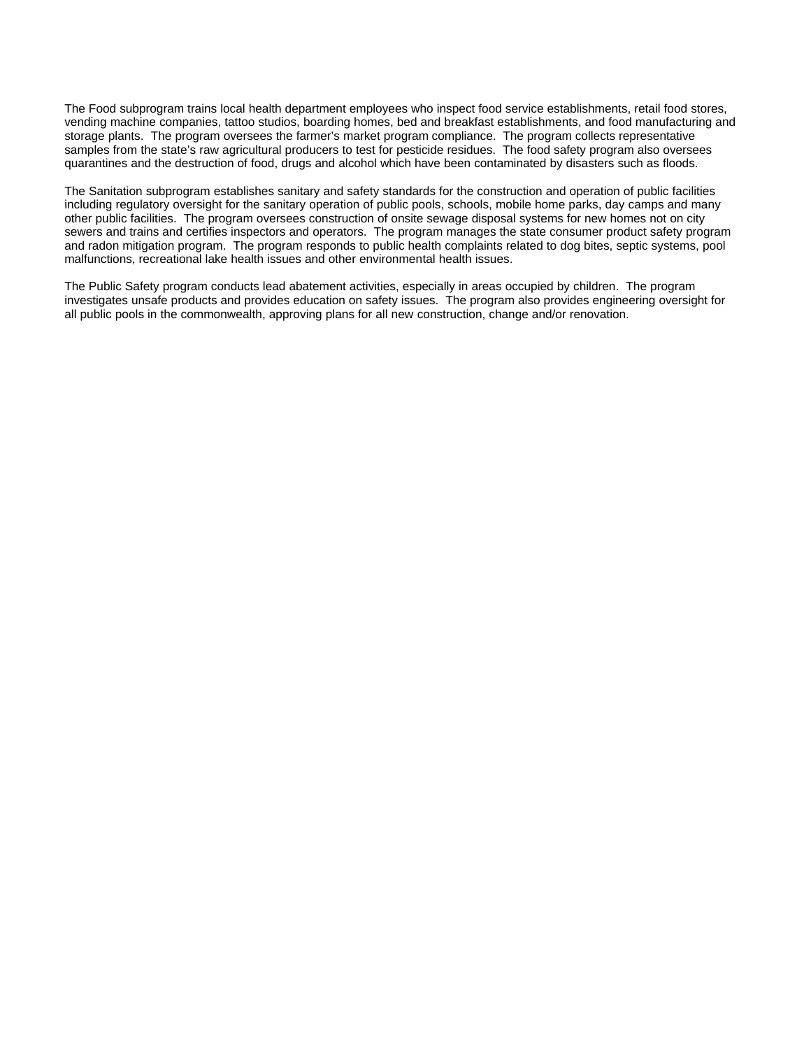The Food subprogram trains local health department employees who inspect food service establishments, retail food stores, vending machine companies, tattoo studios, boarding homes, bed and breakfast establishments, and food manufacturing and storage plants. The program oversees the farmer's market program compliance. The program collects representative samples from the state's raw agricultural producers to test for pesticide residues. The food safety program also oversees quarantines and the destruction of food, drugs and alcohol which have been contaminated by disasters such as floods.

The Sanitation subprogram establishes sanitary and safety standards for the construction and operation of public facilities including regulatory oversight for the sanitary operation of public pools, schools, mobile home parks, day camps and many other public facilities. The program oversees construction of onsite sewage disposal systems for new homes not on city sewers and trains and certifies inspectors and operators. The program manages the state consumer product safety program and radon mitigation program. The program responds to public health complaints related to dog bites, septic systems, pool malfunctions, recreational lake health issues and other environmental health issues.

The Public Safety program conducts lead abatement activities, especially in areas occupied by children. The program investigates unsafe products and provides education on safety issues. The program also provides engineering oversight for all public pools in the commonwealth, approving plans for all new construction, change and/or renovation.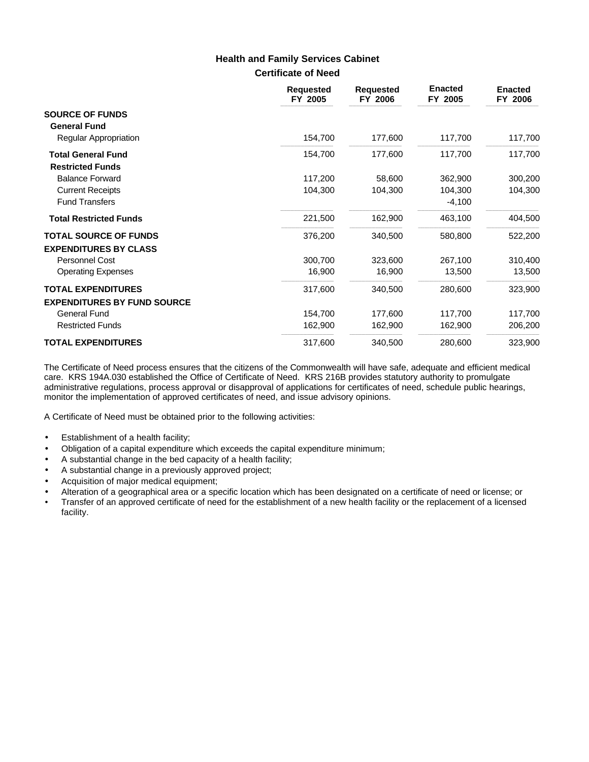## Health and Family Services Cabinet

### Certificate of Need

| | Requested FY 2005 | Requested FY 2006 | Enacted FY 2005 | Enacted FY 2006 |
|---|---|---|---|---|
| **SOURCE OF FUNDS** | | | | |
| **General Fund** | | | | |
| Regular Appropriation | 154,700 | 177,600 | 117,700 | 117,700 |
| **Total General Fund** | 154,700 | 177,600 | 117,700 | 117,700 |
| **Restricted Funds** | | | | |
| Balance Forward | 117,200 | 58,600 | 362,900 | 300,200 |
| Current Receipts | 104,300 | 104,300 | 104,300 | 104,300 |
| Fund Transfers | | | -4,100 | |
| **Total Restricted Funds** | 221,500 | 162,900 | 463,100 | 404,500 |
| **TOTAL SOURCE OF FUNDS** | 376,200 | 340,500 | 580,800 | 522,200 |
| **EXPENDITURES BY CLASS** | | | | |
| Personnel Cost | 300,700 | 323,600 | 267,100 | 310,400 |
| Operating Expenses | 16,900 | 16,900 | 13,500 | 13,500 |
| **TOTAL EXPENDITURES** | 317,600 | 340,500 | 280,600 | 323,900 |
| **EXPENDITURES BY FUND SOURCE** | | | | |
| General Fund | 154,700 | 177,600 | 117,700 | 117,700 |
| Restricted Funds | 162,900 | 162,900 | 162,900 | 206,200 |
| **TOTAL EXPENDITURES** | 317,600 | 340,500 | 280,600 | 323,900 |

The Certificate of Need process ensures that the citizens of the Commonwealth will have safe, adequate and efficient medical care. KRS 194A.030 established the Office of Certificate of Need. KRS 216B provides statutory authority to promulgate administrative regulations, process approval or disapproval of applications for certificates of need, schedule public hearings, monitor the implementation of approved certificates of need, and issue advisory opinions.

A Certificate of Need must be obtained prior to the following activities:

- Establishment of a health facility;
- Obligation of a capital expenditure which exceeds the capital expenditure minimum;
- A substantial change in the bed capacity of a health facility;
- A substantial change in a previously approved project;
- Acquisition of major medical equipment;
- Alteration of a geographical area or a specific location which has been designated on a certificate of need or license; or
- Transfer of an approved certificate of need for the establishment of a new health facility or the replacement of a licensed facility.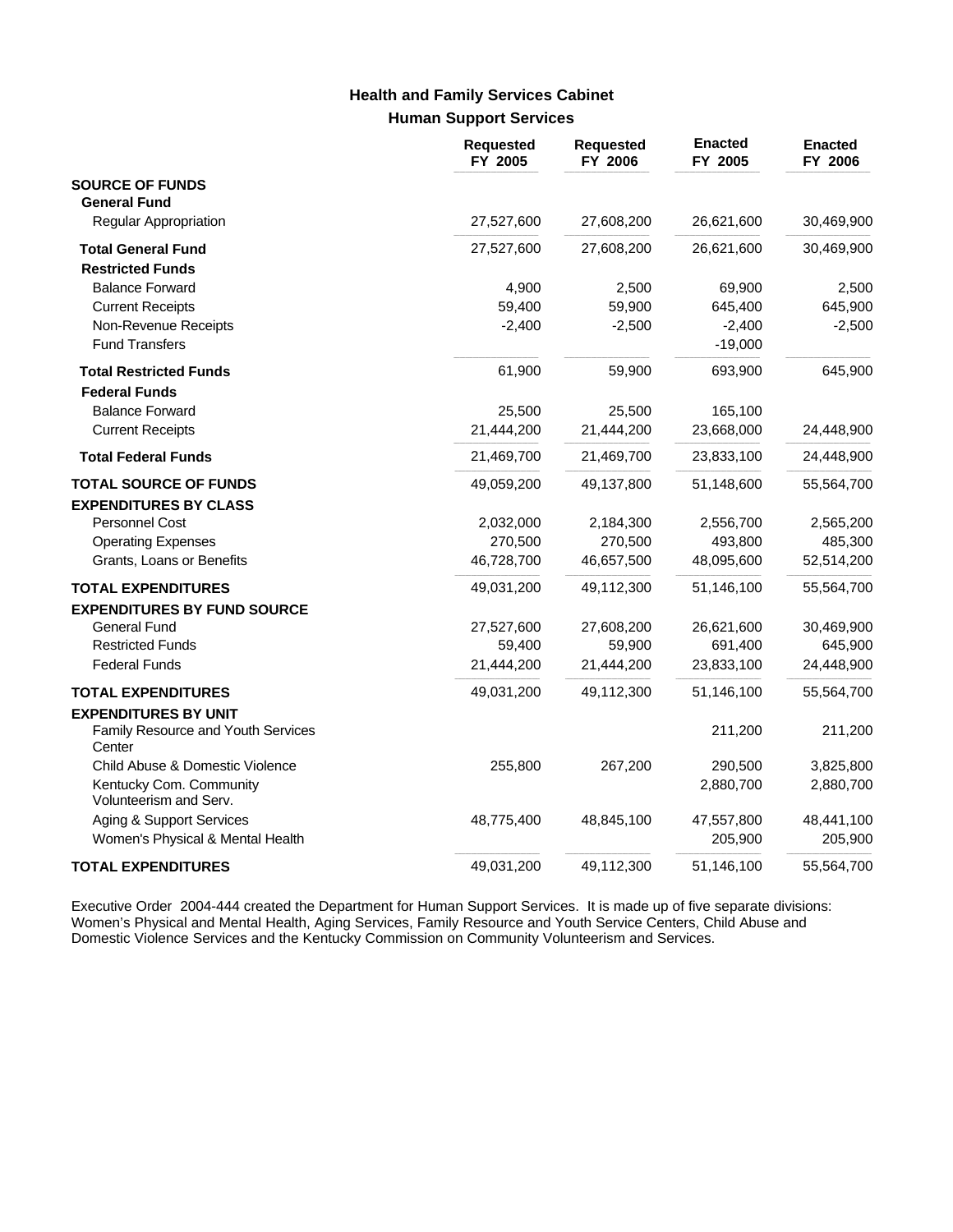## Health and Family Services Cabinet
### Human Support Services

| | Requested FY 2005 | Requested FY 2006 | Enacted FY 2005 | Enacted FY 2006 |
|---|---|---|---|---|
| **SOURCE OF FUNDS** | | | | |
| **General Fund** | | | | |
| Regular Appropriation | 27,527,600 | 27,608,200 | 26,621,600 | 30,469,900 |
| **Total General Fund** | 27,527,600 | 27,608,200 | 26,621,600 | 30,469,900 |
| **Restricted Funds** | | | | |
| Balance Forward | 4,900 | 2,500 | 69,900 | 2,500 |
| Current Receipts | 59,400 | 59,900 | 645,400 | 645,900 |
| Non-Revenue Receipts | -2,400 | -2,500 | -2,400 | -2,500 |
| Fund Transfers | | | -19,000 | |
| **Total Restricted Funds** | 61,900 | 59,900 | 693,900 | 645,900 |
| **Federal Funds** | | | | |
| Balance Forward | 25,500 | 25,500 | 165,100 | |
| Current Receipts | 21,444,200 | 21,444,200 | 23,668,000 | 24,448,900 |
| **Total Federal Funds** | 21,469,700 | 21,469,700 | 23,833,100 | 24,448,900 |
| **TOTAL SOURCE OF FUNDS** | 49,059,200 | 49,137,800 | 51,148,600 | 55,564,700 |
| **EXPENDITURES BY CLASS** | | | | |
| Personnel Cost | 2,032,000 | 2,184,300 | 2,556,700 | 2,565,200 |
| Operating Expenses | 270,500 | 270,500 | 493,800 | 485,300 |
| Grants, Loans or Benefits | 46,728,700 | 46,657,500 | 48,095,600 | 52,514,200 |
| **TOTAL EXPENDITURES** | 49,031,200 | 49,112,300 | 51,146,100 | 55,564,700 |
| **EXPENDITURES BY FUND SOURCE** | | | | |
| General Fund | 27,527,600 | 27,608,200 | 26,621,600 | 30,469,900 |
| Restricted Funds | 59,400 | 59,900 | 691,400 | 645,900 |
| Federal Funds | 21,444,200 | 21,444,200 | 23,833,100 | 24,448,900 |
| **TOTAL EXPENDITURES** | 49,031,200 | 49,112,300 | 51,146,100 | 55,564,700 |
| **EXPENDITURES BY UNIT** | | | | |
| Family Resource and Youth Services Center | | | 211,200 | 211,200 |
| Child Abuse & Domestic Violence | 255,800 | 267,200 | 290,500 | 3,825,800 |
| Kentucky Com. Community Volunteerism and Serv. | | | 2,880,700 | 2,880,700 |
| Aging & Support Services | 48,775,400 | 48,845,100 | 47,557,800 | 48,441,100 |
| Women's Physical & Mental Health | | | 205,900 | 205,900 |
| **TOTAL EXPENDITURES** | 49,031,200 | 49,112,300 | 51,146,100 | 55,564,700 |

Executive Order 2004-444 created the Department for Human Support Services. It is made up of five separate divisions: Women's Physical and Mental Health, Aging Services, Family Resource and Youth Service Centers, Child Abuse and Domestic Violence Services and the Kentucky Commission on Community Volunteerism and Services.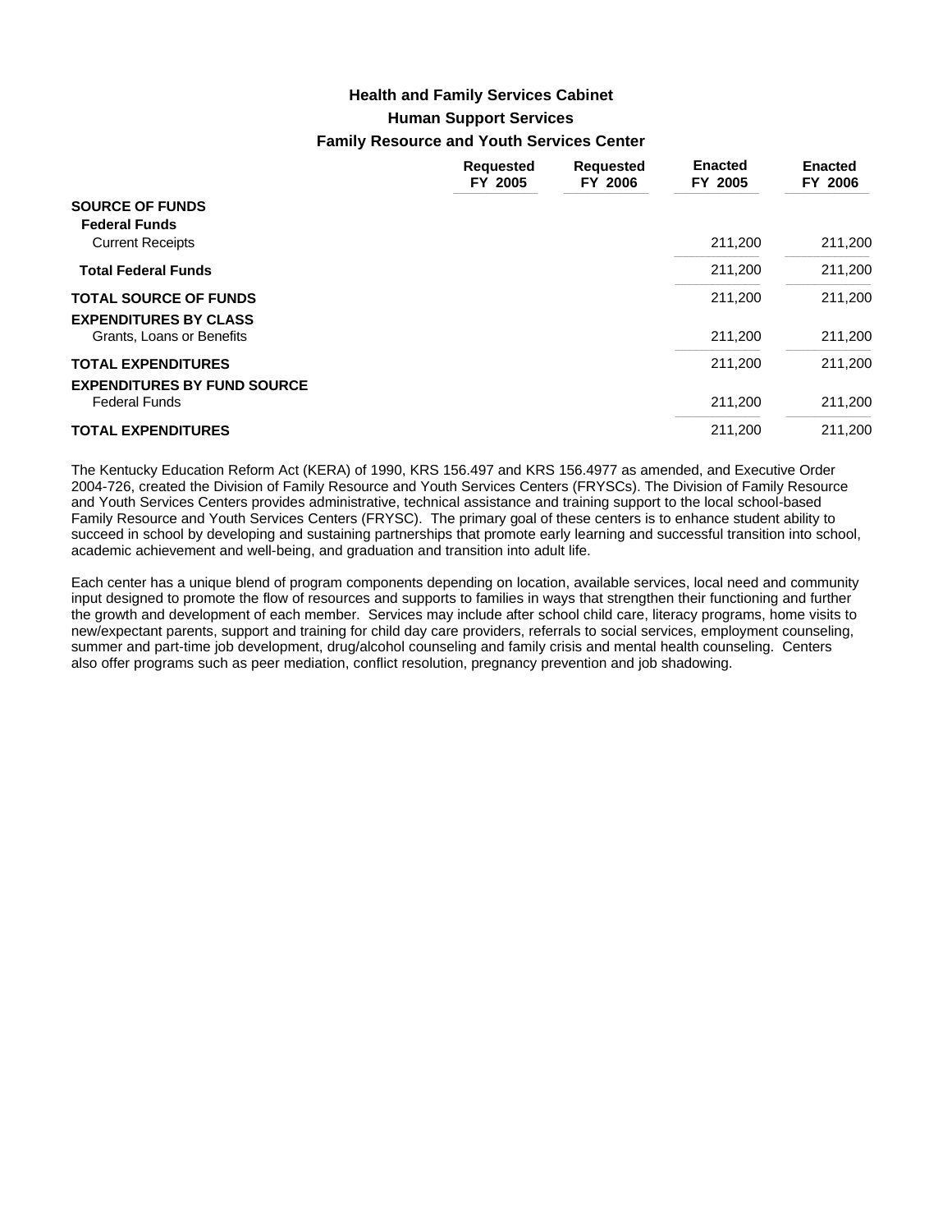### Health and Family Services Cabinet

### Human Support Services

### Family Resource and Youth Services Center

| | Requested FY 2005 | Requested FY 2006 | Enacted FY 2005 | Enacted FY 2006 |
|---|---|---|---|---|
| **SOURCE OF FUNDS** | | | | |
| **Federal Funds** | | | | |
| Current Receipts | | | 211,200 | 211,200 |
| **Total Federal Funds** | | | 211,200 | 211,200 |
| **TOTAL SOURCE OF FUNDS** | | | 211,200 | 211,200 |
| **EXPENDITURES BY CLASS** | | | | |
| Grants, Loans or Benefits | | | 211,200 | 211,200 |
| **TOTAL EXPENDITURES** | | | 211,200 | 211,200 |
| **EXPENDITURES BY FUND SOURCE** | | | | |
| Federal Funds | | | 211,200 | 211,200 |
| **TOTAL EXPENDITURES** | | | 211,200 | 211,200 |

The Kentucky Education Reform Act (KERA) of 1990, KRS 156.497 and KRS 156.4977 as amended, and Executive Order 2004-726, created the Division of Family Resource and Youth Services Centers (FRYSCs). The Division of Family Resource and Youth Services Centers provides administrative, technical assistance and training support to the local school-based Family Resource and Youth Services Centers (FRYSC). The primary goal of these centers is to enhance student ability to succeed in school by developing and sustaining partnerships that promote early learning and successful transition into school, academic achievement and well-being, and graduation and transition into adult life.

Each center has a unique blend of program components depending on location, available services, local need and community input designed to promote the flow of resources and supports to families in ways that strengthen their functioning and further the growth and development of each member. Services may include after school child care, literacy programs, home visits to new/expectant parents, support and training for child day care providers, referrals to social services, employment counseling, summer and part-time job development, drug/alcohol counseling and family crisis and mental health counseling. Centers also offer programs such as peer mediation, conflict resolution, pregnancy prevention and job shadowing.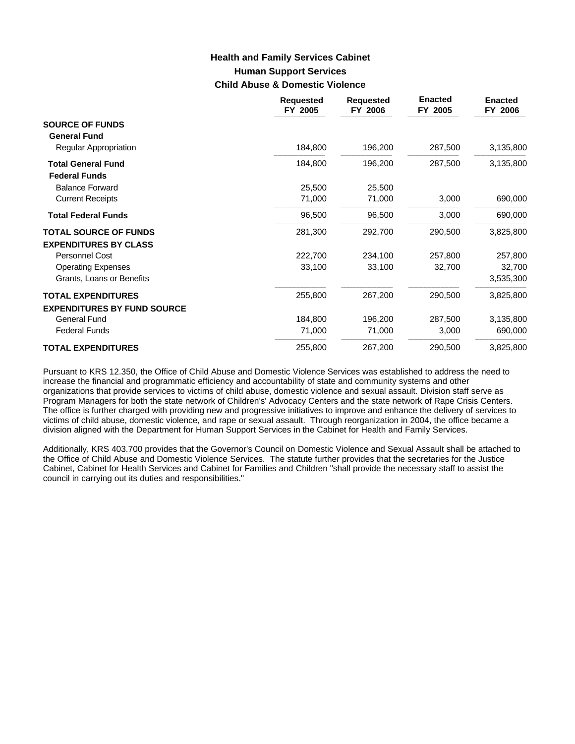# Health and Family Services Cabinet
## Human Support Services
### Child Abuse & Domestic Violence

| | Requested FY 2005 | Requested FY 2006 | Enacted FY 2005 | Enacted FY 2006 |
|---|---|---|---|---|
| **SOURCE OF FUNDS** | | | | |
| **General Fund** | | | | |
| Regular Appropriation | 184,800 | 196,200 | 287,500 | 3,135,800 |
| **Total General Fund** | 184,800 | 196,200 | 287,500 | 3,135,800 |
| **Federal Funds** | | | | |
| Balance Forward | 25,500 | 25,500 | | |
| Current Receipts | 71,000 | 71,000 | 3,000 | 690,000 |
| **Total Federal Funds** | 96,500 | 96,500 | 3,000 | 690,000 |
| **TOTAL SOURCE OF FUNDS** | 281,300 | 292,700 | 290,500 | 3,825,800 |
| **EXPENDITURES BY CLASS** | | | | |
| Personnel Cost | 222,700 | 234,100 | 257,800 | 257,800 |
| Operating Expenses | 33,100 | 33,100 | 32,700 | 32,700 |
| Grants, Loans or Benefits | | | | 3,535,300 |
| **TOTAL EXPENDITURES** | 255,800 | 267,200 | 290,500 | 3,825,800 |
| **EXPENDITURES BY FUND SOURCE** | | | | |
| General Fund | 184,800 | 196,200 | 287,500 | 3,135,800 |
| Federal Funds | 71,000 | 71,000 | 3,000 | 690,000 |
| **TOTAL EXPENDITURES** | 255,800 | 267,200 | 290,500 | 3,825,800 |

Pursuant to KRS 12.350, the Office of Child Abuse and Domestic Violence Services was established to address the need to increase the financial and programmatic efficiency and accountability of state and community systems and other organizations that provide services to victims of child abuse, domestic violence and sexual assault. Division staff serve as Program Managers for both the state network of Children's' Advocacy Centers and the state network of Rape Crisis Centers. The office is further charged with providing new and progressive initiatives to improve and enhance the delivery of services to victims of child abuse, domestic violence, and rape or sexual assault. Through reorganization in 2004, the office became a division aligned with the Department for Human Support Services in the Cabinet for Health and Family Services.

Additionally, KRS 403.700 provides that the Governor's Council on Domestic Violence and Sexual Assault shall be attached to the Office of Child Abuse and Domestic Violence Services. The statute further provides that the secretaries for the Justice Cabinet, Cabinet for Health Services and Cabinet for Families and Children "shall provide the necessary staff to assist the council in carrying out its duties and responsibilities."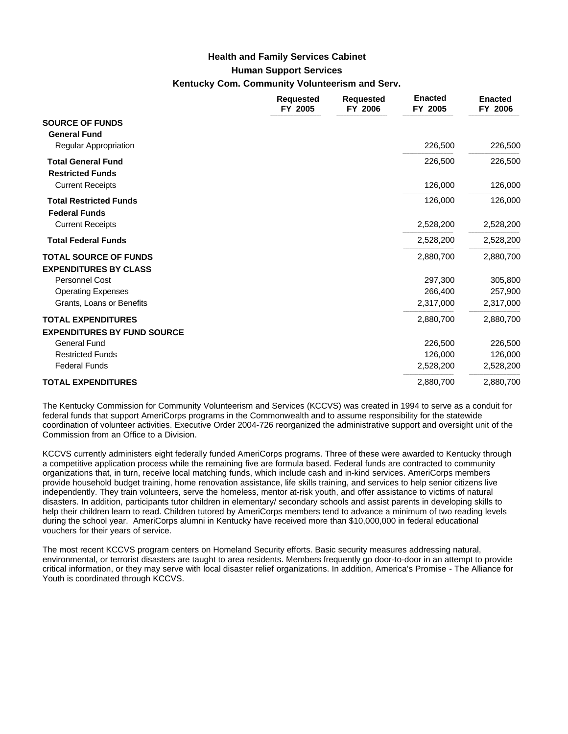### Health and Family Services Cabinet

### Human Support Services

### Kentucky Com. Community Volunteerism and Serv.

| | Requested FY 2005 | Requested FY 2006 | Enacted FY 2005 | Enacted FY 2006 |
|---|---|---|---|---|
| **SOURCE OF FUNDS** | | | | |
| **General Fund** | | | | |
| Regular Appropriation | | | 226,500 | 226,500 |
| **Total General Fund** | | | 226,500 | 226,500 |
| **Restricted Funds** | | | | |
| Current Receipts | | | 126,000 | 126,000 |
| **Total Restricted Funds** | | | 126,000 | 126,000 |
| **Federal Funds** | | | | |
| Current Receipts | | | 2,528,200 | 2,528,200 |
| **Total Federal Funds** | | | 2,528,200 | 2,528,200 |
| **TOTAL SOURCE OF FUNDS** | | | 2,880,700 | 2,880,700 |
| **EXPENDITURES BY CLASS** | | | | |
| Personnel Cost | | | 297,300 | 305,800 |
| Operating Expenses | | | 266,400 | 257,900 |
| Grants, Loans or Benefits | | | 2,317,000 | 2,317,000 |
| **TOTAL EXPENDITURES** | | | 2,880,700 | 2,880,700 |
| **EXPENDITURES BY FUND SOURCE** | | | | |
| General Fund | | | 226,500 | 226,500 |
| Restricted Funds | | | 126,000 | 126,000 |
| Federal Funds | | | 2,528,200 | 2,528,200 |
| **TOTAL EXPENDITURES** | | | 2,880,700 | 2,880,700 |

The Kentucky Commission for Community Volunteerism and Services (KCCVS) was created in 1994 to serve as a conduit for federal funds that support AmeriCorps programs in the Commonwealth and to assume responsibility for the statewide coordination of volunteer activities. Executive Order 2004-726 reorganized the administrative support and oversight unit of the Commission from an Office to a Division.

KCCVS currently administers eight federally funded AmeriCorps programs. Three of these were awarded to Kentucky through a competitive application process while the remaining five are formula based. Federal funds are contracted to community organizations that, in turn, receive local matching funds, which include cash and in-kind services. AmeriCorps members provide household budget training, home renovation assistance, life skills training, and services to help senior citizens live independently. They train volunteers, serve the homeless, mentor at-risk youth, and offer assistance to victims of natural disasters. In addition, participants tutor children in elementary/ secondary schools and assist parents in developing skills to help their children learn to read. Children tutored by AmeriCorps members tend to advance a minimum of two reading levels during the school year. AmeriCorps alumni in Kentucky have received more than $10,000,000 in federal educational vouchers for their years of service.

The most recent KCCVS program centers on Homeland Security efforts. Basic security measures addressing natural, environmental, or terrorist disasters are taught to area residents. Members frequently go door-to-door in an attempt to provide critical information, or they may serve with local disaster relief organizations. In addition, America's Promise - The Alliance for Youth is coordinated through KCCVS.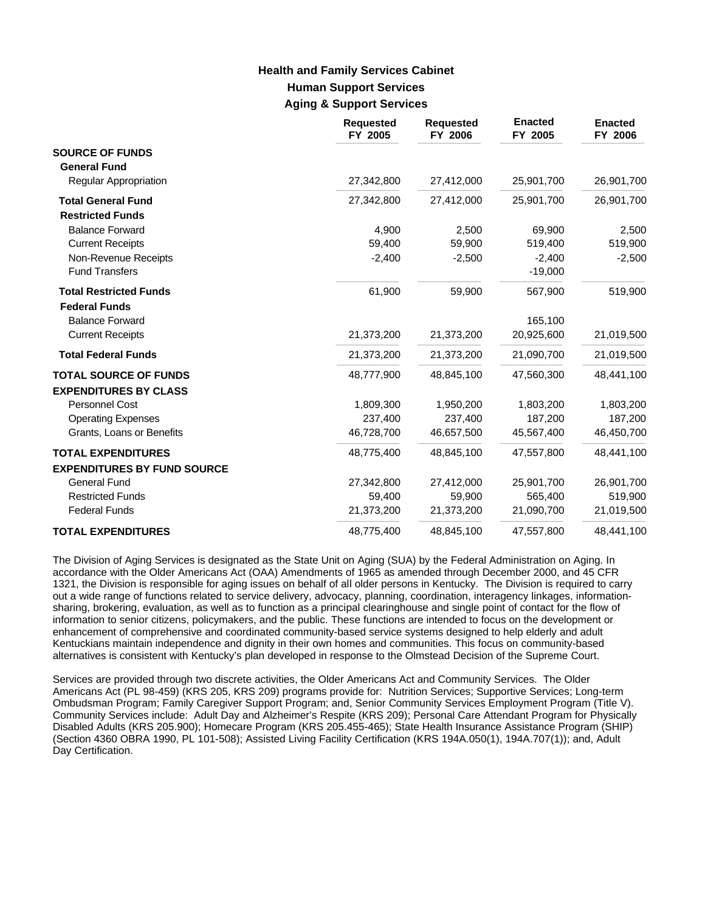# Health and Family Services Cabinet

## Human Support Services

### Aging & Support Services

| | Requested FY 2005 | Requested FY 2006 | Enacted FY 2005 | Enacted FY 2006 |
|---|---|---|---|---|
| **SOURCE OF FUNDS** | | | | |
| **General Fund** | | | | |
| Regular Appropriation | 27,342,800 | 27,412,000 | 25,901,700 | 26,901,700 |
| **Total General Fund** | 27,342,800 | 27,412,000 | 25,901,700 | 26,901,700 |
| **Restricted Funds** | | | | |
| Balance Forward | 4,900 | 2,500 | 69,900 | 2,500 |
| Current Receipts | 59,400 | 59,900 | 519,400 | 519,900 |
| Non-Revenue Receipts | -2,400 | -2,500 | -2,400 | -2,500 |
| Fund Transfers | | | -19,000 | |
| **Total Restricted Funds** | 61,900 | 59,900 | 567,900 | 519,900 |
| **Federal Funds** | | | | |
| Balance Forward | | | 165,100 | |
| Current Receipts | 21,373,200 | 21,373,200 | 20,925,600 | 21,019,500 |
| **Total Federal Funds** | 21,373,200 | 21,373,200 | 21,090,700 | 21,019,500 |
| **TOTAL SOURCE OF FUNDS** | 48,777,900 | 48,845,100 | 47,560,300 | 48,441,100 |
| **EXPENDITURES BY CLASS** | | | | |
| Personnel Cost | 1,809,300 | 1,950,200 | 1,803,200 | 1,803,200 |
| Operating Expenses | 237,400 | 237,400 | 187,200 | 187,200 |
| Grants, Loans or Benefits | 46,728,700 | 46,657,500 | 45,567,400 | 46,450,700 |
| **TOTAL EXPENDITURES** | 48,775,400 | 48,845,100 | 47,557,800 | 48,441,100 |
| **EXPENDITURES BY FUND SOURCE** | | | | |
| General Fund | 27,342,800 | 27,412,000 | 25,901,700 | 26,901,700 |
| Restricted Funds | 59,400 | 59,900 | 565,400 | 519,900 |
| Federal Funds | 21,373,200 | 21,373,200 | 21,090,700 | 21,019,500 |
| **TOTAL EXPENDITURES** | 48,775,400 | 48,845,100 | 47,557,800 | 48,441,100 |

The Division of Aging Services is designated as the State Unit on Aging (SUA) by the Federal Administration on Aging. In accordance with the Older Americans Act (OAA) Amendments of 1965 as amended through December 2000, and 45 CFR 1321, the Division is responsible for aging issues on behalf of all older persons in Kentucky. The Division is required to carry out a wide range of functions related to service delivery, advocacy, planning, coordination, interagency linkages, information-sharing, brokering, evaluation, as well as to function as a principal clearinghouse and single point of contact for the flow of information to senior citizens, policymakers, and the public. These functions are intended to focus on the development or enhancement of comprehensive and coordinated community-based service systems designed to help elderly and adult Kentuckians maintain independence and dignity in their own homes and communities. This focus on community-based alternatives is consistent with Kentucky's plan developed in response to the Olmstead Decision of the Supreme Court.

Services are provided through two discrete activities, the Older Americans Act and Community Services. The Older Americans Act (PL 98-459) (KRS 205, KRS 209) programs provide for: Nutrition Services; Supportive Services; Long-term Ombudsman Program; Family Caregiver Support Program; and, Senior Community Services Employment Program (Title V). Community Services include: Adult Day and Alzheimer's Respite (KRS 209); Personal Care Attendant Program for Physically Disabled Adults (KRS 205.900); Homecare Program (KRS 205.455-465); State Health Insurance Assistance Program (SHIP) (Section 4360 OBRA 1990, PL 101-508); Assisted Living Facility Certification (KRS 194A.050(1), 194A.707(1)); and, Adult Day Certification.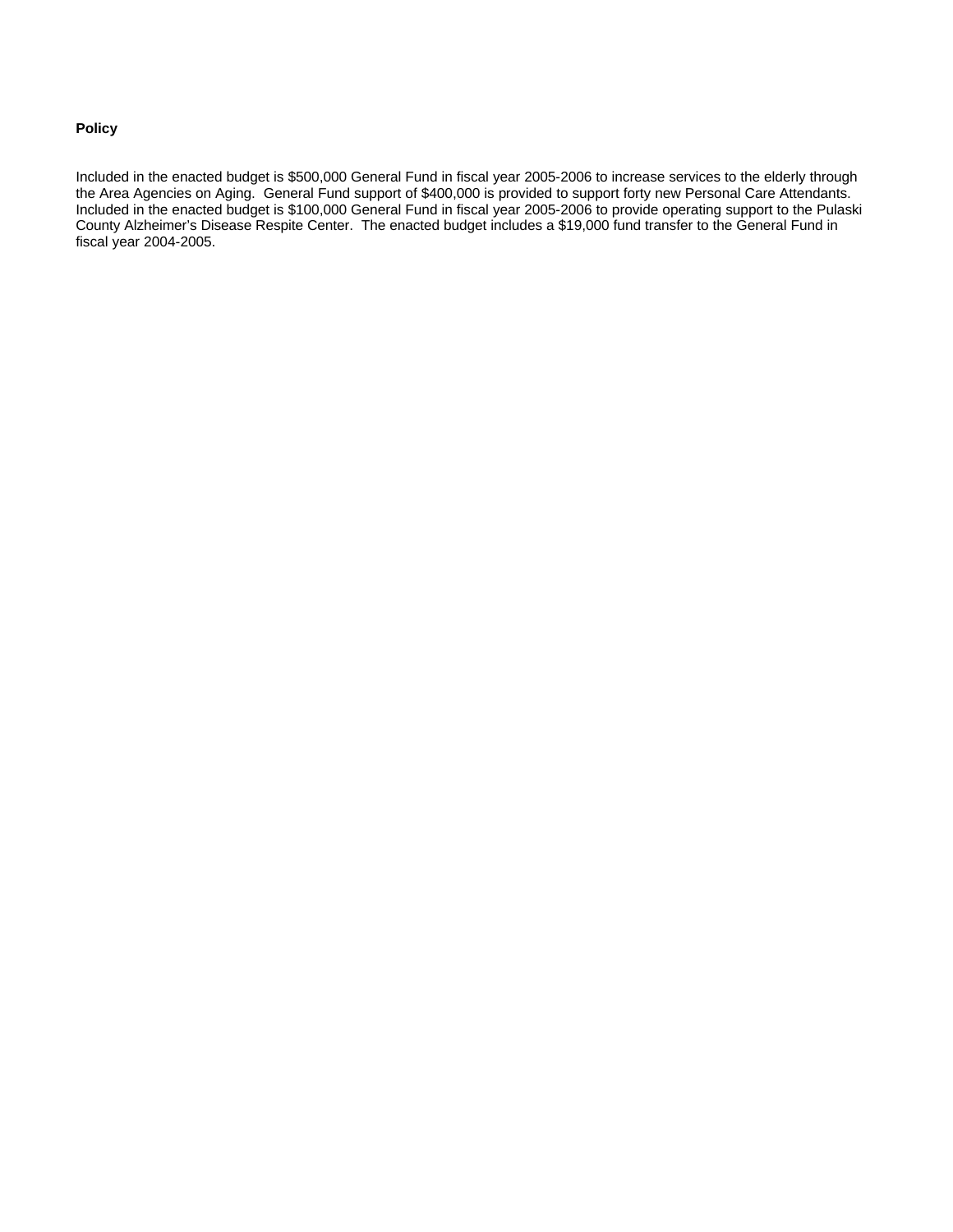**Policy**

Included in the enacted budget is $500,000 General Fund in fiscal year 2005-2006 to increase services to the elderly through the Area Agencies on Aging. General Fund support of $400,000 is provided to support forty new Personal Care Attendants. Included in the enacted budget is $100,000 General Fund in fiscal year 2005-2006 to provide operating support to the Pulaski County Alzheimer's Disease Respite Center. The enacted budget includes a $19,000 fund transfer to the General Fund in fiscal year 2004-2005.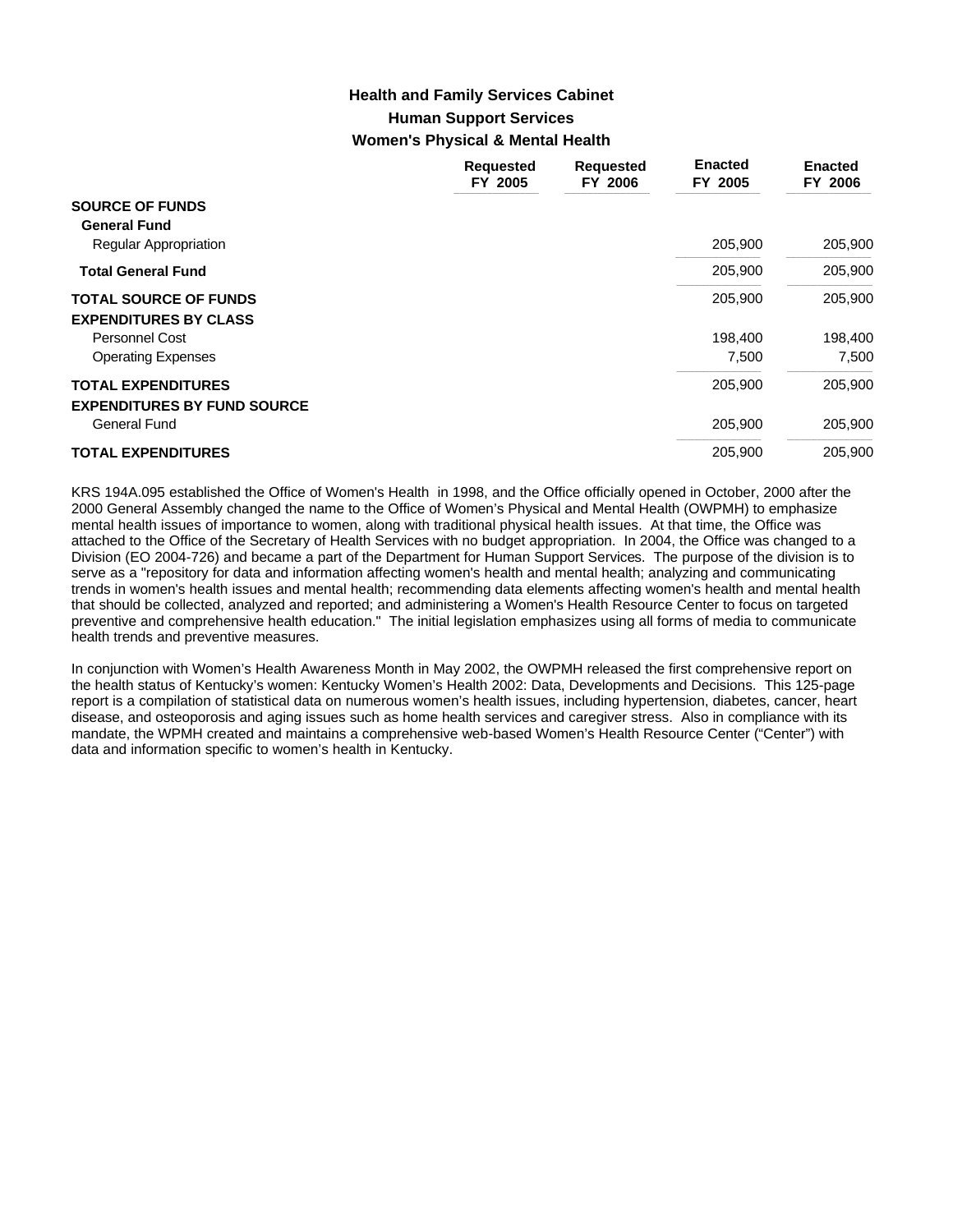# Health and Family Services Cabinet

## Human Support Services

### Women's Physical & Mental Health

| | Requested FY 2005 | Requested FY 2006 | Enacted FY 2005 | Enacted FY 2006 |
|---|---|---|---|---|
| **SOURCE OF FUNDS** | | | | |
| **General Fund** | | | | |
| Regular Appropriation | | | 205,900 | 205,900 |
| **Total General Fund** | | | 205,900 | 205,900 |
| **TOTAL SOURCE OF FUNDS** | | | 205,900 | 205,900 |
| **EXPENDITURES BY CLASS** | | | | |
| Personnel Cost | | | 198,400 | 198,400 |
| Operating Expenses | | | 7,500 | 7,500 |
| **TOTAL EXPENDITURES** | | | 205,900 | 205,900 |
| **EXPENDITURES BY FUND SOURCE** | | | | |
| General Fund | | | 205,900 | 205,900 |
| **TOTAL EXPENDITURES** | | | 205,900 | 205,900 |

KRS 194A.095 established the Office of Women's Health in 1998, and the Office officially opened in October, 2000 after the 2000 General Assembly changed the name to the Office of Women's Physical and Mental Health (OWPMH) to emphasize mental health issues of importance to women, along with traditional physical health issues. At that time, the Office was attached to the Office of the Secretary of Health Services with no budget appropriation. In 2004, the Office was changed to a Division (EO 2004-726) and became a part of the Department for Human Support Services. The purpose of the division is to serve as a "repository for data and information affecting women's health and mental health; analyzing and communicating trends in women's health issues and mental health; recommending data elements affecting women's health and mental health that should be collected, analyzed and reported; and administering a Women's Health Resource Center to focus on targeted preventive and comprehensive health education." The initial legislation emphasizes using all forms of media to communicate health trends and preventive measures.

In conjunction with Women's Health Awareness Month in May 2002, the OWPMH released the first comprehensive report on the health status of Kentucky's women: Kentucky Women's Health 2002: Data, Developments and Decisions. This 125-page report is a compilation of statistical data on numerous women's health issues, including hypertension, diabetes, cancer, heart disease, and osteoporosis and aging issues such as home health services and caregiver stress. Also in compliance with its mandate, the WPMH created and maintains a comprehensive web-based Women's Health Resource Center ("Center") with data and information specific to women's health in Kentucky.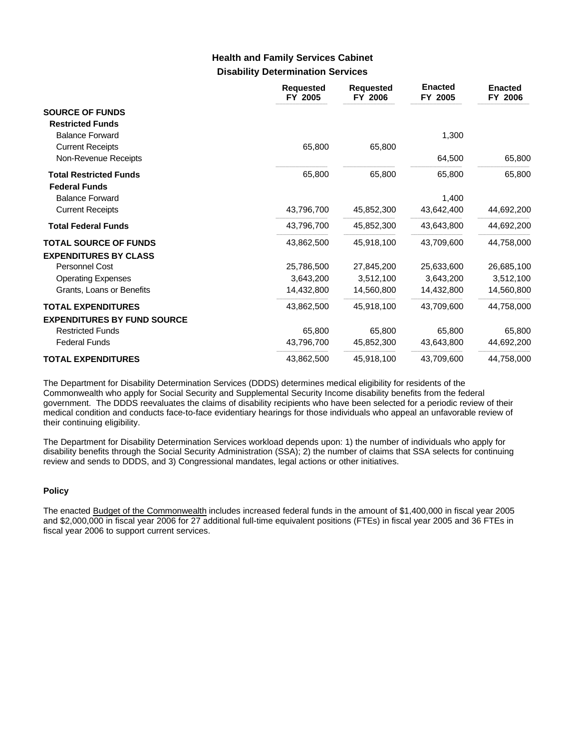## Health and Family Services Cabinet
### Disability Determination Services

| | Requested FY 2005 | Requested FY 2006 | Enacted FY 2005 | Enacted FY 2006 |
|---|---|---|---|---|
| **SOURCE OF FUNDS** | | | | |
| **Restricted Funds** | | | | |
| Balance Forward | | | 1,300 | |
| Current Receipts | 65,800 | 65,800 | | |
| Non-Revenue Receipts | | | 64,500 | 65,800 |
| **Total Restricted Funds** | 65,800 | 65,800 | 65,800 | 65,800 |
| **Federal Funds** | | | | |
| Balance Forward | | | 1,400 | |
| Current Receipts | 43,796,700 | 45,852,300 | 43,642,400 | 44,692,200 |
| **Total Federal Funds** | 43,796,700 | 45,852,300 | 43,643,800 | 44,692,200 |
| **TOTAL SOURCE OF FUNDS** | 43,862,500 | 45,918,100 | 43,709,600 | 44,758,000 |
| **EXPENDITURES BY CLASS** | | | | |
| Personnel Cost | 25,786,500 | 27,845,200 | 25,633,600 | 26,685,100 |
| Operating Expenses | 3,643,200 | 3,512,100 | 3,643,200 | 3,512,100 |
| Grants, Loans or Benefits | 14,432,800 | 14,560,800 | 14,432,800 | 14,560,800 |
| **TOTAL EXPENDITURES** | 43,862,500 | 45,918,100 | 43,709,600 | 44,758,000 |
| **EXPENDITURES BY FUND SOURCE** | | | | |
| Restricted Funds | 65,800 | 65,800 | 65,800 | 65,800 |
| Federal Funds | 43,796,700 | 45,852,300 | 43,643,800 | 44,692,200 |
| **TOTAL EXPENDITURES** | 43,862,500 | 45,918,100 | 43,709,600 | 44,758,000 |

The Department for Disability Determination Services (DDDS) determines medical eligibility for residents of the Commonwealth who apply for Social Security and Supplemental Security Income disability benefits from the federal government. The DDDS reevaluates the claims of disability recipients who have been selected for a periodic review of their medical condition and conducts face-to-face evidentiary hearings for those individuals who appeal an unfavorable review of their continuing eligibility.

The Department for Disability Determination Services workload depends upon: 1) the number of individuals who apply for disability benefits through the Social Security Administration (SSA); 2) the number of claims that SSA selects for continuing review and sends to DDDS, and 3) Congressional mandates, legal actions or other initiatives.

**Policy**

The enacted Budget of the Commonwealth includes increased federal funds in the amount of $1,400,000 in fiscal year 2005 and $2,000,000 in fiscal year 2006 for 27 additional full-time equivalent positions (FTEs) in fiscal year 2005 and 36 FTEs in fiscal year 2006 to support current services.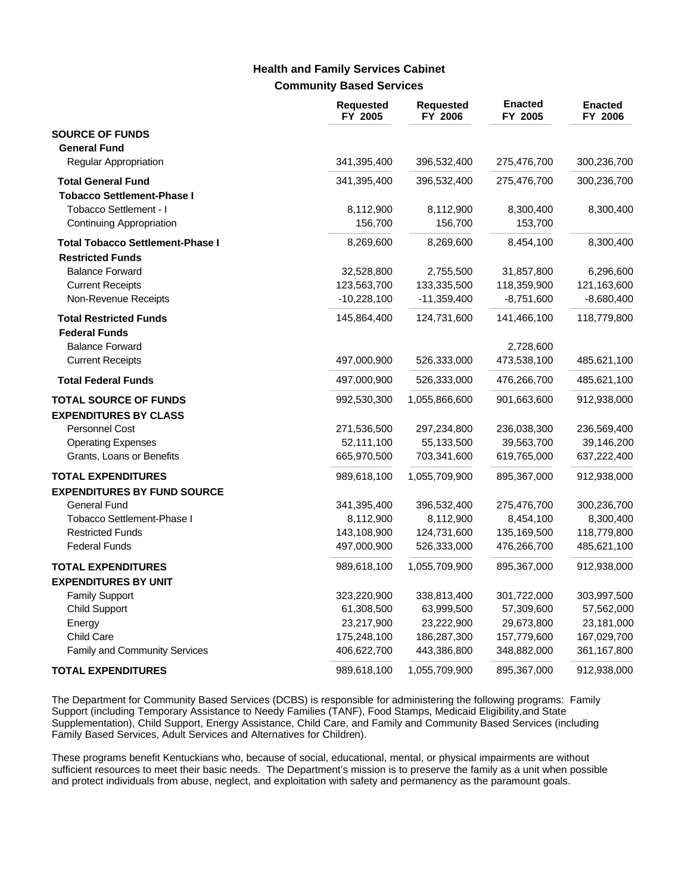## Health and Family Services Cabinet
### Community Based Services

| | Requested FY 2005 | Requested FY 2006 | Enacted FY 2005 | Enacted FY 2006 |
|---|---|---|---|---|
| **SOURCE OF FUNDS** | | | | |
| **General Fund** | | | | |
| Regular Appropriation | 341,395,400 | 396,532,400 | 275,476,700 | 300,236,700 |
| **Total General Fund** | 341,395,400 | 396,532,400 | 275,476,700 | 300,236,700 |
| **Tobacco Settlement-Phase I** | | | | |
| Tobacco Settlement - I | 8,112,900 | 8,112,900 | 8,300,400 | 8,300,400 |
| Continuing Appropriation | 156,700 | 156,700 | 153,700 | |
| **Total Tobacco Settlement-Phase I** | 8,269,600 | 8,269,600 | 8,454,100 | 8,300,400 |
| **Restricted Funds** | | | | |
| Balance Forward | 32,528,800 | 2,755,500 | 31,857,800 | 6,296,600 |
| Current Receipts | 123,563,700 | 133,335,500 | 118,359,900 | 121,163,600 |
| Non-Revenue Receipts | -10,228,100 | -11,359,400 | -8,751,600 | -8,680,400 |
| **Total Restricted Funds** | 145,864,400 | 124,731,600 | 141,466,100 | 118,779,800 |
| **Federal Funds** | | | | |
| Balance Forward | | | 2,728,600 | |
| Current Receipts | 497,000,900 | 526,333,000 | 473,538,100 | 485,621,100 |
| **Total Federal Funds** | 497,000,900 | 526,333,000 | 476,266,700 | 485,621,100 |
| **TOTAL SOURCE OF FUNDS** | 992,530,300 | 1,055,866,600 | 901,663,600 | 912,938,000 |
| **EXPENDITURES BY CLASS** | | | | |
| Personnel Cost | 271,536,500 | 297,234,800 | 236,038,300 | 236,569,400 |
| Operating Expenses | 52,111,100 | 55,133,500 | 39,563,700 | 39,146,200 |
| Grants, Loans or Benefits | 665,970,500 | 703,341,600 | 619,765,000 | 637,222,400 |
| **TOTAL EXPENDITURES** | 989,618,100 | 1,055,709,900 | 895,367,000 | 912,938,000 |
| **EXPENDITURES BY FUND SOURCE** | | | | |
| General Fund | 341,395,400 | 396,532,400 | 275,476,700 | 300,236,700 |
| Tobacco Settlement-Phase I | 8,112,900 | 8,112,900 | 8,454,100 | 8,300,400 |
| Restricted Funds | 143,108,900 | 124,731,600 | 135,169,500 | 118,779,800 |
| Federal Funds | 497,000,900 | 526,333,000 | 476,266,700 | 485,621,100 |
| **TOTAL EXPENDITURES** | 989,618,100 | 1,055,709,900 | 895,367,000 | 912,938,000 |
| **EXPENDITURES BY UNIT** | | | | |
| Family Support | 323,220,900 | 338,813,400 | 301,722,000 | 303,997,500 |
| Child Support | 61,308,500 | 63,999,500 | 57,309,600 | 57,562,000 |
| Energy | 23,217,900 | 23,222,900 | 29,673,800 | 23,181,000 |
| Child Care | 175,248,100 | 186,287,300 | 157,779,600 | 167,029,700 |
| Family and Community Services | 406,622,700 | 443,386,800 | 348,882,000 | 361,167,800 |
| **TOTAL EXPENDITURES** | 989,618,100 | 1,055,709,900 | 895,367,000 | 912,938,000 |

The Department for Community Based Services (DCBS) is responsible for administering the following programs: Family Support (including Temporary Assistance to Needy Families (TANF), Food Stamps, Medicaid Eligibility,and State Supplementation), Child Support, Energy Assistance, Child Care, and Family and Community Based Services (including Family Based Services, Adult Services and Alternatives for Children).

These programs benefit Kentuckians who, because of social, educational, mental, or physical impairments are without sufficient resources to meet their basic needs. The Department's mission is to preserve the family as a unit when possible and protect individuals from abuse, neglect, and exploitation with safety and permanency as the paramount goals.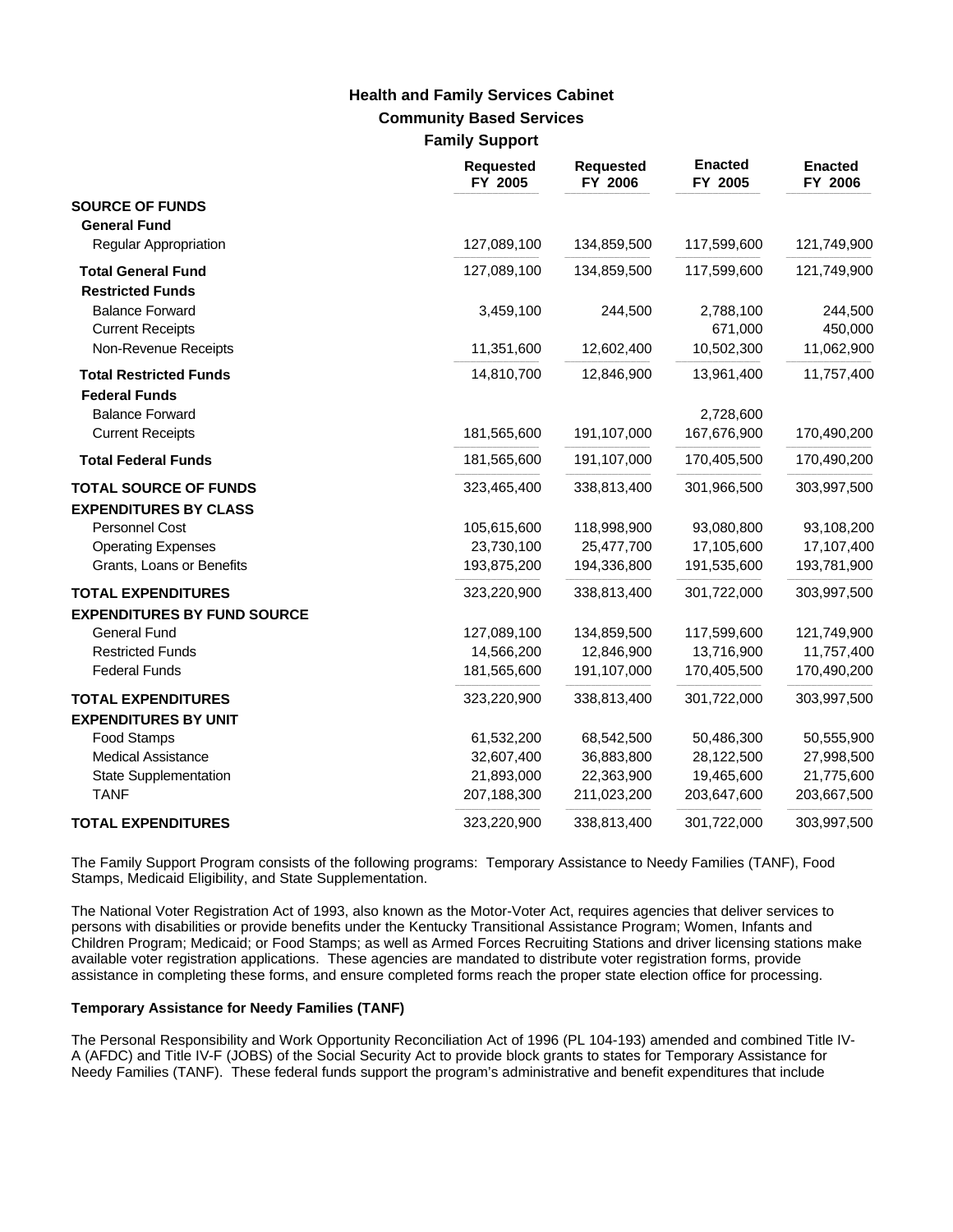# Health and Family Services Cabinet
## Community Based Services
### Family Support

| | Requested FY 2005 | Requested FY 2006 | Enacted FY 2005 | Enacted FY 2006 |
|---|---|---|---|---|
| **SOURCE OF FUNDS** | | | | |
| **General Fund** | | | | |
| Regular Appropriation | 127,089,100 | 134,859,500 | 117,599,600 | 121,749,900 |
| **Total General Fund** | 127,089,100 | 134,859,500 | 117,599,600 | 121,749,900 |
| **Restricted Funds** | | | | |
| Balance Forward | 3,459,100 | 244,500 | 2,788,100 | 244,500 |
| Current Receipts | | | 671,000 | 450,000 |
| Non-Revenue Receipts | 11,351,600 | 12,602,400 | 10,502,300 | 11,062,900 |
| **Total Restricted Funds** | 14,810,700 | 12,846,900 | 13,961,400 | 11,757,400 |
| **Federal Funds** | | | | |
| Balance Forward | | | 2,728,600 | |
| Current Receipts | 181,565,600 | 191,107,000 | 167,676,900 | 170,490,200 |
| **Total Federal Funds** | 181,565,600 | 191,107,000 | 170,405,500 | 170,490,200 |
| **TOTAL SOURCE OF FUNDS** | 323,465,400 | 338,813,400 | 301,966,500 | 303,997,500 |
| **EXPENDITURES BY CLASS** | | | | |
| Personnel Cost | 105,615,600 | 118,998,900 | 93,080,800 | 93,108,200 |
| Operating Expenses | 23,730,100 | 25,477,700 | 17,105,600 | 17,107,400 |
| Grants, Loans or Benefits | 193,875,200 | 194,336,800 | 191,535,600 | 193,781,900 |
| **TOTAL EXPENDITURES** | 323,220,900 | 338,813,400 | 301,722,000 | 303,997,500 |
| **EXPENDITURES BY FUND SOURCE** | | | | |
| General Fund | 127,089,100 | 134,859,500 | 117,599,600 | 121,749,900 |
| Restricted Funds | 14,566,200 | 12,846,900 | 13,716,900 | 11,757,400 |
| Federal Funds | 181,565,600 | 191,107,000 | 170,405,500 | 170,490,200 |
| **TOTAL EXPENDITURES** | 323,220,900 | 338,813,400 | 301,722,000 | 303,997,500 |
| **EXPENDITURES BY UNIT** | | | | |
| Food Stamps | 61,532,200 | 68,542,500 | 50,486,300 | 50,555,900 |
| Medical Assistance | 32,607,400 | 36,883,800 | 28,122,500 | 27,998,500 |
| State Supplementation | 21,893,000 | 22,363,900 | 19,465,600 | 21,775,600 |
| TANF | 207,188,300 | 211,023,200 | 203,647,600 | 203,667,500 |
| **TOTAL EXPENDITURES** | 323,220,900 | 338,813,400 | 301,722,000 | 303,997,500 |

The Family Support Program consists of the following programs: Temporary Assistance to Needy Families (TANF), Food Stamps, Medicaid Eligibility, and State Supplementation.

The National Voter Registration Act of 1993, also known as the Motor-Voter Act, requires agencies that deliver services to persons with disabilities or provide benefits under the Kentucky Transitional Assistance Program; Women, Infants and Children Program; Medicaid; or Food Stamps; as well as Armed Forces Recruiting Stations and driver licensing stations make available voter registration applications. These agencies are mandated to distribute voter registration forms, provide assistance in completing these forms, and ensure completed forms reach the proper state election office for processing.

**Temporary Assistance for Needy Families (TANF)**

The Personal Responsibility and Work Opportunity Reconciliation Act of 1996 (PL 104-193) amended and combined Title IV-A (AFDC) and Title IV-F (JOBS) of the Social Security Act to provide block grants to states for Temporary Assistance for Needy Families (TANF). These federal funds support the program's administrative and benefit expenditures that include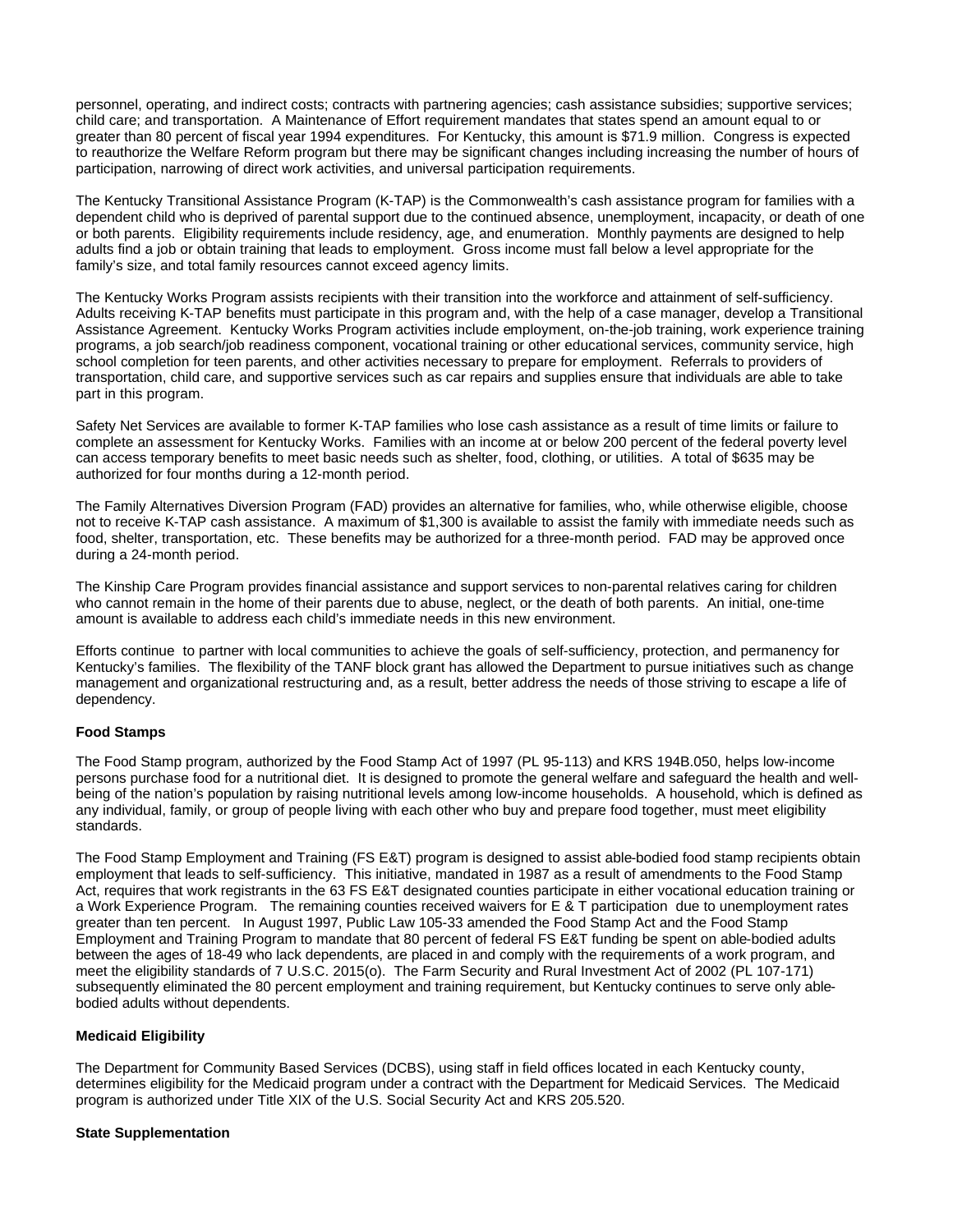personnel, operating, and indirect costs; contracts with partnering agencies; cash assistance subsidies; supportive services; child care; and transportation. A Maintenance of Effort requirement mandates that states spend an amount equal to or greater than 80 percent of fiscal year 1994 expenditures. For Kentucky, this amount is $71.9 million. Congress is expected to reauthorize the Welfare Reform program but there may be significant changes including increasing the number of hours of participation, narrowing of direct work activities, and universal participation requirements.

The Kentucky Transitional Assistance Program (K-TAP) is the Commonwealth's cash assistance program for families with a dependent child who is deprived of parental support due to the continued absence, unemployment, incapacity, or death of one or both parents. Eligibility requirements include residency, age, and enumeration. Monthly payments are designed to help adults find a job or obtain training that leads to employment. Gross income must fall below a level appropriate for the family's size, and total family resources cannot exceed agency limits.

The Kentucky Works Program assists recipients with their transition into the workforce and attainment of self-sufficiency. Adults receiving K-TAP benefits must participate in this program and, with the help of a case manager, develop a Transitional Assistance Agreement. Kentucky Works Program activities include employment, on-the-job training, work experience training programs, a job search/job readiness component, vocational training or other educational services, community service, high school completion for teen parents, and other activities necessary to prepare for employment. Referrals to providers of transportation, child care, and supportive services such as car repairs and supplies ensure that individuals are able to take part in this program.

Safety Net Services are available to former K-TAP families who lose cash assistance as a result of time limits or failure to complete an assessment for Kentucky Works. Families with an income at or below 200 percent of the federal poverty level can access temporary benefits to meet basic needs such as shelter, food, clothing, or utilities. A total of $635 may be authorized for four months during a 12-month period.

The Family Alternatives Diversion Program (FAD) provides an alternative for families, who, while otherwise eligible, choose not to receive K-TAP cash assistance. A maximum of $1,300 is available to assist the family with immediate needs such as food, shelter, transportation, etc. These benefits may be authorized for a three-month period. FAD may be approved once during a 24-month period.

The Kinship Care Program provides financial assistance and support services to non-parental relatives caring for children who cannot remain in the home of their parents due to abuse, neglect, or the death of both parents. An initial, one-time amount is available to address each child's immediate needs in this new environment.

Efforts continue to partner with local communities to achieve the goals of self-sufficiency, protection, and permanency for Kentucky's families. The flexibility of the TANF block grant has allowed the Department to pursue initiatives such as change management and organizational restructuring and, as a result, better address the needs of those striving to escape a life of dependency.

**Food Stamps**

The Food Stamp program, authorized by the Food Stamp Act of 1997 (PL 95-113) and KRS 194B.050, helps low-income persons purchase food for a nutritional diet. It is designed to promote the general welfare and safeguard the health and well-being of the nation's population by raising nutritional levels among low-income households. A household, which is defined as any individual, family, or group of people living with each other who buy and prepare food together, must meet eligibility standards.

The Food Stamp Employment and Training (FS E&T) program is designed to assist able-bodied food stamp recipients obtain employment that leads to self-sufficiency. This initiative, mandated in 1987 as a result of amendments to the Food Stamp Act, requires that work registrants in the 63 FS E&T designated counties participate in either vocational education training or a Work Experience Program. The remaining counties received waivers for E & T participation due to unemployment rates greater than ten percent. In August 1997, Public Law 105-33 amended the Food Stamp Act and the Food Stamp Employment and Training Program to mandate that 80 percent of federal FS E&T funding be spent on able-bodied adults between the ages of 18-49 who lack dependents, are placed in and comply with the requirements of a work program, and meet the eligibility standards of 7 U.S.C. 2015(o). The Farm Security and Rural Investment Act of 2002 (PL 107-171) subsequently eliminated the 80 percent employment and training requirement, but Kentucky continues to serve only able-bodied adults without dependents.

**Medicaid Eligibility**

The Department for Community Based Services (DCBS), using staff in field offices located in each Kentucky county, determines eligibility for the Medicaid program under a contract with the Department for Medicaid Services. The Medicaid program is authorized under Title XIX of the U.S. Social Security Act and KRS 205.520.

**State Supplementation**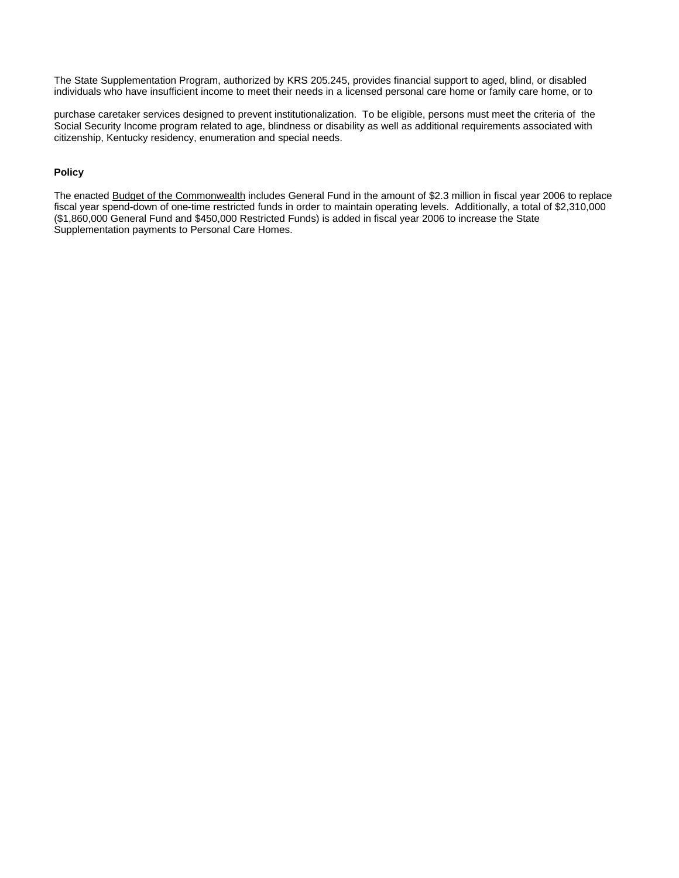The State Supplementation Program, authorized by KRS 205.245, provides financial support to aged, blind, or disabled individuals who have insufficient income to meet their needs in a licensed personal care home or family care home, or to

purchase caretaker services designed to prevent institutionalization. To be eligible, persons must meet the criteria of the Social Security Income program related to age, blindness or disability as well as additional requirements associated with citizenship, Kentucky residency, enumeration and special needs.

**Policy**

The enacted Budget of the Commonwealth includes General Fund in the amount of $2.3 million in fiscal year 2006 to replace fiscal year spend-down of one-time restricted funds in order to maintain operating levels. Additionally, a total of $2,310,000 ($1,860,000 General Fund and $450,000 Restricted Funds) is added in fiscal year 2006 to increase the State Supplementation payments to Personal Care Homes.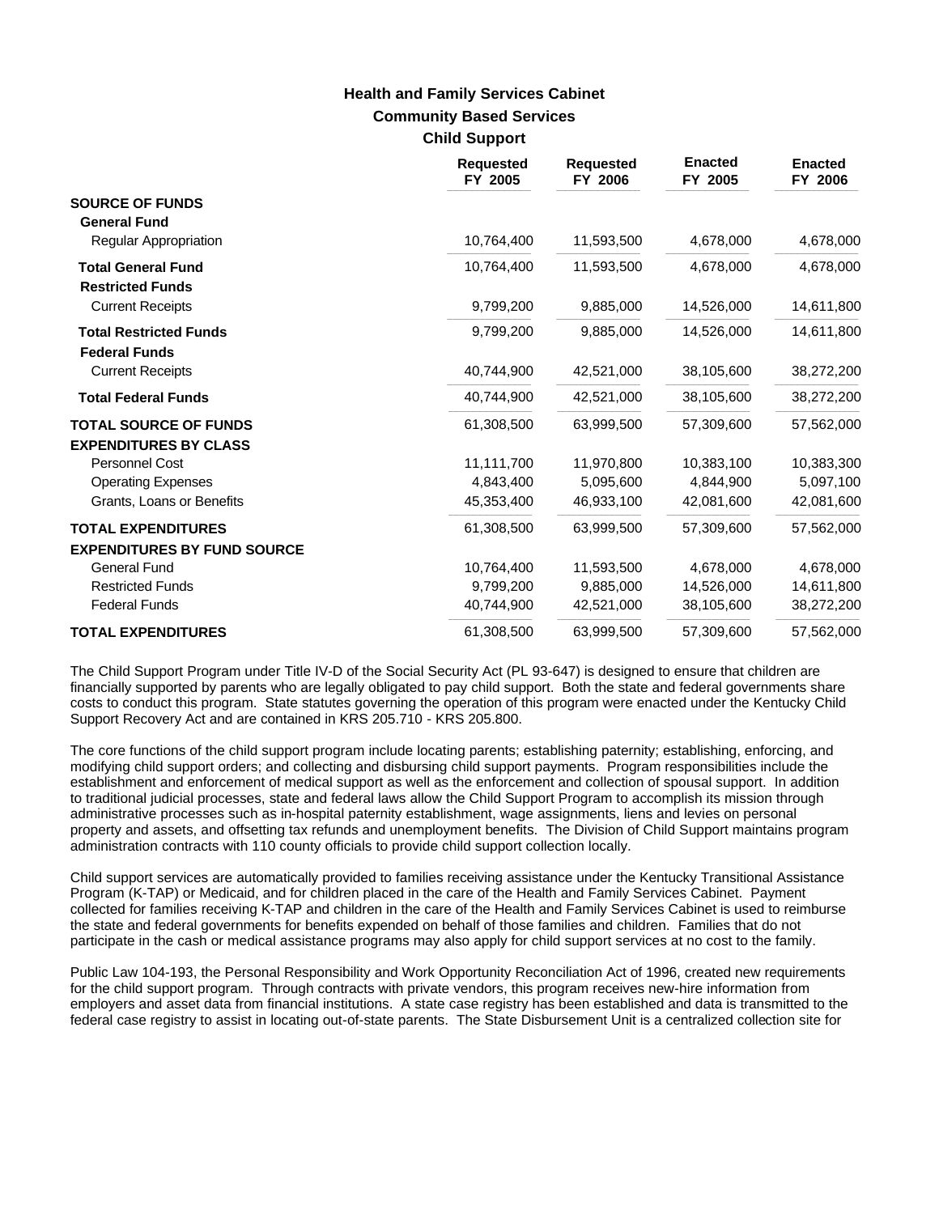## Health and Family Services Cabinet

### Community Based Services

### Child Support

| | Requested FY 2005 | Requested FY 2006 | Enacted FY 2005 | Enacted FY 2006 |
|---|---|---|---|---|
| **SOURCE OF FUNDS** | | | | |
| **General Fund** | | | | |
| Regular Appropriation | 10,764,400 | 11,593,500 | 4,678,000 | 4,678,000 |
| **Total General Fund** | 10,764,400 | 11,593,500 | 4,678,000 | 4,678,000 |
| **Restricted Funds** | | | | |
| Current Receipts | 9,799,200 | 9,885,000 | 14,526,000 | 14,611,800 |
| **Total Restricted Funds** | 9,799,200 | 9,885,000 | 14,526,000 | 14,611,800 |
| **Federal Funds** | | | | |
| Current Receipts | 40,744,900 | 42,521,000 | 38,105,600 | 38,272,200 |
| **Total Federal Funds** | 40,744,900 | 42,521,000 | 38,105,600 | 38,272,200 |
| **TOTAL SOURCE OF FUNDS** | 61,308,500 | 63,999,500 | 57,309,600 | 57,562,000 |
| **EXPENDITURES BY CLASS** | | | | |
| Personnel Cost | 11,111,700 | 11,970,800 | 10,383,100 | 10,383,300 |
| Operating Expenses | 4,843,400 | 5,095,600 | 4,844,900 | 5,097,100 |
| Grants, Loans or Benefits | 45,353,400 | 46,933,100 | 42,081,600 | 42,081,600 |
| **TOTAL EXPENDITURES** | 61,308,500 | 63,999,500 | 57,309,600 | 57,562,000 |
| **EXPENDITURES BY FUND SOURCE** | | | | |
| General Fund | 10,764,400 | 11,593,500 | 4,678,000 | 4,678,000 |
| Restricted Funds | 9,799,200 | 9,885,000 | 14,526,000 | 14,611,800 |
| Federal Funds | 40,744,900 | 42,521,000 | 38,105,600 | 38,272,200 |
| **TOTAL EXPENDITURES** | 61,308,500 | 63,999,500 | 57,309,600 | 57,562,000 |

The Child Support Program under Title IV-D of the Social Security Act (PL 93-647) is designed to ensure that children are financially supported by parents who are legally obligated to pay child support. Both the state and federal governments share costs to conduct this program. State statutes governing the operation of this program were enacted under the Kentucky Child Support Recovery Act and are contained in KRS 205.710 - KRS 205.800.

The core functions of the child support program include locating parents; establishing paternity; establishing, enforcing, and modifying child support orders; and collecting and disbursing child support payments. Program responsibilities include the establishment and enforcement of medical support as well as the enforcement and collection of spousal support. In addition to traditional judicial processes, state and federal laws allow the Child Support Program to accomplish its mission through administrative processes such as in-hospital paternity establishment, wage assignments, liens and levies on personal property and assets, and offsetting tax refunds and unemployment benefits. The Division of Child Support maintains program administration contracts with 110 county officials to provide child support collection locally.

Child support services are automatically provided to families receiving assistance under the Kentucky Transitional Assistance Program (K-TAP) or Medicaid, and for children placed in the care of the Health and Family Services Cabinet. Payment collected for families receiving K-TAP and children in the care of the Health and Family Services Cabinet is used to reimburse the state and federal governments for benefits expended on behalf of those families and children. Families that do not participate in the cash or medical assistance programs may also apply for child support services at no cost to the family.

Public Law 104-193, the Personal Responsibility and Work Opportunity Reconciliation Act of 1996, created new requirements for the child support program. Through contracts with private vendors, this program receives new-hire information from employers and asset data from financial institutions. A state case registry has been established and data is transmitted to the federal case registry to assist in locating out-of-state parents. The State Disbursement Unit is a centralized collection site for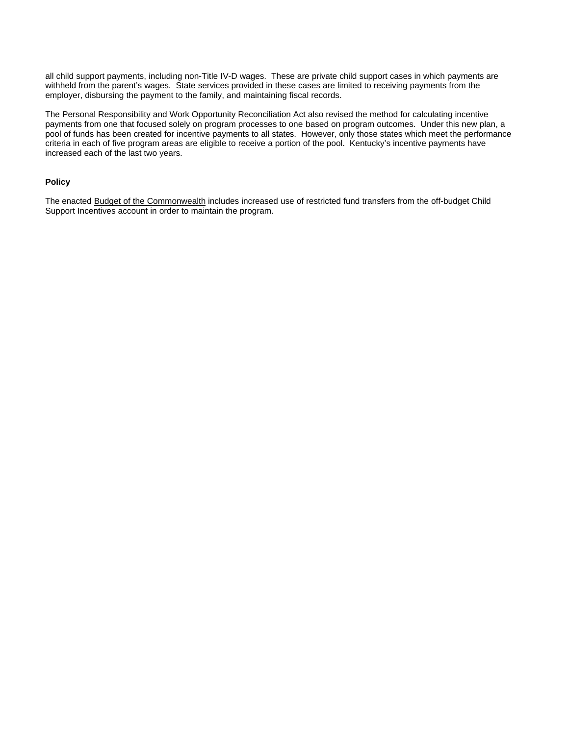all child support payments, including non-Title IV-D wages. These are private child support cases in which payments are withheld from the parent's wages. State services provided in these cases are limited to receiving payments from the employer, disbursing the payment to the family, and maintaining fiscal records.

The Personal Responsibility and Work Opportunity Reconciliation Act also revised the method for calculating incentive payments from one that focused solely on program processes to one based on program outcomes. Under this new plan, a pool of funds has been created for incentive payments to all states. However, only those states which meet the performance criteria in each of five program areas are eligible to receive a portion of the pool. Kentucky's incentive payments have increased each of the last two years.

**Policy**

The enacted <u>Budget of the Commonwealth</u> includes increased use of restricted fund transfers from the off-budget Child Support Incentives account in order to maintain the program.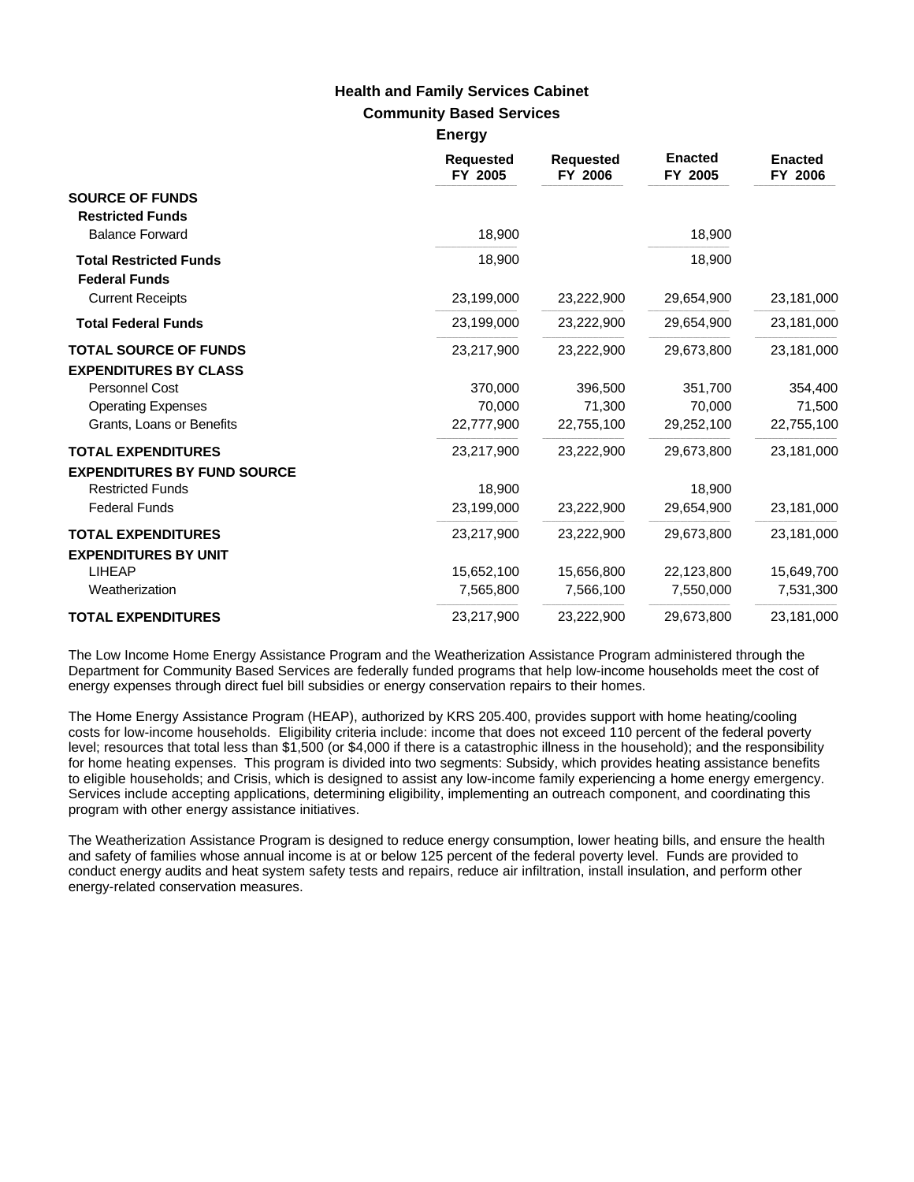# Health and Family Services Cabinet

## Community Based Services

### Energy

| | Requested FY 2005 | Requested FY 2006 | Enacted FY 2005 | Enacted FY 2006 |
|---|---|---|---|---|
| **SOURCE OF FUNDS** | | | | |
| **Restricted Funds** | | | | |
| Balance Forward | 18,900 | | 18,900 | |
| **Total Restricted Funds** | 18,900 | | 18,900 | |
| **Federal Funds** | | | | |
| Current Receipts | 23,199,000 | 23,222,900 | 29,654,900 | 23,181,000 |
| **Total Federal Funds** | 23,199,000 | 23,222,900 | 29,654,900 | 23,181,000 |
| **TOTAL SOURCE OF FUNDS** | 23,217,900 | 23,222,900 | 29,673,800 | 23,181,000 |
| **EXPENDITURES BY CLASS** | | | | |
| Personnel Cost | 370,000 | 396,500 | 351,700 | 354,400 |
| Operating Expenses | 70,000 | 71,300 | 70,000 | 71,500 |
| Grants, Loans or Benefits | 22,777,900 | 22,755,100 | 29,252,100 | 22,755,100 |
| **TOTAL EXPENDITURES** | 23,217,900 | 23,222,900 | 29,673,800 | 23,181,000 |
| **EXPENDITURES BY FUND SOURCE** | | | | |
| Restricted Funds | 18,900 | | 18,900 | |
| Federal Funds | 23,199,000 | 23,222,900 | 29,654,900 | 23,181,000 |
| **TOTAL EXPENDITURES** | 23,217,900 | 23,222,900 | 29,673,800 | 23,181,000 |
| **EXPENDITURES BY UNIT** | | | | |
| LIHEAP | 15,652,100 | 15,656,800 | 22,123,800 | 15,649,700 |
| Weatherization | 7,565,800 | 7,566,100 | 7,550,000 | 7,531,300 |
| **TOTAL EXPENDITURES** | 23,217,900 | 23,222,900 | 29,673,800 | 23,181,000 |

The Low Income Home Energy Assistance Program and the Weatherization Assistance Program administered through the Department for Community Based Services are federally funded programs that help low-income households meet the cost of energy expenses through direct fuel bill subsidies or energy conservation repairs to their homes.

The Home Energy Assistance Program (HEAP), authorized by KRS 205.400, provides support with home heating/cooling costs for low-income households. Eligibility criteria include: income that does not exceed 110 percent of the federal poverty level; resources that total less than $1,500 (or $4,000 if there is a catastrophic illness in the household); and the responsibility for home heating expenses. This program is divided into two segments: Subsidy, which provides heating assistance benefits to eligible households; and Crisis, which is designed to assist any low-income family experiencing a home energy emergency. Services include accepting applications, determining eligibility, implementing an outreach component, and coordinating this program with other energy assistance initiatives.

The Weatherization Assistance Program is designed to reduce energy consumption, lower heating bills, and ensure the health and safety of families whose annual income is at or below 125 percent of the federal poverty level. Funds are provided to conduct energy audits and heat system safety tests and repairs, reduce air infiltration, install insulation, and perform other energy-related conservation measures.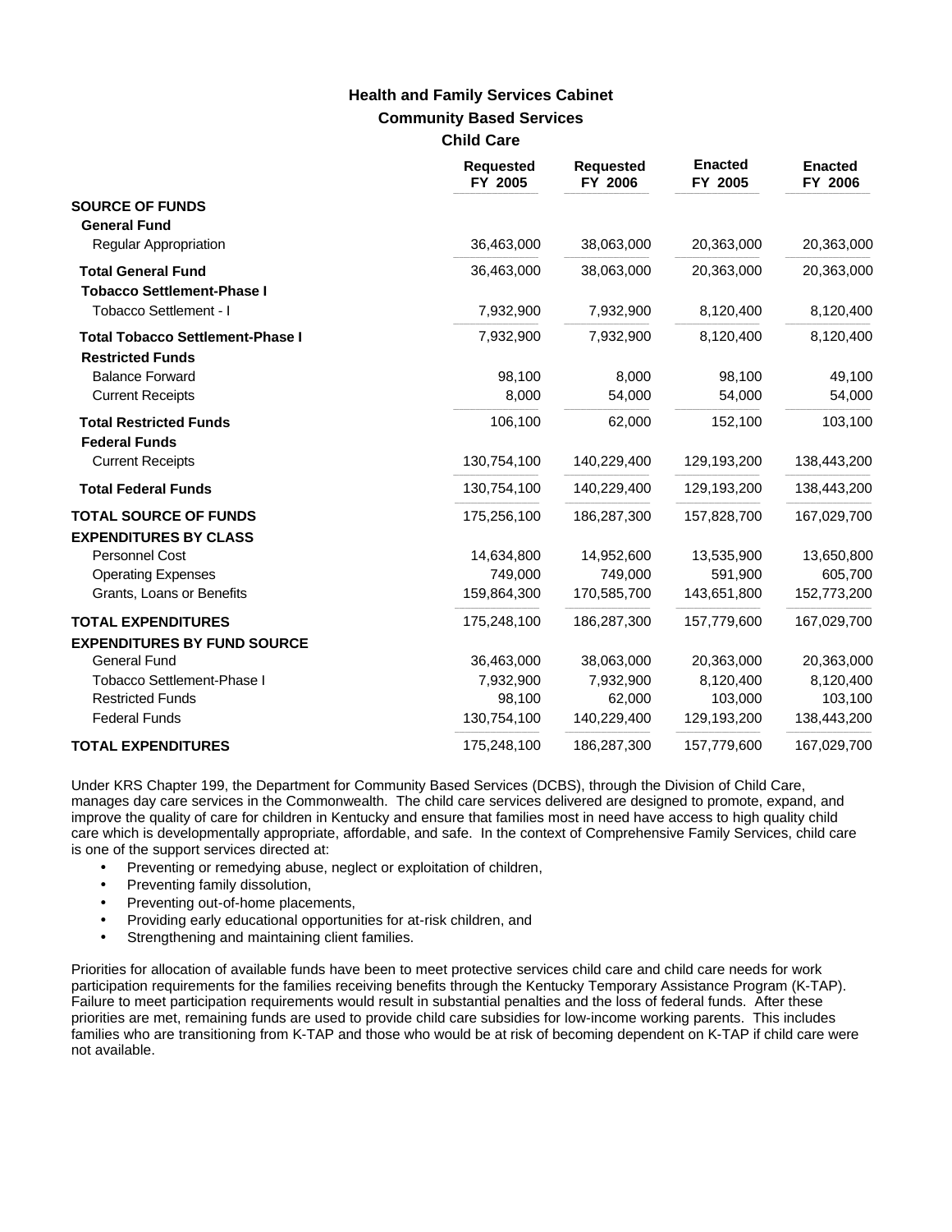# Health and Family Services Cabinet

## Community Based Services

### Child Care

| | Requested FY 2005 | Requested FY 2006 | Enacted FY 2005 | Enacted FY 2006 |
|---|---|---|---|---|
| **SOURCE OF FUNDS** | | | | |
| **General Fund** | | | | |
| Regular Appropriation | 36,463,000 | 38,063,000 | 20,363,000 | 20,363,000 |
| **Total General Fund** | 36,463,000 | 38,063,000 | 20,363,000 | 20,363,000 |
| **Tobacco Settlement-Phase I** | | | | |
| Tobacco Settlement - I | 7,932,900 | 7,932,900 | 8,120,400 | 8,120,400 |
| **Total Tobacco Settlement-Phase I** | 7,932,900 | 7,932,900 | 8,120,400 | 8,120,400 |
| **Restricted Funds** | | | | |
| Balance Forward | 98,100 | 8,000 | 98,100 | 49,100 |
| Current Receipts | 8,000 | 54,000 | 54,000 | 54,000 |
| **Total Restricted Funds** | 106,100 | 62,000 | 152,100 | 103,100 |
| **Federal Funds** | | | | |
| Current Receipts | 130,754,100 | 140,229,400 | 129,193,200 | 138,443,200 |
| **Total Federal Funds** | 130,754,100 | 140,229,400 | 129,193,200 | 138,443,200 |
| **TOTAL SOURCE OF FUNDS** | 175,256,100 | 186,287,300 | 157,828,700 | 167,029,700 |
| **EXPENDITURES BY CLASS** | | | | |
| Personnel Cost | 14,634,800 | 14,952,600 | 13,535,900 | 13,650,800 |
| Operating Expenses | 749,000 | 749,000 | 591,900 | 605,700 |
| Grants, Loans or Benefits | 159,864,300 | 170,585,700 | 143,651,800 | 152,773,200 |
| **TOTAL EXPENDITURES** | 175,248,100 | 186,287,300 | 157,779,600 | 167,029,700 |
| **EXPENDITURES BY FUND SOURCE** | | | | |
| General Fund | 36,463,000 | 38,063,000 | 20,363,000 | 20,363,000 |
| Tobacco Settlement-Phase I | 7,932,900 | 7,932,900 | 8,120,400 | 8,120,400 |
| Restricted Funds | 98,100 | 62,000 | 103,000 | 103,100 |
| Federal Funds | 130,754,100 | 140,229,400 | 129,193,200 | 138,443,200 |
| **TOTAL EXPENDITURES** | 175,248,100 | 186,287,300 | 157,779,600 | 167,029,700 |

Under KRS Chapter 199, the Department for Community Based Services (DCBS), through the Division of Child Care, manages day care services in the Commonwealth. The child care services delivered are designed to promote, expand, and improve the quality of care for children in Kentucky and ensure that families most in need have access to high quality child care which is developmentally appropriate, affordable, and safe. In the context of Comprehensive Family Services, child care is one of the support services directed at:

- Preventing or remedying abuse, neglect or exploitation of children,
- Preventing family dissolution,
- Preventing out-of-home placements,
- Providing early educational opportunities for at-risk children, and
- Strengthening and maintaining client families.

Priorities for allocation of available funds have been to meet protective services child care and child care needs for work participation requirements for the families receiving benefits through the Kentucky Temporary Assistance Program (K-TAP). Failure to meet participation requirements would result in substantial penalties and the loss of federal funds. After these priorities are met, remaining funds are used to provide child care subsidies for low-income working parents. This includes families who are transitioning from K-TAP and those who would be at risk of becoming dependent on K-TAP if child care were not available.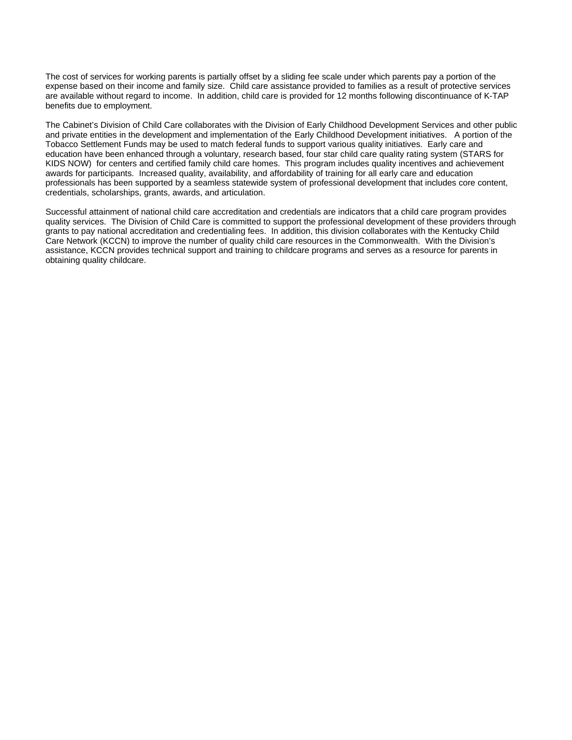The cost of services for working parents is partially offset by a sliding fee scale under which parents pay a portion of the expense based on their income and family size. Child care assistance provided to families as a result of protective services are available without regard to income. In addition, child care is provided for 12 months following discontinuance of K-TAP benefits due to employment.

The Cabinet's Division of Child Care collaborates with the Division of Early Childhood Development Services and other public and private entities in the development and implementation of the Early Childhood Development initiatives. A portion of the Tobacco Settlement Funds may be used to match federal funds to support various quality initiatives. Early care and education have been enhanced through a voluntary, research based, four star child care quality rating system (STARS for KIDS NOW) for centers and certified family child care homes. This program includes quality incentives and achievement awards for participants. Increased quality, availability, and affordability of training for all early care and education professionals has been supported by a seamless statewide system of professional development that includes core content, credentials, scholarships, grants, awards, and articulation.

Successful attainment of national child care accreditation and credentials are indicators that a child care program provides quality services. The Division of Child Care is committed to support the professional development of these providers through grants to pay national accreditation and credentialing fees. In addition, this division collaborates with the Kentucky Child Care Network (KCCN) to improve the number of quality child care resources in the Commonwealth. With the Division's assistance, KCCN provides technical support and training to childcare programs and serves as a resource for parents in obtaining quality childcare.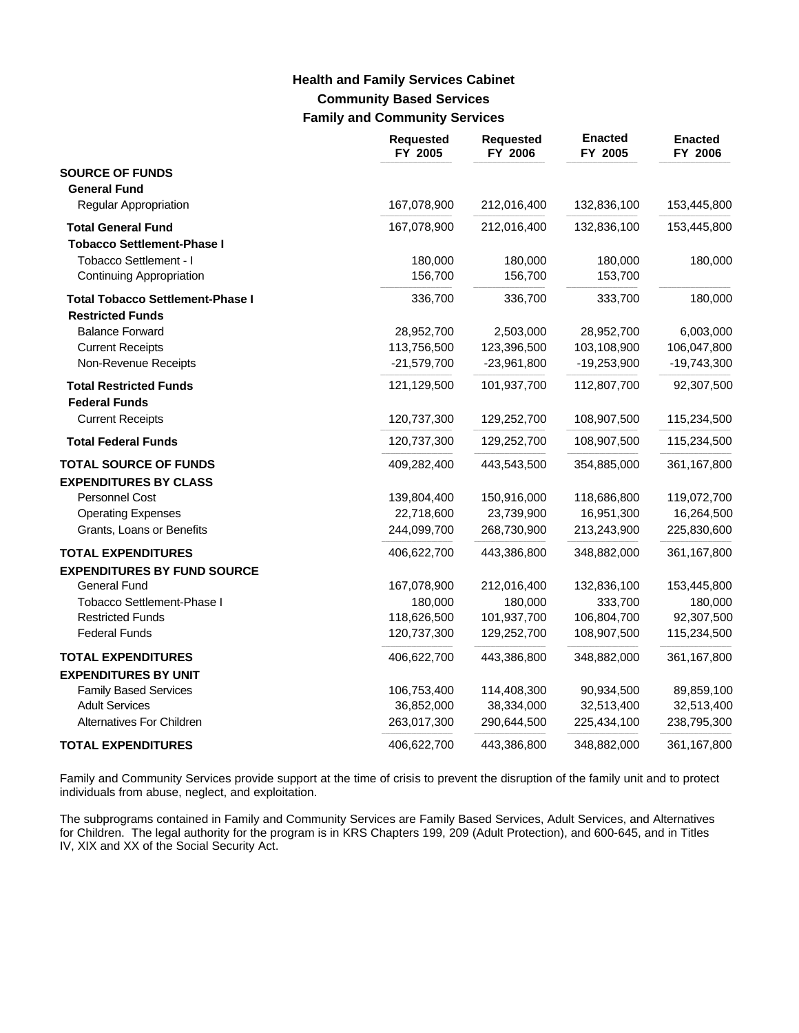## Health and Family Services Cabinet

### Community Based Services

### Family and Community Services

| | Requested FY 2005 | Requested FY 2006 | Enacted FY 2005 | Enacted FY 2006 |
|---|---|---|---|---|
| **SOURCE OF FUNDS** | | | | |
| **General Fund** | | | | |
| Regular Appropriation | 167,078,900 | 212,016,400 | 132,836,100 | 153,445,800 |
| **Total General Fund** | 167,078,900 | 212,016,400 | 132,836,100 | 153,445,800 |
| **Tobacco Settlement-Phase I** | | | | |
| Tobacco Settlement - I | 180,000 | 180,000 | 180,000 | 180,000 |
| Continuing Appropriation | 156,700 | 156,700 | 153,700 | |
| **Total Tobacco Settlement-Phase I** | 336,700 | 336,700 | 333,700 | 180,000 |
| **Restricted Funds** | | | | |
| Balance Forward | 28,952,700 | 2,503,000 | 28,952,700 | 6,003,000 |
| Current Receipts | 113,756,500 | 123,396,500 | 103,108,900 | 106,047,800 |
| Non-Revenue Receipts | -21,579,700 | -23,961,800 | -19,253,900 | -19,743,300 |
| **Total Restricted Funds** | 121,129,500 | 101,937,700 | 112,807,700 | 92,307,500 |
| **Federal Funds** | | | | |
| Current Receipts | 120,737,300 | 129,252,700 | 108,907,500 | 115,234,500 |
| **Total Federal Funds** | 120,737,300 | 129,252,700 | 108,907,500 | 115,234,500 |
| **TOTAL SOURCE OF FUNDS** | 409,282,400 | 443,543,500 | 354,885,000 | 361,167,800 |
| **EXPENDITURES BY CLASS** | | | | |
| Personnel Cost | 139,804,400 | 150,916,000 | 118,686,800 | 119,072,700 |
| Operating Expenses | 22,718,600 | 23,739,900 | 16,951,300 | 16,264,500 |
| Grants, Loans or Benefits | 244,099,700 | 268,730,900 | 213,243,900 | 225,830,600 |
| **TOTAL EXPENDITURES** | 406,622,700 | 443,386,800 | 348,882,000 | 361,167,800 |
| **EXPENDITURES BY FUND SOURCE** | | | | |
| General Fund | 167,078,900 | 212,016,400 | 132,836,100 | 153,445,800 |
| Tobacco Settlement-Phase I | 180,000 | 180,000 | 333,700 | 180,000 |
| Restricted Funds | 118,626,500 | 101,937,700 | 106,804,700 | 92,307,500 |
| Federal Funds | 120,737,300 | 129,252,700 | 108,907,500 | 115,234,500 |
| **TOTAL EXPENDITURES** | 406,622,700 | 443,386,800 | 348,882,000 | 361,167,800 |
| **EXPENDITURES BY UNIT** | | | | |
| Family Based Services | 106,753,400 | 114,408,300 | 90,934,500 | 89,859,100 |
| Adult Services | 36,852,000 | 38,334,000 | 32,513,400 | 32,513,400 |
| Alternatives For Children | 263,017,300 | 290,644,500 | 225,434,100 | 238,795,300 |
| **TOTAL EXPENDITURES** | 406,622,700 | 443,386,800 | 348,882,000 | 361,167,800 |

Family and Community Services provide support at the time of crisis to prevent the disruption of the family unit and to protect individuals from abuse, neglect, and exploitation.

The subprograms contained in Family and Community Services are Family Based Services, Adult Services, and Alternatives for Children. The legal authority for the program is in KRS Chapters 199, 209 (Adult Protection), and 600-645, and in Titles IV, XIX and XX of the Social Security Act.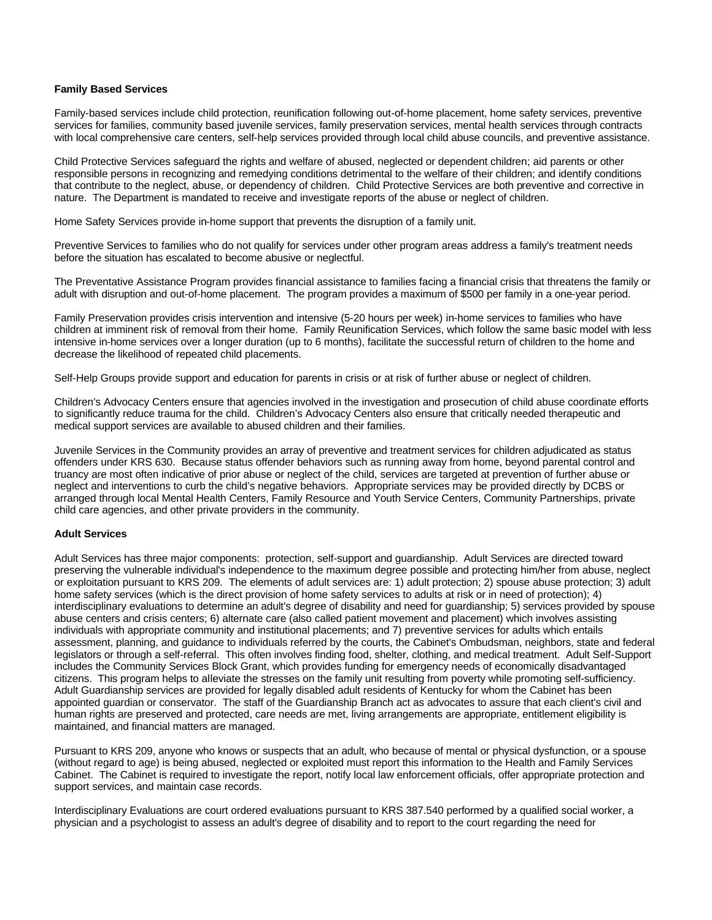**Family Based Services**

Family-based services include child protection, reunification following out-of-home placement, home safety services, preventive services for families, community based juvenile services, family preservation services, mental health services through contracts with local comprehensive care centers, self-help services provided through local child abuse councils, and preventive assistance.

Child Protective Services safeguard the rights and welfare of abused, neglected or dependent children; aid parents or other responsible persons in recognizing and remedying conditions detrimental to the welfare of their children; and identify conditions that contribute to the neglect, abuse, or dependency of children. Child Protective Services are both preventive and corrective in nature. The Department is mandated to receive and investigate reports of the abuse or neglect of children.

Home Safety Services provide in-home support that prevents the disruption of a family unit.

Preventive Services to families who do not qualify for services under other program areas address a family's treatment needs before the situation has escalated to become abusive or neglectful.

The Preventative Assistance Program provides financial assistance to families facing a financial crisis that threatens the family or adult with disruption and out-of-home placement. The program provides a maximum of $500 per family in a one-year period.

Family Preservation provides crisis intervention and intensive (5-20 hours per week) in-home services to families who have children at imminent risk of removal from their home. Family Reunification Services, which follow the same basic model with less intensive in-home services over a longer duration (up to 6 months), facilitate the successful return of children to the home and decrease the likelihood of repeated child placements.

Self-Help Groups provide support and education for parents in crisis or at risk of further abuse or neglect of children.

Children's Advocacy Centers ensure that agencies involved in the investigation and prosecution of child abuse coordinate efforts to significantly reduce trauma for the child. Children's Advocacy Centers also ensure that critically needed therapeutic and medical support services are available to abused children and their families.

Juvenile Services in the Community provides an array of preventive and treatment services for children adjudicated as status offenders under KRS 630. Because status offender behaviors such as running away from home, beyond parental control and truancy are most often indicative of prior abuse or neglect of the child, services are targeted at prevention of further abuse or neglect and interventions to curb the child's negative behaviors. Appropriate services may be provided directly by DCBS or arranged through local Mental Health Centers, Family Resource and Youth Service Centers, Community Partnerships, private child care agencies, and other private providers in the community.

**Adult Services**

Adult Services has three major components: protection, self-support and guardianship. Adult Services are directed toward preserving the vulnerable individual's independence to the maximum degree possible and protecting him/her from abuse, neglect or exploitation pursuant to KRS 209. The elements of adult services are: 1) adult protection; 2) spouse abuse protection; 3) adult home safety services (which is the direct provision of home safety services to adults at risk or in need of protection); 4) interdisciplinary evaluations to determine an adult's degree of disability and need for guardianship; 5) services provided by spouse abuse centers and crisis centers; 6) alternate care (also called patient movement and placement) which involves assisting individuals with appropriate community and institutional placements; and 7) preventive services for adults which entails assessment, planning, and guidance to individuals referred by the courts, the Cabinet's Ombudsman, neighbors, state and federal legislators or through a self-referral. This often involves finding food, shelter, clothing, and medical treatment. Adult Self-Support includes the Community Services Block Grant, which provides funding for emergency needs of economically disadvantaged citizens. This program helps to alleviate the stresses on the family unit resulting from poverty while promoting self-sufficiency. Adult Guardianship services are provided for legally disabled adult residents of Kentucky for whom the Cabinet has been appointed guardian or conservator. The staff of the Guardianship Branch act as advocates to assure that each client's civil and human rights are preserved and protected, care needs are met, living arrangements are appropriate, entitlement eligibility is maintained, and financial matters are managed.

Pursuant to KRS 209, anyone who knows or suspects that an adult, who because of mental or physical dysfunction, or a spouse (without regard to age) is being abused, neglected or exploited must report this information to the Health and Family Services Cabinet. The Cabinet is required to investigate the report, notify local law enforcement officials, offer appropriate protection and support services, and maintain case records.

Interdisciplinary Evaluations are court ordered evaluations pursuant to KRS 387.540 performed by a qualified social worker, a physician and a psychologist to assess an adult's degree of disability and to report to the court regarding the need for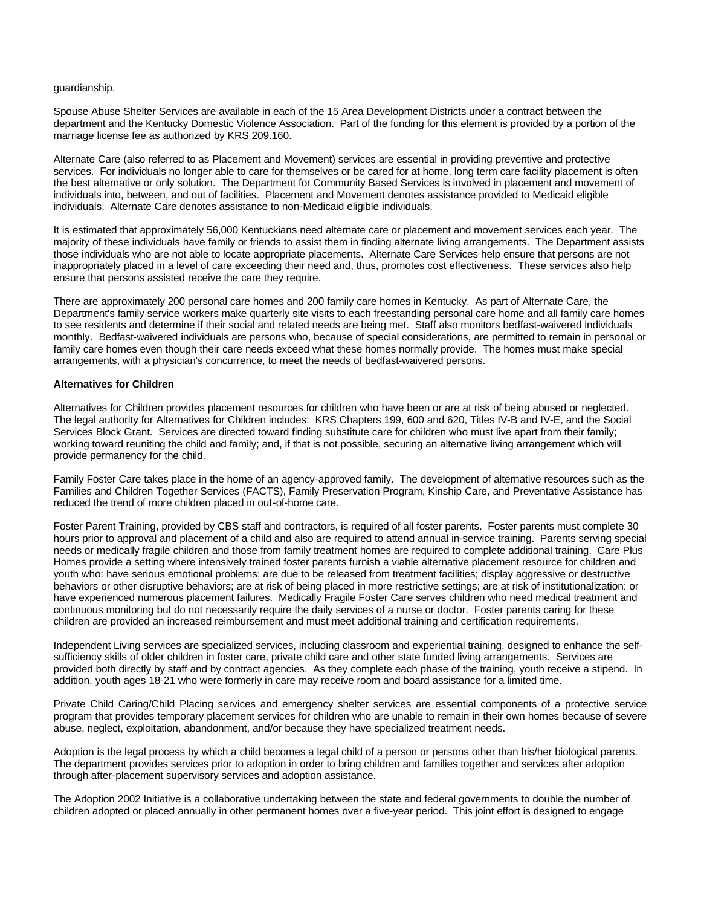guardianship.

Spouse Abuse Shelter Services are available in each of the 15 Area Development Districts under a contract between the department and the Kentucky Domestic Violence Association. Part of the funding for this element is provided by a portion of the marriage license fee as authorized by KRS 209.160.

Alternate Care (also referred to as Placement and Movement) services are essential in providing preventive and protective services. For individuals no longer able to care for themselves or be cared for at home, long term care facility placement is often the best alternative or only solution. The Department for Community Based Services is involved in placement and movement of individuals into, between, and out of facilities. Placement and Movement denotes assistance provided to Medicaid eligible individuals. Alternate Care denotes assistance to non-Medicaid eligible individuals.

It is estimated that approximately 56,000 Kentuckians need alternate care or placement and movement services each year. The majority of these individuals have family or friends to assist them in finding alternate living arrangements. The Department assists those individuals who are not able to locate appropriate placements. Alternate Care Services help ensure that persons are not inappropriately placed in a level of care exceeding their need and, thus, promotes cost effectiveness. These services also help ensure that persons assisted receive the care they require.

There are approximately 200 personal care homes and 200 family care homes in Kentucky. As part of Alternate Care, the Department's family service workers make quarterly site visits to each freestanding personal care home and all family care homes to see residents and determine if their social and related needs are being met. Staff also monitors bedfast-waivered individuals monthly. Bedfast-waivered individuals are persons who, because of special considerations, are permitted to remain in personal or family care homes even though their care needs exceed what these homes normally provide. The homes must make special arrangements, with a physician's concurrence, to meet the needs of bedfast-waivered persons.

**Alternatives for Children**

Alternatives for Children provides placement resources for children who have been or are at risk of being abused or neglected. The legal authority for Alternatives for Children includes: KRS Chapters 199, 600 and 620, Titles IV-B and IV-E, and the Social Services Block Grant. Services are directed toward finding substitute care for children who must live apart from their family; working toward reuniting the child and family; and, if that is not possible, securing an alternative living arrangement which will provide permanency for the child.

Family Foster Care takes place in the home of an agency-approved family. The development of alternative resources such as the Families and Children Together Services (FACTS), Family Preservation Program, Kinship Care, and Preventative Assistance has reduced the trend of more children placed in out-of-home care.

Foster Parent Training, provided by CBS staff and contractors, is required of all foster parents. Foster parents must complete 30 hours prior to approval and placement of a child and also are required to attend annual in-service training. Parents serving special needs or medically fragile children and those from family treatment homes are required to complete additional training. Care Plus Homes provide a setting where intensively trained foster parents furnish a viable alternative placement resource for children and youth who: have serious emotional problems; are due to be released from treatment facilities; display aggressive or destructive behaviors or other disruptive behaviors; are at risk of being placed in more restrictive settings; are at risk of institutionalization; or have experienced numerous placement failures. Medically Fragile Foster Care serves children who need medical treatment and continuous monitoring but do not necessarily require the daily services of a nurse or doctor. Foster parents caring for these children are provided an increased reimbursement and must meet additional training and certification requirements.

Independent Living services are specialized services, including classroom and experiential training, designed to enhance the self-sufficiency skills of older children in foster care, private child care and other state funded living arrangements. Services are provided both directly by staff and by contract agencies. As they complete each phase of the training, youth receive a stipend. In addition, youth ages 18-21 who were formerly in care may receive room and board assistance for a limited time.

Private Child Caring/Child Placing services and emergency shelter services are essential components of a protective service program that provides temporary placement services for children who are unable to remain in their own homes because of severe abuse, neglect, exploitation, abandonment, and/or because they have specialized treatment needs.

Adoption is the legal process by which a child becomes a legal child of a person or persons other than his/her biological parents. The department provides services prior to adoption in order to bring children and families together and services after adoption through after-placement supervisory services and adoption assistance.

The Adoption 2002 Initiative is a collaborative undertaking between the state and federal governments to double the number of children adopted or placed annually in other permanent homes over a five-year period. This joint effort is designed to engage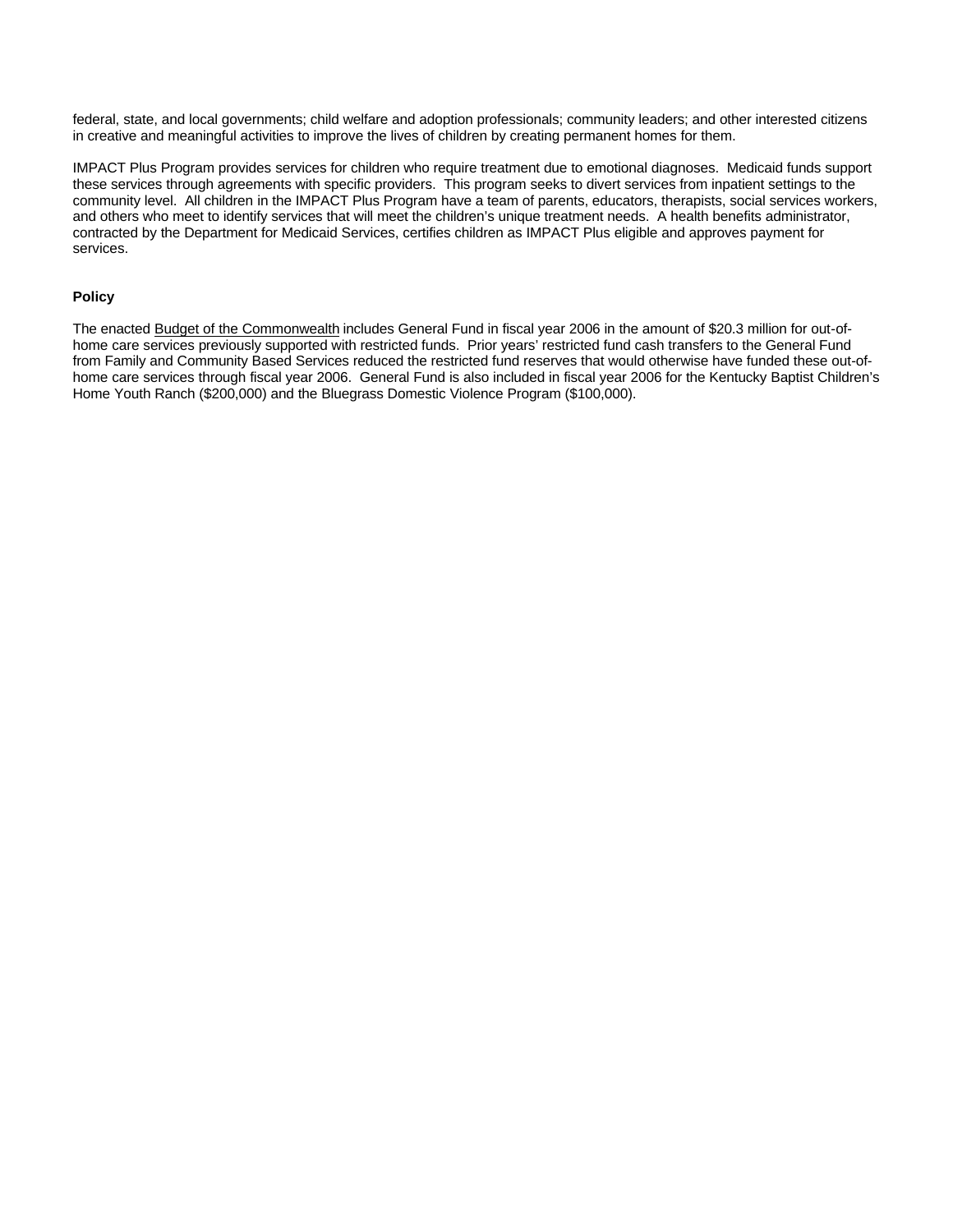federal, state, and local governments; child welfare and adoption professionals; community leaders; and other interested citizens in creative and meaningful activities to improve the lives of children by creating permanent homes for them.

IMPACT Plus Program provides services for children who require treatment due to emotional diagnoses. Medicaid funds support these services through agreements with specific providers. This program seeks to divert services from inpatient settings to the community level. All children in the IMPACT Plus Program have a team of parents, educators, therapists, social services workers, and others who meet to identify services that will meet the children's unique treatment needs. A health benefits administrator, contracted by the Department for Medicaid Services, certifies children as IMPACT Plus eligible and approves payment for services.

**Policy**

The enacted Budget of the Commonwealth includes General Fund in fiscal year 2006 in the amount of $20.3 million for out-of-home care services previously supported with restricted funds. Prior years' restricted fund cash transfers to the General Fund from Family and Community Based Services reduced the restricted fund reserves that would otherwise have funded these out-of-home care services through fiscal year 2006. General Fund is also included in fiscal year 2006 for the Kentucky Baptist Children's Home Youth Ranch ($200,000) and the Bluegrass Domestic Violence Program ($100,000).